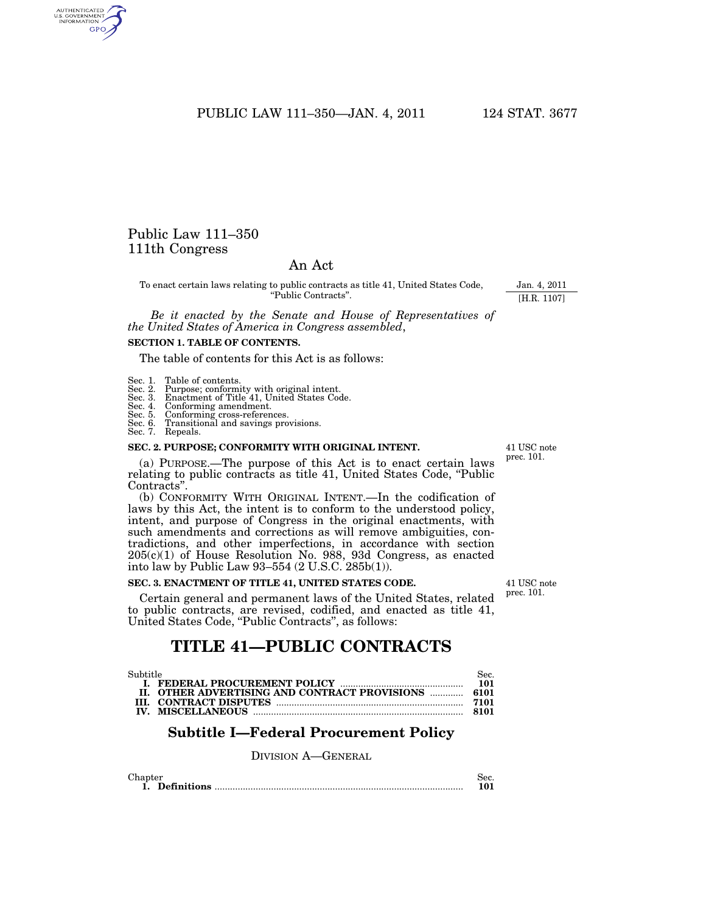# Public Law 111–350
# 111th Congress

## An Act

To enact certain laws relating to public contracts as title 41, United States Code, "Public Contracts".

Jan. 4, 2011

[H.R. 1107]

*Be it enacted by the Senate and House of Representatives of the United States of America in Congress assembled*,

**SECTION 1. TABLE OF CONTENTS.**

The table of contents for this Act is as follows:

Sec. 1. Table of contents.
Sec. 2. Purpose; conformity with original intent.
Sec. 3. Enactment of Title 41, United States Code.
Sec. 4. Conforming amendment.
Sec. 5. Conforming cross-references.
Sec. 6. Transitional and savings provisions.
Sec. 7. Repeals.

**SEC. 2. PURPOSE; CONFORMITY WITH ORIGINAL INTENT.**

41 USC note prec. 101.

(a) PURPOSE.—The purpose of this Act is to enact certain laws relating to public contracts as title 41, United States Code, "Public Contracts".

(b) CONFORMITY WITH ORIGINAL INTENT.—In the codification of laws by this Act, the intent is to conform to the understood policy, intent, and purpose of Congress in the original enactments, with such amendments and corrections as will remove ambiguities, contradictions, and other imperfections, in accordance with section 205(c)(1) of House Resolution No. 988, 93d Congress, as enacted into law by Public Law 93–554 (2 U.S.C. 285b(1)).

**SEC. 3. ENACTMENT OF TITLE 41, UNITED STATES CODE.**

41 USC note prec. 101.

Certain general and permanent laws of the United States, related to public contracts, are revised, codified, and enacted as title 41, United States Code, "Public Contracts", as follows:

# TITLE 41—PUBLIC CONTRACTS

| Subtitle | | Sec. |
|---|---|---|
| I. | **FEDERAL PROCUREMENT POLICY** | **101** |
| II. | **OTHER ADVERTISING AND CONTRACT PROVISIONS** | **6101** |
| III. | **CONTRACT DISPUTES** | **7101** |
| IV. | **MISCELLANEOUS** | **8101** |

## Subtitle I—Federal Procurement Policy

### DIVISION A—GENERAL

| Chapter | | Sec. |
|---|---|---|
| 1. | **Definitions** | **101** |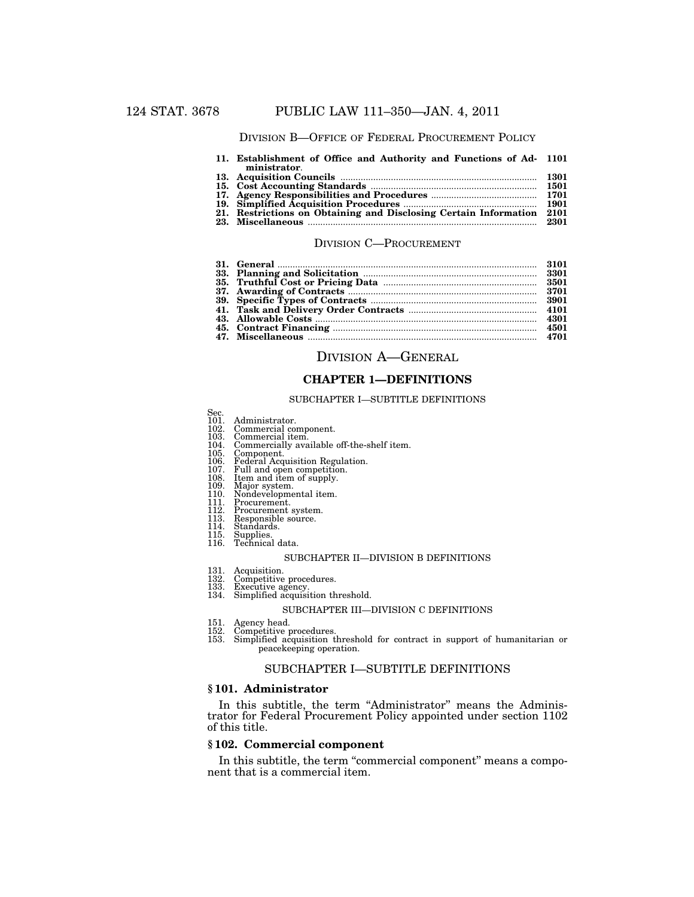DIVISION B—OFFICE OF FEDERAL PROCUREMENT POLICY

| | | |
|---|---|---|
| **11.** | **Establishment of Office and Authority and Functions of Administrator**. | **1101** |
| **13.** | **Acquisition Councils** | **1301** |
| **15.** | **Cost Accounting Standards** | **1501** |
| **17.** | **Agency Responsibilities and Procedures** | **1701** |
| **19.** | **Simplified Acquisition Procedures** | **1901** |
| **21.** | **Restrictions on Obtaining and Disclosing Certain Information** | **2101** |
| **23.** | **Miscellaneous** | **2301** |

DIVISION C—PROCUREMENT

| | | |
|---|---|---|
| **31.** | **General** | **3101** |
| **33.** | **Planning and Solicitation** | **3301** |
| **35.** | **Truthful Cost or Pricing Data** | **3501** |
| **37.** | **Awarding of Contracts** | **3701** |
| **39.** | **Specific Types of Contracts** | **3901** |
| **41.** | **Task and Delivery Order Contracts** | **4101** |
| **43.** | **Allowable Costs** | **4301** |
| **45.** | **Contract Financing** | **4501** |
| **47.** | **Miscellaneous** | **4701** |

# DIVISION A—GENERAL

## CHAPTER 1—DEFINITIONS

SUBCHAPTER I—SUBTITLE DEFINITIONS

Sec.
101. Administrator.
102. Commercial component.
103. Commercial item.
104. Commercially available off-the-shelf item.
105. Component.
106. Federal Acquisition Regulation.
107. Full and open competition.
108. Item and item of supply.
109. Major system.
110. Nondevelopmental item.
111. Procurement.
112. Procurement system.
113. Responsible source.
114. Standards.
115. Supplies.
116. Technical data.

SUBCHAPTER II—DIVISION B DEFINITIONS

131. Acquisition.
132. Competitive procedures.
133. Executive agency.
134. Simplified acquisition threshold.

SUBCHAPTER III—DIVISION C DEFINITIONS

151. Agency head.
152. Competitive procedures.
153. Simplified acquisition threshold for contract in support of humanitarian or peacekeeping operation.

### SUBCHAPTER I—SUBTITLE DEFINITIONS

### § 101. Administrator

In this subtitle, the term "Administrator" means the Administrator for Federal Procurement Policy appointed under section 1102 of this title.

### § 102. Commercial component

In this subtitle, the term "commercial component" means a component that is a commercial item.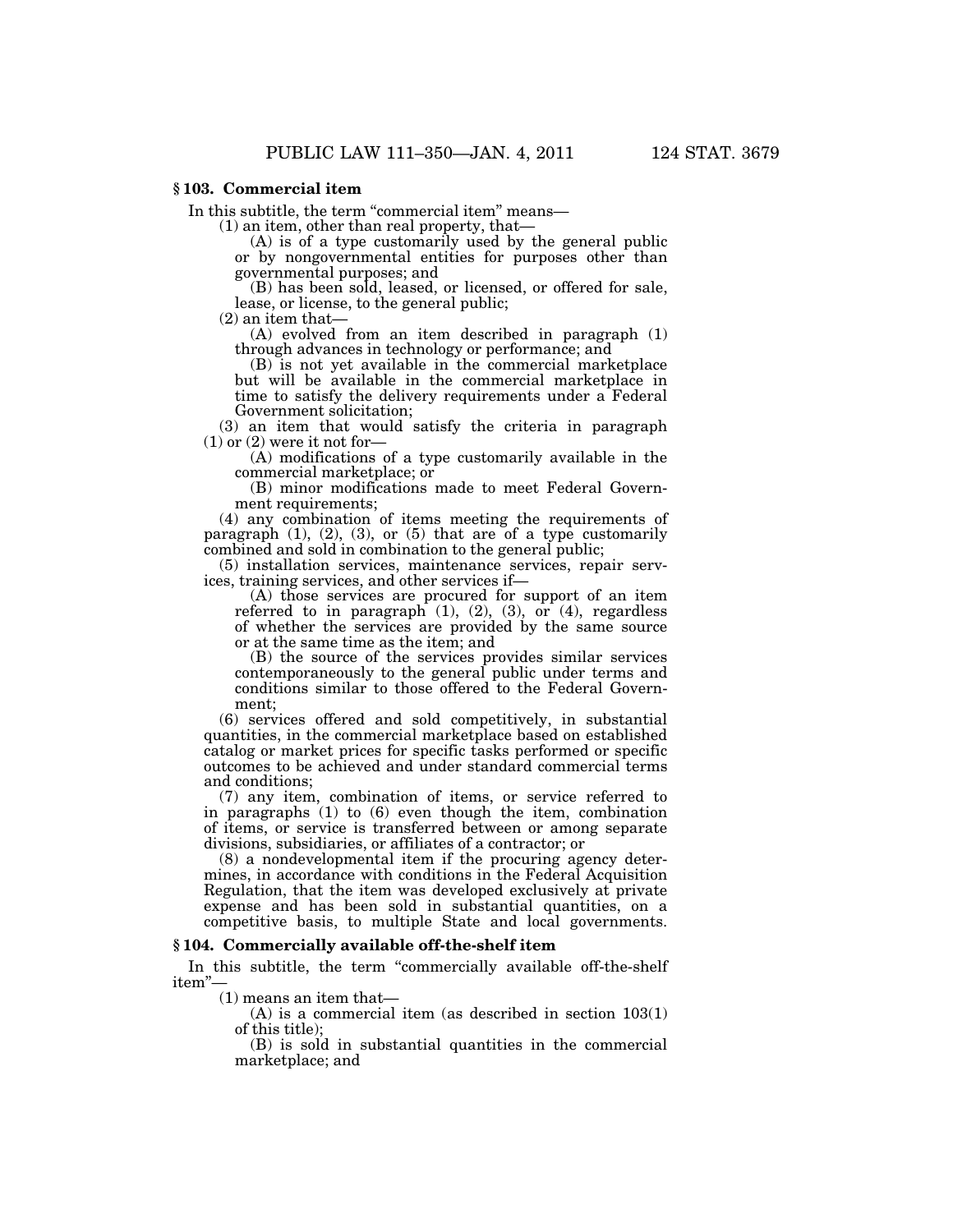### § 103. Commercial item

In this subtitle, the term "commercial item" means—

(1) an item, other than real property, that—

(A) is of a type customarily used by the general public or by nongovernmental entities for purposes other than governmental purposes; and

(B) has been sold, leased, or licensed, or offered for sale, lease, or license, to the general public;

(2) an item that—

(A) evolved from an item described in paragraph (1) through advances in technology or performance; and

(B) is not yet available in the commercial marketplace but will be available in the commercial marketplace in time to satisfy the delivery requirements under a Federal Government solicitation;

(3) an item that would satisfy the criteria in paragraph (1) or (2) were it not for—

(A) modifications of a type customarily available in the commercial marketplace; or

(B) minor modifications made to meet Federal Government requirements;

(4) any combination of items meeting the requirements of paragraph (1), (2), (3), or (5) that are of a type customarily combined and sold in combination to the general public;

(5) installation services, maintenance services, repair services, training services, and other services if—

(A) those services are procured for support of an item referred to in paragraph (1), (2), (3), or (4), regardless of whether the services are provided by the same source or at the same time as the item; and

(B) the source of the services provides similar services contemporaneously to the general public under terms and conditions similar to those offered to the Federal Government;

(6) services offered and sold competitively, in substantial quantities, in the commercial marketplace based on established catalog or market prices for specific tasks performed or specific outcomes to be achieved and under standard commercial terms and conditions;

(7) any item, combination of items, or service referred to in paragraphs (1) to (6) even though the item, combination of items, or service is transferred between or among separate divisions, subsidiaries, or affiliates of a contractor; or

(8) a nondevelopmental item if the procuring agency determines, in accordance with conditions in the Federal Acquisition Regulation, that the item was developed exclusively at private expense and has been sold in substantial quantities, on a competitive basis, to multiple State and local governments.

### § 104. Commercially available off-the-shelf item

In this subtitle, the term "commercially available off-the-shelf item"—

(1) means an item that—

(A) is a commercial item (as described in section 103(1) of this title);

(B) is sold in substantial quantities in the commercial marketplace; and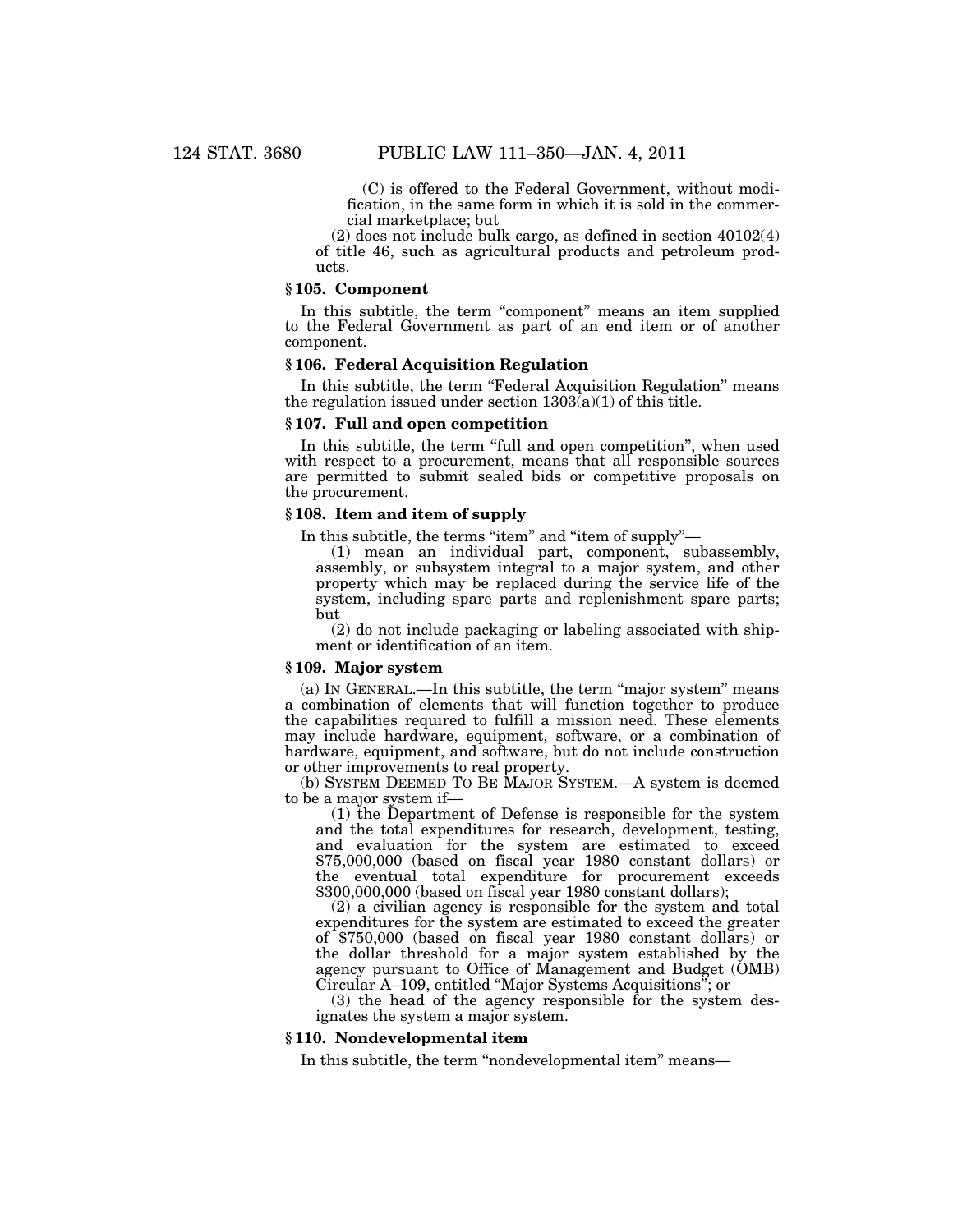(C) is offered to the Federal Government, without modification, in the same form in which it is sold in the commercial marketplace; but

(2) does not include bulk cargo, as defined in section 40102(4) of title 46, such as agricultural products and petroleum products.

### § 105. Component

In this subtitle, the term "component" means an item supplied to the Federal Government as part of an end item or of another component.

### § 106. Federal Acquisition Regulation

In this subtitle, the term "Federal Acquisition Regulation" means the regulation issued under section 1303(a)(1) of this title.

### § 107. Full and open competition

In this subtitle, the term "full and open competition", when used with respect to a procurement, means that all responsible sources are permitted to submit sealed bids or competitive proposals on the procurement.

### § 108. Item and item of supply

In this subtitle, the terms "item" and "item of supply"—

(1) mean an individual part, component, subassembly, assembly, or subsystem integral to a major system, and other property which may be replaced during the service life of the system, including spare parts and replenishment spare parts; but

(2) do not include packaging or labeling associated with shipment or identification of an item.

### § 109. Major system

(a) IN GENERAL.—In this subtitle, the term "major system" means a combination of elements that will function together to produce the capabilities required to fulfill a mission need. These elements may include hardware, equipment, software, or a combination of hardware, equipment, and software, but do not include construction or other improvements to real property.

(b) SYSTEM DEEMED TO BE MAJOR SYSTEM.—A system is deemed to be a major system if—

(1) the Department of Defense is responsible for the system and the total expenditures for research, development, testing, and evaluation for the system are estimated to exceed $75,000,000 (based on fiscal year 1980 constant dollars) or the eventual total expenditure for procurement exceeds $300,000,000 (based on fiscal year 1980 constant dollars);

(2) a civilian agency is responsible for the system and total expenditures for the system are estimated to exceed the greater of $750,000 (based on fiscal year 1980 constant dollars) or the dollar threshold for a major system established by the agency pursuant to Office of Management and Budget (OMB) Circular A–109, entitled "Major Systems Acquisitions"; or

(3) the head of the agency responsible for the system designates the system a major system.

### § 110. Nondevelopmental item

In this subtitle, the term "nondevelopmental item" means—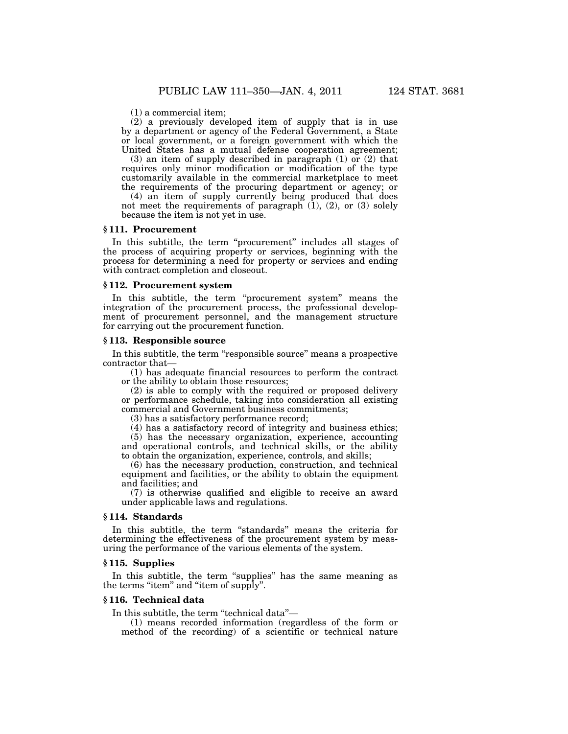(1) a commercial item;

(2) a previously developed item of supply that is in use by a department or agency of the Federal Government, a State or local government, or a foreign government with which the United States has a mutual defense cooperation agreement;

(3) an item of supply described in paragraph (1) or (2) that requires only minor modification or modification of the type customarily available in the commercial marketplace to meet the requirements of the procuring department or agency; or

(4) an item of supply currently being produced that does not meet the requirements of paragraph (1), (2), or (3) solely because the item is not yet in use.

### § 111. Procurement

In this subtitle, the term "procurement" includes all stages of the process of acquiring property or services, beginning with the process for determining a need for property or services and ending with contract completion and closeout.

### § 112. Procurement system

In this subtitle, the term "procurement system" means the integration of the procurement process, the professional development of procurement personnel, and the management structure for carrying out the procurement function.

### § 113. Responsible source

In this subtitle, the term "responsible source" means a prospective contractor that—

(1) has adequate financial resources to perform the contract or the ability to obtain those resources;

(2) is able to comply with the required or proposed delivery or performance schedule, taking into consideration all existing commercial and Government business commitments;

(3) has a satisfactory performance record;

(4) has a satisfactory record of integrity and business ethics;

(5) has the necessary organization, experience, accounting and operational controls, and technical skills, or the ability to obtain the organization, experience, controls, and skills;

(6) has the necessary production, construction, and technical equipment and facilities, or the ability to obtain the equipment and facilities; and

(7) is otherwise qualified and eligible to receive an award under applicable laws and regulations.

### § 114. Standards

In this subtitle, the term "standards" means the criteria for determining the effectiveness of the procurement system by measuring the performance of the various elements of the system.

### § 115. Supplies

In this subtitle, the term "supplies" has the same meaning as the terms "item" and "item of supply".

### § 116. Technical data

In this subtitle, the term "technical data"—

(1) means recorded information (regardless of the form or method of the recording) of a scientific or technical nature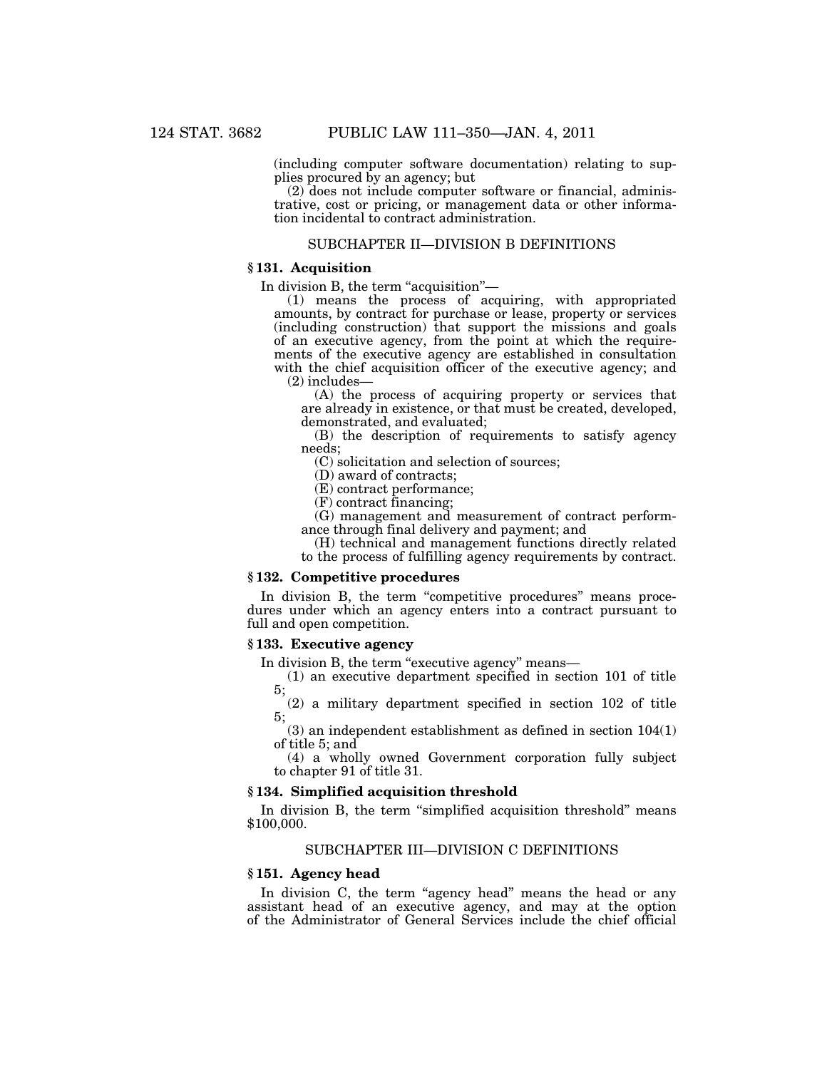(including computer software documentation) relating to supplies procured by an agency; but

(2) does not include computer software or financial, administrative, cost or pricing, or management data or other information incidental to contract administration.

## SUBCHAPTER II—DIVISION B DEFINITIONS

### § 131. Acquisition

In division B, the term "acquisition"—

(1) means the process of acquiring, with appropriated amounts, by contract for purchase or lease, property or services (including construction) that support the missions and goals of an executive agency, from the point at which the requirements of the executive agency are established in consultation with the chief acquisition officer of the executive agency; and

(2) includes—

(A) the process of acquiring property or services that are already in existence, or that must be created, developed, demonstrated, and evaluated;

(B) the description of requirements to satisfy agency needs;

(C) solicitation and selection of sources;

(D) award of contracts;

(E) contract performance;

(F) contract financing;

(G) management and measurement of contract performance through final delivery and payment; and

(H) technical and management functions directly related to the process of fulfilling agency requirements by contract.

### § 132. Competitive procedures

In division B, the term "competitive procedures" means procedures under which an agency enters into a contract pursuant to full and open competition.

### § 133. Executive agency

In division B, the term "executive agency" means—

(1) an executive department specified in section 101 of title 5;

(2) a military department specified in section 102 of title 5;

(3) an independent establishment as defined in section 104(1) of title 5; and

(4) a wholly owned Government corporation fully subject to chapter 91 of title 31.

### § 134. Simplified acquisition threshold

In division B, the term "simplified acquisition threshold" means $100,000.

## SUBCHAPTER III—DIVISION C DEFINITIONS

### § 151. Agency head

In division C, the term "agency head" means the head or any assistant head of an executive agency, and may at the option of the Administrator of General Services include the chief official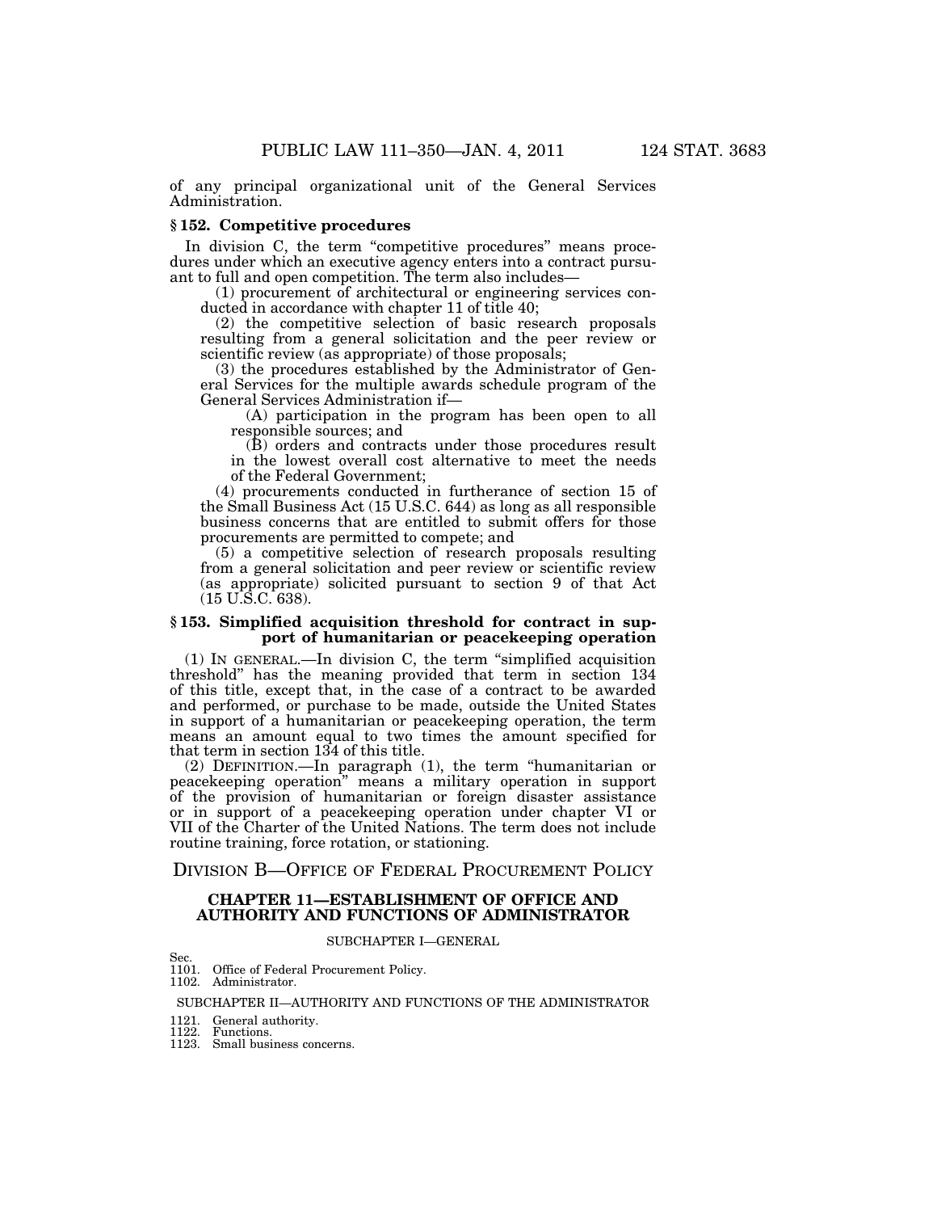of any principal organizational unit of the General Services Administration.

### § 152. Competitive procedures

In division C, the term "competitive procedures" means procedures under which an executive agency enters into a contract pursuant to full and open competition. The term also includes—

(1) procurement of architectural or engineering services conducted in accordance with chapter 11 of title 40;

(2) the competitive selection of basic research proposals resulting from a general solicitation and the peer review or scientific review (as appropriate) of those proposals;

(3) the procedures established by the Administrator of General Services for the multiple awards schedule program of the General Services Administration if—

(A) participation in the program has been open to all responsible sources; and

(B) orders and contracts under those procedures result in the lowest overall cost alternative to meet the needs of the Federal Government;

(4) procurements conducted in furtherance of section 15 of the Small Business Act (15 U.S.C. 644) as long as all responsible business concerns that are entitled to submit offers for those procurements are permitted to compete; and

(5) a competitive selection of research proposals resulting from a general solicitation and peer review or scientific review (as appropriate) solicited pursuant to section 9 of that Act (15 U.S.C. 638).

### § 153. Simplified acquisition threshold for contract in support of humanitarian or peacekeeping operation

(1) IN GENERAL.—In division C, the term "simplified acquisition threshold" has the meaning provided that term in section 134 of this title, except that, in the case of a contract to be awarded and performed, or purchase to be made, outside the United States in support of a humanitarian or peacekeeping operation, the term means an amount equal to two times the amount specified for that term in section 134 of this title.

(2) DEFINITION.—In paragraph (1), the term "humanitarian or peacekeeping operation" means a military operation in support of the provision of humanitarian or foreign disaster assistance or in support of a peacekeeping operation under chapter VI or VII of the Charter of the United Nations. The term does not include routine training, force rotation, or stationing.

# DIVISION B—OFFICE OF FEDERAL PROCUREMENT POLICY

## CHAPTER 11—ESTABLISHMENT OF OFFICE AND AUTHORITY AND FUNCTIONS OF ADMINISTRATOR

SUBCHAPTER I—GENERAL

Sec.
1101. Office of Federal Procurement Policy.
1102. Administrator.

SUBCHAPTER II—AUTHORITY AND FUNCTIONS OF THE ADMINISTRATOR

1121. General authority.
1122. Functions.
1123. Small business concerns.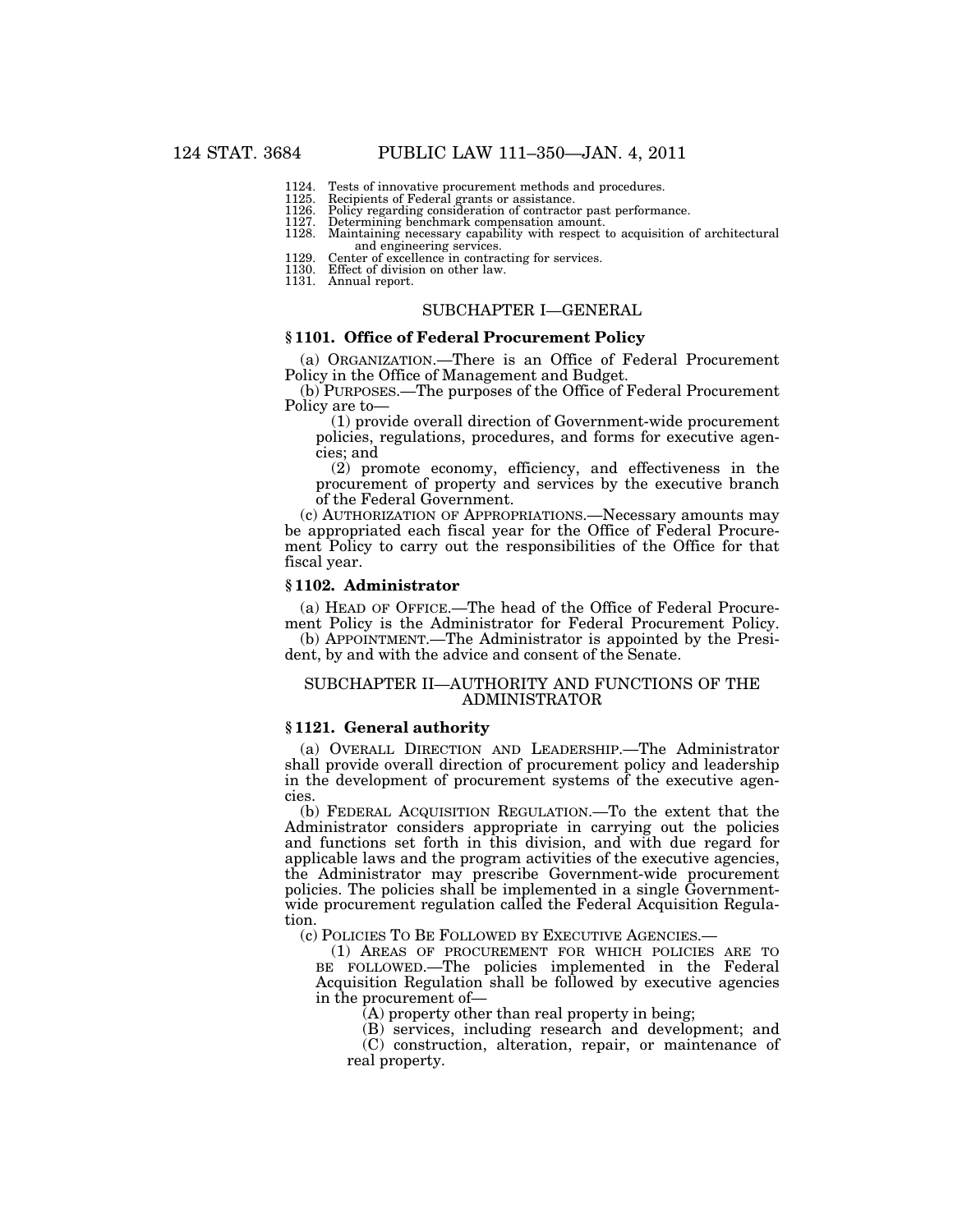1124. Tests of innovative procurement methods and procedures.
1125. Recipients of Federal grants or assistance.
1126. Policy regarding consideration of contractor past performance.
1127. Determining benchmark compensation amount.
1128. Maintaining necessary capability with respect to acquisition of architectural and engineering services.
1129. Center of excellence in contracting for services.
1130. Effect of division on other law.
1131. Annual report.

## SUBCHAPTER I—GENERAL

### § 1101. Office of Federal Procurement Policy

(a) ORGANIZATION.—There is an Office of Federal Procurement Policy in the Office of Management and Budget.

(b) PURPOSES.—The purposes of the Office of Federal Procurement Policy are to—

(1) provide overall direction of Government-wide procurement policies, regulations, procedures, and forms for executive agencies; and

(2) promote economy, efficiency, and effectiveness in the procurement of property and services by the executive branch of the Federal Government.

(c) AUTHORIZATION OF APPROPRIATIONS.—Necessary amounts may be appropriated each fiscal year for the Office of Federal Procurement Policy to carry out the responsibilities of the Office for that fiscal year.

### § 1102. Administrator

(a) HEAD OF OFFICE.—The head of the Office of Federal Procurement Policy is the Administrator for Federal Procurement Policy.

(b) APPOINTMENT.—The Administrator is appointed by the President, by and with the advice and consent of the Senate.

## SUBCHAPTER II—AUTHORITY AND FUNCTIONS OF THE ADMINISTRATOR

### § 1121. General authority

(a) OVERALL DIRECTION AND LEADERSHIP.—The Administrator shall provide overall direction of procurement policy and leadership in the development of procurement systems of the executive agencies.

(b) FEDERAL ACQUISITION REGULATION.—To the extent that the Administrator considers appropriate in carrying out the policies and functions set forth in this division, and with due regard for applicable laws and the program activities of the executive agencies, the Administrator may prescribe Government-wide procurement policies. The policies shall be implemented in a single Government-wide procurement regulation called the Federal Acquisition Regulation.

(c) POLICIES TO BE FOLLOWED BY EXECUTIVE AGENCIES.—

(1) AREAS OF PROCUREMENT FOR WHICH POLICIES ARE TO BE FOLLOWED.—The policies implemented in the Federal Acquisition Regulation shall be followed by executive agencies in the procurement of—

(A) property other than real property in being;

(B) services, including research and development; and

(C) construction, alteration, repair, or maintenance of real property.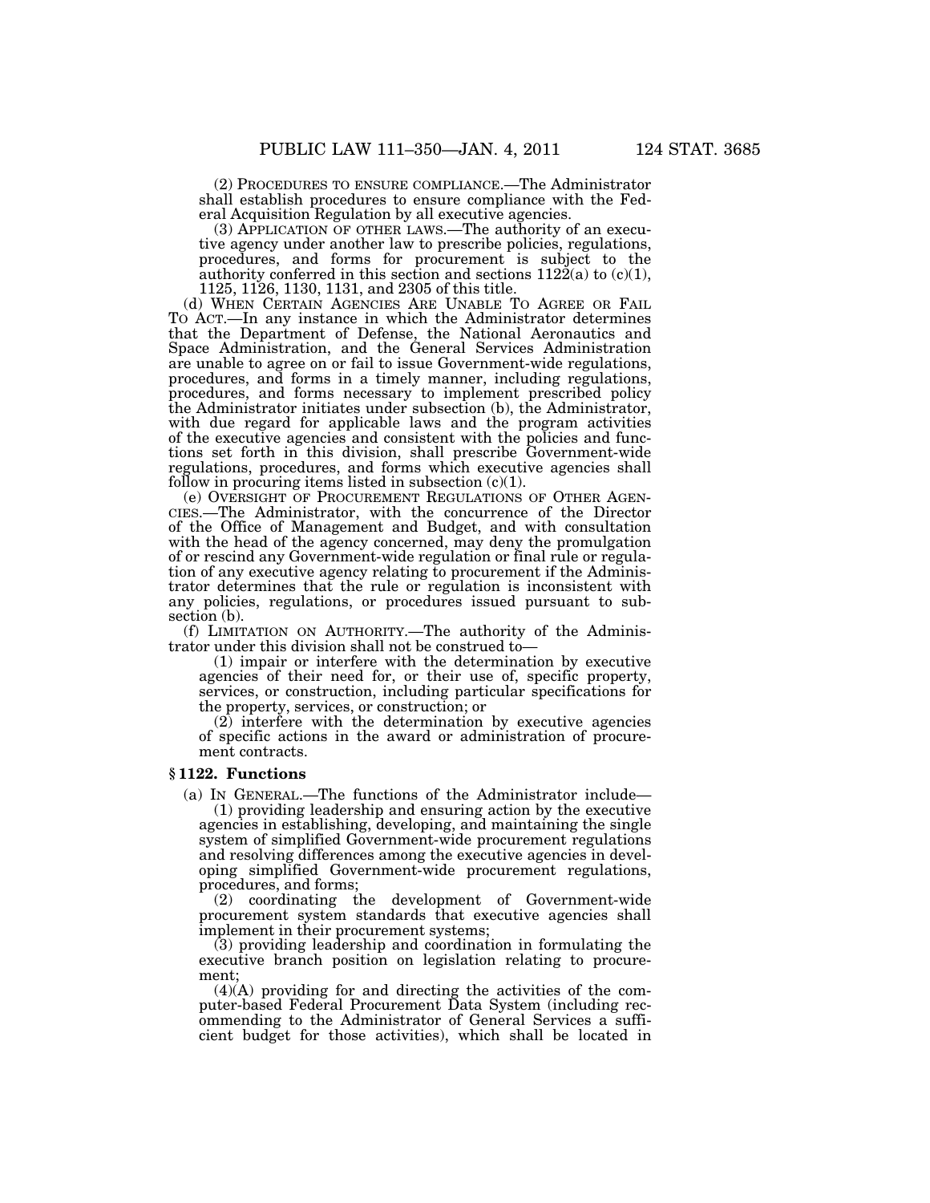(2) PROCEDURES TO ENSURE COMPLIANCE.—The Administrator shall establish procedures to ensure compliance with the Federal Acquisition Regulation by all executive agencies.

(3) APPLICATION OF OTHER LAWS.—The authority of an executive agency under another law to prescribe policies, regulations, procedures, and forms for procurement is subject to the authority conferred in this section and sections 1122(a) to (c)(1), 1125, 1126, 1130, 1131, and 2305 of this title.

(d) WHEN CERTAIN AGENCIES ARE UNABLE TO AGREE OR FAIL TO ACT.—In any instance in which the Administrator determines that the Department of Defense, the National Aeronautics and Space Administration, and the General Services Administration are unable to agree on or fail to issue Government-wide regulations, procedures, and forms in a timely manner, including regulations, procedures, and forms necessary to implement prescribed policy the Administrator initiates under subsection (b), the Administrator, with due regard for applicable laws and the program activities of the executive agencies and consistent with the policies and functions set forth in this division, shall prescribe Government-wide regulations, procedures, and forms which executive agencies shall follow in procuring items listed in subsection (c)(1).

(e) OVERSIGHT OF PROCUREMENT REGULATIONS OF OTHER AGENCIES.—The Administrator, with the concurrence of the Director of the Office of Management and Budget, and with consultation with the head of the agency concerned, may deny the promulgation of or rescind any Government-wide regulation or final rule or regulation of any executive agency relating to procurement if the Administrator determines that the rule or regulation is inconsistent with any policies, regulations, or procedures issued pursuant to subsection (b).

(f) LIMITATION ON AUTHORITY.—The authority of the Administrator under this division shall not be construed to—

(1) impair or interfere with the determination by executive agencies of their need for, or their use of, specific property, services, or construction, including particular specifications for the property, services, or construction; or

(2) interfere with the determination by executive agencies of specific actions in the award or administration of procurement contracts.

### § 1122. Functions

(a) IN GENERAL.—The functions of the Administrator include—

(1) providing leadership and ensuring action by the executive agencies in establishing, developing, and maintaining the single system of simplified Government-wide procurement regulations and resolving differences among the executive agencies in developing simplified Government-wide procurement regulations, procedures, and forms;

(2) coordinating the development of Government-wide procurement system standards that executive agencies shall implement in their procurement systems;

(3) providing leadership and coordination in formulating the executive branch position on legislation relating to procurement;

(4)(A) providing for and directing the activities of the computer-based Federal Procurement Data System (including recommending to the Administrator of General Services a sufficient budget for those activities), which shall be located in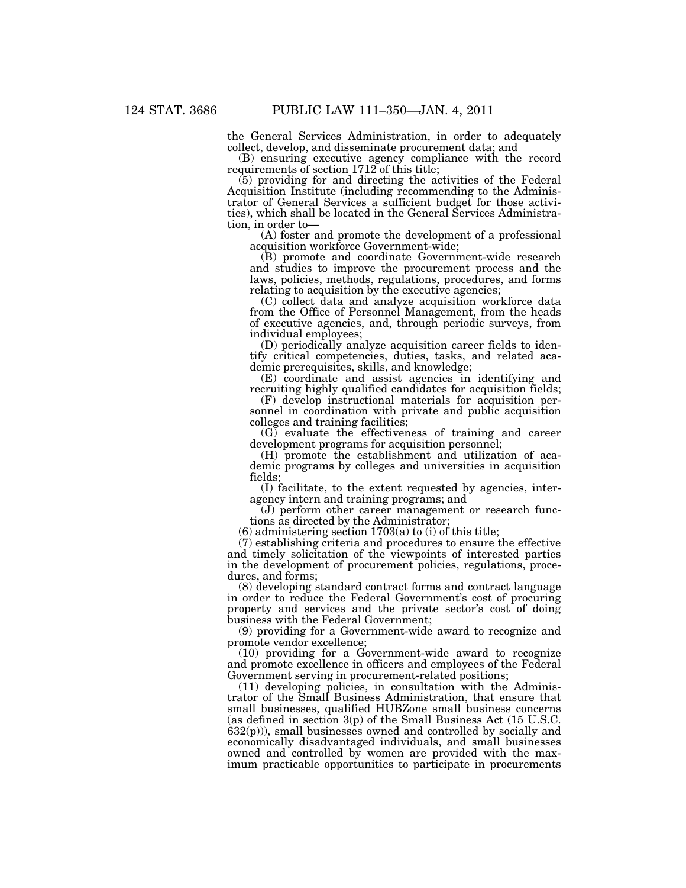the General Services Administration, in order to adequately collect, develop, and disseminate procurement data; and

(B) ensuring executive agency compliance with the record requirements of section 1712 of this title;

(5) providing for and directing the activities of the Federal Acquisition Institute (including recommending to the Administrator of General Services a sufficient budget for those activities), which shall be located in the General Services Administration, in order to—

(A) foster and promote the development of a professional acquisition workforce Government-wide;

(B) promote and coordinate Government-wide research and studies to improve the procurement process and the laws, policies, methods, regulations, procedures, and forms relating to acquisition by the executive agencies;

(C) collect data and analyze acquisition workforce data from the Office of Personnel Management, from the heads of executive agencies, and, through periodic surveys, from individual employees;

(D) periodically analyze acquisition career fields to identify critical competencies, duties, tasks, and related academic prerequisites, skills, and knowledge;

(E) coordinate and assist agencies in identifying and recruiting highly qualified candidates for acquisition fields;

(F) develop instructional materials for acquisition personnel in coordination with private and public acquisition colleges and training facilities;

(G) evaluate the effectiveness of training and career development programs for acquisition personnel;

(H) promote the establishment and utilization of academic programs by colleges and universities in acquisition fields;

(I) facilitate, to the extent requested by agencies, interagency intern and training programs; and

(J) perform other career management or research functions as directed by the Administrator;

(6) administering section 1703(a) to (i) of this title;

(7) establishing criteria and procedures to ensure the effective and timely solicitation of the viewpoints of interested parties in the development of procurement policies, regulations, procedures, and forms;

(8) developing standard contract forms and contract language in order to reduce the Federal Government's cost of procuring property and services and the private sector's cost of doing business with the Federal Government;

(9) providing for a Government-wide award to recognize and promote vendor excellence;

(10) providing for a Government-wide award to recognize and promote excellence in officers and employees of the Federal Government serving in procurement-related positions;

(11) developing policies, in consultation with the Administrator of the Small Business Administration, that ensure that small businesses, qualified HUBZone small business concerns (as defined in section 3(p) of the Small Business Act (15 U.S.C. 632(p))), small businesses owned and controlled by socially and economically disadvantaged individuals, and small businesses owned and controlled by women are provided with the maximum practicable opportunities to participate in procurements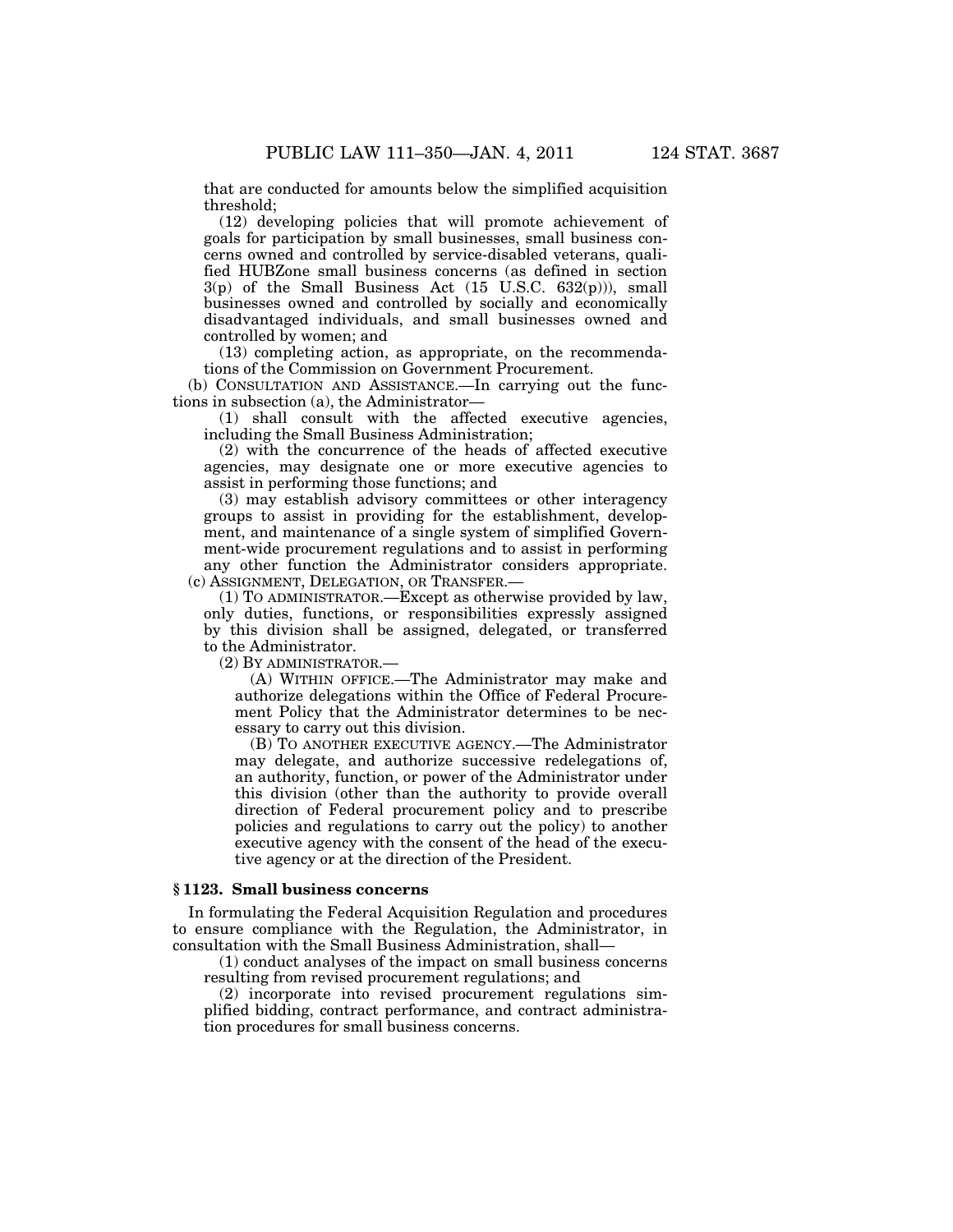that are conducted for amounts below the simplified acquisition threshold;

(12) developing policies that will promote achievement of goals for participation by small businesses, small business concerns owned and controlled by service-disabled veterans, qualified HUBZone small business concerns (as defined in section 3(p) of the Small Business Act (15 U.S.C. 632(p))), small businesses owned and controlled by socially and economically disadvantaged individuals, and small businesses owned and controlled by women; and

(13) completing action, as appropriate, on the recommendations of the Commission on Government Procurement.

(b) CONSULTATION AND ASSISTANCE.—In carrying out the functions in subsection (a), the Administrator—

(1) shall consult with the affected executive agencies, including the Small Business Administration;

(2) with the concurrence of the heads of affected executive agencies, may designate one or more executive agencies to assist in performing those functions; and

(3) may establish advisory committees or other interagency groups to assist in providing for the establishment, development, and maintenance of a single system of simplified Government-wide procurement regulations and to assist in performing any other function the Administrator considers appropriate.

(c) ASSIGNMENT, DELEGATION, OR TRANSFER.—

(1) TO ADMINISTRATOR.—Except as otherwise provided by law, only duties, functions, or responsibilities expressly assigned by this division shall be assigned, delegated, or transferred to the Administrator.

(2) BY ADMINISTRATOR.—

(A) WITHIN OFFICE.—The Administrator may make and authorize delegations within the Office of Federal Procurement Policy that the Administrator determines to be necessary to carry out this division.

(B) TO ANOTHER EXECUTIVE AGENCY.—The Administrator may delegate, and authorize successive redelegations of, an authority, function, or power of the Administrator under this division (other than the authority to provide overall direction of Federal procurement policy and to prescribe policies and regulations to carry out the policy) to another executive agency with the consent of the head of the executive agency or at the direction of the President.

### § 1123. Small business concerns

In formulating the Federal Acquisition Regulation and procedures to ensure compliance with the Regulation, the Administrator, in consultation with the Small Business Administration, shall—

(1) conduct analyses of the impact on small business concerns resulting from revised procurement regulations; and

(2) incorporate into revised procurement regulations simplified bidding, contract performance, and contract administration procedures for small business concerns.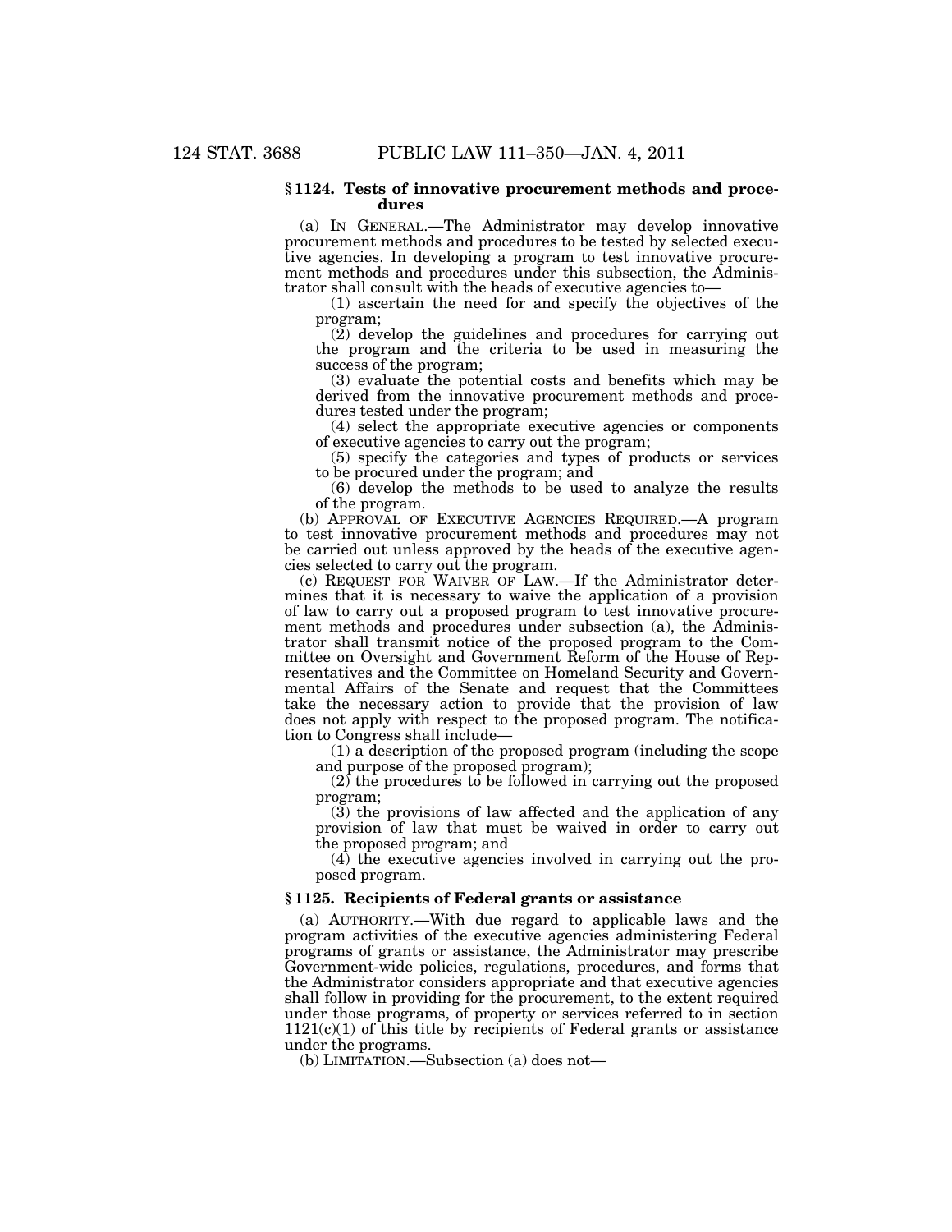### § 1124. Tests of innovative procurement methods and procedures

(a) IN GENERAL.—The Administrator may develop innovative procurement methods and procedures to be tested by selected executive agencies. In developing a program to test innovative procurement methods and procedures under this subsection, the Administrator shall consult with the heads of executive agencies to—

(1) ascertain the need for and specify the objectives of the program;

(2) develop the guidelines and procedures for carrying out the program and the criteria to be used in measuring the success of the program;

(3) evaluate the potential costs and benefits which may be derived from the innovative procurement methods and procedures tested under the program;

(4) select the appropriate executive agencies or components of executive agencies to carry out the program;

(5) specify the categories and types of products or services to be procured under the program; and

(6) develop the methods to be used to analyze the results of the program.

(b) APPROVAL OF EXECUTIVE AGENCIES REQUIRED.—A program to test innovative procurement methods and procedures may not be carried out unless approved by the heads of the executive agencies selected to carry out the program.

(c) REQUEST FOR WAIVER OF LAW.—If the Administrator determines that it is necessary to waive the application of a provision of law to carry out a proposed program to test innovative procurement methods and procedures under subsection (a), the Administrator shall transmit notice of the proposed program to the Committee on Oversight and Government Reform of the House of Representatives and the Committee on Homeland Security and Governmental Affairs of the Senate and request that the Committees take the necessary action to provide that the provision of law does not apply with respect to the proposed program. The notification to Congress shall include—

(1) a description of the proposed program (including the scope and purpose of the proposed program);

(2) the procedures to be followed in carrying out the proposed program;

(3) the provisions of law affected and the application of any provision of law that must be waived in order to carry out the proposed program; and

(4) the executive agencies involved in carrying out the proposed program.

### § 1125. Recipients of Federal grants or assistance

(a) AUTHORITY.—With due regard to applicable laws and the program activities of the executive agencies administering Federal programs of grants or assistance, the Administrator may prescribe Government-wide policies, regulations, procedures, and forms that the Administrator considers appropriate and that executive agencies shall follow in providing for the procurement, to the extent required under those programs, of property or services referred to in section 1121(c)(1) of this title by recipients of Federal grants or assistance under the programs.

(b) LIMITATION.—Subsection (a) does not—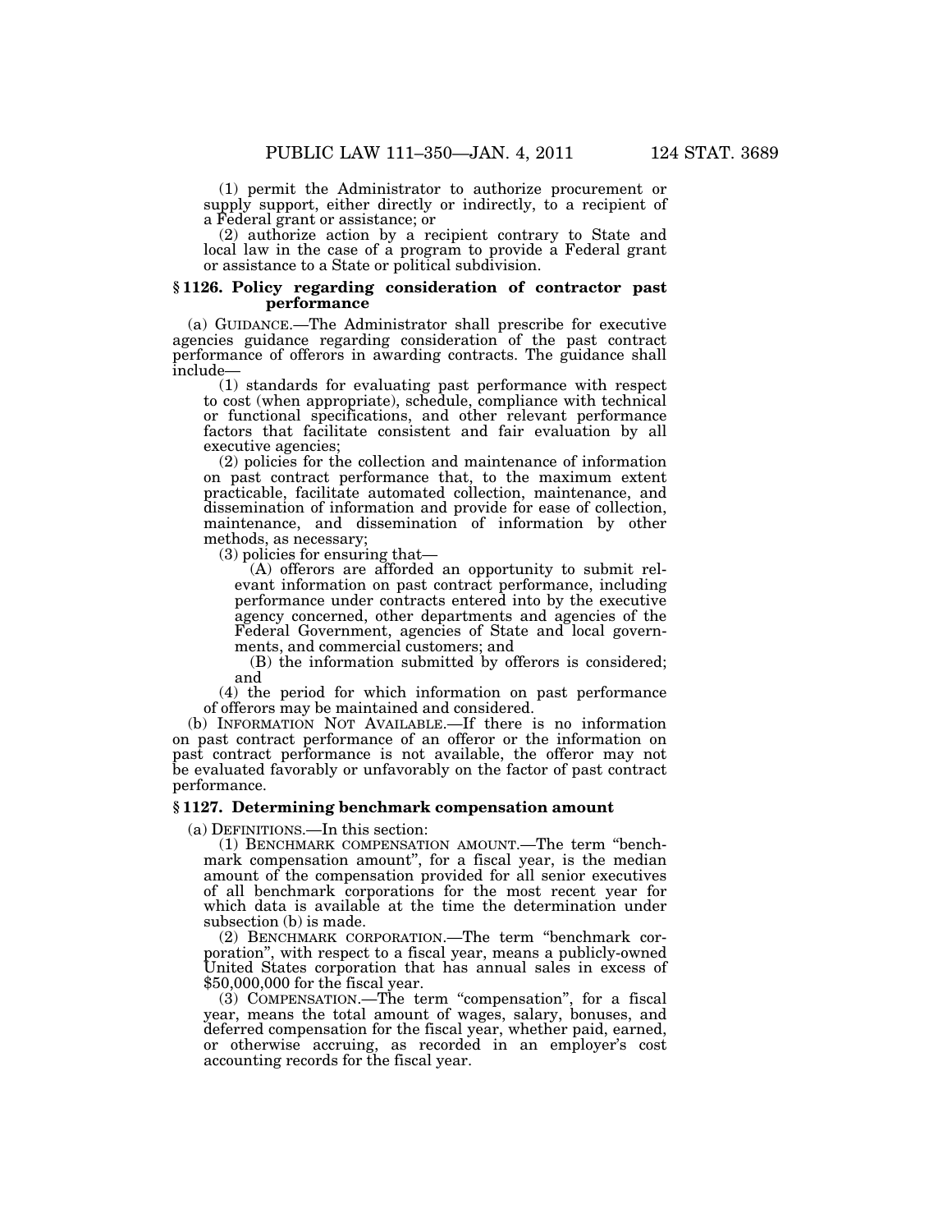(1) permit the Administrator to authorize procurement or supply support, either directly or indirectly, to a recipient of a Federal grant or assistance; or

(2) authorize action by a recipient contrary to State and local law in the case of a program to provide a Federal grant or assistance to a State or political subdivision.

### § 1126. Policy regarding consideration of contractor past performance

(a) GUIDANCE.—The Administrator shall prescribe for executive agencies guidance regarding consideration of the past contract performance of offerors in awarding contracts. The guidance shall include—

(1) standards for evaluating past performance with respect to cost (when appropriate), schedule, compliance with technical or functional specifications, and other relevant performance factors that facilitate consistent and fair evaluation by all executive agencies;

(2) policies for the collection and maintenance of information on past contract performance that, to the maximum extent practicable, facilitate automated collection, maintenance, and dissemination of information and provide for ease of collection, maintenance, and dissemination of information by other methods, as necessary;

(3) policies for ensuring that—

(A) offerors are afforded an opportunity to submit relevant information on past contract performance, including performance under contracts entered into by the executive agency concerned, other departments and agencies of the Federal Government, agencies of State and local governments, and commercial customers; and

(B) the information submitted by offerors is considered; and

(4) the period for which information on past performance of offerors may be maintained and considered.

(b) INFORMATION NOT AVAILABLE.—If there is no information on past contract performance of an offeror or the information on past contract performance is not available, the offeror may not be evaluated favorably or unfavorably on the factor of past contract performance.

### § 1127. Determining benchmark compensation amount

(a) DEFINITIONS.—In this section:

(1) BENCHMARK COMPENSATION AMOUNT.—The term "benchmark compensation amount", for a fiscal year, is the median amount of the compensation provided for all senior executives of all benchmark corporations for the most recent year for which data is available at the time the determination under subsection (b) is made.

(2) BENCHMARK CORPORATION.—The term "benchmark corporation", with respect to a fiscal year, means a publicly-owned United States corporation that has annual sales in excess of $50,000,000 for the fiscal year.

(3) COMPENSATION.—The term "compensation", for a fiscal year, means the total amount of wages, salary, bonuses, and deferred compensation for the fiscal year, whether paid, earned, or otherwise accruing, as recorded in an employer's cost accounting records for the fiscal year.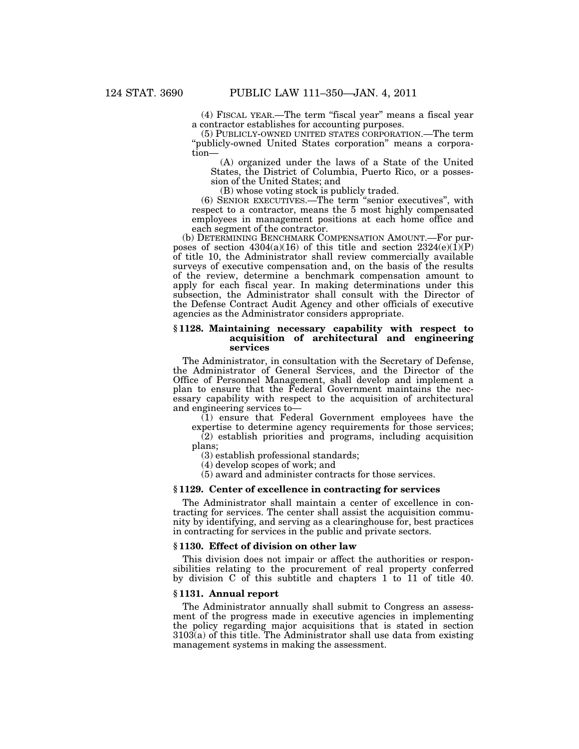(4) FISCAL YEAR.—The term "fiscal year" means a fiscal year a contractor establishes for accounting purposes.

(5) PUBLICLY-OWNED UNITED STATES CORPORATION.—The term "publicly-owned United States corporation" means a corporation—

(A) organized under the laws of a State of the United States, the District of Columbia, Puerto Rico, or a possession of the United States; and

(B) whose voting stock is publicly traded.

(6) SENIOR EXECUTIVES.—The term "senior executives", with respect to a contractor, means the 5 most highly compensated employees in management positions at each home office and each segment of the contractor.

(b) DETERMINING BENCHMARK COMPENSATION AMOUNT.—For purposes of section 4304(a)(16) of this title and section 2324(e)(1)(P) of title 10, the Administrator shall review commercially available surveys of executive compensation and, on the basis of the results of the review, determine a benchmark compensation amount to apply for each fiscal year. In making determinations under this subsection, the Administrator shall consult with the Director of the Defense Contract Audit Agency and other officials of executive agencies as the Administrator considers appropriate.

### § 1128. Maintaining necessary capability with respect to acquisition of architectural and engineering services

The Administrator, in consultation with the Secretary of Defense, the Administrator of General Services, and the Director of the Office of Personnel Management, shall develop and implement a plan to ensure that the Federal Government maintains the necessary capability with respect to the acquisition of architectural and engineering services to—

(1) ensure that Federal Government employees have the expertise to determine agency requirements for those services;

(2) establish priorities and programs, including acquisition plans;

(3) establish professional standards;

(4) develop scopes of work; and

(5) award and administer contracts for those services.

### § 1129. Center of excellence in contracting for services

The Administrator shall maintain a center of excellence in contracting for services. The center shall assist the acquisition community by identifying, and serving as a clearinghouse for, best practices in contracting for services in the public and private sectors.

### § 1130. Effect of division on other law

This division does not impair or affect the authorities or responsibilities relating to the procurement of real property conferred by division C of this subtitle and chapters 1 to 11 of title 40.

### § 1131. Annual report

The Administrator annually shall submit to Congress an assessment of the progress made in executive agencies in implementing the policy regarding major acquisitions that is stated in section 3103(a) of this title. The Administrator shall use data from existing management systems in making the assessment.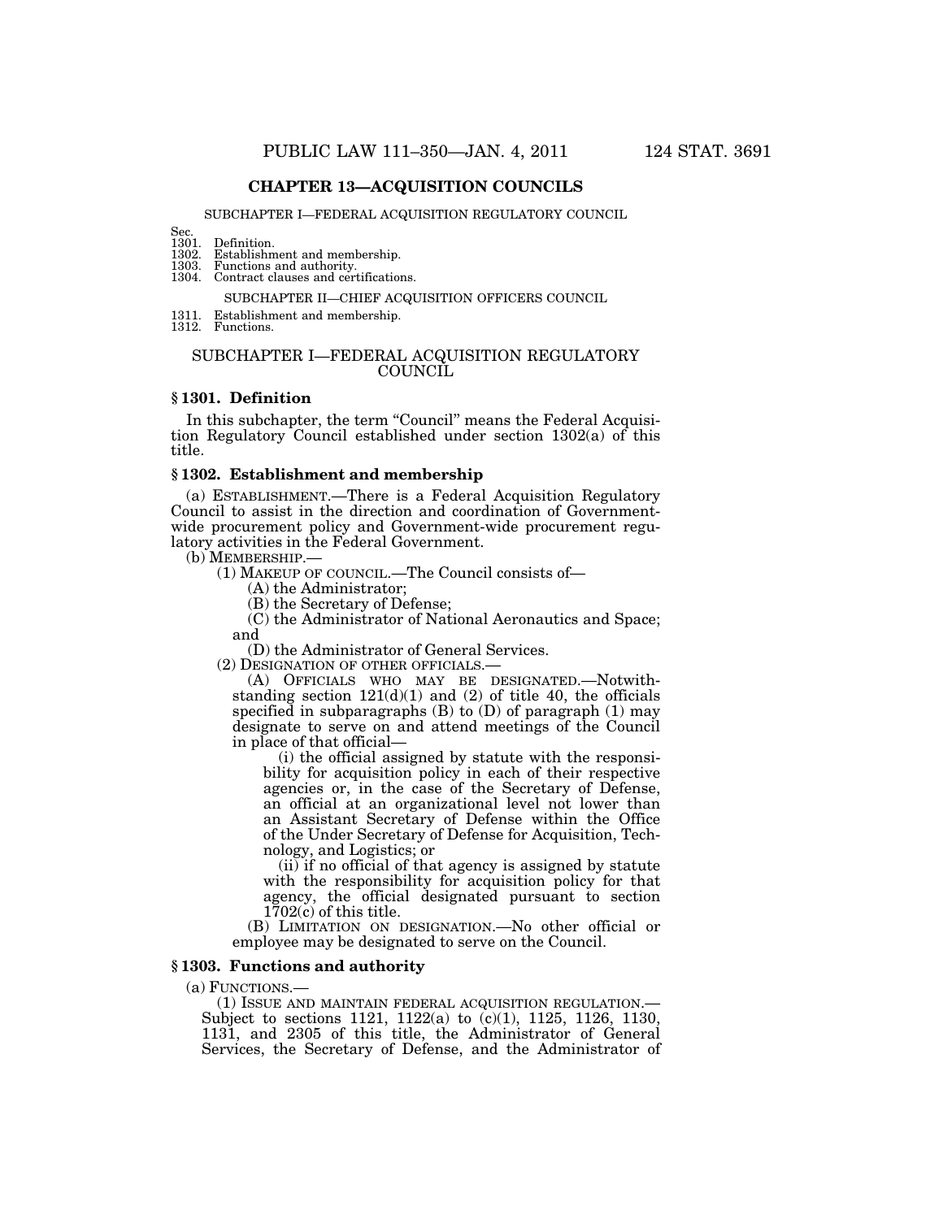## CHAPTER 13—ACQUISITION COUNCILS

SUBCHAPTER I—FEDERAL ACQUISITION REGULATORY COUNCIL

Sec.
1301. Definition.
1302. Establishment and membership.
1303. Functions and authority.
1304. Contract clauses and certifications.

SUBCHAPTER II—CHIEF ACQUISITION OFFICERS COUNCIL

1311. Establishment and membership.
1312. Functions.

### SUBCHAPTER I—FEDERAL ACQUISITION REGULATORY COUNCIL

#### § 1301. Definition

In this subchapter, the term "Council" means the Federal Acquisition Regulatory Council established under section 1302(a) of this title.

#### § 1302. Establishment and membership

(a) ESTABLISHMENT.—There is a Federal Acquisition Regulatory Council to assist in the direction and coordination of Government-wide procurement policy and Government-wide procurement regulatory activities in the Federal Government.

(b) MEMBERSHIP.—

(1) MAKEUP OF COUNCIL.—The Council consists of—

(A) the Administrator;

(B) the Secretary of Defense;

(C) the Administrator of National Aeronautics and Space; and

(D) the Administrator of General Services.

(2) DESIGNATION OF OTHER OFFICIALS.—

(A) OFFICIALS WHO MAY BE DESIGNATED.—Notwithstanding section 121(d)(1) and (2) of title 40, the officials specified in subparagraphs (B) to (D) of paragraph (1) may designate to serve on and attend meetings of the Council in place of that official—

(i) the official assigned by statute with the responsibility for acquisition policy in each of their respective agencies or, in the case of the Secretary of Defense, an official at an organizational level not lower than an Assistant Secretary of Defense within the Office of the Under Secretary of Defense for Acquisition, Technology, and Logistics; or

(ii) if no official of that agency is assigned by statute with the responsibility for acquisition policy for that agency, the official designated pursuant to section 1702(c) of this title.

(B) LIMITATION ON DESIGNATION.—No other official or employee may be designated to serve on the Council.

#### § 1303. Functions and authority

(a) FUNCTIONS.—

(1) ISSUE AND MAINTAIN FEDERAL ACQUISITION REGULATION.—Subject to sections 1121, 1122(a) to (c)(1), 1125, 1126, 1130, 1131, and 2305 of this title, the Administrator of General Services, the Secretary of Defense, and the Administrator of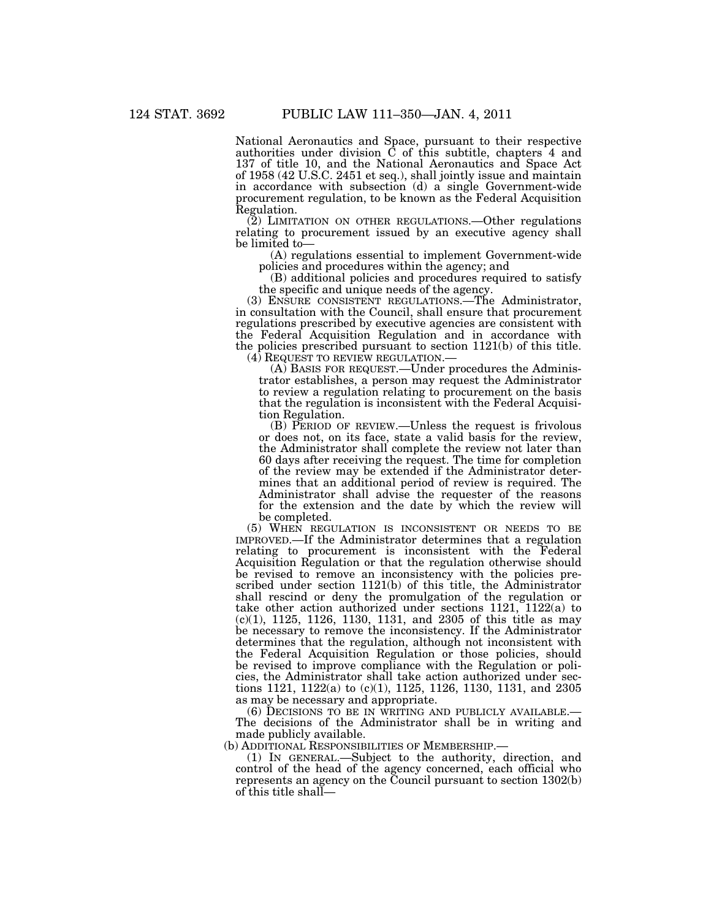National Aeronautics and Space, pursuant to their respective authorities under division C of this subtitle, chapters 4 and 137 of title 10, and the National Aeronautics and Space Act of 1958 (42 U.S.C. 2451 et seq.), shall jointly issue and maintain in accordance with subsection (d) a single Government-wide procurement regulation, to be known as the Federal Acquisition Regulation.

(2) LIMITATION ON OTHER REGULATIONS.—Other regulations relating to procurement issued by an executive agency shall be limited to—

(A) regulations essential to implement Government-wide policies and procedures within the agency; and

(B) additional policies and procedures required to satisfy the specific and unique needs of the agency.

(3) ENSURE CONSISTENT REGULATIONS.—The Administrator, in consultation with the Council, shall ensure that procurement regulations prescribed by executive agencies are consistent with the Federal Acquisition Regulation and in accordance with the policies prescribed pursuant to section 1121(b) of this title.

(4) REQUEST TO REVIEW REGULATION.—

(A) BASIS FOR REQUEST.—Under procedures the Administrator establishes, a person may request the Administrator to review a regulation relating to procurement on the basis that the regulation is inconsistent with the Federal Acquisition Regulation.

(B) PERIOD OF REVIEW.—Unless the request is frivolous or does not, on its face, state a valid basis for the review, the Administrator shall complete the review not later than 60 days after receiving the request. The time for completion of the review may be extended if the Administrator determines that an additional period of review is required. The Administrator shall advise the requester of the reasons for the extension and the date by which the review will be completed.

(5) WHEN REGULATION IS INCONSISTENT OR NEEDS TO BE IMPROVED.—If the Administrator determines that a regulation relating to procurement is inconsistent with the Federal Acquisition Regulation or that the regulation otherwise should be revised to remove an inconsistency with the policies prescribed under section 1121(b) of this title, the Administrator shall rescind or deny the promulgation of the regulation or take other action authorized under sections 1121, 1122(a) to (c)(1), 1125, 1126, 1130, 1131, and 2305 of this title as may be necessary to remove the inconsistency. If the Administrator determines that the regulation, although not inconsistent with the Federal Acquisition Regulation or those policies, should be revised to improve compliance with the Regulation or policies, the Administrator shall take action authorized under sections 1121, 1122(a) to (c)(1), 1125, 1126, 1130, 1131, and 2305 as may be necessary and appropriate.

(6) DECISIONS TO BE IN WRITING AND PUBLICLY AVAILABLE.—The decisions of the Administrator shall be in writing and made publicly available.

(b) ADDITIONAL RESPONSIBILITIES OF MEMBERSHIP.—

(1) IN GENERAL.—Subject to the authority, direction, and control of the head of the agency concerned, each official who represents an agency on the Council pursuant to section 1302(b) of this title shall—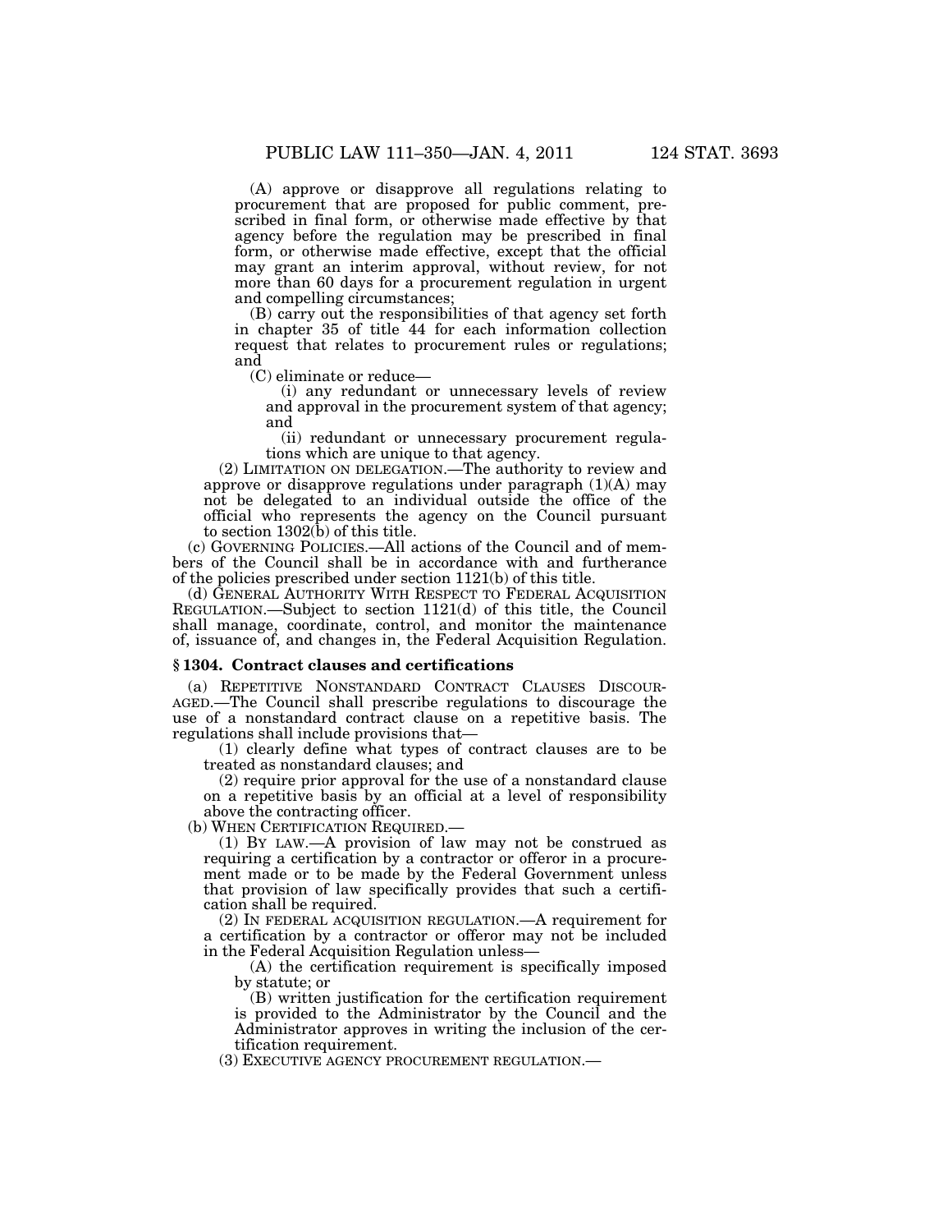(A) approve or disapprove all regulations relating to procurement that are proposed for public comment, prescribed in final form, or otherwise made effective by that agency before the regulation may be prescribed in final form, or otherwise made effective, except that the official may grant an interim approval, without review, for not more than 60 days for a procurement regulation in urgent and compelling circumstances;

(B) carry out the responsibilities of that agency set forth in chapter 35 of title 44 for each information collection request that relates to procurement rules or regulations; and

(C) eliminate or reduce—

(i) any redundant or unnecessary levels of review and approval in the procurement system of that agency; and

(ii) redundant or unnecessary procurement regulations which are unique to that agency.

(2) LIMITATION ON DELEGATION.—The authority to review and approve or disapprove regulations under paragraph (1)(A) may not be delegated to an individual outside the office of the official who represents the agency on the Council pursuant to section 1302(b) of this title.

(c) GOVERNING POLICIES.—All actions of the Council and of members of the Council shall be in accordance with and furtherance of the policies prescribed under section 1121(b) of this title.

(d) GENERAL AUTHORITY WITH RESPECT TO FEDERAL ACQUISITION REGULATION.—Subject to section 1121(d) of this title, the Council shall manage, coordinate, control, and monitor the maintenance of, issuance of, and changes in, the Federal Acquisition Regulation.

### § 1304. Contract clauses and certifications

(a) REPETITIVE NONSTANDARD CONTRACT CLAUSES DISCOURAGED.—The Council shall prescribe regulations to discourage the use of a nonstandard contract clause on a repetitive basis. The regulations shall include provisions that—

(1) clearly define what types of contract clauses are to be treated as nonstandard clauses; and

(2) require prior approval for the use of a nonstandard clause on a repetitive basis by an official at a level of responsibility above the contracting officer.

(b) WHEN CERTIFICATION REQUIRED.—

(1) BY LAW.—A provision of law may not be construed as requiring a certification by a contractor or offeror in a procurement made or to be made by the Federal Government unless that provision of law specifically provides that such a certification shall be required.

(2) IN FEDERAL ACQUISITION REGULATION.—A requirement for a certification by a contractor or offeror may not be included in the Federal Acquisition Regulation unless—

(A) the certification requirement is specifically imposed by statute; or

(B) written justification for the certification requirement is provided to the Administrator by the Council and the Administrator approves in writing the inclusion of the certification requirement.

(3) EXECUTIVE AGENCY PROCUREMENT REGULATION.—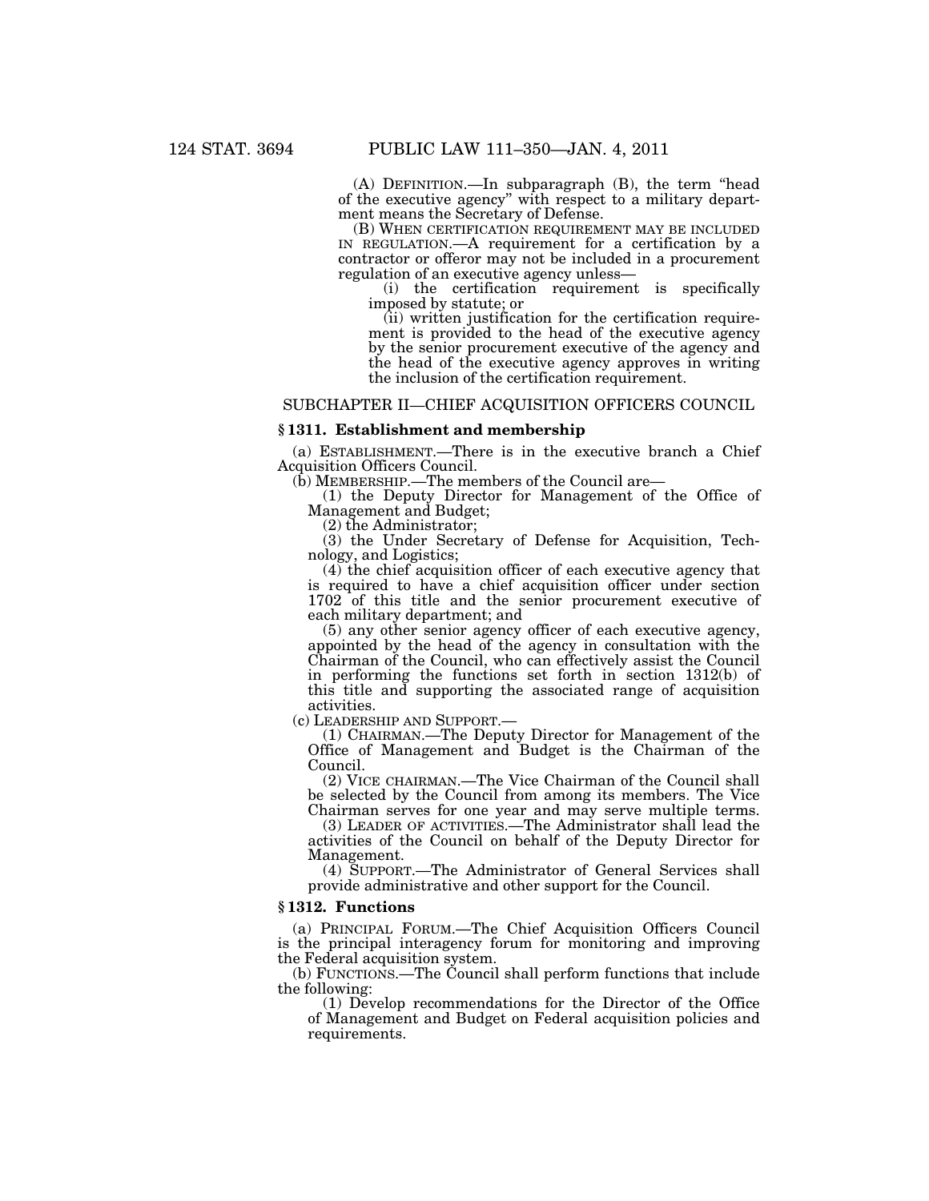(A) DEFINITION.—In subparagraph (B), the term "head of the executive agency" with respect to a military department means the Secretary of Defense.

(B) WHEN CERTIFICATION REQUIREMENT MAY BE INCLUDED IN REGULATION.—A requirement for a certification by a contractor or offeror may not be included in a procurement regulation of an executive agency unless—

(i) the certification requirement is specifically imposed by statute; or

(ii) written justification for the certification requirement is provided to the head of the executive agency by the senior procurement executive of the agency and the head of the executive agency approves in writing the inclusion of the certification requirement.

## SUBCHAPTER II—CHIEF ACQUISITION OFFICERS COUNCIL

### § 1311. Establishment and membership

(a) ESTABLISHMENT.—There is in the executive branch a Chief Acquisition Officers Council.

(b) MEMBERSHIP.—The members of the Council are—

(1) the Deputy Director for Management of the Office of Management and Budget;

(2) the Administrator;

(3) the Under Secretary of Defense for Acquisition, Technology, and Logistics;

(4) the chief acquisition officer of each executive agency that is required to have a chief acquisition officer under section 1702 of this title and the senior procurement executive of each military department; and

(5) any other senior agency officer of each executive agency, appointed by the head of the agency in consultation with the Chairman of the Council, who can effectively assist the Council in performing the functions set forth in section 1312(b) of this title and supporting the associated range of acquisition activities.

(c) LEADERSHIP AND SUPPORT.—

(1) CHAIRMAN.—The Deputy Director for Management of the Office of Management and Budget is the Chairman of the Council.

(2) VICE CHAIRMAN.—The Vice Chairman of the Council shall be selected by the Council from among its members. The Vice Chairman serves for one year and may serve multiple terms.

(3) LEADER OF ACTIVITIES.—The Administrator shall lead the activities of the Council on behalf of the Deputy Director for Management.

(4) SUPPORT.—The Administrator of General Services shall provide administrative and other support for the Council.

### § 1312. Functions

(a) PRINCIPAL FORUM.—The Chief Acquisition Officers Council is the principal interagency forum for monitoring and improving the Federal acquisition system.

(b) FUNCTIONS.—The Council shall perform functions that include the following:

(1) Develop recommendations for the Director of the Office of Management and Budget on Federal acquisition policies and requirements.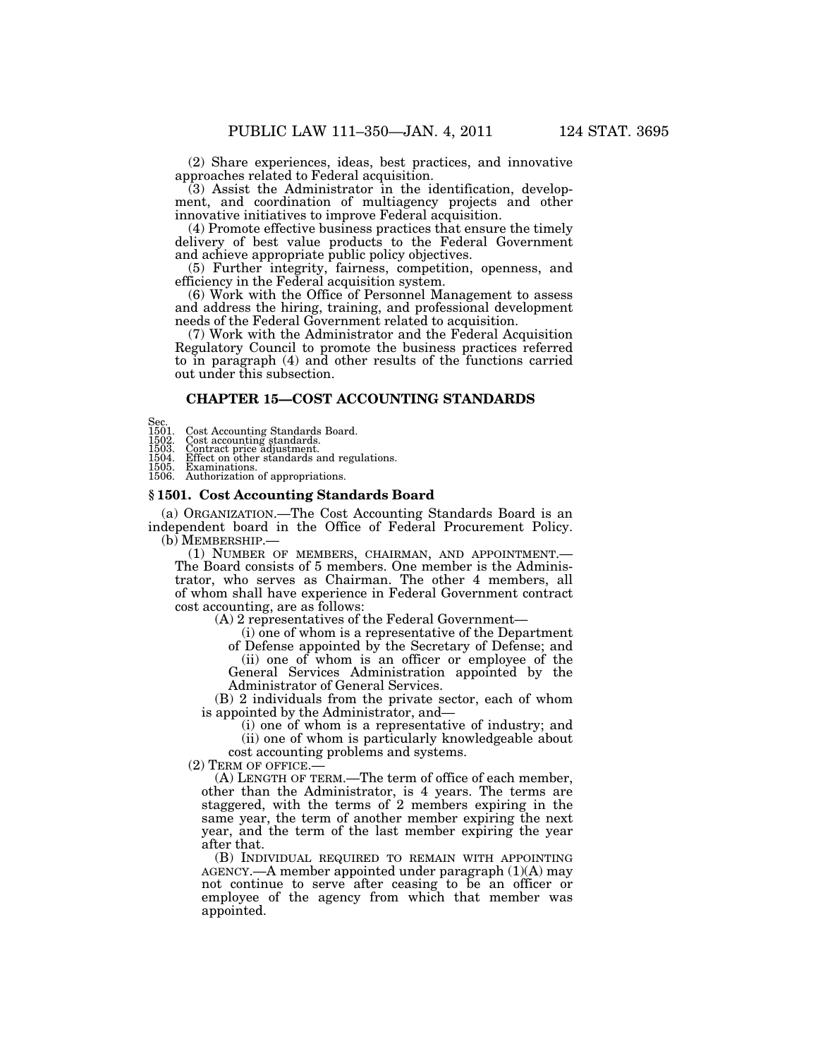(2) Share experiences, ideas, best practices, and innovative approaches related to Federal acquisition.

(3) Assist the Administrator in the identification, development, and coordination of multiagency projects and other innovative initiatives to improve Federal acquisition.

(4) Promote effective business practices that ensure the timely delivery of best value products to the Federal Government and achieve appropriate public policy objectives.

(5) Further integrity, fairness, competition, openness, and efficiency in the Federal acquisition system.

(6) Work with the Office of Personnel Management to assess and address the hiring, training, and professional development needs of the Federal Government related to acquisition.

(7) Work with the Administrator and the Federal Acquisition Regulatory Council to promote the business practices referred to in paragraph (4) and other results of the functions carried out under this subsection.

## CHAPTER 15—COST ACCOUNTING STANDARDS

Sec.
1501. Cost Accounting Standards Board.
1502. Cost accounting standards.
1503. Contract price adjustment.
1504. Effect on other standards and regulations.
1505. Examinations.
1506. Authorization of appropriations.

### § 1501. Cost Accounting Standards Board

(a) ORGANIZATION.—The Cost Accounting Standards Board is an independent board in the Office of Federal Procurement Policy.

(b) MEMBERSHIP.—

(1) NUMBER OF MEMBERS, CHAIRMAN, AND APPOINTMENT.—The Board consists of 5 members. One member is the Administrator, who serves as Chairman. The other 4 members, all of whom shall have experience in Federal Government contract cost accounting, are as follows:

(A) 2 representatives of the Federal Government—

(i) one of whom is a representative of the Department of Defense appointed by the Secretary of Defense; and

(ii) one of whom is an officer or employee of the General Services Administration appointed by the Administrator of General Services.

(B) 2 individuals from the private sector, each of whom is appointed by the Administrator, and—

(i) one of whom is a representative of industry; and

(ii) one of whom is particularly knowledgeable about cost accounting problems and systems.

(2) TERM OF OFFICE.—

(A) LENGTH OF TERM.—The term of office of each member, other than the Administrator, is 4 years. The terms are staggered, with the terms of 2 members expiring in the same year, the term of another member expiring the next year, and the term of the last member expiring the year after that.

(B) INDIVIDUAL REQUIRED TO REMAIN WITH APPOINTING AGENCY.—A member appointed under paragraph (1)(A) may not continue to serve after ceasing to be an officer or employee of the agency from which that member was appointed.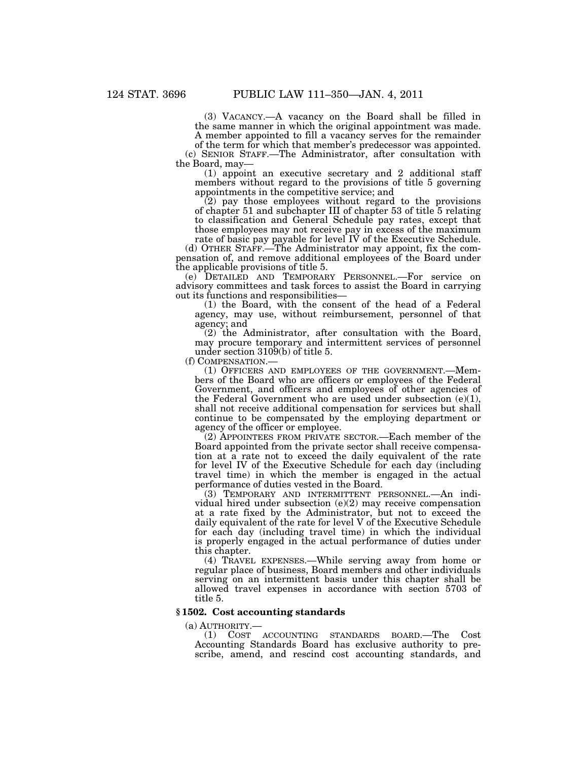(3) VACANCY.—A vacancy on the Board shall be filled in the same manner in which the original appointment was made. A member appointed to fill a vacancy serves for the remainder of the term for which that member's predecessor was appointed.

(c) SENIOR STAFF.—The Administrator, after consultation with the Board, may—

(1) appoint an executive secretary and 2 additional staff members without regard to the provisions of title 5 governing appointments in the competitive service; and

(2) pay those employees without regard to the provisions of chapter 51 and subchapter III of chapter 53 of title 5 relating to classification and General Schedule pay rates, except that those employees may not receive pay in excess of the maximum rate of basic pay payable for level IV of the Executive Schedule.

(d) OTHER STAFF.—The Administrator may appoint, fix the compensation of, and remove additional employees of the Board under the applicable provisions of title 5.

(e) DETAILED AND TEMPORARY PERSONNEL.—For service on advisory committees and task forces to assist the Board in carrying out its functions and responsibilities—

(1) the Board, with the consent of the head of a Federal agency, may use, without reimbursement, personnel of that agency; and

(2) the Administrator, after consultation with the Board, may procure temporary and intermittent services of personnel under section 3109(b) of title 5.

(f) COMPENSATION.—

(1) OFFICERS AND EMPLOYEES OF THE GOVERNMENT.—Members of the Board who are officers or employees of the Federal Government, and officers and employees of other agencies of the Federal Government who are used under subsection (e)(1), shall not receive additional compensation for services but shall continue to be compensated by the employing department or agency of the officer or employee.

(2) APPOINTEES FROM PRIVATE SECTOR.—Each member of the Board appointed from the private sector shall receive compensation at a rate not to exceed the daily equivalent of the rate for level IV of the Executive Schedule for each day (including travel time) in which the member is engaged in the actual performance of duties vested in the Board.

(3) TEMPORARY AND INTERMITTENT PERSONNEL.—An individual hired under subsection (e)(2) may receive compensation at a rate fixed by the Administrator, but not to exceed the daily equivalent of the rate for level V of the Executive Schedule for each day (including travel time) in which the individual is properly engaged in the actual performance of duties under this chapter.

(4) TRAVEL EXPENSES.—While serving away from home or regular place of business, Board members and other individuals serving on an intermittent basis under this chapter shall be allowed travel expenses in accordance with section 5703 of title 5.

### § 1502. Cost accounting standards

(a) AUTHORITY.—

(1) COST ACCOUNTING STANDARDS BOARD.—The Cost Accounting Standards Board has exclusive authority to prescribe, amend, and rescind cost accounting standards, and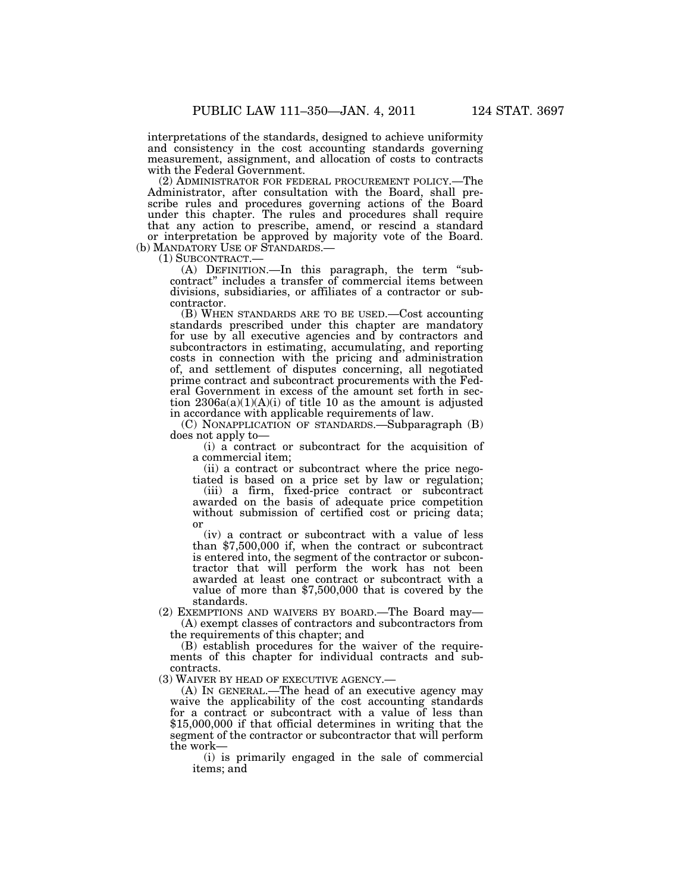interpretations of the standards, designed to achieve uniformity and consistency in the cost accounting standards governing measurement, assignment, and allocation of costs to contracts with the Federal Government.

(2) ADMINISTRATOR FOR FEDERAL PROCUREMENT POLICY.—The Administrator, after consultation with the Board, shall prescribe rules and procedures governing actions of the Board under this chapter. The rules and procedures shall require that any action to prescribe, amend, or rescind a standard or interpretation be approved by majority vote of the Board.

(b) MANDATORY USE OF STANDARDS.—

(1) SUBCONTRACT.—

(A) DEFINITION.—In this paragraph, the term "subcontract" includes a transfer of commercial items between divisions, subsidiaries, or affiliates of a contractor or subcontractor.

(B) WHEN STANDARDS ARE TO BE USED.—Cost accounting standards prescribed under this chapter are mandatory for use by all executive agencies and by contractors and subcontractors in estimating, accumulating, and reporting costs in connection with the pricing and administration of, and settlement of disputes concerning, all negotiated prime contract and subcontract procurements with the Federal Government in excess of the amount set forth in section 2306a(a)(1)(A)(i) of title 10 as the amount is adjusted in accordance with applicable requirements of law.

(C) NONAPPLICATION OF STANDARDS.—Subparagraph (B) does not apply to—

(i) a contract or subcontract for the acquisition of a commercial item;

(ii) a contract or subcontract where the price negotiated is based on a price set by law or regulation;

(iii) a firm, fixed-price contract or subcontract awarded on the basis of adequate price competition without submission of certified cost or pricing data; or

(iv) a contract or subcontract with a value of less than $7,500,000 if, when the contract or subcontract is entered into, the segment of the contractor or subcontractor that will perform the work has not been awarded at least one contract or subcontract with a value of more than $7,500,000 that is covered by the standards.

(2) EXEMPTIONS AND WAIVERS BY BOARD.—The Board may—

(A) exempt classes of contractors and subcontractors from the requirements of this chapter; and

(B) establish procedures for the waiver of the requirements of this chapter for individual contracts and subcontracts.

(3) WAIVER BY HEAD OF EXECUTIVE AGENCY.—

(A) IN GENERAL.—The head of an executive agency may waive the applicability of the cost accounting standards for a contract or subcontract with a value of less than $15,000,000 if that official determines in writing that the segment of the contractor or subcontractor that will perform the work—

(i) is primarily engaged in the sale of commercial items; and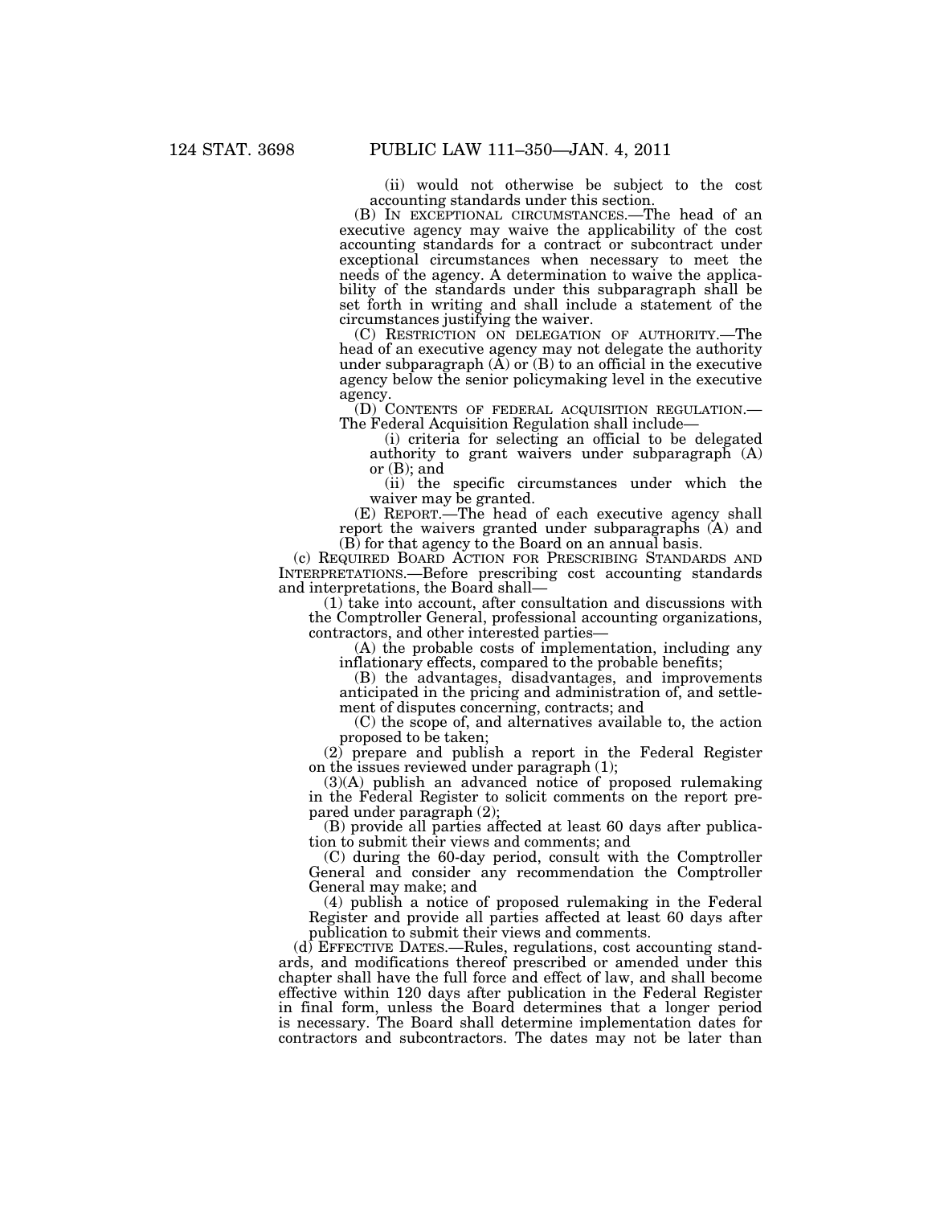(ii) would not otherwise be subject to the cost accounting standards under this section.

(B) IN EXCEPTIONAL CIRCUMSTANCES.—The head of an executive agency may waive the applicability of the cost accounting standards for a contract or subcontract under exceptional circumstances when necessary to meet the needs of the agency. A determination to waive the applicability of the standards under this subparagraph shall be set forth in writing and shall include a statement of the circumstances justifying the waiver.

(C) RESTRICTION ON DELEGATION OF AUTHORITY.—The head of an executive agency may not delegate the authority under subparagraph (A) or (B) to an official in the executive agency below the senior policymaking level in the executive agency.

(D) CONTENTS OF FEDERAL ACQUISITION REGULATION.—The Federal Acquisition Regulation shall include—

(i) criteria for selecting an official to be delegated authority to grant waivers under subparagraph (A) or (B); and

(ii) the specific circumstances under which the waiver may be granted.

(E) REPORT.—The head of each executive agency shall report the waivers granted under subparagraphs (A) and (B) for that agency to the Board on an annual basis.

(c) REQUIRED BOARD ACTION FOR PRESCRIBING STANDARDS AND INTERPRETATIONS.—Before prescribing cost accounting standards and interpretations, the Board shall—

(1) take into account, after consultation and discussions with the Comptroller General, professional accounting organizations, contractors, and other interested parties—

(A) the probable costs of implementation, including any inflationary effects, compared to the probable benefits;

(B) the advantages, disadvantages, and improvements anticipated in the pricing and administration of, and settlement of disputes concerning, contracts; and

(C) the scope of, and alternatives available to, the action proposed to be taken;

(2) prepare and publish a report in the Federal Register on the issues reviewed under paragraph (1);

(3)(A) publish an advanced notice of proposed rulemaking in the Federal Register to solicit comments on the report prepared under paragraph (2);

(B) provide all parties affected at least 60 days after publication to submit their views and comments; and

(C) during the 60-day period, consult with the Comptroller General and consider any recommendation the Comptroller General may make; and

(4) publish a notice of proposed rulemaking in the Federal Register and provide all parties affected at least 60 days after publication to submit their views and comments.

(d) EFFECTIVE DATES.—Rules, regulations, cost accounting standards, and modifications thereof prescribed or amended under this chapter shall have the full force and effect of law, and shall become effective within 120 days after publication in the Federal Register in final form, unless the Board determines that a longer period is necessary. The Board shall determine implementation dates for contractors and subcontractors. The dates may not be later than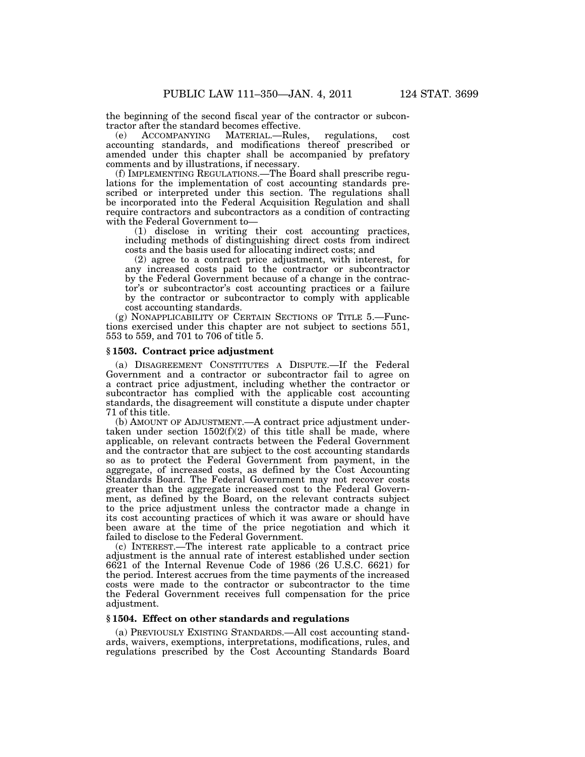the beginning of the second fiscal year of the contractor or subcontractor after the standard becomes effective.

(e) ACCOMPANYING MATERIAL.—Rules, regulations, cost accounting standards, and modifications thereof prescribed or amended under this chapter shall be accompanied by prefatory comments and by illustrations, if necessary.

(f) IMPLEMENTING REGULATIONS.—The Board shall prescribe regulations for the implementation of cost accounting standards prescribed or interpreted under this section. The regulations shall be incorporated into the Federal Acquisition Regulation and shall require contractors and subcontractors as a condition of contracting with the Federal Government to—

(1) disclose in writing their cost accounting practices, including methods of distinguishing direct costs from indirect costs and the basis used for allocating indirect costs; and

(2) agree to a contract price adjustment, with interest, for any increased costs paid to the contractor or subcontractor by the Federal Government because of a change in the contractor's or subcontractor's cost accounting practices or a failure by the contractor or subcontractor to comply with applicable cost accounting standards.

(g) NONAPPLICABILITY OF CERTAIN SECTIONS OF TITLE 5.—Functions exercised under this chapter are not subject to sections 551, 553 to 559, and 701 to 706 of title 5.

### § 1503. Contract price adjustment

(a) DISAGREEMENT CONSTITUTES A DISPUTE.—If the Federal Government and a contractor or subcontractor fail to agree on a contract price adjustment, including whether the contractor or subcontractor has complied with the applicable cost accounting standards, the disagreement will constitute a dispute under chapter 71 of this title.

(b) AMOUNT OF ADJUSTMENT.—A contract price adjustment undertaken under section 1502(f)(2) of this title shall be made, where applicable, on relevant contracts between the Federal Government and the contractor that are subject to the cost accounting standards so as to protect the Federal Government from payment, in the aggregate, of increased costs, as defined by the Cost Accounting Standards Board. The Federal Government may not recover costs greater than the aggregate increased cost to the Federal Government, as defined by the Board, on the relevant contracts subject to the price adjustment unless the contractor made a change in its cost accounting practices of which it was aware or should have been aware at the time of the price negotiation and which it failed to disclose to the Federal Government.

(c) INTEREST.—The interest rate applicable to a contract price adjustment is the annual rate of interest established under section 6621 of the Internal Revenue Code of 1986 (26 U.S.C. 6621) for the period. Interest accrues from the time payments of the increased costs were made to the contractor or subcontractor to the time the Federal Government receives full compensation for the price adjustment.

### § 1504. Effect on other standards and regulations

(a) PREVIOUSLY EXISTING STANDARDS.—All cost accounting standards, waivers, exemptions, interpretations, modifications, rules, and regulations prescribed by the Cost Accounting Standards Board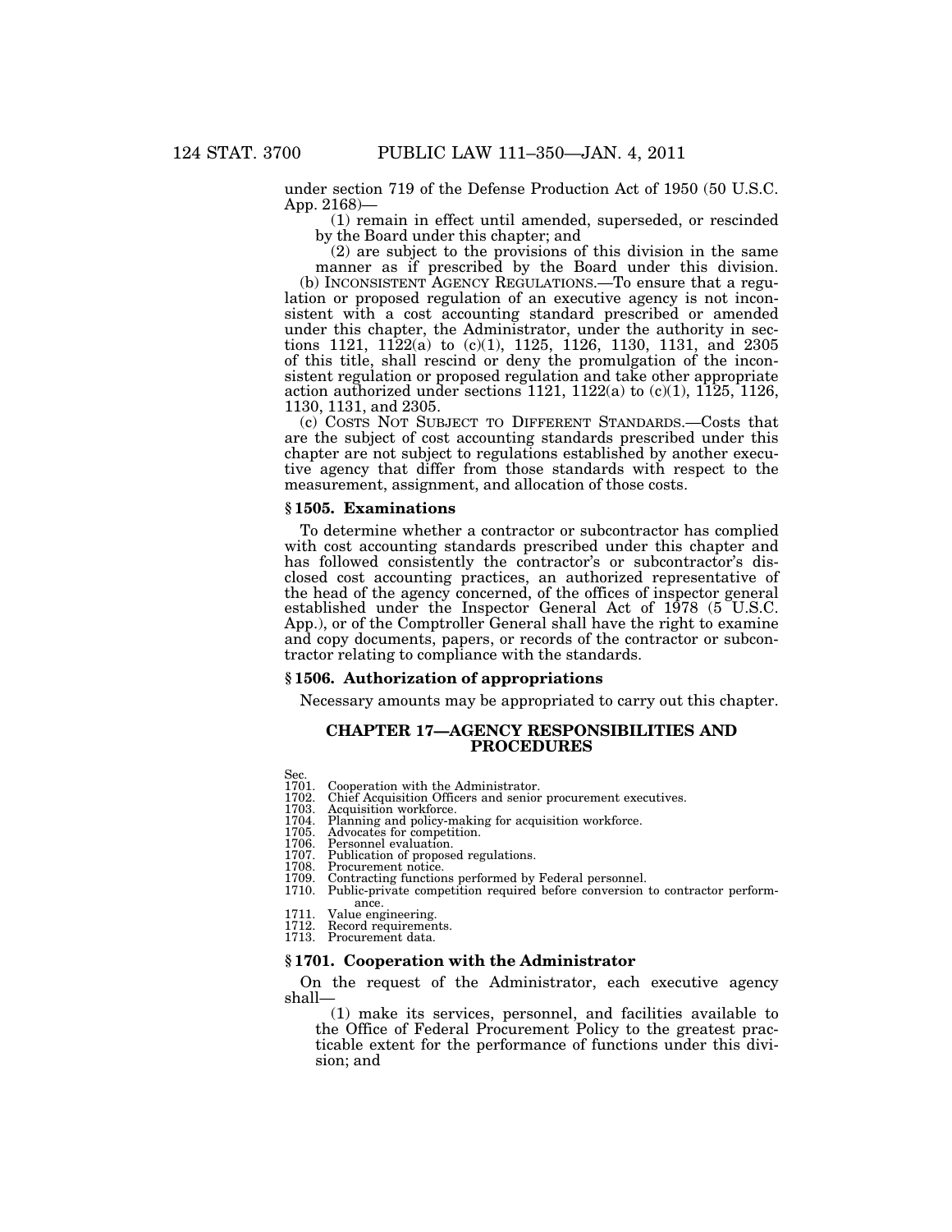under section 719 of the Defense Production Act of 1950 (50 U.S.C. App. 2168)—

(1) remain in effect until amended, superseded, or rescinded by the Board under this chapter; and

(2) are subject to the provisions of this division in the same manner as if prescribed by the Board under this division.

(b) INCONSISTENT AGENCY REGULATIONS.—To ensure that a regulation or proposed regulation of an executive agency is not inconsistent with a cost accounting standard prescribed or amended under this chapter, the Administrator, under the authority in sections 1121, 1122(a) to (c)(1), 1125, 1126, 1130, 1131, and 2305 of this title, shall rescind or deny the promulgation of the inconsistent regulation or proposed regulation and take other appropriate action authorized under sections 1121, 1122(a) to (c)(1), 1125, 1126, 1130, 1131, and 2305.

(c) COSTS NOT SUBJECT TO DIFFERENT STANDARDS.—Costs that are the subject of cost accounting standards prescribed under this chapter are not subject to regulations established by another executive agency that differ from those standards with respect to the measurement, assignment, and allocation of those costs.

### § 1505. Examinations

To determine whether a contractor or subcontractor has complied with cost accounting standards prescribed under this chapter and has followed consistently the contractor's or subcontractor's disclosed cost accounting practices, an authorized representative of the head of the agency concerned, of the offices of inspector general established under the Inspector General Act of 1978 (5 U.S.C. App.), or of the Comptroller General shall have the right to examine and copy documents, papers, or records of the contractor or subcontractor relating to compliance with the standards.

### § 1506. Authorization of appropriations

Necessary amounts may be appropriated to carry out this chapter.

## CHAPTER 17—AGENCY RESPONSIBILITIES AND PROCEDURES

Sec.
1701. Cooperation with the Administrator.
1702. Chief Acquisition Officers and senior procurement executives.
1703. Acquisition workforce.
1704. Planning and policy-making for acquisition workforce.
1705. Advocates for competition.
1706. Personnel evaluation.
1707. Publication of proposed regulations.
1708. Procurement notice.
1709. Contracting functions performed by Federal personnel.
1710. Public-private competition required before conversion to contractor performance.
1711. Value engineering.
1712. Record requirements.
1713. Procurement data.

### § 1701. Cooperation with the Administrator

On the request of the Administrator, each executive agency shall—

(1) make its services, personnel, and facilities available to the Office of Federal Procurement Policy to the greatest practicable extent for the performance of functions under this division; and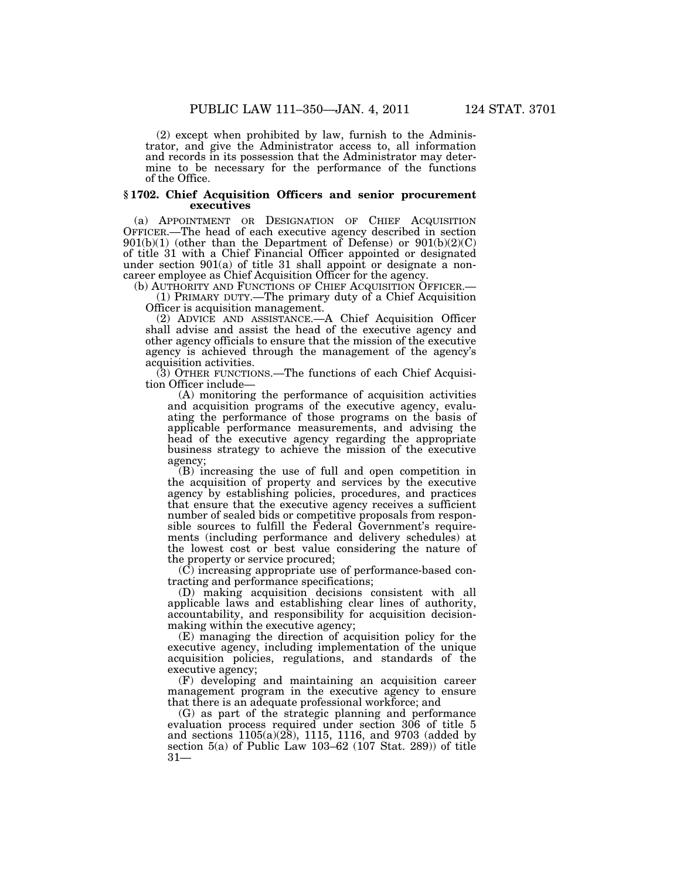(2) except when prohibited by law, furnish to the Administrator, and give the Administrator access to, all information and records in its possession that the Administrator may determine to be necessary for the performance of the functions of the Office.

### § 1702. Chief Acquisition Officers and senior procurement executives

(a) APPOINTMENT OR DESIGNATION OF CHIEF ACQUISITION OFFICER.—The head of each executive agency described in section 901(b)(1) (other than the Department of Defense) or 901(b)(2)(C) of title 31 with a Chief Financial Officer appointed or designated under section 901(a) of title 31 shall appoint or designate a non-career employee as Chief Acquisition Officer for the agency.

(b) AUTHORITY AND FUNCTIONS OF CHIEF ACQUISITION OFFICER.—

(1) PRIMARY DUTY.—The primary duty of a Chief Acquisition Officer is acquisition management.

(2) ADVICE AND ASSISTANCE.—A Chief Acquisition Officer shall advise and assist the head of the executive agency and other agency officials to ensure that the mission of the executive agency is achieved through the management of the agency's acquisition activities.

(3) OTHER FUNCTIONS.—The functions of each Chief Acquisition Officer include—

(A) monitoring the performance of acquisition activities and acquisition programs of the executive agency, evaluating the performance of those programs on the basis of applicable performance measurements, and advising the head of the executive agency regarding the appropriate business strategy to achieve the mission of the executive agency;

(B) increasing the use of full and open competition in the acquisition of property and services by the executive agency by establishing policies, procedures, and practices that ensure that the executive agency receives a sufficient number of sealed bids or competitive proposals from responsible sources to fulfill the Federal Government's requirements (including performance and delivery schedules) at the lowest cost or best value considering the nature of the property or service procured;

(C) increasing appropriate use of performance-based contracting and performance specifications;

(D) making acquisition decisions consistent with all applicable laws and establishing clear lines of authority, accountability, and responsibility for acquisition decision-making within the executive agency;

(E) managing the direction of acquisition policy for the executive agency, including implementation of the unique acquisition policies, regulations, and standards of the executive agency;

(F) developing and maintaining an acquisition career management program in the executive agency to ensure that there is an adequate professional workforce; and

(G) as part of the strategic planning and performance evaluation process required under section 306 of title 5 and sections 1105(a)(28), 1115, 1116, and 9703 (added by section 5(a) of Public Law 103–62 (107 Stat. 289)) of title 31—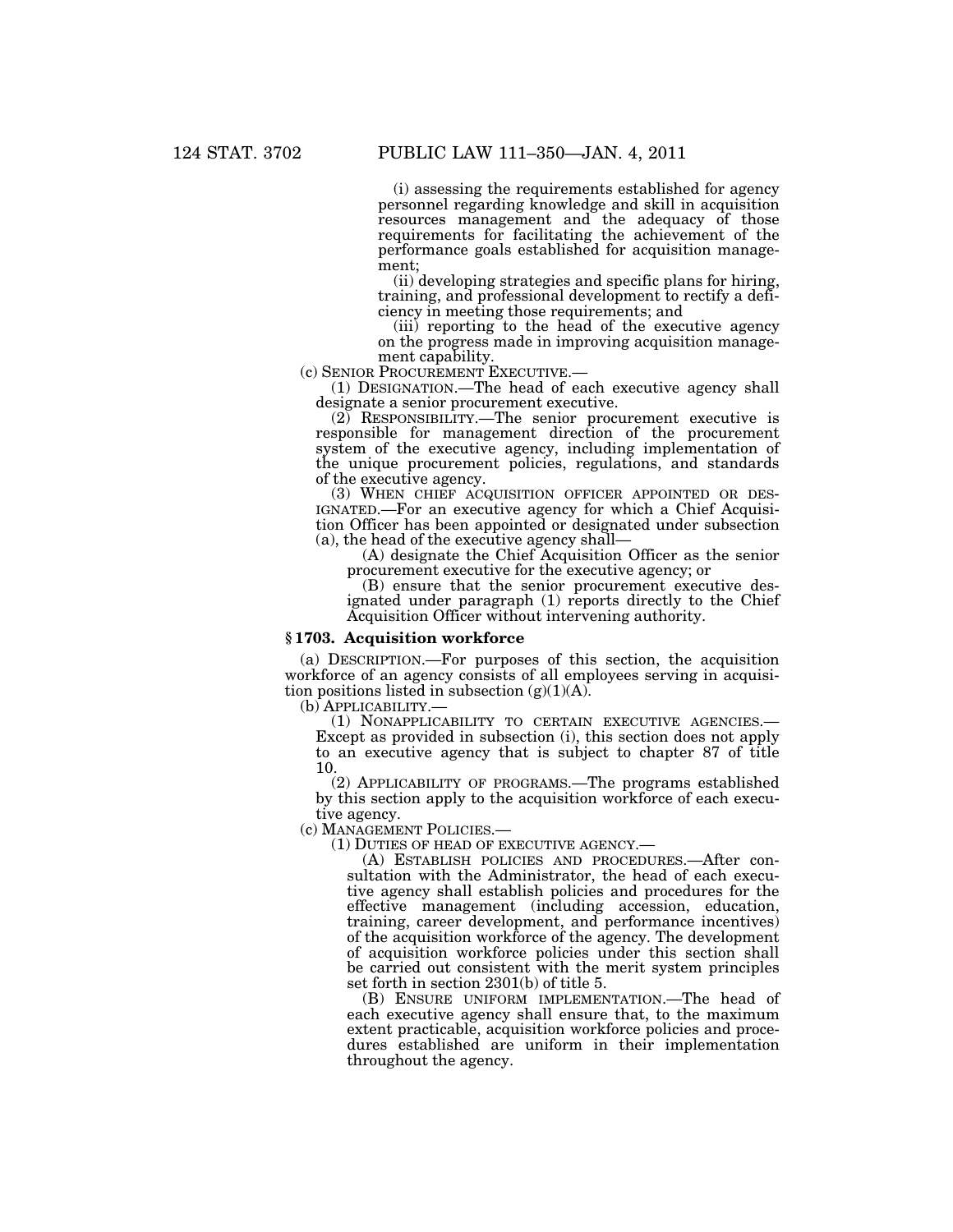(i) assessing the requirements established for agency personnel regarding knowledge and skill in acquisition resources management and the adequacy of those requirements for facilitating the achievement of the performance goals established for acquisition management;

(ii) developing strategies and specific plans for hiring, training, and professional development to rectify a deficiency in meeting those requirements; and

(iii) reporting to the head of the executive agency on the progress made in improving acquisition management capability.

(c) SENIOR PROCUREMENT EXECUTIVE.—

(1) DESIGNATION.—The head of each executive agency shall designate a senior procurement executive.

(2) RESPONSIBILITY.—The senior procurement executive is responsible for management direction of the procurement system of the executive agency, including implementation of the unique procurement policies, regulations, and standards of the executive agency.

(3) WHEN CHIEF ACQUISITION OFFICER APPOINTED OR DESIGNATED.—For an executive agency for which a Chief Acquisition Officer has been appointed or designated under subsection (a), the head of the executive agency shall—

(A) designate the Chief Acquisition Officer as the senior procurement executive for the executive agency; or

(B) ensure that the senior procurement executive designated under paragraph (1) reports directly to the Chief Acquisition Officer without intervening authority.

### § 1703. Acquisition workforce

(a) DESCRIPTION.—For purposes of this section, the acquisition workforce of an agency consists of all employees serving in acquisition positions listed in subsection (g)(1)(A).

(b) APPLICABILITY.—

(1) NONAPPLICABILITY TO CERTAIN EXECUTIVE AGENCIES.— Except as provided in subsection (i), this section does not apply to an executive agency that is subject to chapter 87 of title 10.

(2) APPLICABILITY OF PROGRAMS.—The programs established by this section apply to the acquisition workforce of each executive agency.

(c) MANAGEMENT POLICIES.—

(1) DUTIES OF HEAD OF EXECUTIVE AGENCY.—

(A) ESTABLISH POLICIES AND PROCEDURES.—After consultation with the Administrator, the head of each executive agency shall establish policies and procedures for the effective management (including accession, education, training, career development, and performance incentives) of the acquisition workforce of the agency. The development of acquisition workforce policies under this section shall be carried out consistent with the merit system principles set forth in section 2301(b) of title 5.

(B) ENSURE UNIFORM IMPLEMENTATION.—The head of each executive agency shall ensure that, to the maximum extent practicable, acquisition workforce policies and procedures established are uniform in their implementation throughout the agency.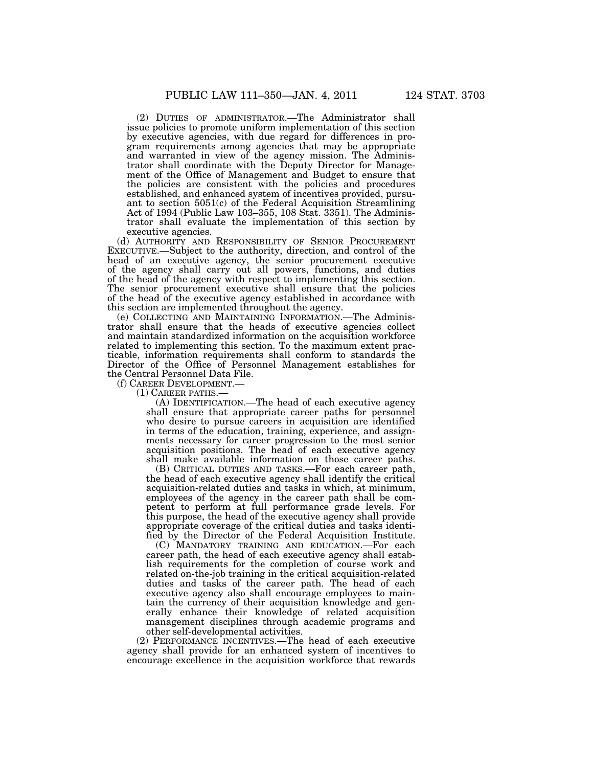(2) DUTIES OF ADMINISTRATOR.—The Administrator shall issue policies to promote uniform implementation of this section by executive agencies, with due regard for differences in program requirements among agencies that may be appropriate and warranted in view of the agency mission. The Administrator shall coordinate with the Deputy Director for Management of the Office of Management and Budget to ensure that the policies are consistent with the policies and procedures established, and enhanced system of incentives provided, pursuant to section 5051(c) of the Federal Acquisition Streamlining Act of 1994 (Public Law 103–355, 108 Stat. 3351). The Administrator shall evaluate the implementation of this section by executive agencies.

(d) AUTHORITY AND RESPONSIBILITY OF SENIOR PROCUREMENT EXECUTIVE.—Subject to the authority, direction, and control of the head of an executive agency, the senior procurement executive of the agency shall carry out all powers, functions, and duties of the head of the agency with respect to implementing this section. The senior procurement executive shall ensure that the policies of the head of the executive agency established in accordance with this section are implemented throughout the agency.

(e) COLLECTING AND MAINTAINING INFORMATION.—The Administrator shall ensure that the heads of executive agencies collect and maintain standardized information on the acquisition workforce related to implementing this section. To the maximum extent practicable, information requirements shall conform to standards the Director of the Office of Personnel Management establishes for the Central Personnel Data File.

(f) CAREER DEVELOPMENT.—

(1) CAREER PATHS.—

(A) IDENTIFICATION.—The head of each executive agency shall ensure that appropriate career paths for personnel who desire to pursue careers in acquisition are identified in terms of the education, training, experience, and assignments necessary for career progression to the most senior acquisition positions. The head of each executive agency shall make available information on those career paths.

(B) CRITICAL DUTIES AND TASKS.—For each career path, the head of each executive agency shall identify the critical acquisition-related duties and tasks in which, at minimum, employees of the agency in the career path shall be competent to perform at full performance grade levels. For this purpose, the head of the executive agency shall provide appropriate coverage of the critical duties and tasks identified by the Director of the Federal Acquisition Institute.

(C) MANDATORY TRAINING AND EDUCATION.—For each career path, the head of each executive agency shall establish requirements for the completion of course work and related on-the-job training in the critical acquisition-related duties and tasks of the career path. The head of each executive agency also shall encourage employees to maintain the currency of their acquisition knowledge and generally enhance their knowledge of related acquisition management disciplines through academic programs and other self-developmental activities.

(2) PERFORMANCE INCENTIVES.—The head of each executive agency shall provide for an enhanced system of incentives to encourage excellence in the acquisition workforce that rewards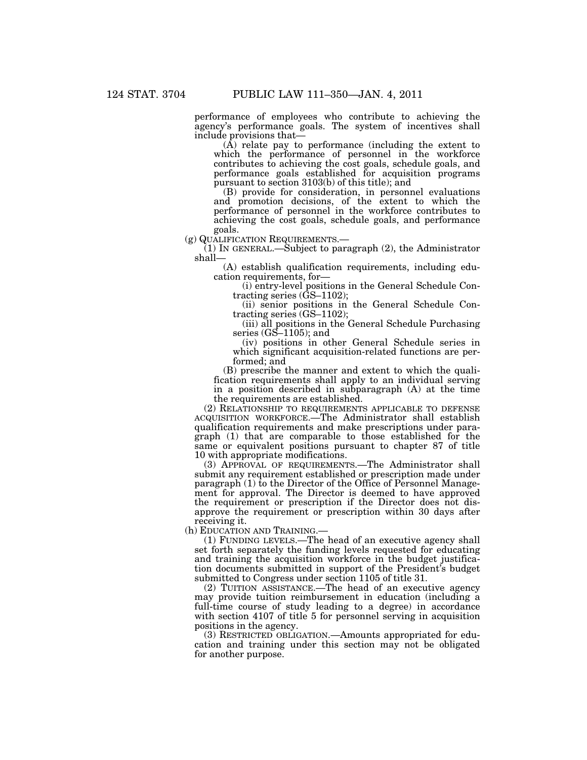performance of employees who contribute to achieving the agency's performance goals. The system of incentives shall include provisions that—

(A) relate pay to performance (including the extent to which the performance of personnel in the workforce contributes to achieving the cost goals, schedule goals, and performance goals established for acquisition programs pursuant to section 3103(b) of this title); and

(B) provide for consideration, in personnel evaluations and promotion decisions, of the extent to which the performance of personnel in the workforce contributes to achieving the cost goals, schedule goals, and performance goals.

(g) QUALIFICATION REQUIREMENTS.—

(1) IN GENERAL.—Subject to paragraph (2), the Administrator shall—

(A) establish qualification requirements, including education requirements, for—

(i) entry-level positions in the General Schedule Contracting series (GS–1102);

(ii) senior positions in the General Schedule Contracting series (GS–1102);

(iii) all positions in the General Schedule Purchasing series (GS–1105); and

(iv) positions in other General Schedule series in which significant acquisition-related functions are performed; and

(B) prescribe the manner and extent to which the qualification requirements shall apply to an individual serving in a position described in subparagraph (A) at the time the requirements are established.

(2) RELATIONSHIP TO REQUIREMENTS APPLICABLE TO DEFENSE ACQUISITION WORKFORCE.—The Administrator shall establish qualification requirements and make prescriptions under paragraph (1) that are comparable to those established for the same or equivalent positions pursuant to chapter 87 of title 10 with appropriate modifications.

(3) APPROVAL OF REQUIREMENTS.—The Administrator shall submit any requirement established or prescription made under paragraph (1) to the Director of the Office of Personnel Management for approval. The Director is deemed to have approved the requirement or prescription if the Director does not disapprove the requirement or prescription within 30 days after receiving it.

(h) EDUCATION AND TRAINING.—

(1) FUNDING LEVELS.—The head of an executive agency shall set forth separately the funding levels requested for educating and training the acquisition workforce in the budget justification documents submitted in support of the President's budget submitted to Congress under section 1105 of title 31.

(2) TUITION ASSISTANCE.—The head of an executive agency may provide tuition reimbursement in education (including a full-time course of study leading to a degree) in accordance with section 4107 of title 5 for personnel serving in acquisition positions in the agency.

(3) RESTRICTED OBLIGATION.—Amounts appropriated for education and training under this section may not be obligated for another purpose.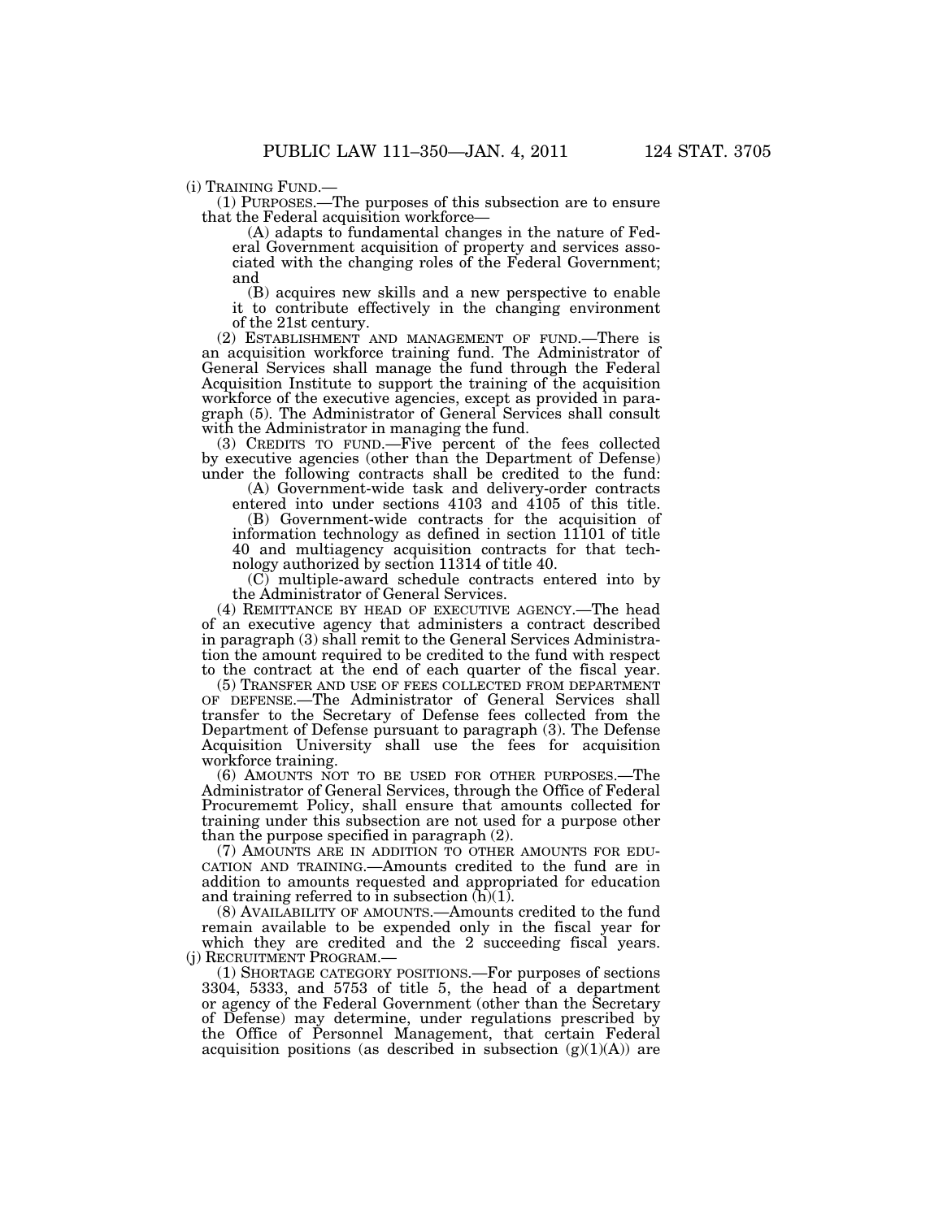(i) TRAINING FUND.—

(1) PURPOSES.—The purposes of this subsection are to ensure that the Federal acquisition workforce—

(A) adapts to fundamental changes in the nature of Federal Government acquisition of property and services associated with the changing roles of the Federal Government; and

(B) acquires new skills and a new perspective to enable it to contribute effectively in the changing environment of the 21st century.

(2) ESTABLISHMENT AND MANAGEMENT OF FUND.—There is an acquisition workforce training fund. The Administrator of General Services shall manage the fund through the Federal Acquisition Institute to support the training of the acquisition workforce of the executive agencies, except as provided in paragraph (5). The Administrator of General Services shall consult with the Administrator in managing the fund.

(3) CREDITS TO FUND.—Five percent of the fees collected by executive agencies (other than the Department of Defense) under the following contracts shall be credited to the fund:

(A) Government-wide task and delivery-order contracts entered into under sections 4103 and 4105 of this title.

(B) Government-wide contracts for the acquisition of information technology as defined in section 11101 of title 40 and multiagency acquisition contracts for that technology authorized by section 11314 of title 40.

(C) multiple-award schedule contracts entered into by the Administrator of General Services.

(4) REMITTANCE BY HEAD OF EXECUTIVE AGENCY.—The head of an executive agency that administers a contract described in paragraph (3) shall remit to the General Services Administration the amount required to be credited to the fund with respect to the contract at the end of each quarter of the fiscal year.

(5) TRANSFER AND USE OF FEES COLLECTED FROM DEPARTMENT OF DEFENSE.—The Administrator of General Services shall transfer to the Secretary of Defense fees collected from the Department of Defense pursuant to paragraph (3). The Defense Acquisition University shall use the fees for acquisition workforce training.

(6) AMOUNTS NOT TO BE USED FOR OTHER PURPOSES.—The Administrator of General Services, through the Office of Federal Procurememt Policy, shall ensure that amounts collected for training under this subsection are not used for a purpose other than the purpose specified in paragraph (2).

(7) AMOUNTS ARE IN ADDITION TO OTHER AMOUNTS FOR EDUCATION AND TRAINING.—Amounts credited to the fund are in addition to amounts requested and appropriated for education and training referred to in subsection (h)(1).

(8) AVAILABILITY OF AMOUNTS.—Amounts credited to the fund remain available to be expended only in the fiscal year for which they are credited and the 2 succeeding fiscal years.

(j) RECRUITMENT PROGRAM.—

(1) SHORTAGE CATEGORY POSITIONS.—For purposes of sections 3304, 5333, and 5753 of title 5, the head of a department or agency of the Federal Government (other than the Secretary of Defense) may determine, under regulations prescribed by the Office of Personnel Management, that certain Federal acquisition positions (as described in subsection (g)(1)(A)) are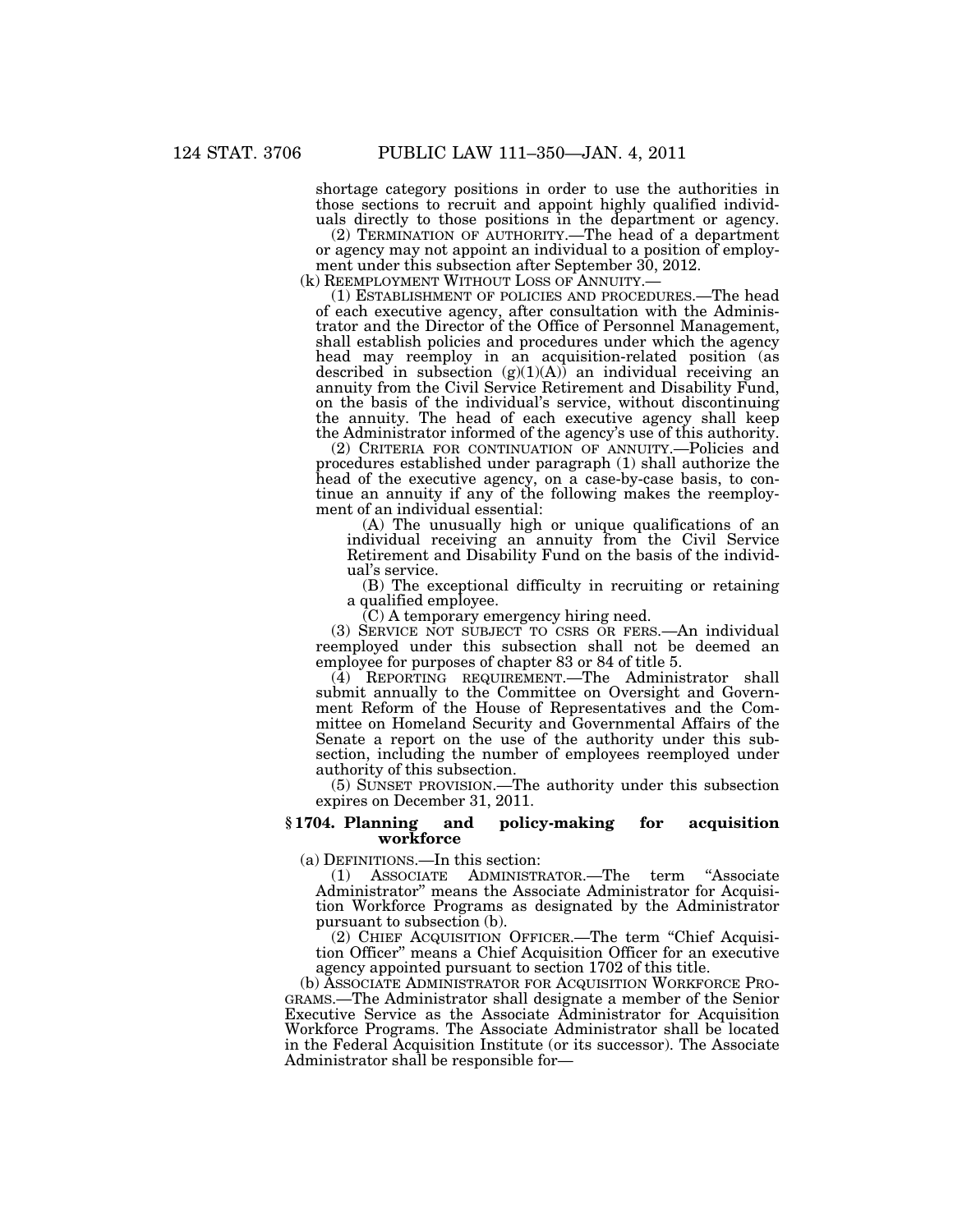shortage category positions in order to use the authorities in those sections to recruit and appoint highly qualified individuals directly to those positions in the department or agency.

(2) TERMINATION OF AUTHORITY.—The head of a department or agency may not appoint an individual to a position of employment under this subsection after September 30, 2012.

(k) REEMPLOYMENT WITHOUT LOSS OF ANNUITY.—

(1) ESTABLISHMENT OF POLICIES AND PROCEDURES.—The head of each executive agency, after consultation with the Administrator and the Director of the Office of Personnel Management, shall establish policies and procedures under which the agency head may reemploy in an acquisition-related position (as described in subsection (g)(1)(A)) an individual receiving an annuity from the Civil Service Retirement and Disability Fund, on the basis of the individual's service, without discontinuing the annuity. The head of each executive agency shall keep the Administrator informed of the agency's use of this authority.

(2) CRITERIA FOR CONTINUATION OF ANNUITY.—Policies and procedures established under paragraph (1) shall authorize the head of the executive agency, on a case-by-case basis, to continue an annuity if any of the following makes the reemployment of an individual essential:

(A) The unusually high or unique qualifications of an individual receiving an annuity from the Civil Service Retirement and Disability Fund on the basis of the individual's service.

(B) The exceptional difficulty in recruiting or retaining a qualified employee.

(C) A temporary emergency hiring need.

(3) SERVICE NOT SUBJECT TO CSRS OR FERS.—An individual reemployed under this subsection shall not be deemed an employee for purposes of chapter 83 or 84 of title 5.

(4) REPORTING REQUIREMENT.—The Administrator shall submit annually to the Committee on Oversight and Government Reform of the House of Representatives and the Committee on Homeland Security and Governmental Affairs of the Senate a report on the use of the authority under this subsection, including the number of employees reemployed under authority of this subsection.

(5) SUNSET PROVISION.—The authority under this subsection expires on December 31, 2011.

### § 1704. Planning and policy-making for acquisition workforce

(a) DEFINITIONS.—In this section:

(1) ASSOCIATE ADMINISTRATOR.—The term "Associate Administrator" means the Associate Administrator for Acquisition Workforce Programs as designated by the Administrator pursuant to subsection (b).

(2) CHIEF ACQUISITION OFFICER.—The term "Chief Acquisition Officer" means a Chief Acquisition Officer for an executive agency appointed pursuant to section 1702 of this title.

(b) ASSOCIATE ADMINISTRATOR FOR ACQUISITION WORKFORCE PROGRAMS.—The Administrator shall designate a member of the Senior Executive Service as the Associate Administrator for Acquisition Workforce Programs. The Associate Administrator shall be located in the Federal Acquisition Institute (or its successor). The Associate Administrator shall be responsible for—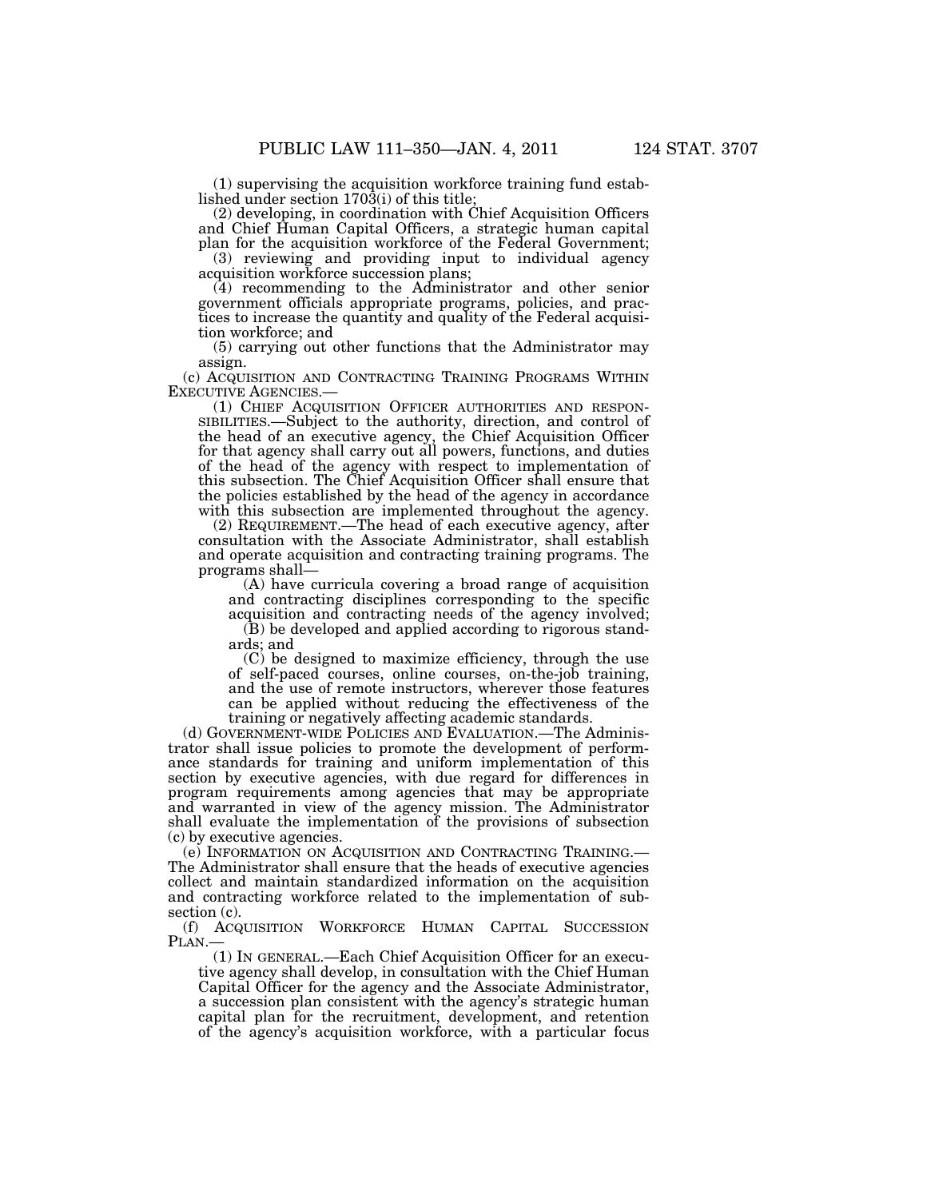(1) supervising the acquisition workforce training fund established under section 1703(i) of this title;

(2) developing, in coordination with Chief Acquisition Officers and Chief Human Capital Officers, a strategic human capital plan for the acquisition workforce of the Federal Government;

(3) reviewing and providing input to individual agency acquisition workforce succession plans;

(4) recommending to the Administrator and other senior government officials appropriate programs, policies, and practices to increase the quantity and quality of the Federal acquisition workforce; and

(5) carrying out other functions that the Administrator may assign.

(c) ACQUISITION AND CONTRACTING TRAINING PROGRAMS WITHIN EXECUTIVE AGENCIES.—

(1) CHIEF ACQUISITION OFFICER AUTHORITIES AND RESPONSIBILITIES.—Subject to the authority, direction, and control of the head of an executive agency, the Chief Acquisition Officer for that agency shall carry out all powers, functions, and duties of the head of the agency with respect to implementation of this subsection. The Chief Acquisition Officer shall ensure that the policies established by the head of the agency in accordance with this subsection are implemented throughout the agency.

(2) REQUIREMENT.—The head of each executive agency, after consultation with the Associate Administrator, shall establish and operate acquisition and contracting training programs. The programs shall—

(A) have curricula covering a broad range of acquisition and contracting disciplines corresponding to the specific acquisition and contracting needs of the agency involved;

(B) be developed and applied according to rigorous standards; and

(C) be designed to maximize efficiency, through the use of self-paced courses, online courses, on-the-job training, and the use of remote instructors, wherever those features can be applied without reducing the effectiveness of the training or negatively affecting academic standards.

(d) GOVERNMENT-WIDE POLICIES AND EVALUATION.—The Administrator shall issue policies to promote the development of performance standards for training and uniform implementation of this section by executive agencies, with due regard for differences in program requirements among agencies that may be appropriate and warranted in view of the agency mission. The Administrator shall evaluate the implementation of the provisions of subsection (c) by executive agencies.

(e) INFORMATION ON ACQUISITION AND CONTRACTING TRAINING.—The Administrator shall ensure that the heads of executive agencies collect and maintain standardized information on the acquisition and contracting workforce related to the implementation of subsection (c).

(f) ACQUISITION WORKFORCE HUMAN CAPITAL SUCCESSION PLAN.—

(1) IN GENERAL.—Each Chief Acquisition Officer for an executive agency shall develop, in consultation with the Chief Human Capital Officer for the agency and the Associate Administrator, a succession plan consistent with the agency's strategic human capital plan for the recruitment, development, and retention of the agency's acquisition workforce, with a particular focus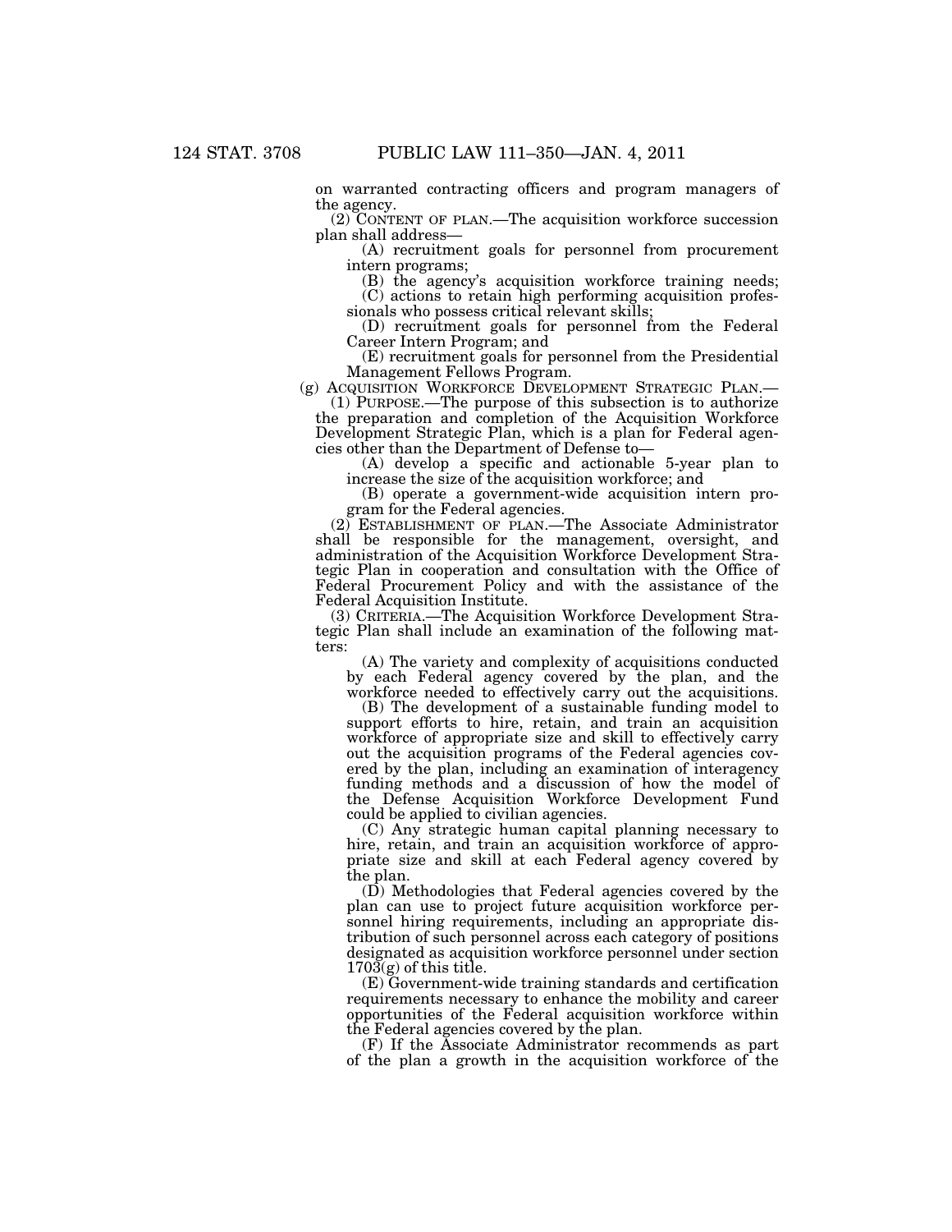on warranted contracting officers and program managers of the agency.

(2) CONTENT OF PLAN.—The acquisition workforce succession plan shall address—

(A) recruitment goals for personnel from procurement intern programs;

(B) the agency's acquisition workforce training needs;

(C) actions to retain high performing acquisition professionals who possess critical relevant skills;

(D) recruitment goals for personnel from the Federal Career Intern Program; and

(E) recruitment goals for personnel from the Presidential Management Fellows Program.

(g) ACQUISITION WORKFORCE DEVELOPMENT STRATEGIC PLAN.—

(1) PURPOSE.—The purpose of this subsection is to authorize the preparation and completion of the Acquisition Workforce Development Strategic Plan, which is a plan for Federal agencies other than the Department of Defense to—

(A) develop a specific and actionable 5-year plan to increase the size of the acquisition workforce; and

(B) operate a government-wide acquisition intern program for the Federal agencies.

(2) ESTABLISHMENT OF PLAN.—The Associate Administrator shall be responsible for the management, oversight, and administration of the Acquisition Workforce Development Strategic Plan in cooperation and consultation with the Office of Federal Procurement Policy and with the assistance of the Federal Acquisition Institute.

(3) CRITERIA.—The Acquisition Workforce Development Strategic Plan shall include an examination of the following matters:

(A) The variety and complexity of acquisitions conducted by each Federal agency covered by the plan, and the workforce needed to effectively carry out the acquisitions.

(B) The development of a sustainable funding model to support efforts to hire, retain, and train an acquisition workforce of appropriate size and skill to effectively carry out the acquisition programs of the Federal agencies covered by the plan, including an examination of interagency funding methods and a discussion of how the model of the Defense Acquisition Workforce Development Fund could be applied to civilian agencies.

(C) Any strategic human capital planning necessary to hire, retain, and train an acquisition workforce of appropriate size and skill at each Federal agency covered by the plan.

(D) Methodologies that Federal agencies covered by the plan can use to project future acquisition workforce personnel hiring requirements, including an appropriate distribution of such personnel across each category of positions designated as acquisition workforce personnel under section 1703(g) of this title.

(E) Government-wide training standards and certification requirements necessary to enhance the mobility and career opportunities of the Federal acquisition workforce within the Federal agencies covered by the plan.

(F) If the Associate Administrator recommends as part of the plan a growth in the acquisition workforce of the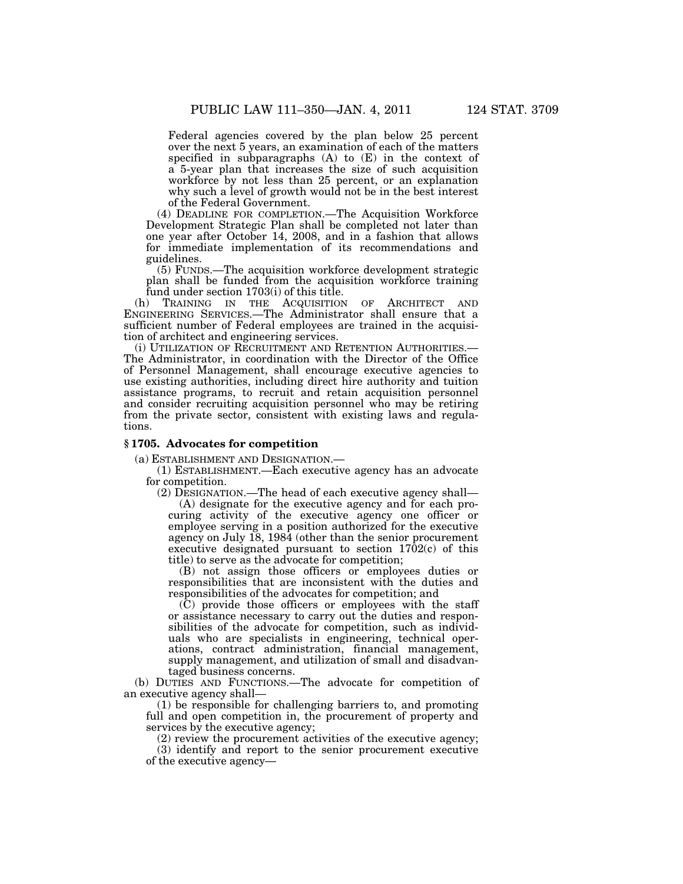Federal agencies covered by the plan below 25 percent over the next 5 years, an examination of each of the matters specified in subparagraphs (A) to (E) in the context of a 5-year plan that increases the size of such acquisition workforce by not less than 25 percent, or an explanation why such a level of growth would not be in the best interest of the Federal Government.

(4) DEADLINE FOR COMPLETION.—The Acquisition Workforce Development Strategic Plan shall be completed not later than one year after October 14, 2008, and in a fashion that allows for immediate implementation of its recommendations and guidelines.

(5) FUNDS.—The acquisition workforce development strategic plan shall be funded from the acquisition workforce training fund under section 1703(i) of this title.

(h) TRAINING IN THE ACQUISITION OF ARCHITECT AND ENGINEERING SERVICES.—The Administrator shall ensure that a sufficient number of Federal employees are trained in the acquisition of architect and engineering services.

(i) UTILIZATION OF RECRUITMENT AND RETENTION AUTHORITIES.—The Administrator, in coordination with the Director of the Office of Personnel Management, shall encourage executive agencies to use existing authorities, including direct hire authority and tuition assistance programs, to recruit and retain acquisition personnel and consider recruiting acquisition personnel who may be retiring from the private sector, consistent with existing laws and regulations.

### § 1705. Advocates for competition

(a) ESTABLISHMENT AND DESIGNATION.—

(1) ESTABLISHMENT.—Each executive agency has an advocate for competition.

(2) DESIGNATION.—The head of each executive agency shall—

(A) designate for the executive agency and for each procuring activity of the executive agency one officer or employee serving in a position authorized for the executive agency on July 18, 1984 (other than the senior procurement executive designated pursuant to section 1702(c) of this title) to serve as the advocate for competition;

(B) not assign those officers or employees duties or responsibilities that are inconsistent with the duties and responsibilities of the advocates for competition; and

(C) provide those officers or employees with the staff or assistance necessary to carry out the duties and responsibilities of the advocate for competition, such as individuals who are specialists in engineering, technical operations, contract administration, financial management, supply management, and utilization of small and disadvantaged business concerns.

(b) DUTIES AND FUNCTIONS.—The advocate for competition of an executive agency shall—

(1) be responsible for challenging barriers to, and promoting full and open competition in, the procurement of property and services by the executive agency;

(2) review the procurement activities of the executive agency;

(3) identify and report to the senior procurement executive of the executive agency—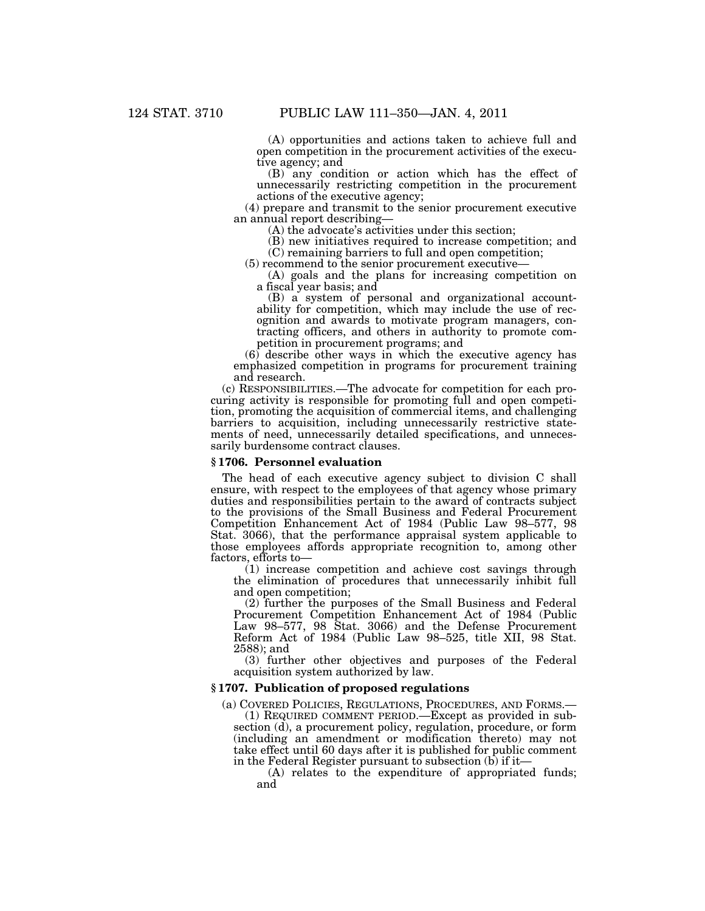(A) opportunities and actions taken to achieve full and open competition in the procurement activities of the executive agency; and

(B) any condition or action which has the effect of unnecessarily restricting competition in the procurement actions of the executive agency;

(4) prepare and transmit to the senior procurement executive an annual report describing—

(A) the advocate's activities under this section;

(B) new initiatives required to increase competition; and

(C) remaining barriers to full and open competition;

(5) recommend to the senior procurement executive—

(A) goals and the plans for increasing competition on a fiscal year basis; and

(B) a system of personal and organizational accountability for competition, which may include the use of recognition and awards to motivate program managers, contracting officers, and others in authority to promote competition in procurement programs; and

(6) describe other ways in which the executive agency has emphasized competition in programs for procurement training and research.

(c) RESPONSIBILITIES.—The advocate for competition for each procuring activity is responsible for promoting full and open competition, promoting the acquisition of commercial items, and challenging barriers to acquisition, including unnecessarily restrictive statements of need, unnecessarily detailed specifications, and unnecessarily burdensome contract clauses.

### § 1706. Personnel evaluation

The head of each executive agency subject to division C shall ensure, with respect to the employees of that agency whose primary duties and responsibilities pertain to the award of contracts subject to the provisions of the Small Business and Federal Procurement Competition Enhancement Act of 1984 (Public Law 98–577, 98 Stat. 3066), that the performance appraisal system applicable to those employees affords appropriate recognition to, among other factors, efforts to—

(1) increase competition and achieve cost savings through the elimination of procedures that unnecessarily inhibit full and open competition;

(2) further the purposes of the Small Business and Federal Procurement Competition Enhancement Act of 1984 (Public Law 98–577, 98 Stat. 3066) and the Defense Procurement Reform Act of 1984 (Public Law 98–525, title XII, 98 Stat. 2588); and

(3) further other objectives and purposes of the Federal acquisition system authorized by law.

### § 1707. Publication of proposed regulations

(a) COVERED POLICIES, REGULATIONS, PROCEDURES, AND FORMS.—

(1) REQUIRED COMMENT PERIOD.—Except as provided in subsection (d), a procurement policy, regulation, procedure, or form (including an amendment or modification thereto) may not take effect until 60 days after it is published for public comment in the Federal Register pursuant to subsection (b) if it—

(A) relates to the expenditure of appropriated funds; and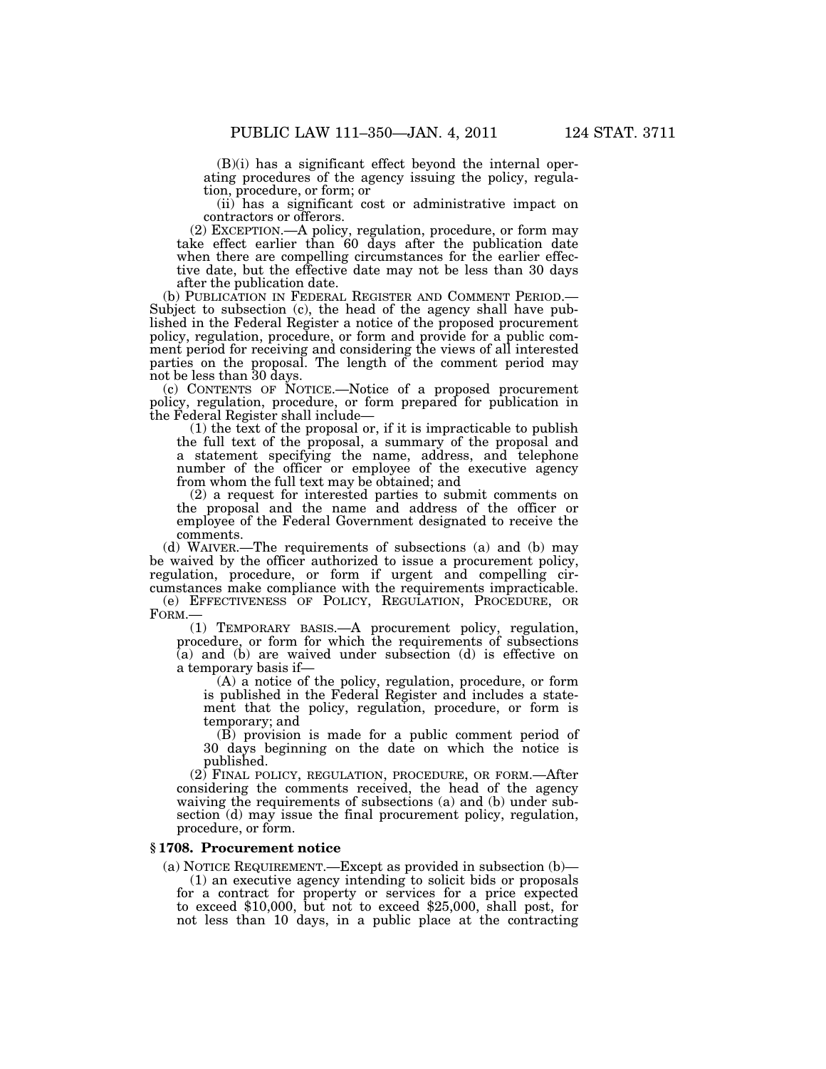(B)(i) has a significant effect beyond the internal operating procedures of the agency issuing the policy, regulation, procedure, or form; or

(ii) has a significant cost or administrative impact on contractors or offerors.

(2) EXCEPTION.—A policy, regulation, procedure, or form may take effect earlier than 60 days after the publication date when there are compelling circumstances for the earlier effective date, but the effective date may not be less than 30 days after the publication date.

(b) PUBLICATION IN FEDERAL REGISTER AND COMMENT PERIOD.—Subject to subsection (c), the head of the agency shall have published in the Federal Register a notice of the proposed procurement policy, regulation, procedure, or form and provide for a public comment period for receiving and considering the views of all interested parties on the proposal. The length of the comment period may not be less than 30 days.

(c) CONTENTS OF NOTICE.—Notice of a proposed procurement policy, regulation, procedure, or form prepared for publication in the Federal Register shall include—

(1) the text of the proposal or, if it is impracticable to publish the full text of the proposal, a summary of the proposal and a statement specifying the name, address, and telephone number of the officer or employee of the executive agency from whom the full text may be obtained; and

(2) a request for interested parties to submit comments on the proposal and the name and address of the officer or employee of the Federal Government designated to receive the comments.

(d) WAIVER.—The requirements of subsections (a) and (b) may be waived by the officer authorized to issue a procurement policy, regulation, procedure, or form if urgent and compelling circumstances make compliance with the requirements impracticable.

(e) EFFECTIVENESS OF POLICY, REGULATION, PROCEDURE, OR FORM.—

(1) TEMPORARY BASIS.—A procurement policy, regulation, procedure, or form for which the requirements of subsections (a) and (b) are waived under subsection (d) is effective on a temporary basis if—

(A) a notice of the policy, regulation, procedure, or form is published in the Federal Register and includes a statement that the policy, regulation, procedure, or form is temporary; and

(B) provision is made for a public comment period of 30 days beginning on the date on which the notice is published.

(2) FINAL POLICY, REGULATION, PROCEDURE, OR FORM.—After considering the comments received, the head of the agency waiving the requirements of subsections (a) and (b) under subsection (d) may issue the final procurement policy, regulation, procedure, or form.

### § 1708. Procurement notice

(a) NOTICE REQUIREMENT.—Except as provided in subsection (b)—

(1) an executive agency intending to solicit bids or proposals for a contract for property or services for a price expected to exceed $10,000, but not to exceed $25,000, shall post, for not less than 10 days, in a public place at the contracting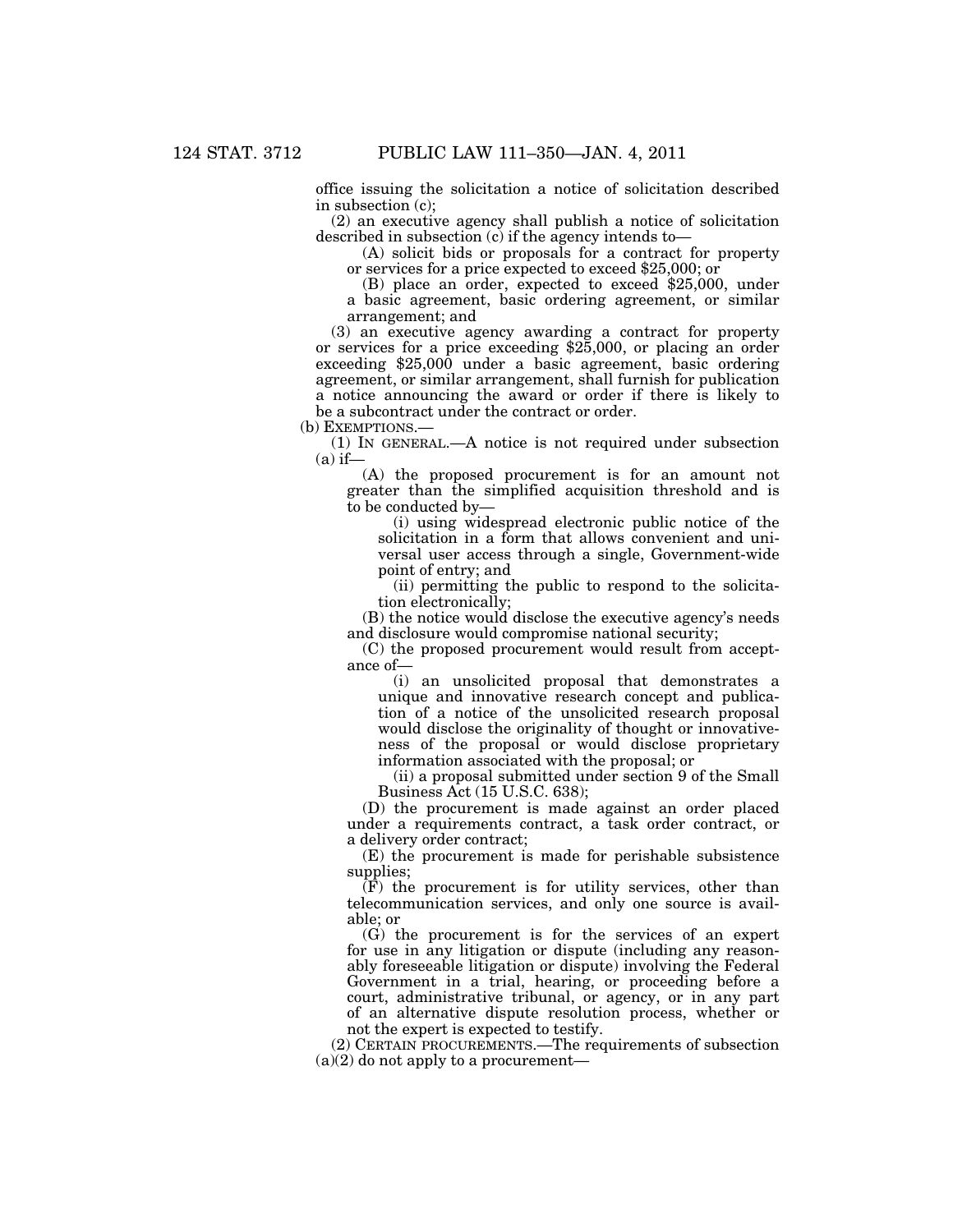office issuing the solicitation a notice of solicitation described in subsection (c);

(2) an executive agency shall publish a notice of solicitation described in subsection (c) if the agency intends to—

(A) solicit bids or proposals for a contract for property or services for a price expected to exceed $25,000; or

(B) place an order, expected to exceed $25,000, under a basic agreement, basic ordering agreement, or similar arrangement; and

(3) an executive agency awarding a contract for property or services for a price exceeding $25,000, or placing an order exceeding $25,000 under a basic agreement, basic ordering agreement, or similar arrangement, shall furnish for publication a notice announcing the award or order if there is likely to be a subcontract under the contract or order.

(b) EXEMPTIONS.—

(1) IN GENERAL.—A notice is not required under subsection (a) if—

(A) the proposed procurement is for an amount not greater than the simplified acquisition threshold and is to be conducted by—

(i) using widespread electronic public notice of the solicitation in a form that allows convenient and universal user access through a single, Government-wide point of entry; and

(ii) permitting the public to respond to the solicitation electronically;

(B) the notice would disclose the executive agency's needs and disclosure would compromise national security;

(C) the proposed procurement would result from acceptance of—

(i) an unsolicited proposal that demonstrates a unique and innovative research concept and publication of a notice of the unsolicited research proposal would disclose the originality of thought or innovativeness of the proposal or would disclose proprietary information associated with the proposal; or

(ii) a proposal submitted under section 9 of the Small Business Act (15 U.S.C. 638);

(D) the procurement is made against an order placed under a requirements contract, a task order contract, or a delivery order contract;

(E) the procurement is made for perishable subsistence supplies;

(F) the procurement is for utility services, other than telecommunication services, and only one source is available; or

(G) the procurement is for the services of an expert for use in any litigation or dispute (including any reasonably foreseeable litigation or dispute) involving the Federal Government in a trial, hearing, or proceeding before a court, administrative tribunal, or agency, or in any part of an alternative dispute resolution process, whether or not the expert is expected to testify.

(2) CERTAIN PROCUREMENTS.—The requirements of subsection (a)(2) do not apply to a procurement—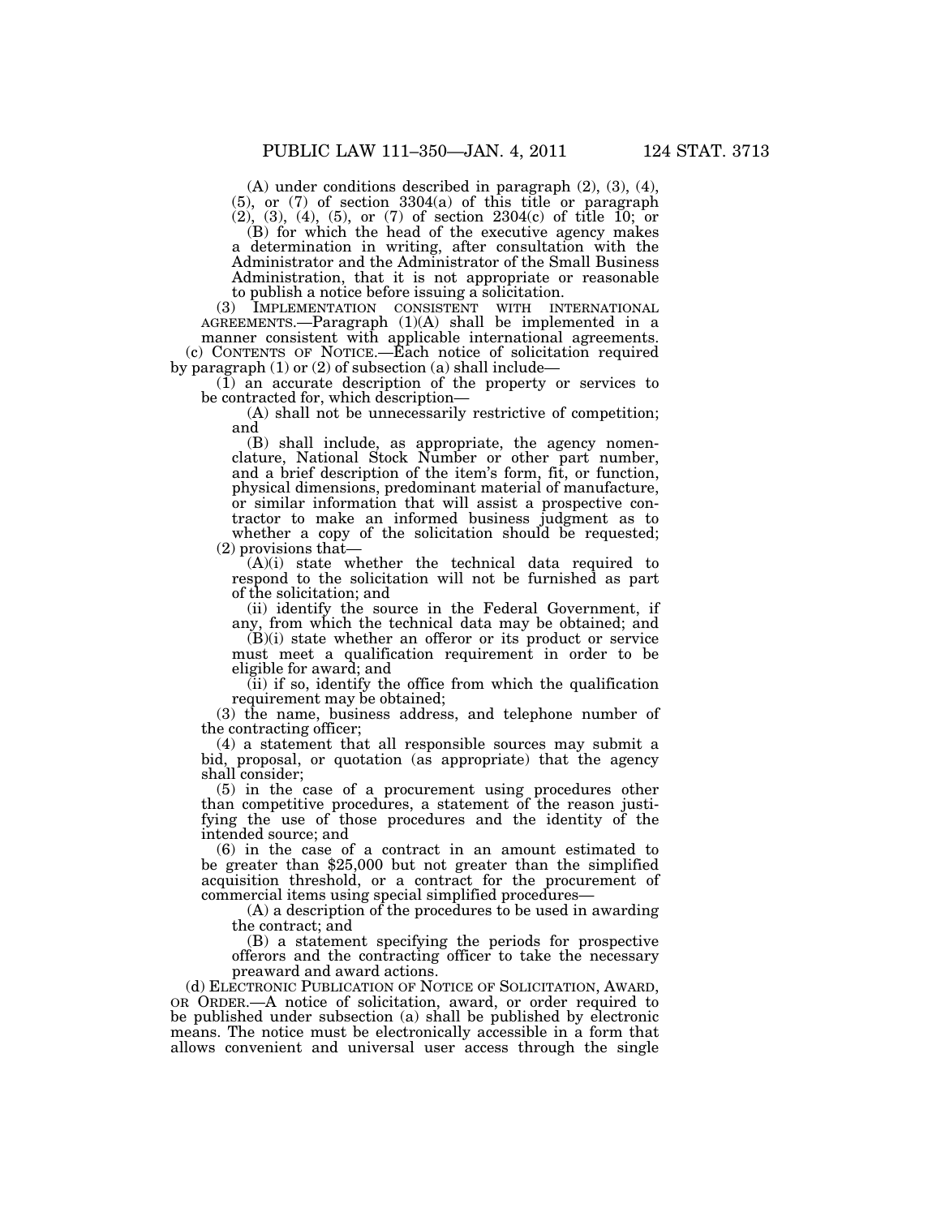(A) under conditions described in paragraph (2), (3), (4), (5), or (7) of section 3304(a) of this title or paragraph (2), (3), (4), (5), or (7) of section 2304(c) of title 10; or

(B) for which the head of the executive agency makes a determination in writing, after consultation with the Administrator and the Administrator of the Small Business Administration, that it is not appropriate or reasonable to publish a notice before issuing a solicitation.

(3) IMPLEMENTATION CONSISTENT WITH INTERNATIONAL AGREEMENTS.—Paragraph (1)(A) shall be implemented in a manner consistent with applicable international agreements.

(c) CONTENTS OF NOTICE.—Each notice of solicitation required by paragraph (1) or (2) of subsection (a) shall include—

(1) an accurate description of the property or services to be contracted for, which description—

(A) shall not be unnecessarily restrictive of competition; and

(B) shall include, as appropriate, the agency nomenclature, National Stock Number or other part number, and a brief description of the item's form, fit, or function, physical dimensions, predominant material of manufacture, or similar information that will assist a prospective contractor to make an informed business judgment as to whether a copy of the solicitation should be requested;

(2) provisions that—

(A)(i) state whether the technical data required to respond to the solicitation will not be furnished as part of the solicitation; and

(ii) identify the source in the Federal Government, if any, from which the technical data may be obtained; and

(B)(i) state whether an offeror or its product or service must meet a qualification requirement in order to be eligible for award; and

(ii) if so, identify the office from which the qualification requirement may be obtained;

(3) the name, business address, and telephone number of the contracting officer;

(4) a statement that all responsible sources may submit a bid, proposal, or quotation (as appropriate) that the agency shall consider;

(5) in the case of a procurement using procedures other than competitive procedures, a statement of the reason justifying the use of those procedures and the identity of the intended source; and

(6) in the case of a contract in an amount estimated to be greater than $25,000 but not greater than the simplified acquisition threshold, or a contract for the procurement of commercial items using special simplified procedures—

(A) a description of the procedures to be used in awarding the contract; and

(B) a statement specifying the periods for prospective offerors and the contracting officer to take the necessary preaward and award actions.

(d) ELECTRONIC PUBLICATION OF NOTICE OF SOLICITATION, AWARD, OR ORDER.—A notice of solicitation, award, or order required to be published under subsection (a) shall be published by electronic means. The notice must be electronically accessible in a form that allows convenient and universal user access through the single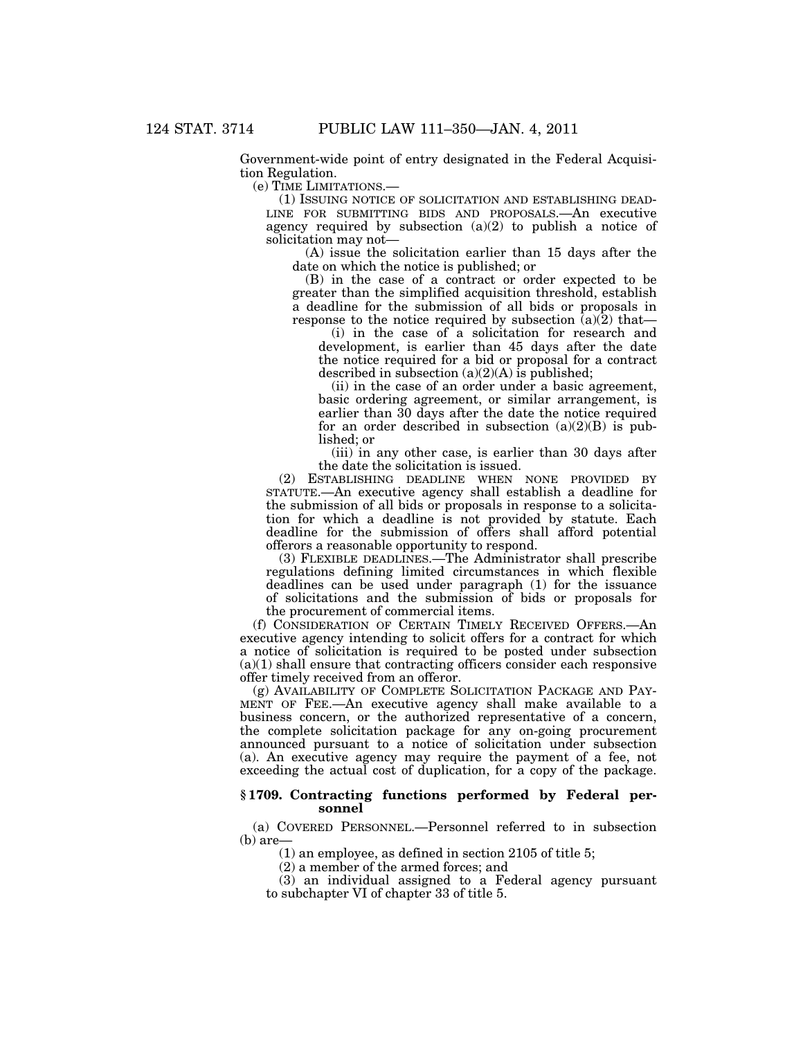Government-wide point of entry designated in the Federal Acquisition Regulation.

(e) TIME LIMITATIONS.—

(1) ISSUING NOTICE OF SOLICITATION AND ESTABLISHING DEADLINE FOR SUBMITTING BIDS AND PROPOSALS.—An executive agency required by subsection (a)(2) to publish a notice of solicitation may not—

(A) issue the solicitation earlier than 15 days after the date on which the notice is published; or

(B) in the case of a contract or order expected to be greater than the simplified acquisition threshold, establish a deadline for the submission of all bids or proposals in response to the notice required by subsection (a)(2) that—

(i) in the case of a solicitation for research and development, is earlier than 45 days after the date the notice required for a bid or proposal for a contract described in subsection (a)(2)(A) is published;

(ii) in the case of an order under a basic agreement, basic ordering agreement, or similar arrangement, is earlier than 30 days after the date the notice required for an order described in subsection (a)(2)(B) is published; or

(iii) in any other case, is earlier than 30 days after the date the solicitation is issued.

(2) ESTABLISHING DEADLINE WHEN NONE PROVIDED BY STATUTE.—An executive agency shall establish a deadline for the submission of all bids or proposals in response to a solicitation for which a deadline is not provided by statute. Each deadline for the submission of offers shall afford potential offerors a reasonable opportunity to respond.

(3) FLEXIBLE DEADLINES.—The Administrator shall prescribe regulations defining limited circumstances in which flexible deadlines can be used under paragraph (1) for the issuance of solicitations and the submission of bids or proposals for the procurement of commercial items.

(f) CONSIDERATION OF CERTAIN TIMELY RECEIVED OFFERS.—An executive agency intending to solicit offers for a contract for which a notice of solicitation is required to be posted under subsection (a)(1) shall ensure that contracting officers consider each responsive offer timely received from an offeror.

(g) AVAILABILITY OF COMPLETE SOLICITATION PACKAGE AND PAYMENT OF FEE.—An executive agency shall make available to a business concern, or the authorized representative of a concern, the complete solicitation package for any on-going procurement announced pursuant to a notice of solicitation under subsection (a). An executive agency may require the payment of a fee, not exceeding the actual cost of duplication, for a copy of the package.

### § 1709. Contracting functions performed by Federal personnel

(a) COVERED PERSONNEL.—Personnel referred to in subsection (b) are—

(1) an employee, as defined in section 2105 of title 5;

(2) a member of the armed forces; and

(3) an individual assigned to a Federal agency pursuant to subchapter VI of chapter 33 of title 5.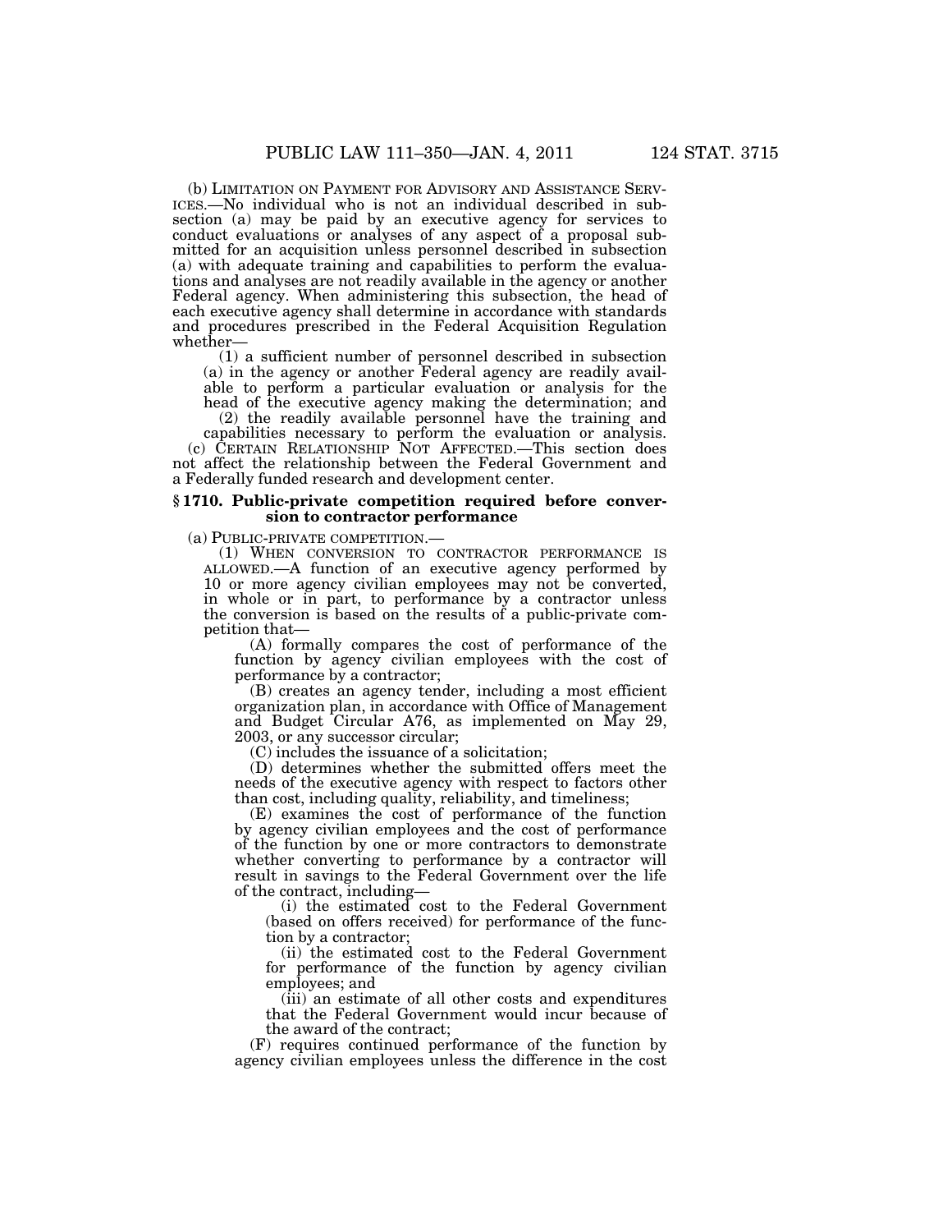(b) LIMITATION ON PAYMENT FOR ADVISORY AND ASSISTANCE SERVICES.—No individual who is not an individual described in subsection (a) may be paid by an executive agency for services to conduct evaluations or analyses of any aspect of a proposal submitted for an acquisition unless personnel described in subsection (a) with adequate training and capabilities to perform the evaluations and analyses are not readily available in the agency or another Federal agency. When administering this subsection, the head of each executive agency shall determine in accordance with standards and procedures prescribed in the Federal Acquisition Regulation whether—

(1) a sufficient number of personnel described in subsection (a) in the agency or another Federal agency are readily available to perform a particular evaluation or analysis for the head of the executive agency making the determination; and

(2) the readily available personnel have the training and capabilities necessary to perform the evaluation or analysis.

(c) CERTAIN RELATIONSHIP NOT AFFECTED.—This section does not affect the relationship between the Federal Government and a Federally funded research and development center.

### § 1710. Public-private competition required before conversion to contractor performance

(a) PUBLIC-PRIVATE COMPETITION.—

(1) WHEN CONVERSION TO CONTRACTOR PERFORMANCE IS ALLOWED.—A function of an executive agency performed by 10 or more agency civilian employees may not be converted, in whole or in part, to performance by a contractor unless the conversion is based on the results of a public-private competition that—

(A) formally compares the cost of performance of the function by agency civilian employees with the cost of performance by a contractor;

(B) creates an agency tender, including a most efficient organization plan, in accordance with Office of Management and Budget Circular A76, as implemented on May 29, 2003, or any successor circular;

(C) includes the issuance of a solicitation;

(D) determines whether the submitted offers meet the needs of the executive agency with respect to factors other than cost, including quality, reliability, and timeliness;

(E) examines the cost of performance of the function by agency civilian employees and the cost of performance of the function by one or more contractors to demonstrate whether converting to performance by a contractor will result in savings to the Federal Government over the life of the contract, including—

(i) the estimated cost to the Federal Government (based on offers received) for performance of the function by a contractor;

(ii) the estimated cost to the Federal Government for performance of the function by agency civilian employees; and

(iii) an estimate of all other costs and expenditures that the Federal Government would incur because of the award of the contract;

(F) requires continued performance of the function by agency civilian employees unless the difference in the cost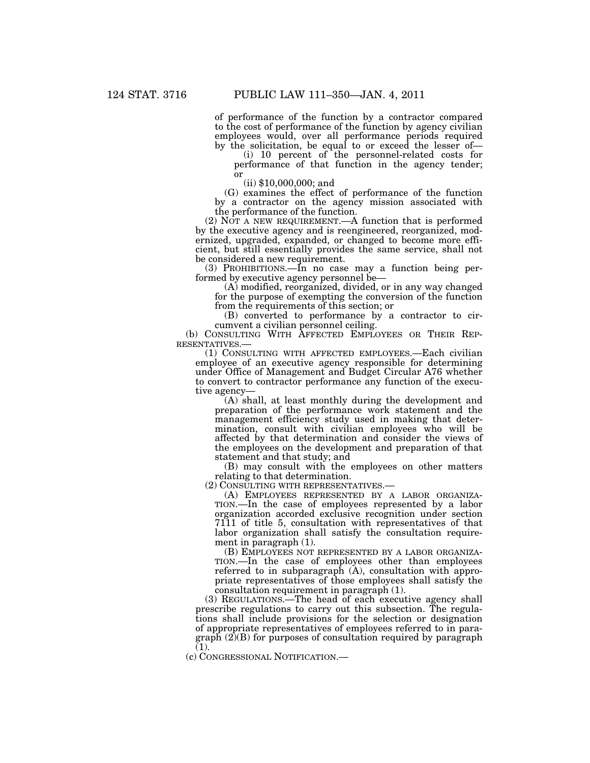of performance of the function by a contractor compared to the cost of performance of the function by agency civilian employees would, over all performance periods required by the solicitation, be equal to or exceed the lesser of—

(i) 10 percent of the personnel-related costs for performance of that function in the agency tender; or

(ii) $10,000,000; and

(G) examines the effect of performance of the function by a contractor on the agency mission associated with the performance of the function.

(2) NOT A NEW REQUIREMENT.—A function that is performed by the executive agency and is reengineered, reorganized, modernized, upgraded, expanded, or changed to become more efficient, but still essentially provides the same service, shall not be considered a new requirement.

(3) PROHIBITIONS.—In no case may a function being performed by executive agency personnel be—

(A) modified, reorganized, divided, or in any way changed for the purpose of exempting the conversion of the function from the requirements of this section; or

(B) converted to performance by a contractor to circumvent a civilian personnel ceiling.

(b) CONSULTING WITH AFFECTED EMPLOYEES OR THEIR REPRESENTATIVES.—

(1) CONSULTING WITH AFFECTED EMPLOYEES.—Each civilian employee of an executive agency responsible for determining under Office of Management and Budget Circular A76 whether to convert to contractor performance any function of the executive agency—

(A) shall, at least monthly during the development and preparation of the performance work statement and the management efficiency study used in making that determination, consult with civilian employees who will be affected by that determination and consider the views of the employees on the development and preparation of that statement and that study; and

(B) may consult with the employees on other matters relating to that determination.

(2) CONSULTING WITH REPRESENTATIVES.—

(A) EMPLOYEES REPRESENTED BY A LABOR ORGANIZATION.—In the case of employees represented by a labor organization accorded exclusive recognition under section 7111 of title 5, consultation with representatives of that labor organization shall satisfy the consultation requirement in paragraph (1).

(B) EMPLOYEES NOT REPRESENTED BY A LABOR ORGANIZATION.—In the case of employees other than employees referred to in subparagraph (A), consultation with appropriate representatives of those employees shall satisfy the consultation requirement in paragraph (1).

(3) REGULATIONS.—The head of each executive agency shall prescribe regulations to carry out this subsection. The regulations shall include provisions for the selection or designation of appropriate representatives of employees referred to in paragraph (2)(B) for purposes of consultation required by paragraph (1).

(c) CONGRESSIONAL NOTIFICATION.—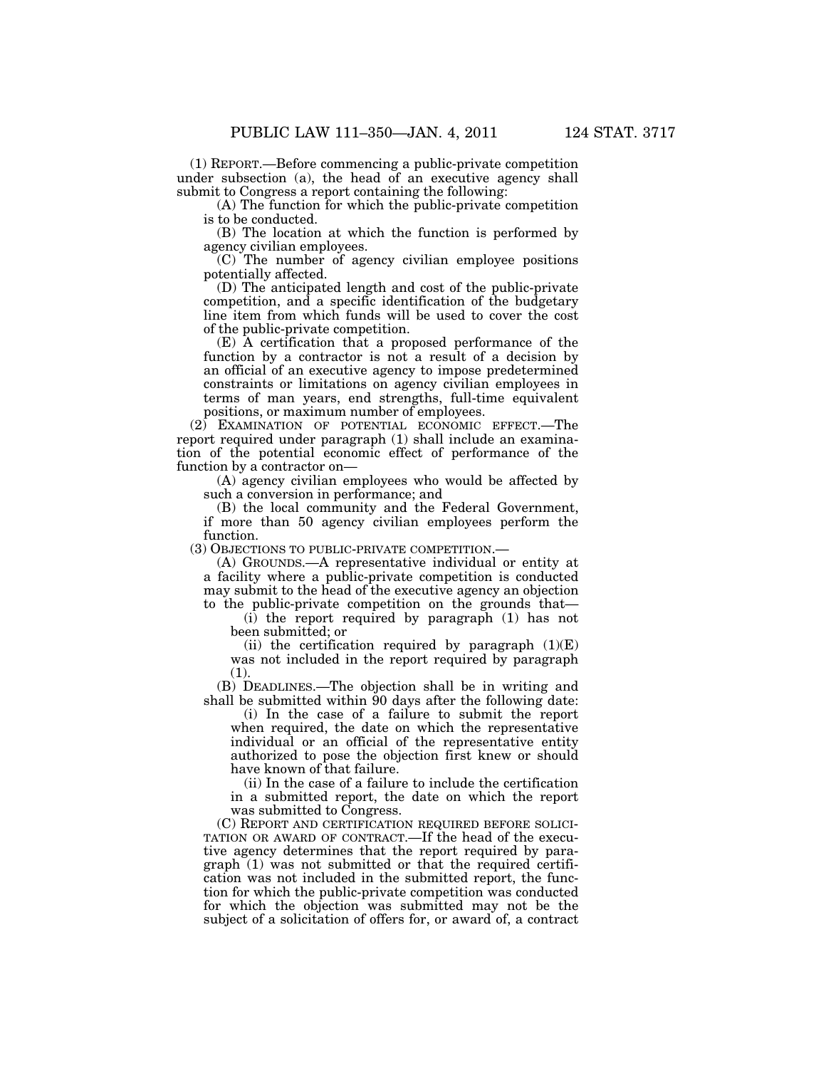(1) REPORT.—Before commencing a public-private competition under subsection (a), the head of an executive agency shall submit to Congress a report containing the following:

(A) The function for which the public-private competition is to be conducted.

(B) The location at which the function is performed by agency civilian employees.

(C) The number of agency civilian employee positions potentially affected.

(D) The anticipated length and cost of the public-private competition, and a specific identification of the budgetary line item from which funds will be used to cover the cost of the public-private competition.

(E) A certification that a proposed performance of the function by a contractor is not a result of a decision by an official of an executive agency to impose predetermined constraints or limitations on agency civilian employees in terms of man years, end strengths, full-time equivalent positions, or maximum number of employees.

(2) EXAMINATION OF POTENTIAL ECONOMIC EFFECT.—The report required under paragraph (1) shall include an examination of the potential economic effect of performance of the function by a contractor on—

(A) agency civilian employees who would be affected by such a conversion in performance; and

(B) the local community and the Federal Government, if more than 50 agency civilian employees perform the function.

(3) OBJECTIONS TO PUBLIC-PRIVATE COMPETITION.—

(A) GROUNDS.—A representative individual or entity at a facility where a public-private competition is conducted may submit to the head of the executive agency an objection to the public-private competition on the grounds that—

(i) the report required by paragraph (1) has not been submitted; or

(ii) the certification required by paragraph (1)(E) was not included in the report required by paragraph (1).

(B) DEADLINES.—The objection shall be in writing and shall be submitted within 90 days after the following date:

(i) In the case of a failure to submit the report when required, the date on which the representative individual or an official of the representative entity authorized to pose the objection first knew or should have known of that failure.

(ii) In the case of a failure to include the certification in a submitted report, the date on which the report was submitted to Congress.

(C) REPORT AND CERTIFICATION REQUIRED BEFORE SOLICITATION OR AWARD OF CONTRACT.—If the head of the executive agency determines that the report required by paragraph (1) was not submitted or that the required certification was not included in the submitted report, the function for which the public-private competition was conducted for which the objection was submitted may not be the subject of a solicitation of offers for, or award of, a contract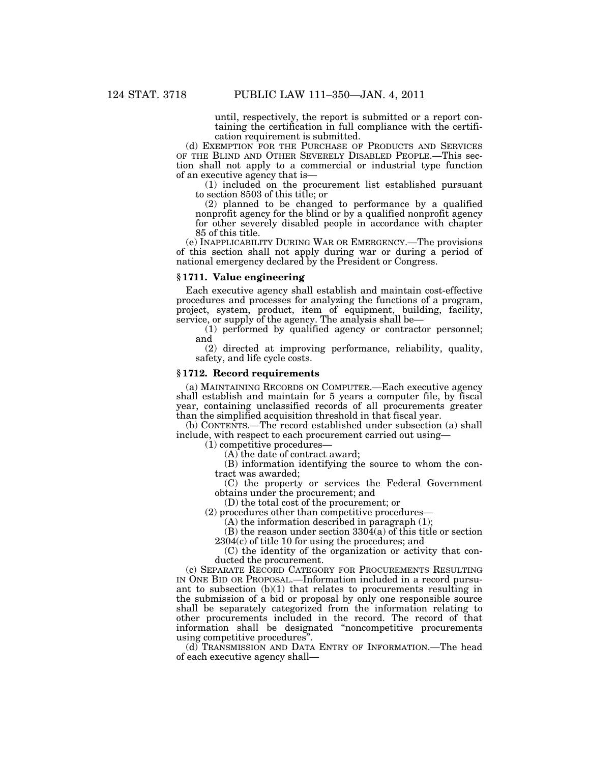until, respectively, the report is submitted or a report containing the certification in full compliance with the certification requirement is submitted.

(d) EXEMPTION FOR THE PURCHASE OF PRODUCTS AND SERVICES OF THE BLIND AND OTHER SEVERELY DISABLED PEOPLE.—This section shall not apply to a commercial or industrial type function of an executive agency that is—

(1) included on the procurement list established pursuant to section 8503 of this title; or

(2) planned to be changed to performance by a qualified nonprofit agency for the blind or by a qualified nonprofit agency for other severely disabled people in accordance with chapter 85 of this title.

(e) INAPPLICABILITY DURING WAR OR EMERGENCY.—The provisions of this section shall not apply during war or during a period of national emergency declared by the President or Congress.

### § 1711. Value engineering

Each executive agency shall establish and maintain cost-effective procedures and processes for analyzing the functions of a program, project, system, product, item of equipment, building, facility, service, or supply of the agency. The analysis shall be—

(1) performed by qualified agency or contractor personnel; and

(2) directed at improving performance, reliability, quality, safety, and life cycle costs.

### § 1712. Record requirements

(a) MAINTAINING RECORDS ON COMPUTER.—Each executive agency shall establish and maintain for 5 years a computer file, by fiscal year, containing unclassified records of all procurements greater than the simplified acquisition threshold in that fiscal year.

(b) CONTENTS.—The record established under subsection (a) shall include, with respect to each procurement carried out using—

(1) competitive procedures—

(A) the date of contract award;

(B) information identifying the source to whom the contract was awarded;

(C) the property or services the Federal Government obtains under the procurement; and

(D) the total cost of the procurement; or

(2) procedures other than competitive procedures—

(A) the information described in paragraph (1);

(B) the reason under section 3304(a) of this title or section 2304(c) of title 10 for using the procedures; and

(C) the identity of the organization or activity that conducted the procurement.

(c) SEPARATE RECORD CATEGORY FOR PROCUREMENTS RESULTING IN ONE BID OR PROPOSAL.—Information included in a record pursuant to subsection (b)(1) that relates to procurements resulting in the submission of a bid or proposal by only one responsible source shall be separately categorized from the information relating to other procurements included in the record. The record of that information shall be designated "noncompetitive procurements using competitive procedures".

(d) TRANSMISSION AND DATA ENTRY OF INFORMATION.—The head of each executive agency shall—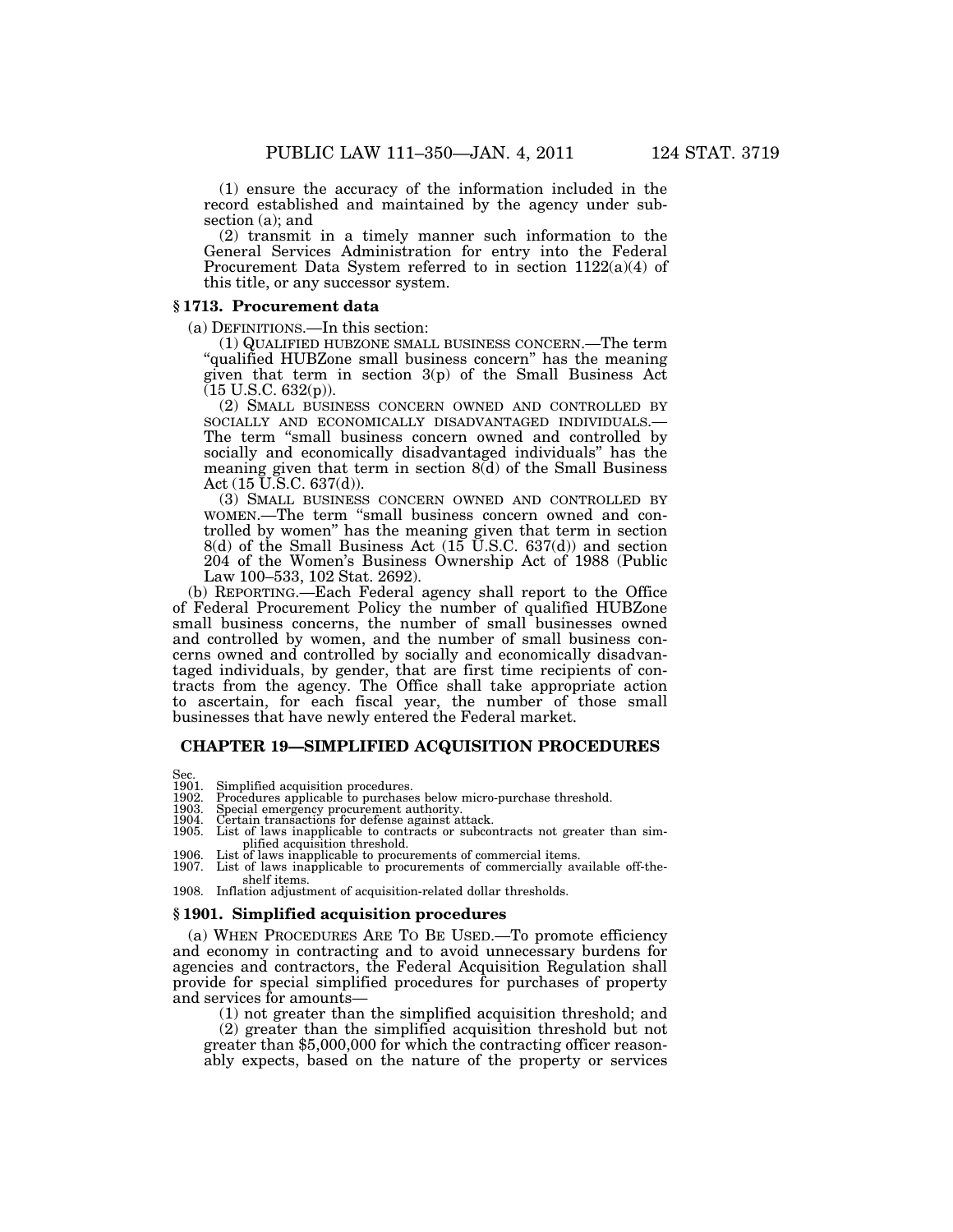(1) ensure the accuracy of the information included in the record established and maintained by the agency under subsection (a); and

(2) transmit in a timely manner such information to the General Services Administration for entry into the Federal Procurement Data System referred to in section 1122(a)(4) of this title, or any successor system.

### § 1713. Procurement data

(a) DEFINITIONS.—In this section:

(1) QUALIFIED HUBZONE SMALL BUSINESS CONCERN.—The term "qualified HUBZone small business concern" has the meaning given that term in section 3(p) of the Small Business Act (15 U.S.C. 632(p)).

(2) SMALL BUSINESS CONCERN OWNED AND CONTROLLED BY SOCIALLY AND ECONOMICALLY DISADVANTAGED INDIVIDUALS.—The term "small business concern owned and controlled by socially and economically disadvantaged individuals" has the meaning given that term in section 8(d) of the Small Business Act (15 U.S.C. 637(d)).

(3) SMALL BUSINESS CONCERN OWNED AND CONTROLLED BY WOMEN.—The term "small business concern owned and controlled by women" has the meaning given that term in section 8(d) of the Small Business Act (15 U.S.C. 637(d)) and section 204 of the Women's Business Ownership Act of 1988 (Public Law 100–533, 102 Stat. 2692).

(b) REPORTING.—Each Federal agency shall report to the Office of Federal Procurement Policy the number of qualified HUBZone small business concerns, the number of small businesses owned and controlled by women, and the number of small business concerns owned and controlled by socially and economically disadvantaged individuals, by gender, that are first time recipients of contracts from the agency. The Office shall take appropriate action to ascertain, for each fiscal year, the number of those small businesses that have newly entered the Federal market.

## CHAPTER 19—SIMPLIFIED ACQUISITION PROCEDURES

Sec.
1901. Simplified acquisition procedures.
1902. Procedures applicable to purchases below micro-purchase threshold.
1903. Special emergency procurement authority.
1904. Certain transactions for defense against attack.
1905. List of laws inapplicable to contracts or subcontracts not greater than simplified acquisition threshold.
1906. List of laws inapplicable to procurements of commercial items.
1907. List of laws inapplicable to procurements of commercially available off-the-shelf items.
1908. Inflation adjustment of acquisition-related dollar thresholds.

### § 1901. Simplified acquisition procedures

(a) WHEN PROCEDURES ARE TO BE USED.—To promote efficiency and economy in contracting and to avoid unnecessary burdens for agencies and contractors, the Federal Acquisition Regulation shall provide for special simplified procedures for purchases of property and services for amounts—

(1) not greater than the simplified acquisition threshold; and

(2) greater than the simplified acquisition threshold but not greater than $5,000,000 for which the contracting officer reasonably expects, based on the nature of the property or services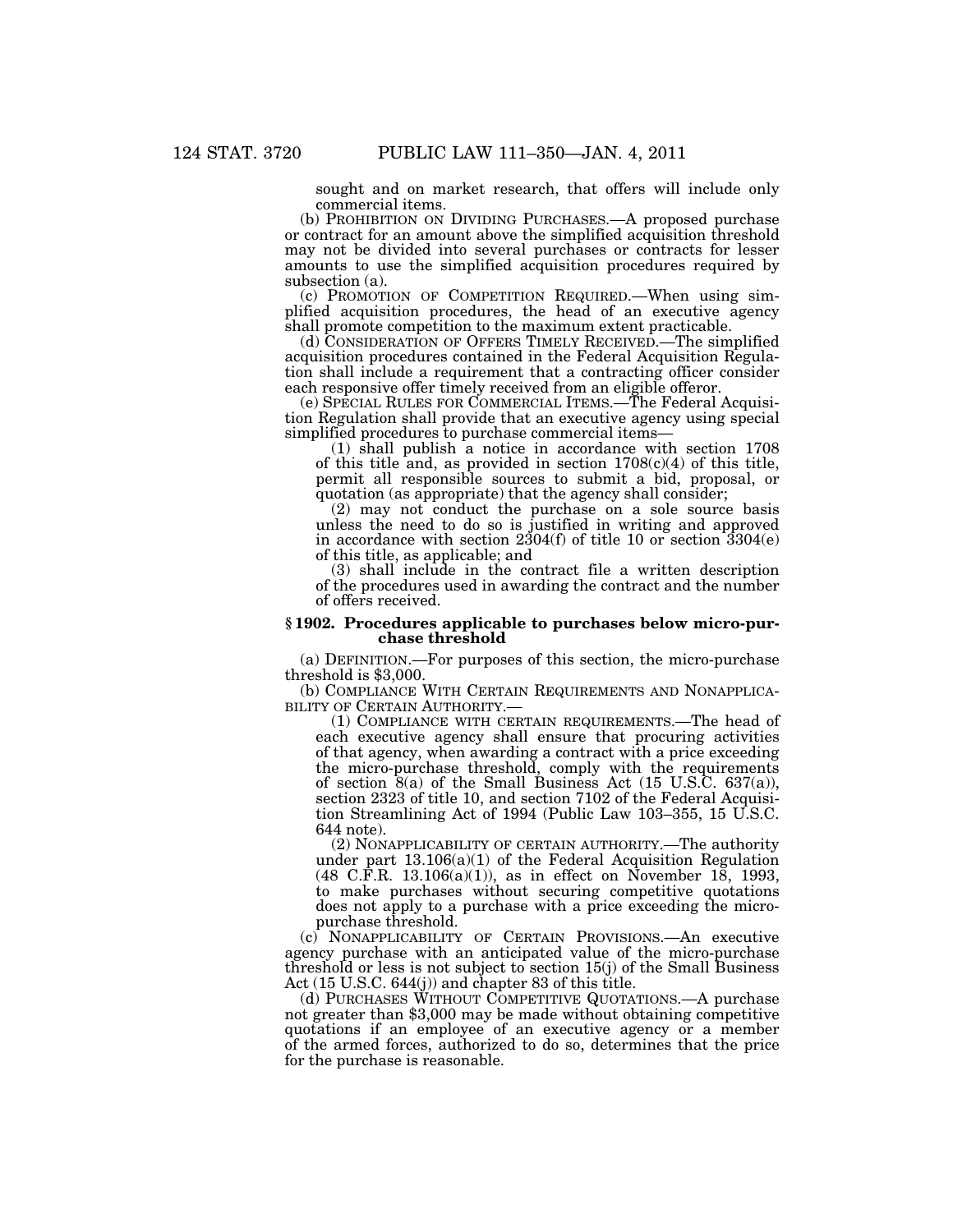sought and on market research, that offers will include only commercial items.

(b) PROHIBITION ON DIVIDING PURCHASES.—A proposed purchase or contract for an amount above the simplified acquisition threshold may not be divided into several purchases or contracts for lesser amounts to use the simplified acquisition procedures required by subsection (a).

(c) PROMOTION OF COMPETITION REQUIRED.—When using simplified acquisition procedures, the head of an executive agency shall promote competition to the maximum extent practicable.

(d) CONSIDERATION OF OFFERS TIMELY RECEIVED.—The simplified acquisition procedures contained in the Federal Acquisition Regulation shall include a requirement that a contracting officer consider each responsive offer timely received from an eligible offeror.

(e) SPECIAL RULES FOR COMMERCIAL ITEMS.—The Federal Acquisition Regulation shall provide that an executive agency using special simplified procedures to purchase commercial items—

(1) shall publish a notice in accordance with section 1708 of this title and, as provided in section 1708(c)(4) of this title, permit all responsible sources to submit a bid, proposal, or quotation (as appropriate) that the agency shall consider;

(2) may not conduct the purchase on a sole source basis unless the need to do so is justified in writing and approved in accordance with section 2304(f) of title 10 or section 3304(e) of this title, as applicable; and

(3) shall include in the contract file a written description of the procedures used in awarding the contract and the number of offers received.

### § 1902. Procedures applicable to purchases below micro-purchase threshold

(a) DEFINITION.—For purposes of this section, the micro-purchase threshold is $3,000.

(b) COMPLIANCE WITH CERTAIN REQUIREMENTS AND NONAPPLICABILITY OF CERTAIN AUTHORITY.—

(1) COMPLIANCE WITH CERTAIN REQUIREMENTS.—The head of each executive agency shall ensure that procuring activities of that agency, when awarding a contract with a price exceeding the micro-purchase threshold, comply with the requirements of section 8(a) of the Small Business Act (15 U.S.C. 637(a)), section 2323 of title 10, and section 7102 of the Federal Acquisition Streamlining Act of 1994 (Public Law 103–355, 15 U.S.C. 644 note).

(2) NONAPPLICABILITY OF CERTAIN AUTHORITY.—The authority under part 13.106(a)(1) of the Federal Acquisition Regulation (48 C.F.R. 13.106(a)(1)), as in effect on November 18, 1993, to make purchases without securing competitive quotations does not apply to a purchase with a price exceeding the micro-purchase threshold.

(c) NONAPPLICABILITY OF CERTAIN PROVISIONS.—An executive agency purchase with an anticipated value of the micro-purchase threshold or less is not subject to section 15(j) of the Small Business Act (15 U.S.C. 644(j)) and chapter 83 of this title.

(d) PURCHASES WITHOUT COMPETITIVE QUOTATIONS.—A purchase not greater than $3,000 may be made without obtaining competitive quotations if an employee of an executive agency or a member of the armed forces, authorized to do so, determines that the price for the purchase is reasonable.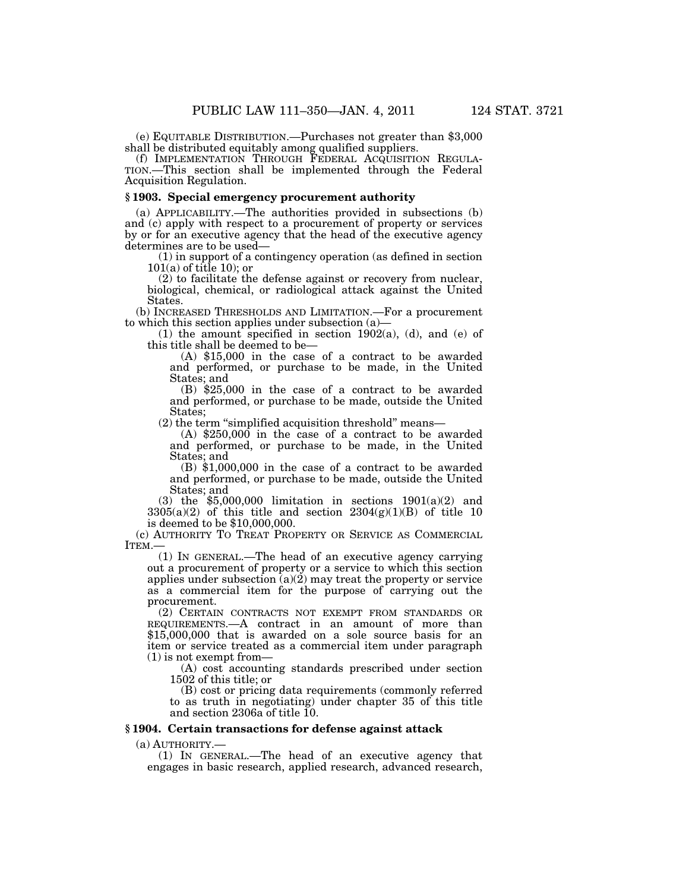(e) EQUITABLE DISTRIBUTION.—Purchases not greater than $3,000 shall be distributed equitably among qualified suppliers.

(f) IMPLEMENTATION THROUGH FEDERAL ACQUISITION REGULATION.—This section shall be implemented through the Federal Acquisition Regulation.

### § 1903. Special emergency procurement authority

(a) APPLICABILITY.—The authorities provided in subsections (b) and (c) apply with respect to a procurement of property or services by or for an executive agency that the head of the executive agency determines are to be used—

(1) in support of a contingency operation (as defined in section 101(a) of title 10); or

(2) to facilitate the defense against or recovery from nuclear, biological, chemical, or radiological attack against the United States.

(b) INCREASED THRESHOLDS AND LIMITATION.—For a procurement to which this section applies under subsection (a)—

(1) the amount specified in section 1902(a), (d), and (e) of this title shall be deemed to be—

(A) $15,000 in the case of a contract to be awarded and performed, or purchase to be made, in the United States; and

(B) $25,000 in the case of a contract to be awarded and performed, or purchase to be made, outside the United States;

(2) the term "simplified acquisition threshold" means—

(A) $250,000 in the case of a contract to be awarded and performed, or purchase to be made, in the United States; and

(B) $1,000,000 in the case of a contract to be awarded and performed, or purchase to be made, outside the United States; and

(3) the $5,000,000 limitation in sections 1901(a)(2) and 3305(a)(2) of this title and section 2304(g)(1)(B) of title 10 is deemed to be $10,000,000.

(c) AUTHORITY TO TREAT PROPERTY OR SERVICE AS COMMERCIAL ITEM.—

(1) IN GENERAL.—The head of an executive agency carrying out a procurement of property or a service to which this section applies under subsection (a)(2) may treat the property or service as a commercial item for the purpose of carrying out the procurement.

(2) CERTAIN CONTRACTS NOT EXEMPT FROM STANDARDS OR REQUIREMENTS.—A contract in an amount of more than $15,000,000 that is awarded on a sole source basis for an item or service treated as a commercial item under paragraph (1) is not exempt from—

(A) cost accounting standards prescribed under section 1502 of this title; or

(B) cost or pricing data requirements (commonly referred to as truth in negotiating) under chapter 35 of this title and section 2306a of title 10.

### § 1904. Certain transactions for defense against attack

(a) AUTHORITY.—

(1) IN GENERAL.—The head of an executive agency that engages in basic research, applied research, advanced research,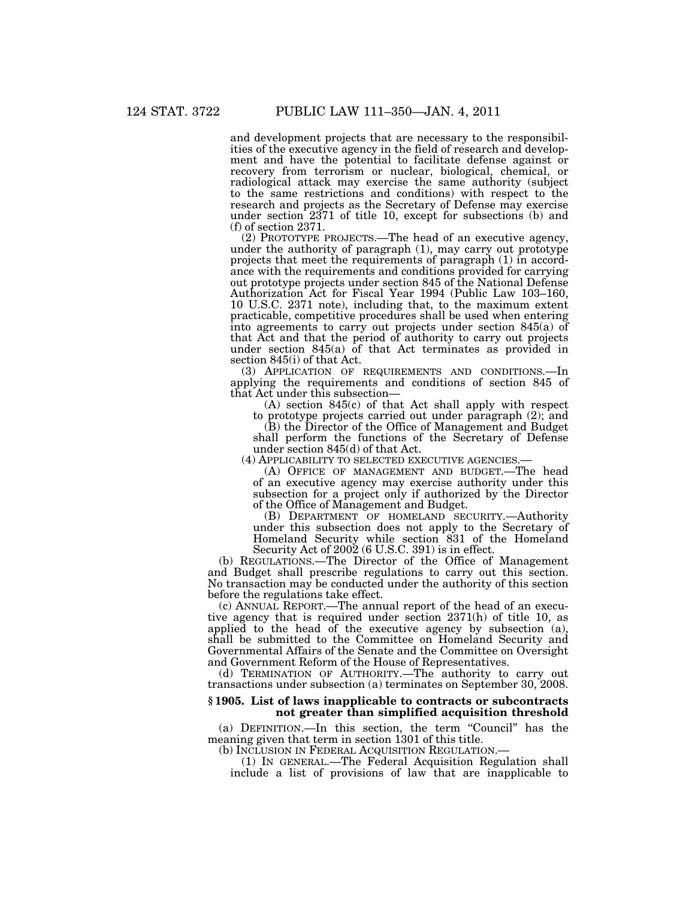and development projects that are necessary to the responsibilities of the executive agency in the field of research and development and have the potential to facilitate defense against or recovery from terrorism or nuclear, biological, chemical, or radiological attack may exercise the same authority (subject to the same restrictions and conditions) with respect to the research and projects as the Secretary of Defense may exercise under section 2371 of title 10, except for subsections (b) and (f) of section 2371.

(2) PROTOTYPE PROJECTS.—The head of an executive agency, under the authority of paragraph (1), may carry out prototype projects that meet the requirements of paragraph (1) in accordance with the requirements and conditions provided for carrying out prototype projects under section 845 of the National Defense Authorization Act for Fiscal Year 1994 (Public Law 103–160, 10 U.S.C. 2371 note), including that, to the maximum extent practicable, competitive procedures shall be used when entering into agreements to carry out projects under section 845(a) of that Act and that the period of authority to carry out projects under section 845(a) of that Act terminates as provided in section 845(i) of that Act.

(3) APPLICATION OF REQUIREMENTS AND CONDITIONS.—In applying the requirements and conditions of section 845 of that Act under this subsection—

(A) section 845(c) of that Act shall apply with respect to prototype projects carried out under paragraph (2); and

(B) the Director of the Office of Management and Budget shall perform the functions of the Secretary of Defense under section 845(d) of that Act.

(4) APPLICABILITY TO SELECTED EXECUTIVE AGENCIES.—

(A) OFFICE OF MANAGEMENT AND BUDGET.—The head of an executive agency may exercise authority under this subsection for a project only if authorized by the Director of the Office of Management and Budget.

(B) DEPARTMENT OF HOMELAND SECURITY.—Authority under this subsection does not apply to the Secretary of Homeland Security while section 831 of the Homeland Security Act of 2002 (6 U.S.C. 391) is in effect.

(b) REGULATIONS.—The Director of the Office of Management and Budget shall prescribe regulations to carry out this section. No transaction may be conducted under the authority of this section before the regulations take effect.

(c) ANNUAL REPORT.—The annual report of the head of an executive agency that is required under section 2371(h) of title 10, as applied to the head of the executive agency by subsection (a), shall be submitted to the Committee on Homeland Security and Governmental Affairs of the Senate and the Committee on Oversight and Government Reform of the House of Representatives.

(d) TERMINATION OF AUTHORITY.—The authority to carry out transactions under subsection (a) terminates on September 30, 2008.

### § 1905. List of laws inapplicable to contracts or subcontracts not greater than simplified acquisition threshold

(a) DEFINITION.—In this section, the term "Council" has the meaning given that term in section 1301 of this title.

(b) INCLUSION IN FEDERAL ACQUISITION REGULATION.—

(1) IN GENERAL.—The Federal Acquisition Regulation shall include a list of provisions of law that are inapplicable to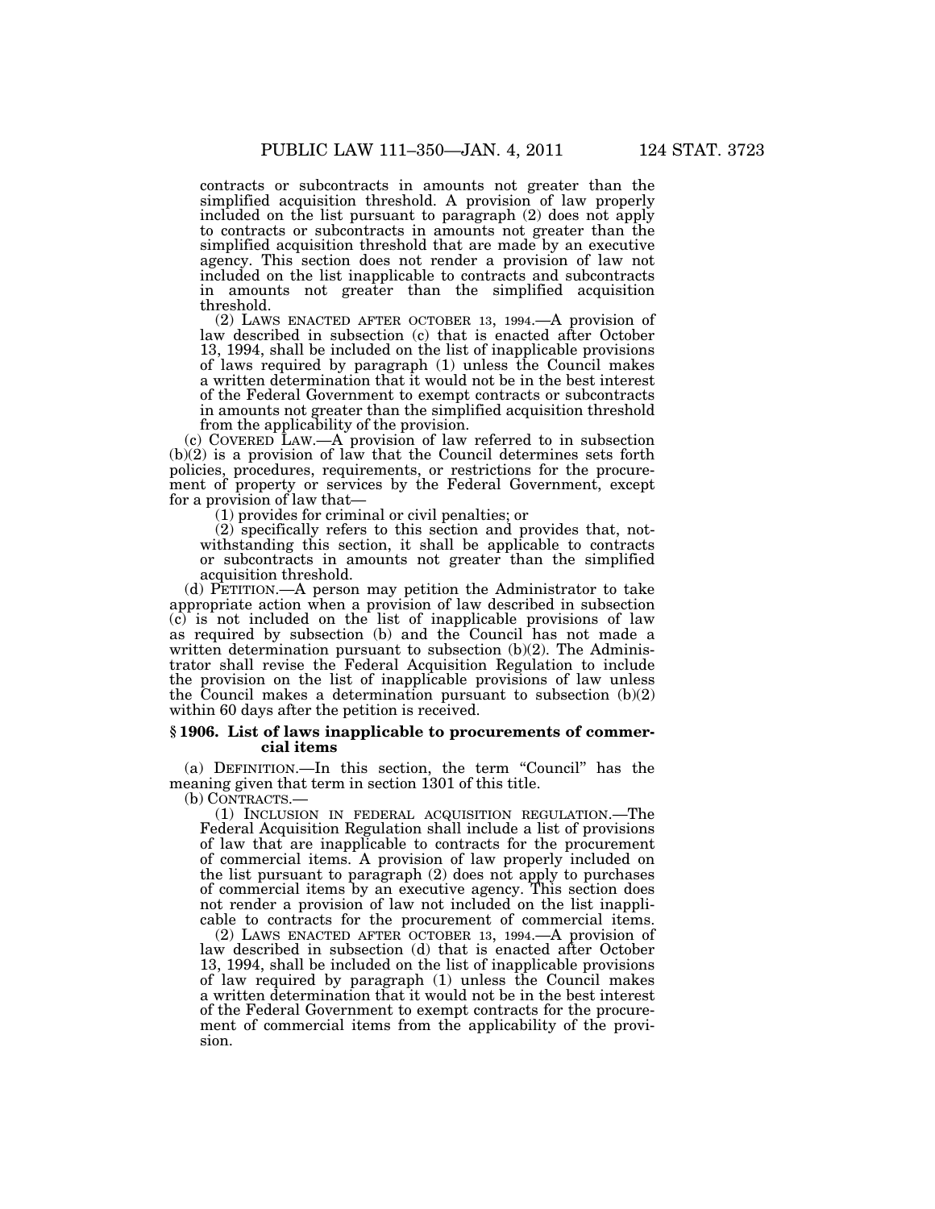contracts or subcontracts in amounts not greater than the simplified acquisition threshold. A provision of law properly included on the list pursuant to paragraph (2) does not apply to contracts or subcontracts in amounts not greater than the simplified acquisition threshold that are made by an executive agency. This section does not render a provision of law not included on the list inapplicable to contracts and subcontracts in amounts not greater than the simplified acquisition threshold.

(2) LAWS ENACTED AFTER OCTOBER 13, 1994.—A provision of law described in subsection (c) that is enacted after October 13, 1994, shall be included on the list of inapplicable provisions of laws required by paragraph (1) unless the Council makes a written determination that it would not be in the best interest of the Federal Government to exempt contracts or subcontracts in amounts not greater than the simplified acquisition threshold from the applicability of the provision.

(c) COVERED LAW.—A provision of law referred to in subsection (b)(2) is a provision of law that the Council determines sets forth policies, procedures, requirements, or restrictions for the procurement of property or services by the Federal Government, except for a provision of law that—

(1) provides for criminal or civil penalties; or

(2) specifically refers to this section and provides that, notwithstanding this section, it shall be applicable to contracts or subcontracts in amounts not greater than the simplified acquisition threshold.

(d) PETITION.—A person may petition the Administrator to take appropriate action when a provision of law described in subsection (c) is not included on the list of inapplicable provisions of law as required by subsection (b) and the Council has not made a written determination pursuant to subsection (b)(2). The Administrator shall revise the Federal Acquisition Regulation to include the provision on the list of inapplicable provisions of law unless the Council makes a determination pursuant to subsection (b)(2) within 60 days after the petition is received.

### § 1906. List of laws inapplicable to procurements of commercial items

(a) DEFINITION.—In this section, the term "Council" has the meaning given that term in section 1301 of this title.

(b) CONTRACTS.—

(1) INCLUSION IN FEDERAL ACQUISITION REGULATION.—The Federal Acquisition Regulation shall include a list of provisions of law that are inapplicable to contracts for the procurement of commercial items. A provision of law properly included on the list pursuant to paragraph (2) does not apply to purchases of commercial items by an executive agency. This section does not render a provision of law not included on the list inapplicable to contracts for the procurement of commercial items.

(2) LAWS ENACTED AFTER OCTOBER 13, 1994.—A provision of law described in subsection (d) that is enacted after October 13, 1994, shall be included on the list of inapplicable provisions of law required by paragraph (1) unless the Council makes a written determination that it would not be in the best interest of the Federal Government to exempt contracts for the procurement of commercial items from the applicability of the provision.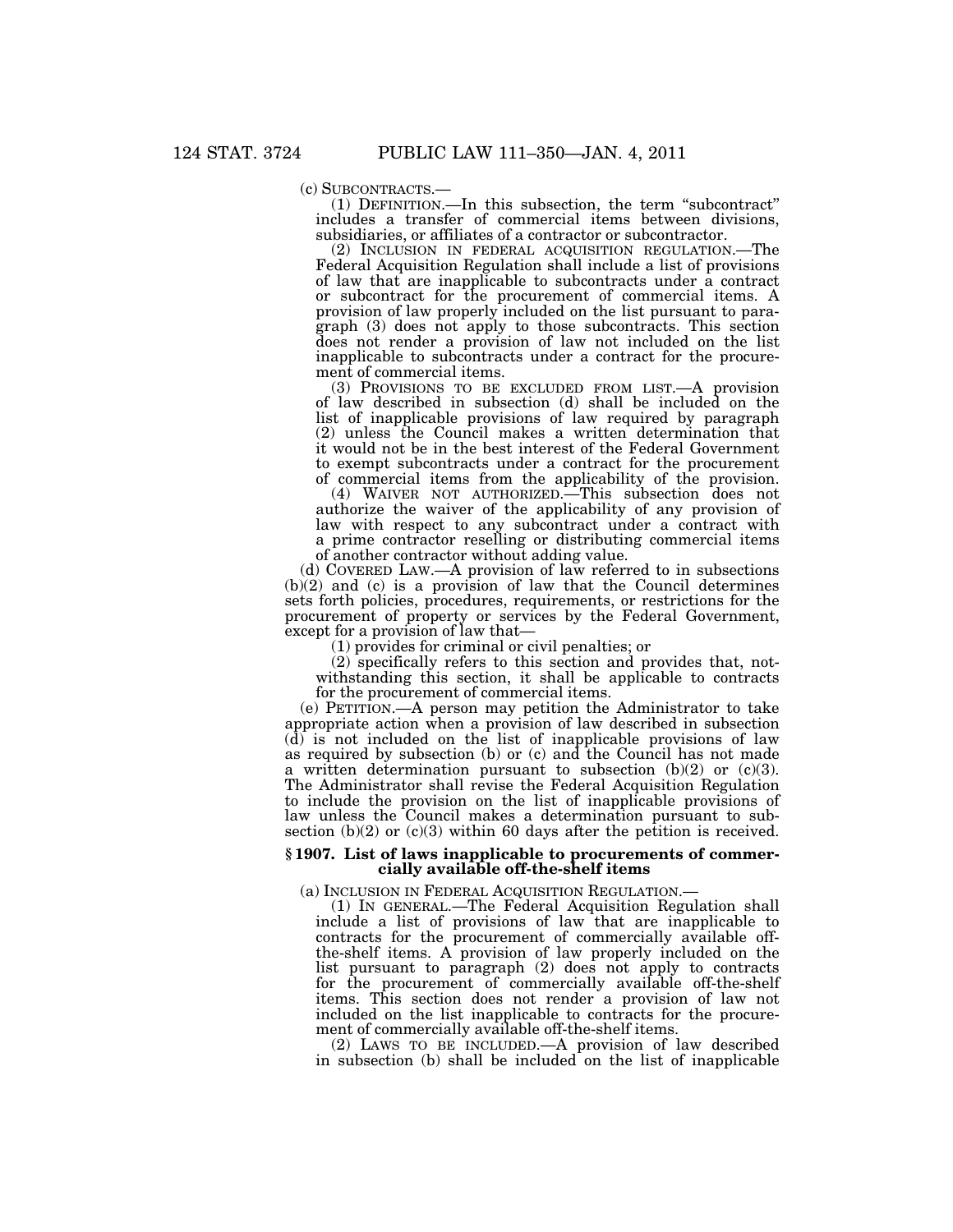(c) SUBCONTRACTS.—

(1) DEFINITION.—In this subsection, the term "subcontract" includes a transfer of commercial items between divisions, subsidiaries, or affiliates of a contractor or subcontractor.

(2) INCLUSION IN FEDERAL ACQUISITION REGULATION.—The Federal Acquisition Regulation shall include a list of provisions of law that are inapplicable to subcontracts under a contract or subcontract for the procurement of commercial items. A provision of law properly included on the list pursuant to paragraph (3) does not apply to those subcontracts. This section does not render a provision of law not included on the list inapplicable to subcontracts under a contract for the procurement of commercial items.

(3) PROVISIONS TO BE EXCLUDED FROM LIST.—A provision of law described in subsection (d) shall be included on the list of inapplicable provisions of law required by paragraph (2) unless the Council makes a written determination that it would not be in the best interest of the Federal Government to exempt subcontracts under a contract for the procurement of commercial items from the applicability of the provision.

(4) WAIVER NOT AUTHORIZED.—This subsection does not authorize the waiver of the applicability of any provision of law with respect to any subcontract under a contract with a prime contractor reselling or distributing commercial items of another contractor without adding value.

(d) COVERED LAW.—A provision of law referred to in subsections (b)(2) and (c) is a provision of law that the Council determines sets forth policies, procedures, requirements, or restrictions for the procurement of property or services by the Federal Government, except for a provision of law that—

(1) provides for criminal or civil penalties; or

(2) specifically refers to this section and provides that, notwithstanding this section, it shall be applicable to contracts for the procurement of commercial items.

(e) PETITION.—A person may petition the Administrator to take appropriate action when a provision of law described in subsection (d) is not included on the list of inapplicable provisions of law as required by subsection (b) or (c) and the Council has not made a written determination pursuant to subsection (b)(2) or (c)(3). The Administrator shall revise the Federal Acquisition Regulation to include the provision on the list of inapplicable provisions of law unless the Council makes a determination pursuant to subsection (b)(2) or (c)(3) within 60 days after the petition is received.

### § 1907. List of laws inapplicable to procurements of commercially available off-the-shelf items

(a) INCLUSION IN FEDERAL ACQUISITION REGULATION.—

(1) IN GENERAL.—The Federal Acquisition Regulation shall include a list of provisions of law that are inapplicable to contracts for the procurement of commercially available off-the-shelf items. A provision of law properly included on the list pursuant to paragraph (2) does not apply to contracts for the procurement of commercially available off-the-shelf items. This section does not render a provision of law not included on the list inapplicable to contracts for the procurement of commercially available off-the-shelf items.

(2) LAWS TO BE INCLUDED.—A provision of law described in subsection (b) shall be included on the list of inapplicable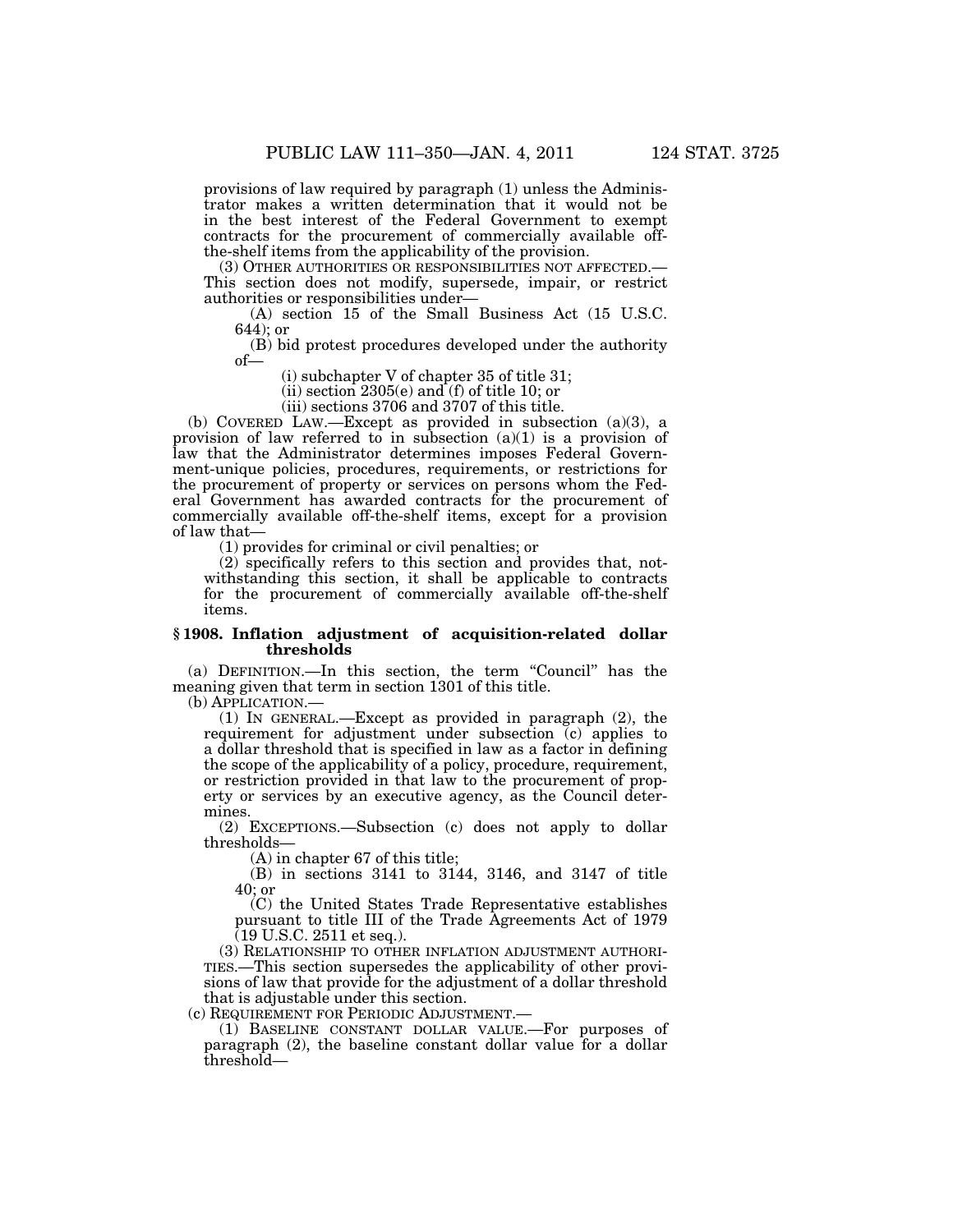provisions of law required by paragraph (1) unless the Administrator makes a written determination that it would not be in the best interest of the Federal Government to exempt contracts for the procurement of commercially available off-the-shelf items from the applicability of the provision.

(3) OTHER AUTHORITIES OR RESPONSIBILITIES NOT AFFECTED.—This section does not modify, supersede, impair, or restrict authorities or responsibilities under—

(A) section 15 of the Small Business Act (15 U.S.C. 644); or

(B) bid protest procedures developed under the authority of—

(i) subchapter V of chapter 35 of title 31;

(ii) section 2305(e) and (f) of title 10; or

(iii) sections 3706 and 3707 of this title.

(b) COVERED LAW.—Except as provided in subsection (a)(3), a provision of law referred to in subsection (a)(1) is a provision of law that the Administrator determines imposes Federal Government-unique policies, procedures, requirements, or restrictions for the procurement of property or services on persons whom the Federal Government has awarded contracts for the procurement of commercially available off-the-shelf items, except for a provision of law that—

(1) provides for criminal or civil penalties; or

(2) specifically refers to this section and provides that, notwithstanding this section, it shall be applicable to contracts for the procurement of commercially available off-the-shelf items.

### § 1908. Inflation adjustment of acquisition-related dollar thresholds

(a) DEFINITION.—In this section, the term "Council" has the meaning given that term in section 1301 of this title.

(b) APPLICATION.—

(1) IN GENERAL.—Except as provided in paragraph (2), the requirement for adjustment under subsection (c) applies to a dollar threshold that is specified in law as a factor in defining the scope of the applicability of a policy, procedure, requirement, or restriction provided in that law to the procurement of property or services by an executive agency, as the Council determines.

(2) EXCEPTIONS.—Subsection (c) does not apply to dollar thresholds—

(A) in chapter 67 of this title;

(B) in sections 3141 to 3144, 3146, and 3147 of title 40; or

(C) the United States Trade Representative establishes pursuant to title III of the Trade Agreements Act of 1979 (19 U.S.C. 2511 et seq.).

(3) RELATIONSHIP TO OTHER INFLATION ADJUSTMENT AUTHORITIES.—This section supersedes the applicability of other provisions of law that provide for the adjustment of a dollar threshold that is adjustable under this section.

(c) REQUIREMENT FOR PERIODIC ADJUSTMENT.—

(1) BASELINE CONSTANT DOLLAR VALUE.—For purposes of paragraph (2), the baseline constant dollar value for a dollar threshold—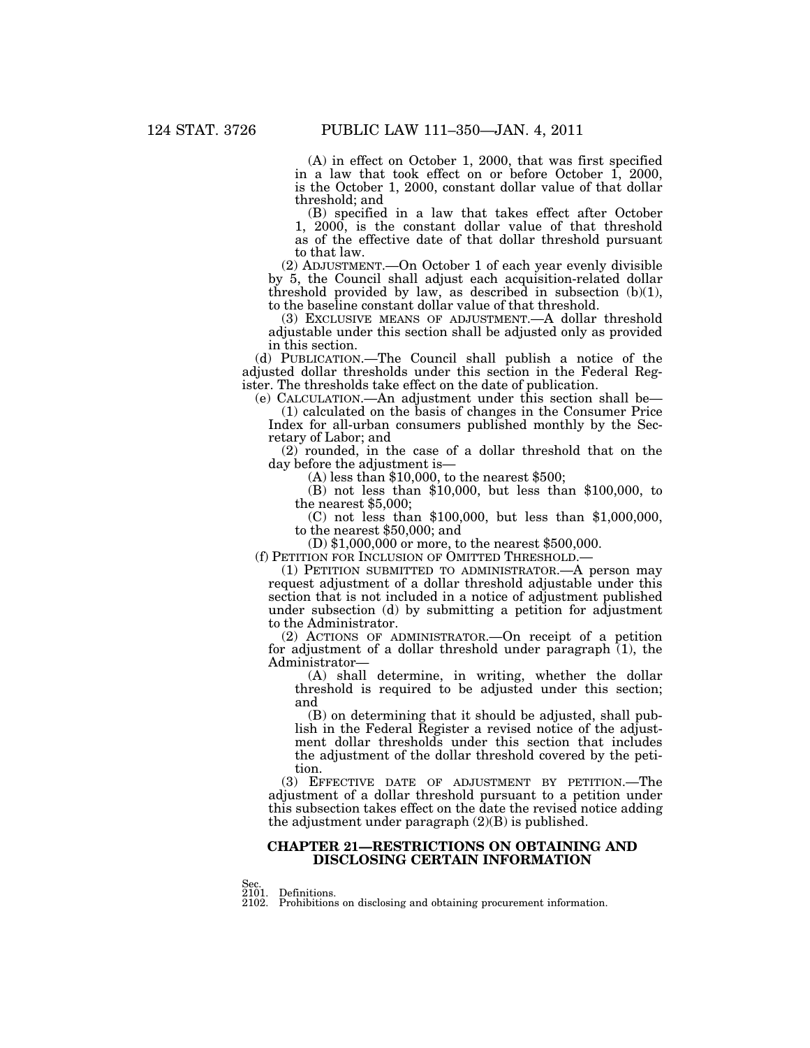(A) in effect on October 1, 2000, that was first specified in a law that took effect on or before October 1, 2000, is the October 1, 2000, constant dollar value of that dollar threshold; and

(B) specified in a law that takes effect after October 1, 2000, is the constant dollar value of that threshold as of the effective date of that dollar threshold pursuant to that law.

(2) ADJUSTMENT.—On October 1 of each year evenly divisible by 5, the Council shall adjust each acquisition-related dollar threshold provided by law, as described in subsection (b)(1), to the baseline constant dollar value of that threshold.

(3) EXCLUSIVE MEANS OF ADJUSTMENT.—A dollar threshold adjustable under this section shall be adjusted only as provided in this section.

(d) PUBLICATION.—The Council shall publish a notice of the adjusted dollar thresholds under this section in the Federal Register. The thresholds take effect on the date of publication.

(e) CALCULATION.—An adjustment under this section shall be—

(1) calculated on the basis of changes in the Consumer Price Index for all-urban consumers published monthly by the Secretary of Labor; and

(2) rounded, in the case of a dollar threshold that on the day before the adjustment is—

(A) less than $10,000, to the nearest $500;

(B) not less than $10,000, but less than $100,000, to the nearest $5,000;

(C) not less than $100,000, but less than $1,000,000, to the nearest $50,000; and

(D) $1,000,000 or more, to the nearest $500,000.

(f) PETITION FOR INCLUSION OF OMITTED THRESHOLD.—

(1) PETITION SUBMITTED TO ADMINISTRATOR.—A person may request adjustment of a dollar threshold adjustable under this section that is not included in a notice of adjustment published under subsection (d) by submitting a petition for adjustment to the Administrator.

(2) ACTIONS OF ADMINISTRATOR.—On receipt of a petition for adjustment of a dollar threshold under paragraph (1), the Administrator—

(A) shall determine, in writing, whether the dollar threshold is required to be adjusted under this section; and

(B) on determining that it should be adjusted, shall publish in the Federal Register a revised notice of the adjustment dollar thresholds under this section that includes the adjustment of the dollar threshold covered by the petition.

(3) EFFECTIVE DATE OF ADJUSTMENT BY PETITION.—The adjustment of a dollar threshold pursuant to a petition under this subsection takes effect on the date the revised notice adding the adjustment under paragraph (2)(B) is published.

## CHAPTER 21—RESTRICTIONS ON OBTAINING AND DISCLOSING CERTAIN INFORMATION

Sec.
2101. Definitions.
2102. Prohibitions on disclosing and obtaining procurement information.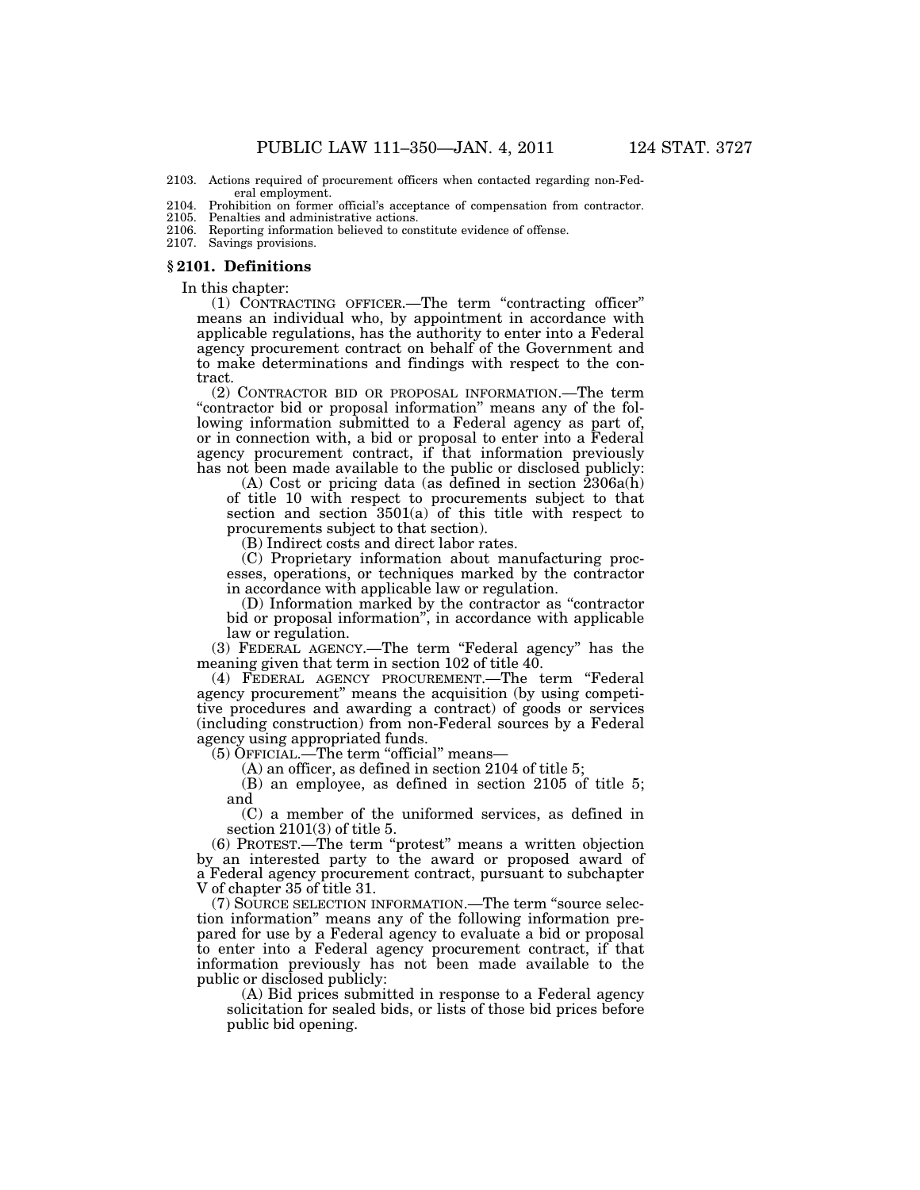2103. Actions required of procurement officers when contacted regarding non-Federal employment.
2104. Prohibition on former official's acceptance of compensation from contractor.
2105. Penalties and administrative actions.
2106. Reporting information believed to constitute evidence of offense.
2107. Savings provisions.

## § 2101. Definitions

In this chapter:

(1) CONTRACTING OFFICER.—The term "contracting officer" means an individual who, by appointment in accordance with applicable regulations, has the authority to enter into a Federal agency procurement contract on behalf of the Government and to make determinations and findings with respect to the contract.

(2) CONTRACTOR BID OR PROPOSAL INFORMATION.—The term "contractor bid or proposal information" means any of the following information submitted to a Federal agency as part of, or in connection with, a bid or proposal to enter into a Federal agency procurement contract, if that information previously has not been made available to the public or disclosed publicly:

(A) Cost or pricing data (as defined in section 2306a(h) of title 10 with respect to procurements subject to that section and section 3501(a) of this title with respect to procurements subject to that section).

(B) Indirect costs and direct labor rates.

(C) Proprietary information about manufacturing processes, operations, or techniques marked by the contractor in accordance with applicable law or regulation.

(D) Information marked by the contractor as "contractor bid or proposal information", in accordance with applicable law or regulation.

(3) FEDERAL AGENCY.—The term "Federal agency" has the meaning given that term in section 102 of title 40.

(4) FEDERAL AGENCY PROCUREMENT.—The term "Federal agency procurement" means the acquisition (by using competitive procedures and awarding a contract) of goods or services (including construction) from non-Federal sources by a Federal agency using appropriated funds.

(5) OFFICIAL.—The term "official" means—

(A) an officer, as defined in section 2104 of title 5;

(B) an employee, as defined in section 2105 of title 5; and

(C) a member of the uniformed services, as defined in section 2101(3) of title 5.

(6) PROTEST.—The term "protest" means a written objection by an interested party to the award or proposed award of a Federal agency procurement contract, pursuant to subchapter V of chapter 35 of title 31.

(7) SOURCE SELECTION INFORMATION.—The term "source selection information" means any of the following information prepared for use by a Federal agency to evaluate a bid or proposal to enter into a Federal agency procurement contract, if that information previously has not been made available to the public or disclosed publicly:

(A) Bid prices submitted in response to a Federal agency solicitation for sealed bids, or lists of those bid prices before public bid opening.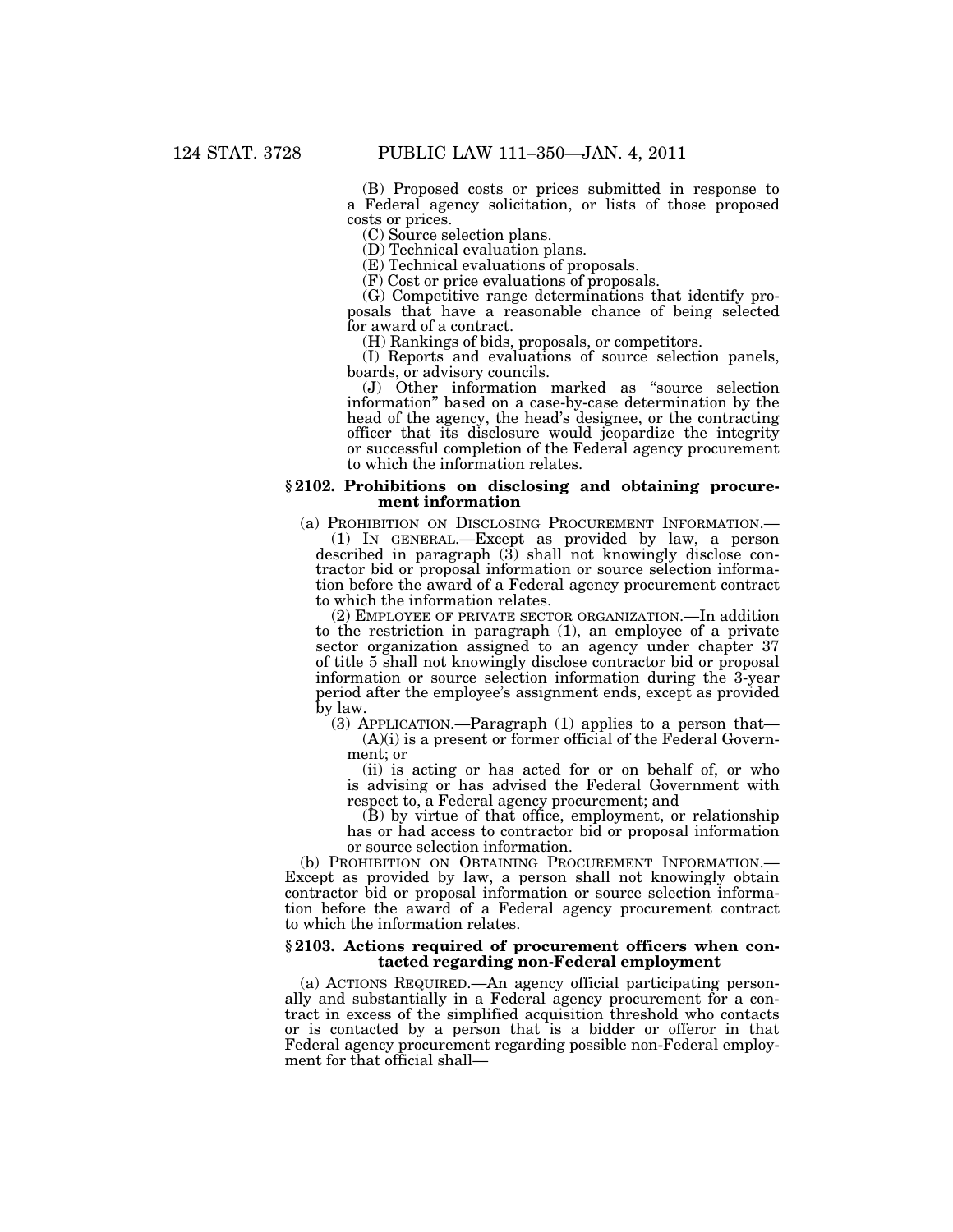(B) Proposed costs or prices submitted in response to a Federal agency solicitation, or lists of those proposed costs or prices.

(C) Source selection plans.

(D) Technical evaluation plans.

(E) Technical evaluations of proposals.

(F) Cost or price evaluations of proposals.

(G) Competitive range determinations that identify proposals that have a reasonable chance of being selected for award of a contract.

(H) Rankings of bids, proposals, or competitors.

(I) Reports and evaluations of source selection panels, boards, or advisory councils.

(J) Other information marked as "source selection information" based on a case-by-case determination by the head of the agency, the head's designee, or the contracting officer that its disclosure would jeopardize the integrity or successful completion of the Federal agency procurement to which the information relates.

### § 2102. Prohibitions on disclosing and obtaining procurement information

(a) PROHIBITION ON DISCLOSING PROCUREMENT INFORMATION.—

(1) IN GENERAL.—Except as provided by law, a person described in paragraph (3) shall not knowingly disclose contractor bid or proposal information or source selection information before the award of a Federal agency procurement contract to which the information relates.

(2) EMPLOYEE OF PRIVATE SECTOR ORGANIZATION.—In addition to the restriction in paragraph (1), an employee of a private sector organization assigned to an agency under chapter 37 of title 5 shall not knowingly disclose contractor bid or proposal information or source selection information during the 3-year period after the employee's assignment ends, except as provided by law.

(3) APPLICATION.—Paragraph (1) applies to a person that—

(A)(i) is a present or former official of the Federal Government; or

(ii) is acting or has acted for or on behalf of, or who is advising or has advised the Federal Government with respect to, a Federal agency procurement; and

(B) by virtue of that office, employment, or relationship has or had access to contractor bid or proposal information or source selection information.

(b) PROHIBITION ON OBTAINING PROCUREMENT INFORMATION.—Except as provided by law, a person shall not knowingly obtain contractor bid or proposal information or source selection information before the award of a Federal agency procurement contract to which the information relates.

### § 2103. Actions required of procurement officers when contacted regarding non-Federal employment

(a) ACTIONS REQUIRED.—An agency official participating personally and substantially in a Federal agency procurement for a contract in excess of the simplified acquisition threshold who contacts or is contacted by a person that is a bidder or offeror in that Federal agency procurement regarding possible non-Federal employment for that official shall—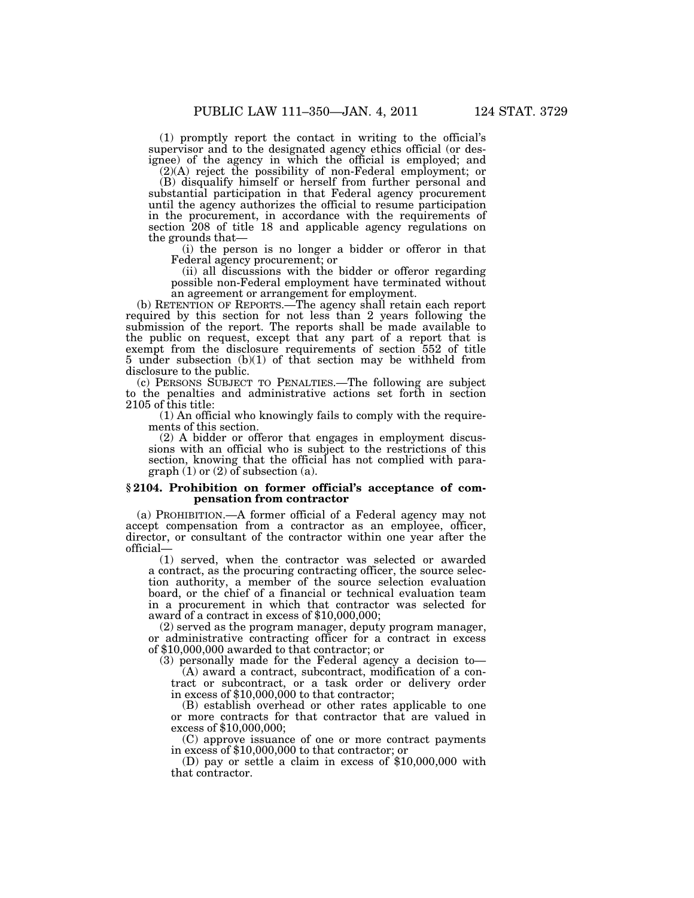(1) promptly report the contact in writing to the official's supervisor and to the designated agency ethics official (or designee) of the agency in which the official is employed; and

(2)(A) reject the possibility of non-Federal employment; or

(B) disqualify himself or herself from further personal and substantial participation in that Federal agency procurement until the agency authorizes the official to resume participation in the procurement, in accordance with the requirements of section 208 of title 18 and applicable agency regulations on the grounds that—

(i) the person is no longer a bidder or offeror in that Federal agency procurement; or

(ii) all discussions with the bidder or offeror regarding possible non-Federal employment have terminated without an agreement or arrangement for employment.

(b) RETENTION OF REPORTS.—The agency shall retain each report required by this section for not less than 2 years following the submission of the report. The reports shall be made available to the public on request, except that any part of a report that is exempt from the disclosure requirements of section 552 of title 5 under subsection (b)(1) of that section may be withheld from disclosure to the public.

(c) PERSONS SUBJECT TO PENALTIES.—The following are subject to the penalties and administrative actions set forth in section 2105 of this title:

(1) An official who knowingly fails to comply with the requirements of this section.

(2) A bidder or offeror that engages in employment discussions with an official who is subject to the restrictions of this section, knowing that the official has not complied with paragraph (1) or (2) of subsection (a).

### § 2104. Prohibition on former official's acceptance of compensation from contractor

(a) PROHIBITION.—A former official of a Federal agency may not accept compensation from a contractor as an employee, officer, director, or consultant of the contractor within one year after the official—

(1) served, when the contractor was selected or awarded a contract, as the procuring contracting officer, the source selection authority, a member of the source selection evaluation board, or the chief of a financial or technical evaluation team in a procurement in which that contractor was selected for award of a contract in excess of $10,000,000;

(2) served as the program manager, deputy program manager, or administrative contracting officer for a contract in excess of $10,000,000 awarded to that contractor; or

(3) personally made for the Federal agency a decision to—

(A) award a contract, subcontract, modification of a contract or subcontract, or a task order or delivery order in excess of $10,000,000 to that contractor;

(B) establish overhead or other rates applicable to one or more contracts for that contractor that are valued in excess of $10,000,000;

(C) approve issuance of one or more contract payments in excess of $10,000,000 to that contractor; or

(D) pay or settle a claim in excess of $10,000,000 with that contractor.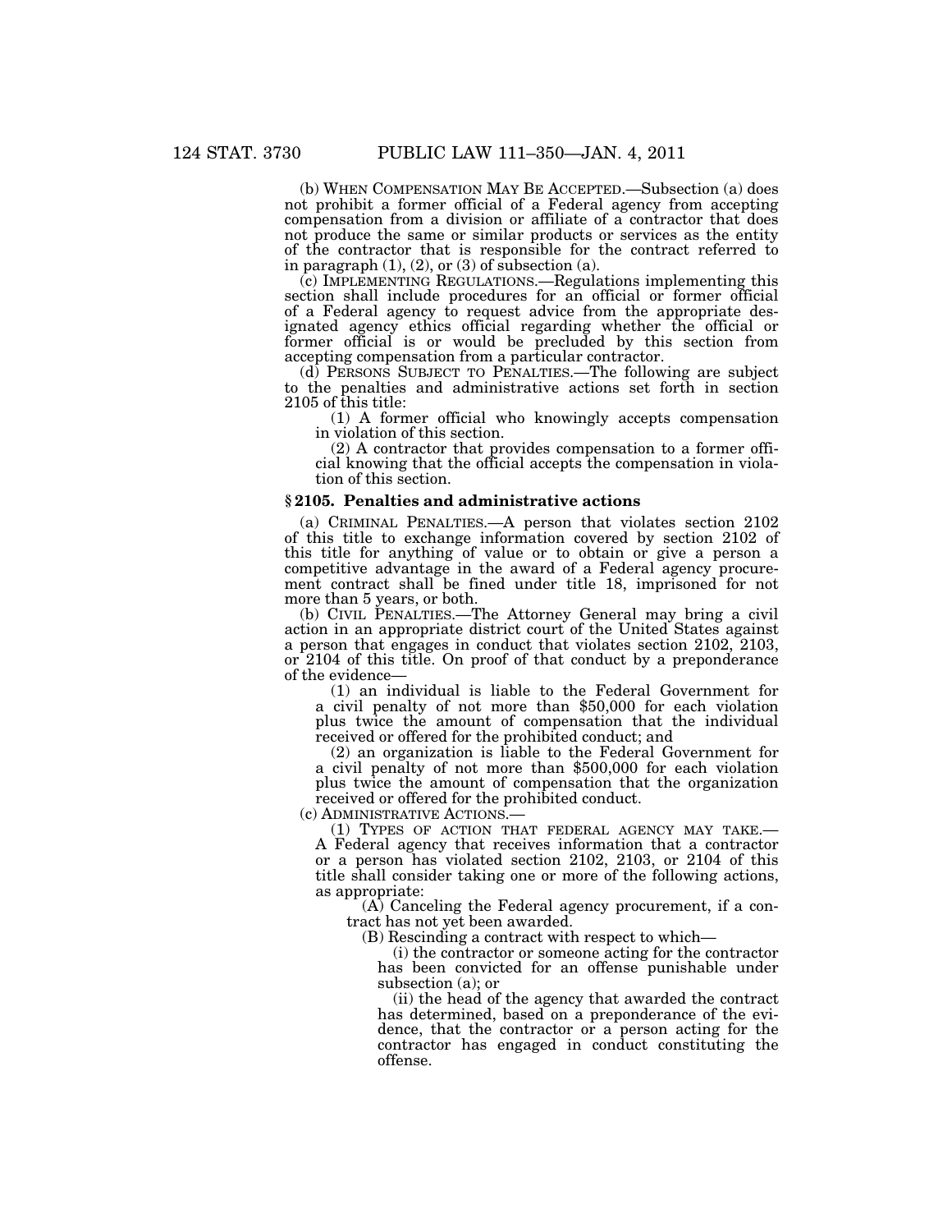(b) WHEN COMPENSATION MAY BE ACCEPTED.—Subsection (a) does not prohibit a former official of a Federal agency from accepting compensation from a division or affiliate of a contractor that does not produce the same or similar products or services as the entity of the contractor that is responsible for the contract referred to in paragraph (1), (2), or (3) of subsection (a).

(c) IMPLEMENTING REGULATIONS.—Regulations implementing this section shall include procedures for an official or former official of a Federal agency to request advice from the appropriate designated agency ethics official regarding whether the official or former official is or would be precluded by this section from accepting compensation from a particular contractor.

(d) PERSONS SUBJECT TO PENALTIES.—The following are subject to the penalties and administrative actions set forth in section 2105 of this title:

(1) A former official who knowingly accepts compensation in violation of this section.

(2) A contractor that provides compensation to a former official knowing that the official accepts the compensation in violation of this section.

### § 2105. Penalties and administrative actions

(a) CRIMINAL PENALTIES.—A person that violates section 2102 of this title to exchange information covered by section 2102 of this title for anything of value or to obtain or give a person a competitive advantage in the award of a Federal agency procurement contract shall be fined under title 18, imprisoned for not more than 5 years, or both.

(b) CIVIL PENALTIES.—The Attorney General may bring a civil action in an appropriate district court of the United States against a person that engages in conduct that violates section 2102, 2103, or 2104 of this title. On proof of that conduct by a preponderance of the evidence—

(1) an individual is liable to the Federal Government for a civil penalty of not more than $50,000 for each violation plus twice the amount of compensation that the individual received or offered for the prohibited conduct; and

(2) an organization is liable to the Federal Government for a civil penalty of not more than $500,000 for each violation plus twice the amount of compensation that the organization received or offered for the prohibited conduct.

(c) ADMINISTRATIVE ACTIONS.—

(1) TYPES OF ACTION THAT FEDERAL AGENCY MAY TAKE.—A Federal agency that receives information that a contractor or a person has violated section 2102, 2103, or 2104 of this title shall consider taking one or more of the following actions, as appropriate:

(A) Canceling the Federal agency procurement, if a contract has not yet been awarded.

(B) Rescinding a contract with respect to which—

(i) the contractor or someone acting for the contractor has been convicted for an offense punishable under subsection (a); or

(ii) the head of the agency that awarded the contract has determined, based on a preponderance of the evidence, that the contractor or a person acting for the contractor has engaged in conduct constituting the offense.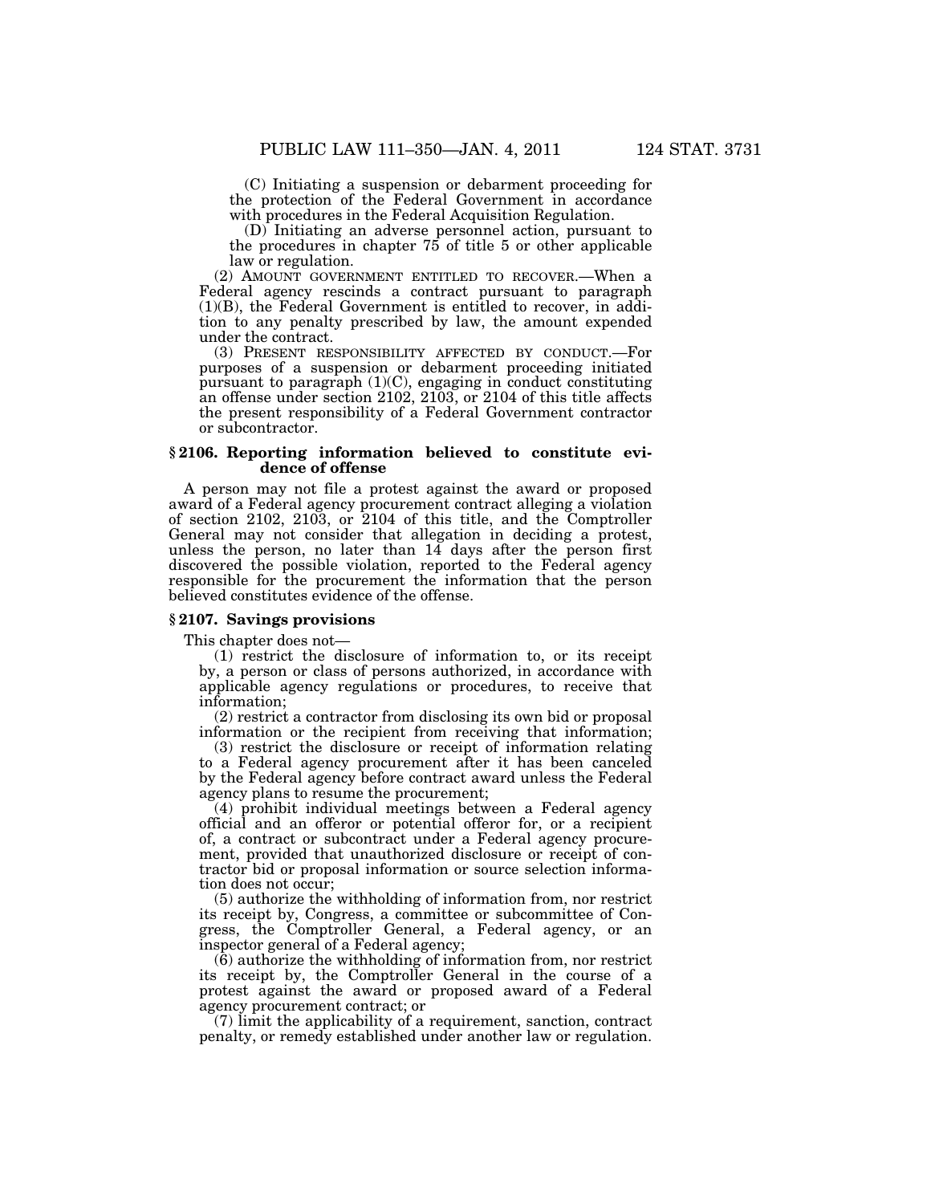(C) Initiating a suspension or debarment proceeding for the protection of the Federal Government in accordance with procedures in the Federal Acquisition Regulation.

(D) Initiating an adverse personnel action, pursuant to the procedures in chapter 75 of title 5 or other applicable law or regulation.

(2) AMOUNT GOVERNMENT ENTITLED TO RECOVER.—When a Federal agency rescinds a contract pursuant to paragraph (1)(B), the Federal Government is entitled to recover, in addition to any penalty prescribed by law, the amount expended under the contract.

(3) PRESENT RESPONSIBILITY AFFECTED BY CONDUCT.—For purposes of a suspension or debarment proceeding initiated pursuant to paragraph (1)(C), engaging in conduct constituting an offense under section 2102, 2103, or 2104 of this title affects the present responsibility of a Federal Government contractor or subcontractor.

### § 2106. Reporting information believed to constitute evidence of offense

A person may not file a protest against the award or proposed award of a Federal agency procurement contract alleging a violation of section 2102, 2103, or 2104 of this title, and the Comptroller General may not consider that allegation in deciding a protest, unless the person, no later than 14 days after the person first discovered the possible violation, reported to the Federal agency responsible for the procurement the information that the person believed constitutes evidence of the offense.

### § 2107. Savings provisions

This chapter does not—

(1) restrict the disclosure of information to, or its receipt by, a person or class of persons authorized, in accordance with applicable agency regulations or procedures, to receive that information;

(2) restrict a contractor from disclosing its own bid or proposal information or the recipient from receiving that information;

(3) restrict the disclosure or receipt of information relating to a Federal agency procurement after it has been canceled by the Federal agency before contract award unless the Federal agency plans to resume the procurement;

(4) prohibit individual meetings between a Federal agency official and an offeror or potential offeror for, or a recipient of, a contract or subcontract under a Federal agency procurement, provided that unauthorized disclosure or receipt of contractor bid or proposal information or source selection information does not occur;

(5) authorize the withholding of information from, nor restrict its receipt by, Congress, a committee or subcommittee of Congress, the Comptroller General, a Federal agency, or an inspector general of a Federal agency;

(6) authorize the withholding of information from, nor restrict its receipt by, the Comptroller General in the course of a protest against the award or proposed award of a Federal agency procurement contract; or

(7) limit the applicability of a requirement, sanction, contract penalty, or remedy established under another law or regulation.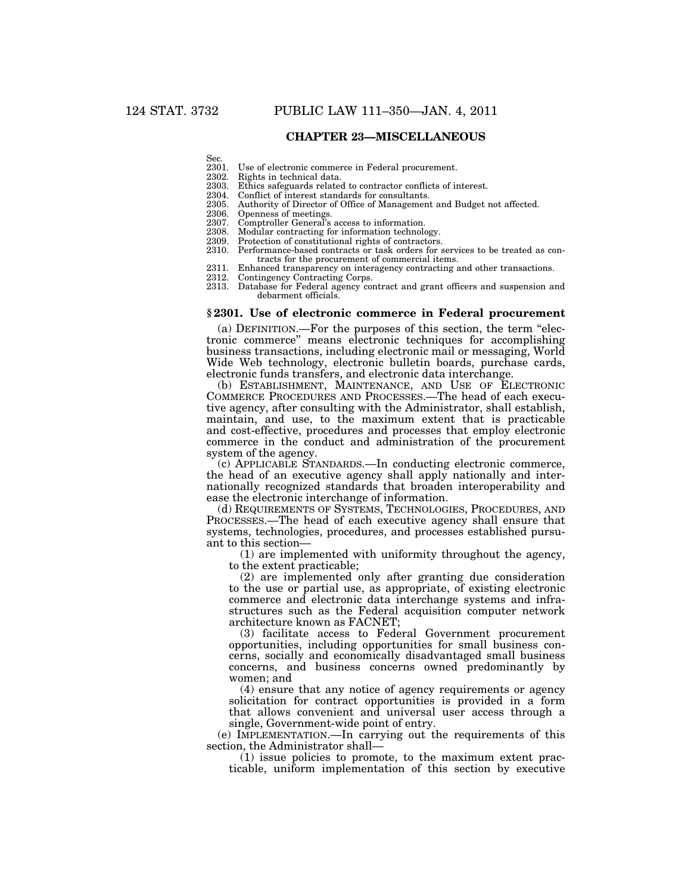## CHAPTER 23—MISCELLANEOUS

Sec.
2301. Use of electronic commerce in Federal procurement.
2302. Rights in technical data.
2303. Ethics safeguards related to contractor conflicts of interest.
2304. Conflict of interest standards for consultants.
2305. Authority of Director of Office of Management and Budget not affected.
2306. Openness of meetings.
2307. Comptroller General's access to information.
2308. Modular contracting for information technology.
2309. Protection of constitutional rights of contractors.
2310. Performance-based contracts or task orders for services to be treated as contracts for the procurement of commercial items.
2311. Enhanced transparency on interagency contracting and other transactions.
2312. Contingency Contracting Corps.
2313. Database for Federal agency contract and grant officers and suspension and debarment officials.

### § 2301. Use of electronic commerce in Federal procurement

(a) DEFINITION.—For the purposes of this section, the term "electronic commerce" means electronic techniques for accomplishing business transactions, including electronic mail or messaging, World Wide Web technology, electronic bulletin boards, purchase cards, electronic funds transfers, and electronic data interchange.

(b) ESTABLISHMENT, MAINTENANCE, AND USE OF ELECTRONIC COMMERCE PROCEDURES AND PROCESSES.—The head of each executive agency, after consulting with the Administrator, shall establish, maintain, and use, to the maximum extent that is practicable and cost-effective, procedures and processes that employ electronic commerce in the conduct and administration of the procurement system of the agency.

(c) APPLICABLE STANDARDS.—In conducting electronic commerce, the head of an executive agency shall apply nationally and internationally recognized standards that broaden interoperability and ease the electronic interchange of information.

(d) REQUIREMENTS OF SYSTEMS, TECHNOLOGIES, PROCEDURES, AND PROCESSES.—The head of each executive agency shall ensure that systems, technologies, procedures, and processes established pursuant to this section—

(1) are implemented with uniformity throughout the agency, to the extent practicable;

(2) are implemented only after granting due consideration to the use or partial use, as appropriate, of existing electronic commerce and electronic data interchange systems and infrastructures such as the Federal acquisition computer network architecture known as FACNET;

(3) facilitate access to Federal Government procurement opportunities, including opportunities for small business concerns, socially and economically disadvantaged small business concerns, and business concerns owned predominantly by women; and

(4) ensure that any notice of agency requirements or agency solicitation for contract opportunities is provided in a form that allows convenient and universal user access through a single, Government-wide point of entry.

(e) IMPLEMENTATION.—In carrying out the requirements of this section, the Administrator shall—

(1) issue policies to promote, to the maximum extent practicable, uniform implementation of this section by executive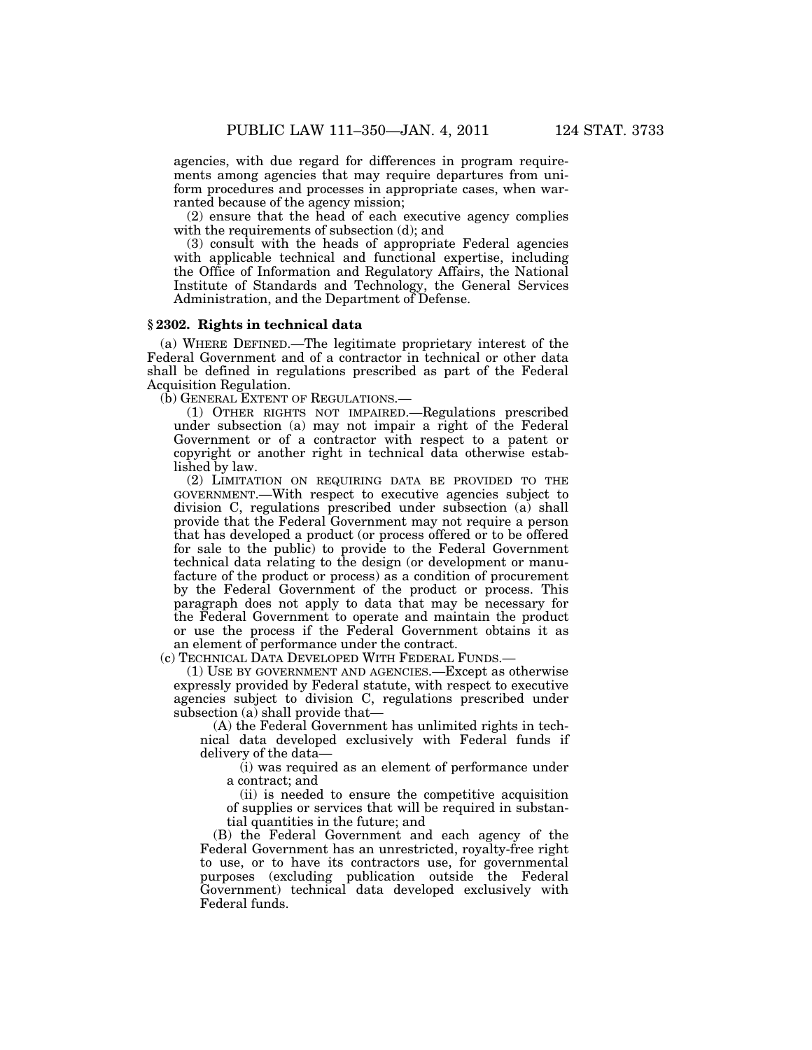agencies, with due regard for differences in program requirements among agencies that may require departures from uniform procedures and processes in appropriate cases, when warranted because of the agency mission;

(2) ensure that the head of each executive agency complies with the requirements of subsection (d); and

(3) consult with the heads of appropriate Federal agencies with applicable technical and functional expertise, including the Office of Information and Regulatory Affairs, the National Institute of Standards and Technology, the General Services Administration, and the Department of Defense.

### § 2302. Rights in technical data

(a) WHERE DEFINED.—The legitimate proprietary interest of the Federal Government and of a contractor in technical or other data shall be defined in regulations prescribed as part of the Federal Acquisition Regulation.

(b) GENERAL EXTENT OF REGULATIONS.—

(1) OTHER RIGHTS NOT IMPAIRED.—Regulations prescribed under subsection (a) may not impair a right of the Federal Government or of a contractor with respect to a patent or copyright or another right in technical data otherwise established by law.

(2) LIMITATION ON REQUIRING DATA BE PROVIDED TO THE GOVERNMENT.—With respect to executive agencies subject to division C, regulations prescribed under subsection (a) shall provide that the Federal Government may not require a person that has developed a product (or process offered or to be offered for sale to the public) to provide to the Federal Government technical data relating to the design (or development or manufacture of the product or process) as a condition of procurement by the Federal Government of the product or process. This paragraph does not apply to data that may be necessary for the Federal Government to operate and maintain the product or use the process if the Federal Government obtains it as an element of performance under the contract.

(c) TECHNICAL DATA DEVELOPED WITH FEDERAL FUNDS.—

(1) USE BY GOVERNMENT AND AGENCIES.—Except as otherwise expressly provided by Federal statute, with respect to executive agencies subject to division C, regulations prescribed under subsection (a) shall provide that—

(A) the Federal Government has unlimited rights in technical data developed exclusively with Federal funds if delivery of the data—

(i) was required as an element of performance under a contract; and

(ii) is needed to ensure the competitive acquisition of supplies or services that will be required in substantial quantities in the future; and

(B) the Federal Government and each agency of the Federal Government has an unrestricted, royalty-free right to use, or to have its contractors use, for governmental purposes (excluding publication outside the Federal Government) technical data developed exclusively with Federal funds.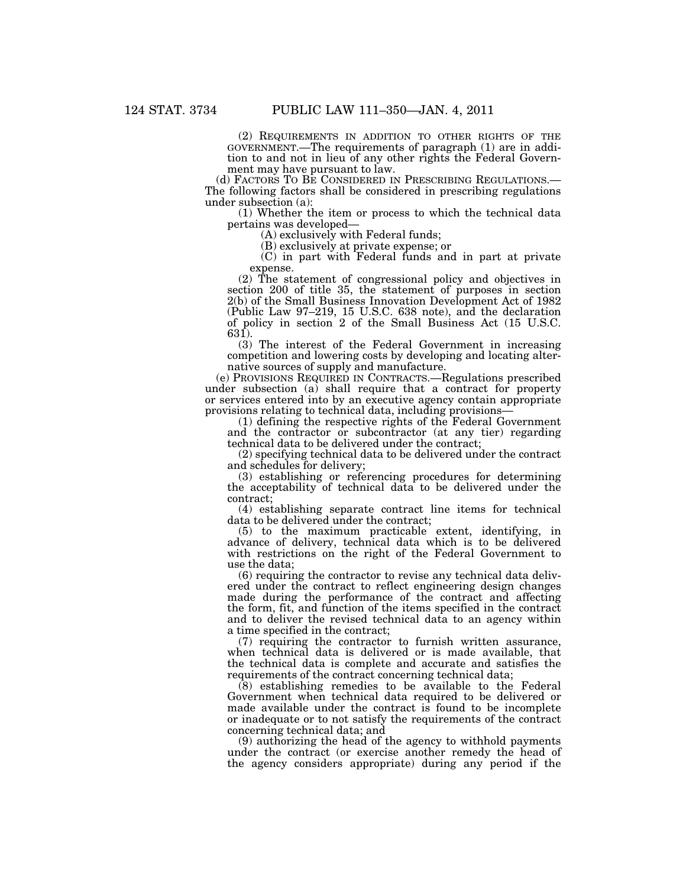(2) REQUIREMENTS IN ADDITION TO OTHER RIGHTS OF THE GOVERNMENT.—The requirements of paragraph (1) are in addition to and not in lieu of any other rights the Federal Government may have pursuant to law.

(d) FACTORS TO BE CONSIDERED IN PRESCRIBING REGULATIONS.—The following factors shall be considered in prescribing regulations under subsection (a):

(1) Whether the item or process to which the technical data pertains was developed—

(A) exclusively with Federal funds;

(B) exclusively at private expense; or

(C) in part with Federal funds and in part at private expense.

(2) The statement of congressional policy and objectives in section 200 of title 35, the statement of purposes in section 2(b) of the Small Business Innovation Development Act of 1982 (Public Law 97–219, 15 U.S.C. 638 note), and the declaration of policy in section 2 of the Small Business Act (15 U.S.C. 631).

(3) The interest of the Federal Government in increasing competition and lowering costs by developing and locating alternative sources of supply and manufacture.

(e) PROVISIONS REQUIRED IN CONTRACTS.—Regulations prescribed under subsection (a) shall require that a contract for property or services entered into by an executive agency contain appropriate provisions relating to technical data, including provisions—

(1) defining the respective rights of the Federal Government and the contractor or subcontractor (at any tier) regarding technical data to be delivered under the contract;

(2) specifying technical data to be delivered under the contract and schedules for delivery;

(3) establishing or referencing procedures for determining the acceptability of technical data to be delivered under the contract;

(4) establishing separate contract line items for technical data to be delivered under the contract;

(5) to the maximum practicable extent, identifying, in advance of delivery, technical data which is to be delivered with restrictions on the right of the Federal Government to use the data;

(6) requiring the contractor to revise any technical data delivered under the contract to reflect engineering design changes made during the performance of the contract and affecting the form, fit, and function of the items specified in the contract and to deliver the revised technical data to an agency within a time specified in the contract;

(7) requiring the contractor to furnish written assurance, when technical data is delivered or is made available, that the technical data is complete and accurate and satisfies the requirements of the contract concerning technical data;

(8) establishing remedies to be available to the Federal Government when technical data required to be delivered or made available under the contract is found to be incomplete or inadequate or to not satisfy the requirements of the contract concerning technical data; and

(9) authorizing the head of the agency to withhold payments under the contract (or exercise another remedy the head of the agency considers appropriate) during any period if the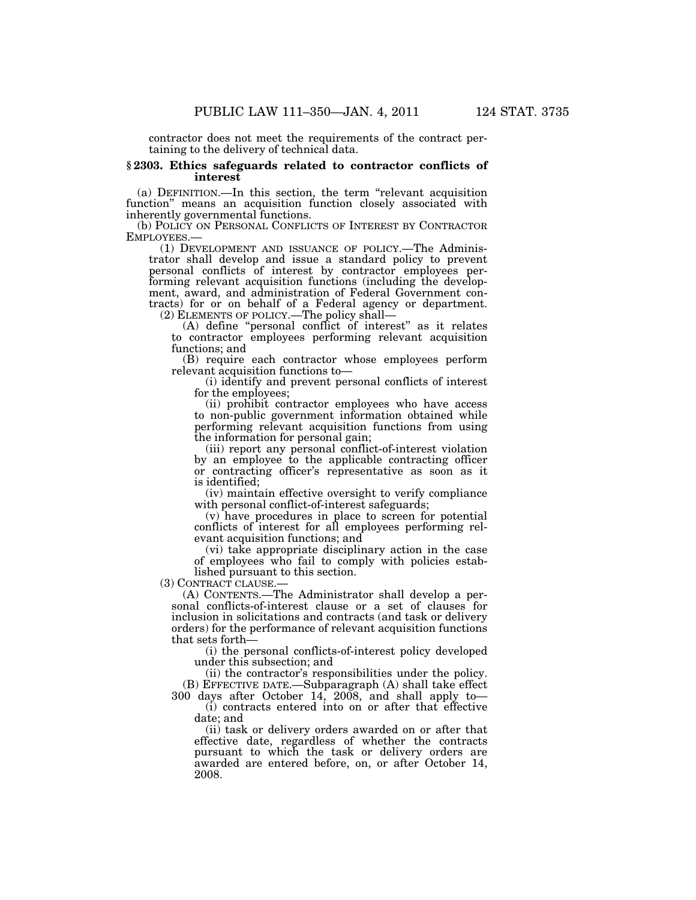contractor does not meet the requirements of the contract pertaining to the delivery of technical data.

### § 2303. Ethics safeguards related to contractor conflicts of interest

(a) DEFINITION.—In this section, the term "relevant acquisition function" means an acquisition function closely associated with inherently governmental functions.

(b) POLICY ON PERSONAL CONFLICTS OF INTEREST BY CONTRACTOR EMPLOYEES.—

(1) DEVELOPMENT AND ISSUANCE OF POLICY.—The Administrator shall develop and issue a standard policy to prevent personal conflicts of interest by contractor employees performing relevant acquisition functions (including the development, award, and administration of Federal Government contracts) for or on behalf of a Federal agency or department.

(2) ELEMENTS OF POLICY.—The policy shall—

(A) define "personal conflict of interest" as it relates to contractor employees performing relevant acquisition functions; and

(B) require each contractor whose employees perform relevant acquisition functions to—

(i) identify and prevent personal conflicts of interest for the employees;

(ii) prohibit contractor employees who have access to non-public government information obtained while performing relevant acquisition functions from using the information for personal gain;

(iii) report any personal conflict-of-interest violation by an employee to the applicable contracting officer or contracting officer's representative as soon as it is identified;

(iv) maintain effective oversight to verify compliance with personal conflict-of-interest safeguards;

(v) have procedures in place to screen for potential conflicts of interest for all employees performing relevant acquisition functions; and

(vi) take appropriate disciplinary action in the case of employees who fail to comply with policies established pursuant to this section.

(3) CONTRACT CLAUSE.—

(A) CONTENTS.—The Administrator shall develop a personal conflicts-of-interest clause or a set of clauses for inclusion in solicitations and contracts (and task or delivery orders) for the performance of relevant acquisition functions that sets forth—

(i) the personal conflicts-of-interest policy developed under this subsection; and

(ii) the contractor's responsibilities under the policy.

(B) EFFECTIVE DATE.—Subparagraph (A) shall take effect 300 days after October 14, 2008, and shall apply to—

(i) contracts entered into on or after that effective date; and

(ii) task or delivery orders awarded on or after that effective date, regardless of whether the contracts pursuant to which the task or delivery orders are awarded are entered before, on, or after October 14, 2008.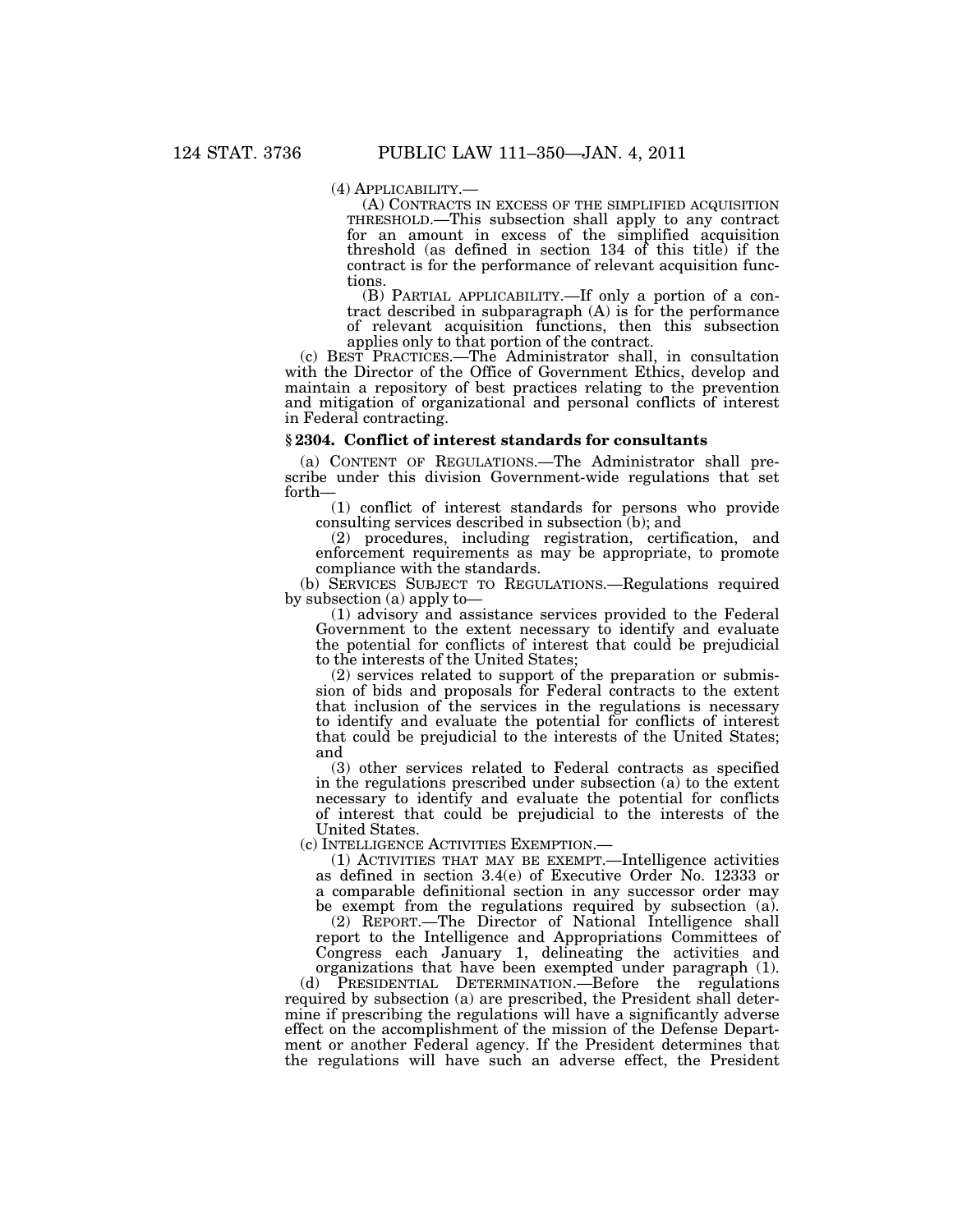(4) APPLICABILITY.—

(A) CONTRACTS IN EXCESS OF THE SIMPLIFIED ACQUISITION THRESHOLD.—This subsection shall apply to any contract for an amount in excess of the simplified acquisition threshold (as defined in section 134 of this title) if the contract is for the performance of relevant acquisition functions.

(B) PARTIAL APPLICABILITY.—If only a portion of a contract described in subparagraph (A) is for the performance of relevant acquisition functions, then this subsection applies only to that portion of the contract.

(c) BEST PRACTICES.—The Administrator shall, in consultation with the Director of the Office of Government Ethics, develop and maintain a repository of best practices relating to the prevention and mitigation of organizational and personal conflicts of interest in Federal contracting.

### § 2304. Conflict of interest standards for consultants

(a) CONTENT OF REGULATIONS.—The Administrator shall prescribe under this division Government-wide regulations that set forth—

(1) conflict of interest standards for persons who provide consulting services described in subsection (b); and

(2) procedures, including registration, certification, and enforcement requirements as may be appropriate, to promote compliance with the standards.

(b) SERVICES SUBJECT TO REGULATIONS.—Regulations required by subsection (a) apply to—

(1) advisory and assistance services provided to the Federal Government to the extent necessary to identify and evaluate the potential for conflicts of interest that could be prejudicial to the interests of the United States;

(2) services related to support of the preparation or submission of bids and proposals for Federal contracts to the extent that inclusion of the services in the regulations is necessary to identify and evaluate the potential for conflicts of interest that could be prejudicial to the interests of the United States; and

(3) other services related to Federal contracts as specified in the regulations prescribed under subsection (a) to the extent necessary to identify and evaluate the potential for conflicts of interest that could be prejudicial to the interests of the United States.

(c) INTELLIGENCE ACTIVITIES EXEMPTION.—

(1) ACTIVITIES THAT MAY BE EXEMPT.—Intelligence activities as defined in section 3.4(e) of Executive Order No. 12333 or a comparable definitional section in any successor order may be exempt from the regulations required by subsection (a).

(2) REPORT.—The Director of National Intelligence shall report to the Intelligence and Appropriations Committees of Congress each January 1, delineating the activities and organizations that have been exempted under paragraph (1).

(d) PRESIDENTIAL DETERMINATION.—Before the regulations required by subsection (a) are prescribed, the President shall determine if prescribing the regulations will have a significantly adverse effect on the accomplishment of the mission of the Defense Department or another Federal agency. If the President determines that the regulations will have such an adverse effect, the President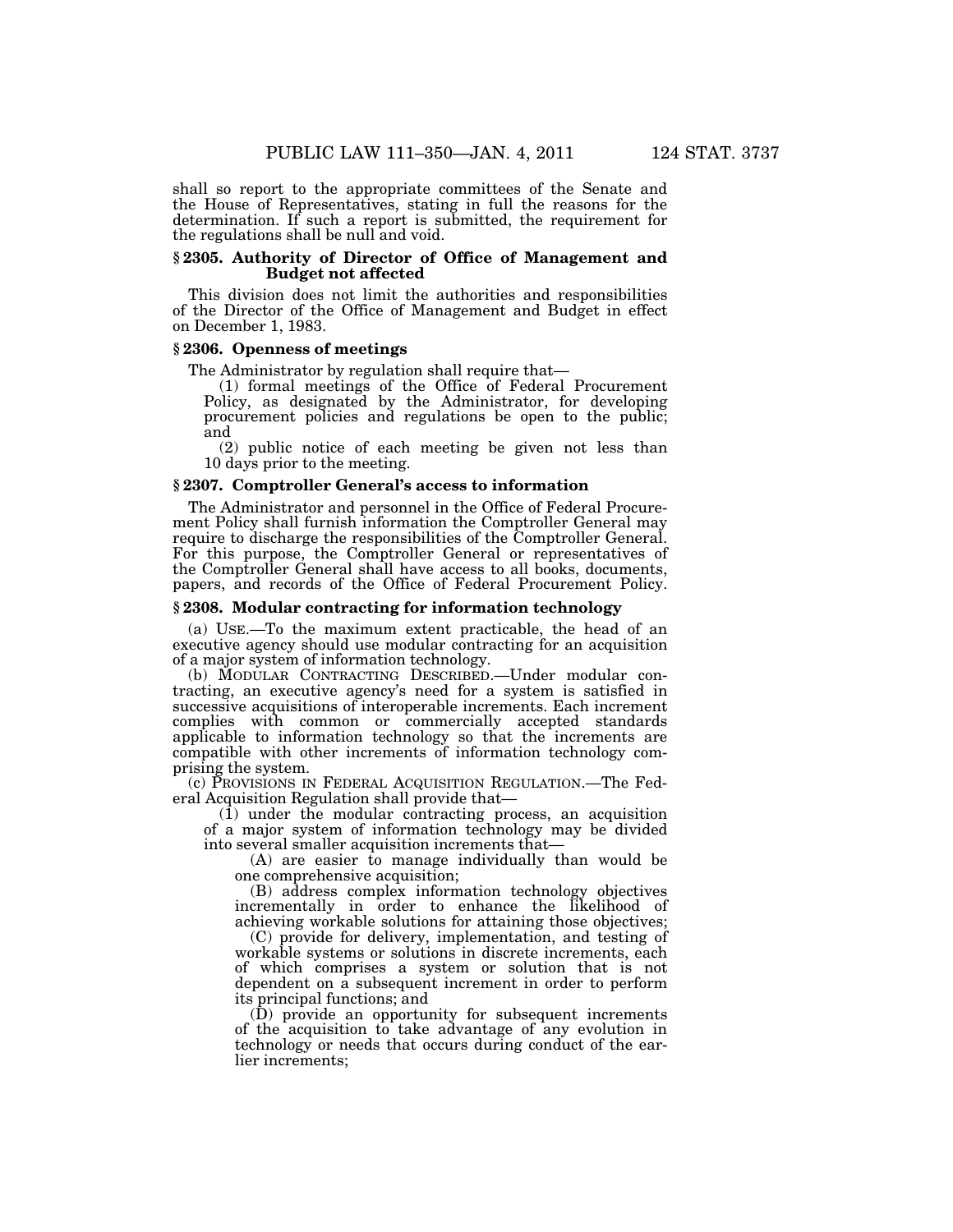shall so report to the appropriate committees of the Senate and the House of Representatives, stating in full the reasons for the determination. If such a report is submitted, the requirement for the regulations shall be null and void.

### § 2305. Authority of Director of Office of Management and Budget not affected

This division does not limit the authorities and responsibilities of the Director of the Office of Management and Budget in effect on December 1, 1983.

### § 2306. Openness of meetings

The Administrator by regulation shall require that—

(1) formal meetings of the Office of Federal Procurement Policy, as designated by the Administrator, for developing procurement policies and regulations be open to the public; and

(2) public notice of each meeting be given not less than 10 days prior to the meeting.

### § 2307. Comptroller General's access to information

The Administrator and personnel in the Office of Federal Procurement Policy shall furnish information the Comptroller General may require to discharge the responsibilities of the Comptroller General. For this purpose, the Comptroller General or representatives of the Comptroller General shall have access to all books, documents, papers, and records of the Office of Federal Procurement Policy.

### § 2308. Modular contracting for information technology

(a) USE.—To the maximum extent practicable, the head of an executive agency should use modular contracting for an acquisition of a major system of information technology.

(b) MODULAR CONTRACTING DESCRIBED.—Under modular contracting, an executive agency's need for a system is satisfied in successive acquisitions of interoperable increments. Each increment complies with common or commercially accepted standards applicable to information technology so that the increments are compatible with other increments of information technology comprising the system.

(c) PROVISIONS IN FEDERAL ACQUISITION REGULATION.—The Federal Acquisition Regulation shall provide that—

(1) under the modular contracting process, an acquisition of a major system of information technology may be divided into several smaller acquisition increments that—

(A) are easier to manage individually than would be one comprehensive acquisition;

(B) address complex information technology objectives incrementally in order to enhance the likelihood of achieving workable solutions for attaining those objectives;

(C) provide for delivery, implementation, and testing of workable systems or solutions in discrete increments, each of which comprises a system or solution that is not dependent on a subsequent increment in order to perform its principal functions; and

(D) provide an opportunity for subsequent increments of the acquisition to take advantage of any evolution in technology or needs that occurs during conduct of the earlier increments;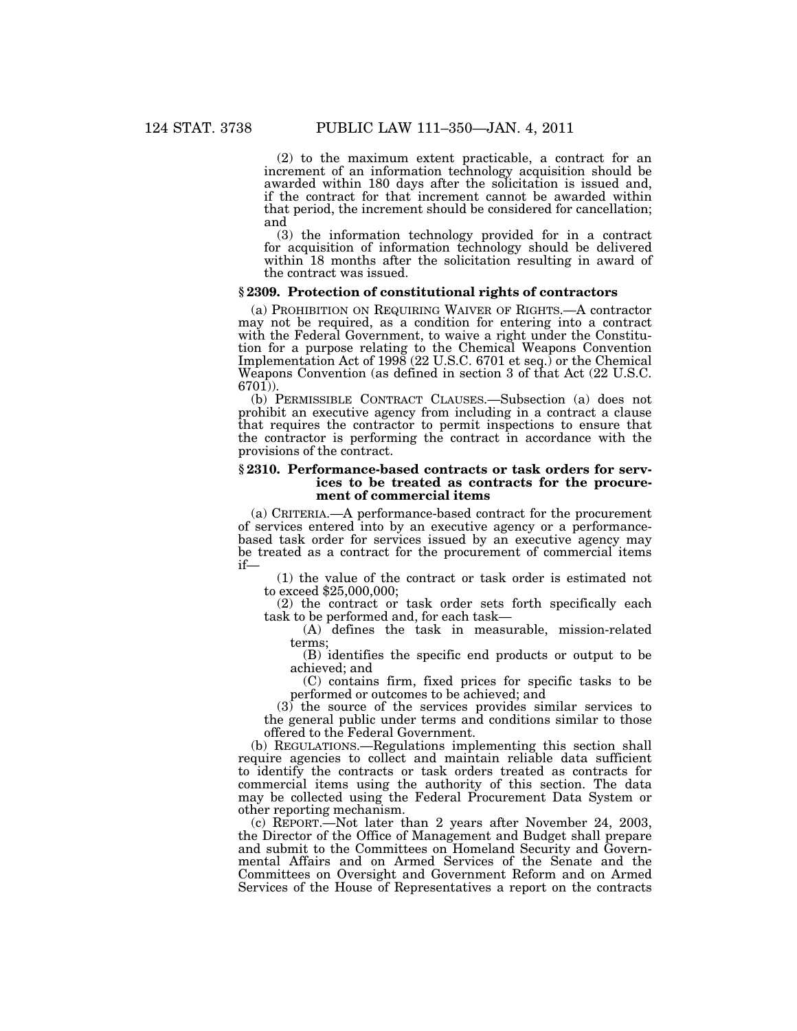(2) to the maximum extent practicable, a contract for an increment of an information technology acquisition should be awarded within 180 days after the solicitation is issued and, if the contract for that increment cannot be awarded within that period, the increment should be considered for cancellation; and

(3) the information technology provided for in a contract for acquisition of information technology should be delivered within 18 months after the solicitation resulting in award of the contract was issued.

### § 2309. Protection of constitutional rights of contractors

(a) PROHIBITION ON REQUIRING WAIVER OF RIGHTS.—A contractor may not be required, as a condition for entering into a contract with the Federal Government, to waive a right under the Constitution for a purpose relating to the Chemical Weapons Convention Implementation Act of 1998 (22 U.S.C. 6701 et seq.) or the Chemical Weapons Convention (as defined in section 3 of that Act (22 U.S.C. 6701)).

(b) PERMISSIBLE CONTRACT CLAUSES.—Subsection (a) does not prohibit an executive agency from including in a contract a clause that requires the contractor to permit inspections to ensure that the contractor is performing the contract in accordance with the provisions of the contract.

### § 2310. Performance-based contracts or task orders for services to be treated as contracts for the procurement of commercial items

(a) CRITERIA.—A performance-based contract for the procurement of services entered into by an executive agency or a performance-based task order for services issued by an executive agency may be treated as a contract for the procurement of commercial items if—

(1) the value of the contract or task order is estimated not to exceed $25,000,000;

(2) the contract or task order sets forth specifically each task to be performed and, for each task—

(A) defines the task in measurable, mission-related terms;

(B) identifies the specific end products or output to be achieved; and

(C) contains firm, fixed prices for specific tasks to be performed or outcomes to be achieved; and

(3) the source of the services provides similar services to the general public under terms and conditions similar to those offered to the Federal Government.

(b) REGULATIONS.—Regulations implementing this section shall require agencies to collect and maintain reliable data sufficient to identify the contracts or task orders treated as contracts for commercial items using the authority of this section. The data may be collected using the Federal Procurement Data System or other reporting mechanism.

(c) REPORT.—Not later than 2 years after November 24, 2003, the Director of the Office of Management and Budget shall prepare and submit to the Committees on Homeland Security and Governmental Affairs and on Armed Services of the Senate and the Committees on Oversight and Government Reform and on Armed Services of the House of Representatives a report on the contracts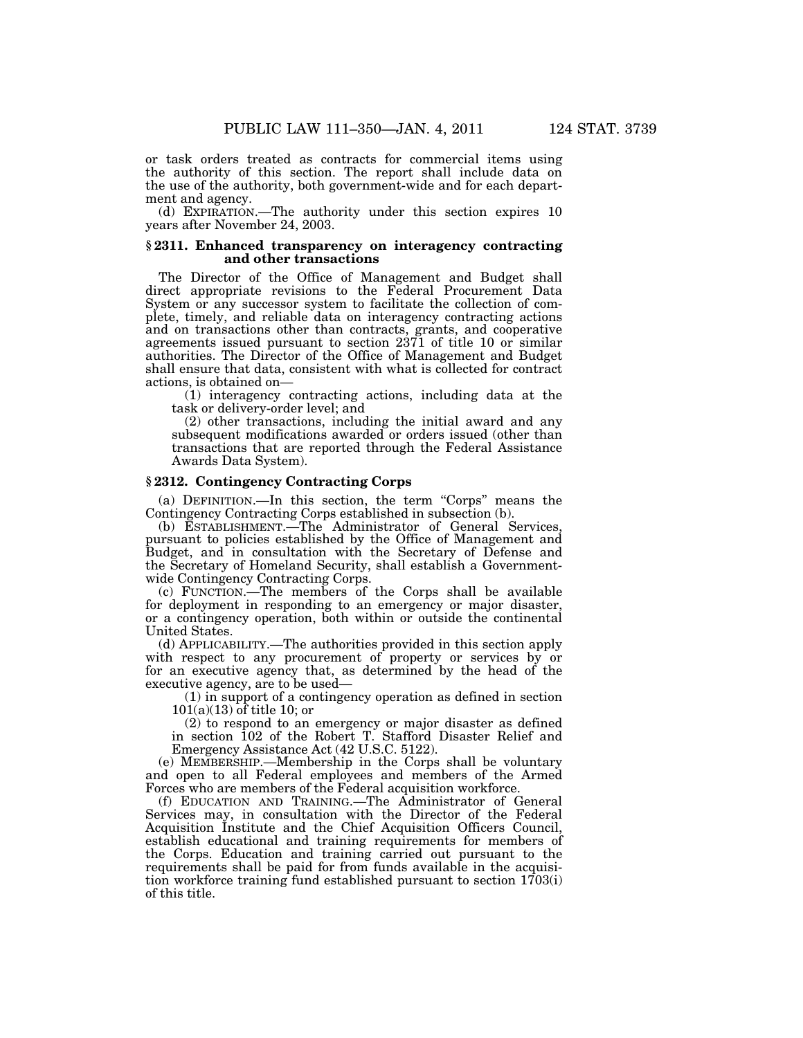or task orders treated as contracts for commercial items using the authority of this section. The report shall include data on the use of the authority, both government-wide and for each department and agency.

(d) EXPIRATION.—The authority under this section expires 10 years after November 24, 2003.

### § 2311. Enhanced transparency on interagency contracting and other transactions

The Director of the Office of Management and Budget shall direct appropriate revisions to the Federal Procurement Data System or any successor system to facilitate the collection of complete, timely, and reliable data on interagency contracting actions and on transactions other than contracts, grants, and cooperative agreements issued pursuant to section 2371 of title 10 or similar authorities. The Director of the Office of Management and Budget shall ensure that data, consistent with what is collected for contract actions, is obtained on—

(1) interagency contracting actions, including data at the task or delivery-order level; and

(2) other transactions, including the initial award and any subsequent modifications awarded or orders issued (other than transactions that are reported through the Federal Assistance Awards Data System).

### § 2312. Contingency Contracting Corps

(a) DEFINITION.—In this section, the term "Corps" means the Contingency Contracting Corps established in subsection (b).

(b) ESTABLISHMENT.—The Administrator of General Services, pursuant to policies established by the Office of Management and Budget, and in consultation with the Secretary of Defense and the Secretary of Homeland Security, shall establish a Government-wide Contingency Contracting Corps.

(c) FUNCTION.—The members of the Corps shall be available for deployment in responding to an emergency or major disaster, or a contingency operation, both within or outside the continental United States.

(d) APPLICABILITY.—The authorities provided in this section apply with respect to any procurement of property or services by or for an executive agency that, as determined by the head of the executive agency, are to be used—

(1) in support of a contingency operation as defined in section 101(a)(13) of title 10; or

(2) to respond to an emergency or major disaster as defined in section 102 of the Robert T. Stafford Disaster Relief and Emergency Assistance Act (42 U.S.C. 5122).

(e) MEMBERSHIP.—Membership in the Corps shall be voluntary and open to all Federal employees and members of the Armed Forces who are members of the Federal acquisition workforce.

(f) EDUCATION AND TRAINING.—The Administrator of General Services may, in consultation with the Director of the Federal Acquisition Institute and the Chief Acquisition Officers Council, establish educational and training requirements for members of the Corps. Education and training carried out pursuant to the requirements shall be paid for from funds available in the acquisition workforce training fund established pursuant to section 1703(i) of this title.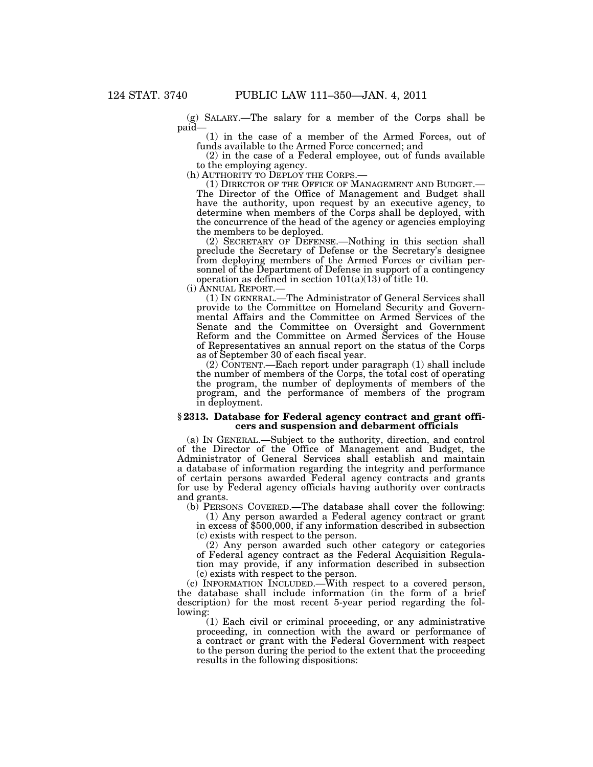(g) SALARY.—The salary for a member of the Corps shall be paid—

(1) in the case of a member of the Armed Forces, out of funds available to the Armed Force concerned; and

(2) in the case of a Federal employee, out of funds available to the employing agency.

(h) AUTHORITY TO DEPLOY THE CORPS.—

(1) DIRECTOR OF THE OFFICE OF MANAGEMENT AND BUDGET.—The Director of the Office of Management and Budget shall have the authority, upon request by an executive agency, to determine when members of the Corps shall be deployed, with the concurrence of the head of the agency or agencies employing the members to be deployed.

(2) SECRETARY OF DEFENSE.—Nothing in this section shall preclude the Secretary of Defense or the Secretary's designee from deploying members of the Armed Forces or civilian personnel of the Department of Defense in support of a contingency operation as defined in section 101(a)(13) of title 10.

(i) ANNUAL REPORT.—

(1) IN GENERAL.—The Administrator of General Services shall provide to the Committee on Homeland Security and Governmental Affairs and the Committee on Armed Services of the Senate and the Committee on Oversight and Government Reform and the Committee on Armed Services of the House of Representatives an annual report on the status of the Corps as of September 30 of each fiscal year.

(2) CONTENT.—Each report under paragraph (1) shall include the number of members of the Corps, the total cost of operating the program, the number of deployments of members of the program, and the performance of members of the program in deployment.

### § 2313. Database for Federal agency contract and grant officers and suspension and debarment officials

(a) IN GENERAL.—Subject to the authority, direction, and control of the Director of the Office of Management and Budget, the Administrator of General Services shall establish and maintain a database of information regarding the integrity and performance of certain persons awarded Federal agency contracts and grants for use by Federal agency officials having authority over contracts and grants.

(b) PERSONS COVERED.—The database shall cover the following:

(1) Any person awarded a Federal agency contract or grant in excess of $500,000, if any information described in subsection (c) exists with respect to the person.

(2) Any person awarded such other category or categories of Federal agency contract as the Federal Acquisition Regulation may provide, if any information described in subsection (c) exists with respect to the person.

(c) INFORMATION INCLUDED.—With respect to a covered person, the database shall include information (in the form of a brief description) for the most recent 5-year period regarding the following:

(1) Each civil or criminal proceeding, or any administrative proceeding, in connection with the award or performance of a contract or grant with the Federal Government with respect to the person during the period to the extent that the proceeding results in the following dispositions: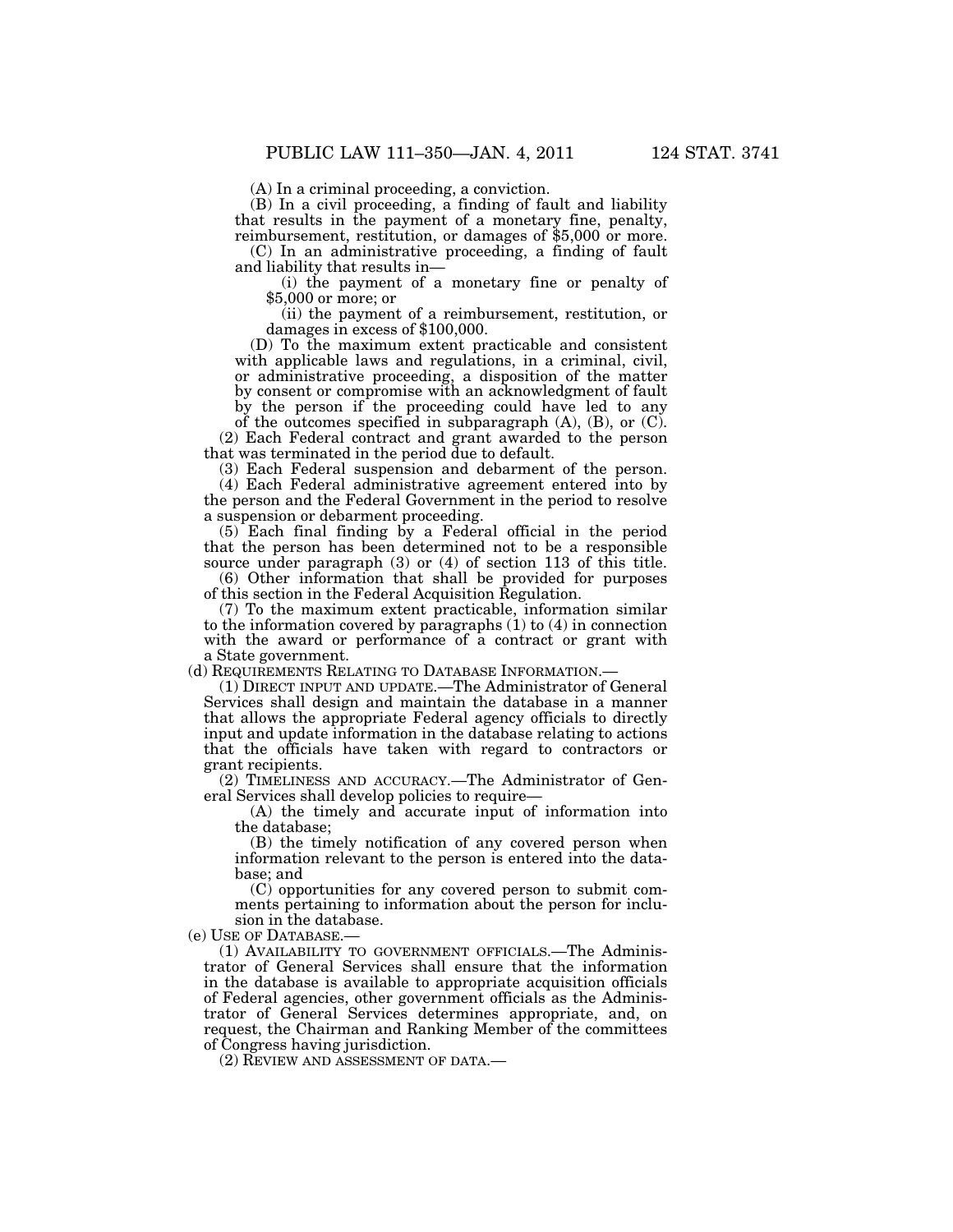(A) In a criminal proceeding, a conviction.

(B) In a civil proceeding, a finding of fault and liability that results in the payment of a monetary fine, penalty, reimbursement, restitution, or damages of $5,000 or more.

(C) In an administrative proceeding, a finding of fault and liability that results in—

(i) the payment of a monetary fine or penalty of $5,000 or more; or

(ii) the payment of a reimbursement, restitution, or damages in excess of $100,000.

(D) To the maximum extent practicable and consistent with applicable laws and regulations, in a criminal, civil, or administrative proceeding, a disposition of the matter by consent or compromise with an acknowledgment of fault by the person if the proceeding could have led to any of the outcomes specified in subparagraph (A), (B), or (C).

(2) Each Federal contract and grant awarded to the person that was terminated in the period due to default.

(3) Each Federal suspension and debarment of the person.

(4) Each Federal administrative agreement entered into by the person and the Federal Government in the period to resolve a suspension or debarment proceeding.

(5) Each final finding by a Federal official in the period that the person has been determined not to be a responsible source under paragraph (3) or (4) of section 113 of this title.

(6) Other information that shall be provided for purposes of this section in the Federal Acquisition Regulation.

(7) To the maximum extent practicable, information similar to the information covered by paragraphs (1) to (4) in connection with the award or performance of a contract or grant with a State government.

(d) REQUIREMENTS RELATING TO DATABASE INFORMATION.—

(1) DIRECT INPUT AND UPDATE.—The Administrator of General Services shall design and maintain the database in a manner that allows the appropriate Federal agency officials to directly input and update information in the database relating to actions that the officials have taken with regard to contractors or grant recipients.

(2) TIMELINESS AND ACCURACY.—The Administrator of General Services shall develop policies to require—

(A) the timely and accurate input of information into the database;

(B) the timely notification of any covered person when information relevant to the person is entered into the database; and

(C) opportunities for any covered person to submit comments pertaining to information about the person for inclusion in the database.

(e) USE OF DATABASE.—

(1) AVAILABILITY TO GOVERNMENT OFFICIALS.—The Administrator of General Services shall ensure that the information in the database is available to appropriate acquisition officials of Federal agencies, other government officials as the Administrator of General Services determines appropriate, and, on request, the Chairman and Ranking Member of the committees of Congress having jurisdiction.

(2) REVIEW AND ASSESSMENT OF DATA.—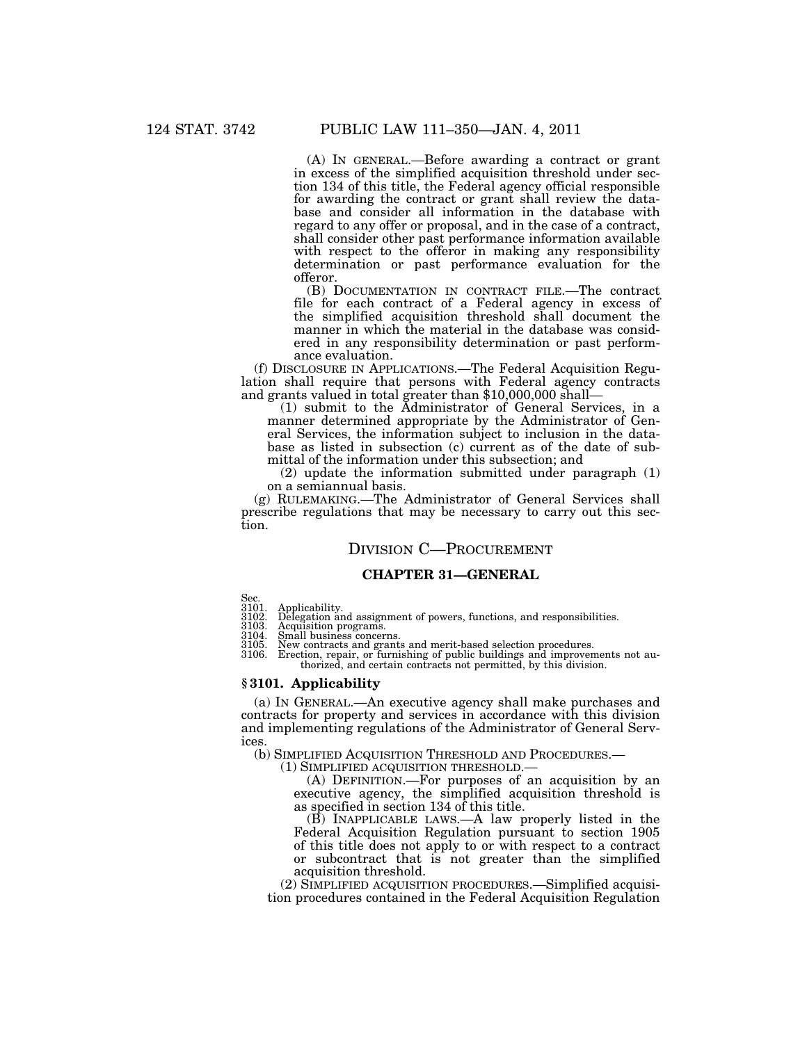(A) IN GENERAL.—Before awarding a contract or grant in excess of the simplified acquisition threshold under section 134 of this title, the Federal agency official responsible for awarding the contract or grant shall review the database and consider all information in the database with regard to any offer or proposal, and in the case of a contract, shall consider other past performance information available with respect to the offeror in making any responsibility determination or past performance evaluation for the offeror.

(B) DOCUMENTATION IN CONTRACT FILE.—The contract file for each contract of a Federal agency in excess of the simplified acquisition threshold shall document the manner in which the material in the database was considered in any responsibility determination or past performance evaluation.

(f) DISCLOSURE IN APPLICATIONS.—The Federal Acquisition Regulation shall require that persons with Federal agency contracts and grants valued in total greater than $10,000,000 shall—

(1) submit to the Administrator of General Services, in a manner determined appropriate by the Administrator of General Services, the information subject to inclusion in the database as listed in subsection (c) current as of the date of submittal of the information under this subsection; and

(2) update the information submitted under paragraph (1) on a semiannual basis.

(g) RULEMAKING.—The Administrator of General Services shall prescribe regulations that may be necessary to carry out this section.

# DIVISION C—PROCUREMENT

## CHAPTER 31—GENERAL

Sec.
3101. Applicability.
3102. Delegation and assignment of powers, functions, and responsibilities.
3103. Acquisition programs.
3104. Small business concerns.
3105. New contracts and grants and merit-based selection procedures.
3106. Erection, repair, or furnishing of public buildings and improvements not authorized, and certain contracts not permitted, by this division.

### § 3101. Applicability

(a) IN GENERAL.—An executive agency shall make purchases and contracts for property and services in accordance with this division and implementing regulations of the Administrator of General Services.

(b) SIMPLIFIED ACQUISITION THRESHOLD AND PROCEDURES.—

(1) SIMPLIFIED ACQUISITION THRESHOLD.—

(A) DEFINITION.—For purposes of an acquisition by an executive agency, the simplified acquisition threshold is as specified in section 134 of this title.

(B) INAPPLICABLE LAWS.—A law properly listed in the Federal Acquisition Regulation pursuant to section 1905 of this title does not apply to or with respect to a contract or subcontract that is not greater than the simplified acquisition threshold.

(2) SIMPLIFIED ACQUISITION PROCEDURES.—Simplified acquisition procedures contained in the Federal Acquisition Regulation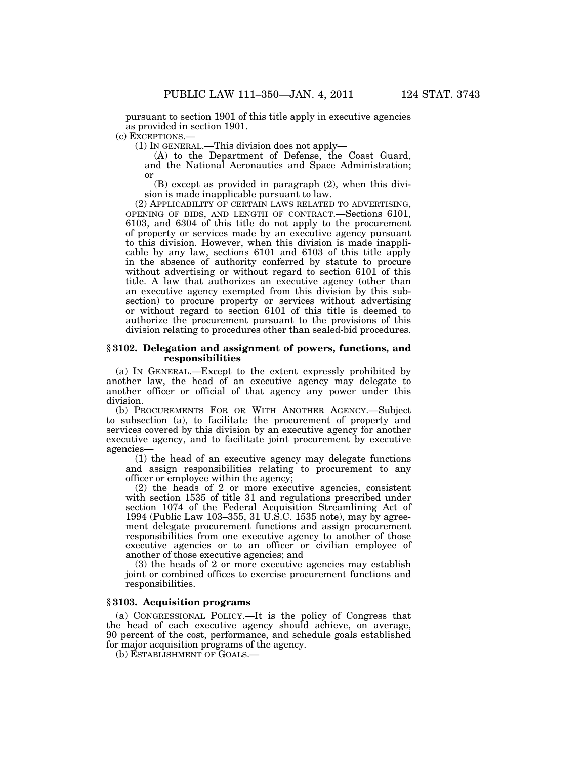pursuant to section 1901 of this title apply in executive agencies as provided in section 1901.

(c) EXCEPTIONS.—

(1) IN GENERAL.—This division does not apply—

(A) to the Department of Defense, the Coast Guard, and the National Aeronautics and Space Administration; or

(B) except as provided in paragraph (2), when this division is made inapplicable pursuant to law.

(2) APPLICABILITY OF CERTAIN LAWS RELATED TO ADVERTISING, OPENING OF BIDS, AND LENGTH OF CONTRACT.—Sections 6101, 6103, and 6304 of this title do not apply to the procurement of property or services made by an executive agency pursuant to this division. However, when this division is made inapplicable by any law, sections 6101 and 6103 of this title apply in the absence of authority conferred by statute to procure without advertising or without regard to section 6101 of this title. A law that authorizes an executive agency (other than an executive agency exempted from this division by this subsection) to procure property or services without advertising or without regard to section 6101 of this title is deemed to authorize the procurement pursuant to the provisions of this division relating to procedures other than sealed-bid procedures.

### § 3102. Delegation and assignment of powers, functions, and responsibilities

(a) IN GENERAL.—Except to the extent expressly prohibited by another law, the head of an executive agency may delegate to another officer or official of that agency any power under this division.

(b) PROCUREMENTS FOR OR WITH ANOTHER AGENCY.—Subject to subsection (a), to facilitate the procurement of property and services covered by this division by an executive agency for another executive agency, and to facilitate joint procurement by executive agencies—

(1) the head of an executive agency may delegate functions and assign responsibilities relating to procurement to any officer or employee within the agency;

(2) the heads of 2 or more executive agencies, consistent with section 1535 of title 31 and regulations prescribed under section 1074 of the Federal Acquisition Streamlining Act of 1994 (Public Law 103–355, 31 U.S.C. 1535 note), may by agreement delegate procurement functions and assign procurement responsibilities from one executive agency to another of those executive agencies or to an officer or civilian employee of another of those executive agencies; and

(3) the heads of 2 or more executive agencies may establish joint or combined offices to exercise procurement functions and responsibilities.

### § 3103. Acquisition programs

(a) CONGRESSIONAL POLICY.—It is the policy of Congress that the head of each executive agency should achieve, on average, 90 percent of the cost, performance, and schedule goals established for major acquisition programs of the agency.

(b) ESTABLISHMENT OF GOALS.—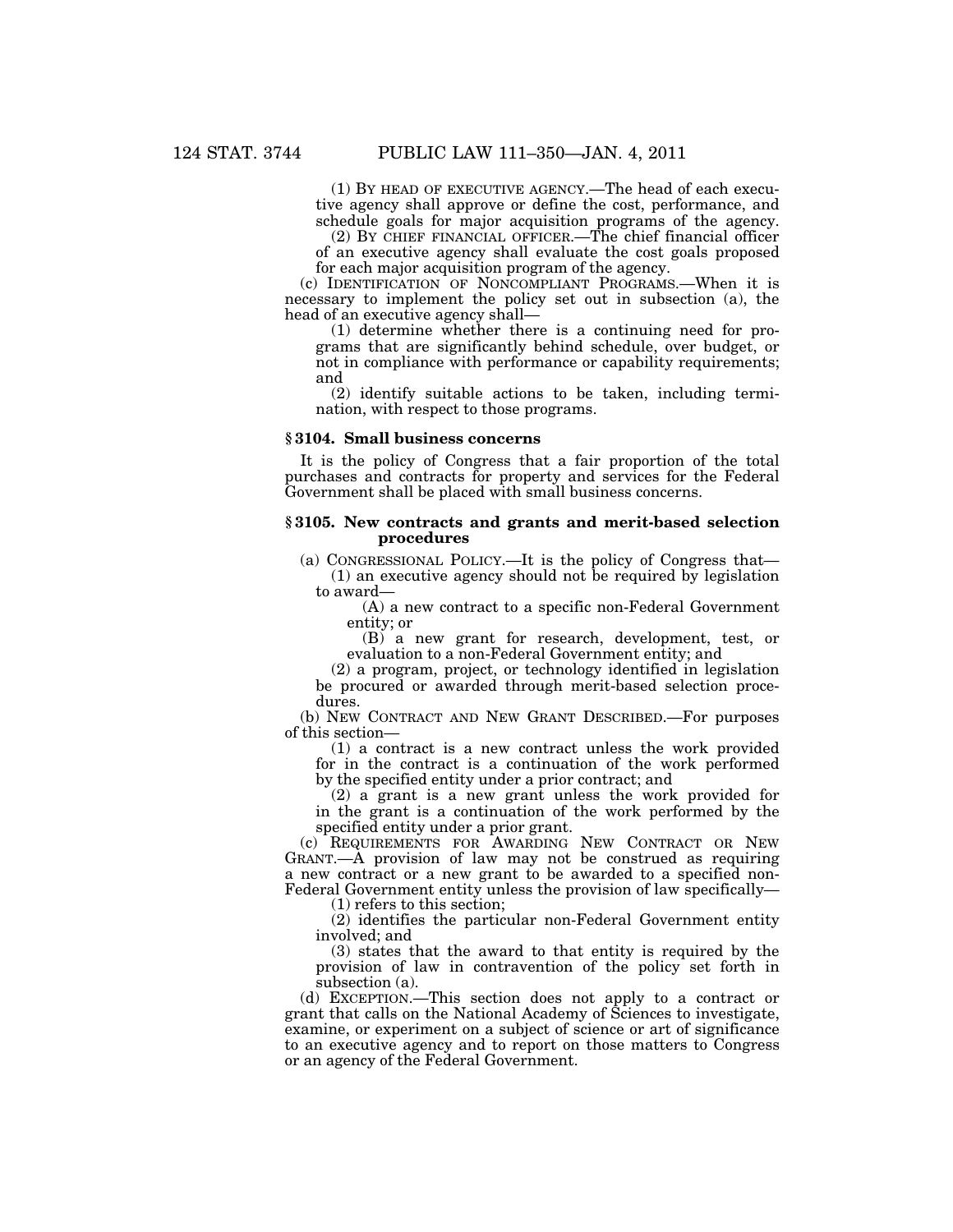(1) BY HEAD OF EXECUTIVE AGENCY.—The head of each executive agency shall approve or define the cost, performance, and schedule goals for major acquisition programs of the agency.

(2) BY CHIEF FINANCIAL OFFICER.—The chief financial officer of an executive agency shall evaluate the cost goals proposed for each major acquisition program of the agency.

(c) IDENTIFICATION OF NONCOMPLIANT PROGRAMS.—When it is necessary to implement the policy set out in subsection (a), the head of an executive agency shall—

(1) determine whether there is a continuing need for programs that are significantly behind schedule, over budget, or not in compliance with performance or capability requirements; and

(2) identify suitable actions to be taken, including termination, with respect to those programs.

### § 3104. Small business concerns

It is the policy of Congress that a fair proportion of the total purchases and contracts for property and services for the Federal Government shall be placed with small business concerns.

### § 3105. New contracts and grants and merit-based selection procedures

(a) CONGRESSIONAL POLICY.—It is the policy of Congress that—

(1) an executive agency should not be required by legislation to award—

(A) a new contract to a specific non-Federal Government entity; or

(B) a new grant for research, development, test, or evaluation to a non-Federal Government entity; and

(2) a program, project, or technology identified in legislation be procured or awarded through merit-based selection procedures.

(b) NEW CONTRACT AND NEW GRANT DESCRIBED.—For purposes of this section—

(1) a contract is a new contract unless the work provided for in the contract is a continuation of the work performed by the specified entity under a prior contract; and

(2) a grant is a new grant unless the work provided for in the grant is a continuation of the work performed by the specified entity under a prior grant.

(c) REQUIREMENTS FOR AWARDING NEW CONTRACT OR NEW GRANT.—A provision of law may not be construed as requiring a new contract or a new grant to be awarded to a specified non-Federal Government entity unless the provision of law specifically—

(1) refers to this section;

(2) identifies the particular non-Federal Government entity involved; and

(3) states that the award to that entity is required by the provision of law in contravention of the policy set forth in subsection (a).

(d) EXCEPTION.—This section does not apply to a contract or grant that calls on the National Academy of Sciences to investigate, examine, or experiment on a subject of science or art of significance to an executive agency and to report on those matters to Congress or an agency of the Federal Government.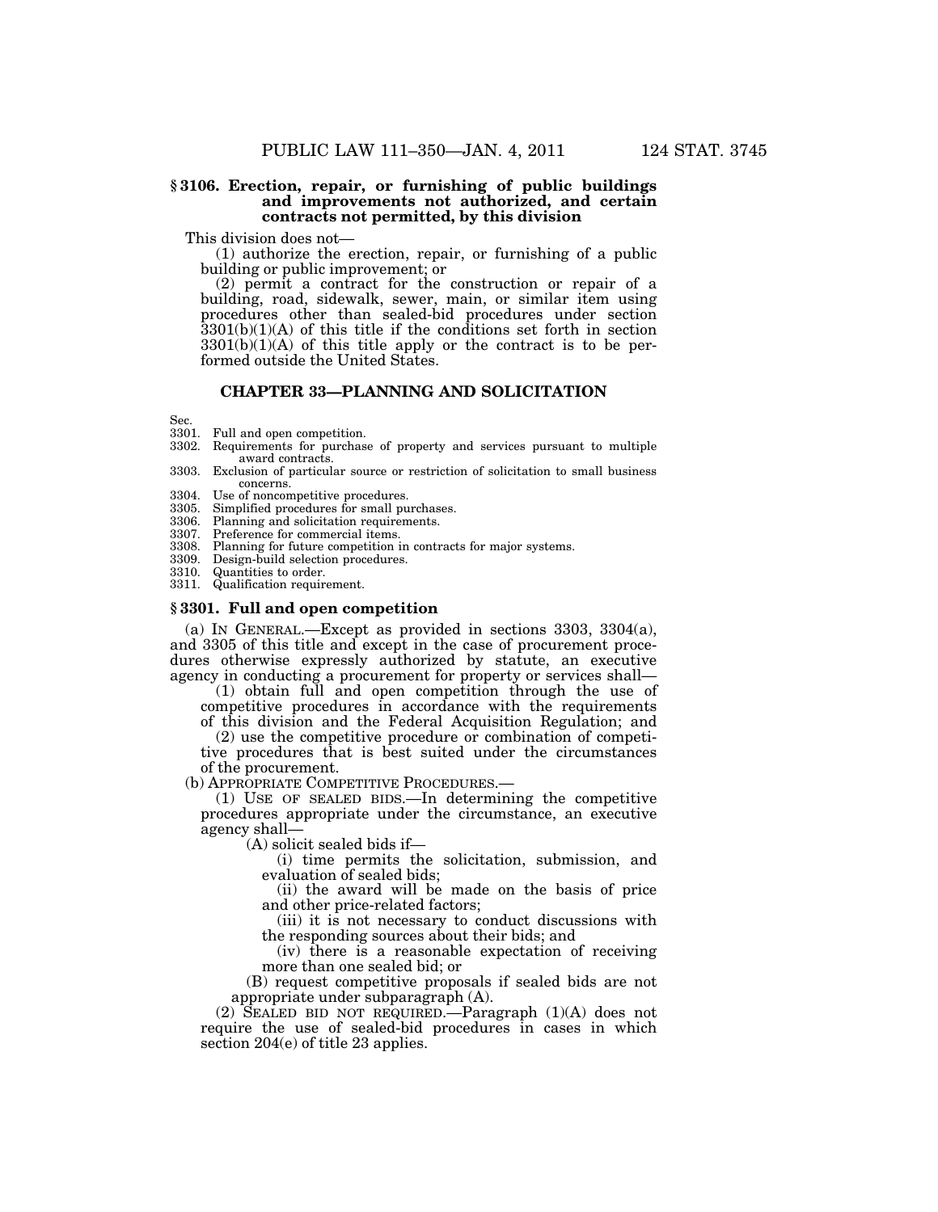### § 3106. Erection, repair, or furnishing of public buildings and improvements not authorized, and certain contracts not permitted, by this division

This division does not—

(1) authorize the erection, repair, or furnishing of a public building or public improvement; or

(2) permit a contract for the construction or repair of a building, road, sidewalk, sewer, main, or similar item using procedures other than sealed-bid procedures under section 3301(b)(1)(A) of this title if the conditions set forth in section 3301(b)(1)(A) of this title apply or the contract is to be performed outside the United States.

## CHAPTER 33—PLANNING AND SOLICITATION

Sec.
3301. Full and open competition.
3302. Requirements for purchase of property and services pursuant to multiple award contracts.
3303. Exclusion of particular source or restriction of solicitation to small business concerns.
3304. Use of noncompetitive procedures.
3305. Simplified procedures for small purchases.
3306. Planning and solicitation requirements.
3307. Preference for commercial items.
3308. Planning for future competition in contracts for major systems.
3309. Design-build selection procedures.
3310. Quantities to order.
3311. Qualification requirement.

### § 3301. Full and open competition

(a) IN GENERAL.—Except as provided in sections 3303, 3304(a), and 3305 of this title and except in the case of procurement procedures otherwise expressly authorized by statute, an executive agency in conducting a procurement for property or services shall—

(1) obtain full and open competition through the use of competitive procedures in accordance with the requirements of this division and the Federal Acquisition Regulation; and

(2) use the competitive procedure or combination of competitive procedures that is best suited under the circumstances of the procurement.

(b) APPROPRIATE COMPETITIVE PROCEDURES.—

(1) USE OF SEALED BIDS.—In determining the competitive procedures appropriate under the circumstance, an executive agency shall—

(A) solicit sealed bids if—

(i) time permits the solicitation, submission, and evaluation of sealed bids;

(ii) the award will be made on the basis of price and other price-related factors;

(iii) it is not necessary to conduct discussions with the responding sources about their bids; and

(iv) there is a reasonable expectation of receiving more than one sealed bid; or

(B) request competitive proposals if sealed bids are not appropriate under subparagraph (A).

(2) SEALED BID NOT REQUIRED.—Paragraph (1)(A) does not require the use of sealed-bid procedures in cases in which section 204(e) of title 23 applies.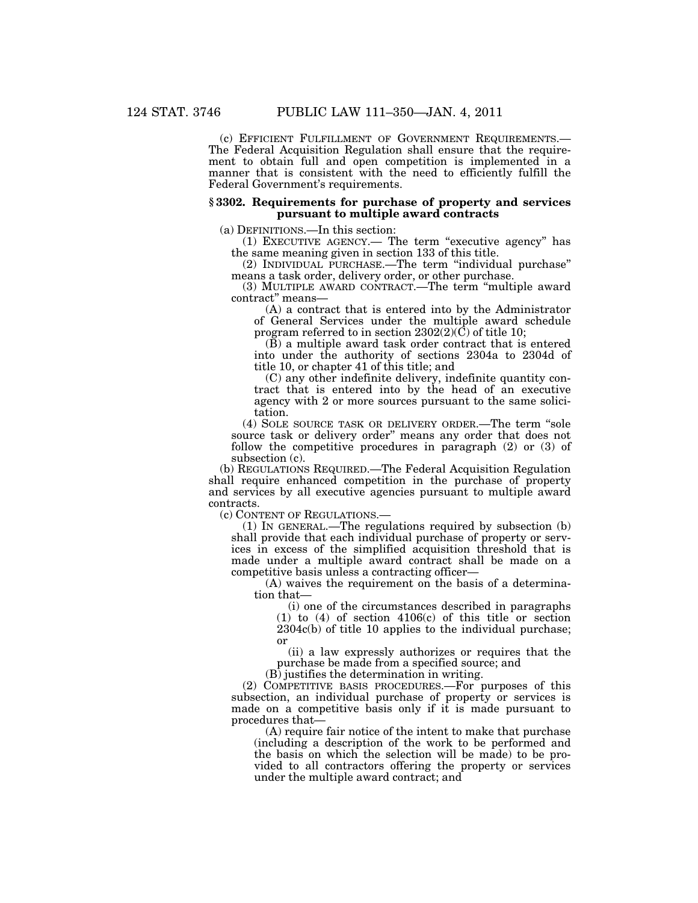(c) EFFICIENT FULFILLMENT OF GOVERNMENT REQUIREMENTS.—The Federal Acquisition Regulation shall ensure that the requirement to obtain full and open competition is implemented in a manner that is consistent with the need to efficiently fulfill the Federal Government's requirements.

### § 3302. Requirements for purchase of property and services pursuant to multiple award contracts

(a) DEFINITIONS.—In this section:

(1) EXECUTIVE AGENCY.— The term "executive agency" has the same meaning given in section 133 of this title.

(2) INDIVIDUAL PURCHASE.—The term "individual purchase" means a task order, delivery order, or other purchase.

(3) MULTIPLE AWARD CONTRACT.—The term "multiple award contract" means—

(A) a contract that is entered into by the Administrator of General Services under the multiple award schedule program referred to in section 2302(2)(C) of title 10;

(B) a multiple award task order contract that is entered into under the authority of sections 2304a to 2304d of title 10, or chapter 41 of this title; and

(C) any other indefinite delivery, indefinite quantity contract that is entered into by the head of an executive agency with 2 or more sources pursuant to the same solicitation.

(4) SOLE SOURCE TASK OR DELIVERY ORDER.—The term "sole source task or delivery order" means any order that does not follow the competitive procedures in paragraph (2) or (3) of subsection (c).

(b) REGULATIONS REQUIRED.—The Federal Acquisition Regulation shall require enhanced competition in the purchase of property and services by all executive agencies pursuant to multiple award contracts.

(c) CONTENT OF REGULATIONS.—

(1) IN GENERAL.—The regulations required by subsection (b) shall provide that each individual purchase of property or services in excess of the simplified acquisition threshold that is made under a multiple award contract shall be made on a competitive basis unless a contracting officer—

(A) waives the requirement on the basis of a determination that—

(i) one of the circumstances described in paragraphs (1) to (4) of section 4106(c) of this title or section 2304c(b) of title 10 applies to the individual purchase; or

(ii) a law expressly authorizes or requires that the purchase be made from a specified source; and

(B) justifies the determination in writing.

(2) COMPETITIVE BASIS PROCEDURES.—For purposes of this subsection, an individual purchase of property or services is made on a competitive basis only if it is made pursuant to procedures that—

(A) require fair notice of the intent to make that purchase (including a description of the work to be performed and the basis on which the selection will be made) to be provided to all contractors offering the property or services under the multiple award contract; and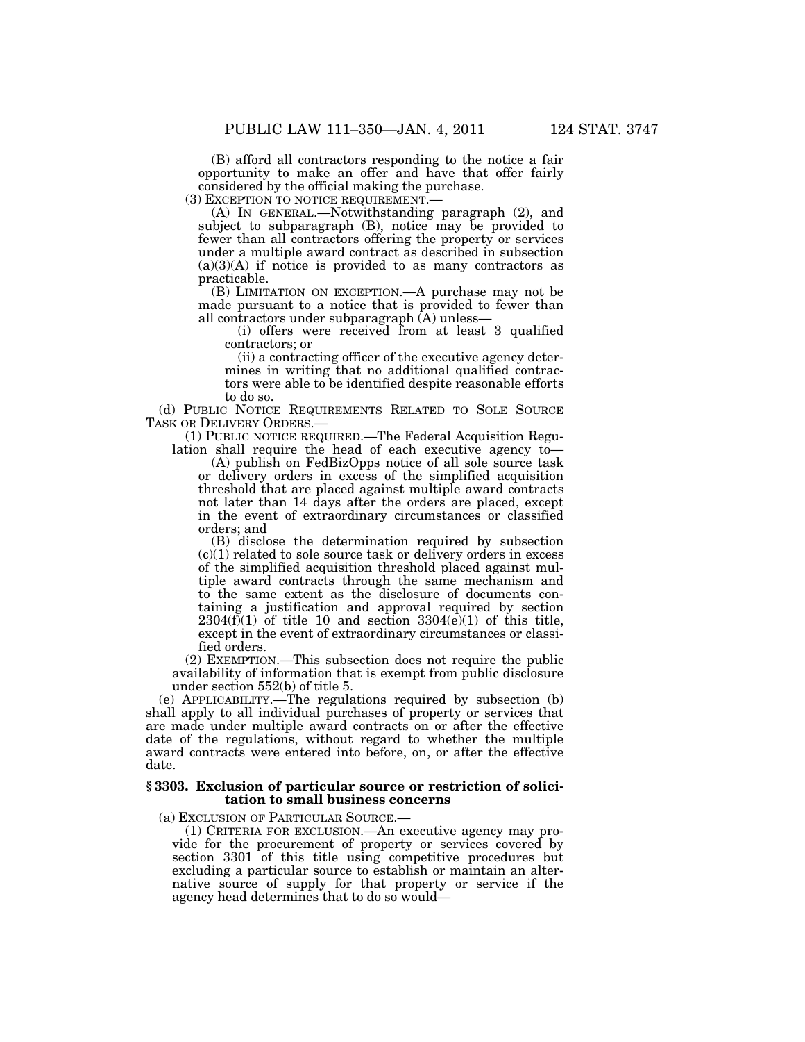(B) afford all contractors responding to the notice a fair opportunity to make an offer and have that offer fairly considered by the official making the purchase.

(3) EXCEPTION TO NOTICE REQUIREMENT.—

(A) IN GENERAL.—Notwithstanding paragraph (2), and subject to subparagraph (B), notice may be provided to fewer than all contractors offering the property or services under a multiple award contract as described in subsection (a)(3)(A) if notice is provided to as many contractors as practicable.

(B) LIMITATION ON EXCEPTION.—A purchase may not be made pursuant to a notice that is provided to fewer than all contractors under subparagraph (A) unless—

(i) offers were received from at least 3 qualified contractors; or

(ii) a contracting officer of the executive agency determines in writing that no additional qualified contractors were able to be identified despite reasonable efforts to do so.

(d) PUBLIC NOTICE REQUIREMENTS RELATED TO SOLE SOURCE TASK OR DELIVERY ORDERS.—

(1) PUBLIC NOTICE REQUIRED.—The Federal Acquisition Regulation shall require the head of each executive agency to—

(A) publish on FedBizOpps notice of all sole source task or delivery orders in excess of the simplified acquisition threshold that are placed against multiple award contracts not later than 14 days after the orders are placed, except in the event of extraordinary circumstances or classified orders; and

(B) disclose the determination required by subsection (c)(1) related to sole source task or delivery orders in excess of the simplified acquisition threshold placed against multiple award contracts through the same mechanism and to the same extent as the disclosure of documents containing a justification and approval required by section 2304(f)(1) of title 10 and section 3304(e)(1) of this title, except in the event of extraordinary circumstances or classified orders.

(2) EXEMPTION.—This subsection does not require the public availability of information that is exempt from public disclosure under section 552(b) of title 5.

(e) APPLICABILITY.—The regulations required by subsection (b) shall apply to all individual purchases of property or services that are made under multiple award contracts on or after the effective date of the regulations, without regard to whether the multiple award contracts were entered into before, on, or after the effective date.

### § 3303. Exclusion of particular source or restriction of solicitation to small business concerns

(a) EXCLUSION OF PARTICULAR SOURCE.—

(1) CRITERIA FOR EXCLUSION.—An executive agency may provide for the procurement of property or services covered by section 3301 of this title using competitive procedures but excluding a particular source to establish or maintain an alternative source of supply for that property or service if the agency head determines that to do so would—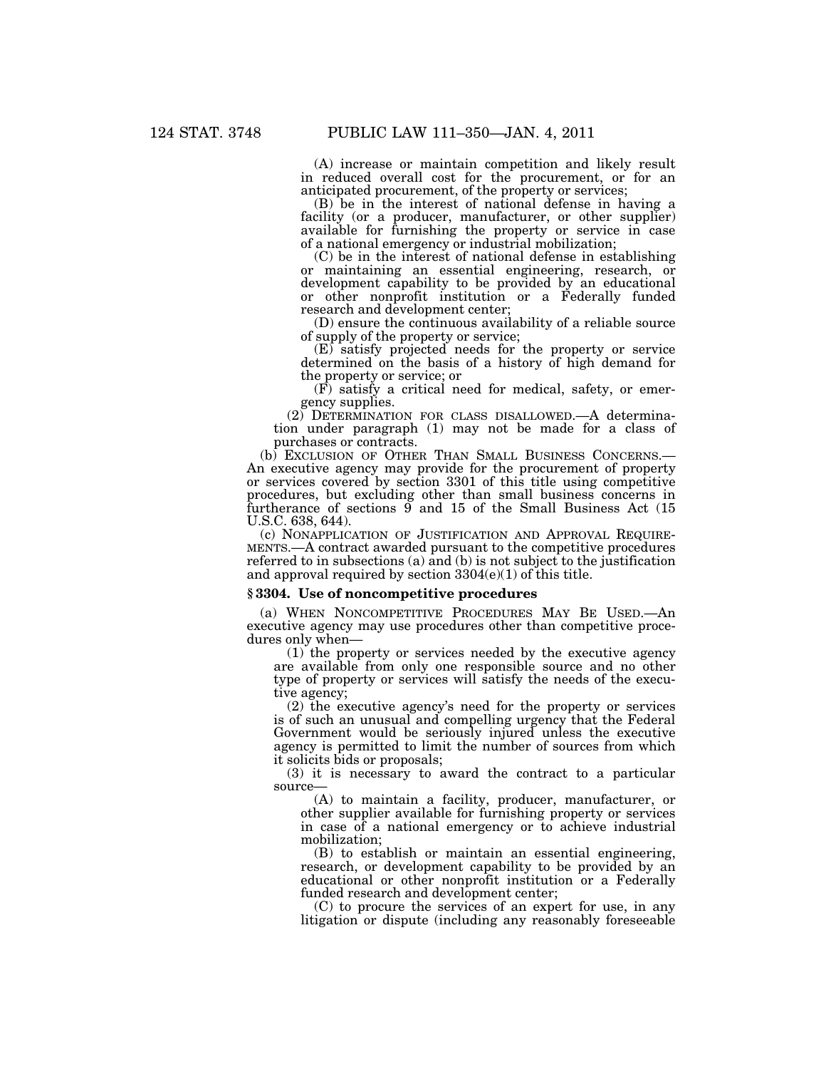(A) increase or maintain competition and likely result in reduced overall cost for the procurement, or for an anticipated procurement, of the property or services;

(B) be in the interest of national defense in having a facility (or a producer, manufacturer, or other supplier) available for furnishing the property or service in case of a national emergency or industrial mobilization;

(C) be in the interest of national defense in establishing or maintaining an essential engineering, research, or development capability to be provided by an educational or other nonprofit institution or a Federally funded research and development center;

(D) ensure the continuous availability of a reliable source of supply of the property or service;

(E) satisfy projected needs for the property or service determined on the basis of a history of high demand for the property or service; or

(F) satisfy a critical need for medical, safety, or emergency supplies.

(2) DETERMINATION FOR CLASS DISALLOWED.—A determination under paragraph (1) may not be made for a class of purchases or contracts.

(b) EXCLUSION OF OTHER THAN SMALL BUSINESS CONCERNS.—An executive agency may provide for the procurement of property or services covered by section 3301 of this title using competitive procedures, but excluding other than small business concerns in furtherance of sections 9 and 15 of the Small Business Act (15 U.S.C. 638, 644).

(c) NONAPPLICATION OF JUSTIFICATION AND APPROVAL REQUIREMENTS.—A contract awarded pursuant to the competitive procedures referred to in subsections (a) and (b) is not subject to the justification and approval required by section 3304(e)(1) of this title.

### § 3304. Use of noncompetitive procedures

(a) WHEN NONCOMPETITIVE PROCEDURES MAY BE USED.—An executive agency may use procedures other than competitive procedures only when—

(1) the property or services needed by the executive agency are available from only one responsible source and no other type of property or services will satisfy the needs of the executive agency;

(2) the executive agency's need for the property or services is of such an unusual and compelling urgency that the Federal Government would be seriously injured unless the executive agency is permitted to limit the number of sources from which it solicits bids or proposals;

(3) it is necessary to award the contract to a particular source—

(A) to maintain a facility, producer, manufacturer, or other supplier available for furnishing property or services in case of a national emergency or to achieve industrial mobilization;

(B) to establish or maintain an essential engineering, research, or development capability to be provided by an educational or other nonprofit institution or a Federally funded research and development center;

(C) to procure the services of an expert for use, in any litigation or dispute (including any reasonably foreseeable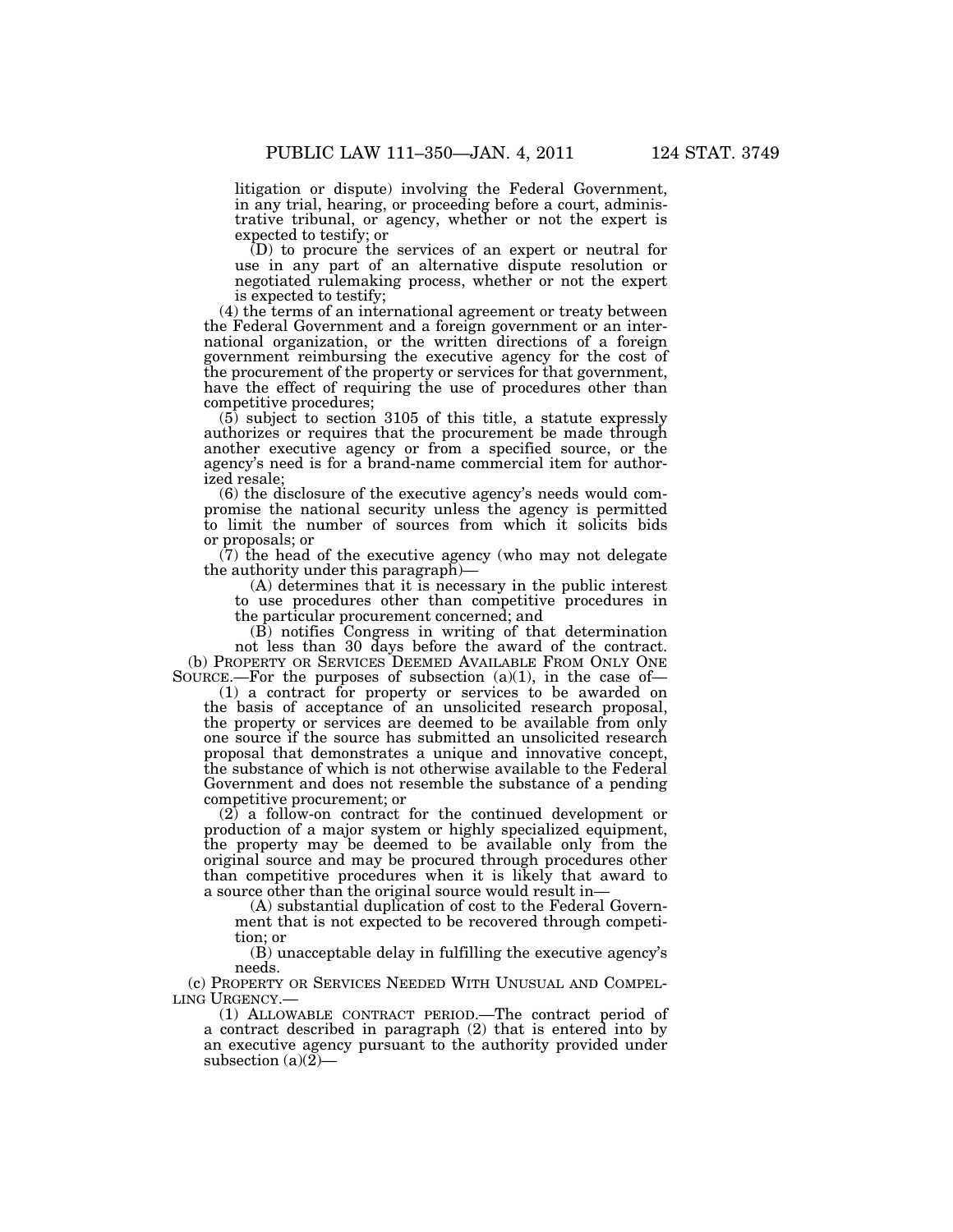litigation or dispute) involving the Federal Government, in any trial, hearing, or proceeding before a court, administrative tribunal, or agency, whether or not the expert is expected to testify; or

(D) to procure the services of an expert or neutral for use in any part of an alternative dispute resolution or negotiated rulemaking process, whether or not the expert is expected to testify;

(4) the terms of an international agreement or treaty between the Federal Government and a foreign government or an international organization, or the written directions of a foreign government reimbursing the executive agency for the cost of the procurement of the property or services for that government, have the effect of requiring the use of procedures other than competitive procedures;

(5) subject to section 3105 of this title, a statute expressly authorizes or requires that the procurement be made through another executive agency or from a specified source, or the agency's need is for a brand-name commercial item for authorized resale;

(6) the disclosure of the executive agency's needs would compromise the national security unless the agency is permitted to limit the number of sources from which it solicits bids or proposals; or

(7) the head of the executive agency (who may not delegate the authority under this paragraph)—

(A) determines that it is necessary in the public interest to use procedures other than competitive procedures in the particular procurement concerned; and

(B) notifies Congress in writing of that determination not less than 30 days before the award of the contract.

(b) PROPERTY OR SERVICES DEEMED AVAILABLE FROM ONLY ONE SOURCE.—For the purposes of subsection (a)(1), in the case of—

(1) a contract for property or services to be awarded on the basis of acceptance of an unsolicited research proposal, the property or services are deemed to be available from only one source if the source has submitted an unsolicited research proposal that demonstrates a unique and innovative concept, the substance of which is not otherwise available to the Federal Government and does not resemble the substance of a pending competitive procurement; or

(2) a follow-on contract for the continued development or production of a major system or highly specialized equipment, the property may be deemed to be available only from the original source and may be procured through procedures other than competitive procedures when it is likely that award to a source other than the original source would result in—

(A) substantial duplication of cost to the Federal Government that is not expected to be recovered through competition; or

(B) unacceptable delay in fulfilling the executive agency's needs.

(c) PROPERTY OR SERVICES NEEDED WITH UNUSUAL AND COMPELLING URGENCY.—

(1) ALLOWABLE CONTRACT PERIOD.—The contract period of a contract described in paragraph (2) that is entered into by an executive agency pursuant to the authority provided under subsection (a)(2)—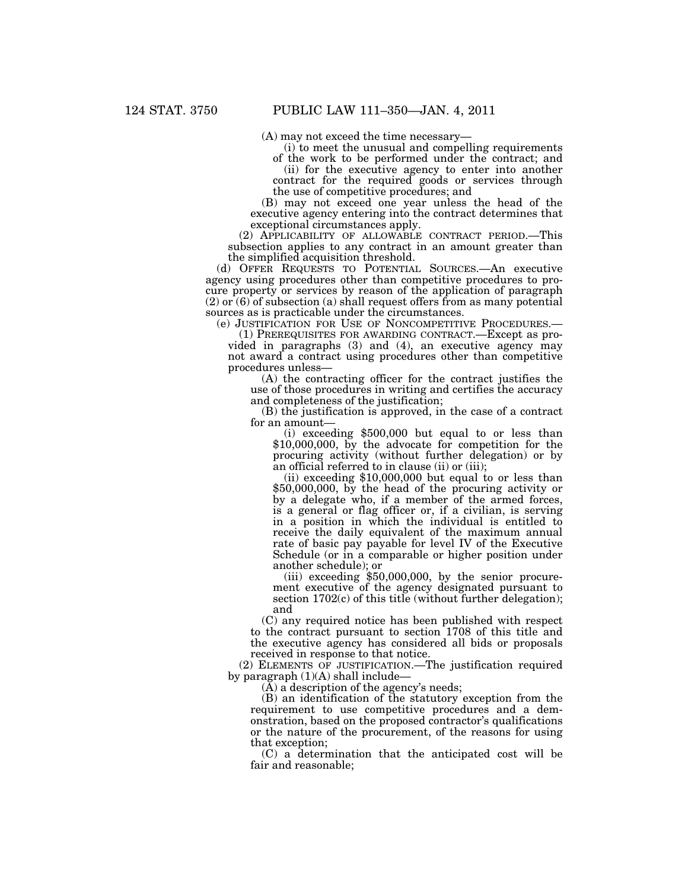(A) may not exceed the time necessary—

(i) to meet the unusual and compelling requirements of the work to be performed under the contract; and

(ii) for the executive agency to enter into another contract for the required goods or services through the use of competitive procedures; and

(B) may not exceed one year unless the head of the executive agency entering into the contract determines that exceptional circumstances apply.

(2) APPLICABILITY OF ALLOWABLE CONTRACT PERIOD.—This subsection applies to any contract in an amount greater than the simplified acquisition threshold.

(d) OFFER REQUESTS TO POTENTIAL SOURCES.—An executive agency using procedures other than competitive procedures to procure property or services by reason of the application of paragraph (2) or (6) of subsection (a) shall request offers from as many potential sources as is practicable under the circumstances.

(e) JUSTIFICATION FOR USE OF NONCOMPETITIVE PROCEDURES.—

(1) PREREQUISITES FOR AWARDING CONTRACT.—Except as provided in paragraphs (3) and (4), an executive agency may not award a contract using procedures other than competitive procedures unless—

(A) the contracting officer for the contract justifies the use of those procedures in writing and certifies the accuracy and completeness of the justification;

(B) the justification is approved, in the case of a contract for an amount—

(i) exceeding $500,000 but equal to or less than $10,000,000, by the advocate for competition for the procuring activity (without further delegation) or by an official referred to in clause (ii) or (iii);

(ii) exceeding $10,000,000 but equal to or less than $50,000,000, by the head of the procuring activity or by a delegate who, if a member of the armed forces, is a general or flag officer or, if a civilian, is serving in a position in which the individual is entitled to receive the daily equivalent of the maximum annual rate of basic pay payable for level IV of the Executive Schedule (or in a comparable or higher position under another schedule); or

(iii) exceeding $50,000,000, by the senior procurement executive of the agency designated pursuant to section 1702(c) of this title (without further delegation); and

(C) any required notice has been published with respect to the contract pursuant to section 1708 of this title and the executive agency has considered all bids or proposals received in response to that notice.

(2) ELEMENTS OF JUSTIFICATION.—The justification required by paragraph (1)(A) shall include—

(A) a description of the agency's needs;

(B) an identification of the statutory exception from the requirement to use competitive procedures and a demonstration, based on the proposed contractor's qualifications or the nature of the procurement, of the reasons for using that exception;

(C) a determination that the anticipated cost will be fair and reasonable;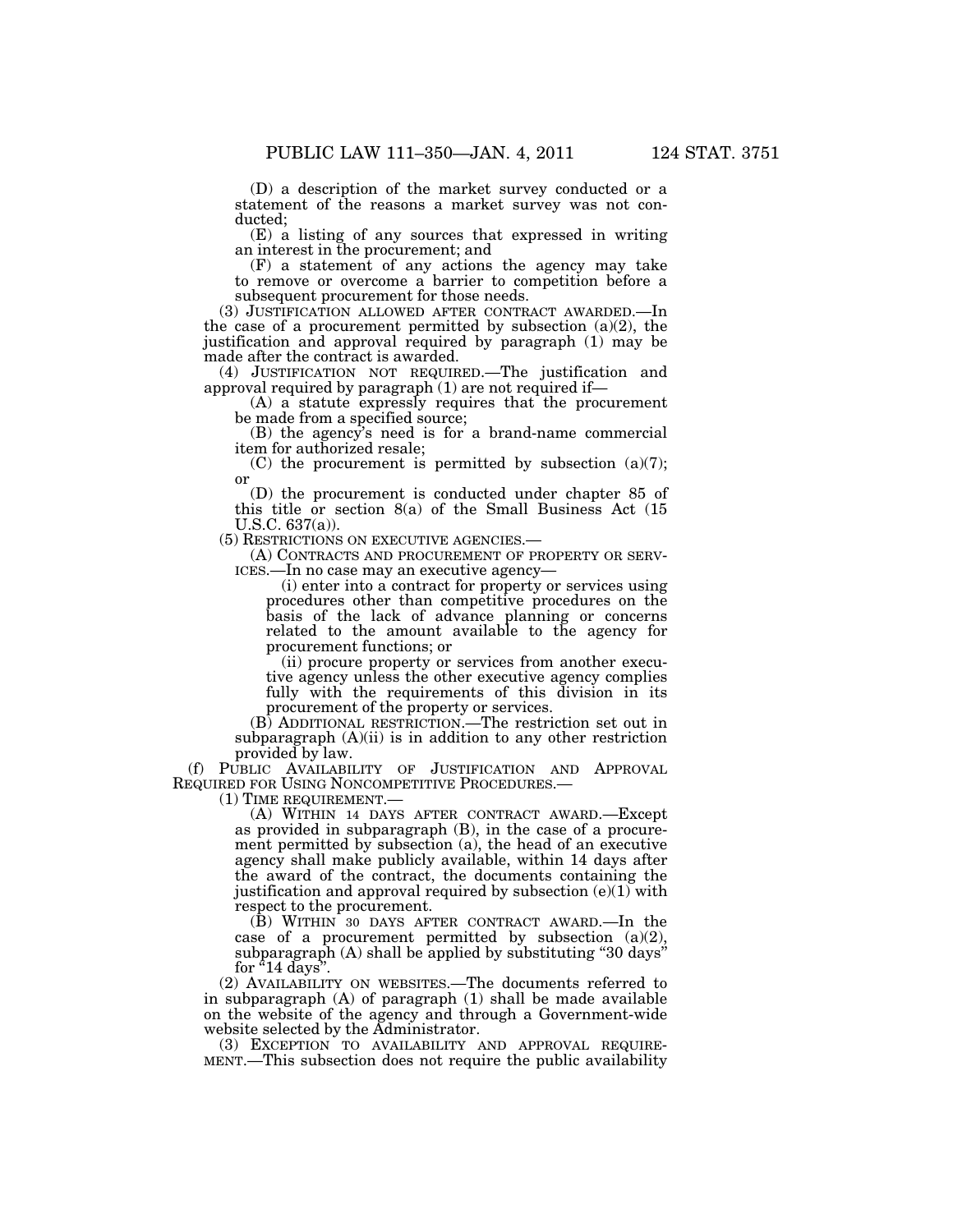(D) a description of the market survey conducted or a statement of the reasons a market survey was not conducted;

(E) a listing of any sources that expressed in writing an interest in the procurement; and

(F) a statement of any actions the agency may take to remove or overcome a barrier to competition before a subsequent procurement for those needs.

(3) JUSTIFICATION ALLOWED AFTER CONTRACT AWARDED.—In the case of a procurement permitted by subsection (a)(2), the justification and approval required by paragraph (1) may be made after the contract is awarded.

(4) JUSTIFICATION NOT REQUIRED.—The justification and approval required by paragraph (1) are not required if—

(A) a statute expressly requires that the procurement be made from a specified source;

(B) the agency's need is for a brand-name commercial item for authorized resale;

(C) the procurement is permitted by subsection (a)(7); or

(D) the procurement is conducted under chapter 85 of this title or section 8(a) of the Small Business Act (15 U.S.C. 637(a)).

(5) RESTRICTIONS ON EXECUTIVE AGENCIES.—

(A) CONTRACTS AND PROCUREMENT OF PROPERTY OR SERVICES.—In no case may an executive agency—

(i) enter into a contract for property or services using procedures other than competitive procedures on the basis of the lack of advance planning or concerns related to the amount available to the agency for procurement functions; or

(ii) procure property or services from another executive agency unless the other executive agency complies fully with the requirements of this division in its procurement of the property or services.

(B) ADDITIONAL RESTRICTION.—The restriction set out in subparagraph (A)(ii) is in addition to any other restriction provided by law.

(f) PUBLIC AVAILABILITY OF JUSTIFICATION AND APPROVAL REQUIRED FOR USING NONCOMPETITIVE PROCEDURES.—

(1) TIME REQUIREMENT.—

(A) WITHIN 14 DAYS AFTER CONTRACT AWARD.—Except as provided in subparagraph (B), in the case of a procurement permitted by subsection (a), the head of an executive agency shall make publicly available, within 14 days after the award of the contract, the documents containing the justification and approval required by subsection (e)(1) with respect to the procurement.

(B) WITHIN 30 DAYS AFTER CONTRACT AWARD.—In the case of a procurement permitted by subsection (a)(2), subparagraph (A) shall be applied by substituting "30 days" for "14 days".

(2) AVAILABILITY ON WEBSITES.—The documents referred to in subparagraph (A) of paragraph (1) shall be made available on the website of the agency and through a Government-wide website selected by the Administrator.

(3) EXCEPTION TO AVAILABILITY AND APPROVAL REQUIREMENT.—This subsection does not require the public availability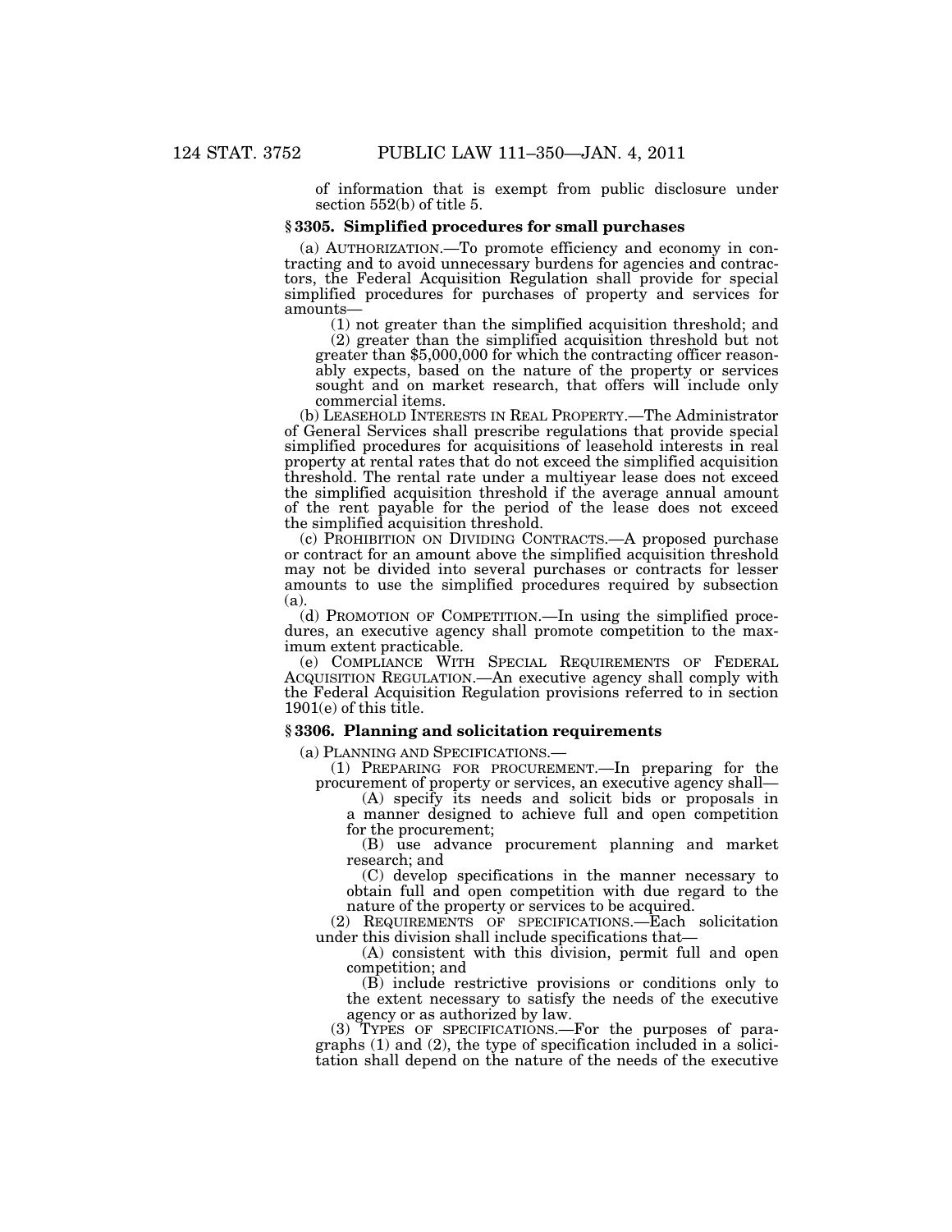of information that is exempt from public disclosure under section 552(b) of title 5.

### § 3305. Simplified procedures for small purchases

(a) AUTHORIZATION.—To promote efficiency and economy in contracting and to avoid unnecessary burdens for agencies and contractors, the Federal Acquisition Regulation shall provide for special simplified procedures for purchases of property and services for amounts—

(1) not greater than the simplified acquisition threshold; and

(2) greater than the simplified acquisition threshold but not greater than $5,000,000 for which the contracting officer reasonably expects, based on the nature of the property or services sought and on market research, that offers will include only commercial items.

(b) LEASEHOLD INTERESTS IN REAL PROPERTY.—The Administrator of General Services shall prescribe regulations that provide special simplified procedures for acquisitions of leasehold interests in real property at rental rates that do not exceed the simplified acquisition threshold. The rental rate under a multiyear lease does not exceed the simplified acquisition threshold if the average annual amount of the rent payable for the period of the lease does not exceed the simplified acquisition threshold.

(c) PROHIBITION ON DIVIDING CONTRACTS.—A proposed purchase or contract for an amount above the simplified acquisition threshold may not be divided into several purchases or contracts for lesser amounts to use the simplified procedures required by subsection (a).

(d) PROMOTION OF COMPETITION.—In using the simplified procedures, an executive agency shall promote competition to the maximum extent practicable.

(e) COMPLIANCE WITH SPECIAL REQUIREMENTS OF FEDERAL ACQUISITION REGULATION.—An executive agency shall comply with the Federal Acquisition Regulation provisions referred to in section 1901(e) of this title.

### § 3306. Planning and solicitation requirements

(a) PLANNING AND SPECIFICATIONS.—

(1) PREPARING FOR PROCUREMENT.—In preparing for the procurement of property or services, an executive agency shall—

(A) specify its needs and solicit bids or proposals in a manner designed to achieve full and open competition for the procurement;

(B) use advance procurement planning and market research; and

(C) develop specifications in the manner necessary to obtain full and open competition with due regard to the nature of the property or services to be acquired.

(2) REQUIREMENTS OF SPECIFICATIONS.—Each solicitation under this division shall include specifications that—

(A) consistent with this division, permit full and open competition; and

(B) include restrictive provisions or conditions only to the extent necessary to satisfy the needs of the executive agency or as authorized by law.

(3) TYPES OF SPECIFICATIONS.—For the purposes of paragraphs (1) and (2), the type of specification included in a solicitation shall depend on the nature of the needs of the executive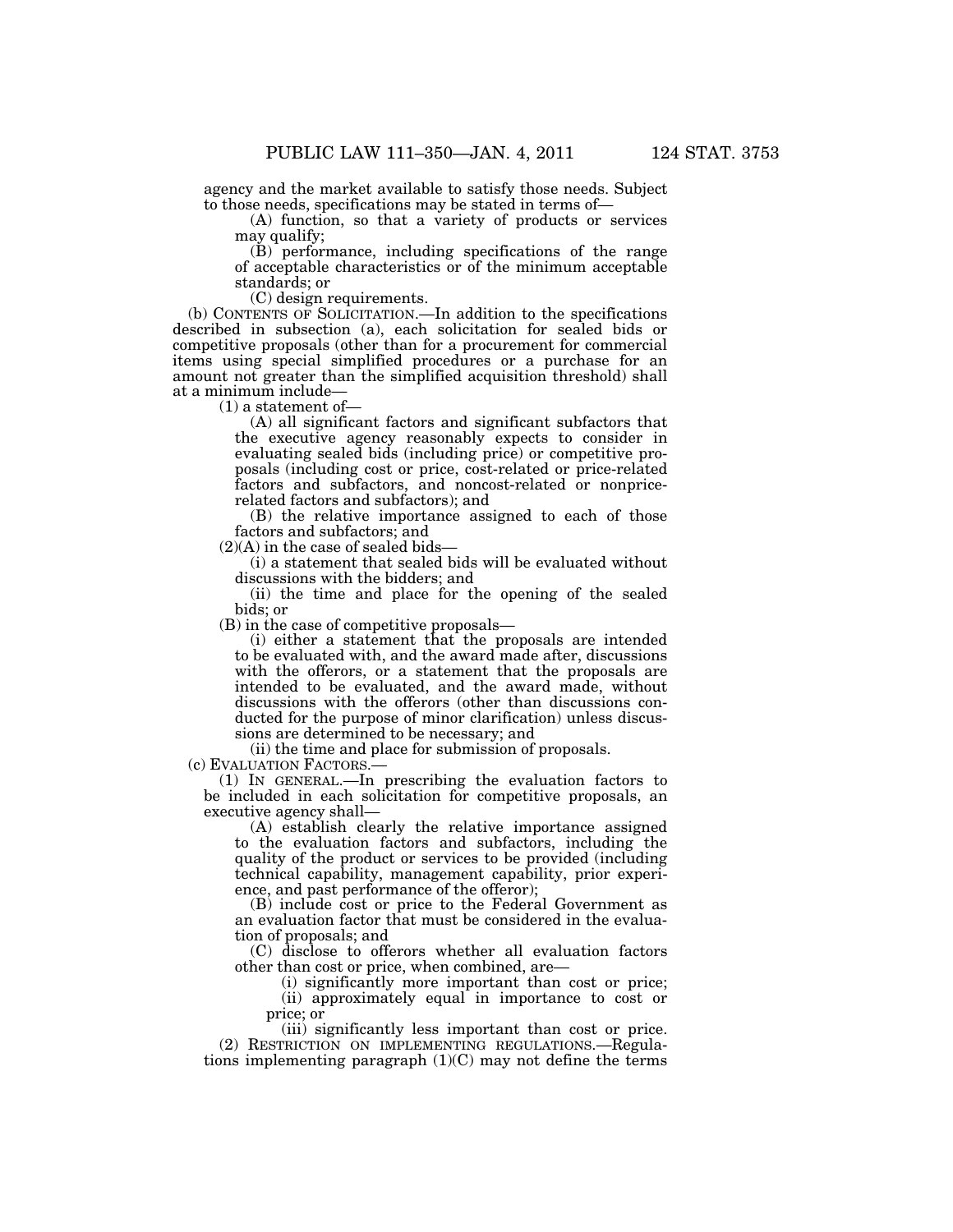agency and the market available to satisfy those needs. Subject to those needs, specifications may be stated in terms of—

(A) function, so that a variety of products or services may qualify;

(B) performance, including specifications of the range of acceptable characteristics or of the minimum acceptable standards; or

(C) design requirements.

(b) CONTENTS OF SOLICITATION.—In addition to the specifications described in subsection (a), each solicitation for sealed bids or competitive proposals (other than for a procurement for commercial items using special simplified procedures or a purchase for an amount not greater than the simplified acquisition threshold) shall at a minimum include—

(1) a statement of—

(A) all significant factors and significant subfactors that the executive agency reasonably expects to consider in evaluating sealed bids (including price) or competitive proposals (including cost or price, cost-related or price-related factors and subfactors, and noncost-related or nonprice-related factors and subfactors); and

(B) the relative importance assigned to each of those factors and subfactors; and

(2)(A) in the case of sealed bids—

(i) a statement that sealed bids will be evaluated without discussions with the bidders; and

(ii) the time and place for the opening of the sealed bids; or

(B) in the case of competitive proposals—

(i) either a statement that the proposals are intended to be evaluated with, and the award made after, discussions with the offerors, or a statement that the proposals are intended to be evaluated, and the award made, without discussions with the offerors (other than discussions conducted for the purpose of minor clarification) unless discussions are determined to be necessary; and

(ii) the time and place for submission of proposals.

(c) EVALUATION FACTORS.—

(1) IN GENERAL.—In prescribing the evaluation factors to be included in each solicitation for competitive proposals, an executive agency shall—

(A) establish clearly the relative importance assigned to the evaluation factors and subfactors, including the quality of the product or services to be provided (including technical capability, management capability, prior experience, and past performance of the offeror);

(B) include cost or price to the Federal Government as an evaluation factor that must be considered in the evaluation of proposals; and

(C) disclose to offerors whether all evaluation factors other than cost or price, when combined, are—

(i) significantly more important than cost or price;

(ii) approximately equal in importance to cost or price; or

(iii) significantly less important than cost or price.

(2) RESTRICTION ON IMPLEMENTING REGULATIONS.—Regulations implementing paragraph (1)(C) may not define the terms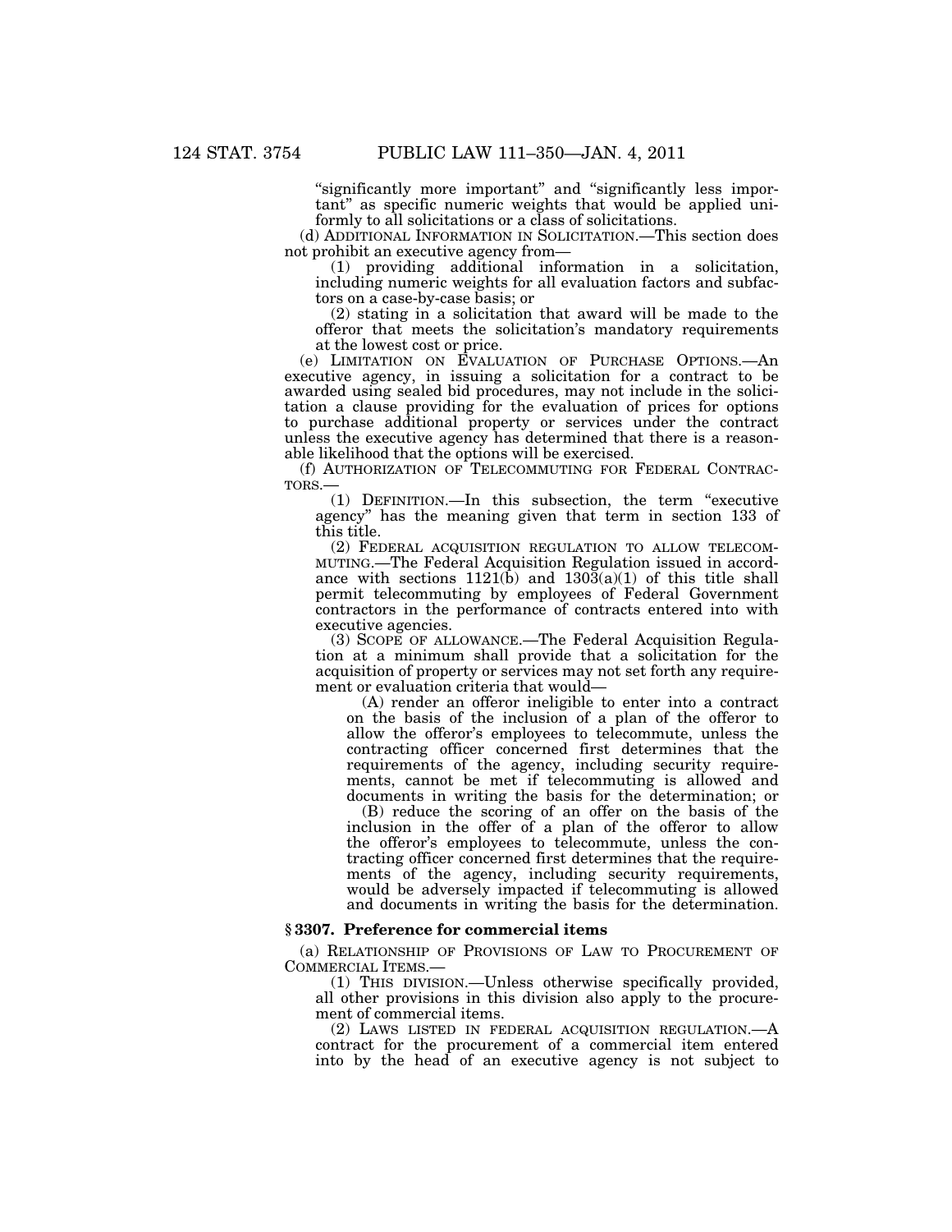"significantly more important" and "significantly less important" as specific numeric weights that would be applied uniformly to all solicitations or a class of solicitations.

(d) ADDITIONAL INFORMATION IN SOLICITATION.—This section does not prohibit an executive agency from—

(1) providing additional information in a solicitation, including numeric weights for all evaluation factors and subfactors on a case-by-case basis; or

(2) stating in a solicitation that award will be made to the offeror that meets the solicitation's mandatory requirements at the lowest cost or price.

(e) LIMITATION ON EVALUATION OF PURCHASE OPTIONS.—An executive agency, in issuing a solicitation for a contract to be awarded using sealed bid procedures, may not include in the solicitation a clause providing for the evaluation of prices for options to purchase additional property or services under the contract unless the executive agency has determined that there is a reasonable likelihood that the options will be exercised.

(f) AUTHORIZATION OF TELECOMMUTING FOR FEDERAL CONTRACTORS.—

(1) DEFINITION.—In this subsection, the term "executive agency" has the meaning given that term in section 133 of this title.

(2) FEDERAL ACQUISITION REGULATION TO ALLOW TELECOMMUTING.—The Federal Acquisition Regulation issued in accordance with sections 1121(b) and 1303(a)(1) of this title shall permit telecommuting by employees of Federal Government contractors in the performance of contracts entered into with executive agencies.

(3) SCOPE OF ALLOWANCE.—The Federal Acquisition Regulation at a minimum shall provide that a solicitation for the acquisition of property or services may not set forth any requirement or evaluation criteria that would—

(A) render an offeror ineligible to enter into a contract on the basis of the inclusion of a plan of the offeror to allow the offeror's employees to telecommute, unless the contracting officer concerned first determines that the requirements of the agency, including security requirements, cannot be met if telecommuting is allowed and documents in writing the basis for the determination; or

(B) reduce the scoring of an offer on the basis of the inclusion in the offer of a plan of the offeror to allow the offeror's employees to telecommute, unless the contracting officer concerned first determines that the requirements of the agency, including security requirements, would be adversely impacted if telecommuting is allowed and documents in writing the basis for the determination.

### § 3307. Preference for commercial items

(a) RELATIONSHIP OF PROVISIONS OF LAW TO PROCUREMENT OF COMMERCIAL ITEMS.—

(1) THIS DIVISION.—Unless otherwise specifically provided, all other provisions in this division also apply to the procurement of commercial items.

(2) LAWS LISTED IN FEDERAL ACQUISITION REGULATION.—A contract for the procurement of a commercial item entered into by the head of an executive agency is not subject to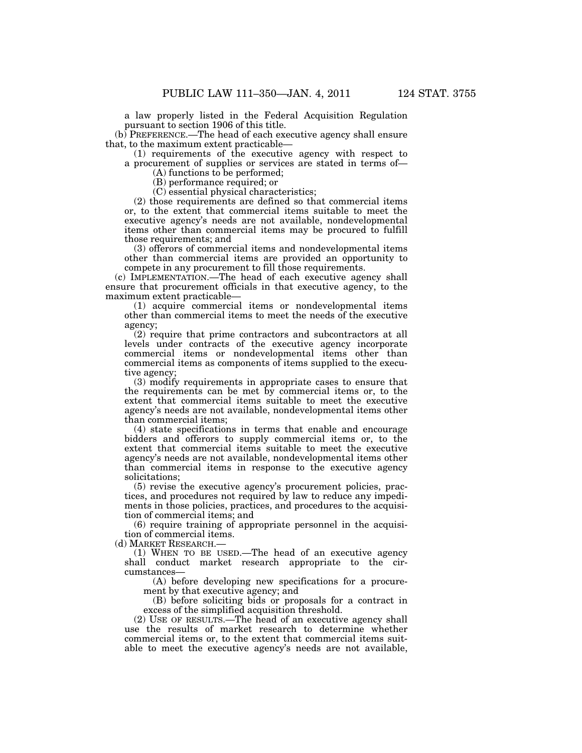a law properly listed in the Federal Acquisition Regulation pursuant to section 1906 of this title.

(b) PREFERENCE.—The head of each executive agency shall ensure that, to the maximum extent practicable—

(1) requirements of the executive agency with respect to a procurement of supplies or services are stated in terms of—

(A) functions to be performed;

(B) performance required; or

(C) essential physical characteristics;

(2) those requirements are defined so that commercial items or, to the extent that commercial items suitable to meet the executive agency's needs are not available, nondevelopmental items other than commercial items may be procured to fulfill those requirements; and

(3) offerors of commercial items and nondevelopmental items other than commercial items are provided an opportunity to compete in any procurement to fill those requirements.

(c) IMPLEMENTATION.—The head of each executive agency shall ensure that procurement officials in that executive agency, to the maximum extent practicable—

(1) acquire commercial items or nondevelopmental items other than commercial items to meet the needs of the executive agency;

(2) require that prime contractors and subcontractors at all levels under contracts of the executive agency incorporate commercial items or nondevelopmental items other than commercial items as components of items supplied to the executive agency;

(3) modify requirements in appropriate cases to ensure that the requirements can be met by commercial items or, to the extent that commercial items suitable to meet the executive agency's needs are not available, nondevelopmental items other than commercial items;

(4) state specifications in terms that enable and encourage bidders and offerors to supply commercial items or, to the extent that commercial items suitable to meet the executive agency's needs are not available, nondevelopmental items other than commercial items in response to the executive agency solicitations;

(5) revise the executive agency's procurement policies, practices, and procedures not required by law to reduce any impediments in those policies, practices, and procedures to the acquisition of commercial items; and

(6) require training of appropriate personnel in the acquisition of commercial items.

(d) MARKET RESEARCH.—

(1) WHEN TO BE USED.—The head of an executive agency shall conduct market research appropriate to the circumstances—

(A) before developing new specifications for a procurement by that executive agency; and

(B) before soliciting bids or proposals for a contract in excess of the simplified acquisition threshold.

(2) USE OF RESULTS.—The head of an executive agency shall use the results of market research to determine whether commercial items or, to the extent that commercial items suitable to meet the executive agency's needs are not available,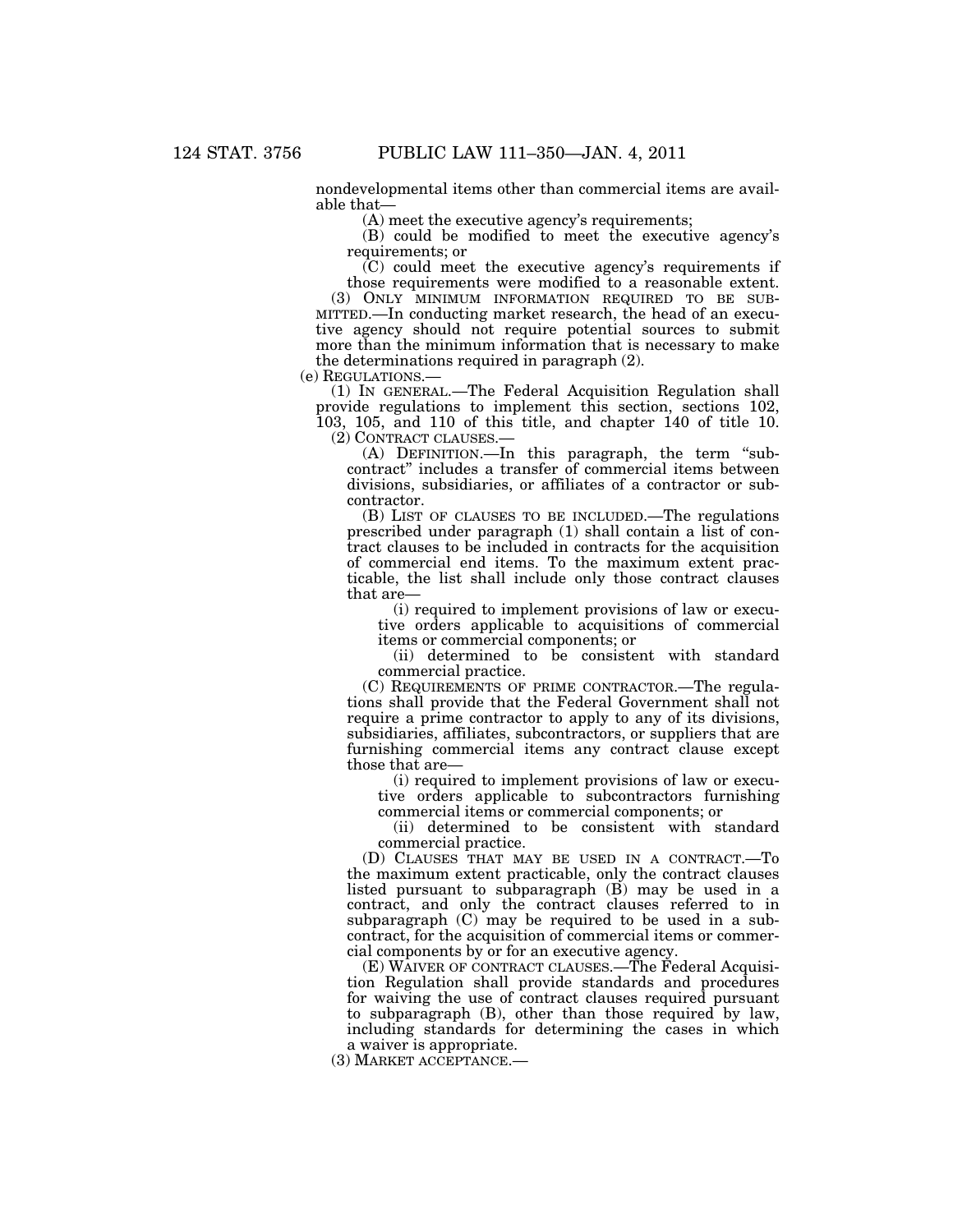nondevelopmental items other than commercial items are available that—

(A) meet the executive agency's requirements;

(B) could be modified to meet the executive agency's requirements; or

(C) could meet the executive agency's requirements if those requirements were modified to a reasonable extent.

(3) ONLY MINIMUM INFORMATION REQUIRED TO BE SUBMITTED.—In conducting market research, the head of an executive agency should not require potential sources to submit more than the minimum information that is necessary to make the determinations required in paragraph (2).

(e) REGULATIONS.—

(1) IN GENERAL.—The Federal Acquisition Regulation shall provide regulations to implement this section, sections 102, 103, 105, and 110 of this title, and chapter 140 of title 10.

(2) CONTRACT CLAUSES.—

(A) DEFINITION.—In this paragraph, the term "subcontract" includes a transfer of commercial items between divisions, subsidiaries, or affiliates of a contractor or subcontractor.

(B) LIST OF CLAUSES TO BE INCLUDED.—The regulations prescribed under paragraph (1) shall contain a list of contract clauses to be included in contracts for the acquisition of commercial end items. To the maximum extent practicable, the list shall include only those contract clauses that are—

(i) required to implement provisions of law or executive orders applicable to acquisitions of commercial items or commercial components; or

(ii) determined to be consistent with standard commercial practice.

(C) REQUIREMENTS OF PRIME CONTRACTOR.—The regulations shall provide that the Federal Government shall not require a prime contractor to apply to any of its divisions, subsidiaries, affiliates, subcontractors, or suppliers that are furnishing commercial items any contract clause except those that are—

(i) required to implement provisions of law or executive orders applicable to subcontractors furnishing commercial items or commercial components; or

(ii) determined to be consistent with standard commercial practice.

(D) CLAUSES THAT MAY BE USED IN A CONTRACT.—To the maximum extent practicable, only the contract clauses listed pursuant to subparagraph (B) may be used in a contract, and only the contract clauses referred to in subparagraph (C) may be required to be used in a subcontract, for the acquisition of commercial items or commercial components by or for an executive agency.

(E) WAIVER OF CONTRACT CLAUSES.—The Federal Acquisition Regulation shall provide standards and procedures for waiving the use of contract clauses required pursuant to subparagraph (B), other than those required by law, including standards for determining the cases in which a waiver is appropriate.

(3) MARKET ACCEPTANCE.—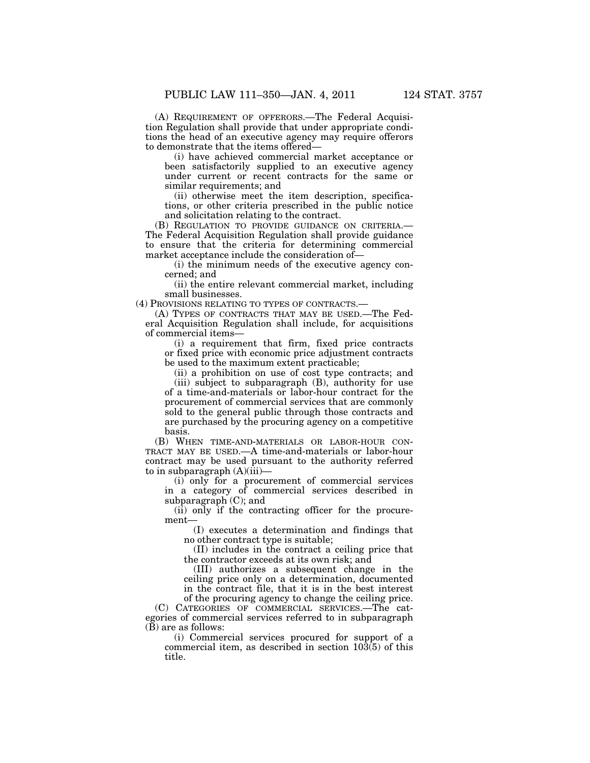(A) REQUIREMENT OF OFFERORS.—The Federal Acquisition Regulation shall provide that under appropriate conditions the head of an executive agency may require offerors to demonstrate that the items offered—

(i) have achieved commercial market acceptance or been satisfactorily supplied to an executive agency under current or recent contracts for the same or similar requirements; and

(ii) otherwise meet the item description, specifications, or other criteria prescribed in the public notice and solicitation relating to the contract.

(B) REGULATION TO PROVIDE GUIDANCE ON CRITERIA.—The Federal Acquisition Regulation shall provide guidance to ensure that the criteria for determining commercial market acceptance include the consideration of—

(i) the minimum needs of the executive agency concerned; and

(ii) the entire relevant commercial market, including small businesses.

(4) PROVISIONS RELATING TO TYPES OF CONTRACTS.—

(A) TYPES OF CONTRACTS THAT MAY BE USED.—The Federal Acquisition Regulation shall include, for acquisitions of commercial items—

(i) a requirement that firm, fixed price contracts or fixed price with economic price adjustment contracts be used to the maximum extent practicable;

(ii) a prohibition on use of cost type contracts; and

(iii) subject to subparagraph (B), authority for use of a time-and-materials or labor-hour contract for the procurement of commercial services that are commonly sold to the general public through those contracts and are purchased by the procuring agency on a competitive basis.

(B) WHEN TIME-AND-MATERIALS OR LABOR-HOUR CONTRACT MAY BE USED.—A time-and-materials or labor-hour contract may be used pursuant to the authority referred to in subparagraph (A)(iii)—

(i) only for a procurement of commercial services in a category of commercial services described in subparagraph (C); and

(ii) only if the contracting officer for the procurement—

(I) executes a determination and findings that no other contract type is suitable;

(II) includes in the contract a ceiling price that the contractor exceeds at its own risk; and

(III) authorizes a subsequent change in the ceiling price only on a determination, documented in the contract file, that it is in the best interest of the procuring agency to change the ceiling price.

(C) CATEGORIES OF COMMERCIAL SERVICES.—The categories of commercial services referred to in subparagraph (B) are as follows:

(i) Commercial services procured for support of a commercial item, as described in section 103(5) of this title.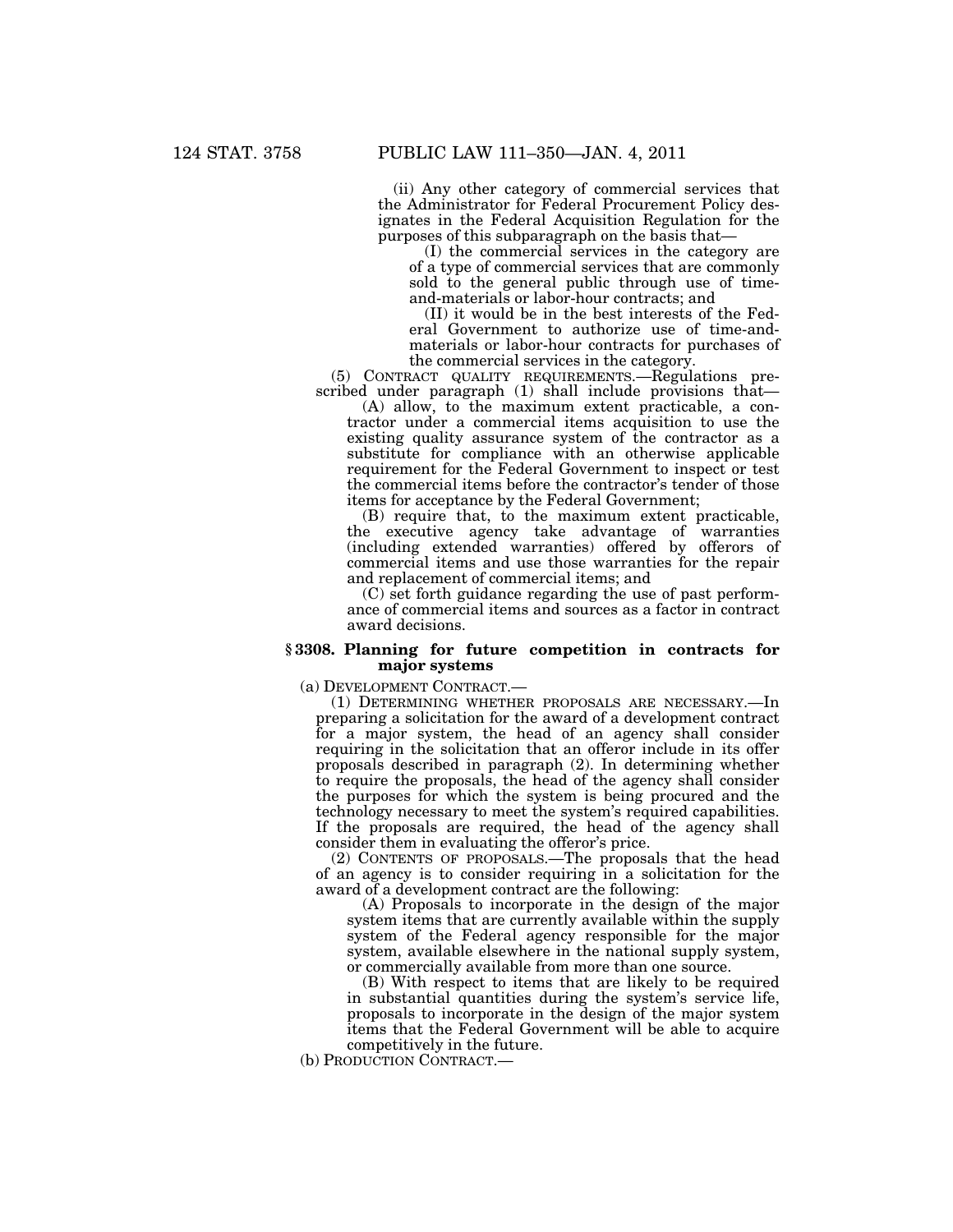(ii) Any other category of commercial services that the Administrator for Federal Procurement Policy designates in the Federal Acquisition Regulation for the purposes of this subparagraph on the basis that—

(I) the commercial services in the category are of a type of commercial services that are commonly sold to the general public through use of time-and-materials or labor-hour contracts; and

(II) it would be in the best interests of the Federal Government to authorize use of time-and-materials or labor-hour contracts for purchases of the commercial services in the category.

(5) CONTRACT QUALITY REQUIREMENTS.—Regulations prescribed under paragraph (1) shall include provisions that—

(A) allow, to the maximum extent practicable, a contractor under a commercial items acquisition to use the existing quality assurance system of the contractor as a substitute for compliance with an otherwise applicable requirement for the Federal Government to inspect or test the commercial items before the contractor's tender of those items for acceptance by the Federal Government;

(B) require that, to the maximum extent practicable, the executive agency take advantage of warranties (including extended warranties) offered by offerors of commercial items and use those warranties for the repair and replacement of commercial items; and

(C) set forth guidance regarding the use of past performance of commercial items and sources as a factor in contract award decisions.

### § 3308. Planning for future competition in contracts for major systems

(a) DEVELOPMENT CONTRACT.—

(1) DETERMINING WHETHER PROPOSALS ARE NECESSARY.—In preparing a solicitation for the award of a development contract for a major system, the head of an agency shall consider requiring in the solicitation that an offeror include in its offer proposals described in paragraph (2). In determining whether to require the proposals, the head of the agency shall consider the purposes for which the system is being procured and the technology necessary to meet the system's required capabilities. If the proposals are required, the head of the agency shall consider them in evaluating the offeror's price.

(2) CONTENTS OF PROPOSALS.—The proposals that the head of an agency is to consider requiring in a solicitation for the award of a development contract are the following:

(A) Proposals to incorporate in the design of the major system items that are currently available within the supply system of the Federal agency responsible for the major system, available elsewhere in the national supply system, or commercially available from more than one source.

(B) With respect to items that are likely to be required in substantial quantities during the system's service life, proposals to incorporate in the design of the major system items that the Federal Government will be able to acquire competitively in the future.

(b) PRODUCTION CONTRACT.—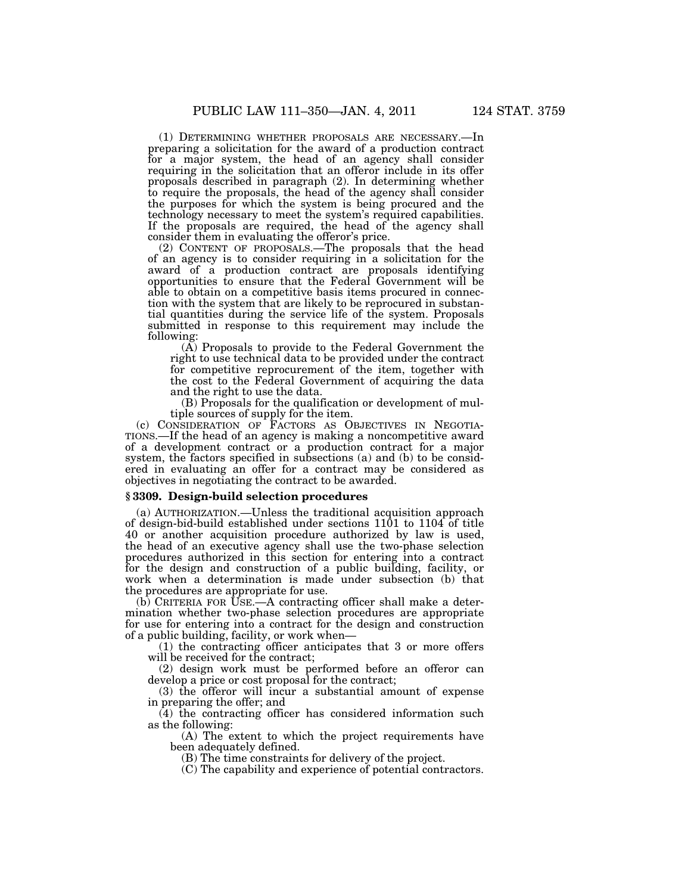(1) DETERMINING WHETHER PROPOSALS ARE NECESSARY.—In preparing a solicitation for the award of a production contract for a major system, the head of an agency shall consider requiring in the solicitation that an offeror include in its offer proposals described in paragraph (2). In determining whether to require the proposals, the head of the agency shall consider the purposes for which the system is being procured and the technology necessary to meet the system's required capabilities. If the proposals are required, the head of the agency shall consider them in evaluating the offeror's price.

(2) CONTENT OF PROPOSALS.—The proposals that the head of an agency is to consider requiring in a solicitation for the award of a production contract are proposals identifying opportunities to ensure that the Federal Government will be able to obtain on a competitive basis items procured in connection with the system that are likely to be reprocured in substantial quantities during the service life of the system. Proposals submitted in response to this requirement may include the following:

(A) Proposals to provide to the Federal Government the right to use technical data to be provided under the contract for competitive reprocurement of the item, together with the cost to the Federal Government of acquiring the data and the right to use the data.

(B) Proposals for the qualification or development of multiple sources of supply for the item.

(c) CONSIDERATION OF FACTORS AS OBJECTIVES IN NEGOTIATIONS.—If the head of an agency is making a noncompetitive award of a development contract or a production contract for a major system, the factors specified in subsections (a) and (b) to be considered in evaluating an offer for a contract may be considered as objectives in negotiating the contract to be awarded.

### § 3309. Design-build selection procedures

(a) AUTHORIZATION.—Unless the traditional acquisition approach of design-bid-build established under sections 1101 to 1104 of title 40 or another acquisition procedure authorized by law is used, the head of an executive agency shall use the two-phase selection procedures authorized in this section for entering into a contract for the design and construction of a public building, facility, or work when a determination is made under subsection (b) that the procedures are appropriate for use.

(b) CRITERIA FOR USE.—A contracting officer shall make a determination whether two-phase selection procedures are appropriate for use for entering into a contract for the design and construction of a public building, facility, or work when—

(1) the contracting officer anticipates that 3 or more offers will be received for the contract;

(2) design work must be performed before an offeror can develop a price or cost proposal for the contract;

(3) the offeror will incur a substantial amount of expense in preparing the offer; and

(4) the contracting officer has considered information such as the following:

(A) The extent to which the project requirements have been adequately defined.

(B) The time constraints for delivery of the project.

(C) The capability and experience of potential contractors.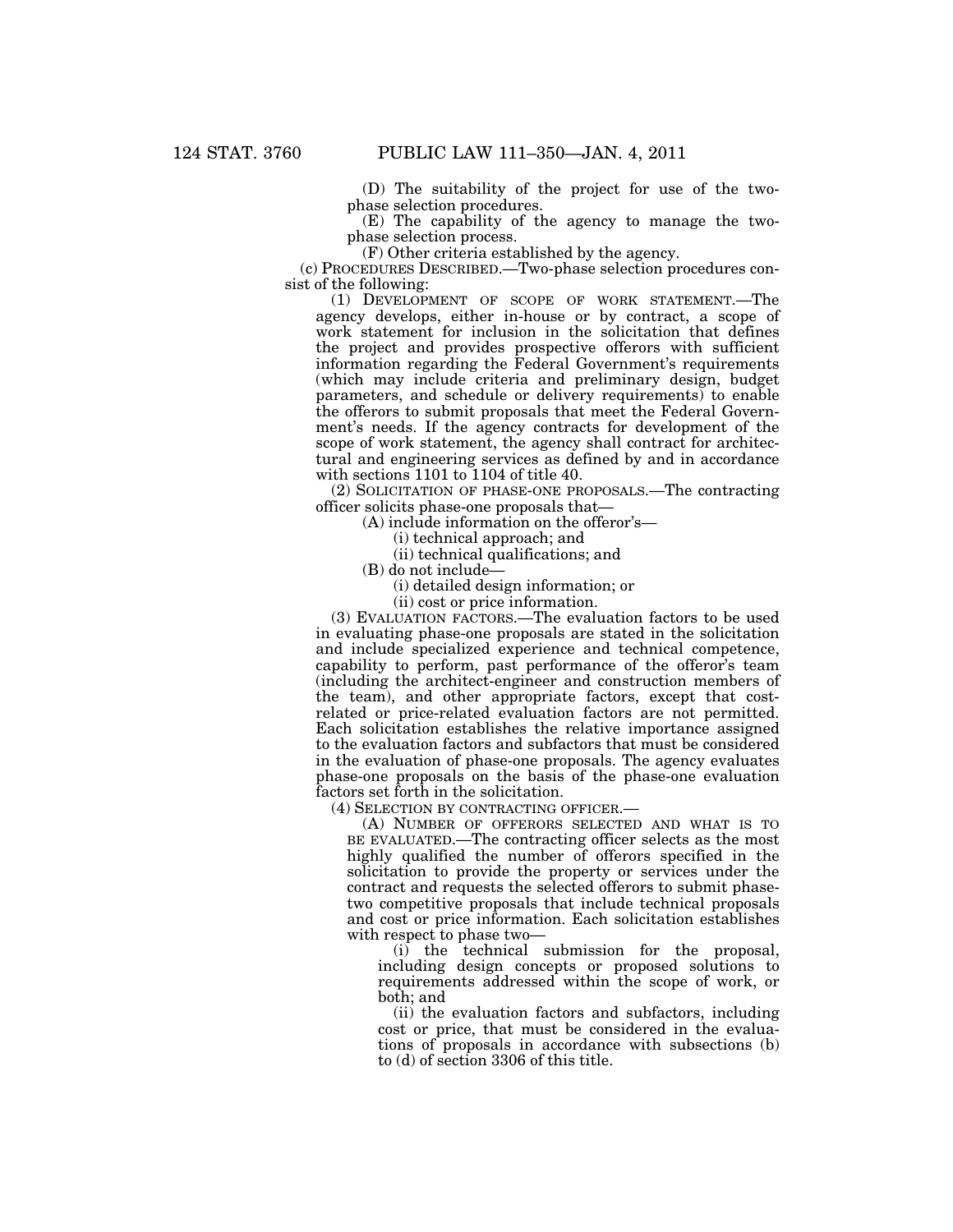(D) The suitability of the project for use of the two-phase selection procedures.

(E) The capability of the agency to manage the two-phase selection process.

(F) Other criteria established by the agency.

(c) PROCEDURES DESCRIBED.—Two-phase selection procedures consist of the following:

(1) DEVELOPMENT OF SCOPE OF WORK STATEMENT.—The agency develops, either in-house or by contract, a scope of work statement for inclusion in the solicitation that defines the project and provides prospective offerors with sufficient information regarding the Federal Government's requirements (which may include criteria and preliminary design, budget parameters, and schedule or delivery requirements) to enable the offerors to submit proposals that meet the Federal Government's needs. If the agency contracts for development of the scope of work statement, the agency shall contract for architectural and engineering services as defined by and in accordance with sections 1101 to 1104 of title 40.

(2) SOLICITATION OF PHASE-ONE PROPOSALS.—The contracting officer solicits phase-one proposals that—

(A) include information on the offeror's—

(i) technical approach; and

(ii) technical qualifications; and

(B) do not include—

(i) detailed design information; or

(ii) cost or price information.

(3) EVALUATION FACTORS.—The evaluation factors to be used in evaluating phase-one proposals are stated in the solicitation and include specialized experience and technical competence, capability to perform, past performance of the offeror's team (including the architect-engineer and construction members of the team), and other appropriate factors, except that cost-related or price-related evaluation factors are not permitted. Each solicitation establishes the relative importance assigned to the evaluation factors and subfactors that must be considered in the evaluation of phase-one proposals. The agency evaluates phase-one proposals on the basis of the phase-one evaluation factors set forth in the solicitation.

(4) SELECTION BY CONTRACTING OFFICER.—

(A) NUMBER OF OFFERORS SELECTED AND WHAT IS TO BE EVALUATED.—The contracting officer selects as the most highly qualified the number of offerors specified in the solicitation to provide the property or services under the contract and requests the selected offerors to submit phase-two competitive proposals that include technical proposals and cost or price information. Each solicitation establishes with respect to phase two—

(i) the technical submission for the proposal, including design concepts or proposed solutions to requirements addressed within the scope of work, or both; and

(ii) the evaluation factors and subfactors, including cost or price, that must be considered in the evaluations of proposals in accordance with subsections (b) to (d) of section 3306 of this title.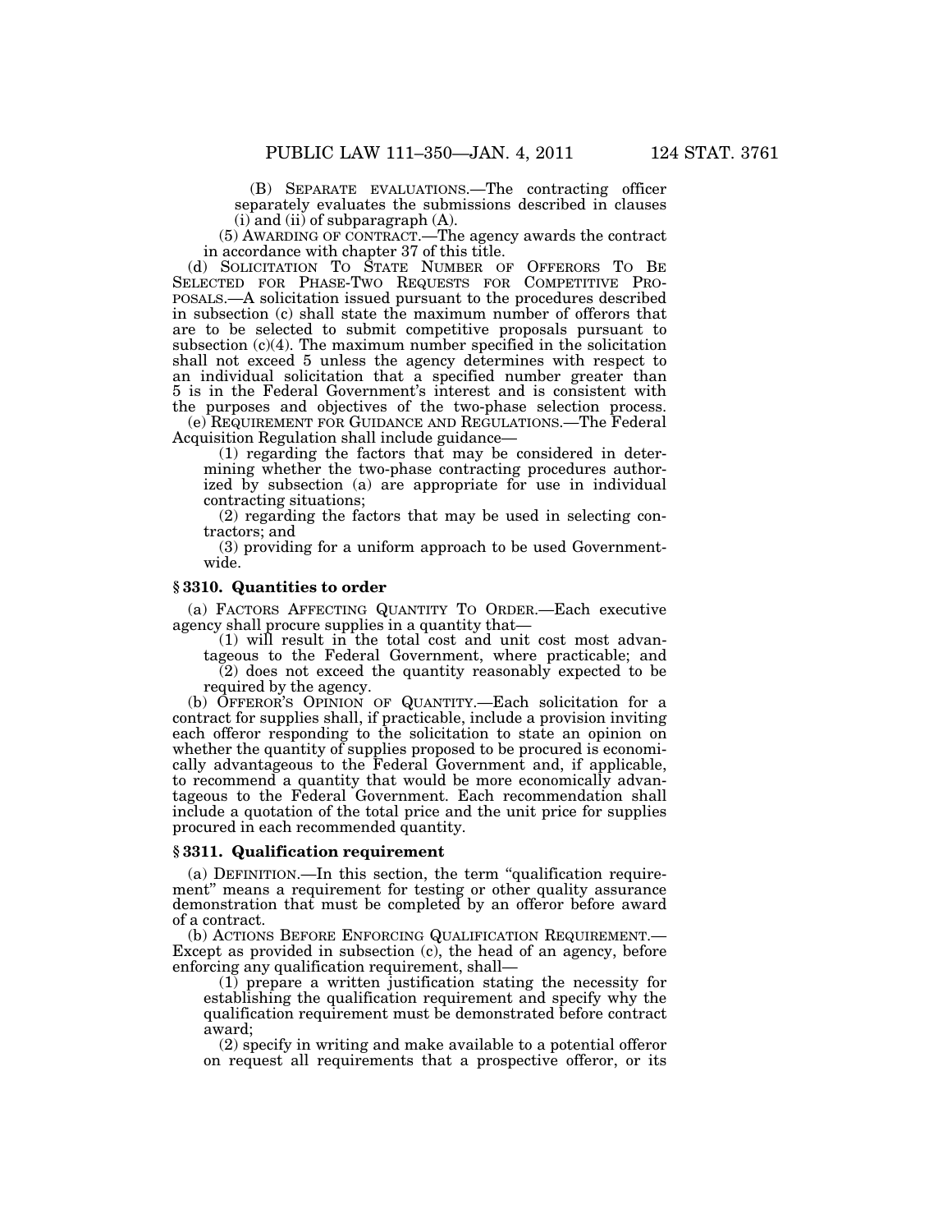(B) SEPARATE EVALUATIONS.—The contracting officer separately evaluates the submissions described in clauses (i) and (ii) of subparagraph (A).

(5) AWARDING OF CONTRACT.—The agency awards the contract in accordance with chapter 37 of this title.

(d) SOLICITATION TO STATE NUMBER OF OFFERORS TO BE SELECTED FOR PHASE-TWO REQUESTS FOR COMPETITIVE PROPOSALS.—A solicitation issued pursuant to the procedures described in subsection (c) shall state the maximum number of offerors that are to be selected to submit competitive proposals pursuant to subsection (c)(4). The maximum number specified in the solicitation shall not exceed 5 unless the agency determines with respect to an individual solicitation that a specified number greater than 5 is in the Federal Government's interest and is consistent with the purposes and objectives of the two-phase selection process.

(e) REQUIREMENT FOR GUIDANCE AND REGULATIONS.—The Federal Acquisition Regulation shall include guidance—

(1) regarding the factors that may be considered in determining whether the two-phase contracting procedures authorized by subsection (a) are appropriate for use in individual contracting situations;

(2) regarding the factors that may be used in selecting contractors; and

(3) providing for a uniform approach to be used Government-wide.

### § 3310. Quantities to order

(a) FACTORS AFFECTING QUANTITY TO ORDER.—Each executive agency shall procure supplies in a quantity that—

(1) will result in the total cost and unit cost most advantageous to the Federal Government, where practicable; and

(2) does not exceed the quantity reasonably expected to be required by the agency.

(b) OFFEROR'S OPINION OF QUANTITY.—Each solicitation for a contract for supplies shall, if practicable, include a provision inviting each offeror responding to the solicitation to state an opinion on whether the quantity of supplies proposed to be procured is economically advantageous to the Federal Government and, if applicable, to recommend a quantity that would be more economically advantageous to the Federal Government. Each recommendation shall include a quotation of the total price and the unit price for supplies procured in each recommended quantity.

### § 3311. Qualification requirement

(a) DEFINITION.—In this section, the term "qualification requirement" means a requirement for testing or other quality assurance demonstration that must be completed by an offeror before award of a contract.

(b) ACTIONS BEFORE ENFORCING QUALIFICATION REQUIREMENT.—Except as provided in subsection (c), the head of an agency, before enforcing any qualification requirement, shall—

(1) prepare a written justification stating the necessity for establishing the qualification requirement and specify why the qualification requirement must be demonstrated before contract award;

(2) specify in writing and make available to a potential offeror on request all requirements that a prospective offeror, or its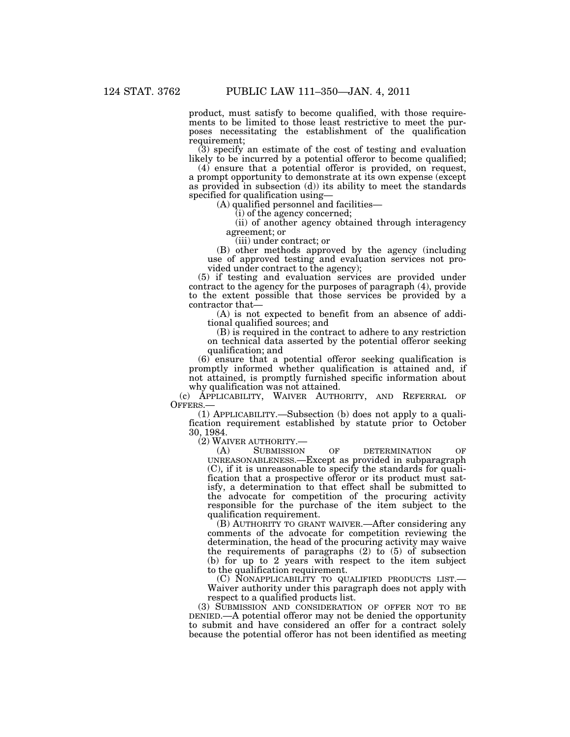product, must satisfy to become qualified, with those requirements to be limited to those least restrictive to meet the purposes necessitating the establishment of the qualification requirement;

(3) specify an estimate of the cost of testing and evaluation likely to be incurred by a potential offeror to become qualified;

(4) ensure that a potential offeror is provided, on request, a prompt opportunity to demonstrate at its own expense (except as provided in subsection (d)) its ability to meet the standards specified for qualification using—

(A) qualified personnel and facilities—

(i) of the agency concerned;

(ii) of another agency obtained through interagency agreement; or

(iii) under contract; or

(B) other methods approved by the agency (including use of approved testing and evaluation services not provided under contract to the agency);

(5) if testing and evaluation services are provided under contract to the agency for the purposes of paragraph (4), provide to the extent possible that those services be provided by a contractor that—

(A) is not expected to benefit from an absence of additional qualified sources; and

(B) is required in the contract to adhere to any restriction on technical data asserted by the potential offeror seeking qualification; and

(6) ensure that a potential offeror seeking qualification is promptly informed whether qualification is attained and, if not attained, is promptly furnished specific information about why qualification was not attained.

(c) APPLICABILITY, WAIVER AUTHORITY, AND REFERRAL OF OFFERS.—

(1) APPLICABILITY.—Subsection (b) does not apply to a qualification requirement established by statute prior to October 30, 1984.

(2) WAIVER AUTHORITY.—

(A) SUBMISSION OF DETERMINATION OF UNREASONABLENESS.—Except as provided in subparagraph (C), if it is unreasonable to specify the standards for qualification that a prospective offeror or its product must satisfy, a determination to that effect shall be submitted to the advocate for competition of the procuring activity responsible for the purchase of the item subject to the qualification requirement.

(B) AUTHORITY TO GRANT WAIVER.—After considering any comments of the advocate for competition reviewing the determination, the head of the procuring activity may waive the requirements of paragraphs (2) to (5) of subsection (b) for up to 2 years with respect to the item subject to the qualification requirement.

(C) NONAPPLICABILITY TO QUALIFIED PRODUCTS LIST.—Waiver authority under this paragraph does not apply with respect to a qualified products list.

(3) SUBMISSION AND CONSIDERATION OF OFFER NOT TO BE DENIED.—A potential offeror may not be denied the opportunity to submit and have considered an offer for a contract solely because the potential offeror has not been identified as meeting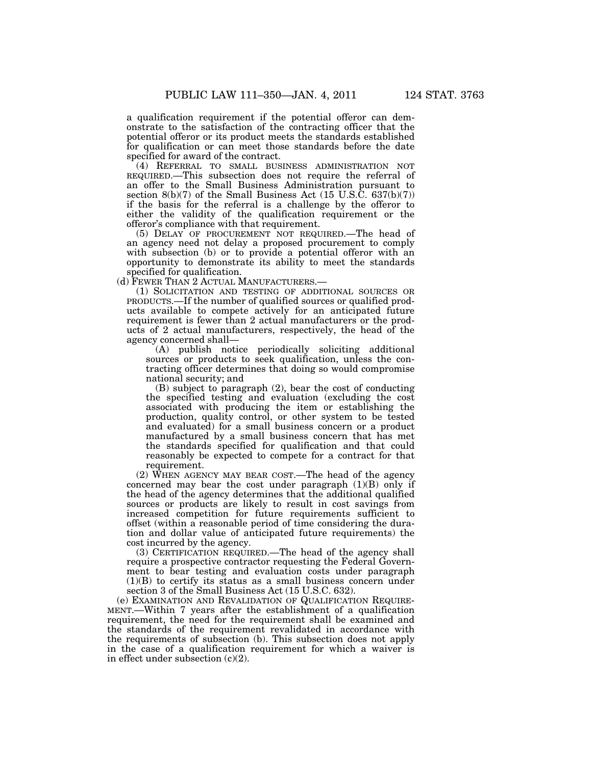a qualification requirement if the potential offeror can demonstrate to the satisfaction of the contracting officer that the potential offeror or its product meets the standards established for qualification or can meet those standards before the date specified for award of the contract.

(4) REFERRAL TO SMALL BUSINESS ADMINISTRATION NOT REQUIRED.—This subsection does not require the referral of an offer to the Small Business Administration pursuant to section 8(b)(7) of the Small Business Act (15 U.S.C. 637(b)(7)) if the basis for the referral is a challenge by the offeror to either the validity of the qualification requirement or the offeror's compliance with that requirement.

(5) DELAY OF PROCUREMENT NOT REQUIRED.—The head of an agency need not delay a proposed procurement to comply with subsection (b) or to provide a potential offeror with an opportunity to demonstrate its ability to meet the standards specified for qualification.

(d) FEWER THAN 2 ACTUAL MANUFACTURERS.—

(1) SOLICITATION AND TESTING OF ADDITIONAL SOURCES OR PRODUCTS.—If the number of qualified sources or qualified products available to compete actively for an anticipated future requirement is fewer than 2 actual manufacturers or the products of 2 actual manufacturers, respectively, the head of the agency concerned shall—

(A) publish notice periodically soliciting additional sources or products to seek qualification, unless the contracting officer determines that doing so would compromise national security; and

(B) subject to paragraph (2), bear the cost of conducting the specified testing and evaluation (excluding the cost associated with producing the item or establishing the production, quality control, or other system to be tested and evaluated) for a small business concern or a product manufactured by a small business concern that has met the standards specified for qualification and that could reasonably be expected to compete for a contract for that requirement.

(2) WHEN AGENCY MAY BEAR COST.—The head of the agency concerned may bear the cost under paragraph (1)(B) only if the head of the agency determines that the additional qualified sources or products are likely to result in cost savings from increased competition for future requirements sufficient to offset (within a reasonable period of time considering the duration and dollar value of anticipated future requirements) the cost incurred by the agency.

(3) CERTIFICATION REQUIRED.—The head of the agency shall require a prospective contractor requesting the Federal Government to bear testing and evaluation costs under paragraph (1)(B) to certify its status as a small business concern under section 3 of the Small Business Act (15 U.S.C. 632).

(e) EXAMINATION AND REVALIDATION OF QUALIFICATION REQUIREMENT.—Within 7 years after the establishment of a qualification requirement, the need for the requirement shall be examined and the standards of the requirement revalidated in accordance with the requirements of subsection (b). This subsection does not apply in the case of a qualification requirement for which a waiver is in effect under subsection (c)(2).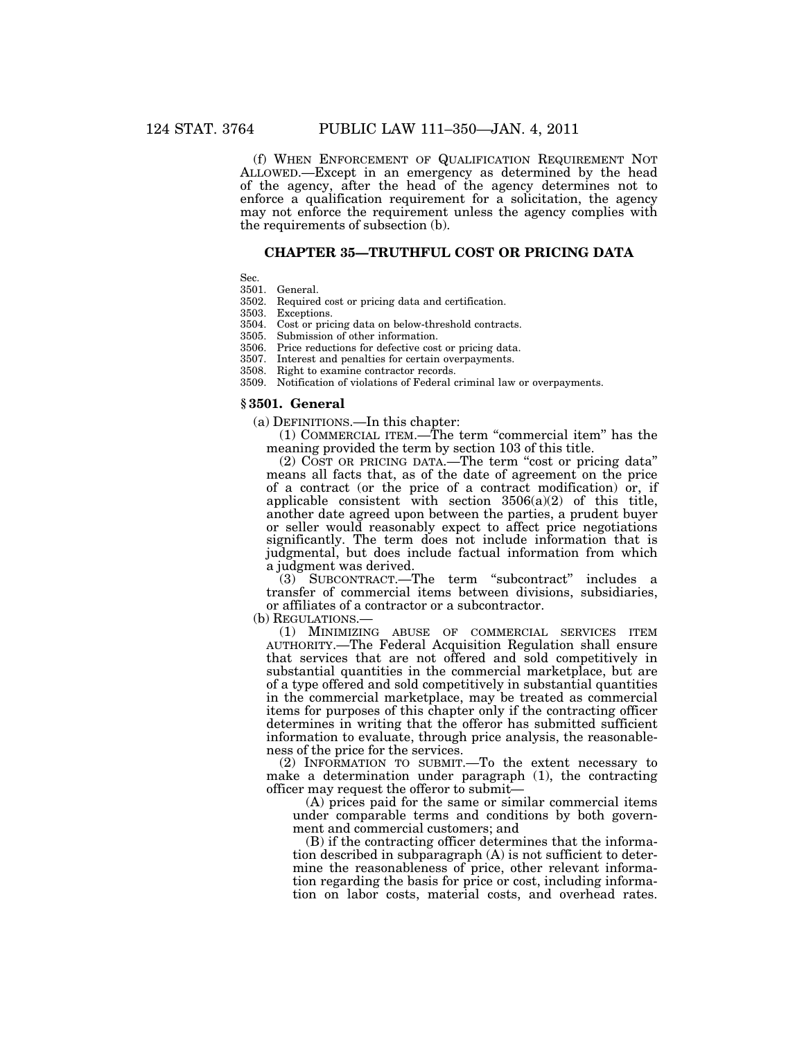(f) WHEN ENFORCEMENT OF QUALIFICATION REQUIREMENT NOT ALLOWED.—Except in an emergency as determined by the head of the agency, after the head of the agency determines not to enforce a qualification requirement for a solicitation, the agency may not enforce the requirement unless the agency complies with the requirements of subsection (b).

## CHAPTER 35—TRUTHFUL COST OR PRICING DATA

Sec.
3501. General.
3502. Required cost or pricing data and certification.
3503. Exceptions.
3504. Cost or pricing data on below-threshold contracts.
3505. Submission of other information.
3506. Price reductions for defective cost or pricing data.
3507. Interest and penalties for certain overpayments.
3508. Right to examine contractor records.
3509. Notification of violations of Federal criminal law or overpayments.

### § 3501. General

(a) DEFINITIONS.—In this chapter:

(1) COMMERCIAL ITEM.—The term "commercial item" has the meaning provided the term by section 103 of this title.

(2) COST OR PRICING DATA.—The term "cost or pricing data" means all facts that, as of the date of agreement on the price of a contract (or the price of a contract modification) or, if applicable consistent with section 3506(a)(2) of this title, another date agreed upon between the parties, a prudent buyer or seller would reasonably expect to affect price negotiations significantly. The term does not include information that is judgmental, but does include factual information from which a judgment was derived.

(3) SUBCONTRACT.—The term "subcontract" includes a transfer of commercial items between divisions, subsidiaries, or affiliates of a contractor or a subcontractor.

(b) REGULATIONS.—

(1) MINIMIZING ABUSE OF COMMERCIAL SERVICES ITEM AUTHORITY.—The Federal Acquisition Regulation shall ensure that services that are not offered and sold competitively in substantial quantities in the commercial marketplace, but are of a type offered and sold competitively in substantial quantities in the commercial marketplace, may be treated as commercial items for purposes of this chapter only if the contracting officer determines in writing that the offeror has submitted sufficient information to evaluate, through price analysis, the reasonableness of the price for the services.

(2) INFORMATION TO SUBMIT.—To the extent necessary to make a determination under paragraph (1), the contracting officer may request the offeror to submit—

(A) prices paid for the same or similar commercial items under comparable terms and conditions by both government and commercial customers; and

(B) if the contracting officer determines that the information described in subparagraph (A) is not sufficient to determine the reasonableness of price, other relevant information regarding the basis for price or cost, including information on labor costs, material costs, and overhead rates.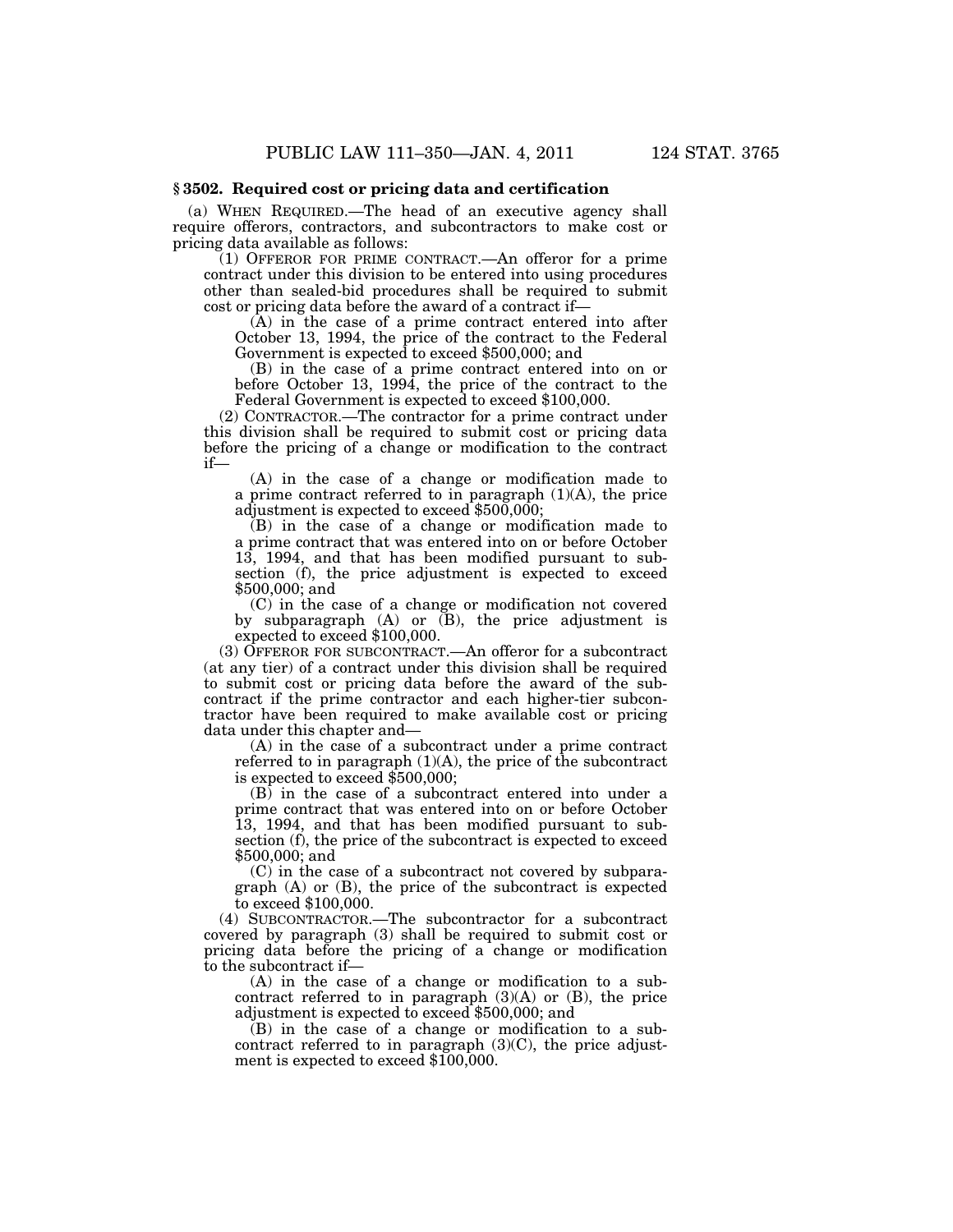### § 3502. Required cost or pricing data and certification

(a) WHEN REQUIRED.—The head of an executive agency shall require offerors, contractors, and subcontractors to make cost or pricing data available as follows:

(1) OFFEROR FOR PRIME CONTRACT.—An offeror for a prime contract under this division to be entered into using procedures other than sealed-bid procedures shall be required to submit cost or pricing data before the award of a contract if—

(A) in the case of a prime contract entered into after October 13, 1994, the price of the contract to the Federal Government is expected to exceed $500,000; and

(B) in the case of a prime contract entered into on or before October 13, 1994, the price of the contract to the Federal Government is expected to exceed $100,000.

(2) CONTRACTOR.—The contractor for a prime contract under this division shall be required to submit cost or pricing data before the pricing of a change or modification to the contract if—

(A) in the case of a change or modification made to a prime contract referred to in paragraph (1)(A), the price adjustment is expected to exceed $500,000;

(B) in the case of a change or modification made to a prime contract that was entered into on or before October 13, 1994, and that has been modified pursuant to subsection (f), the price adjustment is expected to exceed $500,000; and

(C) in the case of a change or modification not covered by subparagraph (A) or (B), the price adjustment is expected to exceed $100,000.

(3) OFFEROR FOR SUBCONTRACT.—An offeror for a subcontract (at any tier) of a contract under this division shall be required to submit cost or pricing data before the award of the subcontract if the prime contractor and each higher-tier subcontractor have been required to make available cost or pricing data under this chapter and—

(A) in the case of a subcontract under a prime contract referred to in paragraph (1)(A), the price of the subcontract is expected to exceed $500,000;

(B) in the case of a subcontract entered into under a prime contract that was entered into on or before October 13, 1994, and that has been modified pursuant to subsection (f), the price of the subcontract is expected to exceed $500,000; and

(C) in the case of a subcontract not covered by subparagraph (A) or (B), the price of the subcontract is expected to exceed $100,000.

(4) SUBCONTRACTOR.—The subcontractor for a subcontract covered by paragraph (3) shall be required to submit cost or pricing data before the pricing of a change or modification to the subcontract if—

(A) in the case of a change or modification to a subcontract referred to in paragraph (3)(A) or (B), the price adjustment is expected to exceed $500,000; and

(B) in the case of a change or modification to a subcontract referred to in paragraph (3)(C), the price adjustment is expected to exceed $100,000.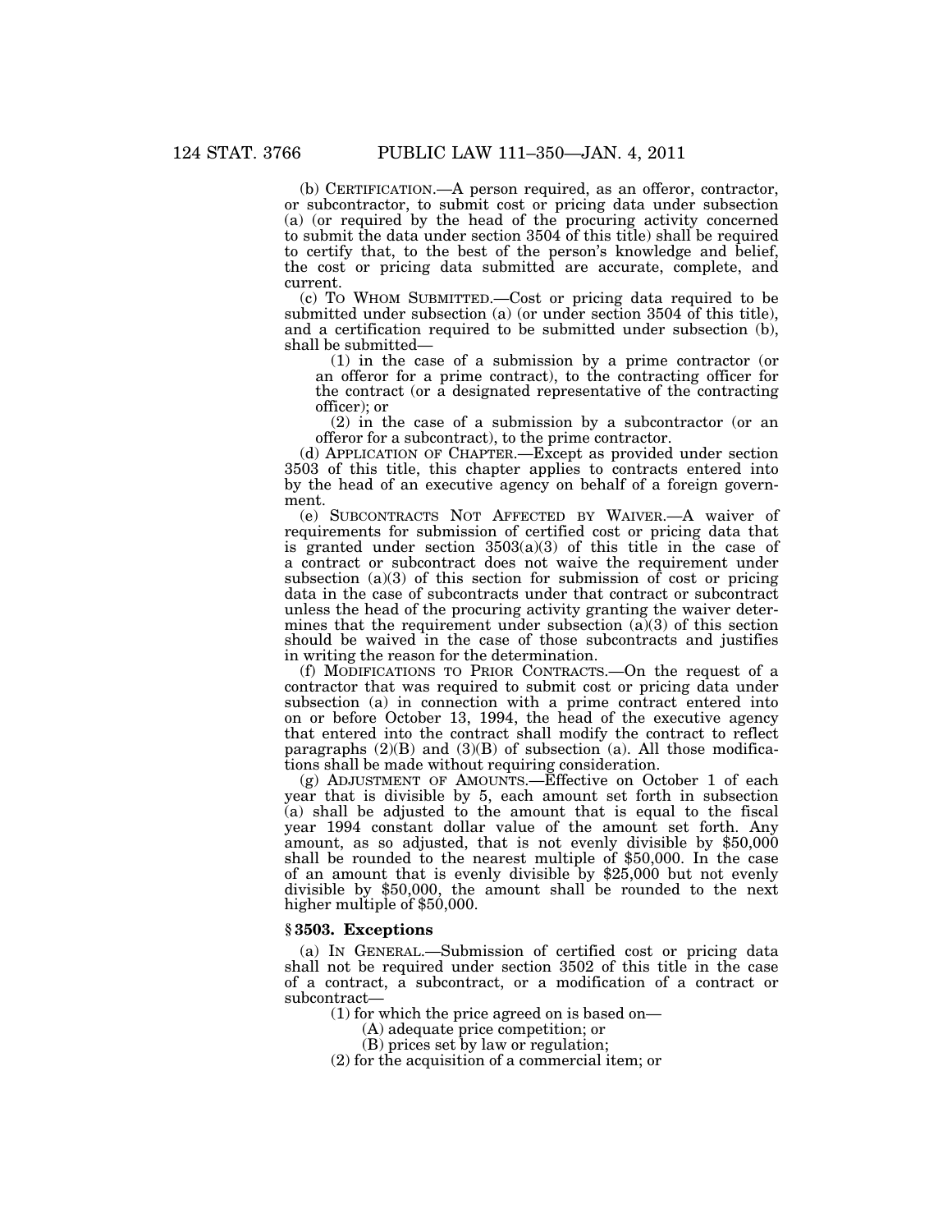(b) CERTIFICATION.—A person required, as an offeror, contractor, or subcontractor, to submit cost or pricing data under subsection (a) (or required by the head of the procuring activity concerned to submit the data under section 3504 of this title) shall be required to certify that, to the best of the person's knowledge and belief, the cost or pricing data submitted are accurate, complete, and current.

(c) TO WHOM SUBMITTED.—Cost or pricing data required to be submitted under subsection (a) (or under section 3504 of this title), and a certification required to be submitted under subsection (b), shall be submitted—

(1) in the case of a submission by a prime contractor (or an offeror for a prime contract), to the contracting officer for the contract (or a designated representative of the contracting officer); or

(2) in the case of a submission by a subcontractor (or an offeror for a subcontract), to the prime contractor.

(d) APPLICATION OF CHAPTER.—Except as provided under section 3503 of this title, this chapter applies to contracts entered into by the head of an executive agency on behalf of a foreign government.

(e) SUBCONTRACTS NOT AFFECTED BY WAIVER.—A waiver of requirements for submission of certified cost or pricing data that is granted under section 3503(a)(3) of this title in the case of a contract or subcontract does not waive the requirement under subsection (a)(3) of this section for submission of cost or pricing data in the case of subcontracts under that contract or subcontract unless the head of the procuring activity granting the waiver determines that the requirement under subsection (a)(3) of this section should be waived in the case of those subcontracts and justifies in writing the reason for the determination.

(f) MODIFICATIONS TO PRIOR CONTRACTS.—On the request of a contractor that was required to submit cost or pricing data under subsection (a) in connection with a prime contract entered into on or before October 13, 1994, the head of the executive agency that entered into the contract shall modify the contract to reflect paragraphs (2)(B) and (3)(B) of subsection (a). All those modifications shall be made without requiring consideration.

(g) ADJUSTMENT OF AMOUNTS.—Effective on October 1 of each year that is divisible by 5, each amount set forth in subsection (a) shall be adjusted to the amount that is equal to the fiscal year 1994 constant dollar value of the amount set forth. Any amount, as so adjusted, that is not evenly divisible by $50,000 shall be rounded to the nearest multiple of $50,000. In the case of an amount that is evenly divisible by $25,000 but not evenly divisible by $50,000, the amount shall be rounded to the next higher multiple of $50,000.

### § 3503. Exceptions

(a) IN GENERAL.—Submission of certified cost or pricing data shall not be required under section 3502 of this title in the case of a contract, a subcontract, or a modification of a contract or subcontract—

(1) for which the price agreed on is based on—

(A) adequate price competition; or

(B) prices set by law or regulation;

(2) for the acquisition of a commercial item; or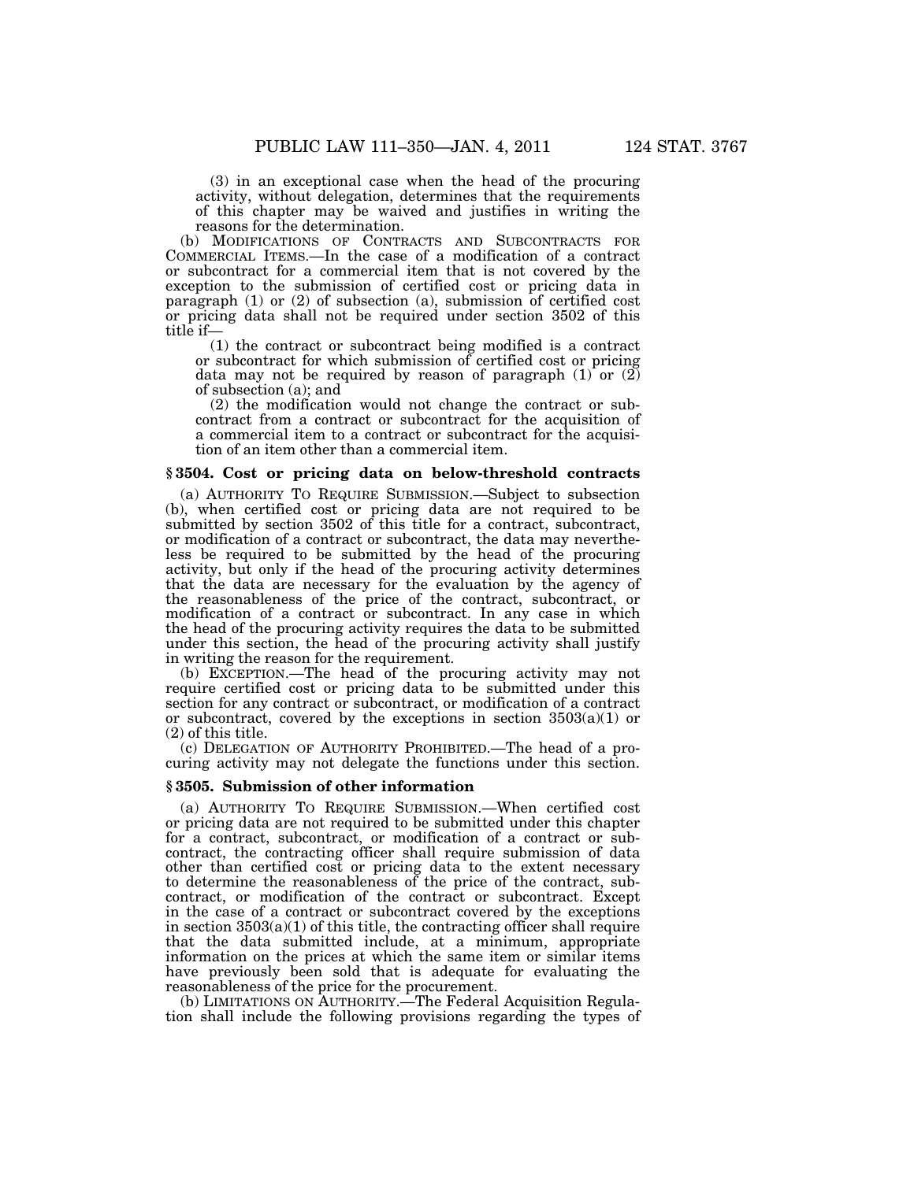(3) in an exceptional case when the head of the procuring activity, without delegation, determines that the requirements of this chapter may be waived and justifies in writing the reasons for the determination.

(b) MODIFICATIONS OF CONTRACTS AND SUBCONTRACTS FOR COMMERCIAL ITEMS.—In the case of a modification of a contract or subcontract for a commercial item that is not covered by the exception to the submission of certified cost or pricing data in paragraph (1) or (2) of subsection (a), submission of certified cost or pricing data shall not be required under section 3502 of this title if—

(1) the contract or subcontract being modified is a contract or subcontract for which submission of certified cost or pricing data may not be required by reason of paragraph (1) or (2) of subsection (a); and

(2) the modification would not change the contract or subcontract from a contract or subcontract for the acquisition of a commercial item to a contract or subcontract for the acquisition of an item other than a commercial item.

### § 3504. Cost or pricing data on below-threshold contracts

(a) AUTHORITY TO REQUIRE SUBMISSION.—Subject to subsection (b), when certified cost or pricing data are not required to be submitted by section 3502 of this title for a contract, subcontract, or modification of a contract or subcontract, the data may nevertheless be required to be submitted by the head of the procuring activity, but only if the head of the procuring activity determines that the data are necessary for the evaluation by the agency of the reasonableness of the price of the contract, subcontract, or modification of a contract or subcontract. In any case in which the head of the procuring activity requires the data to be submitted under this section, the head of the procuring activity shall justify in writing the reason for the requirement.

(b) EXCEPTION.—The head of the procuring activity may not require certified cost or pricing data to be submitted under this section for any contract or subcontract, or modification of a contract or subcontract, covered by the exceptions in section 3503(a)(1) or (2) of this title.

(c) DELEGATION OF AUTHORITY PROHIBITED.—The head of a procuring activity may not delegate the functions under this section.

### § 3505. Submission of other information

(a) AUTHORITY TO REQUIRE SUBMISSION.—When certified cost or pricing data are not required to be submitted under this chapter for a contract, subcontract, or modification of a contract or subcontract, the contracting officer shall require submission of data other than certified cost or pricing data to the extent necessary to determine the reasonableness of the price of the contract, subcontract, or modification of the contract or subcontract. Except in the case of a contract or subcontract covered by the exceptions in section 3503(a)(1) of this title, the contracting officer shall require that the data submitted include, at a minimum, appropriate information on the prices at which the same item or similar items have previously been sold that is adequate for evaluating the reasonableness of the price for the procurement.

(b) LIMITATIONS ON AUTHORITY.—The Federal Acquisition Regulation shall include the following provisions regarding the types of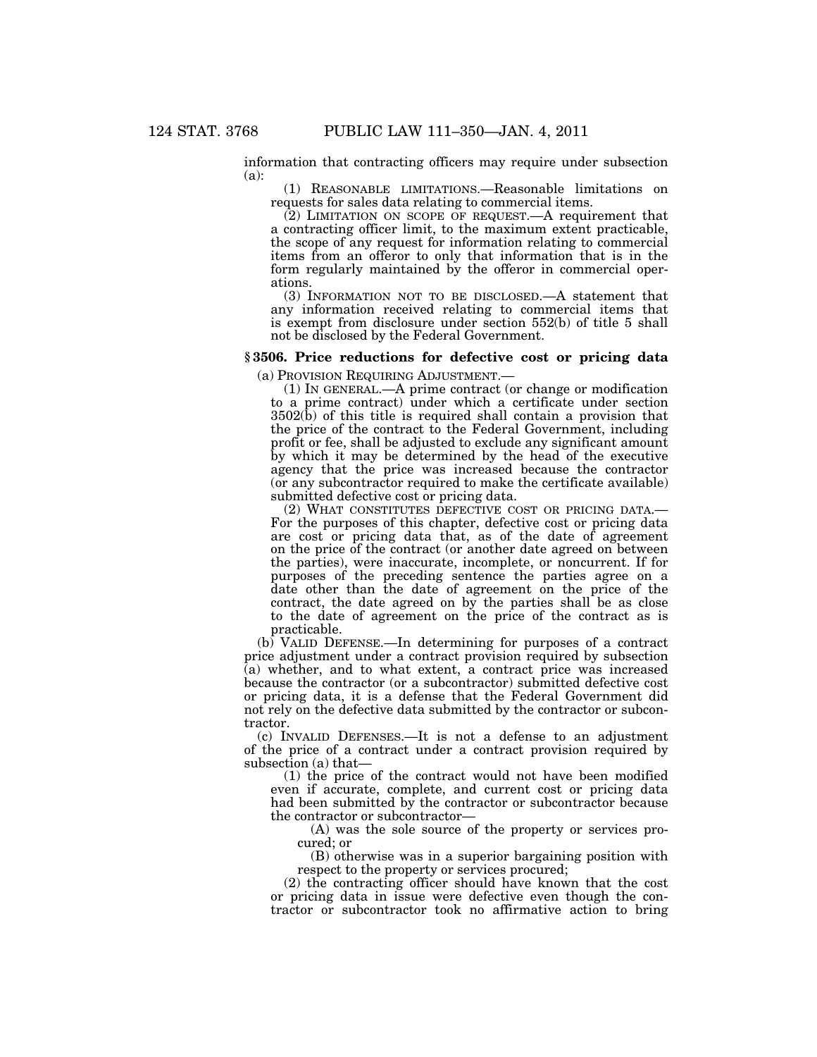information that contracting officers may require under subsection (a):

(1) REASONABLE LIMITATIONS.—Reasonable limitations on requests for sales data relating to commercial items.

(2) LIMITATION ON SCOPE OF REQUEST.—A requirement that a contracting officer limit, to the maximum extent practicable, the scope of any request for information relating to commercial items from an offeror to only that information that is in the form regularly maintained by the offeror in commercial operations.

(3) INFORMATION NOT TO BE DISCLOSED.—A statement that any information received relating to commercial items that is exempt from disclosure under section 552(b) of title 5 shall not be disclosed by the Federal Government.

### § 3506. Price reductions for defective cost or pricing data

(a) PROVISION REQUIRING ADJUSTMENT.—

(1) IN GENERAL.—A prime contract (or change or modification to a prime contract) under which a certificate under section 3502(b) of this title is required shall contain a provision that the price of the contract to the Federal Government, including profit or fee, shall be adjusted to exclude any significant amount by which it may be determined by the head of the executive agency that the price was increased because the contractor (or any subcontractor required to make the certificate available) submitted defective cost or pricing data.

(2) WHAT CONSTITUTES DEFECTIVE COST OR PRICING DATA.—For the purposes of this chapter, defective cost or pricing data are cost or pricing data that, as of the date of agreement on the price of the contract (or another date agreed on between the parties), were inaccurate, incomplete, or noncurrent. If for purposes of the preceding sentence the parties agree on a date other than the date of agreement on the price of the contract, the date agreed on by the parties shall be as close to the date of agreement on the price of the contract as is practicable.

(b) VALID DEFENSE.—In determining for purposes of a contract price adjustment under a contract provision required by subsection (a) whether, and to what extent, a contract price was increased because the contractor (or a subcontractor) submitted defective cost or pricing data, it is a defense that the Federal Government did not rely on the defective data submitted by the contractor or subcontractor.

(c) INVALID DEFENSES.—It is not a defense to an adjustment of the price of a contract under a contract provision required by subsection (a) that—

(1) the price of the contract would not have been modified even if accurate, complete, and current cost or pricing data had been submitted by the contractor or subcontractor because the contractor or subcontractor—

(A) was the sole source of the property or services procured; or

(B) otherwise was in a superior bargaining position with respect to the property or services procured;

(2) the contracting officer should have known that the cost or pricing data in issue were defective even though the contractor or subcontractor took no affirmative action to bring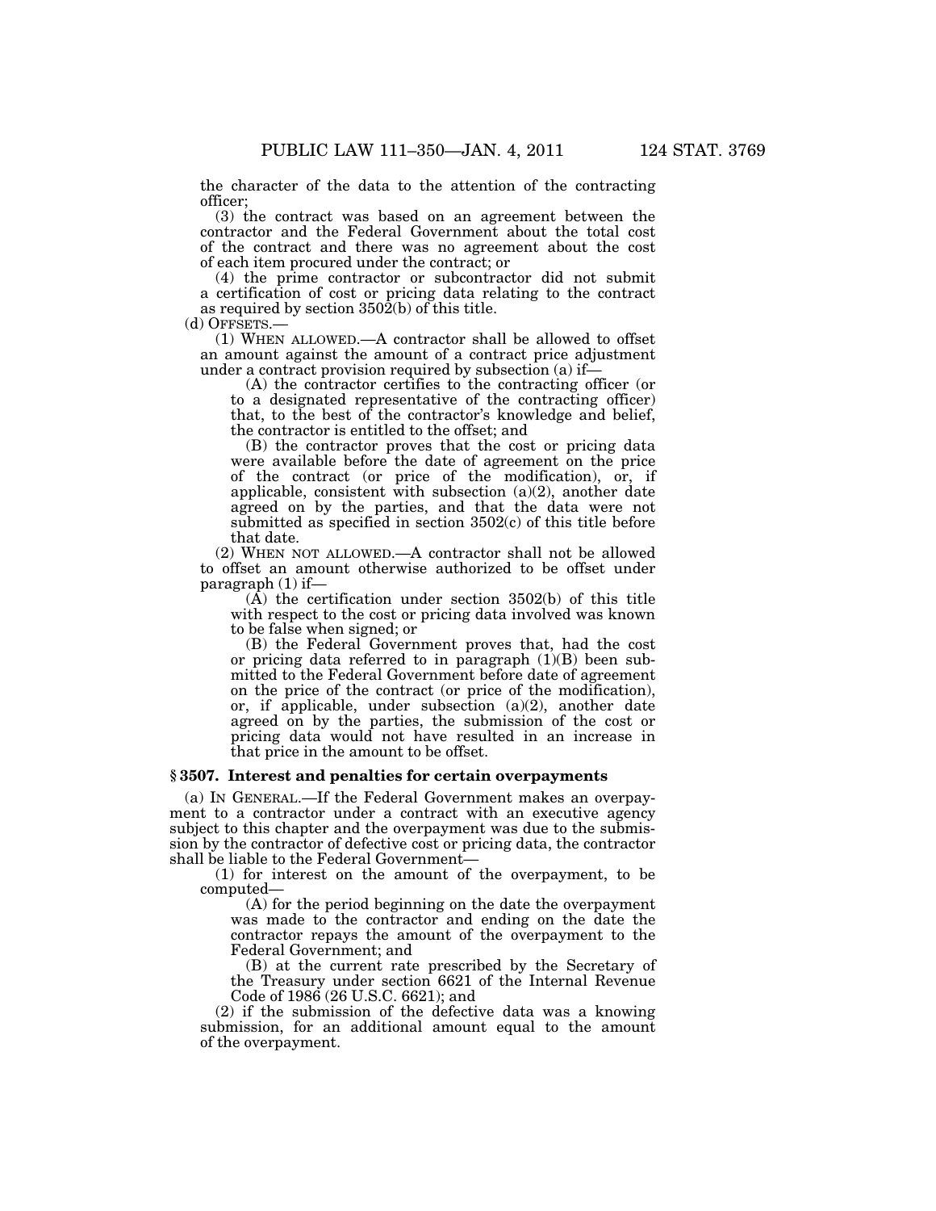the character of the data to the attention of the contracting officer;

(3) the contract was based on an agreement between the contractor and the Federal Government about the total cost of the contract and there was no agreement about the cost of each item procured under the contract; or

(4) the prime contractor or subcontractor did not submit a certification of cost or pricing data relating to the contract as required by section 3502(b) of this title.

(d) OFFSETS.—

(1) WHEN ALLOWED.—A contractor shall be allowed to offset an amount against the amount of a contract price adjustment under a contract provision required by subsection (a) if—

(A) the contractor certifies to the contracting officer (or to a designated representative of the contracting officer) that, to the best of the contractor's knowledge and belief, the contractor is entitled to the offset; and

(B) the contractor proves that the cost or pricing data were available before the date of agreement on the price of the contract (or price of the modification), or, if applicable, consistent with subsection (a)(2), another date agreed on by the parties, and that the data were not submitted as specified in section 3502(c) of this title before that date.

(2) WHEN NOT ALLOWED.—A contractor shall not be allowed to offset an amount otherwise authorized to be offset under paragraph (1) if—

(A) the certification under section 3502(b) of this title with respect to the cost or pricing data involved was known to be false when signed; or

(B) the Federal Government proves that, had the cost or pricing data referred to in paragraph (1)(B) been submitted to the Federal Government before date of agreement on the price of the contract (or price of the modification), or, if applicable, under subsection (a)(2), another date agreed on by the parties, the submission of the cost or pricing data would not have resulted in an increase in that price in the amount to be offset.

### § 3507. Interest and penalties for certain overpayments

(a) IN GENERAL.—If the Federal Government makes an overpayment to a contractor under a contract with an executive agency subject to this chapter and the overpayment was due to the submission by the contractor of defective cost or pricing data, the contractor shall be liable to the Federal Government—

(1) for interest on the amount of the overpayment, to be computed—

(A) for the period beginning on the date the overpayment was made to the contractor and ending on the date the contractor repays the amount of the overpayment to the Federal Government; and

(B) at the current rate prescribed by the Secretary of the Treasury under section 6621 of the Internal Revenue Code of 1986 (26 U.S.C. 6621); and

(2) if the submission of the defective data was a knowing submission, for an additional amount equal to the amount of the overpayment.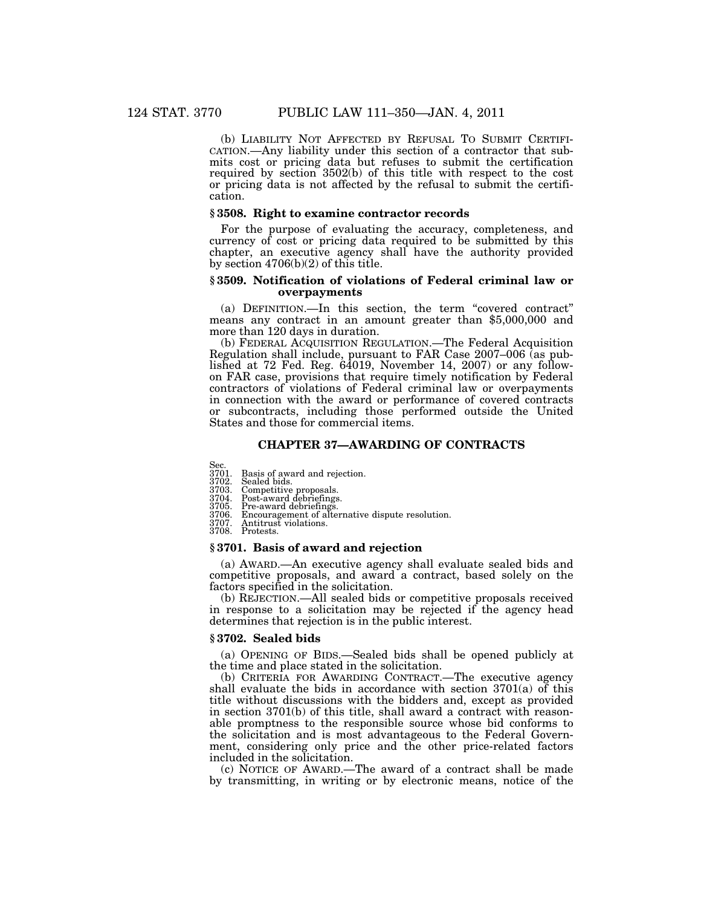(b) LIABILITY NOT AFFECTED BY REFUSAL TO SUBMIT CERTIFICATION.—Any liability under this section of a contractor that submits cost or pricing data but refuses to submit the certification required by section 3502(b) of this title with respect to the cost or pricing data is not affected by the refusal to submit the certification.

### § 3508. Right to examine contractor records

For the purpose of evaluating the accuracy, completeness, and currency of cost or pricing data required to be submitted by this chapter, an executive agency shall have the authority provided by section 4706(b)(2) of this title.

### § 3509. Notification of violations of Federal criminal law or overpayments

(a) DEFINITION.—In this section, the term "covered contract" means any contract in an amount greater than $5,000,000 and more than 120 days in duration.

(b) FEDERAL ACQUISITION REGULATION.—The Federal Acquisition Regulation shall include, pursuant to FAR Case 2007–006 (as published at 72 Fed. Reg. 64019, November 14, 2007) or any follow-on FAR case, provisions that require timely notification by Federal contractors of violations of Federal criminal law or overpayments in connection with the award or performance of covered contracts or subcontracts, including those performed outside the United States and those for commercial items.

## CHAPTER 37—AWARDING OF CONTRACTS

Sec.
3701. Basis of award and rejection.
3702. Sealed bids.
3703. Competitive proposals.
3704. Post-award debriefings.
3705. Pre-award debriefings.
3706. Encouragement of alternative dispute resolution.
3707. Antitrust violations.
3708. Protests.

### § 3701. Basis of award and rejection

(a) AWARD.—An executive agency shall evaluate sealed bids and competitive proposals, and award a contract, based solely on the factors specified in the solicitation.

(b) REJECTION.—All sealed bids or competitive proposals received in response to a solicitation may be rejected if the agency head determines that rejection is in the public interest.

### § 3702. Sealed bids

(a) OPENING OF BIDS.—Sealed bids shall be opened publicly at the time and place stated in the solicitation.

(b) CRITERIA FOR AWARDING CONTRACT.—The executive agency shall evaluate the bids in accordance with section 3701(a) of this title without discussions with the bidders and, except as provided in section 3701(b) of this title, shall award a contract with reasonable promptness to the responsible source whose bid conforms to the solicitation and is most advantageous to the Federal Government, considering only price and the other price-related factors included in the solicitation.

(c) NOTICE OF AWARD.—The award of a contract shall be made by transmitting, in writing or by electronic means, notice of the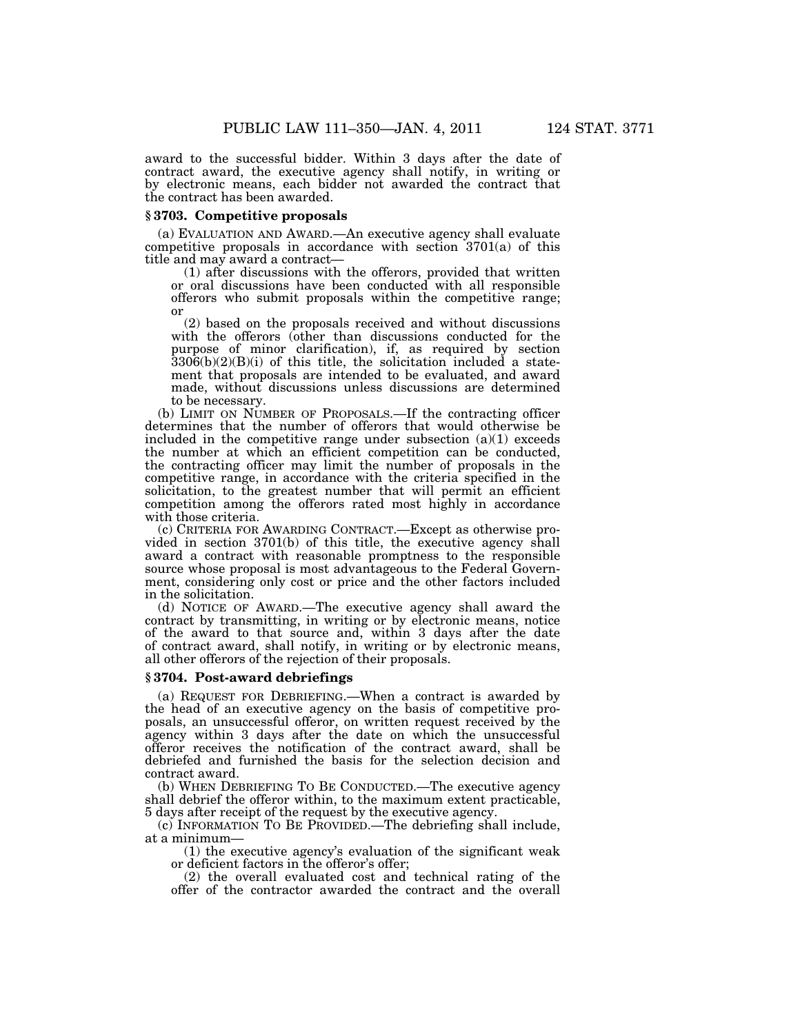award to the successful bidder. Within 3 days after the date of contract award, the executive agency shall notify, in writing or by electronic means, each bidder not awarded the contract that the contract has been awarded.

### § 3703. Competitive proposals

(a) EVALUATION AND AWARD.—An executive agency shall evaluate competitive proposals in accordance with section 3701(a) of this title and may award a contract—

(1) after discussions with the offerors, provided that written or oral discussions have been conducted with all responsible offerors who submit proposals within the competitive range; or

(2) based on the proposals received and without discussions with the offerors (other than discussions conducted for the purpose of minor clarification), if, as required by section 3306(b)(2)(B)(i) of this title, the solicitation included a statement that proposals are intended to be evaluated, and award made, without discussions unless discussions are determined to be necessary.

(b) LIMIT ON NUMBER OF PROPOSALS.—If the contracting officer determines that the number of offerors that would otherwise be included in the competitive range under subsection (a)(1) exceeds the number at which an efficient competition can be conducted, the contracting officer may limit the number of proposals in the competitive range, in accordance with the criteria specified in the solicitation, to the greatest number that will permit an efficient competition among the offerors rated most highly in accordance with those criteria.

(c) CRITERIA FOR AWARDING CONTRACT.—Except as otherwise provided in section 3701(b) of this title, the executive agency shall award a contract with reasonable promptness to the responsible source whose proposal is most advantageous to the Federal Government, considering only cost or price and the other factors included in the solicitation.

(d) NOTICE OF AWARD.—The executive agency shall award the contract by transmitting, in writing or by electronic means, notice of the award to that source and, within 3 days after the date of contract award, shall notify, in writing or by electronic means, all other offerors of the rejection of their proposals.

### § 3704. Post-award debriefings

(a) REQUEST FOR DEBRIEFING.—When a contract is awarded by the head of an executive agency on the basis of competitive proposals, an unsuccessful offeror, on written request received by the agency within 3 days after the date on which the unsuccessful offeror receives the notification of the contract award, shall be debriefed and furnished the basis for the selection decision and contract award.

(b) WHEN DEBRIEFING TO BE CONDUCTED.—The executive agency shall debrief the offeror within, to the maximum extent practicable, 5 days after receipt of the request by the executive agency.

(c) INFORMATION TO BE PROVIDED.—The debriefing shall include, at a minimum—

(1) the executive agency's evaluation of the significant weak or deficient factors in the offeror's offer;

(2) the overall evaluated cost and technical rating of the offer of the contractor awarded the contract and the overall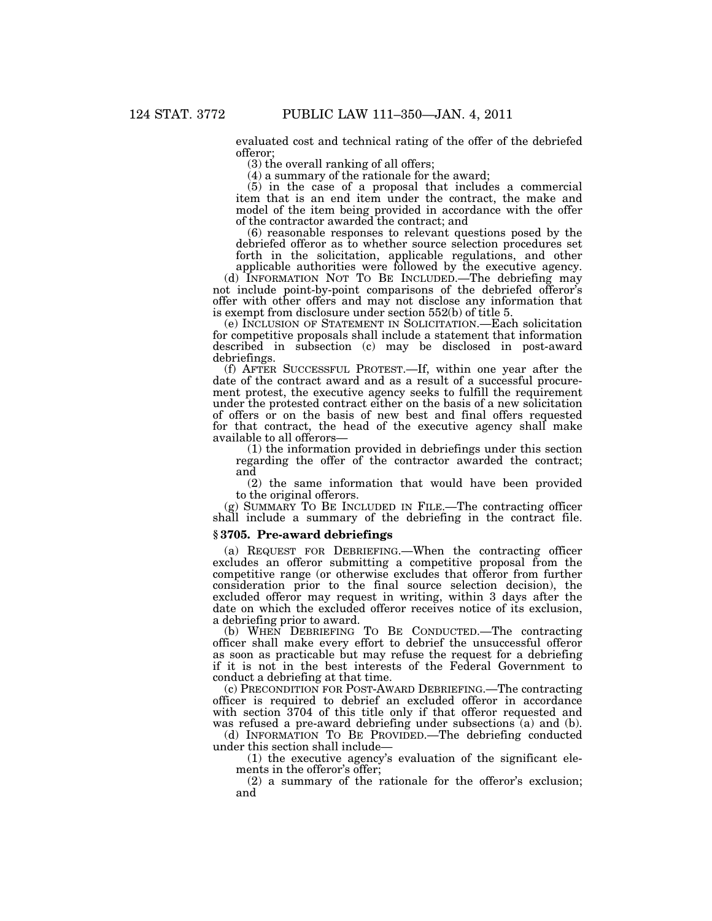evaluated cost and technical rating of the offer of the debriefed offeror;

(3) the overall ranking of all offers;

(4) a summary of the rationale for the award;

(5) in the case of a proposal that includes a commercial item that is an end item under the contract, the make and model of the item being provided in accordance with the offer of the contractor awarded the contract; and

(6) reasonable responses to relevant questions posed by the debriefed offeror as to whether source selection procedures set forth in the solicitation, applicable regulations, and other applicable authorities were followed by the executive agency.

(d) INFORMATION NOT TO BE INCLUDED.—The debriefing may not include point-by-point comparisons of the debriefed offeror's offer with other offers and may not disclose any information that is exempt from disclosure under section 552(b) of title 5.

(e) INCLUSION OF STATEMENT IN SOLICITATION.—Each solicitation for competitive proposals shall include a statement that information described in subsection (c) may be disclosed in post-award debriefings.

(f) AFTER SUCCESSFUL PROTEST.—If, within one year after the date of the contract award and as a result of a successful procurement protest, the executive agency seeks to fulfill the requirement under the protested contract either on the basis of a new solicitation of offers or on the basis of new best and final offers requested for that contract, the head of the executive agency shall make available to all offerors—

(1) the information provided in debriefings under this section regarding the offer of the contractor awarded the contract; and

(2) the same information that would have been provided to the original offerors.

(g) SUMMARY TO BE INCLUDED IN FILE.—The contracting officer shall include a summary of the debriefing in the contract file.

### § 3705. Pre-award debriefings

(a) REQUEST FOR DEBRIEFING.—When the contracting officer excludes an offeror submitting a competitive proposal from the competitive range (or otherwise excludes that offeror from further consideration prior to the final source selection decision), the excluded offeror may request in writing, within 3 days after the date on which the excluded offeror receives notice of its exclusion, a debriefing prior to award.

(b) WHEN DEBRIEFING TO BE CONDUCTED.—The contracting officer shall make every effort to debrief the unsuccessful offeror as soon as practicable but may refuse the request for a debriefing if it is not in the best interests of the Federal Government to conduct a debriefing at that time.

(c) PRECONDITION FOR POST-AWARD DEBRIEFING.—The contracting officer is required to debrief an excluded offeror in accordance with section 3704 of this title only if that offeror requested and was refused a pre-award debriefing under subsections (a) and (b).

(d) INFORMATION TO BE PROVIDED.—The debriefing conducted under this section shall include—

(1) the executive agency's evaluation of the significant elements in the offeror's offer;

(2) a summary of the rationale for the offeror's exclusion; and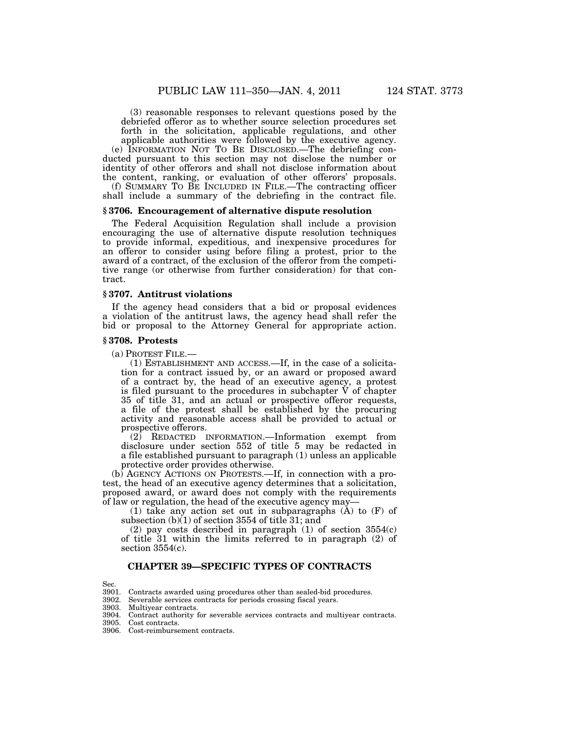(3) reasonable responses to relevant questions posed by the debriefed offeror as to whether source selection procedures set forth in the solicitation, applicable regulations, and other applicable authorities were followed by the executive agency.

(e) INFORMATION NOT TO BE DISCLOSED.—The debriefing conducted pursuant to this section may not disclose the number or identity of other offerors and shall not disclose information about the content, ranking, or evaluation of other offerors' proposals.

(f) SUMMARY TO BE INCLUDED IN FILE.—The contracting officer shall include a summary of the debriefing in the contract file.

### § 3706. Encouragement of alternative dispute resolution

The Federal Acquisition Regulation shall include a provision encouraging the use of alternative dispute resolution techniques to provide informal, expeditious, and inexpensive procedures for an offeror to consider using before filing a protest, prior to the award of a contract, of the exclusion of the offeror from the competitive range (or otherwise from further consideration) for that contract.

### § 3707. Antitrust violations

If the agency head considers that a bid or proposal evidences a violation of the antitrust laws, the agency head shall refer the bid or proposal to the Attorney General for appropriate action.

### § 3708. Protests

(a) PROTEST FILE.—

(1) ESTABLISHMENT AND ACCESS.—If, in the case of a solicitation for a contract issued by, or an award or proposed award of a contract by, the head of an executive agency, a protest is filed pursuant to the procedures in subchapter V of chapter 35 of title 31, and an actual or prospective offeror requests, a file of the protest shall be established by the procuring activity and reasonable access shall be provided to actual or prospective offerors.

(2) REDACTED INFORMATION.—Information exempt from disclosure under section 552 of title 5 may be redacted in a file established pursuant to paragraph (1) unless an applicable protective order provides otherwise.

(b) AGENCY ACTIONS ON PROTESTS.—If, in connection with a protest, the head of an executive agency determines that a solicitation, proposed award, or award does not comply with the requirements of law or regulation, the head of the executive agency may—

(1) take any action set out in subparagraphs (A) to (F) of subsection (b)(1) of section 3554 of title 31; and

(2) pay costs described in paragraph (1) of section 3554(c) of title 31 within the limits referred to in paragraph (2) of section 3554(c).

## CHAPTER 39—SPECIFIC TYPES OF CONTRACTS

Sec.
3901. Contracts awarded using procedures other than sealed-bid procedures.
3902. Severable services contracts for periods crossing fiscal years.
3903. Multiyear contracts.
3904. Contract authority for severable services contracts and multiyear contracts.
3905. Cost contracts.
3906. Cost-reimbursement contracts.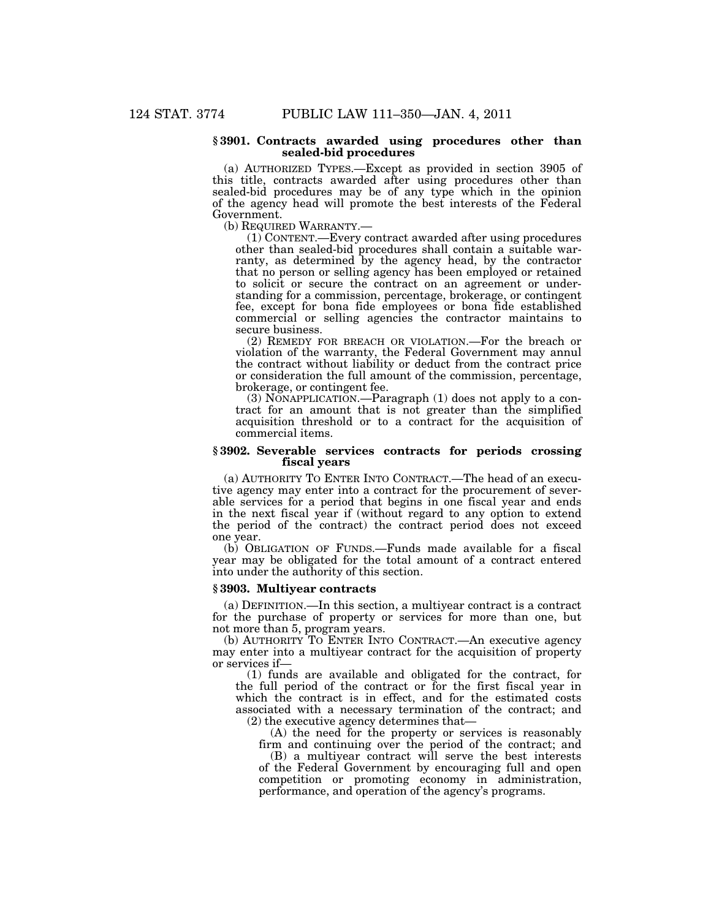### § 3901. Contracts awarded using procedures other than sealed-bid procedures

(a) AUTHORIZED TYPES.—Except as provided in section 3905 of this title, contracts awarded after using procedures other than sealed-bid procedures may be of any type which in the opinion of the agency head will promote the best interests of the Federal Government.

(b) REQUIRED WARRANTY.—

(1) CONTENT.—Every contract awarded after using procedures other than sealed-bid procedures shall contain a suitable warranty, as determined by the agency head, by the contractor that no person or selling agency has been employed or retained to solicit or secure the contract on an agreement or understanding for a commission, percentage, brokerage, or contingent fee, except for bona fide employees or bona fide established commercial or selling agencies the contractor maintains to secure business.

(2) REMEDY FOR BREACH OR VIOLATION.—For the breach or violation of the warranty, the Federal Government may annul the contract without liability or deduct from the contract price or consideration the full amount of the commission, percentage, brokerage, or contingent fee.

(3) NONAPPLICATION.—Paragraph (1) does not apply to a contract for an amount that is not greater than the simplified acquisition threshold or to a contract for the acquisition of commercial items.

### § 3902. Severable services contracts for periods crossing fiscal years

(a) AUTHORITY TO ENTER INTO CONTRACT.—The head of an executive agency may enter into a contract for the procurement of severable services for a period that begins in one fiscal year and ends in the next fiscal year if (without regard to any option to extend the period of the contract) the contract period does not exceed one year.

(b) OBLIGATION OF FUNDS.—Funds made available for a fiscal year may be obligated for the total amount of a contract entered into under the authority of this section.

### § 3903. Multiyear contracts

(a) DEFINITION.—In this section, a multiyear contract is a contract for the purchase of property or services for more than one, but not more than 5, program years.

(b) AUTHORITY TO ENTER INTO CONTRACT.—An executive agency may enter into a multiyear contract for the acquisition of property or services if—

(1) funds are available and obligated for the contract, for the full period of the contract or for the first fiscal year in which the contract is in effect, and for the estimated costs associated with a necessary termination of the contract; and

(2) the executive agency determines that—

(A) the need for the property or services is reasonably firm and continuing over the period of the contract; and

(B) a multiyear contract will serve the best interests of the Federal Government by encouraging full and open competition or promoting economy in administration, performance, and operation of the agency's programs.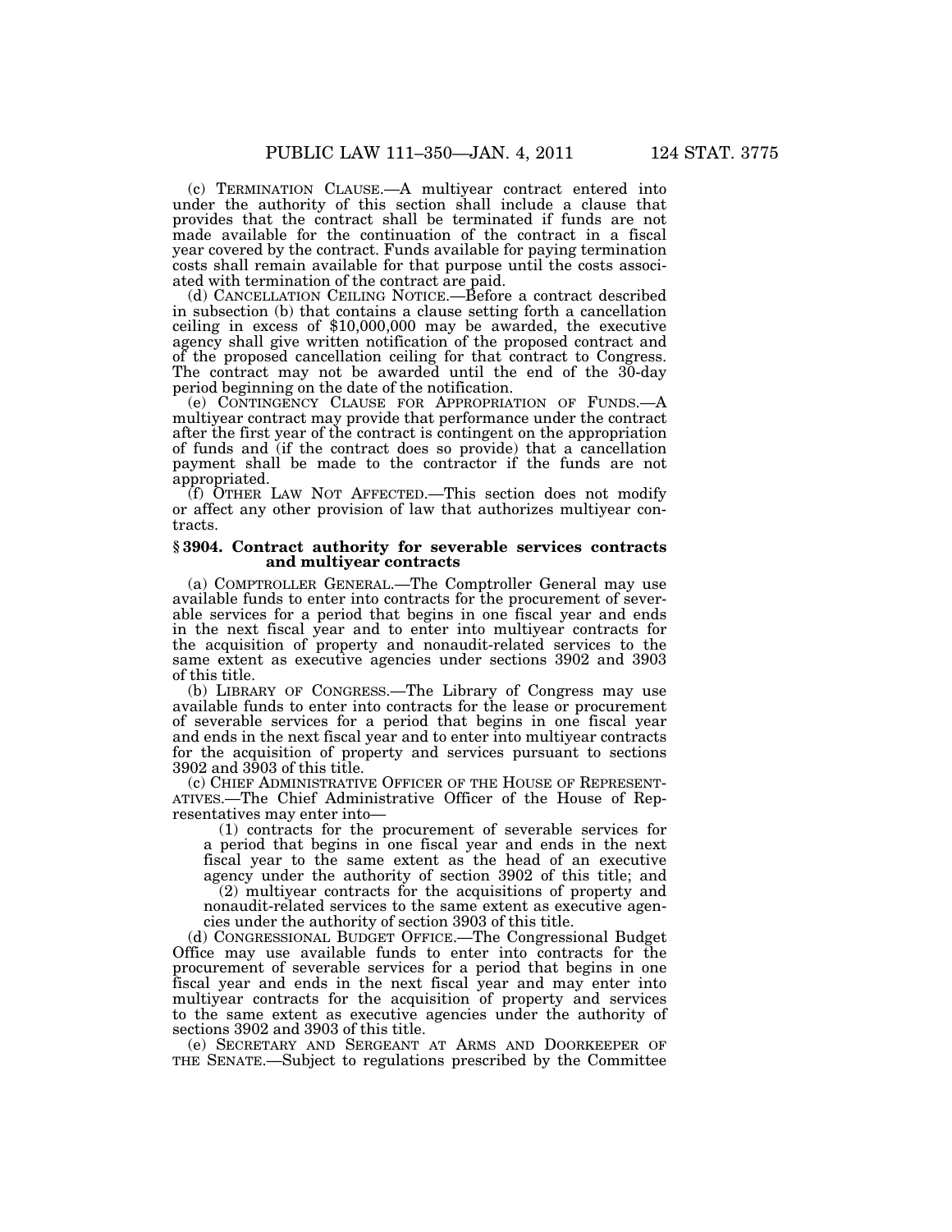(c) TERMINATION CLAUSE.—A multiyear contract entered into under the authority of this section shall include a clause that provides that the contract shall be terminated if funds are not made available for the continuation of the contract in a fiscal year covered by the contract. Funds available for paying termination costs shall remain available for that purpose until the costs associated with termination of the contract are paid.

(d) CANCELLATION CEILING NOTICE.—Before a contract described in subsection (b) that contains a clause setting forth a cancellation ceiling in excess of $10,000,000 may be awarded, the executive agency shall give written notification of the proposed contract and of the proposed cancellation ceiling for that contract to Congress. The contract may not be awarded until the end of the 30-day period beginning on the date of the notification.

(e) CONTINGENCY CLAUSE FOR APPROPRIATION OF FUNDS.—A multiyear contract may provide that performance under the contract after the first year of the contract is contingent on the appropriation of funds and (if the contract does so provide) that a cancellation payment shall be made to the contractor if the funds are not appropriated.

(f) OTHER LAW NOT AFFECTED.—This section does not modify or affect any other provision of law that authorizes multiyear contracts.

### § 3904. Contract authority for severable services contracts and multiyear contracts

(a) COMPTROLLER GENERAL.—The Comptroller General may use available funds to enter into contracts for the procurement of severable services for a period that begins in one fiscal year and ends in the next fiscal year and to enter into multiyear contracts for the acquisition of property and nonaudit-related services to the same extent as executive agencies under sections 3902 and 3903 of this title.

(b) LIBRARY OF CONGRESS.—The Library of Congress may use available funds to enter into contracts for the lease or procurement of severable services for a period that begins in one fiscal year and ends in the next fiscal year and to enter into multiyear contracts for the acquisition of property and services pursuant to sections 3902 and 3903 of this title.

(c) CHIEF ADMINISTRATIVE OFFICER OF THE HOUSE OF REPRESENTATIVES.—The Chief Administrative Officer of the House of Representatives may enter into—

(1) contracts for the procurement of severable services for a period that begins in one fiscal year and ends in the next fiscal year to the same extent as the head of an executive agency under the authority of section 3902 of this title; and

(2) multiyear contracts for the acquisitions of property and nonaudit-related services to the same extent as executive agencies under the authority of section 3903 of this title.

(d) CONGRESSIONAL BUDGET OFFICE.—The Congressional Budget Office may use available funds to enter into contracts for the procurement of severable services for a period that begins in one fiscal year and ends in the next fiscal year and may enter into multiyear contracts for the acquisition of property and services to the same extent as executive agencies under the authority of sections 3902 and 3903 of this title.

(e) SECRETARY AND SERGEANT AT ARMS AND DOORKEEPER OF THE SENATE.—Subject to regulations prescribed by the Committee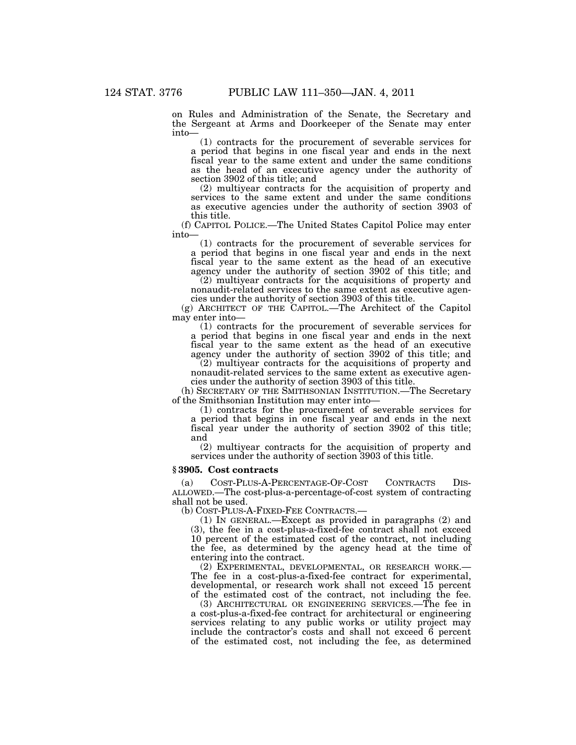on Rules and Administration of the Senate, the Secretary and the Sergeant at Arms and Doorkeeper of the Senate may enter into—

(1) contracts for the procurement of severable services for a period that begins in one fiscal year and ends in the next fiscal year to the same extent and under the same conditions as the head of an executive agency under the authority of section 3902 of this title; and

(2) multiyear contracts for the acquisition of property and services to the same extent and under the same conditions as executive agencies under the authority of section 3903 of this title.

(f) CAPITOL POLICE.—The United States Capitol Police may enter into—

(1) contracts for the procurement of severable services for a period that begins in one fiscal year and ends in the next fiscal year to the same extent as the head of an executive agency under the authority of section 3902 of this title; and

(2) multiyear contracts for the acquisitions of property and nonaudit-related services to the same extent as executive agencies under the authority of section 3903 of this title.

(g) ARCHITECT OF THE CAPITOL.—The Architect of the Capitol may enter into—

(1) contracts for the procurement of severable services for a period that begins in one fiscal year and ends in the next fiscal year to the same extent as the head of an executive agency under the authority of section 3902 of this title; and

(2) multiyear contracts for the acquisitions of property and nonaudit-related services to the same extent as executive agencies under the authority of section 3903 of this title.

(h) SECRETARY OF THE SMITHSONIAN INSTITUTION.—The Secretary of the Smithsonian Institution may enter into—

(1) contracts for the procurement of severable services for a period that begins in one fiscal year and ends in the next fiscal year under the authority of section 3902 of this title; and

(2) multiyear contracts for the acquisition of property and services under the authority of section 3903 of this title.

### § 3905. Cost contracts

(a) COST-PLUS-A-PERCENTAGE-OF-COST CONTRACTS DISALLOWED.—The cost-plus-a-percentage-of-cost system of contracting shall not be used.

(b) COST-PLUS-A-FIXED-FEE CONTRACTS.—

(1) IN GENERAL.—Except as provided in paragraphs (2) and (3), the fee in a cost-plus-a-fixed-fee contract shall not exceed 10 percent of the estimated cost of the contract, not including the fee, as determined by the agency head at the time of entering into the contract.

(2) EXPERIMENTAL, DEVELOPMENTAL, OR RESEARCH WORK.—The fee in a cost-plus-a-fixed-fee contract for experimental, developmental, or research work shall not exceed 15 percent of the estimated cost of the contract, not including the fee.

(3) ARCHITECTURAL OR ENGINEERING SERVICES.—The fee in a cost-plus-a-fixed-fee contract for architectural or engineering services relating to any public works or utility project may include the contractor's costs and shall not exceed 6 percent of the estimated cost, not including the fee, as determined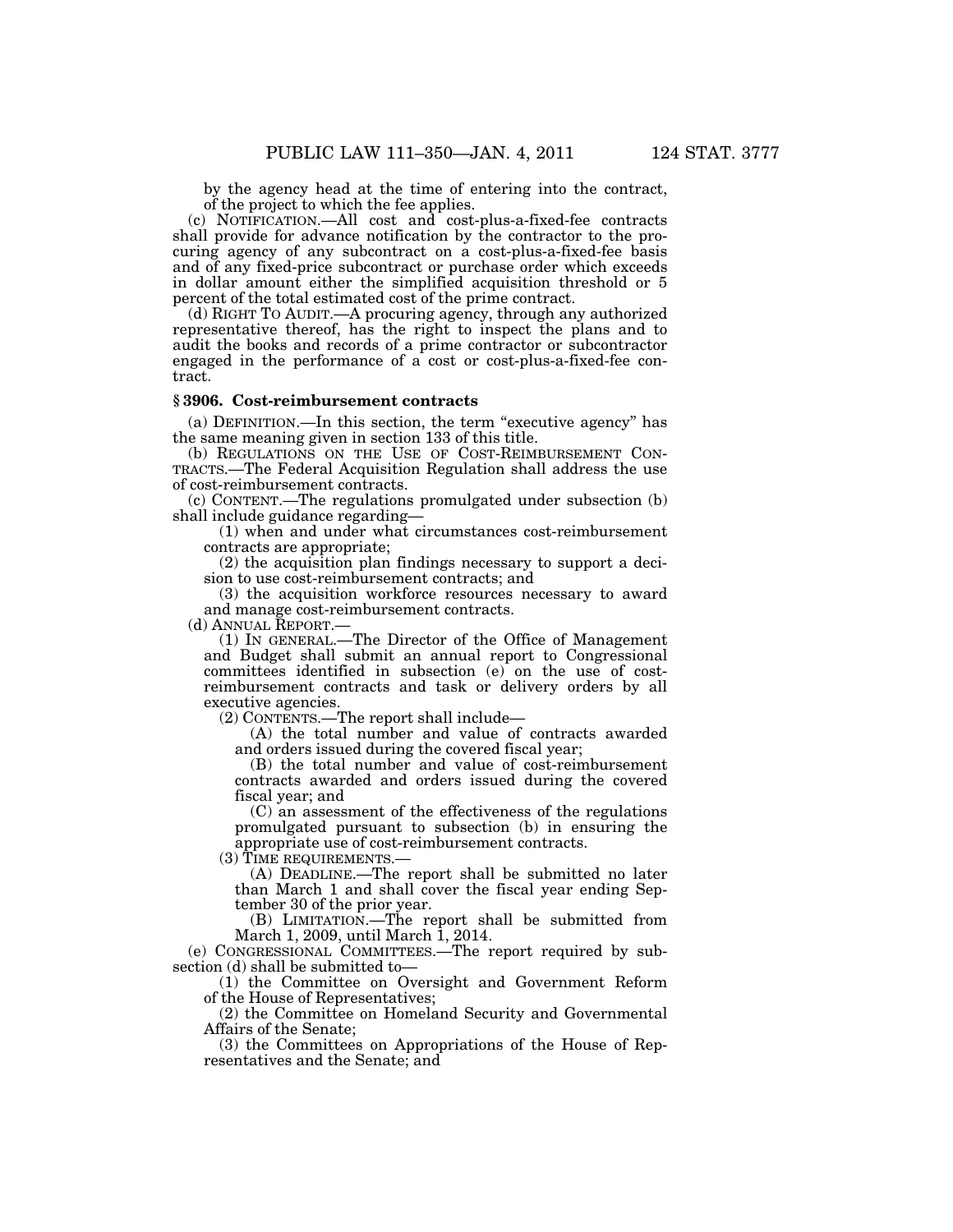by the agency head at the time of entering into the contract, of the project to which the fee applies.

(c) NOTIFICATION.—All cost and cost-plus-a-fixed-fee contracts shall provide for advance notification by the contractor to the procuring agency of any subcontract on a cost-plus-a-fixed-fee basis and of any fixed-price subcontract or purchase order which exceeds in dollar amount either the simplified acquisition threshold or 5 percent of the total estimated cost of the prime contract.

(d) RIGHT TO AUDIT.—A procuring agency, through any authorized representative thereof, has the right to inspect the plans and to audit the books and records of a prime contractor or subcontractor engaged in the performance of a cost or cost-plus-a-fixed-fee contract.

### § 3906. Cost-reimbursement contracts

(a) DEFINITION.—In this section, the term "executive agency" has the same meaning given in section 133 of this title.

(b) REGULATIONS ON THE USE OF COST-REIMBURSEMENT CONTRACTS.—The Federal Acquisition Regulation shall address the use of cost-reimbursement contracts.

(c) CONTENT.—The regulations promulgated under subsection (b) shall include guidance regarding—

(1) when and under what circumstances cost-reimbursement contracts are appropriate;

(2) the acquisition plan findings necessary to support a decision to use cost-reimbursement contracts; and

(3) the acquisition workforce resources necessary to award and manage cost-reimbursement contracts.

(d) ANNUAL REPORT.—

(1) IN GENERAL.—The Director of the Office of Management and Budget shall submit an annual report to Congressional committees identified in subsection (e) on the use of cost-reimbursement contracts and task or delivery orders by all executive agencies.

(2) CONTENTS.—The report shall include—

(A) the total number and value of contracts awarded and orders issued during the covered fiscal year;

(B) the total number and value of cost-reimbursement contracts awarded and orders issued during the covered fiscal year; and

(C) an assessment of the effectiveness of the regulations promulgated pursuant to subsection (b) in ensuring the appropriate use of cost-reimbursement contracts.

(3) TIME REQUIREMENTS.—

(A) DEADLINE.—The report shall be submitted no later than March 1 and shall cover the fiscal year ending September 30 of the prior year.

(B) LIMITATION.—The report shall be submitted from March 1, 2009, until March 1, 2014.

(e) CONGRESSIONAL COMMITTEES.—The report required by subsection (d) shall be submitted to—

(1) the Committee on Oversight and Government Reform of the House of Representatives;

(2) the Committee on Homeland Security and Governmental Affairs of the Senate;

(3) the Committees on Appropriations of the House of Representatives and the Senate; and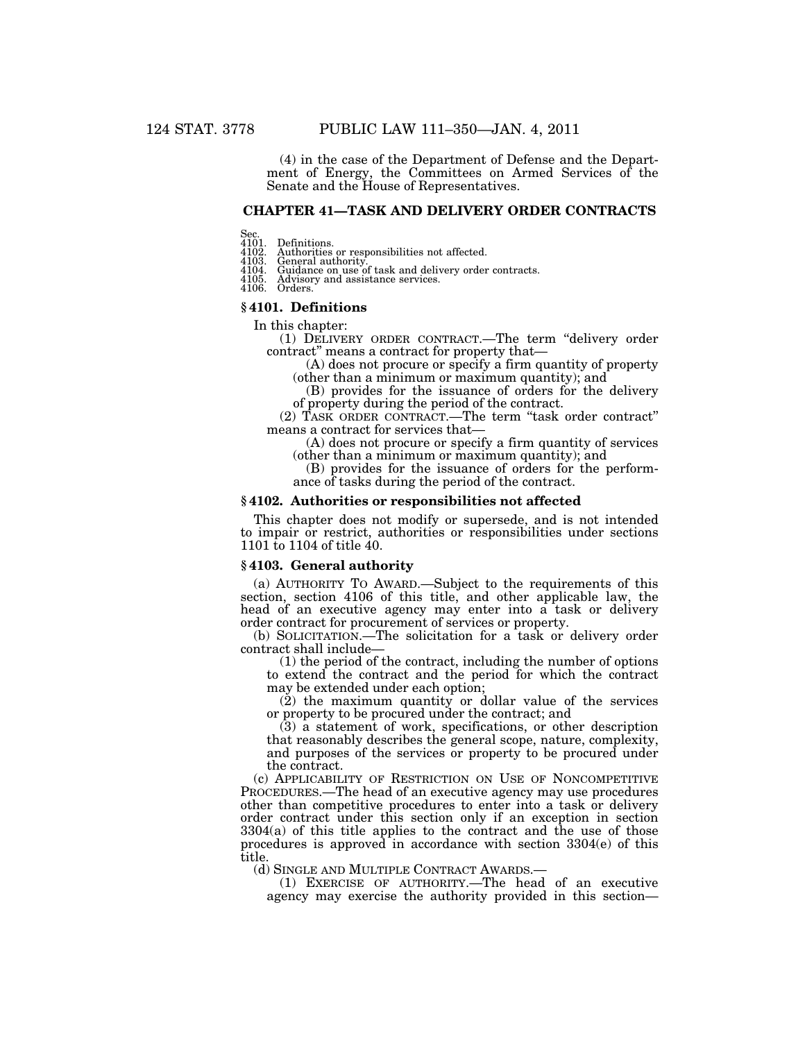(4) in the case of the Department of Defense and the Department of Energy, the Committees on Armed Services of the Senate and the House of Representatives.

## CHAPTER 41—TASK AND DELIVERY ORDER CONTRACTS

Sec.
4101. Definitions.
4102. Authorities or responsibilities not affected.
4103. General authority.
4104. Guidance on use of task and delivery order contracts.
4105. Advisory and assistance services.
4106. Orders.

### § 4101. Definitions

In this chapter:

(1) DELIVERY ORDER CONTRACT.—The term "delivery order contract" means a contract for property that—

(A) does not procure or specify a firm quantity of property (other than a minimum or maximum quantity); and

(B) provides for the issuance of orders for the delivery of property during the period of the contract.

(2) TASK ORDER CONTRACT.—The term "task order contract" means a contract for services that—

(A) does not procure or specify a firm quantity of services (other than a minimum or maximum quantity); and

(B) provides for the issuance of orders for the performance of tasks during the period of the contract.

### § 4102. Authorities or responsibilities not affected

This chapter does not modify or supersede, and is not intended to impair or restrict, authorities or responsibilities under sections 1101 to 1104 of title 40.

### § 4103. General authority

(a) AUTHORITY TO AWARD.—Subject to the requirements of this section, section 4106 of this title, and other applicable law, the head of an executive agency may enter into a task or delivery order contract for procurement of services or property.

(b) SOLICITATION.—The solicitation for a task or delivery order contract shall include—

(1) the period of the contract, including the number of options to extend the contract and the period for which the contract may be extended under each option;

(2) the maximum quantity or dollar value of the services or property to be procured under the contract; and

(3) a statement of work, specifications, or other description that reasonably describes the general scope, nature, complexity, and purposes of the services or property to be procured under the contract.

(c) APPLICABILITY OF RESTRICTION ON USE OF NONCOMPETITIVE PROCEDURES.—The head of an executive agency may use procedures other than competitive procedures to enter into a task or delivery order contract under this section only if an exception in section 3304(a) of this title applies to the contract and the use of those procedures is approved in accordance with section 3304(e) of this title.

(d) SINGLE AND MULTIPLE CONTRACT AWARDS.—

(1) EXERCISE OF AUTHORITY.—The head of an executive agency may exercise the authority provided in this section—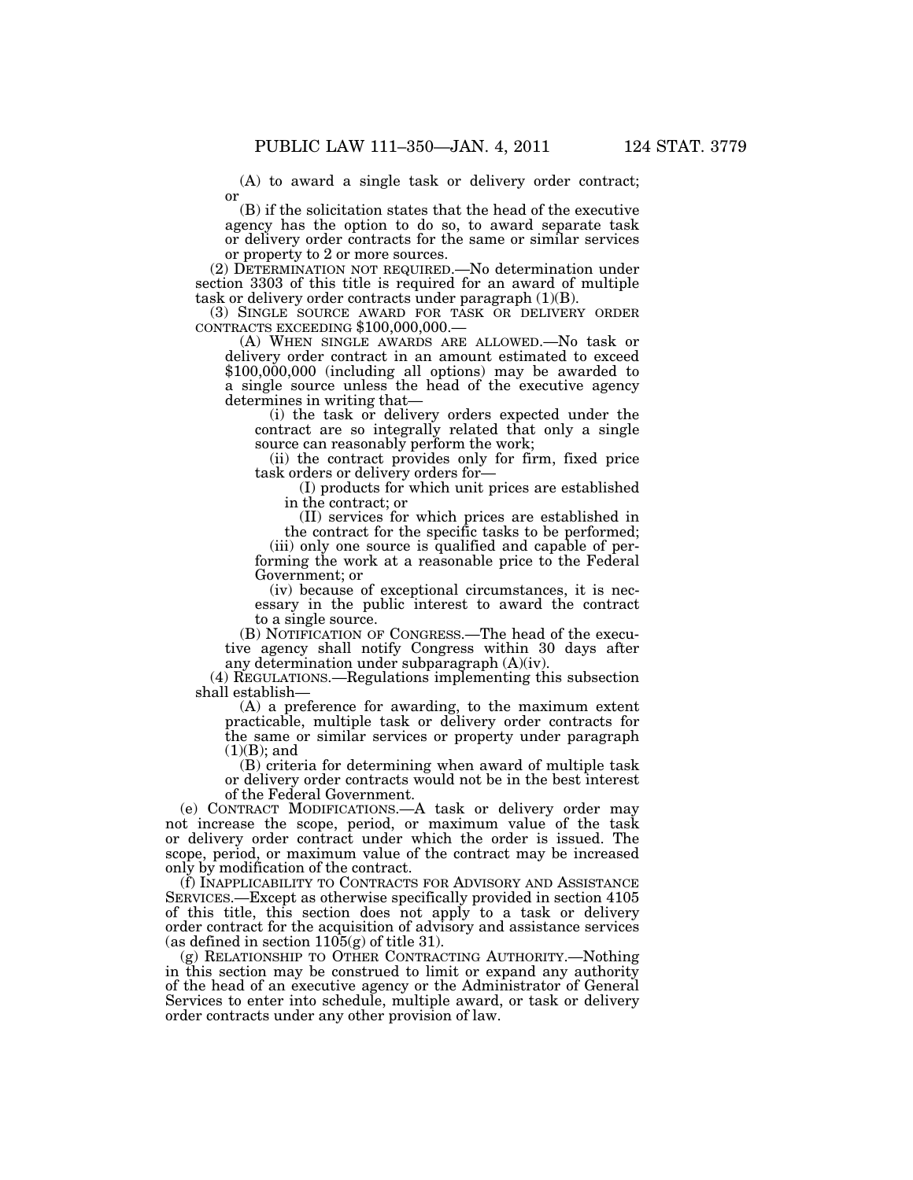(A) to award a single task or delivery order contract; or

(B) if the solicitation states that the head of the executive agency has the option to do so, to award separate task or delivery order contracts for the same or similar services or property to 2 or more sources.

(2) DETERMINATION NOT REQUIRED.—No determination under section 3303 of this title is required for an award of multiple task or delivery order contracts under paragraph (1)(B).

(3) SINGLE SOURCE AWARD FOR TASK OR DELIVERY ORDER CONTRACTS EXCEEDING $100,000,000.—

(A) WHEN SINGLE AWARDS ARE ALLOWED.—No task or delivery order contract in an amount estimated to exceed $100,000,000 (including all options) may be awarded to a single source unless the head of the executive agency determines in writing that—

(i) the task or delivery orders expected under the contract are so integrally related that only a single source can reasonably perform the work;

(ii) the contract provides only for firm, fixed price task orders or delivery orders for—

(I) products for which unit prices are established in the contract; or

(II) services for which prices are established in the contract for the specific tasks to be performed;

(iii) only one source is qualified and capable of performing the work at a reasonable price to the Federal Government; or

(iv) because of exceptional circumstances, it is necessary in the public interest to award the contract to a single source.

(B) NOTIFICATION OF CONGRESS.—The head of the executive agency shall notify Congress within 30 days after any determination under subparagraph (A)(iv).

(4) REGULATIONS.—Regulations implementing this subsection shall establish—

(A) a preference for awarding, to the maximum extent practicable, multiple task or delivery order contracts for the same or similar services or property under paragraph (1)(B); and

(B) criteria for determining when award of multiple task or delivery order contracts would not be in the best interest of the Federal Government.

(e) CONTRACT MODIFICATIONS.—A task or delivery order may not increase the scope, period, or maximum value of the task or delivery order contract under which the order is issued. The scope, period, or maximum value of the contract may be increased only by modification of the contract.

(f) INAPPLICABILITY TO CONTRACTS FOR ADVISORY AND ASSISTANCE SERVICES.—Except as otherwise specifically provided in section 4105 of this title, this section does not apply to a task or delivery order contract for the acquisition of advisory and assistance services (as defined in section 1105(g) of title 31).

(g) RELATIONSHIP TO OTHER CONTRACTING AUTHORITY.—Nothing in this section may be construed to limit or expand any authority of the head of an executive agency or the Administrator of General Services to enter into schedule, multiple award, or task or delivery order contracts under any other provision of law.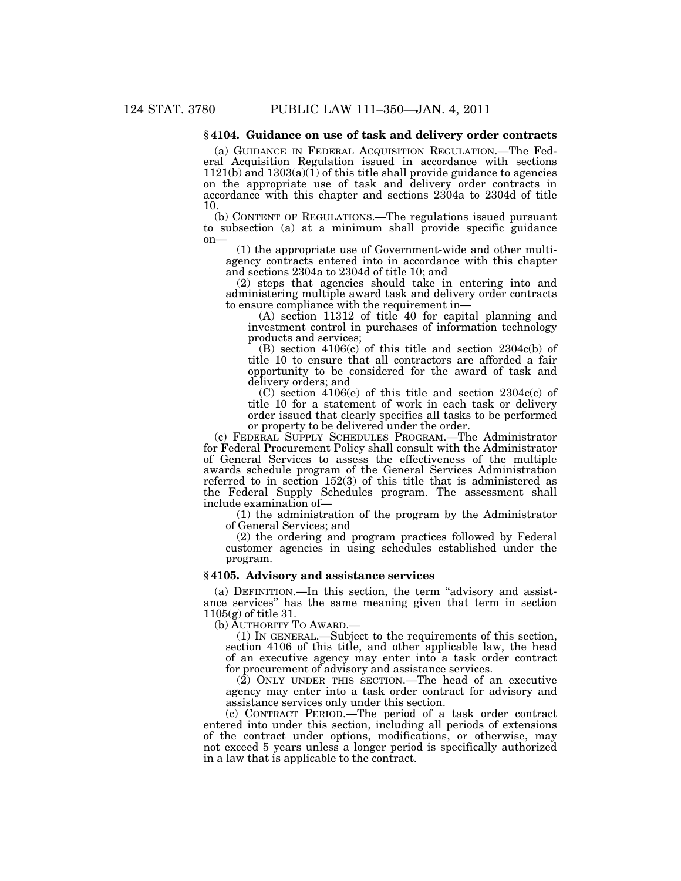### § 4104. Guidance on use of task and delivery order contracts

(a) GUIDANCE IN FEDERAL ACQUISITION REGULATION.—The Federal Acquisition Regulation issued in accordance with sections 1121(b) and 1303(a)(1) of this title shall provide guidance to agencies on the appropriate use of task and delivery order contracts in accordance with this chapter and sections 2304a to 2304d of title 10.

(b) CONTENT OF REGULATIONS.—The regulations issued pursuant to subsection (a) at a minimum shall provide specific guidance on—

(1) the appropriate use of Government-wide and other multi-agency contracts entered into in accordance with this chapter and sections 2304a to 2304d of title 10; and

(2) steps that agencies should take in entering into and administering multiple award task and delivery order contracts to ensure compliance with the requirement in—

(A) section 11312 of title 40 for capital planning and investment control in purchases of information technology products and services;

(B) section 4106(c) of this title and section 2304c(b) of title 10 to ensure that all contractors are afforded a fair opportunity to be considered for the award of task and delivery orders; and

(C) section 4106(e) of this title and section 2304c(c) of title 10 for a statement of work in each task or delivery order issued that clearly specifies all tasks to be performed or property to be delivered under the order.

(c) FEDERAL SUPPLY SCHEDULES PROGRAM.—The Administrator for Federal Procurement Policy shall consult with the Administrator of General Services to assess the effectiveness of the multiple awards schedule program of the General Services Administration referred to in section 152(3) of this title that is administered as the Federal Supply Schedules program. The assessment shall include examination of—

(1) the administration of the program by the Administrator of General Services; and

(2) the ordering and program practices followed by Federal customer agencies in using schedules established under the program.

### § 4105. Advisory and assistance services

(a) DEFINITION.—In this section, the term "advisory and assistance services" has the same meaning given that term in section 1105(g) of title 31.

(b) AUTHORITY TO AWARD.—

(1) IN GENERAL.—Subject to the requirements of this section, section 4106 of this title, and other applicable law, the head of an executive agency may enter into a task order contract for procurement of advisory and assistance services.

(2) ONLY UNDER THIS SECTION.—The head of an executive agency may enter into a task order contract for advisory and assistance services only under this section.

(c) CONTRACT PERIOD.—The period of a task order contract entered into under this section, including all periods of extensions of the contract under options, modifications, or otherwise, may not exceed 5 years unless a longer period is specifically authorized in a law that is applicable to the contract.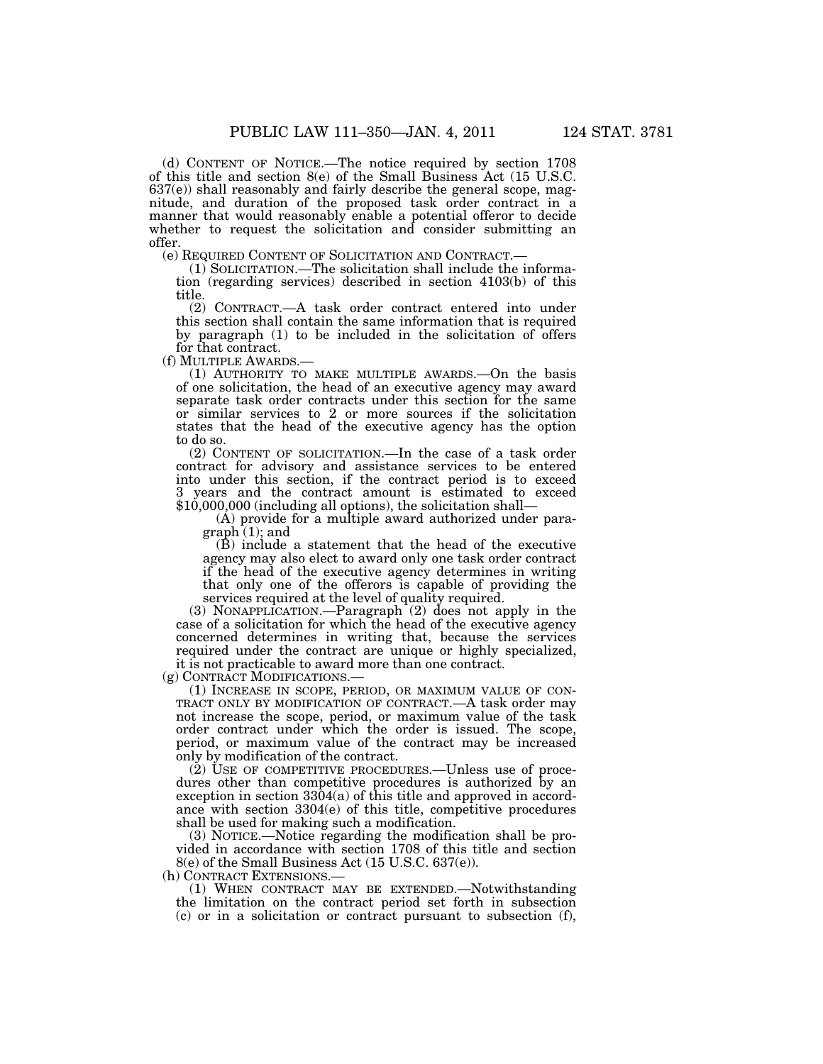(d) CONTENT OF NOTICE.—The notice required by section 1708 of this title and section 8(e) of the Small Business Act (15 U.S.C. 637(e)) shall reasonably and fairly describe the general scope, magnitude, and duration of the proposed task order contract in a manner that would reasonably enable a potential offeror to decide whether to request the solicitation and consider submitting an offer.

(e) REQUIRED CONTENT OF SOLICITATION AND CONTRACT.—

(1) SOLICITATION.—The solicitation shall include the information (regarding services) described in section 4103(b) of this title.

(2) CONTRACT.—A task order contract entered into under this section shall contain the same information that is required by paragraph (1) to be included in the solicitation of offers for that contract.

(f) MULTIPLE AWARDS.—

(1) AUTHORITY TO MAKE MULTIPLE AWARDS.—On the basis of one solicitation, the head of an executive agency may award separate task order contracts under this section for the same or similar services to 2 or more sources if the solicitation states that the head of the executive agency has the option to do so.

(2) CONTENT OF SOLICITATION.—In the case of a task order contract for advisory and assistance services to be entered into under this section, if the contract period is to exceed 3 years and the contract amount is estimated to exceed $10,000,000 (including all options), the solicitation shall—

(A) provide for a multiple award authorized under paragraph (1); and

(B) include a statement that the head of the executive agency may also elect to award only one task order contract if the head of the executive agency determines in writing that only one of the offerors is capable of providing the services required at the level of quality required.

(3) NONAPPLICATION.—Paragraph (2) does not apply in the case of a solicitation for which the head of the executive agency concerned determines in writing that, because the services required under the contract are unique or highly specialized, it is not practicable to award more than one contract.

(g) CONTRACT MODIFICATIONS.—

(1) INCREASE IN SCOPE, PERIOD, OR MAXIMUM VALUE OF CONTRACT ONLY BY MODIFICATION OF CONTRACT.—A task order may not increase the scope, period, or maximum value of the task order contract under which the order is issued. The scope, period, or maximum value of the contract may be increased only by modification of the contract.

(2) USE OF COMPETITIVE PROCEDURES.—Unless use of procedures other than competitive procedures is authorized by an exception in section 3304(a) of this title and approved in accordance with section 3304(e) of this title, competitive procedures shall be used for making such a modification.

(3) NOTICE.—Notice regarding the modification shall be provided in accordance with section 1708 of this title and section 8(e) of the Small Business Act (15 U.S.C. 637(e)).

(h) CONTRACT EXTENSIONS.—

(1) WHEN CONTRACT MAY BE EXTENDED.—Notwithstanding the limitation on the contract period set forth in subsection (c) or in a solicitation or contract pursuant to subsection (f),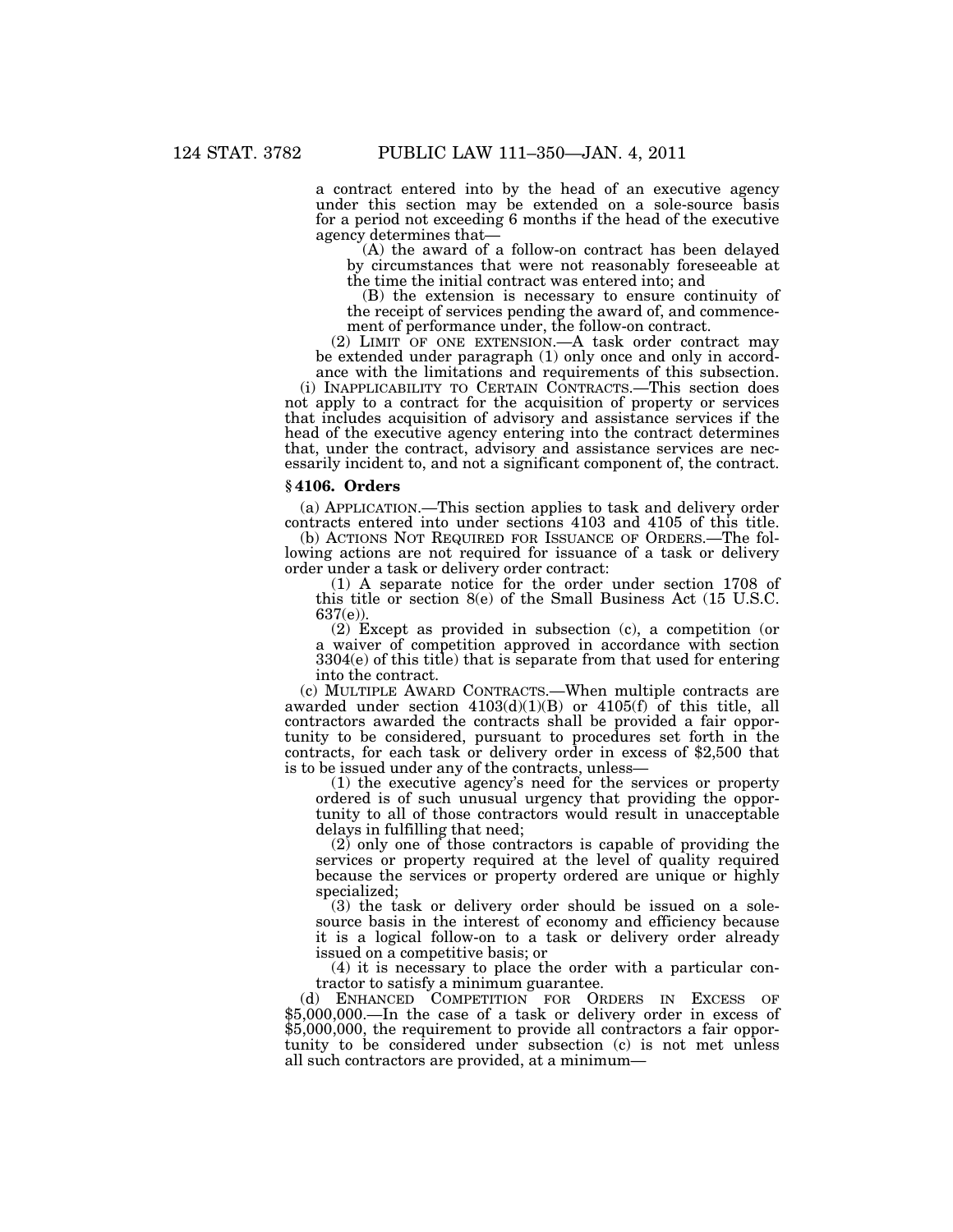a contract entered into by the head of an executive agency under this section may be extended on a sole-source basis for a period not exceeding 6 months if the head of the executive agency determines that—

(A) the award of a follow-on contract has been delayed by circumstances that were not reasonably foreseeable at the time the initial contract was entered into; and

(B) the extension is necessary to ensure continuity of the receipt of services pending the award of, and commencement of performance under, the follow-on contract.

(2) LIMIT OF ONE EXTENSION.—A task order contract may be extended under paragraph (1) only once and only in accordance with the limitations and requirements of this subsection.

(i) INAPPLICABILITY TO CERTAIN CONTRACTS.—This section does not apply to a contract for the acquisition of property or services that includes acquisition of advisory and assistance services if the head of the executive agency entering into the contract determines that, under the contract, advisory and assistance services are necessarily incident to, and not a significant component of, the contract.

### § 4106. Orders

(a) APPLICATION.—This section applies to task and delivery order contracts entered into under sections 4103 and 4105 of this title.

(b) ACTIONS NOT REQUIRED FOR ISSUANCE OF ORDERS.—The following actions are not required for issuance of a task or delivery order under a task or delivery order contract:

(1) A separate notice for the order under section 1708 of this title or section 8(e) of the Small Business Act (15 U.S.C. 637(e)).

(2) Except as provided in subsection (c), a competition (or a waiver of competition approved in accordance with section 3304(e) of this title) that is separate from that used for entering into the contract.

(c) MULTIPLE AWARD CONTRACTS.—When multiple contracts are awarded under section 4103(d)(1)(B) or 4105(f) of this title, all contractors awarded the contracts shall be provided a fair opportunity to be considered, pursuant to procedures set forth in the contracts, for each task or delivery order in excess of $2,500 that is to be issued under any of the contracts, unless—

(1) the executive agency's need for the services or property ordered is of such unusual urgency that providing the opportunity to all of those contractors would result in unacceptable delays in fulfilling that need;

(2) only one of those contractors is capable of providing the services or property required at the level of quality required because the services or property ordered are unique or highly specialized;

(3) the task or delivery order should be issued on a sole-source basis in the interest of economy and efficiency because it is a logical follow-on to a task or delivery order already issued on a competitive basis; or

(4) it is necessary to place the order with a particular contractor to satisfy a minimum guarantee.

(d) ENHANCED COMPETITION FOR ORDERS IN EXCESS OF $5,000,000.—In the case of a task or delivery order in excess of $5,000,000, the requirement to provide all contractors a fair opportunity to be considered under subsection (c) is not met unless all such contractors are provided, at a minimum—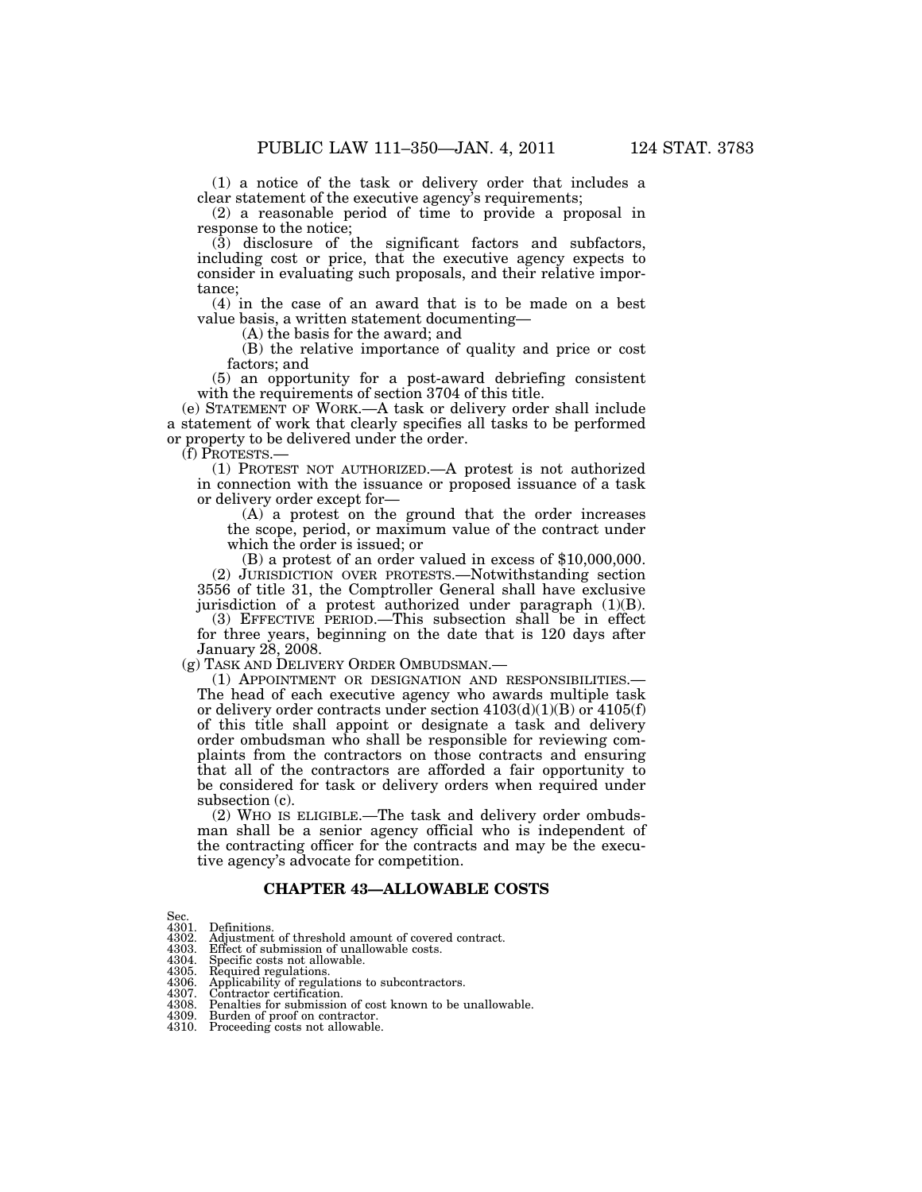(1) a notice of the task or delivery order that includes a clear statement of the executive agency's requirements;

(2) a reasonable period of time to provide a proposal in response to the notice;

(3) disclosure of the significant factors and subfactors, including cost or price, that the executive agency expects to consider in evaluating such proposals, and their relative importance;

(4) in the case of an award that is to be made on a best value basis, a written statement documenting—

(A) the basis for the award; and

(B) the relative importance of quality and price or cost factors; and

(5) an opportunity for a post-award debriefing consistent with the requirements of section 3704 of this title.

(e) STATEMENT OF WORK.—A task or delivery order shall include a statement of work that clearly specifies all tasks to be performed or property to be delivered under the order.

(f) PROTESTS.—

(1) PROTEST NOT AUTHORIZED.—A protest is not authorized in connection with the issuance or proposed issuance of a task or delivery order except for—

(A) a protest on the ground that the order increases the scope, period, or maximum value of the contract under which the order is issued; or

(B) a protest of an order valued in excess of $10,000,000.

(2) JURISDICTION OVER PROTESTS.—Notwithstanding section 3556 of title 31, the Comptroller General shall have exclusive jurisdiction of a protest authorized under paragraph (1)(B).

(3) EFFECTIVE PERIOD.—This subsection shall be in effect for three years, beginning on the date that is 120 days after January 28, 2008.

(g) TASK AND DELIVERY ORDER OMBUDSMAN.—

(1) APPOINTMENT OR DESIGNATION AND RESPONSIBILITIES.—The head of each executive agency who awards multiple task or delivery order contracts under section 4103(d)(1)(B) or 4105(f) of this title shall appoint or designate a task and delivery order ombudsman who shall be responsible for reviewing complaints from the contractors on those contracts and ensuring that all of the contractors are afforded a fair opportunity to be considered for task or delivery orders when required under subsection (c).

(2) WHO IS ELIGIBLE.—The task and delivery order ombudsman shall be a senior agency official who is independent of the contracting officer for the contracts and may be the executive agency's advocate for competition.

## CHAPTER 43—ALLOWABLE COSTS

Sec.
4301. Definitions.
4302. Adjustment of threshold amount of covered contract.
4303. Effect of submission of unallowable costs.
4304. Specific costs not allowable.
4305. Required regulations.
4306. Applicability of regulations to subcontractors.
4307. Contractor certification.
4308. Penalties for submission of cost known to be unallowable.
4309. Burden of proof on contractor.
4310. Proceeding costs not allowable.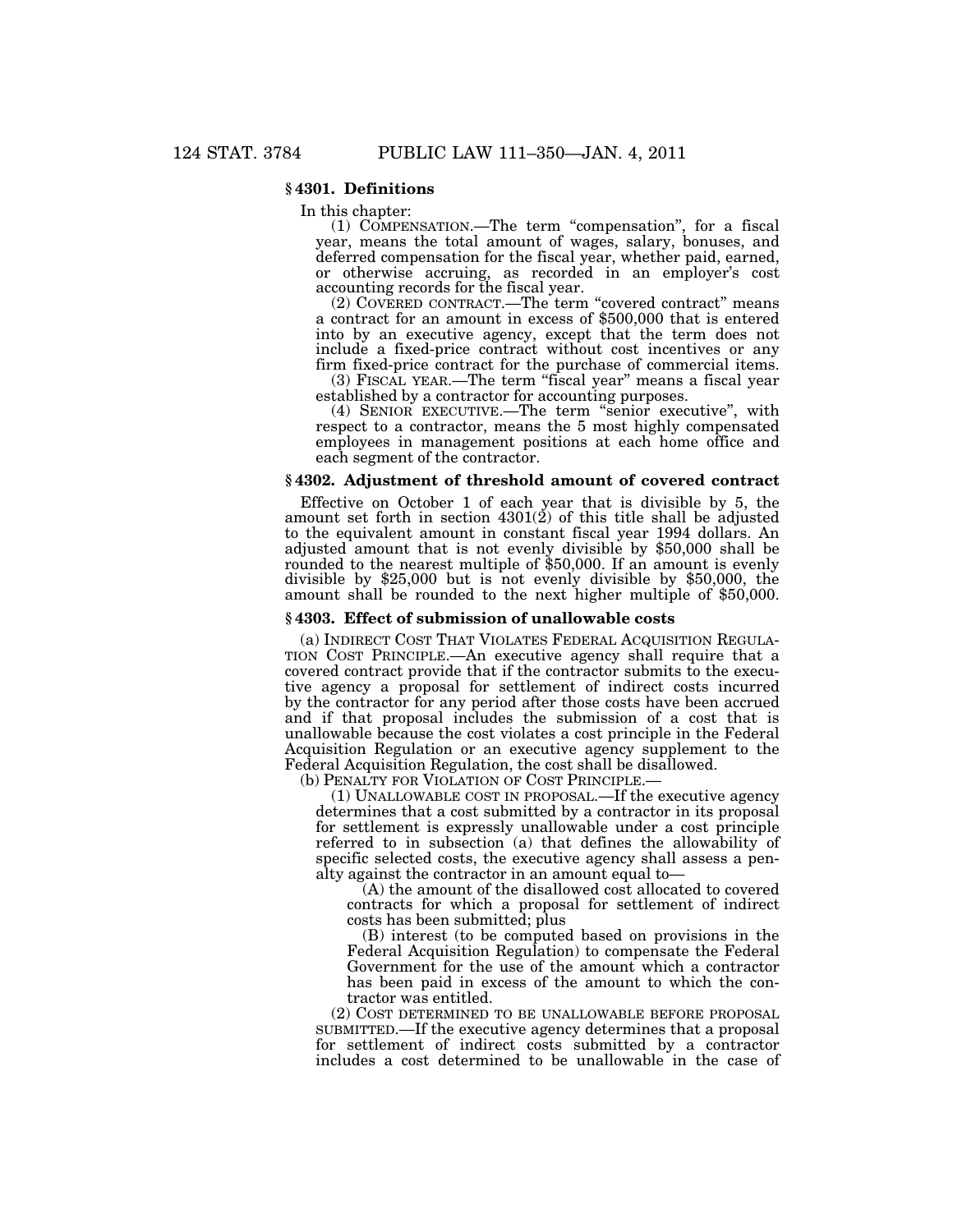### § 4301. Definitions

In this chapter:

(1) COMPENSATION.—The term "compensation", for a fiscal year, means the total amount of wages, salary, bonuses, and deferred compensation for the fiscal year, whether paid, earned, or otherwise accruing, as recorded in an employer's cost accounting records for the fiscal year.

(2) COVERED CONTRACT.—The term "covered contract" means a contract for an amount in excess of $500,000 that is entered into by an executive agency, except that the term does not include a fixed-price contract without cost incentives or any firm fixed-price contract for the purchase of commercial items.

(3) FISCAL YEAR.—The term "fiscal year" means a fiscal year established by a contractor for accounting purposes.

(4) SENIOR EXECUTIVE.—The term "senior executive", with respect to a contractor, means the 5 most highly compensated employees in management positions at each home office and each segment of the contractor.

### § 4302. Adjustment of threshold amount of covered contract

Effective on October 1 of each year that is divisible by 5, the amount set forth in section 4301(2) of this title shall be adjusted to the equivalent amount in constant fiscal year 1994 dollars. An adjusted amount that is not evenly divisible by $50,000 shall be rounded to the nearest multiple of $50,000. If an amount is evenly divisible by $25,000 but is not evenly divisible by $50,000, the amount shall be rounded to the next higher multiple of $50,000.

### § 4303. Effect of submission of unallowable costs

(a) INDIRECT COST THAT VIOLATES FEDERAL ACQUISITION REGULATION COST PRINCIPLE.—An executive agency shall require that a covered contract provide that if the contractor submits to the executive agency a proposal for settlement of indirect costs incurred by the contractor for any period after those costs have been accrued and if that proposal includes the submission of a cost that is unallowable because the cost violates a cost principle in the Federal Acquisition Regulation or an executive agency supplement to the Federal Acquisition Regulation, the cost shall be disallowed.

(b) PENALTY FOR VIOLATION OF COST PRINCIPLE.—

(1) UNALLOWABLE COST IN PROPOSAL.—If the executive agency determines that a cost submitted by a contractor in its proposal for settlement is expressly unallowable under a cost principle referred to in subsection (a) that defines the allowability of specific selected costs, the executive agency shall assess a penalty against the contractor in an amount equal to—

(A) the amount of the disallowed cost allocated to covered contracts for which a proposal for settlement of indirect costs has been submitted; plus

(B) interest (to be computed based on provisions in the Federal Acquisition Regulation) to compensate the Federal Government for the use of the amount which a contractor has been paid in excess of the amount to which the contractor was entitled.

(2) COST DETERMINED TO BE UNALLOWABLE BEFORE PROPOSAL SUBMITTED.—If the executive agency determines that a proposal for settlement of indirect costs submitted by a contractor includes a cost determined to be unallowable in the case of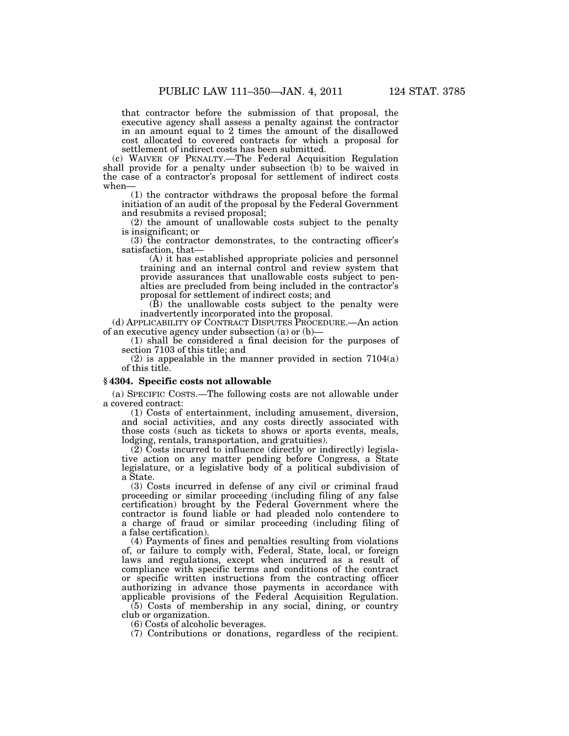that contractor before the submission of that proposal, the executive agency shall assess a penalty against the contractor in an amount equal to 2 times the amount of the disallowed cost allocated to covered contracts for which a proposal for settlement of indirect costs has been submitted.

(c) WAIVER OF PENALTY.—The Federal Acquisition Regulation shall provide for a penalty under subsection (b) to be waived in the case of a contractor's proposal for settlement of indirect costs when—

(1) the contractor withdraws the proposal before the formal initiation of an audit of the proposal by the Federal Government and resubmits a revised proposal;

(2) the amount of unallowable costs subject to the penalty is insignificant; or

(3) the contractor demonstrates, to the contracting officer's satisfaction, that—

(A) it has established appropriate policies and personnel training and an internal control and review system that provide assurances that unallowable costs subject to penalties are precluded from being included in the contractor's proposal for settlement of indirect costs; and

(B) the unallowable costs subject to the penalty were inadvertently incorporated into the proposal.

(d) APPLICABILITY OF CONTRACT DISPUTES PROCEDURE.—An action of an executive agency under subsection (a) or (b)—

(1) shall be considered a final decision for the purposes of section 7103 of this title; and

(2) is appealable in the manner provided in section 7104(a) of this title.

### § 4304. Specific costs not allowable

(a) SPECIFIC COSTS.—The following costs are not allowable under a covered contract:

(1) Costs of entertainment, including amusement, diversion, and social activities, and any costs directly associated with those costs (such as tickets to shows or sports events, meals, lodging, rentals, transportation, and gratuities).

(2) Costs incurred to influence (directly or indirectly) legislative action on any matter pending before Congress, a State legislature, or a legislative body of a political subdivision of a State.

(3) Costs incurred in defense of any civil or criminal fraud proceeding or similar proceeding (including filing of any false certification) brought by the Federal Government where the contractor is found liable or had pleaded nolo contendere to a charge of fraud or similar proceeding (including filing of a false certification).

(4) Payments of fines and penalties resulting from violations of, or failure to comply with, Federal, State, local, or foreign laws and regulations, except when incurred as a result of compliance with specific terms and conditions of the contract or specific written instructions from the contracting officer authorizing in advance those payments in accordance with applicable provisions of the Federal Acquisition Regulation.

(5) Costs of membership in any social, dining, or country club or organization.

(6) Costs of alcoholic beverages.

(7) Contributions or donations, regardless of the recipient.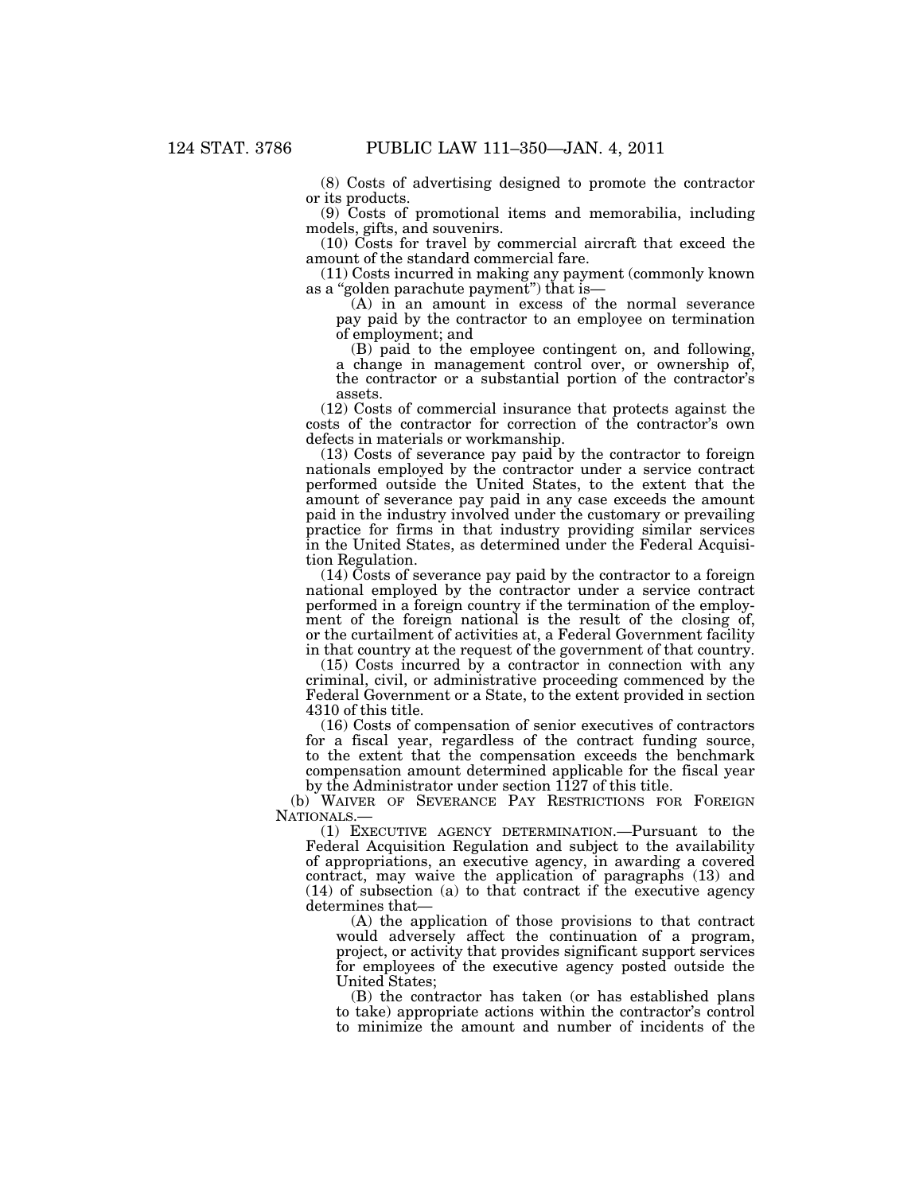(8) Costs of advertising designed to promote the contractor or its products.

(9) Costs of promotional items and memorabilia, including models, gifts, and souvenirs.

(10) Costs for travel by commercial aircraft that exceed the amount of the standard commercial fare.

(11) Costs incurred in making any payment (commonly known as a "golden parachute payment") that is—

(A) in an amount in excess of the normal severance pay paid by the contractor to an employee on termination of employment; and

(B) paid to the employee contingent on, and following, a change in management control over, or ownership of, the contractor or a substantial portion of the contractor's assets.

(12) Costs of commercial insurance that protects against the costs of the contractor for correction of the contractor's own defects in materials or workmanship.

(13) Costs of severance pay paid by the contractor to foreign nationals employed by the contractor under a service contract performed outside the United States, to the extent that the amount of severance pay paid in any case exceeds the amount paid in the industry involved under the customary or prevailing practice for firms in that industry providing similar services in the United States, as determined under the Federal Acquisition Regulation.

(14) Costs of severance pay paid by the contractor to a foreign national employed by the contractor under a service contract performed in a foreign country if the termination of the employment of the foreign national is the result of the closing of, or the curtailment of activities at, a Federal Government facility in that country at the request of the government of that country.

(15) Costs incurred by a contractor in connection with any criminal, civil, or administrative proceeding commenced by the Federal Government or a State, to the extent provided in section 4310 of this title.

(16) Costs of compensation of senior executives of contractors for a fiscal year, regardless of the contract funding source, to the extent that the compensation exceeds the benchmark compensation amount determined applicable for the fiscal year by the Administrator under section 1127 of this title.

(b) WAIVER OF SEVERANCE PAY RESTRICTIONS FOR FOREIGN NATIONALS.—

(1) EXECUTIVE AGENCY DETERMINATION.—Pursuant to the Federal Acquisition Regulation and subject to the availability of appropriations, an executive agency, in awarding a covered contract, may waive the application of paragraphs (13) and (14) of subsection (a) to that contract if the executive agency determines that—

(A) the application of those provisions to that contract would adversely affect the continuation of a program, project, or activity that provides significant support services for employees of the executive agency posted outside the United States;

(B) the contractor has taken (or has established plans to take) appropriate actions within the contractor's control to minimize the amount and number of incidents of the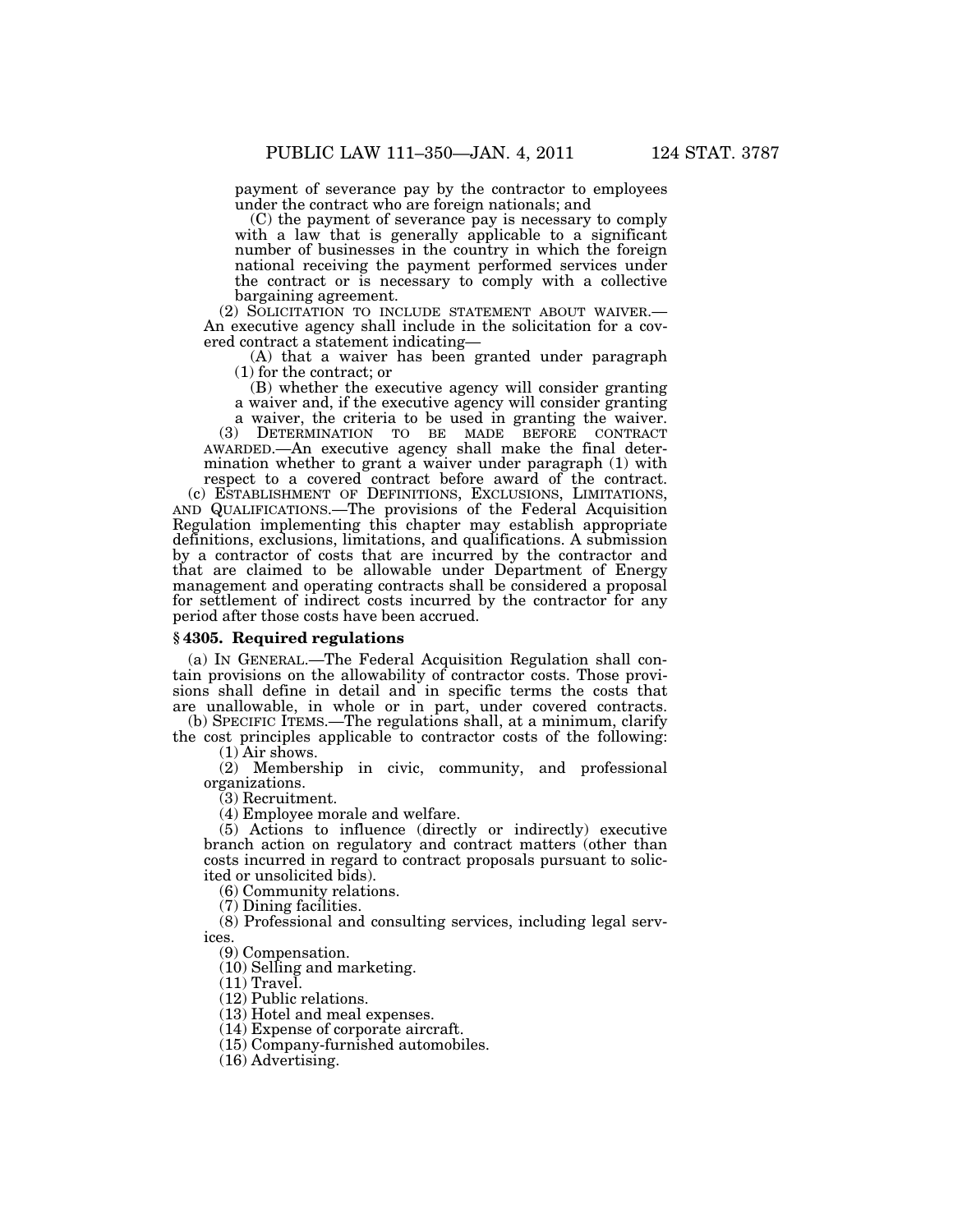payment of severance pay by the contractor to employees under the contract who are foreign nationals; and

(C) the payment of severance pay is necessary to comply with a law that is generally applicable to a significant number of businesses in the country in which the foreign national receiving the payment performed services under the contract or is necessary to comply with a collective bargaining agreement.

(2) SOLICITATION TO INCLUDE STATEMENT ABOUT WAIVER.—An executive agency shall include in the solicitation for a covered contract a statement indicating—

(A) that a waiver has been granted under paragraph (1) for the contract; or

(B) whether the executive agency will consider granting a waiver and, if the executive agency will consider granting a waiver, the criteria to be used in granting the waiver.

(3) DETERMINATION TO BE MADE BEFORE CONTRACT AWARDED.—An executive agency shall make the final determination whether to grant a waiver under paragraph (1) with respect to a covered contract before award of the contract.

(c) ESTABLISHMENT OF DEFINITIONS, EXCLUSIONS, LIMITATIONS, AND QUALIFICATIONS.—The provisions of the Federal Acquisition Regulation implementing this chapter may establish appropriate definitions, exclusions, limitations, and qualifications. A submission by a contractor of costs that are incurred by the contractor and that are claimed to be allowable under Department of Energy management and operating contracts shall be considered a proposal for settlement of indirect costs incurred by the contractor for any period after those costs have been accrued.

### § 4305. Required regulations

(a) IN GENERAL.—The Federal Acquisition Regulation shall contain provisions on the allowability of contractor costs. Those provisions shall define in detail and in specific terms the costs that are unallowable, in whole or in part, under covered contracts.

(b) SPECIFIC ITEMS.—The regulations shall, at a minimum, clarify the cost principles applicable to contractor costs of the following:

(1) Air shows.

(2) Membership in civic, community, and professional organizations.

(3) Recruitment.

(4) Employee morale and welfare.

(5) Actions to influence (directly or indirectly) executive branch action on regulatory and contract matters (other than costs incurred in regard to contract proposals pursuant to solicited or unsolicited bids).

(6) Community relations.

(7) Dining facilities.

(8) Professional and consulting services, including legal services.

(9) Compensation.

(10) Selling and marketing.

(11) Travel.

(12) Public relations.

(13) Hotel and meal expenses.

(14) Expense of corporate aircraft.

(15) Company-furnished automobiles.

(16) Advertising.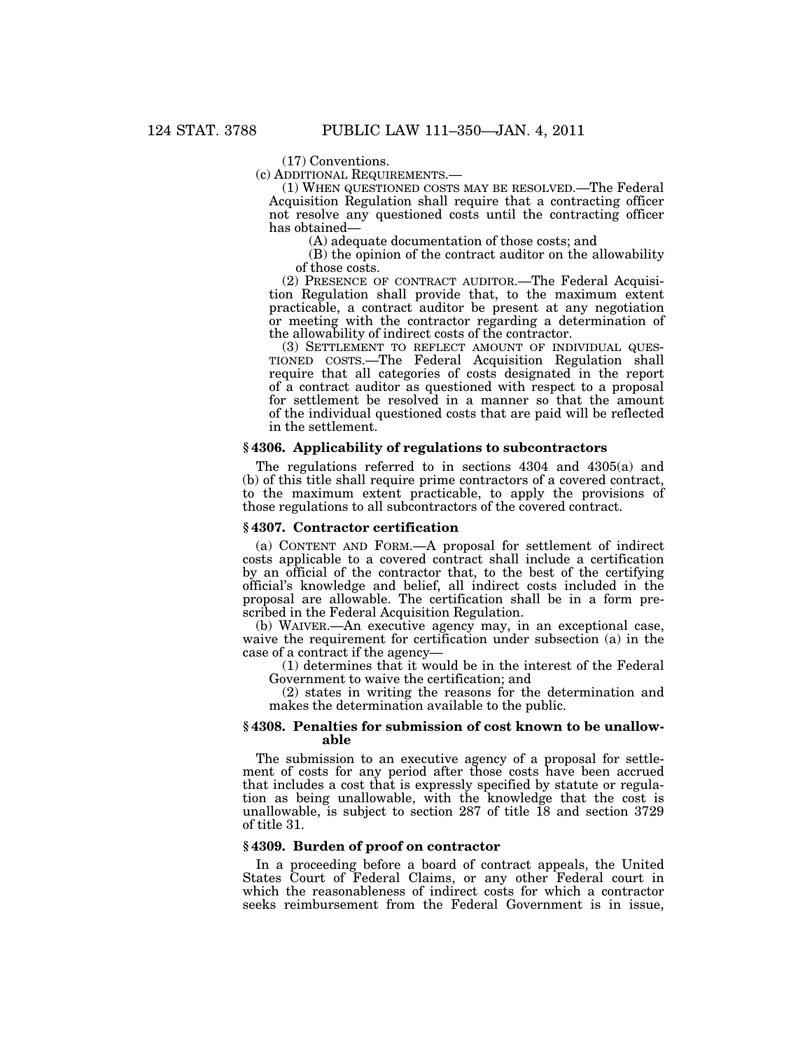(17) Conventions.

(c) ADDITIONAL REQUIREMENTS.—

(1) WHEN QUESTIONED COSTS MAY BE RESOLVED.—The Federal Acquisition Regulation shall require that a contracting officer not resolve any questioned costs until the contracting officer has obtained—

(A) adequate documentation of those costs; and

(B) the opinion of the contract auditor on the allowability of those costs.

(2) PRESENCE OF CONTRACT AUDITOR.—The Federal Acquisition Regulation shall provide that, to the maximum extent practicable, a contract auditor be present at any negotiation or meeting with the contractor regarding a determination of the allowability of indirect costs of the contractor.

(3) SETTLEMENT TO REFLECT AMOUNT OF INDIVIDUAL QUESTIONED COSTS.—The Federal Acquisition Regulation shall require that all categories of costs designated in the report of a contract auditor as questioned with respect to a proposal for settlement be resolved in a manner so that the amount of the individual questioned costs that are paid will be reflected in the settlement.

### § 4306. Applicability of regulations to subcontractors

The regulations referred to in sections 4304 and 4305(a) and (b) of this title shall require prime contractors of a covered contract, to the maximum extent practicable, to apply the provisions of those regulations to all subcontractors of the covered contract.

### § 4307. Contractor certification

(a) CONTENT AND FORM.—A proposal for settlement of indirect costs applicable to a covered contract shall include a certification by an official of the contractor that, to the best of the certifying official's knowledge and belief, all indirect costs included in the proposal are allowable. The certification shall be in a form prescribed in the Federal Acquisition Regulation.

(b) WAIVER.—An executive agency may, in an exceptional case, waive the requirement for certification under subsection (a) in the case of a contract if the agency—

(1) determines that it would be in the interest of the Federal Government to waive the certification; and

(2) states in writing the reasons for the determination and makes the determination available to the public.

### § 4308. Penalties for submission of cost known to be unallowable

The submission to an executive agency of a proposal for settlement of costs for any period after those costs have been accrued that includes a cost that is expressly specified by statute or regulation as being unallowable, with the knowledge that the cost is unallowable, is subject to section 287 of title 18 and section 3729 of title 31.

### § 4309. Burden of proof on contractor

In a proceeding before a board of contract appeals, the United States Court of Federal Claims, or any other Federal court in which the reasonableness of indirect costs for which a contractor seeks reimbursement from the Federal Government is in issue,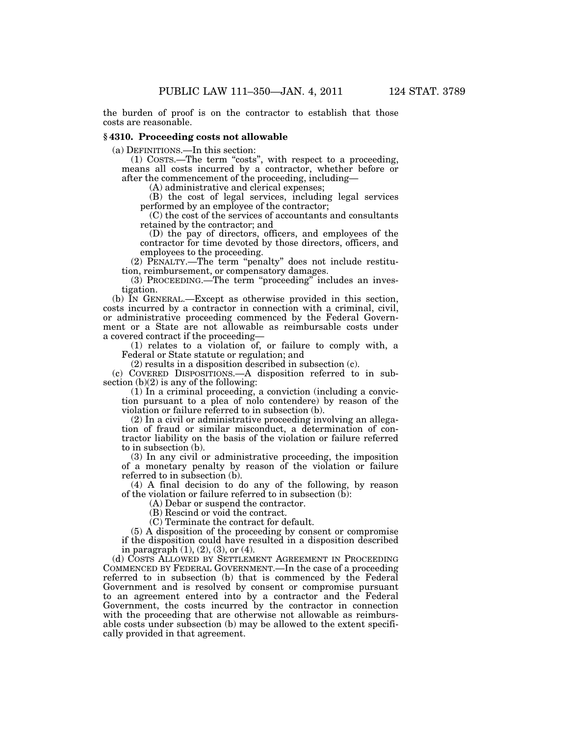the burden of proof is on the contractor to establish that those costs are reasonable.

### § 4310. Proceeding costs not allowable

(a) DEFINITIONS.—In this section:

(1) COSTS.—The term "costs", with respect to a proceeding, means all costs incurred by a contractor, whether before or after the commencement of the proceeding, including—

(A) administrative and clerical expenses;

(B) the cost of legal services, including legal services performed by an employee of the contractor;

(C) the cost of the services of accountants and consultants retained by the contractor; and

(D) the pay of directors, officers, and employees of the contractor for time devoted by those directors, officers, and employees to the proceeding.

(2) PENALTY.—The term "penalty" does not include restitution, reimbursement, or compensatory damages.

(3) PROCEEDING.—The term "proceeding" includes an investigation.

(b) IN GENERAL.—Except as otherwise provided in this section, costs incurred by a contractor in connection with a criminal, civil, or administrative proceeding commenced by the Federal Government or a State are not allowable as reimbursable costs under a covered contract if the proceeding—

(1) relates to a violation of, or failure to comply with, a Federal or State statute or regulation; and

(2) results in a disposition described in subsection (c).

(c) COVERED DISPOSITIONS.—A disposition referred to in subsection (b)(2) is any of the following:

(1) In a criminal proceeding, a conviction (including a conviction pursuant to a plea of nolo contendere) by reason of the violation or failure referred to in subsection (b).

(2) In a civil or administrative proceeding involving an allegation of fraud or similar misconduct, a determination of contractor liability on the basis of the violation or failure referred to in subsection (b).

(3) In any civil or administrative proceeding, the imposition of a monetary penalty by reason of the violation or failure referred to in subsection (b).

(4) A final decision to do any of the following, by reason of the violation or failure referred to in subsection (b):

(A) Debar or suspend the contractor.

(B) Rescind or void the contract.

(C) Terminate the contract for default.

(5) A disposition of the proceeding by consent or compromise if the disposition could have resulted in a disposition described in paragraph (1), (2), (3), or (4).

(d) COSTS ALLOWED BY SETTLEMENT AGREEMENT IN PROCEEDING COMMENCED BY FEDERAL GOVERNMENT.—In the case of a proceeding referred to in subsection (b) that is commenced by the Federal Government and is resolved by consent or compromise pursuant to an agreement entered into by a contractor and the Federal Government, the costs incurred by the contractor in connection with the proceeding that are otherwise not allowable as reimbursable costs under subsection (b) may be allowed to the extent specifically provided in that agreement.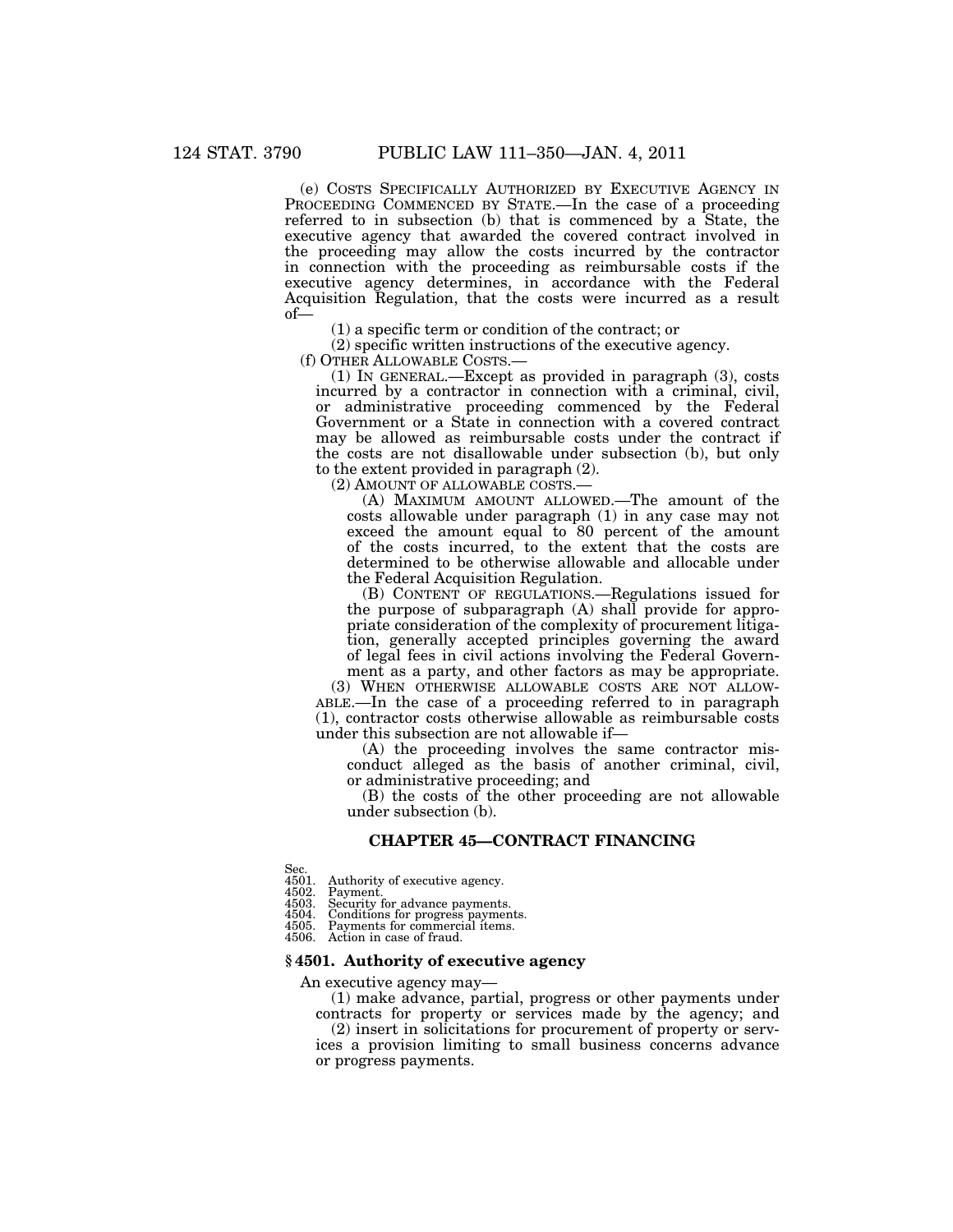(e) COSTS SPECIFICALLY AUTHORIZED BY EXECUTIVE AGENCY IN PROCEEDING COMMENCED BY STATE.—In the case of a proceeding referred to in subsection (b) that is commenced by a State, the executive agency that awarded the covered contract involved in the proceeding may allow the costs incurred by the contractor in connection with the proceeding as reimbursable costs if the executive agency determines, in accordance with the Federal Acquisition Regulation, that the costs were incurred as a result of—

(1) a specific term or condition of the contract; or

(2) specific written instructions of the executive agency.

(f) OTHER ALLOWABLE COSTS.—

(1) IN GENERAL.—Except as provided in paragraph (3), costs incurred by a contractor in connection with a criminal, civil, or administrative proceeding commenced by the Federal Government or a State in connection with a covered contract may be allowed as reimbursable costs under the contract if the costs are not disallowable under subsection (b), but only to the extent provided in paragraph (2).

(2) AMOUNT OF ALLOWABLE COSTS.—

(A) MAXIMUM AMOUNT ALLOWED.—The amount of the costs allowable under paragraph (1) in any case may not exceed the amount equal to 80 percent of the amount of the costs incurred, to the extent that the costs are determined to be otherwise allowable and allocable under the Federal Acquisition Regulation.

(B) CONTENT OF REGULATIONS.—Regulations issued for the purpose of subparagraph (A) shall provide for appropriate consideration of the complexity of procurement litigation, generally accepted principles governing the award of legal fees in civil actions involving the Federal Government as a party, and other factors as may be appropriate.

(3) WHEN OTHERWISE ALLOWABLE COSTS ARE NOT ALLOWABLE.—In the case of a proceeding referred to in paragraph (1), contractor costs otherwise allowable as reimbursable costs under this subsection are not allowable if—

(A) the proceeding involves the same contractor misconduct alleged as the basis of another criminal, civil, or administrative proceeding; and

(B) the costs of the other proceeding are not allowable under subsection (b).

## CHAPTER 45—CONTRACT FINANCING

Sec.
4501. Authority of executive agency.
4502. Payment.
4503. Security for advance payments.
4504. Conditions for progress payments.
4505. Payments for commercial items.
4506. Action in case of fraud.

### § 4501. Authority of executive agency

An executive agency may—

(1) make advance, partial, progress or other payments under contracts for property or services made by the agency; and

(2) insert in solicitations for procurement of property or services a provision limiting to small business concerns advance or progress payments.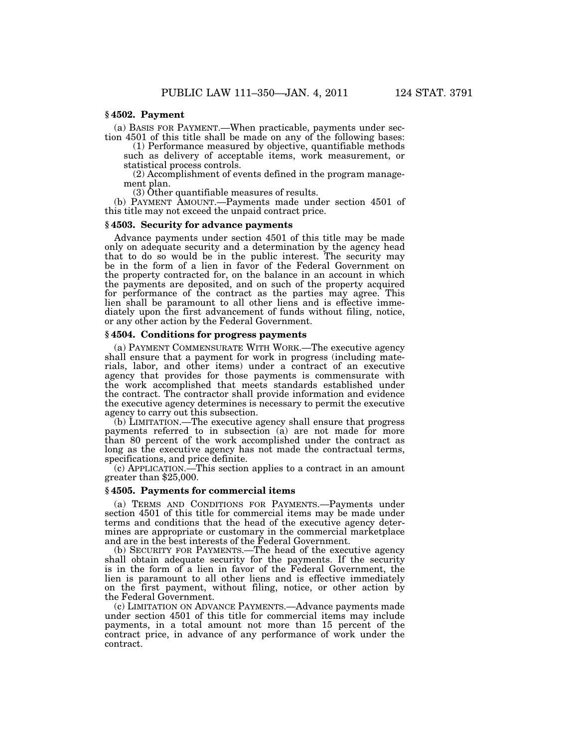### § 4502. Payment

(a) BASIS FOR PAYMENT.—When practicable, payments under section 4501 of this title shall be made on any of the following bases:

(1) Performance measured by objective, quantifiable methods such as delivery of acceptable items, work measurement, or statistical process controls.

(2) Accomplishment of events defined in the program management plan.

(3) Other quantifiable measures of results.

(b) PAYMENT AMOUNT.—Payments made under section 4501 of this title may not exceed the unpaid contract price.

### § 4503. Security for advance payments

Advance payments under section 4501 of this title may be made only on adequate security and a determination by the agency head that to do so would be in the public interest. The security may be in the form of a lien in favor of the Federal Government on the property contracted for, on the balance in an account in which the payments are deposited, and on such of the property acquired for performance of the contract as the parties may agree. This lien shall be paramount to all other liens and is effective immediately upon the first advancement of funds without filing, notice, or any other action by the Federal Government.

### § 4504. Conditions for progress payments

(a) PAYMENT COMMENSURATE WITH WORK.—The executive agency shall ensure that a payment for work in progress (including materials, labor, and other items) under a contract of an executive agency that provides for those payments is commensurate with the work accomplished that meets standards established under the contract. The contractor shall provide information and evidence the executive agency determines is necessary to permit the executive agency to carry out this subsection.

(b) LIMITATION.—The executive agency shall ensure that progress payments referred to in subsection (a) are not made for more than 80 percent of the work accomplished under the contract as long as the executive agency has not made the contractual terms, specifications, and price definite.

(c) APPLICATION.—This section applies to a contract in an amount greater than $25,000.

### § 4505. Payments for commercial items

(a) TERMS AND CONDITIONS FOR PAYMENTS.—Payments under section 4501 of this title for commercial items may be made under terms and conditions that the head of the executive agency determines are appropriate or customary in the commercial marketplace and are in the best interests of the Federal Government.

(b) SECURITY FOR PAYMENTS.—The head of the executive agency shall obtain adequate security for the payments. If the security is in the form of a lien in favor of the Federal Government, the lien is paramount to all other liens and is effective immediately on the first payment, without filing, notice, or other action by the Federal Government.

(c) LIMITATION ON ADVANCE PAYMENTS.—Advance payments made under section 4501 of this title for commercial items may include payments, in a total amount not more than 15 percent of the contract price, in advance of any performance of work under the contract.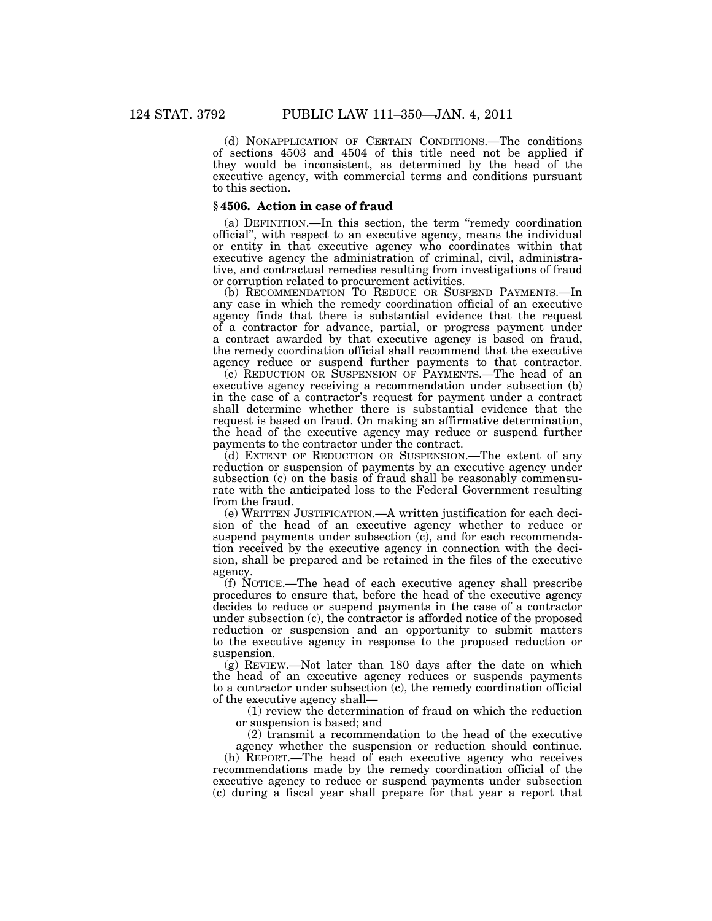(d) NONAPPLICATION OF CERTAIN CONDITIONS.—The conditions of sections 4503 and 4504 of this title need not be applied if they would be inconsistent, as determined by the head of the executive agency, with commercial terms and conditions pursuant to this section.

### § 4506. Action in case of fraud

(a) DEFINITION.—In this section, the term "remedy coordination official", with respect to an executive agency, means the individual or entity in that executive agency who coordinates within that executive agency the administration of criminal, civil, administrative, and contractual remedies resulting from investigations of fraud or corruption related to procurement activities.

(b) RECOMMENDATION TO REDUCE OR SUSPEND PAYMENTS.—In any case in which the remedy coordination official of an executive agency finds that there is substantial evidence that the request of a contractor for advance, partial, or progress payment under a contract awarded by that executive agency is based on fraud, the remedy coordination official shall recommend that the executive agency reduce or suspend further payments to that contractor.

(c) REDUCTION OR SUSPENSION OF PAYMENTS.—The head of an executive agency receiving a recommendation under subsection (b) in the case of a contractor's request for payment under a contract shall determine whether there is substantial evidence that the request is based on fraud. On making an affirmative determination, the head of the executive agency may reduce or suspend further payments to the contractor under the contract.

(d) EXTENT OF REDUCTION OR SUSPENSION.—The extent of any reduction or suspension of payments by an executive agency under subsection (c) on the basis of fraud shall be reasonably commensurate with the anticipated loss to the Federal Government resulting from the fraud.

(e) WRITTEN JUSTIFICATION.—A written justification for each decision of the head of an executive agency whether to reduce or suspend payments under subsection (c), and for each recommendation received by the executive agency in connection with the decision, shall be prepared and be retained in the files of the executive agency.

(f) NOTICE.—The head of each executive agency shall prescribe procedures to ensure that, before the head of the executive agency decides to reduce or suspend payments in the case of a contractor under subsection (c), the contractor is afforded notice of the proposed reduction or suspension and an opportunity to submit matters to the executive agency in response to the proposed reduction or suspension.

(g) REVIEW.—Not later than 180 days after the date on which the head of an executive agency reduces or suspends payments to a contractor under subsection (c), the remedy coordination official of the executive agency shall—

(1) review the determination of fraud on which the reduction or suspension is based; and

(2) transmit a recommendation to the head of the executive agency whether the suspension or reduction should continue.

(h) REPORT.—The head of each executive agency who receives recommendations made by the remedy coordination official of the executive agency to reduce or suspend payments under subsection (c) during a fiscal year shall prepare for that year a report that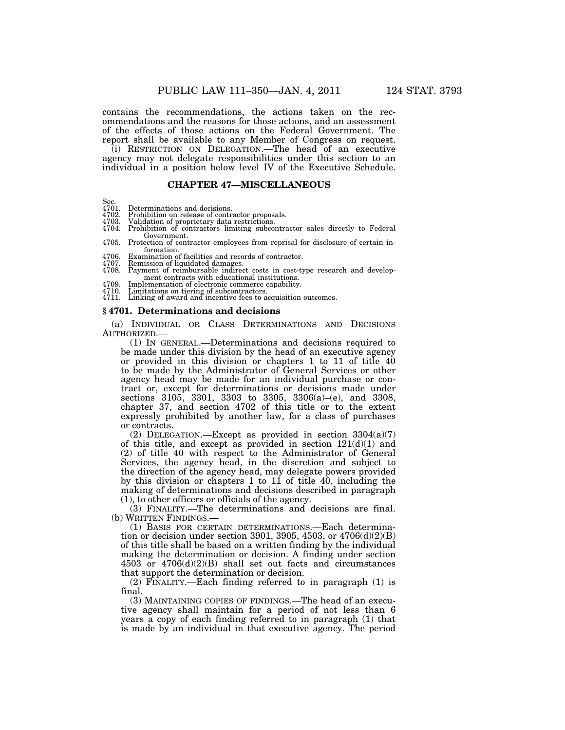contains the recommendations, the actions taken on the recommendations and the reasons for those actions, and an assessment of the effects of those actions on the Federal Government. The report shall be available to any Member of Congress on request.

(i) RESTRICTION ON DELEGATION.—The head of an executive agency may not delegate responsibilities under this section to an individual in a position below level IV of the Executive Schedule.

## CHAPTER 47—MISCELLANEOUS

Sec.
4701. Determinations and decisions.
4702. Prohibition on release of contractor proposals.
4703. Validation of proprietary data restrictions.
4704. Prohibition of contractors limiting subcontractor sales directly to Federal Government.
4705. Protection of contractor employees from reprisal for disclosure of certain information.
4706. Examination of facilities and records of contractor.
4707. Remission of liquidated damages.
4708. Payment of reimbursable indirect costs in cost-type research and development contracts with educational institutions.
4709. Implementation of electronic commerce capability.
4710. Limitations on tiering of subcontractors.
4711. Linking of award and incentive fees to acquisition outcomes.

### § 4701. Determinations and decisions

(a) INDIVIDUAL OR CLASS DETERMINATIONS AND DECISIONS AUTHORIZED.—

(1) IN GENERAL.—Determinations and decisions required to be made under this division by the head of an executive agency or provided in this division or chapters 1 to 11 of title 40 to be made by the Administrator of General Services or other agency head may be made for an individual purchase or contract or, except for determinations or decisions made under sections 3105, 3301, 3303 to 3305, 3306(a)–(e), and 3308, chapter 37, and section 4702 of this title or to the extent expressly prohibited by another law, for a class of purchases or contracts.

(2) DELEGATION.—Except as provided in section 3304(a)(7) of this title, and except as provided in section 121(d)(1) and (2) of title 40 with respect to the Administrator of General Services, the agency head, in the discretion and subject to the direction of the agency head, may delegate powers provided by this division or chapters 1 to 11 of title 40, including the making of determinations and decisions described in paragraph (1), to other officers or officials of the agency.

(3) FINALITY.—The determinations and decisions are final.

(b) WRITTEN FINDINGS.—

(1) BASIS FOR CERTAIN DETERMINATIONS.—Each determination or decision under section 3901, 3905, 4503, or 4706(d)(2)(B) of this title shall be based on a written finding by the individual making the determination or decision. A finding under section 4503 or 4706(d)(2)(B) shall set out facts and circumstances that support the determination or decision.

(2) FINALITY.—Each finding referred to in paragraph (1) is final.

(3) MAINTAINING COPIES OF FINDINGS.—The head of an executive agency shall maintain for a period of not less than 6 years a copy of each finding referred to in paragraph (1) that is made by an individual in that executive agency. The period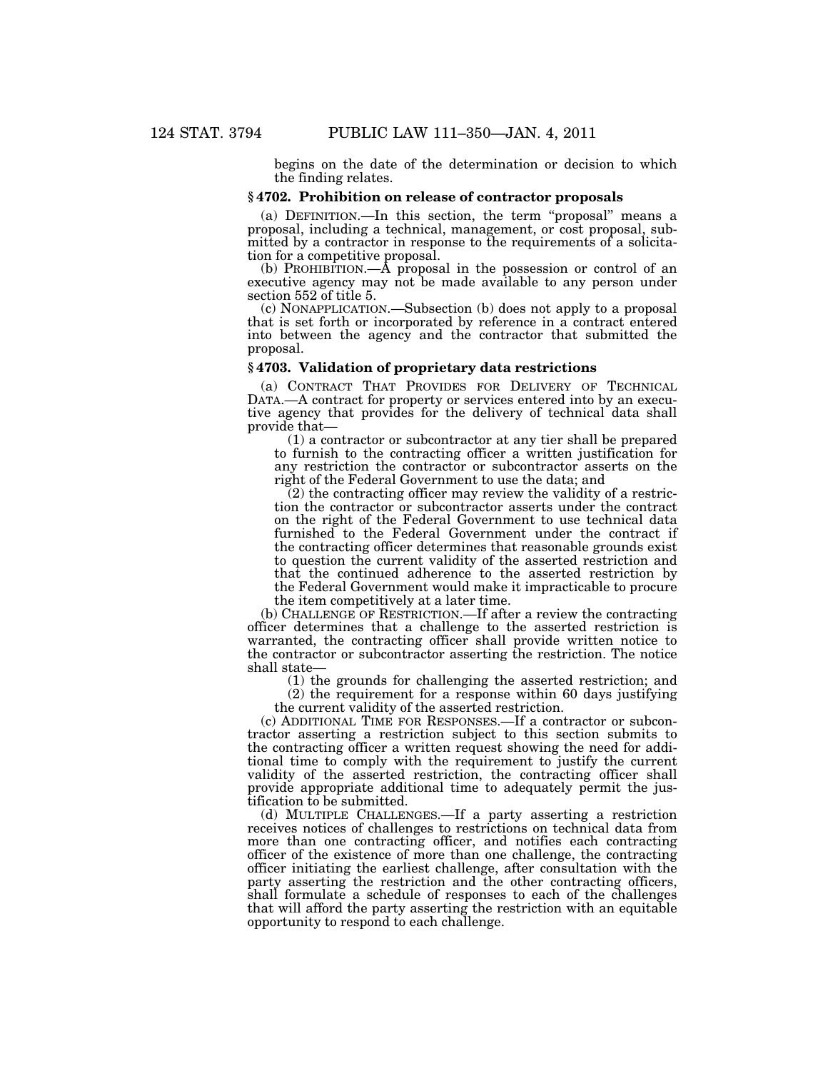begins on the date of the determination or decision to which the finding relates.

### § 4702. Prohibition on release of contractor proposals

(a) DEFINITION.—In this section, the term "proposal" means a proposal, including a technical, management, or cost proposal, submitted by a contractor in response to the requirements of a solicitation for a competitive proposal.

(b) PROHIBITION.—A proposal in the possession or control of an executive agency may not be made available to any person under section 552 of title 5.

(c) NONAPPLICATION.—Subsection (b) does not apply to a proposal that is set forth or incorporated by reference in a contract entered into between the agency and the contractor that submitted the proposal.

### § 4703. Validation of proprietary data restrictions

(a) CONTRACT THAT PROVIDES FOR DELIVERY OF TECHNICAL DATA.—A contract for property or services entered into by an executive agency that provides for the delivery of technical data shall provide that—

(1) a contractor or subcontractor at any tier shall be prepared to furnish to the contracting officer a written justification for any restriction the contractor or subcontractor asserts on the right of the Federal Government to use the data; and

(2) the contracting officer may review the validity of a restriction the contractor or subcontractor asserts under the contract on the right of the Federal Government to use technical data furnished to the Federal Government under the contract if the contracting officer determines that reasonable grounds exist to question the current validity of the asserted restriction and that the continued adherence to the asserted restriction by the Federal Government would make it impracticable to procure the item competitively at a later time.

(b) CHALLENGE OF RESTRICTION.—If after a review the contracting officer determines that a challenge to the asserted restriction is warranted, the contracting officer shall provide written notice to the contractor or subcontractor asserting the restriction. The notice shall state—

(1) the grounds for challenging the asserted restriction; and

(2) the requirement for a response within 60 days justifying the current validity of the asserted restriction.

(c) ADDITIONAL TIME FOR RESPONSES.—If a contractor or subcontractor asserting a restriction subject to this section submits to the contracting officer a written request showing the need for additional time to comply with the requirement to justify the current validity of the asserted restriction, the contracting officer shall provide appropriate additional time to adequately permit the justification to be submitted.

(d) MULTIPLE CHALLENGES.—If a party asserting a restriction receives notices of challenges to restrictions on technical data from more than one contracting officer, and notifies each contracting officer of the existence of more than one challenge, the contracting officer initiating the earliest challenge, after consultation with the party asserting the restriction and the other contracting officers, shall formulate a schedule of responses to each of the challenges that will afford the party asserting the restriction with an equitable opportunity to respond to each challenge.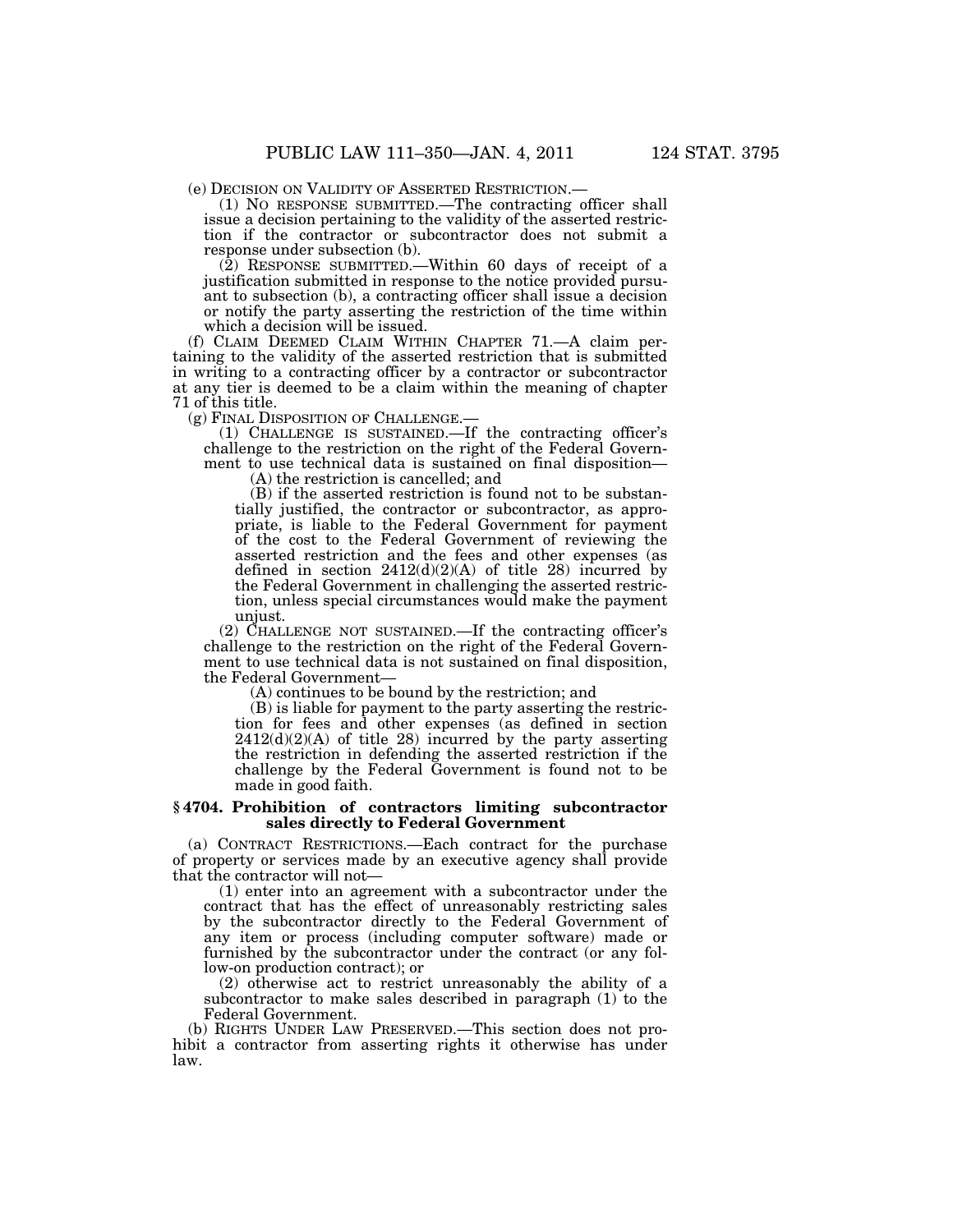(e) DECISION ON VALIDITY OF ASSERTED RESTRICTION.—

(1) NO RESPONSE SUBMITTED.—The contracting officer shall issue a decision pertaining to the validity of the asserted restriction if the contractor or subcontractor does not submit a response under subsection (b).

(2) RESPONSE SUBMITTED.—Within 60 days of receipt of a justification submitted in response to the notice provided pursuant to subsection (b), a contracting officer shall issue a decision or notify the party asserting the restriction of the time within which a decision will be issued.

(f) CLAIM DEEMED CLAIM WITHIN CHAPTER 71.—A claim pertaining to the validity of the asserted restriction that is submitted in writing to a contracting officer by a contractor or subcontractor at any tier is deemed to be a claim within the meaning of chapter 71 of this title.

(g) FINAL DISPOSITION OF CHALLENGE.—

(1) CHALLENGE IS SUSTAINED.—If the contracting officer's challenge to the restriction on the right of the Federal Government to use technical data is sustained on final disposition—

(A) the restriction is cancelled; and

(B) if the asserted restriction is found not to be substantially justified, the contractor or subcontractor, as appropriate, is liable to the Federal Government for payment of the cost to the Federal Government of reviewing the asserted restriction and the fees and other expenses (as defined in section 2412(d)(2)(A) of title 28) incurred by the Federal Government in challenging the asserted restriction, unless special circumstances would make the payment unjust.

(2) CHALLENGE NOT SUSTAINED.—If the contracting officer's challenge to the restriction on the right of the Federal Government to use technical data is not sustained on final disposition, the Federal Government—

(A) continues to be bound by the restriction; and

(B) is liable for payment to the party asserting the restriction for fees and other expenses (as defined in section 2412(d)(2)(A) of title 28) incurred by the party asserting the restriction in defending the asserted restriction if the challenge by the Federal Government is found not to be made in good faith.

### § 4704. Prohibition of contractors limiting subcontractor sales directly to Federal Government

(a) CONTRACT RESTRICTIONS.—Each contract for the purchase of property or services made by an executive agency shall provide that the contractor will not—

(1) enter into an agreement with a subcontractor under the contract that has the effect of unreasonably restricting sales by the subcontractor directly to the Federal Government of any item or process (including computer software) made or furnished by the subcontractor under the contract (or any follow-on production contract); or

(2) otherwise act to restrict unreasonably the ability of a subcontractor to make sales described in paragraph (1) to the Federal Government.

(b) RIGHTS UNDER LAW PRESERVED.—This section does not prohibit a contractor from asserting rights it otherwise has under law.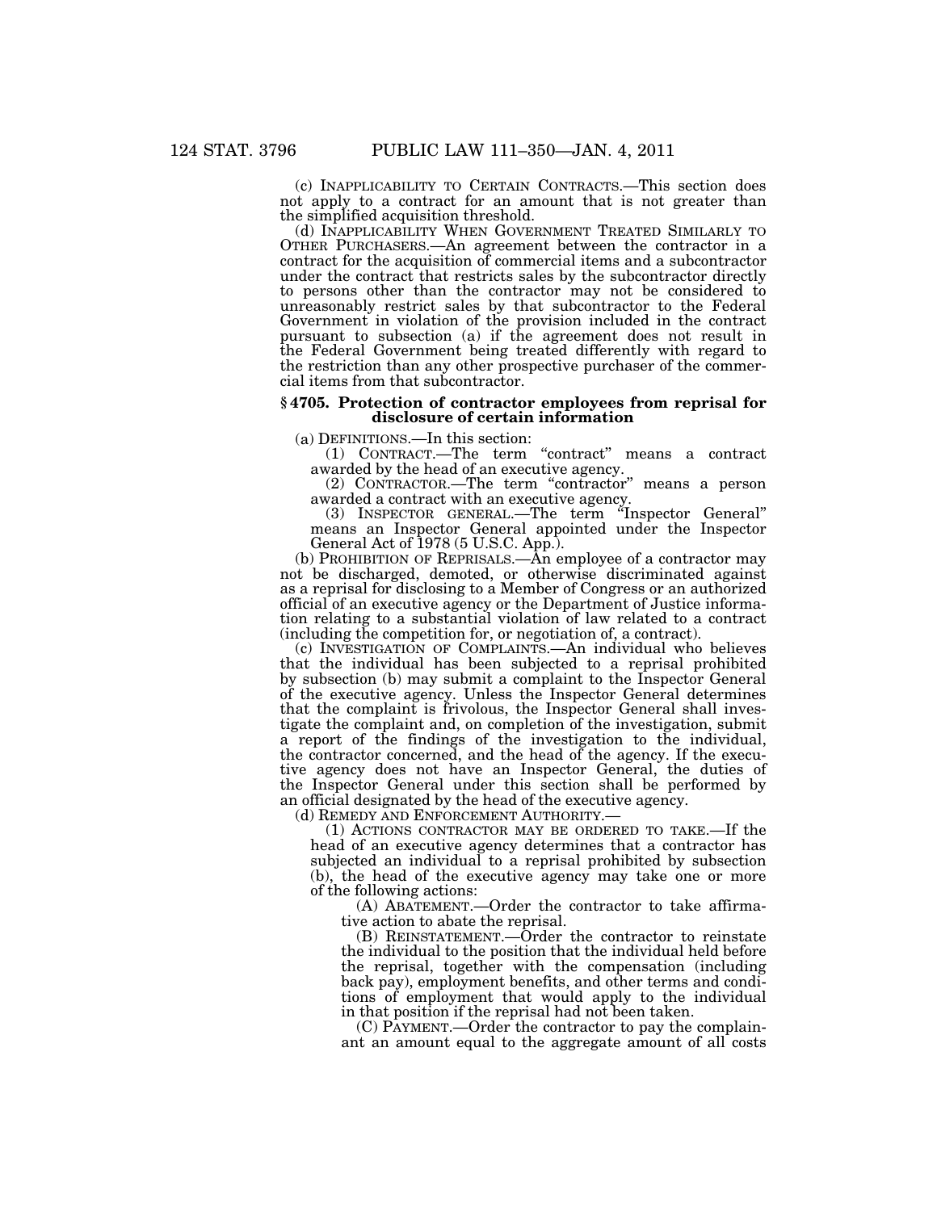(c) INAPPLICABILITY TO CERTAIN CONTRACTS.—This section does not apply to a contract for an amount that is not greater than the simplified acquisition threshold.

(d) INAPPLICABILITY WHEN GOVERNMENT TREATED SIMILARLY TO OTHER PURCHASERS.—An agreement between the contractor in a contract for the acquisition of commercial items and a subcontractor under the contract that restricts sales by the subcontractor directly to persons other than the contractor may not be considered to unreasonably restrict sales by that subcontractor to the Federal Government in violation of the provision included in the contract pursuant to subsection (a) if the agreement does not result in the Federal Government being treated differently with regard to the restriction than any other prospective purchaser of the commercial items from that subcontractor.

### § 4705. Protection of contractor employees from reprisal for disclosure of certain information

(a) DEFINITIONS.—In this section:

(1) CONTRACT.—The term "contract" means a contract awarded by the head of an executive agency.

(2) CONTRACTOR.—The term "contractor" means a person awarded a contract with an executive agency.

(3) INSPECTOR GENERAL.—The term "Inspector General" means an Inspector General appointed under the Inspector General Act of 1978 (5 U.S.C. App.).

(b) PROHIBITION OF REPRISALS.—An employee of a contractor may not be discharged, demoted, or otherwise discriminated against as a reprisal for disclosing to a Member of Congress or an authorized official of an executive agency or the Department of Justice information relating to a substantial violation of law related to a contract (including the competition for, or negotiation of, a contract).

(c) INVESTIGATION OF COMPLAINTS.—An individual who believes that the individual has been subjected to a reprisal prohibited by subsection (b) may submit a complaint to the Inspector General of the executive agency. Unless the Inspector General determines that the complaint is frivolous, the Inspector General shall investigate the complaint and, on completion of the investigation, submit a report of the findings of the investigation to the individual, the contractor concerned, and the head of the agency. If the executive agency does not have an Inspector General, the duties of the Inspector General under this section shall be performed by an official designated by the head of the executive agency.

(d) REMEDY AND ENFORCEMENT AUTHORITY.—

(1) ACTIONS CONTRACTOR MAY BE ORDERED TO TAKE.—If the head of an executive agency determines that a contractor has subjected an individual to a reprisal prohibited by subsection (b), the head of the executive agency may take one or more of the following actions:

(A) ABATEMENT.—Order the contractor to take affirmative action to abate the reprisal.

(B) REINSTATEMENT.—Order the contractor to reinstate the individual to the position that the individual held before the reprisal, together with the compensation (including back pay), employment benefits, and other terms and conditions of employment that would apply to the individual in that position if the reprisal had not been taken.

(C) PAYMENT.—Order the contractor to pay the complainant an amount equal to the aggregate amount of all costs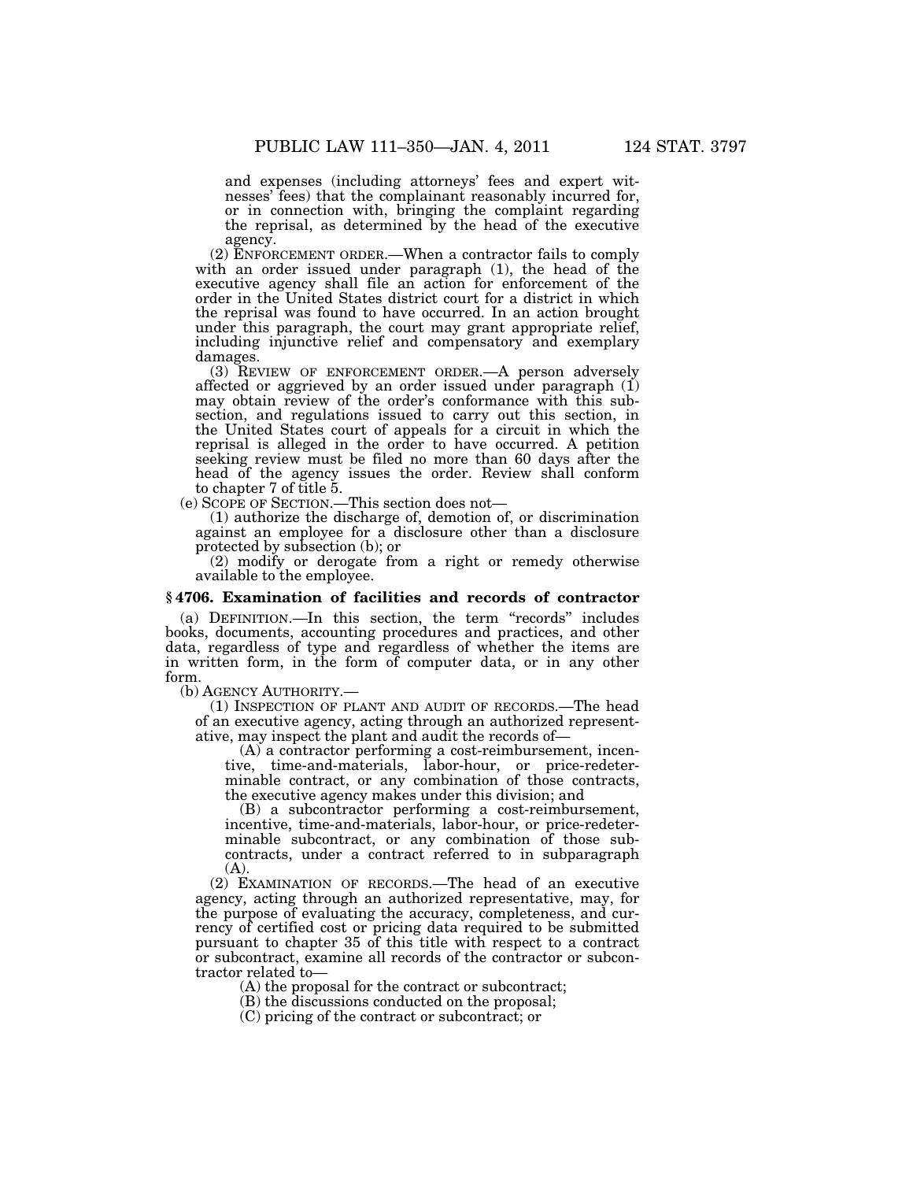and expenses (including attorneys' fees and expert witnesses' fees) that the complainant reasonably incurred for, or in connection with, bringing the complaint regarding the reprisal, as determined by the head of the executive agency.

(2) ENFORCEMENT ORDER.—When a contractor fails to comply with an order issued under paragraph (1), the head of the executive agency shall file an action for enforcement of the order in the United States district court for a district in which the reprisal was found to have occurred. In an action brought under this paragraph, the court may grant appropriate relief, including injunctive relief and compensatory and exemplary damages.

(3) REVIEW OF ENFORCEMENT ORDER.—A person adversely affected or aggrieved by an order issued under paragraph (1) may obtain review of the order's conformance with this subsection, and regulations issued to carry out this section, in the United States court of appeals for a circuit in which the reprisal is alleged in the order to have occurred. A petition seeking review must be filed no more than 60 days after the head of the agency issues the order. Review shall conform to chapter 7 of title 5.

(e) SCOPE OF SECTION.—This section does not—

(1) authorize the discharge of, demotion of, or discrimination against an employee for a disclosure other than a disclosure protected by subsection (b); or

(2) modify or derogate from a right or remedy otherwise available to the employee.

### § 4706. Examination of facilities and records of contractor

(a) DEFINITION.—In this section, the term "records" includes books, documents, accounting procedures and practices, and other data, regardless of type and regardless of whether the items are in written form, in the form of computer data, or in any other form.

(b) AGENCY AUTHORITY.—

(1) INSPECTION OF PLANT AND AUDIT OF RECORDS.—The head of an executive agency, acting through an authorized representative, may inspect the plant and audit the records of—

(A) a contractor performing a cost-reimbursement, incentive, time-and-materials, labor-hour, or price-redeterminable contract, or any combination of those contracts, the executive agency makes under this division; and

(B) a subcontractor performing a cost-reimbursement, incentive, time-and-materials, labor-hour, or price-redeterminable subcontract, or any combination of those subcontracts, under a contract referred to in subparagraph (A).

(2) EXAMINATION OF RECORDS.—The head of an executive agency, acting through an authorized representative, may, for the purpose of evaluating the accuracy, completeness, and currency of certified cost or pricing data required to be submitted pursuant to chapter 35 of this title with respect to a contract or subcontract, examine all records of the contractor or subcontractor related to—

(A) the proposal for the contract or subcontract;

(B) the discussions conducted on the proposal;

(C) pricing of the contract or subcontract; or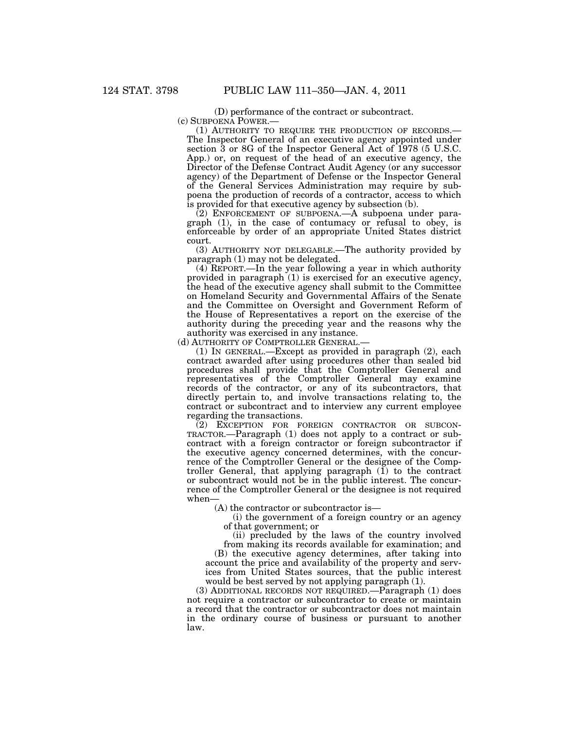(D) performance of the contract or subcontract.

(c) SUBPOENA POWER.—

(1) AUTHORITY TO REQUIRE THE PRODUCTION OF RECORDS.—The Inspector General of an executive agency appointed under section 3 or 8G of the Inspector General Act of 1978 (5 U.S.C. App.) or, on request of the head of an executive agency, the Director of the Defense Contract Audit Agency (or any successor agency) of the Department of Defense or the Inspector General of the General Services Administration may require by subpoena the production of records of a contractor, access to which is provided for that executive agency by subsection (b).

(2) ENFORCEMENT OF SUBPOENA.—A subpoena under paragraph (1), in the case of contumacy or refusal to obey, is enforceable by order of an appropriate United States district court.

(3) AUTHORITY NOT DELEGABLE.—The authority provided by paragraph (1) may not be delegated.

(4) REPORT.—In the year following a year in which authority provided in paragraph (1) is exercised for an executive agency, the head of the executive agency shall submit to the Committee on Homeland Security and Governmental Affairs of the Senate and the Committee on Oversight and Government Reform of the House of Representatives a report on the exercise of the authority during the preceding year and the reasons why the authority was exercised in any instance.

(d) AUTHORITY OF COMPTROLLER GENERAL.—

(1) IN GENERAL.—Except as provided in paragraph (2), each contract awarded after using procedures other than sealed bid procedures shall provide that the Comptroller General and representatives of the Comptroller General may examine records of the contractor, or any of its subcontractors, that directly pertain to, and involve transactions relating to, the contract or subcontract and to interview any current employee regarding the transactions.

(2) EXCEPTION FOR FOREIGN CONTRACTOR OR SUBCONTRACTOR.—Paragraph (1) does not apply to a contract or subcontract with a foreign contractor or foreign subcontractor if the executive agency concerned determines, with the concurrence of the Comptroller General or the designee of the Comptroller General, that applying paragraph (1) to the contract or subcontract would not be in the public interest. The concurrence of the Comptroller General or the designee is not required when—

(A) the contractor or subcontractor is—

(i) the government of a foreign country or an agency of that government; or

(ii) precluded by the laws of the country involved from making its records available for examination; and

(B) the executive agency determines, after taking into account the price and availability of the property and services from United States sources, that the public interest would be best served by not applying paragraph (1).

(3) ADDITIONAL RECORDS NOT REQUIRED.—Paragraph (1) does not require a contractor or subcontractor to create or maintain a record that the contractor or subcontractor does not maintain in the ordinary course of business or pursuant to another law.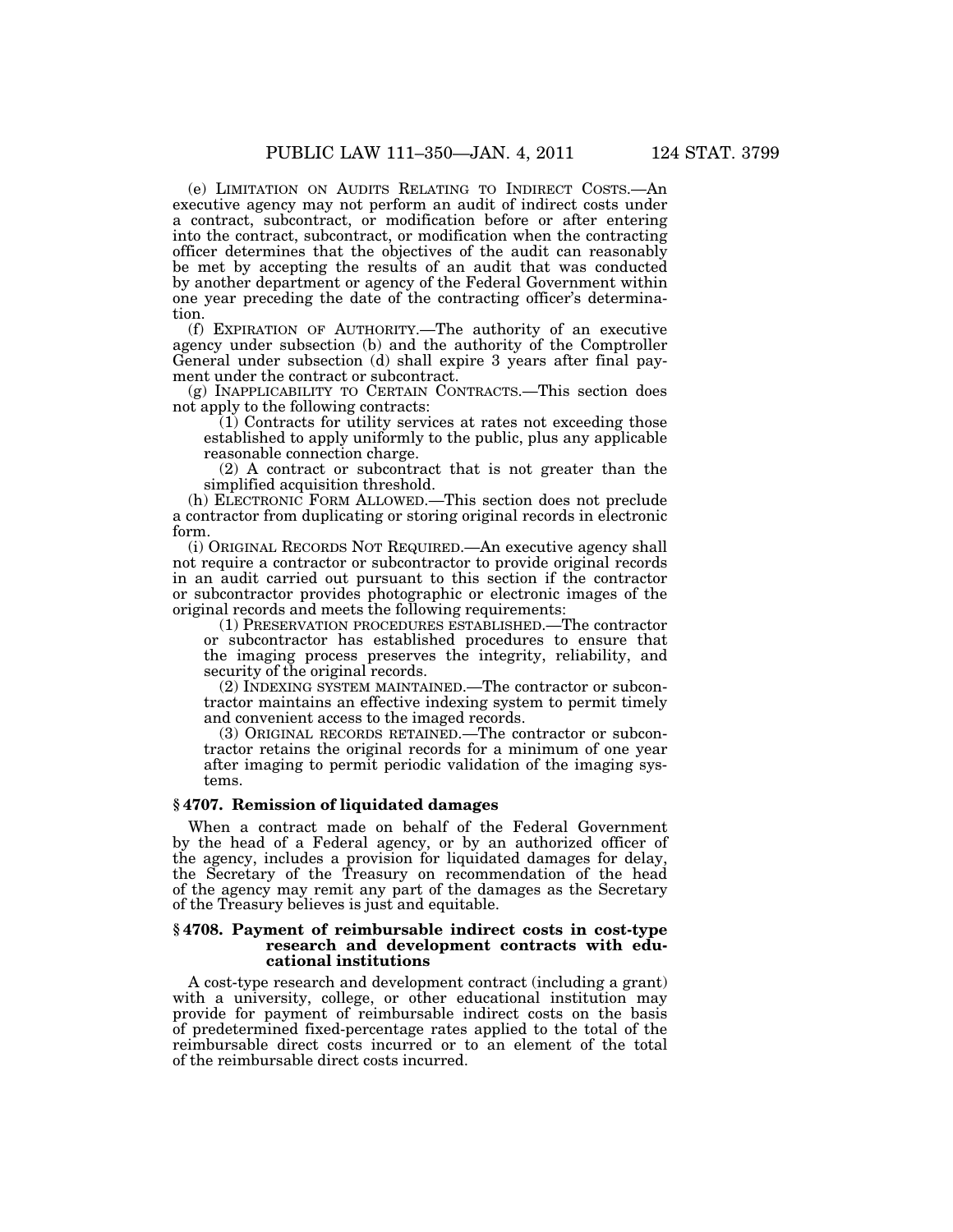(e) LIMITATION ON AUDITS RELATING TO INDIRECT COSTS.—An executive agency may not perform an audit of indirect costs under a contract, subcontract, or modification before or after entering into the contract, subcontract, or modification when the contracting officer determines that the objectives of the audit can reasonably be met by accepting the results of an audit that was conducted by another department or agency of the Federal Government within one year preceding the date of the contracting officer's determination.

(f) EXPIRATION OF AUTHORITY.—The authority of an executive agency under subsection (b) and the authority of the Comptroller General under subsection (d) shall expire 3 years after final payment under the contract or subcontract.

(g) INAPPLICABILITY TO CERTAIN CONTRACTS.—This section does not apply to the following contracts:

(1) Contracts for utility services at rates not exceeding those established to apply uniformly to the public, plus any applicable reasonable connection charge.

(2) A contract or subcontract that is not greater than the simplified acquisition threshold.

(h) ELECTRONIC FORM ALLOWED.—This section does not preclude a contractor from duplicating or storing original records in electronic form.

(i) ORIGINAL RECORDS NOT REQUIRED.—An executive agency shall not require a contractor or subcontractor to provide original records in an audit carried out pursuant to this section if the contractor or subcontractor provides photographic or electronic images of the original records and meets the following requirements:

(1) PRESERVATION PROCEDURES ESTABLISHED.—The contractor or subcontractor has established procedures to ensure that the imaging process preserves the integrity, reliability, and security of the original records.

(2) INDEXING SYSTEM MAINTAINED.—The contractor or subcontractor maintains an effective indexing system to permit timely and convenient access to the imaged records.

(3) ORIGINAL RECORDS RETAINED.—The contractor or subcontractor retains the original records for a minimum of one year after imaging to permit periodic validation of the imaging systems.

### § 4707. Remission of liquidated damages

When a contract made on behalf of the Federal Government by the head of a Federal agency, or by an authorized officer of the agency, includes a provision for liquidated damages for delay, the Secretary of the Treasury on recommendation of the head of the agency may remit any part of the damages as the Secretary of the Treasury believes is just and equitable.

### § 4708. Payment of reimbursable indirect costs in cost-type research and development contracts with educational institutions

A cost-type research and development contract (including a grant) with a university, college, or other educational institution may provide for payment of reimbursable indirect costs on the basis of predetermined fixed-percentage rates applied to the total of the reimbursable direct costs incurred or to an element of the total of the reimbursable direct costs incurred.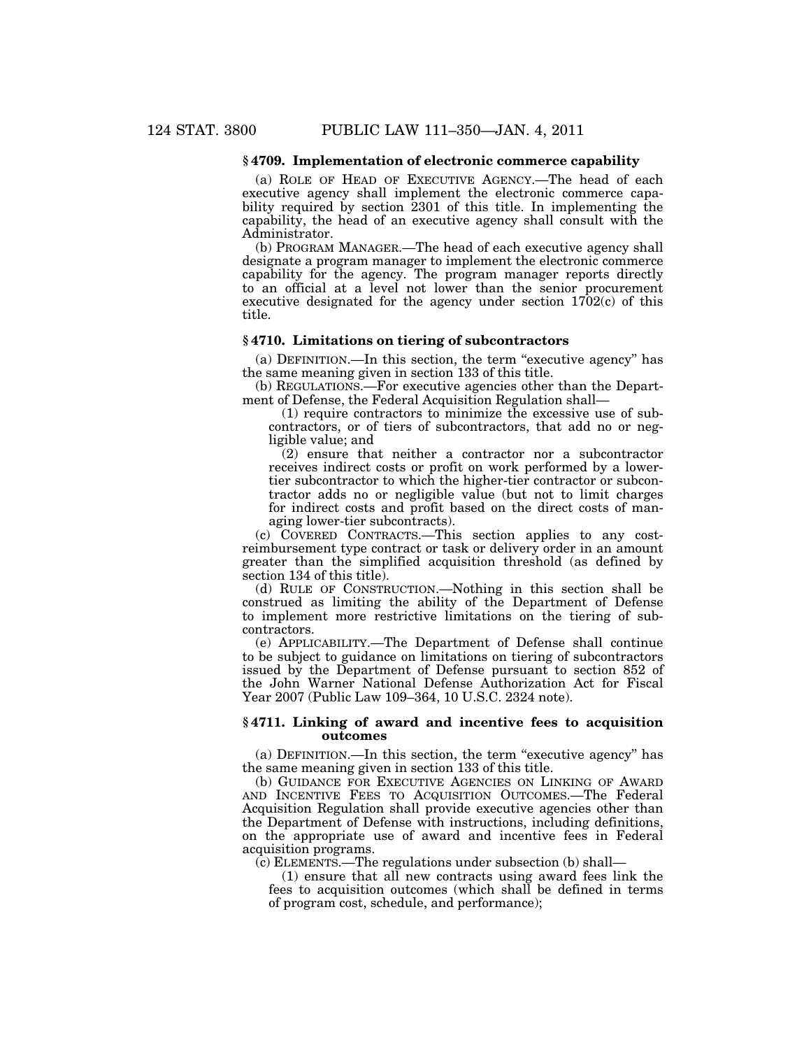### § 4709. Implementation of electronic commerce capability

(a) ROLE OF HEAD OF EXECUTIVE AGENCY.—The head of each executive agency shall implement the electronic commerce capability required by section 2301 of this title. In implementing the capability, the head of an executive agency shall consult with the Administrator.

(b) PROGRAM MANAGER.—The head of each executive agency shall designate a program manager to implement the electronic commerce capability for the agency. The program manager reports directly to an official at a level not lower than the senior procurement executive designated for the agency under section 1702(c) of this title.

### § 4710. Limitations on tiering of subcontractors

(a) DEFINITION.—In this section, the term "executive agency" has the same meaning given in section 133 of this title.

(b) REGULATIONS.—For executive agencies other than the Department of Defense, the Federal Acquisition Regulation shall—

(1) require contractors to minimize the excessive use of subcontractors, or of tiers of subcontractors, that add no or negligible value; and

(2) ensure that neither a contractor nor a subcontractor receives indirect costs or profit on work performed by a lower-tier subcontractor to which the higher-tier contractor or subcontractor adds no or negligible value (but not to limit charges for indirect costs and profit based on the direct costs of managing lower-tier subcontracts).

(c) COVERED CONTRACTS.—This section applies to any cost-reimbursement type contract or task or delivery order in an amount greater than the simplified acquisition threshold (as defined by section 134 of this title).

(d) RULE OF CONSTRUCTION.—Nothing in this section shall be construed as limiting the ability of the Department of Defense to implement more restrictive limitations on the tiering of subcontractors.

(e) APPLICABILITY.—The Department of Defense shall continue to be subject to guidance on limitations on tiering of subcontractors issued by the Department of Defense pursuant to section 852 of the John Warner National Defense Authorization Act for Fiscal Year 2007 (Public Law 109–364, 10 U.S.C. 2324 note).

### § 4711. Linking of award and incentive fees to acquisition outcomes

(a) DEFINITION.—In this section, the term "executive agency" has the same meaning given in section 133 of this title.

(b) GUIDANCE FOR EXECUTIVE AGENCIES ON LINKING OF AWARD AND INCENTIVE FEES TO ACQUISITION OUTCOMES.—The Federal Acquisition Regulation shall provide executive agencies other than the Department of Defense with instructions, including definitions, on the appropriate use of award and incentive fees in Federal acquisition programs.

(c) ELEMENTS.—The regulations under subsection (b) shall—

(1) ensure that all new contracts using award fees link the fees to acquisition outcomes (which shall be defined in terms of program cost, schedule, and performance);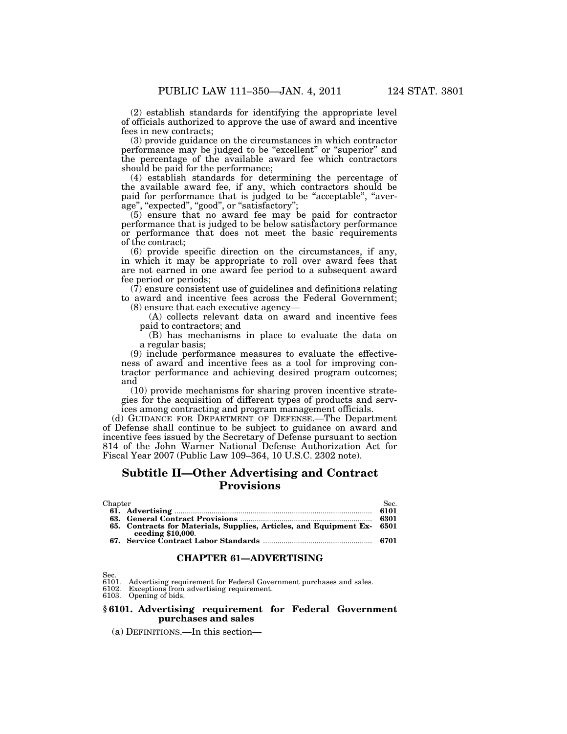(2) establish standards for identifying the appropriate level of officials authorized to approve the use of award and incentive fees in new contracts;

(3) provide guidance on the circumstances in which contractor performance may be judged to be "excellent" or "superior" and the percentage of the available award fee which contractors should be paid for the performance;

(4) establish standards for determining the percentage of the available award fee, if any, which contractors should be paid for performance that is judged to be "acceptable", "average", "expected", "good", or "satisfactory";

(5) ensure that no award fee may be paid for contractor performance that is judged to be below satisfactory performance or performance that does not meet the basic requirements of the contract;

(6) provide specific direction on the circumstances, if any, in which it may be appropriate to roll over award fees that are not earned in one award fee period to a subsequent award fee period or periods;

(7) ensure consistent use of guidelines and definitions relating to award and incentive fees across the Federal Government;

(8) ensure that each executive agency—

(A) collects relevant data on award and incentive fees paid to contractors; and

(B) has mechanisms in place to evaluate the data on a regular basis;

(9) include performance measures to evaluate the effectiveness of award and incentive fees as a tool for improving contractor performance and achieving desired program outcomes; and

(10) provide mechanisms for sharing proven incentive strategies for the acquisition of different types of products and services among contracting and program management officials.

(d) GUIDANCE FOR DEPARTMENT OF DEFENSE.—The Department of Defense shall continue to be subject to guidance on award and incentive fees issued by the Secretary of Defense pursuant to section 814 of the John Warner National Defense Authorization Act for Fiscal Year 2007 (Public Law 109–364, 10 U.S.C. 2302 note).

## Subtitle II—Other Advertising and Contract Provisions

| Chapter | Sec. |
|---|---|
| **61. Advertising** | **6101** |
| **63. General Contract Provisions** | **6301** |
| **65. Contracts for Materials, Supplies, Articles, and Equipment Exceeding $10,000.** | **6501** |
| **67. Service Contract Labor Standards** | **6701** |

### CHAPTER 61—ADVERTISING

Sec.
6101. Advertising requirement for Federal Government purchases and sales.
6102. Exceptions from advertising requirement.
6103. Opening of bids.

### § 6101. Advertising requirement for Federal Government purchases and sales

(a) DEFINITIONS.—In this section—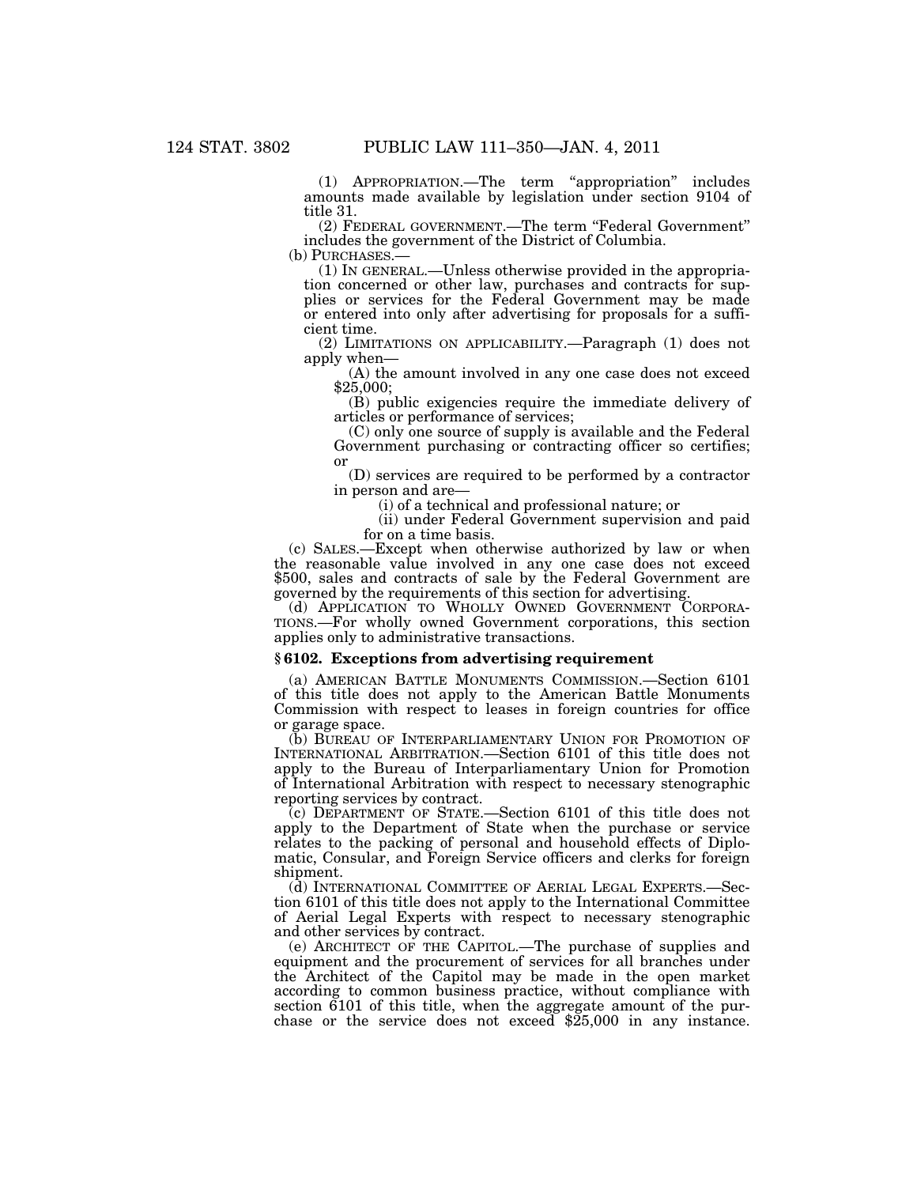(1) APPROPRIATION.—The term "appropriation" includes amounts made available by legislation under section 9104 of title 31.

(2) FEDERAL GOVERNMENT.—The term "Federal Government" includes the government of the District of Columbia.

(b) PURCHASES.—

(1) IN GENERAL.—Unless otherwise provided in the appropriation concerned or other law, purchases and contracts for supplies or services for the Federal Government may be made or entered into only after advertising for proposals for a sufficient time.

(2) LIMITATIONS ON APPLICABILITY.—Paragraph (1) does not apply when—

(A) the amount involved in any one case does not exceed $25,000;

(B) public exigencies require the immediate delivery of articles or performance of services;

(C) only one source of supply is available and the Federal Government purchasing or contracting officer so certifies; or

(D) services are required to be performed by a contractor in person and are—

(i) of a technical and professional nature; or

(ii) under Federal Government supervision and paid for on a time basis.

(c) SALES.—Except when otherwise authorized by law or when the reasonable value involved in any one case does not exceed $500, sales and contracts of sale by the Federal Government are governed by the requirements of this section for advertising.

(d) APPLICATION TO WHOLLY OWNED GOVERNMENT CORPORATIONS.—For wholly owned Government corporations, this section applies only to administrative transactions.

### § 6102. Exceptions from advertising requirement

(a) AMERICAN BATTLE MONUMENTS COMMISSION.—Section 6101 of this title does not apply to the American Battle Monuments Commission with respect to leases in foreign countries for office or garage space.

(b) BUREAU OF INTERPARLIAMENTARY UNION FOR PROMOTION OF INTERNATIONAL ARBITRATION.—Section 6101 of this title does not apply to the Bureau of Interparliamentary Union for Promotion of International Arbitration with respect to necessary stenographic reporting services by contract.

(c) DEPARTMENT OF STATE.—Section 6101 of this title does not apply to the Department of State when the purchase or service relates to the packing of personal and household effects of Diplomatic, Consular, and Foreign Service officers and clerks for foreign shipment.

(d) INTERNATIONAL COMMITTEE OF AERIAL LEGAL EXPERTS.—Section 6101 of this title does not apply to the International Committee of Aerial Legal Experts with respect to necessary stenographic and other services by contract.

(e) ARCHITECT OF THE CAPITOL.—The purchase of supplies and equipment and the procurement of services for all branches under the Architect of the Capitol may be made in the open market according to common business practice, without compliance with section 6101 of this title, when the aggregate amount of the purchase or the service does not exceed $25,000 in any instance.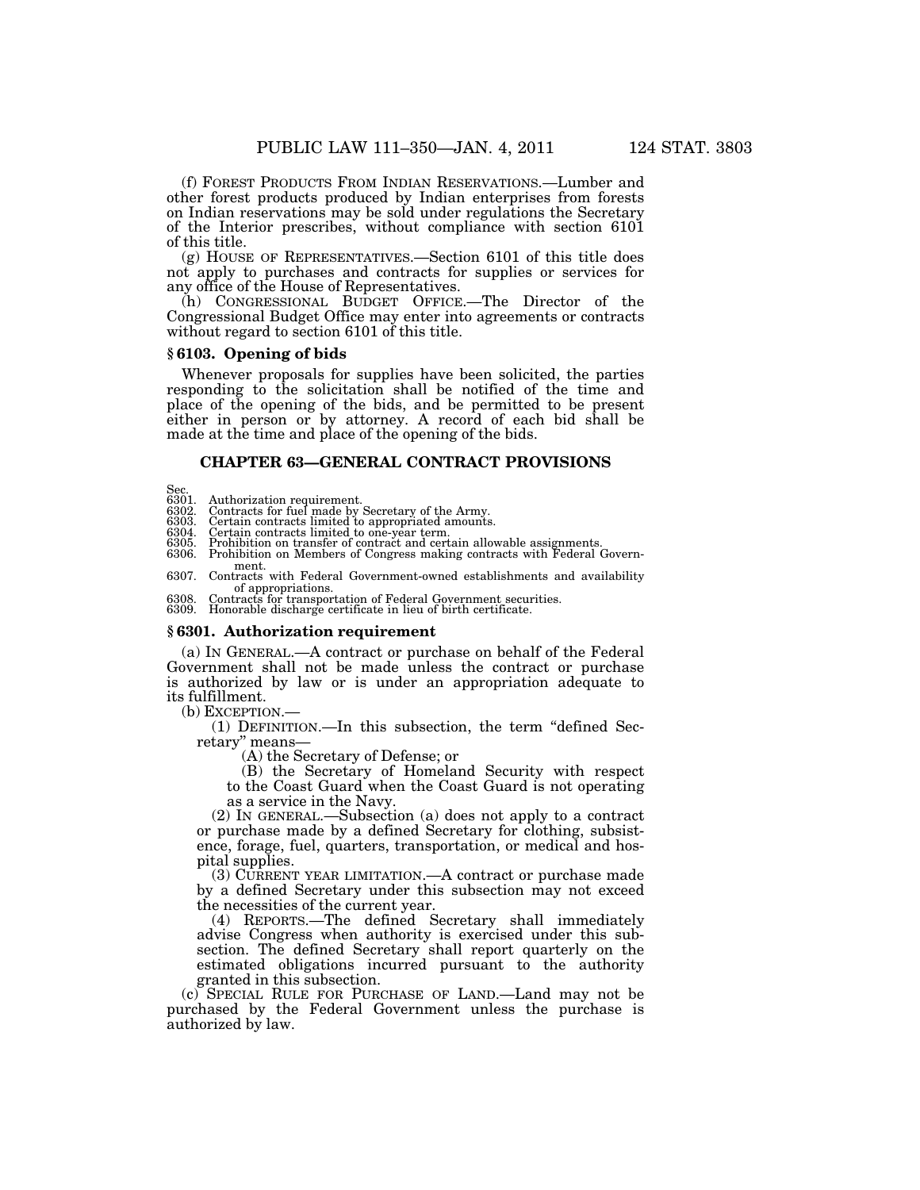(f) FOREST PRODUCTS FROM INDIAN RESERVATIONS.—Lumber and other forest products produced by Indian enterprises from forests on Indian reservations may be sold under regulations the Secretary of the Interior prescribes, without compliance with section 6101 of this title.

(g) HOUSE OF REPRESENTATIVES.—Section 6101 of this title does not apply to purchases and contracts for supplies or services for any office of the House of Representatives.

(h) CONGRESSIONAL BUDGET OFFICE.—The Director of the Congressional Budget Office may enter into agreements or contracts without regard to section 6101 of this title.

### § 6103. Opening of bids

Whenever proposals for supplies have been solicited, the parties responding to the solicitation shall be notified of the time and place of the opening of the bids, and be permitted to be present either in person or by attorney. A record of each bid shall be made at the time and place of the opening of the bids.

## CHAPTER 63—GENERAL CONTRACT PROVISIONS

Sec.
6301. Authorization requirement.
6302. Contracts for fuel made by Secretary of the Army.
6303. Certain contracts limited to appropriated amounts.
6304. Certain contracts limited to one-year term.
6305. Prohibition on transfer of contract and certain allowable assignments.
6306. Prohibition on Members of Congress making contracts with Federal Government.
6307. Contracts with Federal Government-owned establishments and availability of appropriations.
6308. Contracts for transportation of Federal Government securities.
6309. Honorable discharge certificate in lieu of birth certificate.

### § 6301. Authorization requirement

(a) IN GENERAL.—A contract or purchase on behalf of the Federal Government shall not be made unless the contract or purchase is authorized by law or is under an appropriation adequate to its fulfillment.

(b) EXCEPTION.—

(1) DEFINITION.—In this subsection, the term "defined Secretary" means—

(A) the Secretary of Defense; or

(B) the Secretary of Homeland Security with respect to the Coast Guard when the Coast Guard is not operating as a service in the Navy.

(2) IN GENERAL.—Subsection (a) does not apply to a contract or purchase made by a defined Secretary for clothing, subsistence, forage, fuel, quarters, transportation, or medical and hospital supplies.

(3) CURRENT YEAR LIMITATION.—A contract or purchase made by a defined Secretary under this subsection may not exceed the necessities of the current year.

(4) REPORTS.—The defined Secretary shall immediately advise Congress when authority is exercised under this subsection. The defined Secretary shall report quarterly on the estimated obligations incurred pursuant to the authority granted in this subsection.

(c) SPECIAL RULE FOR PURCHASE OF LAND.—Land may not be purchased by the Federal Government unless the purchase is authorized by law.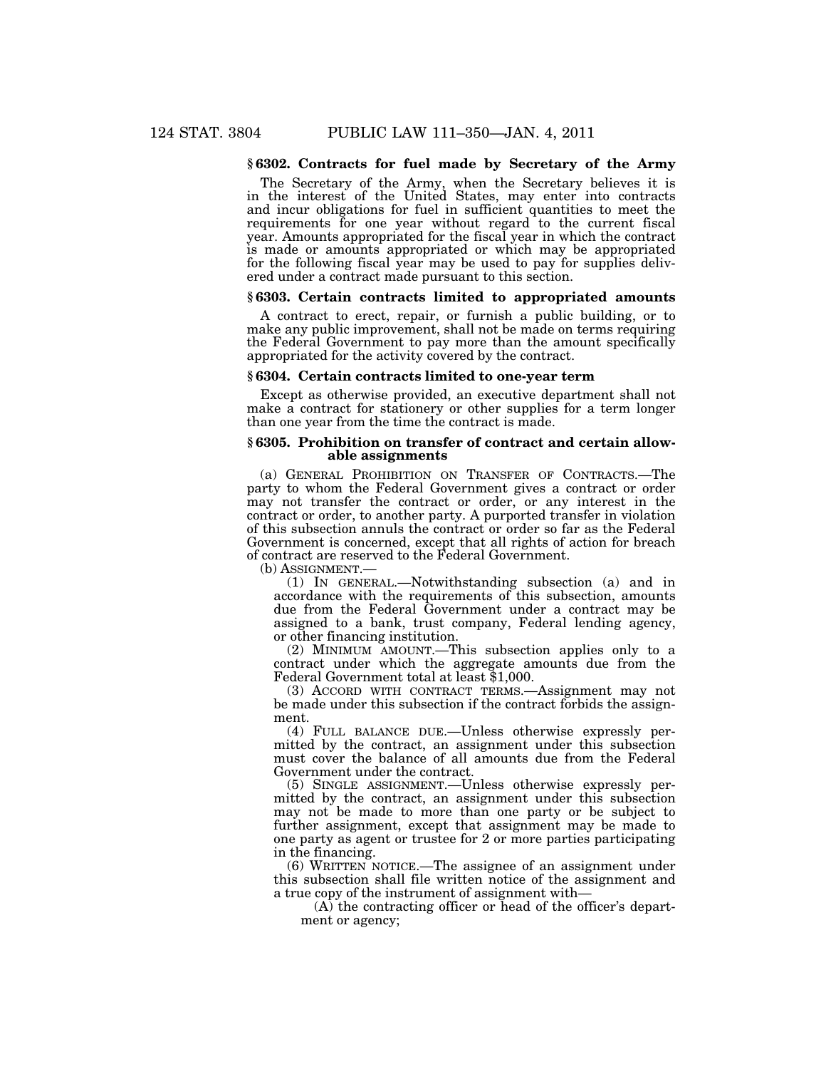### § 6302. Contracts for fuel made by Secretary of the Army

The Secretary of the Army, when the Secretary believes it is in the interest of the United States, may enter into contracts and incur obligations for fuel in sufficient quantities to meet the requirements for one year without regard to the current fiscal year. Amounts appropriated for the fiscal year in which the contract is made or amounts appropriated or which may be appropriated for the following fiscal year may be used to pay for supplies delivered under a contract made pursuant to this section.

### § 6303. Certain contracts limited to appropriated amounts

A contract to erect, repair, or furnish a public building, or to make any public improvement, shall not be made on terms requiring the Federal Government to pay more than the amount specifically appropriated for the activity covered by the contract.

### § 6304. Certain contracts limited to one-year term

Except as otherwise provided, an executive department shall not make a contract for stationery or other supplies for a term longer than one year from the time the contract is made.

### § 6305. Prohibition on transfer of contract and certain allowable assignments

(a) GENERAL PROHIBITION ON TRANSFER OF CONTRACTS.—The party to whom the Federal Government gives a contract or order may not transfer the contract or order, or any interest in the contract or order, to another party. A purported transfer in violation of this subsection annuls the contract or order so far as the Federal Government is concerned, except that all rights of action for breach of contract are reserved to the Federal Government.

(b) ASSIGNMENT.—

(1) IN GENERAL.—Notwithstanding subsection (a) and in accordance with the requirements of this subsection, amounts due from the Federal Government under a contract may be assigned to a bank, trust company, Federal lending agency, or other financing institution.

(2) MINIMUM AMOUNT.—This subsection applies only to a contract under which the aggregate amounts due from the Federal Government total at least $1,000.

(3) ACCORD WITH CONTRACT TERMS.—Assignment may not be made under this subsection if the contract forbids the assignment.

(4) FULL BALANCE DUE.—Unless otherwise expressly permitted by the contract, an assignment under this subsection must cover the balance of all amounts due from the Federal Government under the contract.

(5) SINGLE ASSIGNMENT.—Unless otherwise expressly permitted by the contract, an assignment under this subsection may not be made to more than one party or be subject to further assignment, except that assignment may be made to one party as agent or trustee for 2 or more parties participating in the financing.

(6) WRITTEN NOTICE.—The assignee of an assignment under this subsection shall file written notice of the assignment and a true copy of the instrument of assignment with—

(A) the contracting officer or head of the officer's department or agency;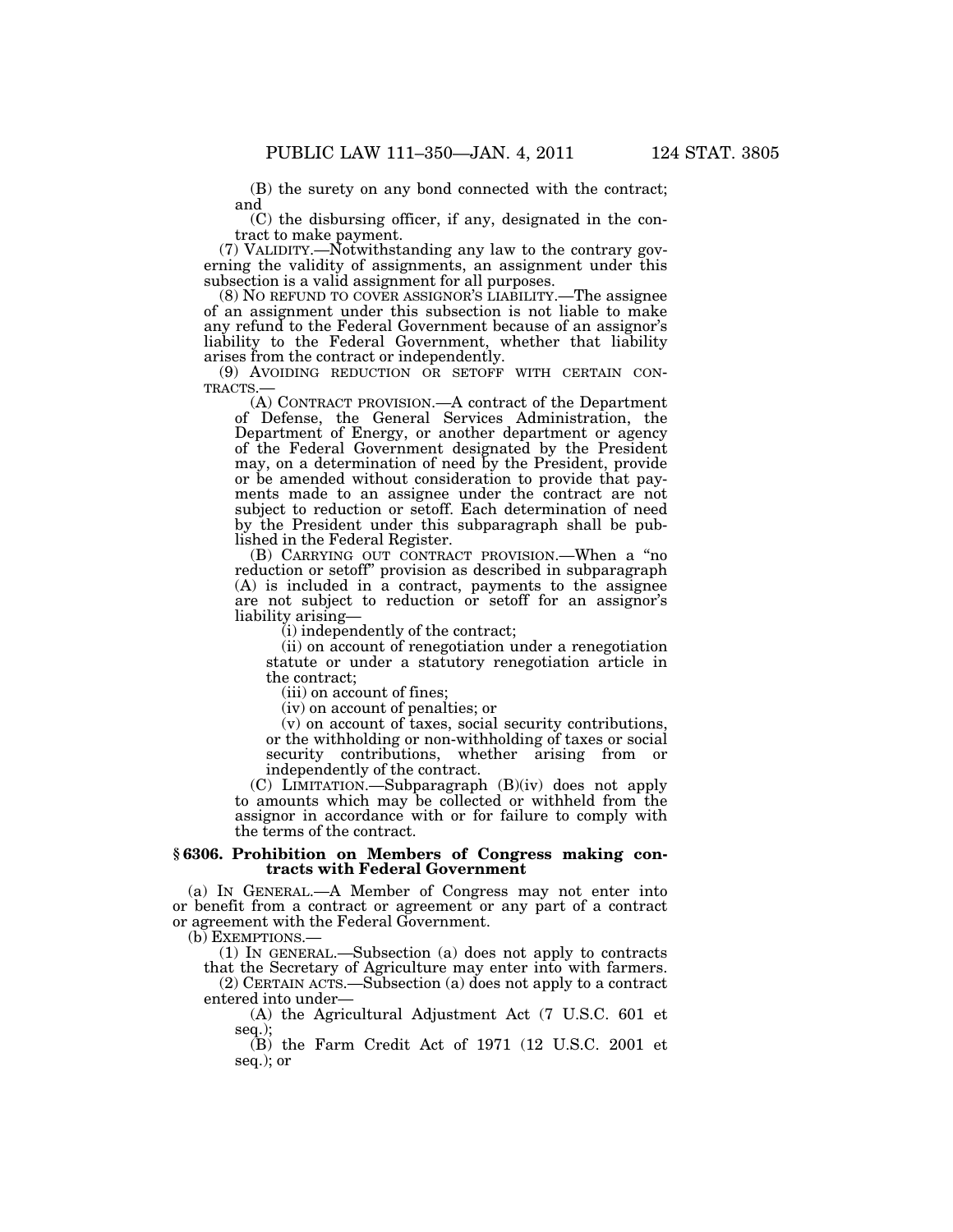(B) the surety on any bond connected with the contract; and

(C) the disbursing officer, if any, designated in the contract to make payment.

(7) VALIDITY.—Notwithstanding any law to the contrary governing the validity of assignments, an assignment under this subsection is a valid assignment for all purposes.

(8) NO REFUND TO COVER ASSIGNOR'S LIABILITY.—The assignee of an assignment under this subsection is not liable to make any refund to the Federal Government because of an assignor's liability to the Federal Government, whether that liability arises from the contract or independently.

(9) AVOIDING REDUCTION OR SETOFF WITH CERTAIN CONTRACTS.—

(A) CONTRACT PROVISION.—A contract of the Department of Defense, the General Services Administration, the Department of Energy, or another department or agency of the Federal Government designated by the President may, on a determination of need by the President, provide or be amended without consideration to provide that payments made to an assignee under the contract are not subject to reduction or setoff. Each determination of need by the President under this subparagraph shall be published in the Federal Register.

(B) CARRYING OUT CONTRACT PROVISION.—When a "no reduction or setoff" provision as described in subparagraph (A) is included in a contract, payments to the assignee are not subject to reduction or setoff for an assignor's liability arising—

(i) independently of the contract;

(ii) on account of renegotiation under a renegotiation statute or under a statutory renegotiation article in the contract;

(iii) on account of fines;

(iv) on account of penalties; or

(v) on account of taxes, social security contributions, or the withholding or non-withholding of taxes or social security contributions, whether arising from or independently of the contract.

(C) LIMITATION.—Subparagraph (B)(iv) does not apply to amounts which may be collected or withheld from the assignor in accordance with or for failure to comply with the terms of the contract.

### § 6306. Prohibition on Members of Congress making contracts with Federal Government

(a) IN GENERAL.—A Member of Congress may not enter into or benefit from a contract or agreement or any part of a contract or agreement with the Federal Government.

(b) EXEMPTIONS.—

(1) IN GENERAL.—Subsection (a) does not apply to contracts that the Secretary of Agriculture may enter into with farmers.

(2) CERTAIN ACTS.—Subsection (a) does not apply to a contract entered into under—

(A) the Agricultural Adjustment Act (7 U.S.C. 601 et seq.);

(B) the Farm Credit Act of 1971 (12 U.S.C. 2001 et seq.); or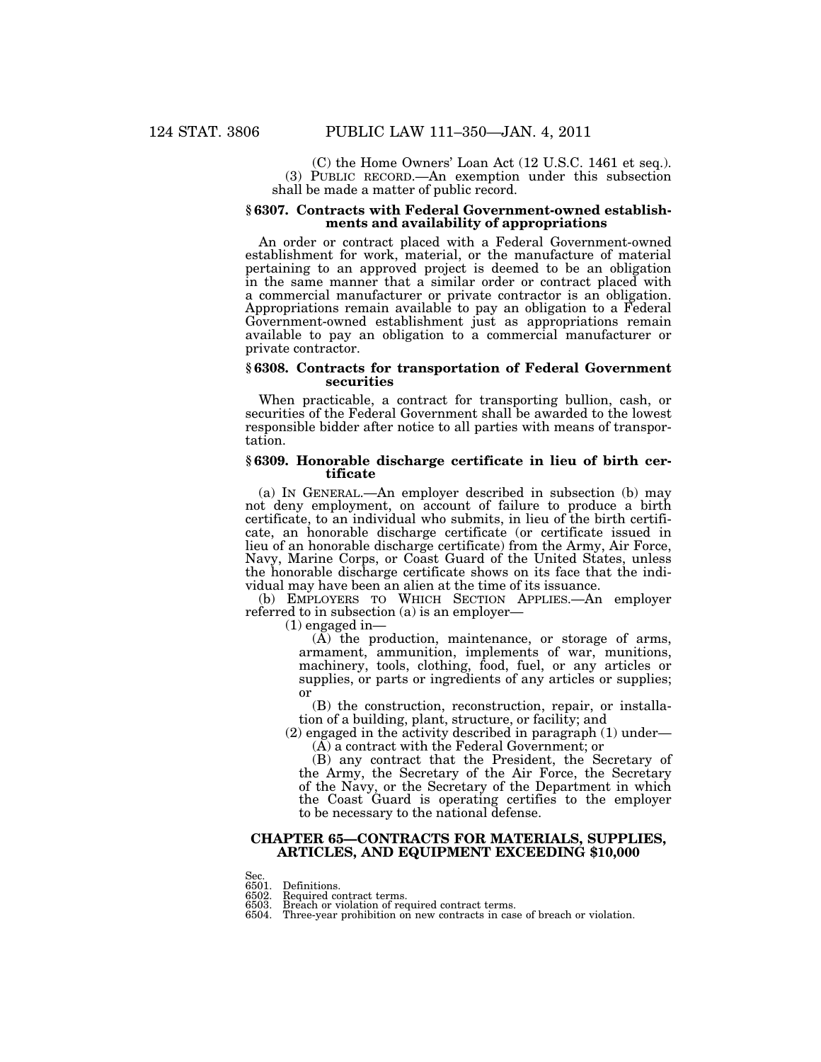(C) the Home Owners' Loan Act (12 U.S.C. 1461 et seq.).

(3) PUBLIC RECORD.—An exemption under this subsection shall be made a matter of public record.

### § 6307. Contracts with Federal Government-owned establishments and availability of appropriations

An order or contract placed with a Federal Government-owned establishment for work, material, or the manufacture of material pertaining to an approved project is deemed to be an obligation in the same manner that a similar order or contract placed with a commercial manufacturer or private contractor is an obligation. Appropriations remain available to pay an obligation to a Federal Government-owned establishment just as appropriations remain available to pay an obligation to a commercial manufacturer or private contractor.

### § 6308. Contracts for transportation of Federal Government securities

When practicable, a contract for transporting bullion, cash, or securities of the Federal Government shall be awarded to the lowest responsible bidder after notice to all parties with means of transportation.

### § 6309. Honorable discharge certificate in lieu of birth certificate

(a) IN GENERAL.—An employer described in subsection (b) may not deny employment, on account of failure to produce a birth certificate, to an individual who submits, in lieu of the birth certificate, an honorable discharge certificate (or certificate issued in lieu of an honorable discharge certificate) from the Army, Air Force, Navy, Marine Corps, or Coast Guard of the United States, unless the honorable discharge certificate shows on its face that the individual may have been an alien at the time of its issuance.

(b) EMPLOYERS TO WHICH SECTION APPLIES.—An employer referred to in subsection (a) is an employer—

(1) engaged in—

(A) the production, maintenance, or storage of arms, armament, ammunition, implements of war, munitions, machinery, tools, clothing, food, fuel, or any articles or supplies, or parts or ingredients of any articles or supplies; or

(B) the construction, reconstruction, repair, or installation of a building, plant, structure, or facility; and

(2) engaged in the activity described in paragraph (1) under—

(A) a contract with the Federal Government; or

(B) any contract that the President, the Secretary of the Army, the Secretary of the Air Force, the Secretary of the Navy, or the Secretary of the Department in which the Coast Guard is operating certifies to the employer to be necessary to the national defense.

## CHAPTER 65—CONTRACTS FOR MATERIALS, SUPPLIES, ARTICLES, AND EQUIPMENT EXCEEDING $10,000

Sec.
6501. Definitions.
6502. Required contract terms.
6503. Breach or violation of required contract terms.
6504. Three-year prohibition on new contracts in case of breach or violation.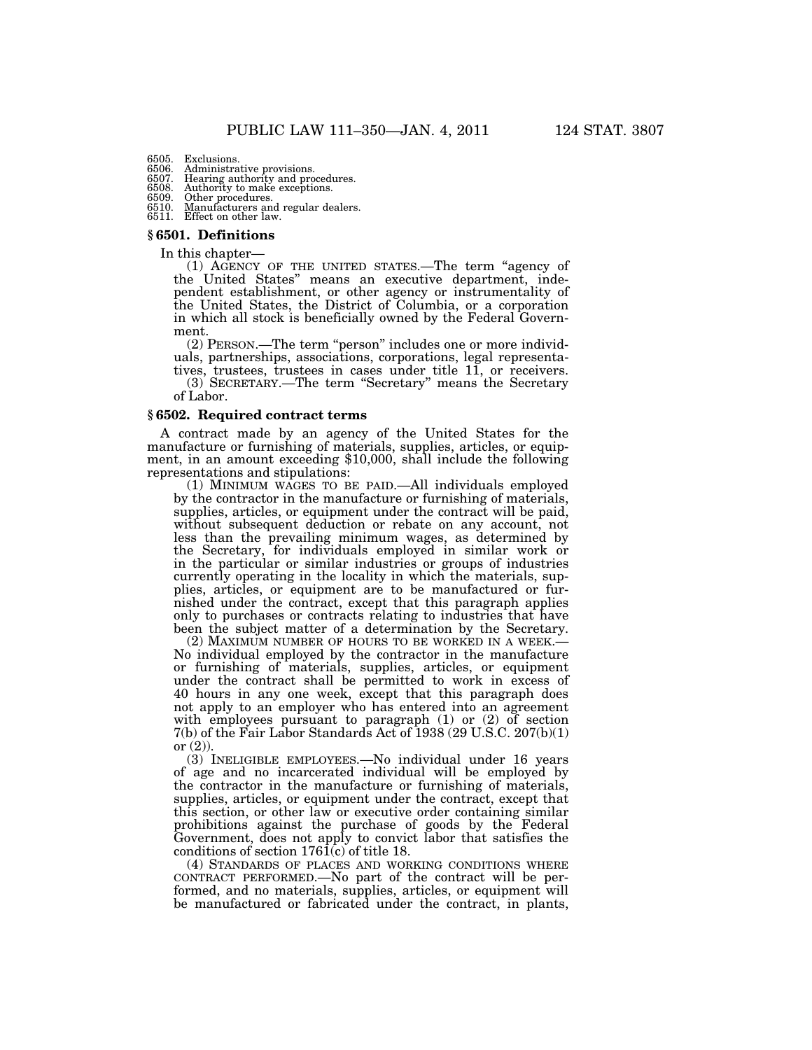6505. Exclusions.
6506. Administrative provisions.
6507. Hearing authority and procedures.
6508. Authority to make exceptions.
6509. Other procedures.
6510. Manufacturers and regular dealers.
6511. Effect on other law.

### § 6501. Definitions

In this chapter—

(1) AGENCY OF THE UNITED STATES.—The term "agency of the United States" means an executive department, independent establishment, or other agency or instrumentality of the United States, the District of Columbia, or a corporation in which all stock is beneficially owned by the Federal Government.

(2) PERSON.—The term "person" includes one or more individuals, partnerships, associations, corporations, legal representatives, trustees, trustees in cases under title 11, or receivers.

(3) SECRETARY.—The term "Secretary" means the Secretary of Labor.

### § 6502. Required contract terms

A contract made by an agency of the United States for the manufacture or furnishing of materials, supplies, articles, or equipment, in an amount exceeding $10,000, shall include the following representations and stipulations:

(1) MINIMUM WAGES TO BE PAID.—All individuals employed by the contractor in the manufacture or furnishing of materials, supplies, articles, or equipment under the contract will be paid, without subsequent deduction or rebate on any account, not less than the prevailing minimum wages, as determined by the Secretary, for individuals employed in similar work or in the particular or similar industries or groups of industries currently operating in the locality in which the materials, supplies, articles, or equipment are to be manufactured or furnished under the contract, except that this paragraph applies only to purchases or contracts relating to industries that have been the subject matter of a determination by the Secretary.

(2) MAXIMUM NUMBER OF HOURS TO BE WORKED IN A WEEK.—No individual employed by the contractor in the manufacture or furnishing of materials, supplies, articles, or equipment under the contract shall be permitted to work in excess of 40 hours in any one week, except that this paragraph does not apply to an employer who has entered into an agreement with employees pursuant to paragraph (1) or (2) of section 7(b) of the Fair Labor Standards Act of 1938 (29 U.S.C. 207(b)(1) or (2)).

(3) INELIGIBLE EMPLOYEES.—No individual under 16 years of age and no incarcerated individual will be employed by the contractor in the manufacture or furnishing of materials, supplies, articles, or equipment under the contract, except that this section, or other law or executive order containing similar prohibitions against the purchase of goods by the Federal Government, does not apply to convict labor that satisfies the conditions of section 1761(c) of title 18.

(4) STANDARDS OF PLACES AND WORKING CONDITIONS WHERE CONTRACT PERFORMED.—No part of the contract will be performed, and no materials, supplies, articles, or equipment will be manufactured or fabricated under the contract, in plants,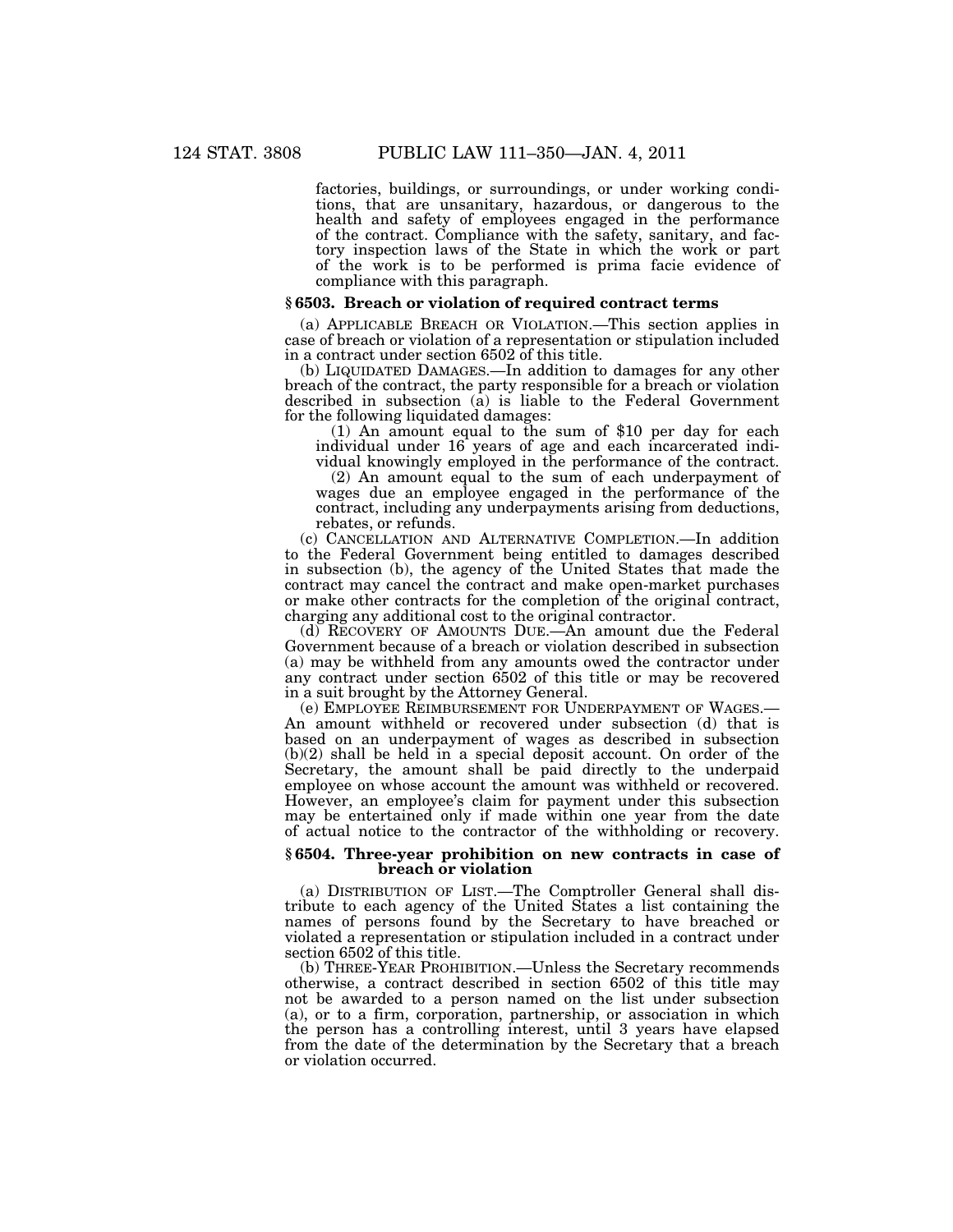factories, buildings, or surroundings, or under working conditions, that are unsanitary, hazardous, or dangerous to the health and safety of employees engaged in the performance of the contract. Compliance with the safety, sanitary, and factory inspection laws of the State in which the work or part of the work is to be performed is prima facie evidence of compliance with this paragraph.

### § 6503. Breach or violation of required contract terms

(a) APPLICABLE BREACH OR VIOLATION.—This section applies in case of breach or violation of a representation or stipulation included in a contract under section 6502 of this title.

(b) LIQUIDATED DAMAGES.—In addition to damages for any other breach of the contract, the party responsible for a breach or violation described in subsection (a) is liable to the Federal Government for the following liquidated damages:

(1) An amount equal to the sum of $10 per day for each individual under 16 years of age and each incarcerated individual knowingly employed in the performance of the contract.

(2) An amount equal to the sum of each underpayment of wages due an employee engaged in the performance of the contract, including any underpayments arising from deductions, rebates, or refunds.

(c) CANCELLATION AND ALTERNATIVE COMPLETION.—In addition to the Federal Government being entitled to damages described in subsection (b), the agency of the United States that made the contract may cancel the contract and make open-market purchases or make other contracts for the completion of the original contract, charging any additional cost to the original contractor.

(d) RECOVERY OF AMOUNTS DUE.—An amount due the Federal Government because of a breach or violation described in subsection (a) may be withheld from any amounts owed the contractor under any contract under section 6502 of this title or may be recovered in a suit brought by the Attorney General.

(e) EMPLOYEE REIMBURSEMENT FOR UNDERPAYMENT OF WAGES.—An amount withheld or recovered under subsection (d) that is based on an underpayment of wages as described in subsection (b)(2) shall be held in a special deposit account. On order of the Secretary, the amount shall be paid directly to the underpaid employee on whose account the amount was withheld or recovered. However, an employee's claim for payment under this subsection may be entertained only if made within one year from the date of actual notice to the contractor of the withholding or recovery.

### § 6504. Three-year prohibition on new contracts in case of breach or violation

(a) DISTRIBUTION OF LIST.—The Comptroller General shall distribute to each agency of the United States a list containing the names of persons found by the Secretary to have breached or violated a representation or stipulation included in a contract under section 6502 of this title.

(b) THREE-YEAR PROHIBITION.—Unless the Secretary recommends otherwise, a contract described in section 6502 of this title may not be awarded to a person named on the list under subsection (a), or to a firm, corporation, partnership, or association in which the person has a controlling interest, until 3 years have elapsed from the date of the determination by the Secretary that a breach or violation occurred.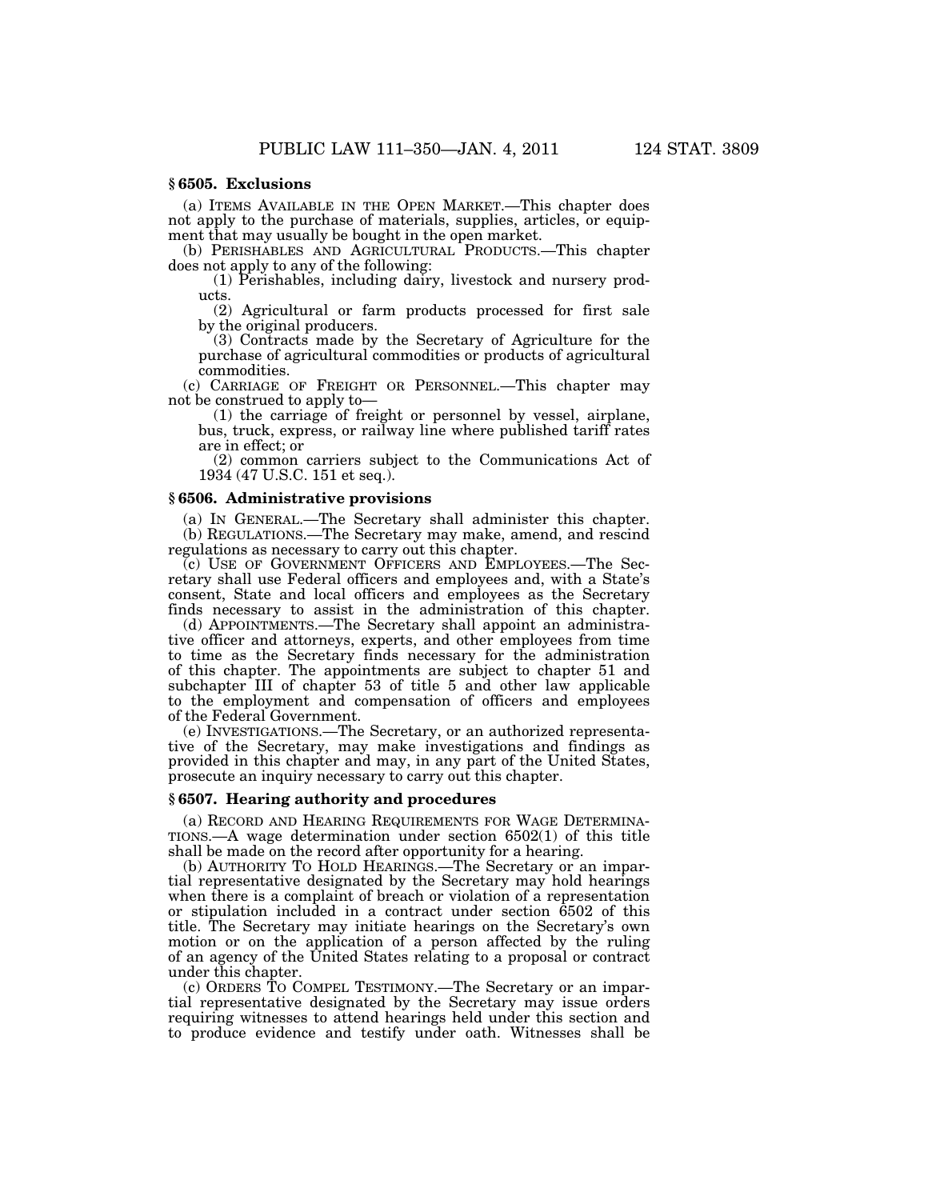### § 6505. Exclusions

(a) ITEMS AVAILABLE IN THE OPEN MARKET.—This chapter does not apply to the purchase of materials, supplies, articles, or equipment that may usually be bought in the open market.

(b) PERISHABLES AND AGRICULTURAL PRODUCTS.—This chapter does not apply to any of the following:

(1) Perishables, including dairy, livestock and nursery products.

(2) Agricultural or farm products processed for first sale by the original producers.

(3) Contracts made by the Secretary of Agriculture for the purchase of agricultural commodities or products of agricultural commodities.

(c) CARRIAGE OF FREIGHT OR PERSONNEL.—This chapter may not be construed to apply to—

(1) the carriage of freight or personnel by vessel, airplane, bus, truck, express, or railway line where published tariff rates are in effect; or

(2) common carriers subject to the Communications Act of 1934 (47 U.S.C. 151 et seq.).

### § 6506. Administrative provisions

(a) IN GENERAL.—The Secretary shall administer this chapter.

(b) REGULATIONS.—The Secretary may make, amend, and rescind regulations as necessary to carry out this chapter.

(c) USE OF GOVERNMENT OFFICERS AND EMPLOYEES.—The Secretary shall use Federal officers and employees and, with a State's consent, State and local officers and employees as the Secretary finds necessary to assist in the administration of this chapter.

(d) APPOINTMENTS.—The Secretary shall appoint an administrative officer and attorneys, experts, and other employees from time to time as the Secretary finds necessary for the administration of this chapter. The appointments are subject to chapter 51 and subchapter III of chapter 53 of title 5 and other law applicable to the employment and compensation of officers and employees of the Federal Government.

(e) INVESTIGATIONS.—The Secretary, or an authorized representative of the Secretary, may make investigations and findings as provided in this chapter and may, in any part of the United States, prosecute an inquiry necessary to carry out this chapter.

### § 6507. Hearing authority and procedures

(a) RECORD AND HEARING REQUIREMENTS FOR WAGE DETERMINATIONS.—A wage determination under section 6502(1) of this title shall be made on the record after opportunity for a hearing.

(b) AUTHORITY TO HOLD HEARINGS.—The Secretary or an impartial representative designated by the Secretary may hold hearings when there is a complaint of breach or violation of a representation or stipulation included in a contract under section 6502 of this title. The Secretary may initiate hearings on the Secretary's own motion or on the application of a person affected by the ruling of an agency of the United States relating to a proposal or contract under this chapter.

(c) ORDERS TO COMPEL TESTIMONY.—The Secretary or an impartial representative designated by the Secretary may issue orders requiring witnesses to attend hearings held under this section and to produce evidence and testify under oath. Witnesses shall be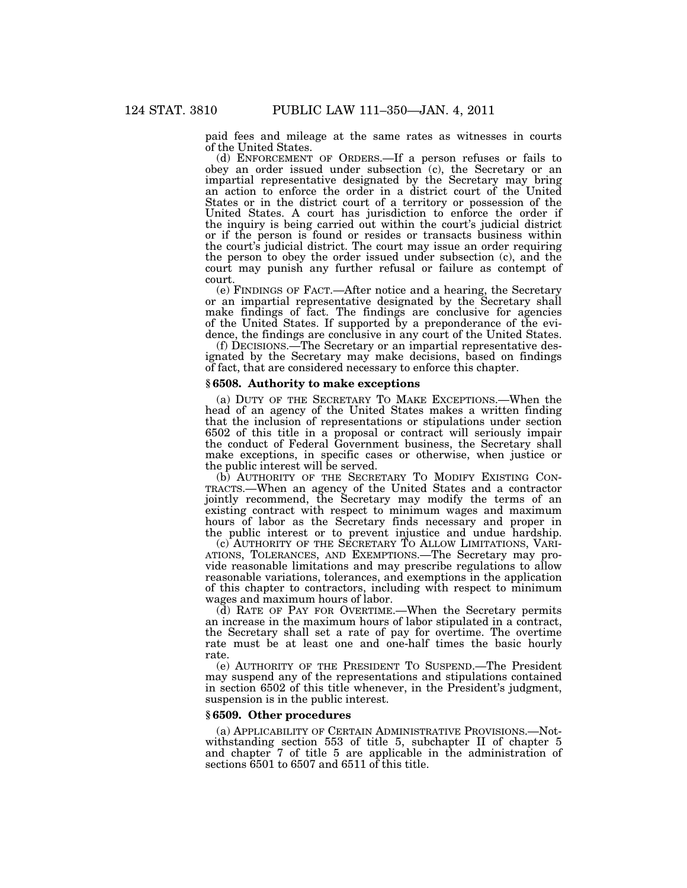paid fees and mileage at the same rates as witnesses in courts of the United States.

(d) ENFORCEMENT OF ORDERS.—If a person refuses or fails to obey an order issued under subsection (c), the Secretary or an impartial representative designated by the Secretary may bring an action to enforce the order in a district court of the United States or in the district court of a territory or possession of the United States. A court has jurisdiction to enforce the order if the inquiry is being carried out within the court's judicial district or if the person is found or resides or transacts business within the court's judicial district. The court may issue an order requiring the person to obey the order issued under subsection (c), and the court may punish any further refusal or failure as contempt of court.

(e) FINDINGS OF FACT.—After notice and a hearing, the Secretary or an impartial representative designated by the Secretary shall make findings of fact. The findings are conclusive for agencies of the United States. If supported by a preponderance of the evidence, the findings are conclusive in any court of the United States.

(f) DECISIONS.—The Secretary or an impartial representative designated by the Secretary may make decisions, based on findings of fact, that are considered necessary to enforce this chapter.

### § 6508. Authority to make exceptions

(a) DUTY OF THE SECRETARY TO MAKE EXCEPTIONS.—When the head of an agency of the United States makes a written finding that the inclusion of representations or stipulations under section 6502 of this title in a proposal or contract will seriously impair the conduct of Federal Government business, the Secretary shall make exceptions, in specific cases or otherwise, when justice or the public interest will be served.

(b) AUTHORITY OF THE SECRETARY TO MODIFY EXISTING CONTRACTS.—When an agency of the United States and a contractor jointly recommend, the Secretary may modify the terms of an existing contract with respect to minimum wages and maximum hours of labor as the Secretary finds necessary and proper in the public interest or to prevent injustice and undue hardship.

(c) AUTHORITY OF THE SECRETARY TO ALLOW LIMITATIONS, VARIATIONS, TOLERANCES, AND EXEMPTIONS.—The Secretary may provide reasonable limitations and may prescribe regulations to allow reasonable variations, tolerances, and exemptions in the application of this chapter to contractors, including with respect to minimum wages and maximum hours of labor.

(d) RATE OF PAY FOR OVERTIME.—When the Secretary permits an increase in the maximum hours of labor stipulated in a contract, the Secretary shall set a rate of pay for overtime. The overtime rate must be at least one and one-half times the basic hourly rate.

(e) AUTHORITY OF THE PRESIDENT TO SUSPEND.—The President may suspend any of the representations and stipulations contained in section 6502 of this title whenever, in the President's judgment, suspension is in the public interest.

### § 6509. Other procedures

(a) APPLICABILITY OF CERTAIN ADMINISTRATIVE PROVISIONS.—Notwithstanding section 553 of title 5, subchapter II of chapter 5 and chapter 7 of title 5 are applicable in the administration of sections 6501 to 6507 and 6511 of this title.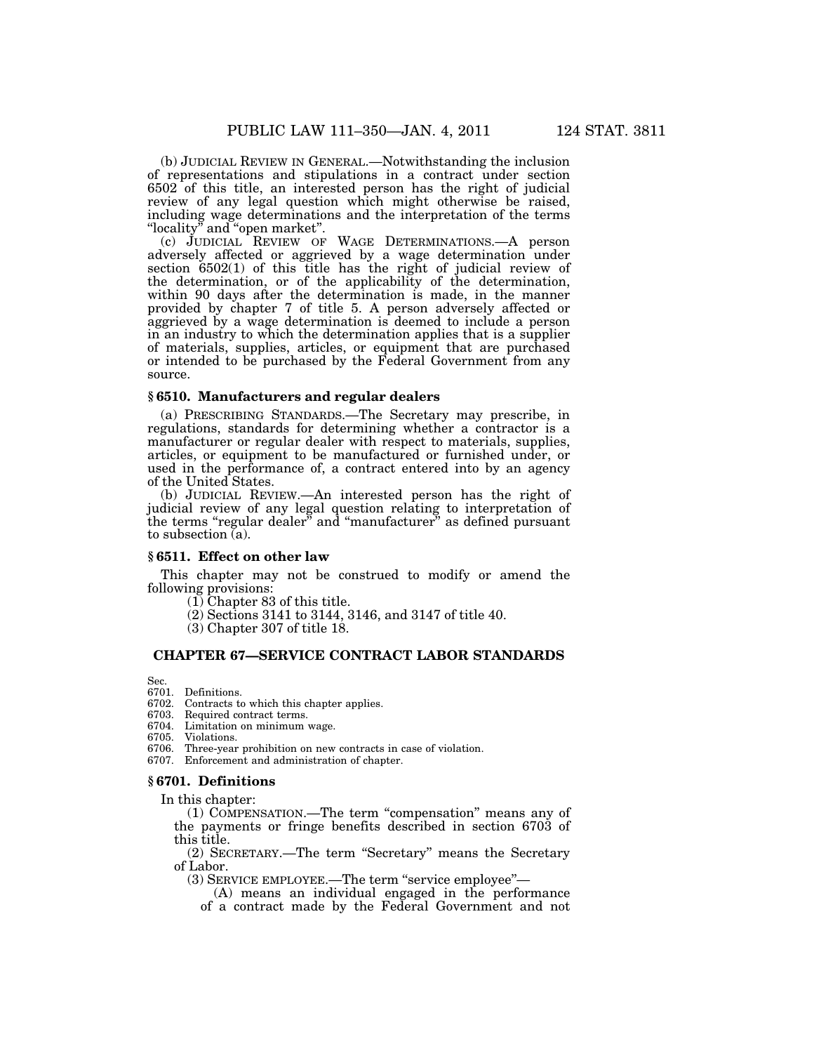(b) JUDICIAL REVIEW IN GENERAL.—Notwithstanding the inclusion of representations and stipulations in a contract under section 6502 of this title, an interested person has the right of judicial review of any legal question which might otherwise be raised, including wage determinations and the interpretation of the terms "locality" and "open market".

(c) JUDICIAL REVIEW OF WAGE DETERMINATIONS.—A person adversely affected or aggrieved by a wage determination under section 6502(1) of this title has the right of judicial review of the determination, or of the applicability of the determination, within 90 days after the determination is made, in the manner provided by chapter 7 of title 5. A person adversely affected or aggrieved by a wage determination is deemed to include a person in an industry to which the determination applies that is a supplier of materials, supplies, articles, or equipment that are purchased or intended to be purchased by the Federal Government from any source.

### § 6510. Manufacturers and regular dealers

(a) PRESCRIBING STANDARDS.—The Secretary may prescribe, in regulations, standards for determining whether a contractor is a manufacturer or regular dealer with respect to materials, supplies, articles, or equipment to be manufactured or furnished under, or used in the performance of, a contract entered into by an agency of the United States.

(b) JUDICIAL REVIEW.—An interested person has the right of judicial review of any legal question relating to interpretation of the terms "regular dealer" and "manufacturer" as defined pursuant to subsection (a).

### § 6511. Effect on other law

This chapter may not be construed to modify or amend the following provisions:

(1) Chapter 83 of this title.

(2) Sections 3141 to 3144, 3146, and 3147 of title 40.

(3) Chapter 307 of title 18.

## CHAPTER 67—SERVICE CONTRACT LABOR STANDARDS

Sec.
6701. Definitions.
6702. Contracts to which this chapter applies.
6703. Required contract terms.
6704. Limitation on minimum wage.
6705. Violations.
6706. Three-year prohibition on new contracts in case of violation.
6707. Enforcement and administration of chapter.

### § 6701. Definitions

In this chapter:

(1) COMPENSATION.—The term "compensation" means any of the payments or fringe benefits described in section 6703 of this title.

(2) SECRETARY.—The term "Secretary" means the Secretary of Labor.

(3) SERVICE EMPLOYEE.—The term "service employee"—

(A) means an individual engaged in the performance of a contract made by the Federal Government and not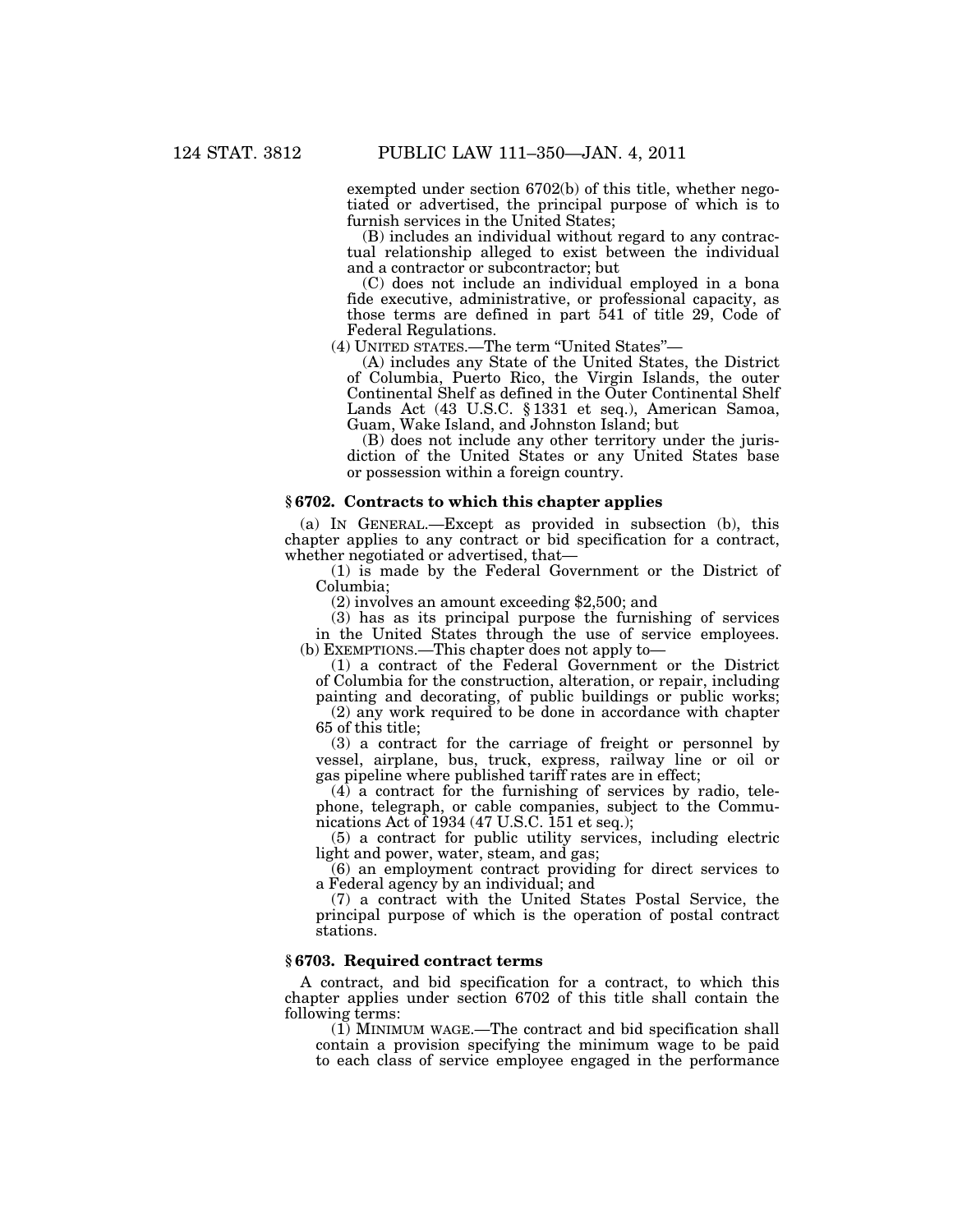exempted under section 6702(b) of this title, whether negotiated or advertised, the principal purpose of which is to furnish services in the United States;

(B) includes an individual without regard to any contractual relationship alleged to exist between the individual and a contractor or subcontractor; but

(C) does not include an individual employed in a bona fide executive, administrative, or professional capacity, as those terms are defined in part 541 of title 29, Code of Federal Regulations.

(4) UNITED STATES.—The term "United States"—

(A) includes any State of the United States, the District of Columbia, Puerto Rico, the Virgin Islands, the outer Continental Shelf as defined in the Outer Continental Shelf Lands Act (43 U.S.C. § 1331 et seq.), American Samoa, Guam, Wake Island, and Johnston Island; but

(B) does not include any other territory under the jurisdiction of the United States or any United States base or possession within a foreign country.

### § 6702. Contracts to which this chapter applies

(a) IN GENERAL.—Except as provided in subsection (b), this chapter applies to any contract or bid specification for a contract, whether negotiated or advertised, that—

(1) is made by the Federal Government or the District of Columbia;

(2) involves an amount exceeding $2,500; and

(3) has as its principal purpose the furnishing of services in the United States through the use of service employees.

(b) EXEMPTIONS.—This chapter does not apply to—

(1) a contract of the Federal Government or the District of Columbia for the construction, alteration, or repair, including painting and decorating, of public buildings or public works;

(2) any work required to be done in accordance with chapter 65 of this title;

(3) a contract for the carriage of freight or personnel by vessel, airplane, bus, truck, express, railway line or oil or gas pipeline where published tariff rates are in effect;

(4) a contract for the furnishing of services by radio, telephone, telegraph, or cable companies, subject to the Communications Act of 1934 (47 U.S.C. 151 et seq.);

(5) a contract for public utility services, including electric light and power, water, steam, and gas;

(6) an employment contract providing for direct services to a Federal agency by an individual; and

(7) a contract with the United States Postal Service, the principal purpose of which is the operation of postal contract stations.

### § 6703. Required contract terms

A contract, and bid specification for a contract, to which this chapter applies under section 6702 of this title shall contain the following terms:

(1) MINIMUM WAGE.—The contract and bid specification shall contain a provision specifying the minimum wage to be paid to each class of service employee engaged in the performance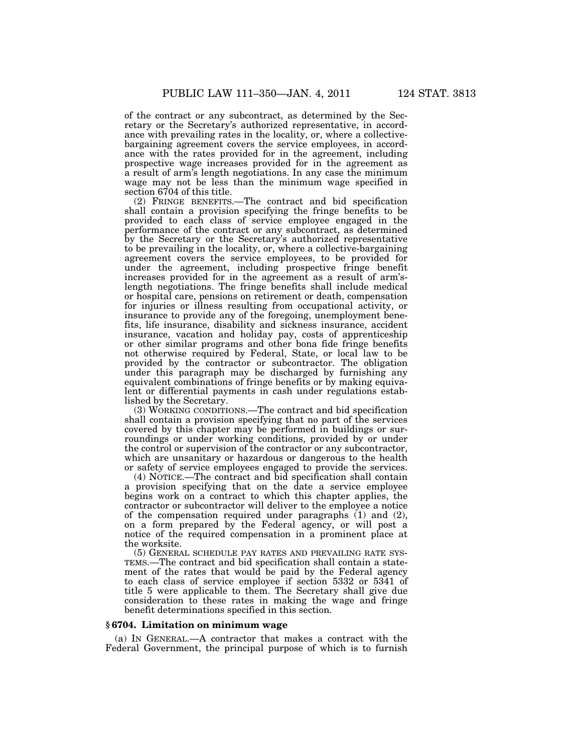of the contract or any subcontract, as determined by the Secretary or the Secretary's authorized representative, in accordance with prevailing rates in the locality, or, where a collective-bargaining agreement covers the service employees, in accordance with the rates provided for in the agreement, including prospective wage increases provided for in the agreement as a result of arm's length negotiations. In any case the minimum wage may not be less than the minimum wage specified in section 6704 of this title.

(2) FRINGE BENEFITS.—The contract and bid specification shall contain a provision specifying the fringe benefits to be provided to each class of service employee engaged in the performance of the contract or any subcontract, as determined by the Secretary or the Secretary's authorized representative to be prevailing in the locality, or, where a collective-bargaining agreement covers the service employees, to be provided for under the agreement, including prospective fringe benefit increases provided for in the agreement as a result of arm's-length negotiations. The fringe benefits shall include medical or hospital care, pensions on retirement or death, compensation for injuries or illness resulting from occupational activity, or insurance to provide any of the foregoing, unemployment benefits, life insurance, disability and sickness insurance, accident insurance, vacation and holiday pay, costs of apprenticeship or other similar programs and other bona fide fringe benefits not otherwise required by Federal, State, or local law to be provided by the contractor or subcontractor. The obligation under this paragraph may be discharged by furnishing any equivalent combinations of fringe benefits or by making equivalent or differential payments in cash under regulations established by the Secretary.

(3) WORKING CONDITIONS.—The contract and bid specification shall contain a provision specifying that no part of the services covered by this chapter may be performed in buildings or surroundings or under working conditions, provided by or under the control or supervision of the contractor or any subcontractor, which are unsanitary or hazardous or dangerous to the health or safety of service employees engaged to provide the services.

(4) NOTICE.—The contract and bid specification shall contain a provision specifying that on the date a service employee begins work on a contract to which this chapter applies, the contractor or subcontractor will deliver to the employee a notice of the compensation required under paragraphs (1) and (2), on a form prepared by the Federal agency, or will post a notice of the required compensation in a prominent place at the worksite.

(5) GENERAL SCHEDULE PAY RATES AND PREVAILING RATE SYSTEMS.—The contract and bid specification shall contain a statement of the rates that would be paid by the Federal agency to each class of service employee if section 5332 or 5341 of title 5 were applicable to them. The Secretary shall give due consideration to these rates in making the wage and fringe benefit determinations specified in this section.

### § 6704. Limitation on minimum wage

(a) IN GENERAL.—A contractor that makes a contract with the Federal Government, the principal purpose of which is to furnish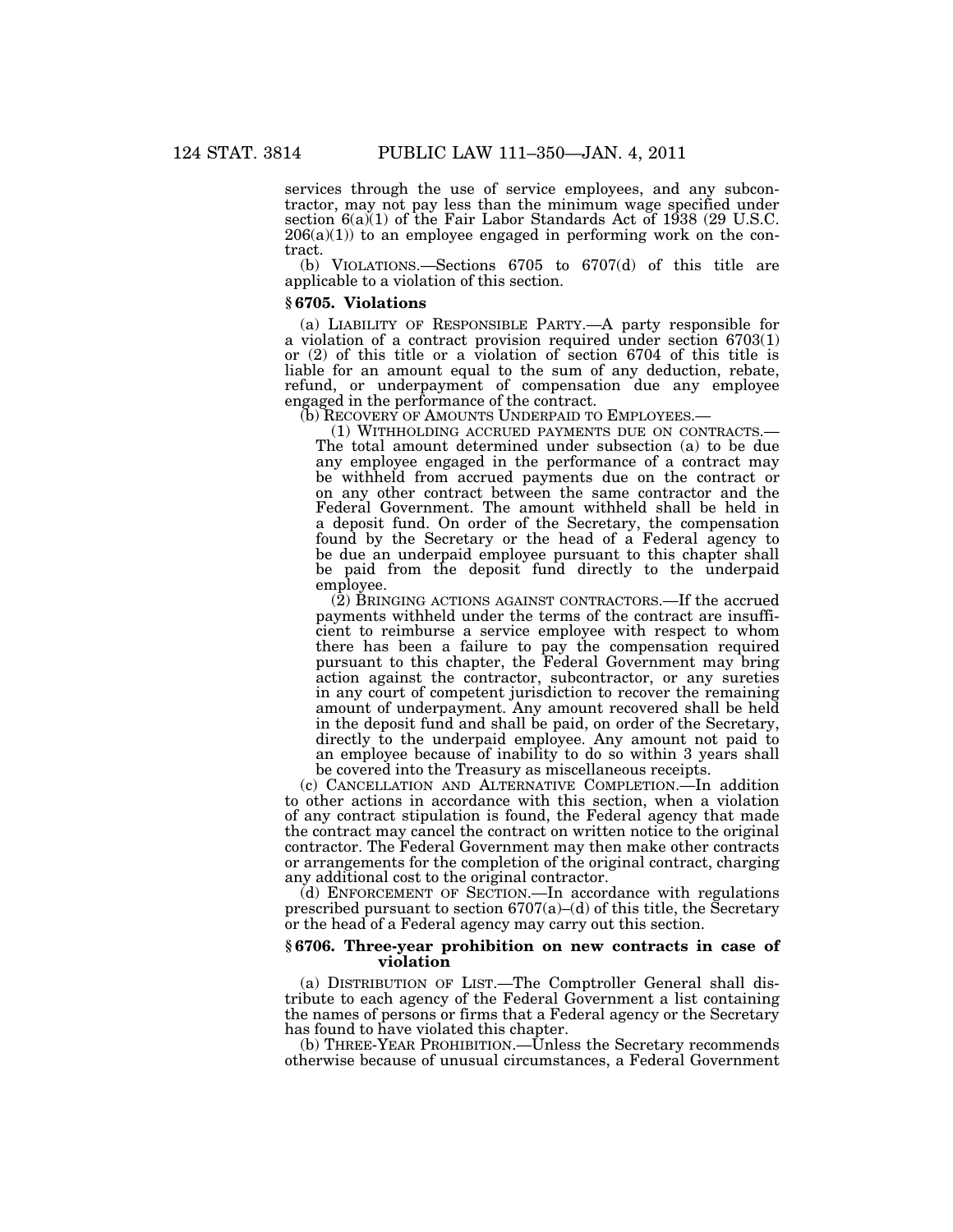services through the use of service employees, and any subcontractor, may not pay less than the minimum wage specified under section 6(a)(1) of the Fair Labor Standards Act of 1938 (29 U.S.C. 206(a)(1)) to an employee engaged in performing work on the contract.

(b) VIOLATIONS.—Sections 6705 to 6707(d) of this title are applicable to a violation of this section.

### § 6705. Violations

(a) LIABILITY OF RESPONSIBLE PARTY.—A party responsible for a violation of a contract provision required under section 6703(1) or (2) of this title or a violation of section 6704 of this title is liable for an amount equal to the sum of any deduction, rebate, refund, or underpayment of compensation due any employee engaged in the performance of the contract.

(b) RECOVERY OF AMOUNTS UNDERPAID TO EMPLOYEES.—

(1) WITHHOLDING ACCRUED PAYMENTS DUE ON CONTRACTS.—The total amount determined under subsection (a) to be due any employee engaged in the performance of a contract may be withheld from accrued payments due on the contract or on any other contract between the same contractor and the Federal Government. The amount withheld shall be held in a deposit fund. On order of the Secretary, the compensation found by the Secretary or the head of a Federal agency to be due an underpaid employee pursuant to this chapter shall be paid from the deposit fund directly to the underpaid employee.

(2) BRINGING ACTIONS AGAINST CONTRACTORS.—If the accrued payments withheld under the terms of the contract are insufficient to reimburse a service employee with respect to whom there has been a failure to pay the compensation required pursuant to this chapter, the Federal Government may bring action against the contractor, subcontractor, or any sureties in any court of competent jurisdiction to recover the remaining amount of underpayment. Any amount recovered shall be held in the deposit fund and shall be paid, on order of the Secretary, directly to the underpaid employee. Any amount not paid to an employee because of inability to do so within 3 years shall be covered into the Treasury as miscellaneous receipts.

(c) CANCELLATION AND ALTERNATIVE COMPLETION.—In addition to other actions in accordance with this section, when a violation of any contract stipulation is found, the Federal agency that made the contract may cancel the contract on written notice to the original contractor. The Federal Government may then make other contracts or arrangements for the completion of the original contract, charging any additional cost to the original contractor.

(d) ENFORCEMENT OF SECTION.—In accordance with regulations prescribed pursuant to section 6707(a)–(d) of this title, the Secretary or the head of a Federal agency may carry out this section.

### § 6706. Three-year prohibition on new contracts in case of violation

(a) DISTRIBUTION OF LIST.—The Comptroller General shall distribute to each agency of the Federal Government a list containing the names of persons or firms that a Federal agency or the Secretary has found to have violated this chapter.

(b) THREE-YEAR PROHIBITION.—Unless the Secretary recommends otherwise because of unusual circumstances, a Federal Government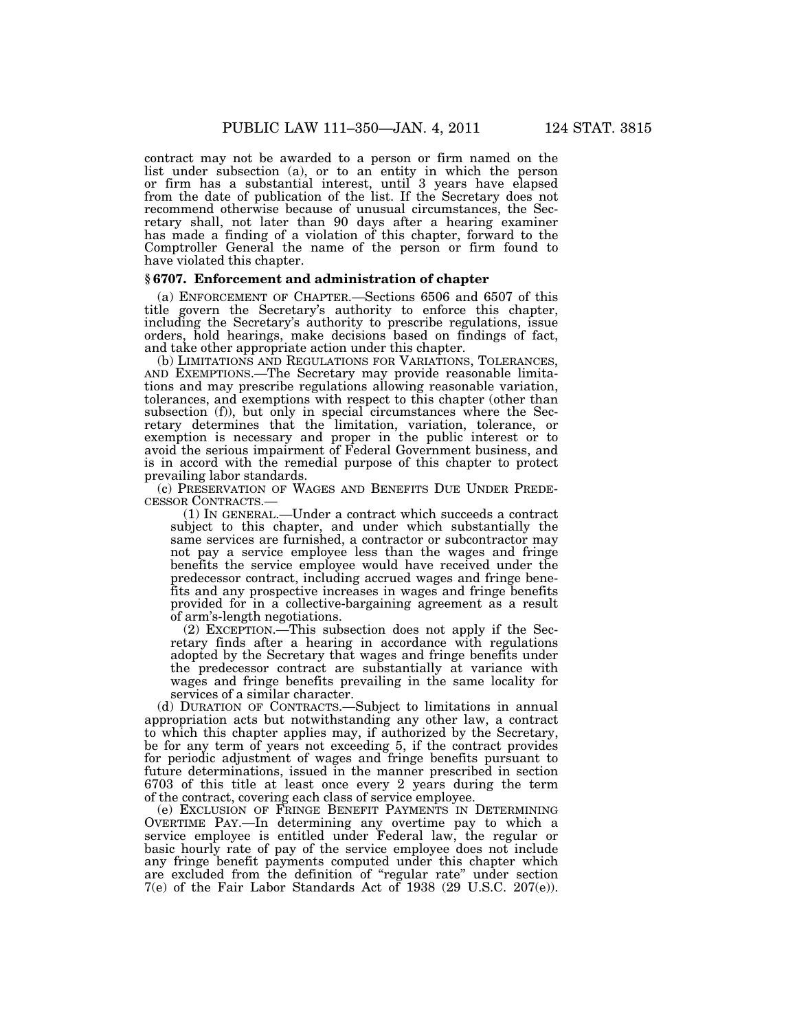contract may not be awarded to a person or firm named on the list under subsection (a), or to an entity in which the person or firm has a substantial interest, until 3 years have elapsed from the date of publication of the list. If the Secretary does not recommend otherwise because of unusual circumstances, the Secretary shall, not later than 90 days after a hearing examiner has made a finding of a violation of this chapter, forward to the Comptroller General the name of the person or firm found to have violated this chapter.

### § 6707. Enforcement and administration of chapter

(a) ENFORCEMENT OF CHAPTER.—Sections 6506 and 6507 of this title govern the Secretary's authority to enforce this chapter, including the Secretary's authority to prescribe regulations, issue orders, hold hearings, make decisions based on findings of fact, and take other appropriate action under this chapter.

(b) LIMITATIONS AND REGULATIONS FOR VARIATIONS, TOLERANCES, AND EXEMPTIONS.—The Secretary may provide reasonable limitations and may prescribe regulations allowing reasonable variation, tolerances, and exemptions with respect to this chapter (other than subsection (f)), but only in special circumstances where the Secretary determines that the limitation, variation, tolerance, or exemption is necessary and proper in the public interest or to avoid the serious impairment of Federal Government business, and is in accord with the remedial purpose of this chapter to protect prevailing labor standards.

(c) PRESERVATION OF WAGES AND BENEFITS DUE UNDER PREDECESSOR CONTRACTS.—

(1) IN GENERAL.—Under a contract which succeeds a contract subject to this chapter, and under which substantially the same services are furnished, a contractor or subcontractor may not pay a service employee less than the wages and fringe benefits the service employee would have received under the predecessor contract, including accrued wages and fringe benefits and any prospective increases in wages and fringe benefits provided for in a collective-bargaining agreement as a result of arm's-length negotiations.

(2) EXCEPTION.—This subsection does not apply if the Secretary finds after a hearing in accordance with regulations adopted by the Secretary that wages and fringe benefits under the predecessor contract are substantially at variance with wages and fringe benefits prevailing in the same locality for services of a similar character.

(d) DURATION OF CONTRACTS.—Subject to limitations in annual appropriation acts but notwithstanding any other law, a contract to which this chapter applies may, if authorized by the Secretary, be for any term of years not exceeding 5, if the contract provides for periodic adjustment of wages and fringe benefits pursuant to future determinations, issued in the manner prescribed in section 6703 of this title at least once every 2 years during the term of the contract, covering each class of service employee.

(e) EXCLUSION OF FRINGE BENEFIT PAYMENTS IN DETERMINING OVERTIME PAY.—In determining any overtime pay to which a service employee is entitled under Federal law, the regular or basic hourly rate of pay of the service employee does not include any fringe benefit payments computed under this chapter which are excluded from the definition of "regular rate" under section 7(e) of the Fair Labor Standards Act of 1938 (29 U.S.C. 207(e)).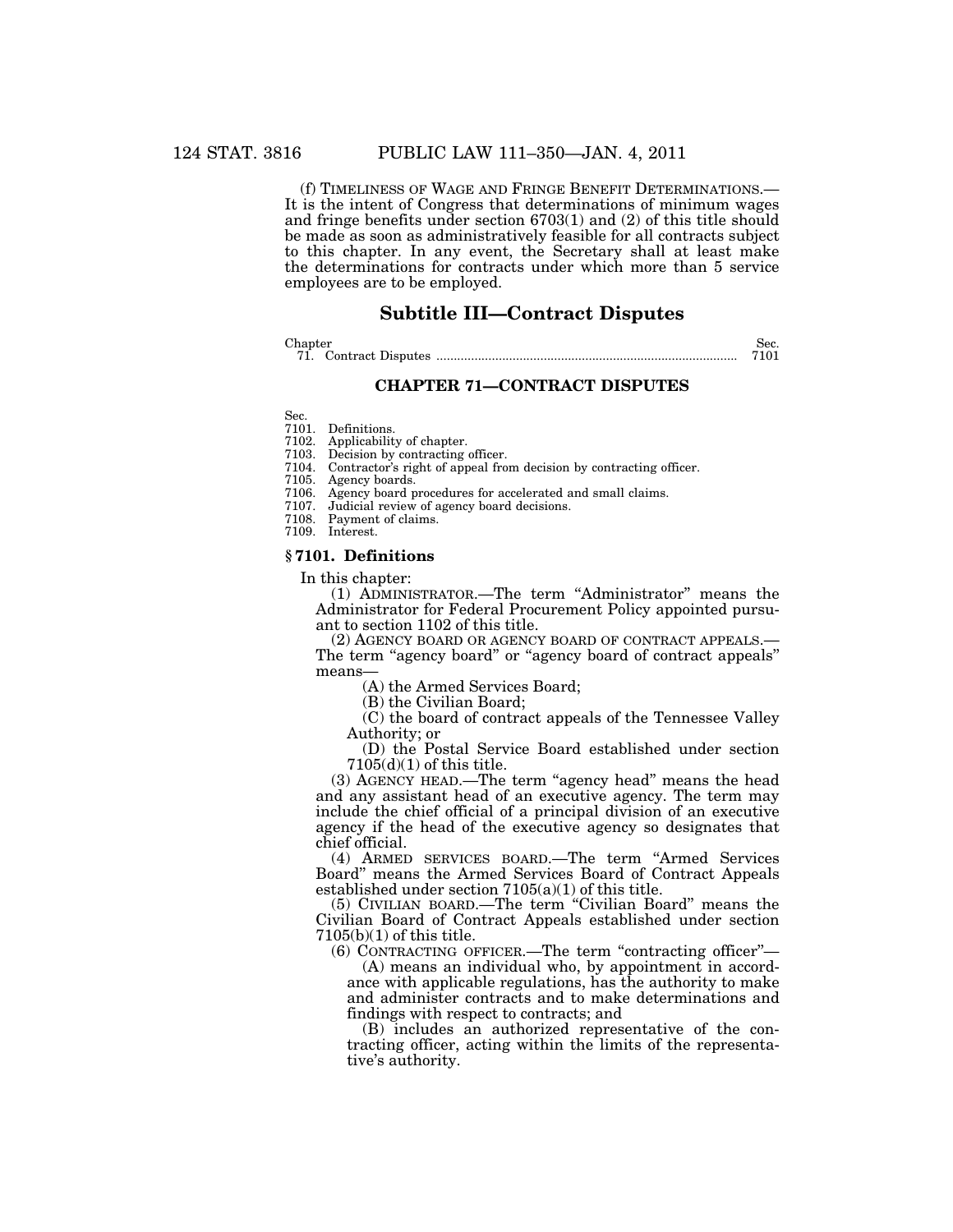(f) TIMELINESS OF WAGE AND FRINGE BENEFIT DETERMINATIONS.—It is the intent of Congress that determinations of minimum wages and fringe benefits under section 6703(1) and (2) of this title should be made as soon as administratively feasible for all contracts subject to this chapter. In any event, the Secretary shall at least make the determinations for contracts under which more than 5 service employees are to be employed.

## Subtitle III—Contract Disputes

| Chapter | Sec. |
|---|---|
| 71. Contract Disputes | 7101 |

### CHAPTER 71—CONTRACT DISPUTES

Sec.
7101. Definitions.
7102. Applicability of chapter.
7103. Decision by contracting officer.
7104. Contractor's right of appeal from decision by contracting officer.
7105. Agency boards.
7106. Agency board procedures for accelerated and small claims.
7107. Judicial review of agency board decisions.
7108. Payment of claims.
7109. Interest.

#### § 7101. Definitions

In this chapter:

(1) ADMINISTRATOR.—The term "Administrator" means the Administrator for Federal Procurement Policy appointed pursuant to section 1102 of this title.

(2) AGENCY BOARD OR AGENCY BOARD OF CONTRACT APPEALS.—The term "agency board" or "agency board of contract appeals" means—

(A) the Armed Services Board;

(B) the Civilian Board;

(C) the board of contract appeals of the Tennessee Valley Authority; or

(D) the Postal Service Board established under section 7105(d)(1) of this title.

(3) AGENCY HEAD.—The term "agency head" means the head and any assistant head of an executive agency. The term may include the chief official of a principal division of an executive agency if the head of the executive agency so designates that chief official.

(4) ARMED SERVICES BOARD.—The term "Armed Services Board" means the Armed Services Board of Contract Appeals established under section 7105(a)(1) of this title.

(5) CIVILIAN BOARD.—The term "Civilian Board" means the Civilian Board of Contract Appeals established under section 7105(b)(1) of this title.

(6) CONTRACTING OFFICER.—The term "contracting officer"—

(A) means an individual who, by appointment in accordance with applicable regulations, has the authority to make and administer contracts and to make determinations and findings with respect to contracts; and

(B) includes an authorized representative of the contracting officer, acting within the limits of the representative's authority.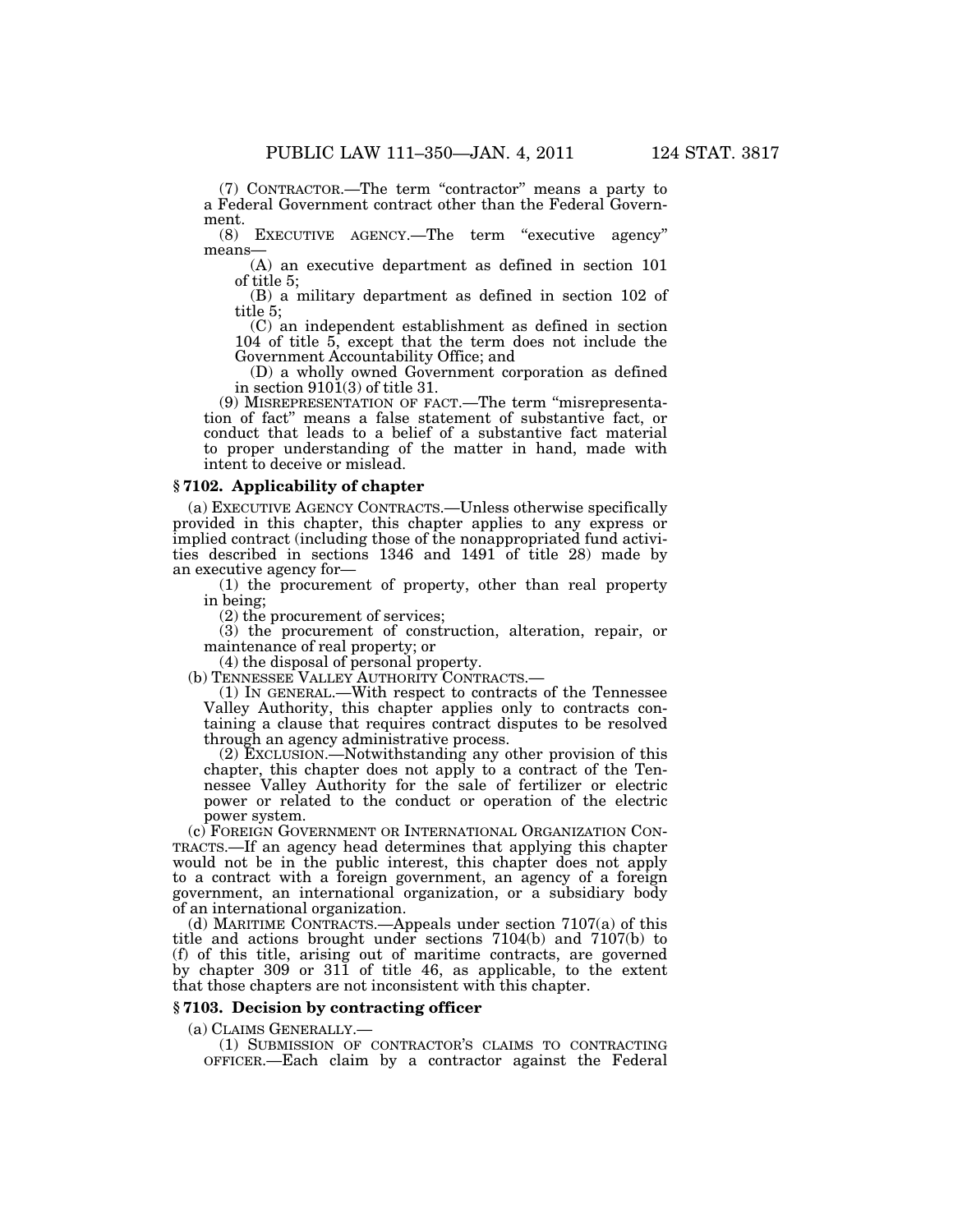(7) CONTRACTOR.—The term "contractor" means a party to a Federal Government contract other than the Federal Government.

(8) EXECUTIVE AGENCY.—The term "executive agency" means—

(A) an executive department as defined in section 101 of title 5;

(B) a military department as defined in section 102 of title 5;

(C) an independent establishment as defined in section 104 of title 5, except that the term does not include the Government Accountability Office; and

(D) a wholly owned Government corporation as defined in section 9101(3) of title 31.

(9) MISREPRESENTATION OF FACT.—The term "misrepresentation of fact" means a false statement of substantive fact, or conduct that leads to a belief of a substantive fact material to proper understanding of the matter in hand, made with intent to deceive or mislead.

### § 7102. Applicability of chapter

(a) EXECUTIVE AGENCY CONTRACTS.—Unless otherwise specifically provided in this chapter, this chapter applies to any express or implied contract (including those of the nonappropriated fund activities described in sections 1346 and 1491 of title 28) made by an executive agency for—

(1) the procurement of property, other than real property in being;

(2) the procurement of services;

(3) the procurement of construction, alteration, repair, or maintenance of real property; or

(4) the disposal of personal property.

(b) TENNESSEE VALLEY AUTHORITY CONTRACTS.—

(1) IN GENERAL.—With respect to contracts of the Tennessee Valley Authority, this chapter applies only to contracts containing a clause that requires contract disputes to be resolved through an agency administrative process.

(2) EXCLUSION.—Notwithstanding any other provision of this chapter, this chapter does not apply to a contract of the Tennessee Valley Authority for the sale of fertilizer or electric power or related to the conduct or operation of the electric power system.

(c) FOREIGN GOVERNMENT OR INTERNATIONAL ORGANIZATION CONTRACTS.—If an agency head determines that applying this chapter would not be in the public interest, this chapter does not apply to a contract with a foreign government, an agency of a foreign government, an international organization, or a subsidiary body of an international organization.

(d) MARITIME CONTRACTS.—Appeals under section 7107(a) of this title and actions brought under sections 7104(b) and 7107(b) to (f) of this title, arising out of maritime contracts, are governed by chapter 309 or 311 of title 46, as applicable, to the extent that those chapters are not inconsistent with this chapter.

### § 7103. Decision by contracting officer

(a) CLAIMS GENERALLY.—

(1) SUBMISSION OF CONTRACTOR'S CLAIMS TO CONTRACTING OFFICER.—Each claim by a contractor against the Federal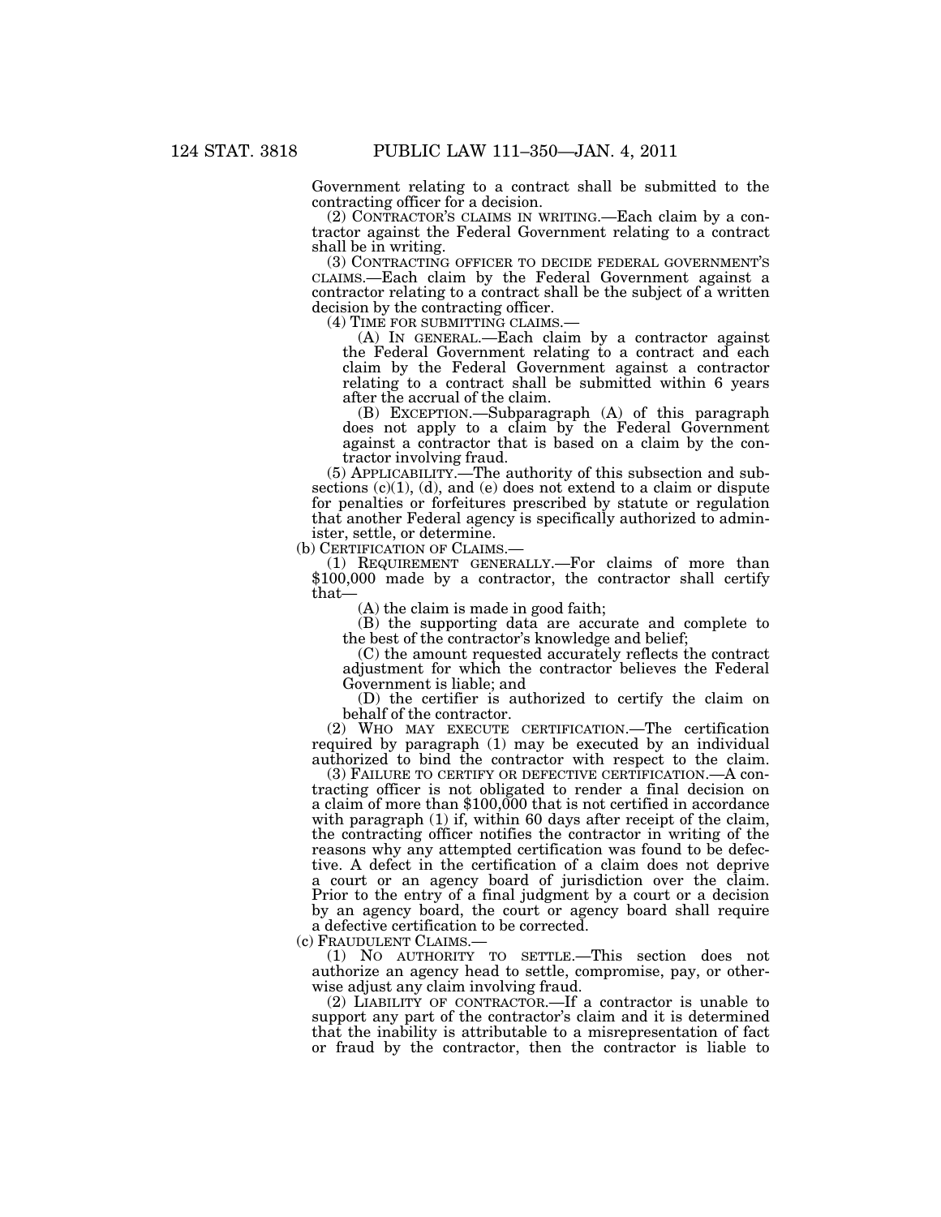Government relating to a contract shall be submitted to the contracting officer for a decision.

(2) CONTRACTOR'S CLAIMS IN WRITING.—Each claim by a contractor against the Federal Government relating to a contract shall be in writing.

(3) CONTRACTING OFFICER TO DECIDE FEDERAL GOVERNMENT'S CLAIMS.—Each claim by the Federal Government against a contractor relating to a contract shall be the subject of a written decision by the contracting officer.

(4) TIME FOR SUBMITTING CLAIMS.—

(A) IN GENERAL.—Each claim by a contractor against the Federal Government relating to a contract and each claim by the Federal Government against a contractor relating to a contract shall be submitted within 6 years after the accrual of the claim.

(B) EXCEPTION.—Subparagraph (A) of this paragraph does not apply to a claim by the Federal Government against a contractor that is based on a claim by the contractor involving fraud.

(5) APPLICABILITY.—The authority of this subsection and subsections (c)(1), (d), and (e) does not extend to a claim or dispute for penalties or forfeitures prescribed by statute or regulation that another Federal agency is specifically authorized to administer, settle, or determine.

(b) CERTIFICATION OF CLAIMS.—

(1) REQUIREMENT GENERALLY.—For claims of more than $100,000 made by a contractor, the contractor shall certify that—

(A) the claim is made in good faith;

(B) the supporting data are accurate and complete to the best of the contractor's knowledge and belief;

(C) the amount requested accurately reflects the contract adjustment for which the contractor believes the Federal Government is liable; and

(D) the certifier is authorized to certify the claim on behalf of the contractor.

(2) WHO MAY EXECUTE CERTIFICATION.—The certification required by paragraph (1) may be executed by an individual authorized to bind the contractor with respect to the claim.

(3) FAILURE TO CERTIFY OR DEFECTIVE CERTIFICATION.—A contracting officer is not obligated to render a final decision on a claim of more than $100,000 that is not certified in accordance with paragraph (1) if, within 60 days after receipt of the claim, the contracting officer notifies the contractor in writing of the reasons why any attempted certification was found to be defective. A defect in the certification of a claim does not deprive a court or an agency board of jurisdiction over the claim. Prior to the entry of a final judgment by a court or a decision by an agency board, the court or agency board shall require a defective certification to be corrected.

(c) FRAUDULENT CLAIMS.—

(1) NO AUTHORITY TO SETTLE.—This section does not authorize an agency head to settle, compromise, pay, or otherwise adjust any claim involving fraud.

(2) LIABILITY OF CONTRACTOR.—If a contractor is unable to support any part of the contractor's claim and it is determined that the inability is attributable to a misrepresentation of fact or fraud by the contractor, then the contractor is liable to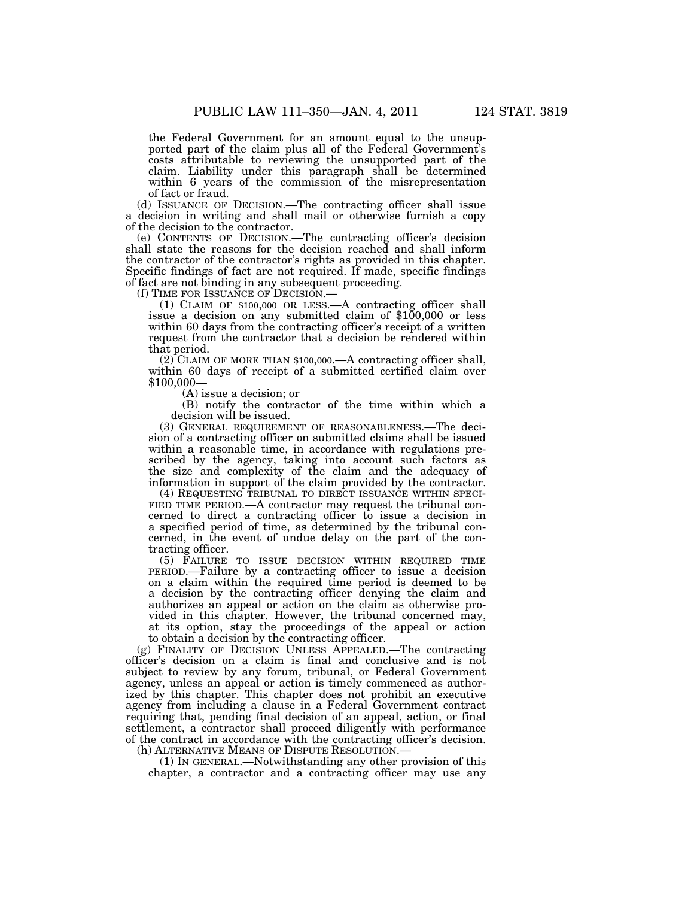the Federal Government for an amount equal to the unsupported part of the claim plus all of the Federal Government's costs attributable to reviewing the unsupported part of the claim. Liability under this paragraph shall be determined within 6 years of the commission of the misrepresentation of fact or fraud.

(d) ISSUANCE OF DECISION.—The contracting officer shall issue a decision in writing and shall mail or otherwise furnish a copy of the decision to the contractor.

(e) CONTENTS OF DECISION.—The contracting officer's decision shall state the reasons for the decision reached and shall inform the contractor of the contractor's rights as provided in this chapter. Specific findings of fact are not required. If made, specific findings of fact are not binding in any subsequent proceeding.

(f) TIME FOR ISSUANCE OF DECISION.—

(1) CLAIM OF $100,000 OR LESS.—A contracting officer shall issue a decision on any submitted claim of $100,000 or less within 60 days from the contracting officer's receipt of a written request from the contractor that a decision be rendered within that period.

(2) CLAIM OF MORE THAN $100,000.—A contracting officer shall, within 60 days of receipt of a submitted certified claim over $100,000—

(A) issue a decision; or

(B) notify the contractor of the time within which a decision will be issued.

(3) GENERAL REQUIREMENT OF REASONABLENESS.—The decision of a contracting officer on submitted claims shall be issued within a reasonable time, in accordance with regulations prescribed by the agency, taking into account such factors as the size and complexity of the claim and the adequacy of information in support of the claim provided by the contractor.

(4) REQUESTING TRIBUNAL TO DIRECT ISSUANCE WITHIN SPECIFIED TIME PERIOD.—A contractor may request the tribunal concerned to direct a contracting officer to issue a decision in a specified period of time, as determined by the tribunal concerned, in the event of undue delay on the part of the contracting officer.

(5) FAILURE TO ISSUE DECISION WITHIN REQUIRED TIME PERIOD.—Failure by a contracting officer to issue a decision on a claim within the required time period is deemed to be a decision by the contracting officer denying the claim and authorizes an appeal or action on the claim as otherwise provided in this chapter. However, the tribunal concerned may, at its option, stay the proceedings of the appeal or action to obtain a decision by the contracting officer.

(g) FINALITY OF DECISION UNLESS APPEALED.—The contracting officer's decision on a claim is final and conclusive and is not subject to review by any forum, tribunal, or Federal Government agency, unless an appeal or action is timely commenced as authorized by this chapter. This chapter does not prohibit an executive agency from including a clause in a Federal Government contract requiring that, pending final decision of an appeal, action, or final settlement, a contractor shall proceed diligently with performance of the contract in accordance with the contracting officer's decision.

(h) ALTERNATIVE MEANS OF DISPUTE RESOLUTION.—

(1) IN GENERAL.—Notwithstanding any other provision of this chapter, a contractor and a contracting officer may use any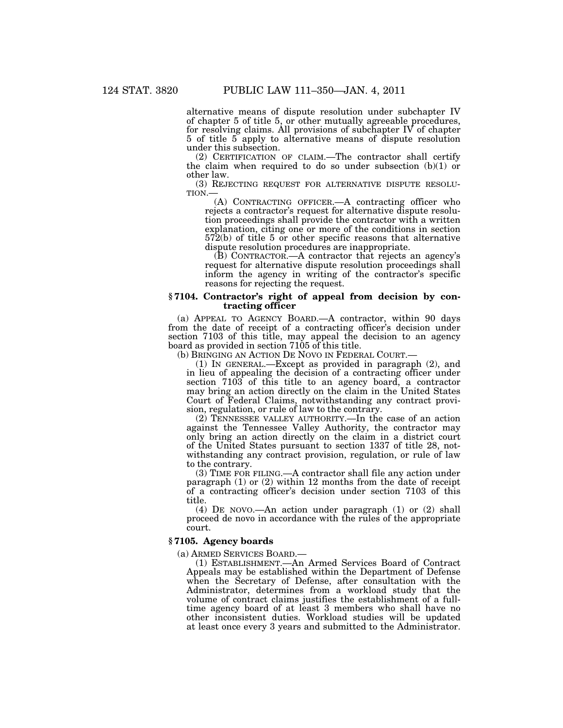alternative means of dispute resolution under subchapter IV of chapter 5 of title 5, or other mutually agreeable procedures, for resolving claims. All provisions of subchapter IV of chapter 5 of title 5 apply to alternative means of dispute resolution under this subsection.

(2) CERTIFICATION OF CLAIM.—The contractor shall certify the claim when required to do so under subsection (b)(1) or other law.

(3) REJECTING REQUEST FOR ALTERNATIVE DISPUTE RESOLUTION.—

(A) CONTRACTING OFFICER.—A contracting officer who rejects a contractor's request for alternative dispute resolution proceedings shall provide the contractor with a written explanation, citing one or more of the conditions in section 572(b) of title 5 or other specific reasons that alternative dispute resolution procedures are inappropriate.

(B) CONTRACTOR.—A contractor that rejects an agency's request for alternative dispute resolution proceedings shall inform the agency in writing of the contractor's specific reasons for rejecting the request.

### § 7104. Contractor's right of appeal from decision by contracting officer

(a) APPEAL TO AGENCY BOARD.—A contractor, within 90 days from the date of receipt of a contracting officer's decision under section 7103 of this title, may appeal the decision to an agency board as provided in section 7105 of this title.

(b) BRINGING AN ACTION DE NOVO IN FEDERAL COURT.—

(1) IN GENERAL.—Except as provided in paragraph (2), and in lieu of appealing the decision of a contracting officer under section 7103 of this title to an agency board, a contractor may bring an action directly on the claim in the United States Court of Federal Claims, notwithstanding any contract provision, regulation, or rule of law to the contrary.

(2) TENNESSEE VALLEY AUTHORITY.—In the case of an action against the Tennessee Valley Authority, the contractor may only bring an action directly on the claim in a district court of the United States pursuant to section 1337 of title 28, notwithstanding any contract provision, regulation, or rule of law to the contrary.

(3) TIME FOR FILING.—A contractor shall file any action under paragraph (1) or (2) within 12 months from the date of receipt of a contracting officer's decision under section 7103 of this title.

(4) DE NOVO.—An action under paragraph (1) or (2) shall proceed de novo in accordance with the rules of the appropriate court.

### § 7105. Agency boards

(a) ARMED SERVICES BOARD.—

(1) ESTABLISHMENT.—An Armed Services Board of Contract Appeals may be established within the Department of Defense when the Secretary of Defense, after consultation with the Administrator, determines from a workload study that the volume of contract claims justifies the establishment of a full-time agency board of at least 3 members who shall have no other inconsistent duties. Workload studies will be updated at least once every 3 years and submitted to the Administrator.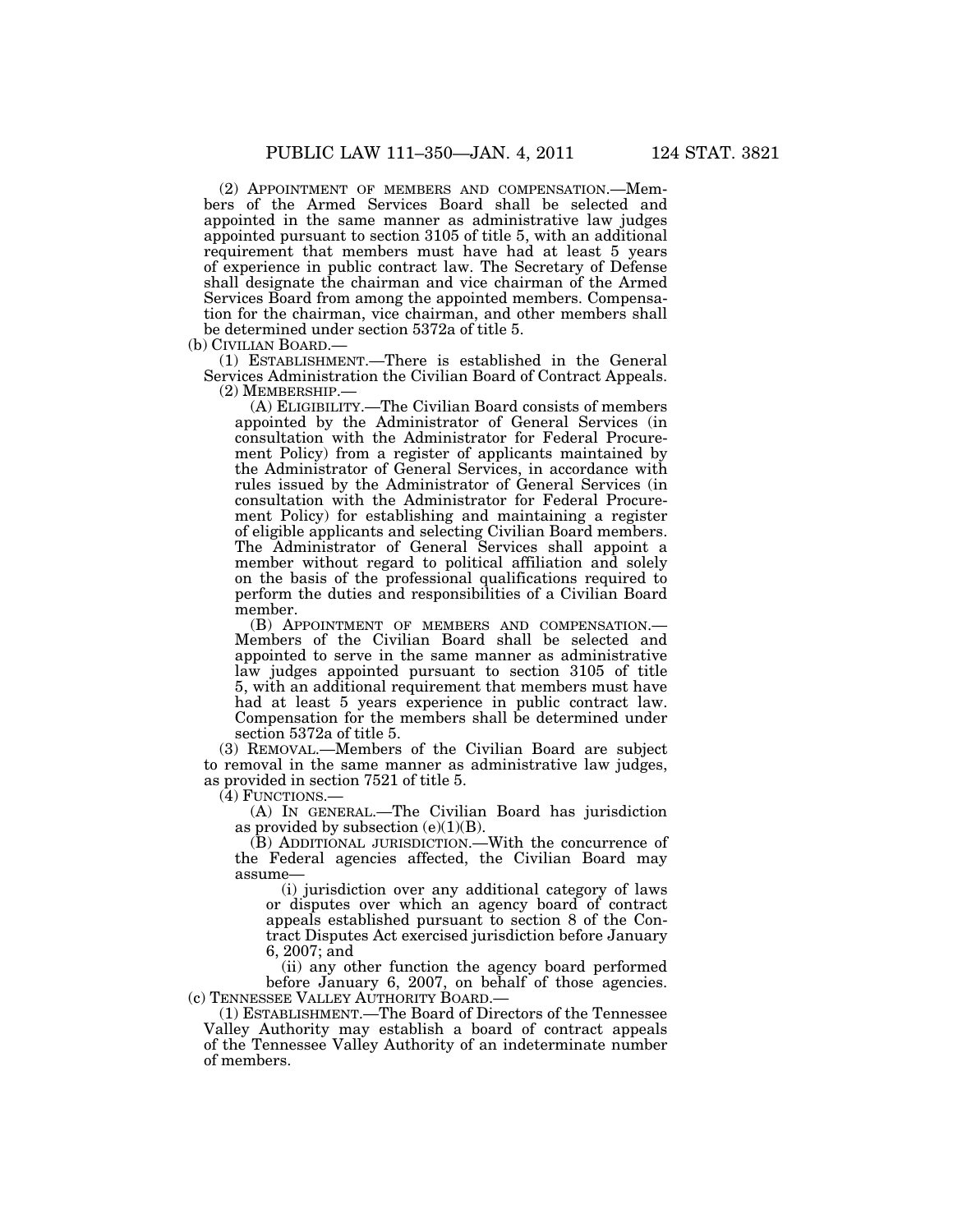(2) APPOINTMENT OF MEMBERS AND COMPENSATION.—Members of the Armed Services Board shall be selected and appointed in the same manner as administrative law judges appointed pursuant to section 3105 of title 5, with an additional requirement that members must have had at least 5 years of experience in public contract law. The Secretary of Defense shall designate the chairman and vice chairman of the Armed Services Board from among the appointed members. Compensation for the chairman, vice chairman, and other members shall be determined under section 5372a of title 5.

(b) CIVILIAN BOARD.—

(1) ESTABLISHMENT.—There is established in the General Services Administration the Civilian Board of Contract Appeals.

(2) MEMBERSHIP.—

(A) ELIGIBILITY.—The Civilian Board consists of members appointed by the Administrator of General Services (in consultation with the Administrator for Federal Procurement Policy) from a register of applicants maintained by the Administrator of General Services, in accordance with rules issued by the Administrator of General Services (in consultation with the Administrator for Federal Procurement Policy) for establishing and maintaining a register of eligible applicants and selecting Civilian Board members. The Administrator of General Services shall appoint a member without regard to political affiliation and solely on the basis of the professional qualifications required to perform the duties and responsibilities of a Civilian Board member.

(B) APPOINTMENT OF MEMBERS AND COMPENSATION.—Members of the Civilian Board shall be selected and appointed to serve in the same manner as administrative law judges appointed pursuant to section 3105 of title 5, with an additional requirement that members must have had at least 5 years experience in public contract law. Compensation for the members shall be determined under section 5372a of title 5.

(3) REMOVAL.—Members of the Civilian Board are subject to removal in the same manner as administrative law judges, as provided in section 7521 of title 5.

(4) FUNCTIONS.—

(A) IN GENERAL.—The Civilian Board has jurisdiction as provided by subsection (e)(1)(B).

(B) ADDITIONAL JURISDICTION.—With the concurrence of the Federal agencies affected, the Civilian Board may assume—

(i) jurisdiction over any additional category of laws or disputes over which an agency board of contract appeals established pursuant to section 8 of the Contract Disputes Act exercised jurisdiction before January 6, 2007; and

(ii) any other function the agency board performed before January 6, 2007, on behalf of those agencies.

(c) TENNESSEE VALLEY AUTHORITY BOARD.—

(1) ESTABLISHMENT.—The Board of Directors of the Tennessee Valley Authority may establish a board of contract appeals of the Tennessee Valley Authority of an indeterminate number of members.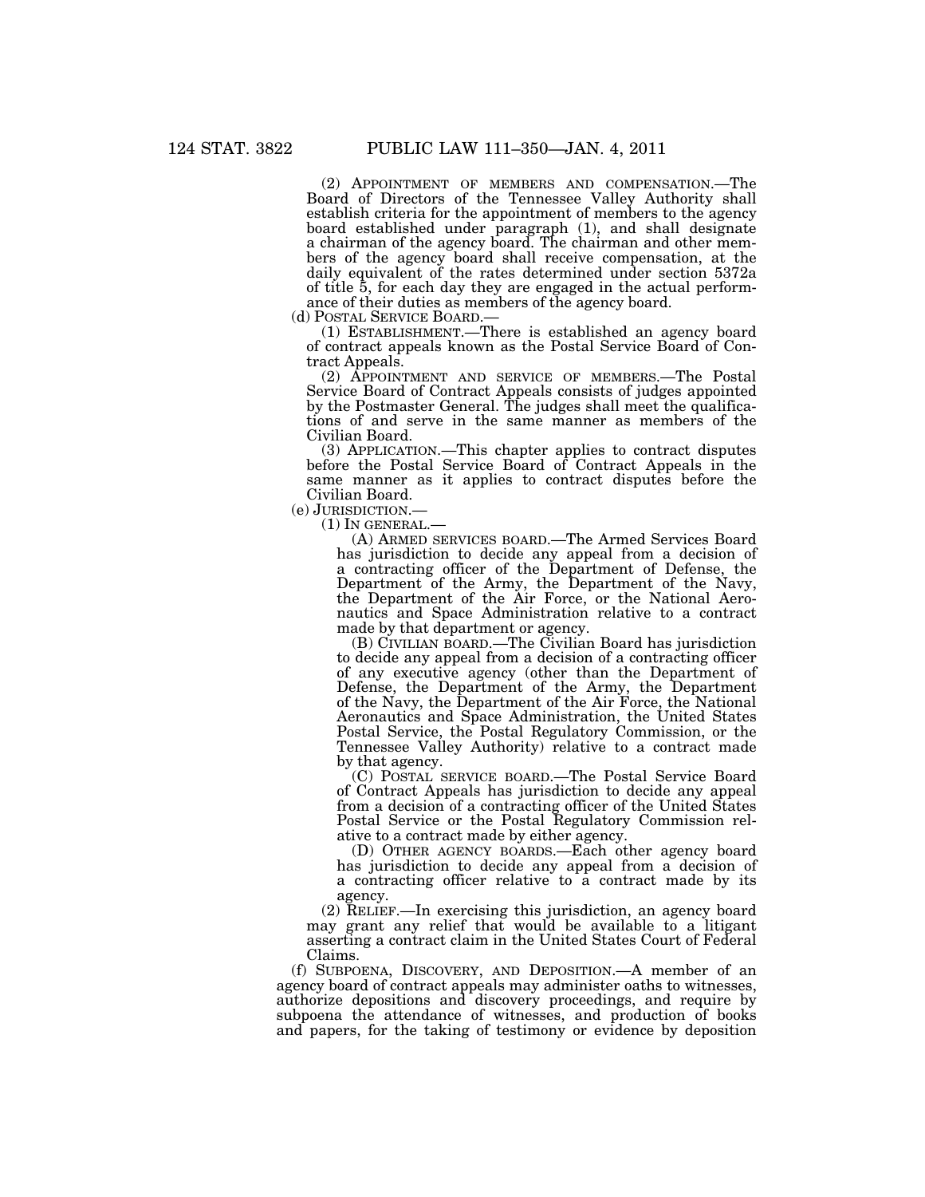(2) APPOINTMENT OF MEMBERS AND COMPENSATION.—The Board of Directors of the Tennessee Valley Authority shall establish criteria for the appointment of members to the agency board established under paragraph (1), and shall designate a chairman of the agency board. The chairman and other members of the agency board shall receive compensation, at the daily equivalent of the rates determined under section 5372a of title 5, for each day they are engaged in the actual performance of their duties as members of the agency board.

(d) POSTAL SERVICE BOARD.—

(1) ESTABLISHMENT.—There is established an agency board of contract appeals known as the Postal Service Board of Contract Appeals.

(2) APPOINTMENT AND SERVICE OF MEMBERS.—The Postal Service Board of Contract Appeals consists of judges appointed by the Postmaster General. The judges shall meet the qualifications of and serve in the same manner as members of the Civilian Board.

(3) APPLICATION.—This chapter applies to contract disputes before the Postal Service Board of Contract Appeals in the same manner as it applies to contract disputes before the Civilian Board.

(e) JURISDICTION.—

(1) IN GENERAL.—

(A) ARMED SERVICES BOARD.—The Armed Services Board has jurisdiction to decide any appeal from a decision of a contracting officer of the Department of Defense, the Department of the Army, the Department of the Navy, the Department of the Air Force, or the National Aeronautics and Space Administration relative to a contract made by that department or agency.

(B) CIVILIAN BOARD.—The Civilian Board has jurisdiction to decide any appeal from a decision of a contracting officer of any executive agency (other than the Department of Defense, the Department of the Army, the Department of the Navy, the Department of the Air Force, the National Aeronautics and Space Administration, the United States Postal Service, the Postal Regulatory Commission, or the Tennessee Valley Authority) relative to a contract made by that agency.

(C) POSTAL SERVICE BOARD.—The Postal Service Board of Contract Appeals has jurisdiction to decide any appeal from a decision of a contracting officer of the United States Postal Service or the Postal Regulatory Commission relative to a contract made by either agency.

(D) OTHER AGENCY BOARDS.—Each other agency board has jurisdiction to decide any appeal from a decision of a contracting officer relative to a contract made by its agency.

(2) RELIEF.—In exercising this jurisdiction, an agency board may grant any relief that would be available to a litigant asserting a contract claim in the United States Court of Federal Claims.

(f) SUBPOENA, DISCOVERY, AND DEPOSITION.—A member of an agency board of contract appeals may administer oaths to witnesses, authorize depositions and discovery proceedings, and require by subpoena the attendance of witnesses, and production of books and papers, for the taking of testimony or evidence by deposition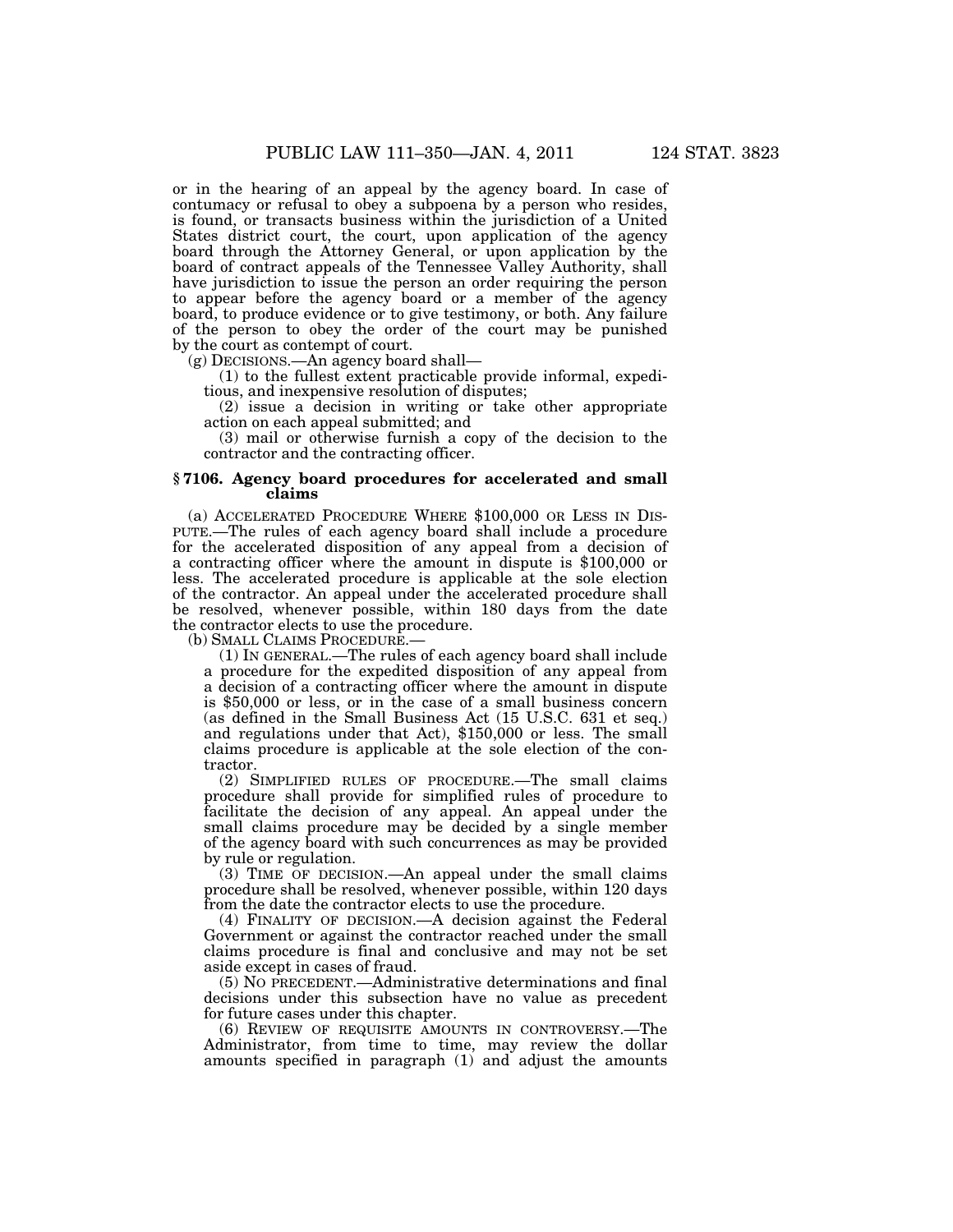or in the hearing of an appeal by the agency board. In case of contumacy or refusal to obey a subpoena by a person who resides, is found, or transacts business within the jurisdiction of a United States district court, the court, upon application of the agency board through the Attorney General, or upon application by the board of contract appeals of the Tennessee Valley Authority, shall have jurisdiction to issue the person an order requiring the person to appear before the agency board or a member of the agency board, to produce evidence or to give testimony, or both. Any failure of the person to obey the order of the court may be punished by the court as contempt of court.

(g) DECISIONS.—An agency board shall—

(1) to the fullest extent practicable provide informal, expeditious, and inexpensive resolution of disputes;

(2) issue a decision in writing or take other appropriate action on each appeal submitted; and

(3) mail or otherwise furnish a copy of the decision to the contractor and the contracting officer.

### § 7106. Agency board procedures for accelerated and small claims

(a) ACCELERATED PROCEDURE WHERE $100,000 OR LESS IN DISPUTE.—The rules of each agency board shall include a procedure for the accelerated disposition of any appeal from a decision of a contracting officer where the amount in dispute is $100,000 or less. The accelerated procedure is applicable at the sole election of the contractor. An appeal under the accelerated procedure shall be resolved, whenever possible, within 180 days from the date the contractor elects to use the procedure.

(b) SMALL CLAIMS PROCEDURE.—

(1) IN GENERAL.—The rules of each agency board shall include a procedure for the expedited disposition of any appeal from a decision of a contracting officer where the amount in dispute is $50,000 or less, or in the case of a small business concern (as defined in the Small Business Act (15 U.S.C. 631 et seq.) and regulations under that Act), $150,000 or less. The small claims procedure is applicable at the sole election of the contractor.

(2) SIMPLIFIED RULES OF PROCEDURE.—The small claims procedure shall provide for simplified rules of procedure to facilitate the decision of any appeal. An appeal under the small claims procedure may be decided by a single member of the agency board with such concurrences as may be provided by rule or regulation.

(3) TIME OF DECISION.—An appeal under the small claims procedure shall be resolved, whenever possible, within 120 days from the date the contractor elects to use the procedure.

(4) FINALITY OF DECISION.—A decision against the Federal Government or against the contractor reached under the small claims procedure is final and conclusive and may not be set aside except in cases of fraud.

(5) NO PRECEDENT.—Administrative determinations and final decisions under this subsection have no value as precedent for future cases under this chapter.

(6) REVIEW OF REQUISITE AMOUNTS IN CONTROVERSY.—The Administrator, from time to time, may review the dollar amounts specified in paragraph (1) and adjust the amounts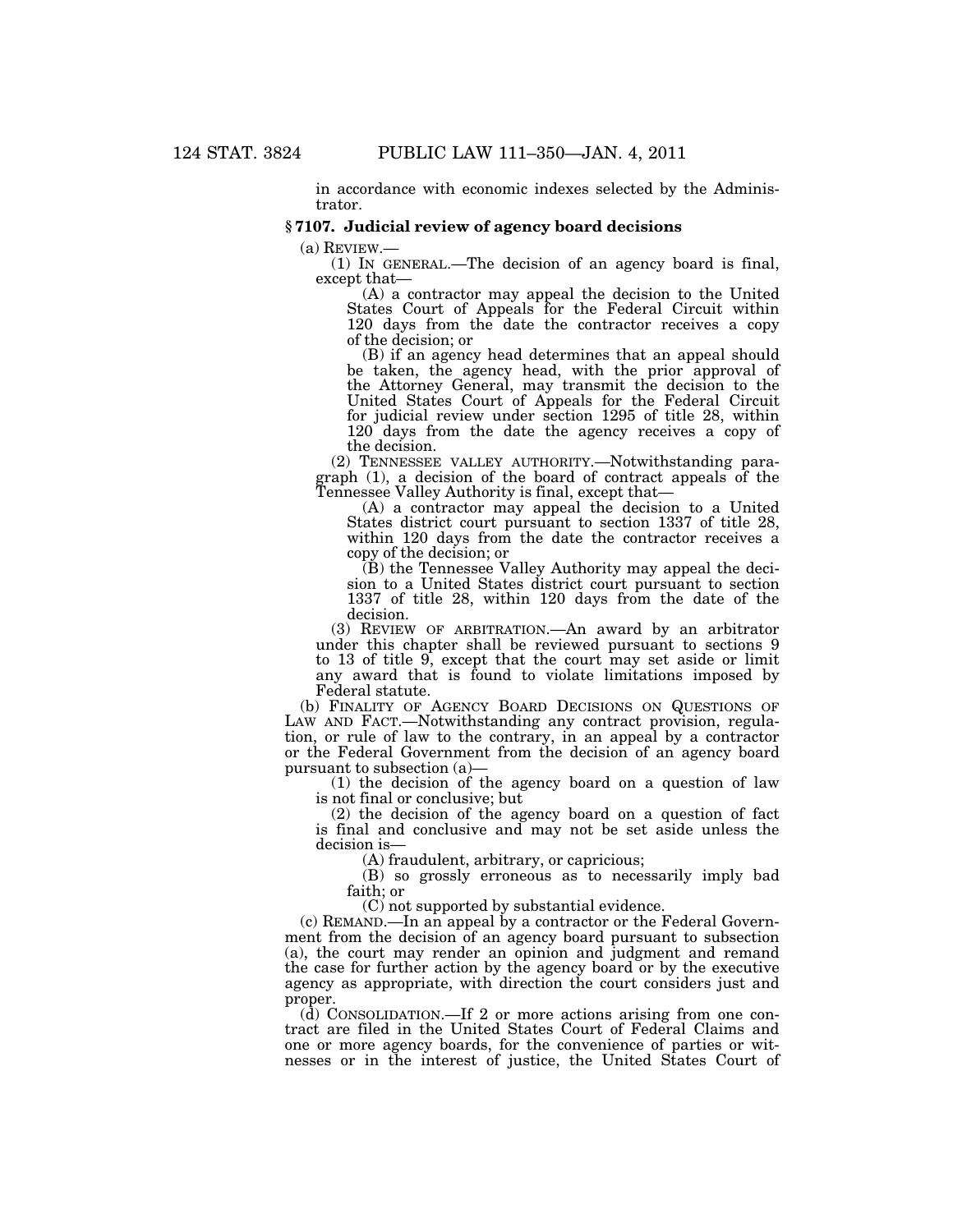in accordance with economic indexes selected by the Administrator.

### § 7107. Judicial review of agency board decisions

(a) REVIEW.—

(1) IN GENERAL.—The decision of an agency board is final, except that—

(A) a contractor may appeal the decision to the United States Court of Appeals for the Federal Circuit within 120 days from the date the contractor receives a copy of the decision; or

(B) if an agency head determines that an appeal should be taken, the agency head, with the prior approval of the Attorney General, may transmit the decision to the United States Court of Appeals for the Federal Circuit for judicial review under section 1295 of title 28, within 120 days from the date the agency receives a copy of the decision.

(2) TENNESSEE VALLEY AUTHORITY.—Notwithstanding paragraph (1), a decision of the board of contract appeals of the Tennessee Valley Authority is final, except that—

(A) a contractor may appeal the decision to a United States district court pursuant to section 1337 of title 28, within 120 days from the date the contractor receives a copy of the decision; or

(B) the Tennessee Valley Authority may appeal the decision to a United States district court pursuant to section 1337 of title 28, within 120 days from the date of the decision.

(3) REVIEW OF ARBITRATION.—An award by an arbitrator under this chapter shall be reviewed pursuant to sections 9 to 13 of title 9, except that the court may set aside or limit any award that is found to violate limitations imposed by Federal statute.

(b) FINALITY OF AGENCY BOARD DECISIONS ON QUESTIONS OF LAW AND FACT.—Notwithstanding any contract provision, regulation, or rule of law to the contrary, in an appeal by a contractor or the Federal Government from the decision of an agency board pursuant to subsection (a)—

(1) the decision of the agency board on a question of law is not final or conclusive; but

(2) the decision of the agency board on a question of fact is final and conclusive and may not be set aside unless the decision is—

(A) fraudulent, arbitrary, or capricious;

(B) so grossly erroneous as to necessarily imply bad faith; or

(C) not supported by substantial evidence.

(c) REMAND.—In an appeal by a contractor or the Federal Government from the decision of an agency board pursuant to subsection (a), the court may render an opinion and judgment and remand the case for further action by the agency board or by the executive agency as appropriate, with direction the court considers just and proper.

(d) CONSOLIDATION.—If 2 or more actions arising from one contract are filed in the United States Court of Federal Claims and one or more agency boards, for the convenience of parties or witnesses or in the interest of justice, the United States Court of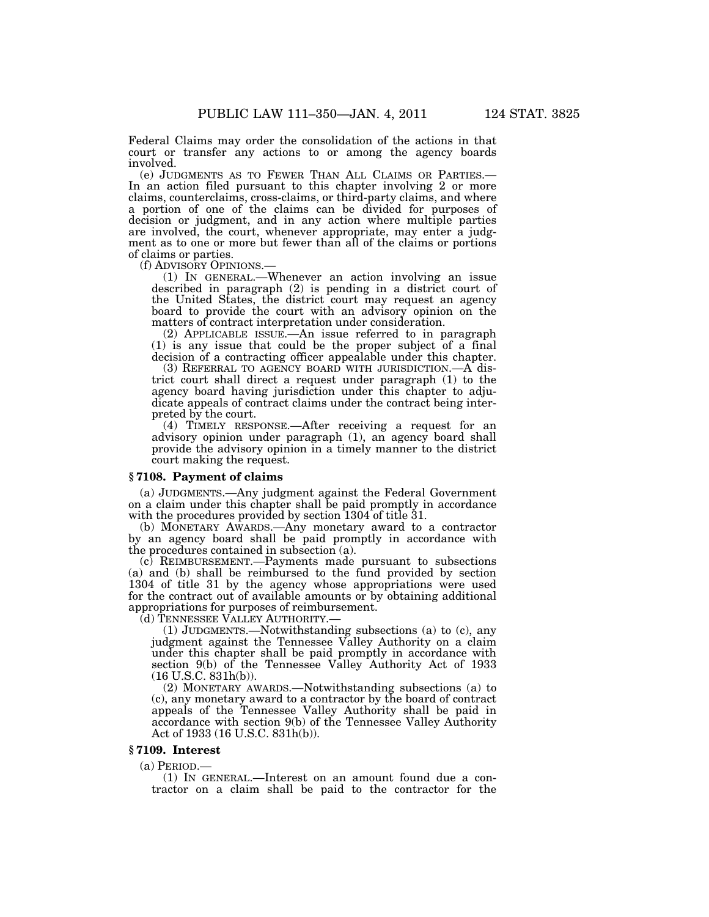Federal Claims may order the consolidation of the actions in that court or transfer any actions to or among the agency boards involved.

(e) JUDGMENTS AS TO FEWER THAN ALL CLAIMS OR PARTIES.—In an action filed pursuant to this chapter involving 2 or more claims, counterclaims, cross-claims, or third-party claims, and where a portion of one of the claims can be divided for purposes of decision or judgment, and in any action where multiple parties are involved, the court, whenever appropriate, may enter a judgment as to one or more but fewer than all of the claims or portions of claims or parties.

(f) ADVISORY OPINIONS.—

(1) IN GENERAL.—Whenever an action involving an issue described in paragraph (2) is pending in a district court of the United States, the district court may request an agency board to provide the court with an advisory opinion on the matters of contract interpretation under consideration.

(2) APPLICABLE ISSUE.—An issue referred to in paragraph (1) is any issue that could be the proper subject of a final decision of a contracting officer appealable under this chapter.

(3) REFERRAL TO AGENCY BOARD WITH JURISDICTION.—A district court shall direct a request under paragraph (1) to the agency board having jurisdiction under this chapter to adjudicate appeals of contract claims under the contract being interpreted by the court.

(4) TIMELY RESPONSE.—After receiving a request for an advisory opinion under paragraph (1), an agency board shall provide the advisory opinion in a timely manner to the district court making the request.

### § 7108. Payment of claims

(a) JUDGMENTS.—Any judgment against the Federal Government on a claim under this chapter shall be paid promptly in accordance with the procedures provided by section 1304 of title 31.

(b) MONETARY AWARDS.—Any monetary award to a contractor by an agency board shall be paid promptly in accordance with the procedures contained in subsection (a).

(c) REIMBURSEMENT.—Payments made pursuant to subsections (a) and (b) shall be reimbursed to the fund provided by section 1304 of title 31 by the agency whose appropriations were used for the contract out of available amounts or by obtaining additional appropriations for purposes of reimbursement.

(d) TENNESSEE VALLEY AUTHORITY.—

(1) JUDGMENTS.—Notwithstanding subsections (a) to (c), any judgment against the Tennessee Valley Authority on a claim under this chapter shall be paid promptly in accordance with section 9(b) of the Tennessee Valley Authority Act of 1933 (16 U.S.C. 831h(b)).

(2) MONETARY AWARDS.—Notwithstanding subsections (a) to (c), any monetary award to a contractor by the board of contract appeals of the Tennessee Valley Authority shall be paid in accordance with section 9(b) of the Tennessee Valley Authority Act of 1933 (16 U.S.C. 831h(b)).

### § 7109. Interest

(a) PERIOD.—

(1) IN GENERAL.—Interest on an amount found due a contractor on a claim shall be paid to the contractor for the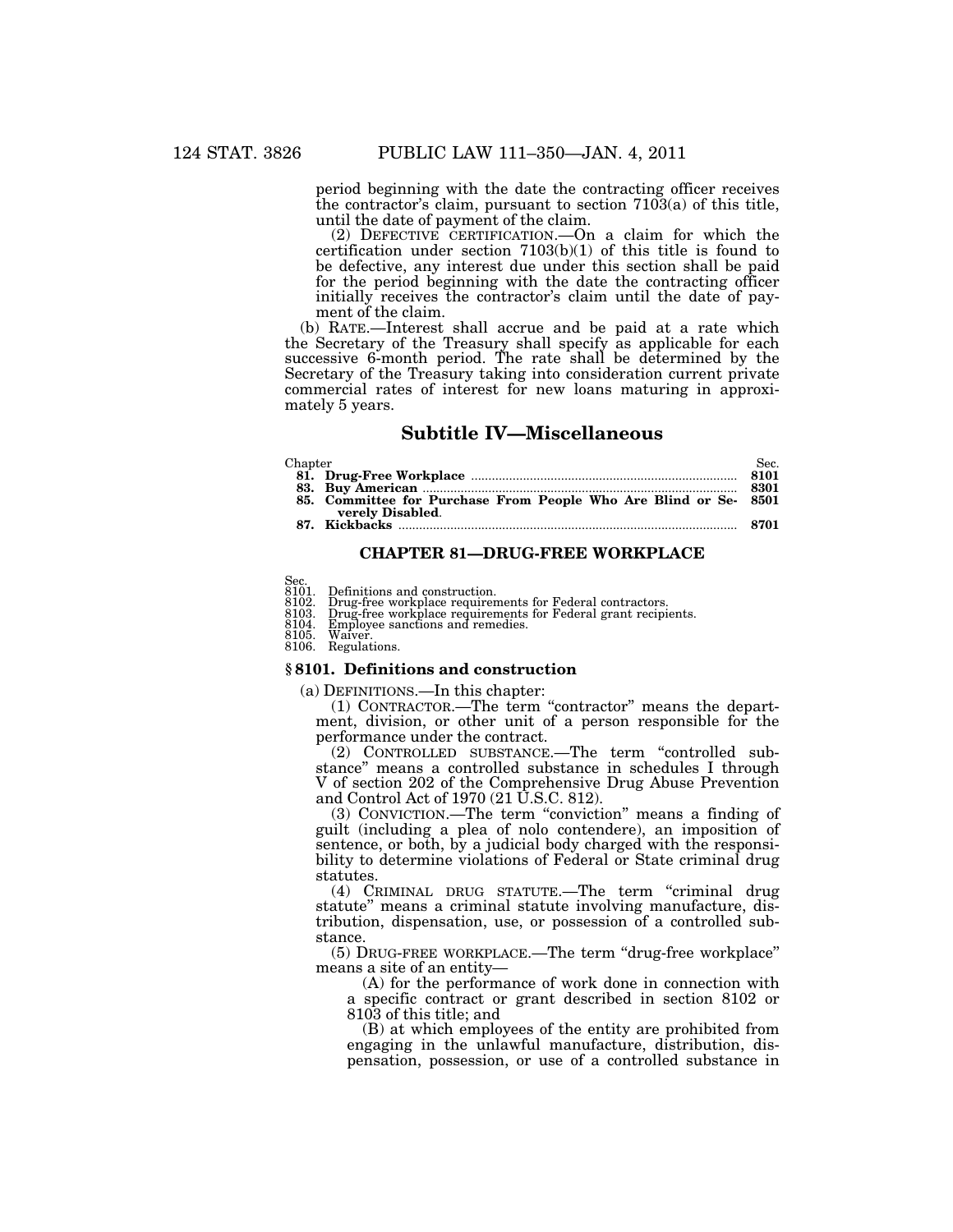period beginning with the date the contracting officer receives the contractor's claim, pursuant to section 7103(a) of this title, until the date of payment of the claim.

(2) DEFECTIVE CERTIFICATION.—On a claim for which the certification under section 7103(b)(1) of this title is found to be defective, any interest due under this section shall be paid for the period beginning with the date the contracting officer initially receives the contractor's claim until the date of payment of the claim.

(b) RATE.—Interest shall accrue and be paid at a rate which the Secretary of the Treasury shall specify as applicable for each successive 6-month period. The rate shall be determined by the Secretary of the Treasury taking into consideration current private commercial rates of interest for new loans maturing in approximately 5 years.

## Subtitle IV—Miscellaneous

| Chapter | Sec. |
| --- | --- |
| **81. Drug-Free Workplace** | **8101** |
| **83. Buy American** | **8301** |
| **85. Committee for Purchase From People Who Are Blind or Severely Disabled.** | **8501** |
| **87. Kickbacks** | **8701** |

### CHAPTER 81—DRUG-FREE WORKPLACE

Sec.
8101. Definitions and construction.
8102. Drug-free workplace requirements for Federal contractors.
8103. Drug-free workplace requirements for Federal grant recipients.
8104. Employee sanctions and remedies.
8105. Waiver.
8106. Regulations.

### § 8101. Definitions and construction

(a) DEFINITIONS.—In this chapter:

(1) CONTRACTOR.—The term "contractor" means the department, division, or other unit of a person responsible for the performance under the contract.

(2) CONTROLLED SUBSTANCE.—The term "controlled substance" means a controlled substance in schedules I through V of section 202 of the Comprehensive Drug Abuse Prevention and Control Act of 1970 (21 U.S.C. 812).

(3) CONVICTION.—The term "conviction" means a finding of guilt (including a plea of nolo contendere), an imposition of sentence, or both, by a judicial body charged with the responsibility to determine violations of Federal or State criminal drug statutes.

(4) CRIMINAL DRUG STATUTE.—The term "criminal drug statute" means a criminal statute involving manufacture, distribution, dispensation, use, or possession of a controlled substance.

(5) DRUG-FREE WORKPLACE.—The term "drug-free workplace" means a site of an entity—

(A) for the performance of work done in connection with a specific contract or grant described in section 8102 or 8103 of this title; and

(B) at which employees of the entity are prohibited from engaging in the unlawful manufacture, distribution, dispensation, possession, or use of a controlled substance in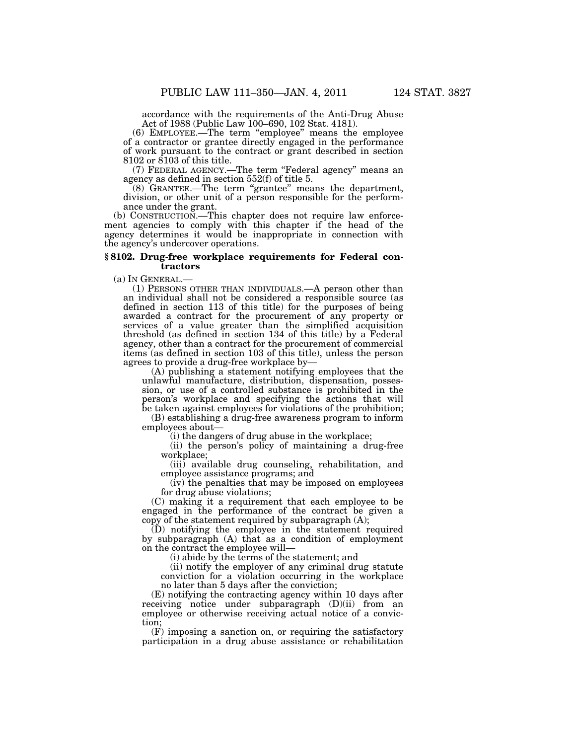accordance with the requirements of the Anti-Drug Abuse Act of 1988 (Public Law 100–690, 102 Stat. 4181).

(6) EMPLOYEE.—The term "employee" means the employee of a contractor or grantee directly engaged in the performance of work pursuant to the contract or grant described in section 8102 or 8103 of this title.

(7) FEDERAL AGENCY.—The term "Federal agency" means an agency as defined in section 552(f) of title 5.

(8) GRANTEE.—The term "grantee" means the department, division, or other unit of a person responsible for the performance under the grant.

(b) CONSTRUCTION.—This chapter does not require law enforcement agencies to comply with this chapter if the head of the agency determines it would be inappropriate in connection with the agency's undercover operations.

### § 8102. Drug-free workplace requirements for Federal contractors

(a) IN GENERAL.—

(1) PERSONS OTHER THAN INDIVIDUALS.—A person other than an individual shall not be considered a responsible source (as defined in section 113 of this title) for the purposes of being awarded a contract for the procurement of any property or services of a value greater than the simplified acquisition threshold (as defined in section 134 of this title) by a Federal agency, other than a contract for the procurement of commercial items (as defined in section 103 of this title), unless the person agrees to provide a drug-free workplace by—

(A) publishing a statement notifying employees that the unlawful manufacture, distribution, dispensation, possession, or use of a controlled substance is prohibited in the person's workplace and specifying the actions that will be taken against employees for violations of the prohibition;

(B) establishing a drug-free awareness program to inform employees about—

(i) the dangers of drug abuse in the workplace;

(ii) the person's policy of maintaining a drug-free workplace;

(iii) available drug counseling, rehabilitation, and employee assistance programs; and

(iv) the penalties that may be imposed on employees for drug abuse violations;

(C) making it a requirement that each employee to be engaged in the performance of the contract be given a copy of the statement required by subparagraph (A);

(D) notifying the employee in the statement required by subparagraph (A) that as a condition of employment on the contract the employee will—

(i) abide by the terms of the statement; and

(ii) notify the employer of any criminal drug statute conviction for a violation occurring in the workplace no later than 5 days after the conviction;

(E) notifying the contracting agency within 10 days after receiving notice under subparagraph (D)(ii) from an employee or otherwise receiving actual notice of a conviction;

(F) imposing a sanction on, or requiring the satisfactory participation in a drug abuse assistance or rehabilitation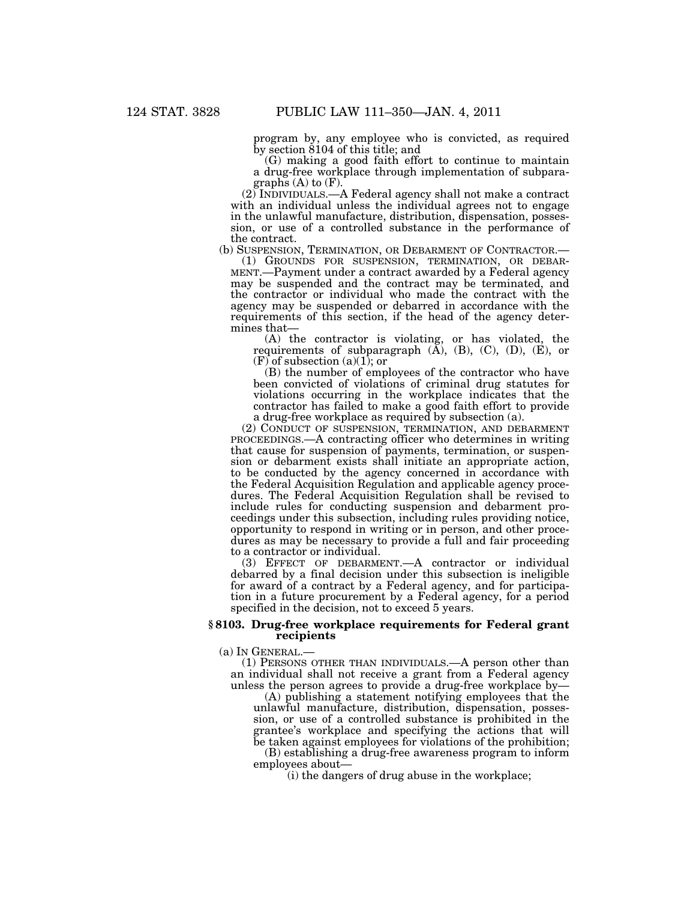program by, any employee who is convicted, as required by section 8104 of this title; and

(G) making a good faith effort to continue to maintain a drug-free workplace through implementation of subparagraphs (A) to (F).

(2) INDIVIDUALS.—A Federal agency shall not make a contract with an individual unless the individual agrees not to engage in the unlawful manufacture, distribution, dispensation, possession, or use of a controlled substance in the performance of the contract.

(b) SUSPENSION, TERMINATION, OR DEBARMENT OF CONTRACTOR.—

(1) GROUNDS FOR SUSPENSION, TERMINATION, OR DEBARMENT.—Payment under a contract awarded by a Federal agency may be suspended and the contract may be terminated, and the contractor or individual who made the contract with the agency may be suspended or debarred in accordance with the requirements of this section, if the head of the agency determines that—

(A) the contractor is violating, or has violated, the requirements of subparagraph (A), (B), (C), (D), (E), or (F) of subsection (a)(1); or

(B) the number of employees of the contractor who have been convicted of violations of criminal drug statutes for violations occurring in the workplace indicates that the contractor has failed to make a good faith effort to provide a drug-free workplace as required by subsection (a).

(2) CONDUCT OF SUSPENSION, TERMINATION, AND DEBARMENT PROCEEDINGS.—A contracting officer who determines in writing that cause for suspension of payments, termination, or suspension or debarment exists shall initiate an appropriate action, to be conducted by the agency concerned in accordance with the Federal Acquisition Regulation and applicable agency procedures. The Federal Acquisition Regulation shall be revised to include rules for conducting suspension and debarment proceedings under this subsection, including rules providing notice, opportunity to respond in writing or in person, and other procedures as may be necessary to provide a full and fair proceeding to a contractor or individual.

(3) EFFECT OF DEBARMENT.—A contractor or individual debarred by a final decision under this subsection is ineligible for award of a contract by a Federal agency, and for participation in a future procurement by a Federal agency, for a period specified in the decision, not to exceed 5 years.

### § 8103. Drug-free workplace requirements for Federal grant recipients

(a) IN GENERAL.—

(1) PERSONS OTHER THAN INDIVIDUALS.—A person other than an individual shall not receive a grant from a Federal agency unless the person agrees to provide a drug-free workplace by—

(A) publishing a statement notifying employees that the unlawful manufacture, distribution, dispensation, possession, or use of a controlled substance is prohibited in the grantee's workplace and specifying the actions that will be taken against employees for violations of the prohibition;

(B) establishing a drug-free awareness program to inform employees about—

(i) the dangers of drug abuse in the workplace;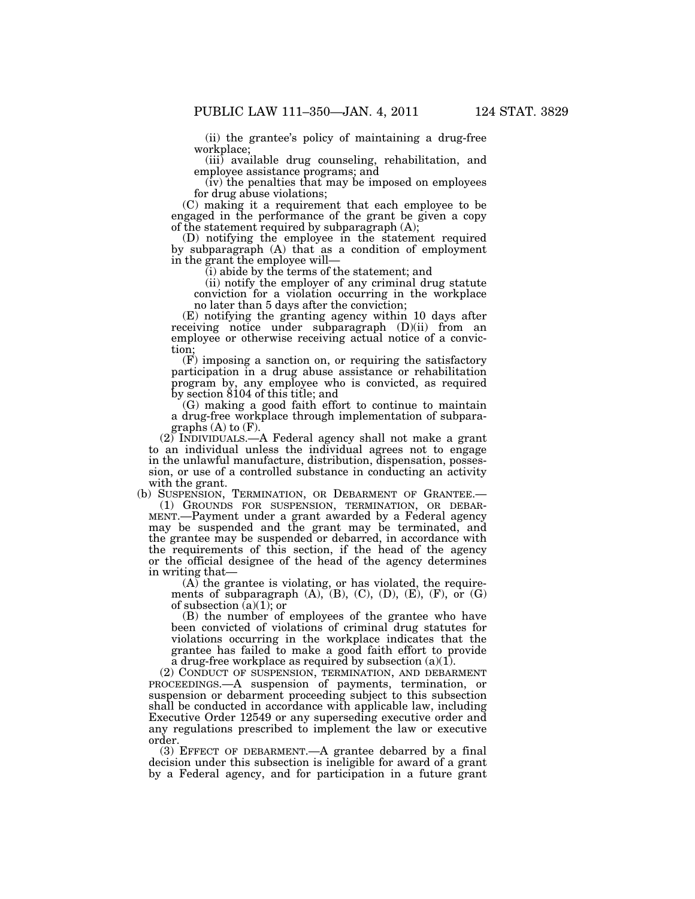(ii) the grantee's policy of maintaining a drug-free workplace;

(iii) available drug counseling, rehabilitation, and employee assistance programs; and

(iv) the penalties that may be imposed on employees for drug abuse violations;

(C) making it a requirement that each employee to be engaged in the performance of the grant be given a copy of the statement required by subparagraph (A);

(D) notifying the employee in the statement required by subparagraph (A) that as a condition of employment in the grant the employee will—

(i) abide by the terms of the statement; and

(ii) notify the employer of any criminal drug statute conviction for a violation occurring in the workplace no later than 5 days after the conviction;

(E) notifying the granting agency within 10 days after receiving notice under subparagraph (D)(ii) from an employee or otherwise receiving actual notice of a conviction;

(F) imposing a sanction on, or requiring the satisfactory participation in a drug abuse assistance or rehabilitation program by, any employee who is convicted, as required by section 8104 of this title; and

(G) making a good faith effort to continue to maintain a drug-free workplace through implementation of subparagraphs (A) to (F).

(2) INDIVIDUALS.—A Federal agency shall not make a grant to an individual unless the individual agrees not to engage in the unlawful manufacture, distribution, dispensation, possession, or use of a controlled substance in conducting an activity with the grant.

(b) SUSPENSION, TERMINATION, OR DEBARMENT OF GRANTEE.—

(1) GROUNDS FOR SUSPENSION, TERMINATION, OR DEBARMENT.—Payment under a grant awarded by a Federal agency may be suspended and the grant may be terminated, and the grantee may be suspended or debarred, in accordance with the requirements of this section, if the head of the agency or the official designee of the head of the agency determines in writing that—

(A) the grantee is violating, or has violated, the requirements of subparagraph (A), (B), (C), (D), (E), (F), or (G) of subsection (a)(1); or

(B) the number of employees of the grantee who have been convicted of violations of criminal drug statutes for violations occurring in the workplace indicates that the grantee has failed to make a good faith effort to provide a drug-free workplace as required by subsection (a)(1).

(2) CONDUCT OF SUSPENSION, TERMINATION, AND DEBARMENT PROCEEDINGS.—A suspension of payments, termination, or suspension or debarment proceeding subject to this subsection shall be conducted in accordance with applicable law, including Executive Order 12549 or any superseding executive order and any regulations prescribed to implement the law or executive order.

(3) EFFECT OF DEBARMENT.—A grantee debarred by a final decision under this subsection is ineligible for award of a grant by a Federal agency, and for participation in a future grant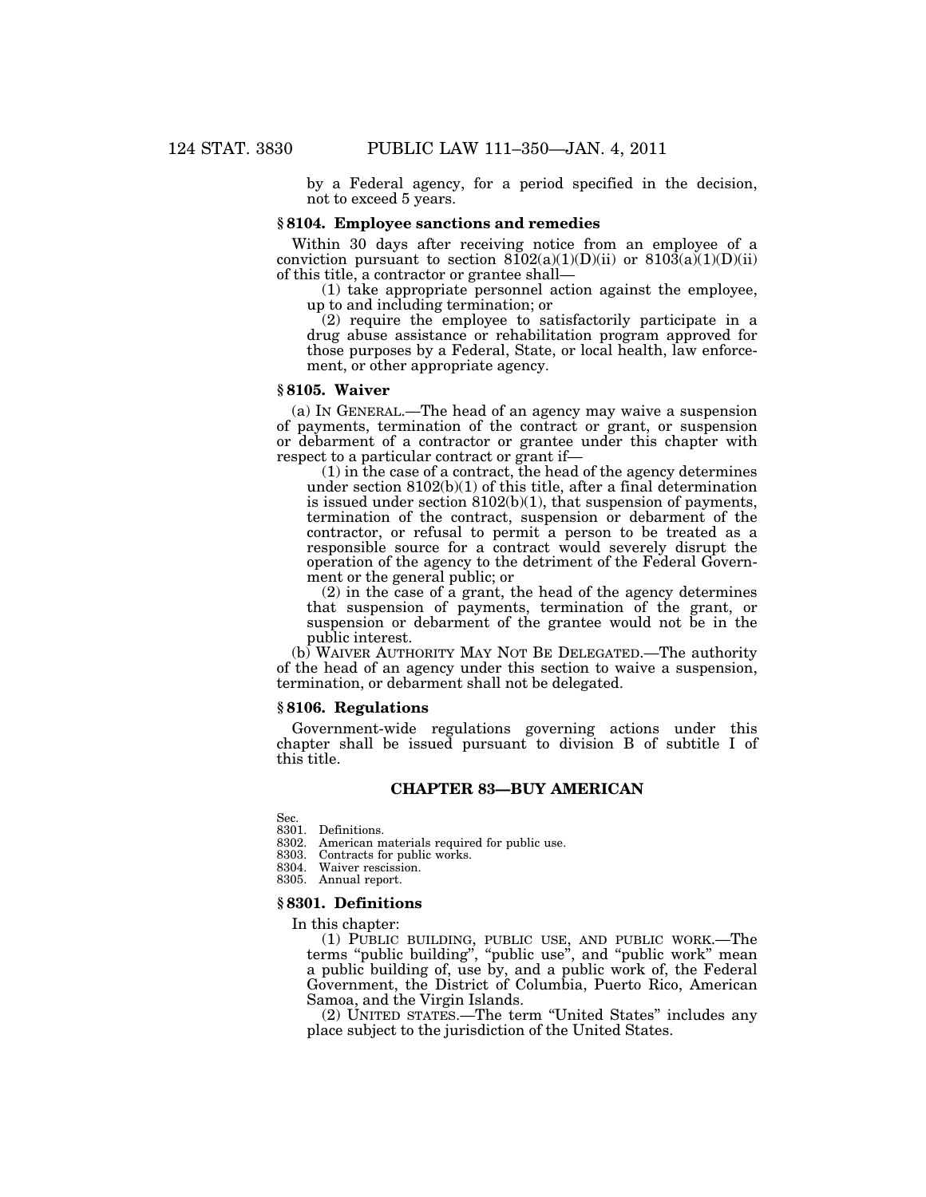by a Federal agency, for a period specified in the decision, not to exceed 5 years.

### § 8104. Employee sanctions and remedies

Within 30 days after receiving notice from an employee of a conviction pursuant to section 8102(a)(1)(D)(ii) or 8103(a)(1)(D)(ii) of this title, a contractor or grantee shall—

(1) take appropriate personnel action against the employee, up to and including termination; or

(2) require the employee to satisfactorily participate in a drug abuse assistance or rehabilitation program approved for those purposes by a Federal, State, or local health, law enforcement, or other appropriate agency.

### § 8105. Waiver

(a) IN GENERAL.—The head of an agency may waive a suspension of payments, termination of the contract or grant, or suspension or debarment of a contractor or grantee under this chapter with respect to a particular contract or grant if—

(1) in the case of a contract, the head of the agency determines under section 8102(b)(1) of this title, after a final determination is issued under section 8102(b)(1), that suspension of payments, termination of the contract, suspension or debarment of the contractor, or refusal to permit a person to be treated as a responsible source for a contract would severely disrupt the operation of the agency to the detriment of the Federal Government or the general public; or

(2) in the case of a grant, the head of the agency determines that suspension of payments, termination of the grant, or suspension or debarment of the grantee would not be in the public interest.

(b) WAIVER AUTHORITY MAY NOT BE DELEGATED.—The authority of the head of an agency under this section to waive a suspension, termination, or debarment shall not be delegated.

### § 8106. Regulations

Government-wide regulations governing actions under this chapter shall be issued pursuant to division B of subtitle I of this title.

## CHAPTER 83—BUY AMERICAN

Sec.
8301. Definitions.
8302. American materials required for public use.
8303. Contracts for public works.
8304. Waiver rescission.
8305. Annual report.

### § 8301. Definitions

In this chapter:

(1) PUBLIC BUILDING, PUBLIC USE, AND PUBLIC WORK.—The terms "public building", "public use", and "public work" mean a public building of, use by, and a public work of, the Federal Government, the District of Columbia, Puerto Rico, American Samoa, and the Virgin Islands.

(2) UNITED STATES.—The term "United States" includes any place subject to the jurisdiction of the United States.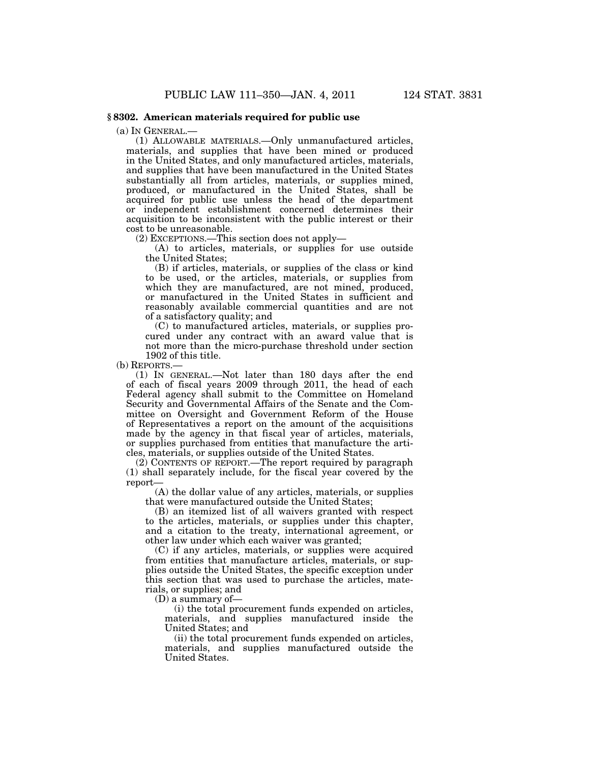### § 8302. American materials required for public use

(a) IN GENERAL.—

(1) ALLOWABLE MATERIALS.—Only unmanufactured articles, materials, and supplies that have been mined or produced in the United States, and only manufactured articles, materials, and supplies that have been manufactured in the United States substantially all from articles, materials, or supplies mined, produced, or manufactured in the United States, shall be acquired for public use unless the head of the department or independent establishment concerned determines their acquisition to be inconsistent with the public interest or their cost to be unreasonable.

(2) EXCEPTIONS.—This section does not apply—

(A) to articles, materials, or supplies for use outside the United States;

(B) if articles, materials, or supplies of the class or kind to be used, or the articles, materials, or supplies from which they are manufactured, are not mined, produced, or manufactured in the United States in sufficient and reasonably available commercial quantities and are not of a satisfactory quality; and

(C) to manufactured articles, materials, or supplies procured under any contract with an award value that is not more than the micro-purchase threshold under section 1902 of this title.

(b) REPORTS.—

(1) IN GENERAL.—Not later than 180 days after the end of each of fiscal years 2009 through 2011, the head of each Federal agency shall submit to the Committee on Homeland Security and Governmental Affairs of the Senate and the Committee on Oversight and Government Reform of the House of Representatives a report on the amount of the acquisitions made by the agency in that fiscal year of articles, materials, or supplies purchased from entities that manufacture the articles, materials, or supplies outside of the United States.

(2) CONTENTS OF REPORT.—The report required by paragraph (1) shall separately include, for the fiscal year covered by the report—

(A) the dollar value of any articles, materials, or supplies that were manufactured outside the United States;

(B) an itemized list of all waivers granted with respect to the articles, materials, or supplies under this chapter, and a citation to the treaty, international agreement, or other law under which each waiver was granted;

(C) if any articles, materials, or supplies were acquired from entities that manufacture articles, materials, or supplies outside the United States, the specific exception under this section that was used to purchase the articles, materials, or supplies; and

(D) a summary of—

(i) the total procurement funds expended on articles, materials, and supplies manufactured inside the United States; and

(ii) the total procurement funds expended on articles, materials, and supplies manufactured outside the United States.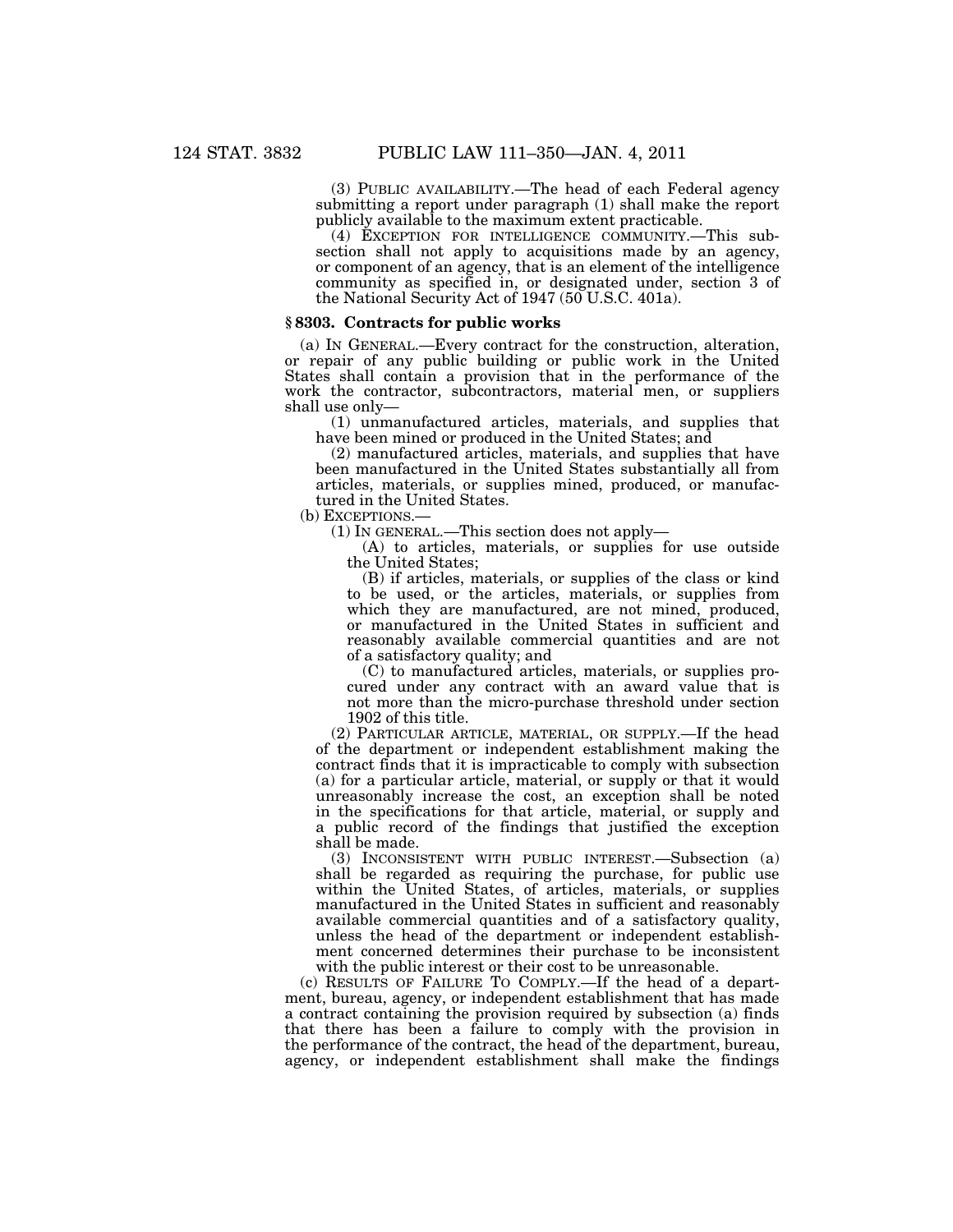(3) PUBLIC AVAILABILITY.—The head of each Federal agency submitting a report under paragraph (1) shall make the report publicly available to the maximum extent practicable.

(4) EXCEPTION FOR INTELLIGENCE COMMUNITY.—This subsection shall not apply to acquisitions made by an agency, or component of an agency, that is an element of the intelligence community as specified in, or designated under, section 3 of the National Security Act of 1947 (50 U.S.C. 401a).

### § 8303. Contracts for public works

(a) IN GENERAL.—Every contract for the construction, alteration, or repair of any public building or public work in the United States shall contain a provision that in the performance of the work the contractor, subcontractors, material men, or suppliers shall use only—

(1) unmanufactured articles, materials, and supplies that have been mined or produced in the United States; and

(2) manufactured articles, materials, and supplies that have been manufactured in the United States substantially all from articles, materials, or supplies mined, produced, or manufactured in the United States.

(b) EXCEPTIONS.—

(1) IN GENERAL.—This section does not apply—

(A) to articles, materials, or supplies for use outside the United States;

(B) if articles, materials, or supplies of the class or kind to be used, or the articles, materials, or supplies from which they are manufactured, are not mined, produced, or manufactured in the United States in sufficient and reasonably available commercial quantities and are not of a satisfactory quality; and

(C) to manufactured articles, materials, or supplies procured under any contract with an award value that is not more than the micro-purchase threshold under section 1902 of this title.

(2) PARTICULAR ARTICLE, MATERIAL, OR SUPPLY.—If the head of the department or independent establishment making the contract finds that it is impracticable to comply with subsection (a) for a particular article, material, or supply or that it would unreasonably increase the cost, an exception shall be noted in the specifications for that article, material, or supply and a public record of the findings that justified the exception shall be made.

(3) INCONSISTENT WITH PUBLIC INTEREST.—Subsection (a) shall be regarded as requiring the purchase, for public use within the United States, of articles, materials, or supplies manufactured in the United States in sufficient and reasonably available commercial quantities and of a satisfactory quality, unless the head of the department or independent establishment concerned determines their purchase to be inconsistent with the public interest or their cost to be unreasonable.

(c) RESULTS OF FAILURE TO COMPLY.—If the head of a department, bureau, agency, or independent establishment that has made a contract containing the provision required by subsection (a) finds that there has been a failure to comply with the provision in the performance of the contract, the head of the department, bureau, agency, or independent establishment shall make the findings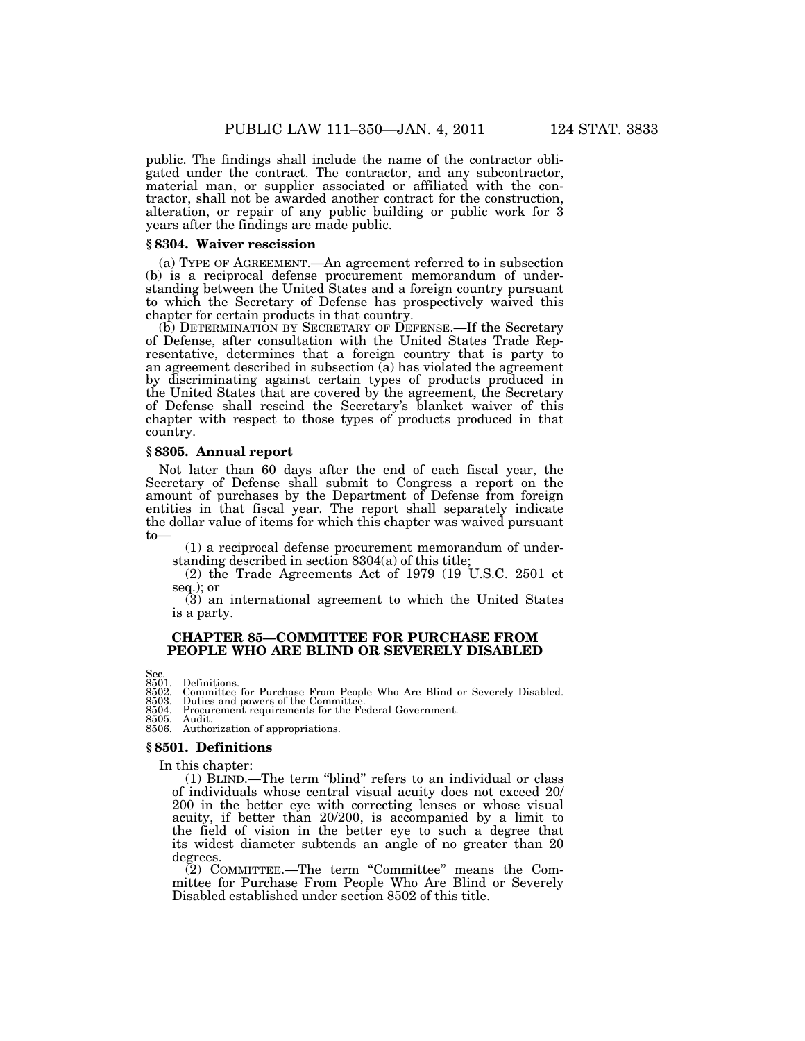public. The findings shall include the name of the contractor obligated under the contract. The contractor, and any subcontractor, material man, or supplier associated or affiliated with the contractor, shall not be awarded another contract for the construction, alteration, or repair of any public building or public work for 3 years after the findings are made public.

### § 8304. Waiver rescission

(a) TYPE OF AGREEMENT.—An agreement referred to in subsection (b) is a reciprocal defense procurement memorandum of understanding between the United States and a foreign country pursuant to which the Secretary of Defense has prospectively waived this chapter for certain products in that country.

(b) DETERMINATION BY SECRETARY OF DEFENSE.—If the Secretary of Defense, after consultation with the United States Trade Representative, determines that a foreign country that is party to an agreement described in subsection (a) has violated the agreement by discriminating against certain types of products produced in the United States that are covered by the agreement, the Secretary of Defense shall rescind the Secretary's blanket waiver of this chapter with respect to those types of products produced in that country.

### § 8305. Annual report

Not later than 60 days after the end of each fiscal year, the Secretary of Defense shall submit to Congress a report on the amount of purchases by the Department of Defense from foreign entities in that fiscal year. The report shall separately indicate the dollar value of items for which this chapter was waived pursuant to—

(1) a reciprocal defense procurement memorandum of understanding described in section 8304(a) of this title;

(2) the Trade Agreements Act of 1979 (19 U.S.C. 2501 et seq.); or

(3) an international agreement to which the United States is a party.

## CHAPTER 85—COMMITTEE FOR PURCHASE FROM PEOPLE WHO ARE BLIND OR SEVERELY DISABLED

Sec.
8501. Definitions.
8502. Committee for Purchase From People Who Are Blind or Severely Disabled.
8503. Duties and powers of the Committee.
8504. Procurement requirements for the Federal Government.
8505. Audit.
8506. Authorization of appropriations.

### § 8501. Definitions

In this chapter:

(1) BLIND.—The term "blind" refers to an individual or class of individuals whose central visual acuity does not exceed 20/200 in the better eye with correcting lenses or whose visual acuity, if better than 20/200, is accompanied by a limit to the field of vision in the better eye to such a degree that its widest diameter subtends an angle of no greater than 20 degrees.

(2) COMMITTEE.—The term "Committee" means the Committee for Purchase From People Who Are Blind or Severely Disabled established under section 8502 of this title.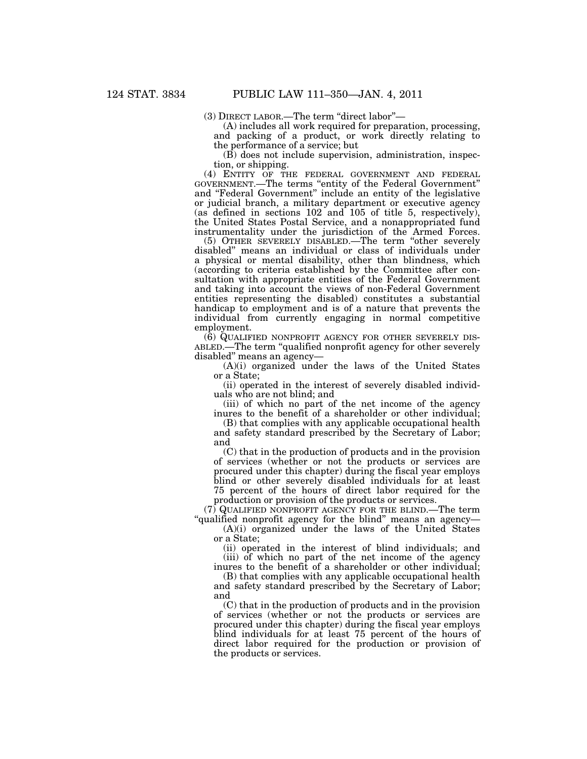(3) DIRECT LABOR.—The term "direct labor"—

(A) includes all work required for preparation, processing, and packing of a product, or work directly relating to the performance of a service; but

(B) does not include supervision, administration, inspection, or shipping.

(4) ENTITY OF THE FEDERAL GOVERNMENT AND FEDERAL GOVERNMENT.—The terms "entity of the Federal Government" and "Federal Government" include an entity of the legislative or judicial branch, a military department or executive agency (as defined in sections 102 and 105 of title 5, respectively), the United States Postal Service, and a nonappropriated fund instrumentality under the jurisdiction of the Armed Forces.

(5) OTHER SEVERELY DISABLED.—The term "other severely disabled" means an individual or class of individuals under a physical or mental disability, other than blindness, which (according to criteria established by the Committee after consultation with appropriate entities of the Federal Government and taking into account the views of non-Federal Government entities representing the disabled) constitutes a substantial handicap to employment and is of a nature that prevents the individual from currently engaging in normal competitive employment.

(6) QUALIFIED NONPROFIT AGENCY FOR OTHER SEVERELY DISABLED.—The term "qualified nonprofit agency for other severely disabled" means an agency—

(A)(i) organized under the laws of the United States or a State;

(ii) operated in the interest of severely disabled individuals who are not blind; and

(iii) of which no part of the net income of the agency inures to the benefit of a shareholder or other individual;

(B) that complies with any applicable occupational health and safety standard prescribed by the Secretary of Labor; and

(C) that in the production of products and in the provision of services (whether or not the products or services are procured under this chapter) during the fiscal year employs blind or other severely disabled individuals for at least 75 percent of the hours of direct labor required for the production or provision of the products or services.

(7) QUALIFIED NONPROFIT AGENCY FOR THE BLIND.—The term "qualified nonprofit agency for the blind" means an agency—

(A)(i) organized under the laws of the United States or a State;

(ii) operated in the interest of blind individuals; and

(iii) of which no part of the net income of the agency inures to the benefit of a shareholder or other individual;

(B) that complies with any applicable occupational health and safety standard prescribed by the Secretary of Labor; and

(C) that in the production of products and in the provision of services (whether or not the products or services are procured under this chapter) during the fiscal year employs blind individuals for at least 75 percent of the hours of direct labor required for the production or provision of the products or services.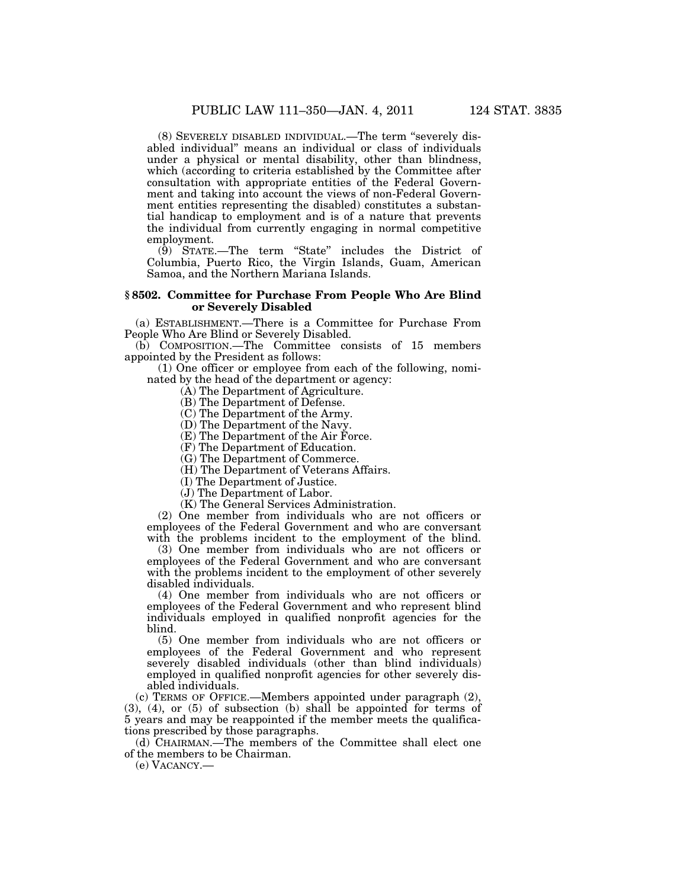(8) SEVERELY DISABLED INDIVIDUAL.—The term "severely disabled individual" means an individual or class of individuals under a physical or mental disability, other than blindness, which (according to criteria established by the Committee after consultation with appropriate entities of the Federal Government and taking into account the views of non-Federal Government entities representing the disabled) constitutes a substantial handicap to employment and is of a nature that prevents the individual from currently engaging in normal competitive employment.

(9) STATE.—The term "State" includes the District of Columbia, Puerto Rico, the Virgin Islands, Guam, American Samoa, and the Northern Mariana Islands.

### § 8502. Committee for Purchase From People Who Are Blind or Severely Disabled

(a) ESTABLISHMENT.—There is a Committee for Purchase From People Who Are Blind or Severely Disabled.

(b) COMPOSITION.—The Committee consists of 15 members appointed by the President as follows:

(1) One officer or employee from each of the following, nominated by the head of the department or agency:

(A) The Department of Agriculture.

(B) The Department of Defense.

(C) The Department of the Army.

(D) The Department of the Navy.

(E) The Department of the Air Force.

(F) The Department of Education.

(G) The Department of Commerce.

(H) The Department of Veterans Affairs.

(I) The Department of Justice.

(J) The Department of Labor.

(K) The General Services Administration.

(2) One member from individuals who are not officers or employees of the Federal Government and who are conversant with the problems incident to the employment of the blind.

(3) One member from individuals who are not officers or employees of the Federal Government and who are conversant with the problems incident to the employment of other severely disabled individuals.

(4) One member from individuals who are not officers or employees of the Federal Government and who represent blind individuals employed in qualified nonprofit agencies for the blind.

(5) One member from individuals who are not officers or employees of the Federal Government and who represent severely disabled individuals (other than blind individuals) employed in qualified nonprofit agencies for other severely disabled individuals.

(c) TERMS OF OFFICE.—Members appointed under paragraph (2), (3), (4), or (5) of subsection (b) shall be appointed for terms of 5 years and may be reappointed if the member meets the qualifications prescribed by those paragraphs.

(d) CHAIRMAN.—The members of the Committee shall elect one of the members to be Chairman.

(e) VACANCY.—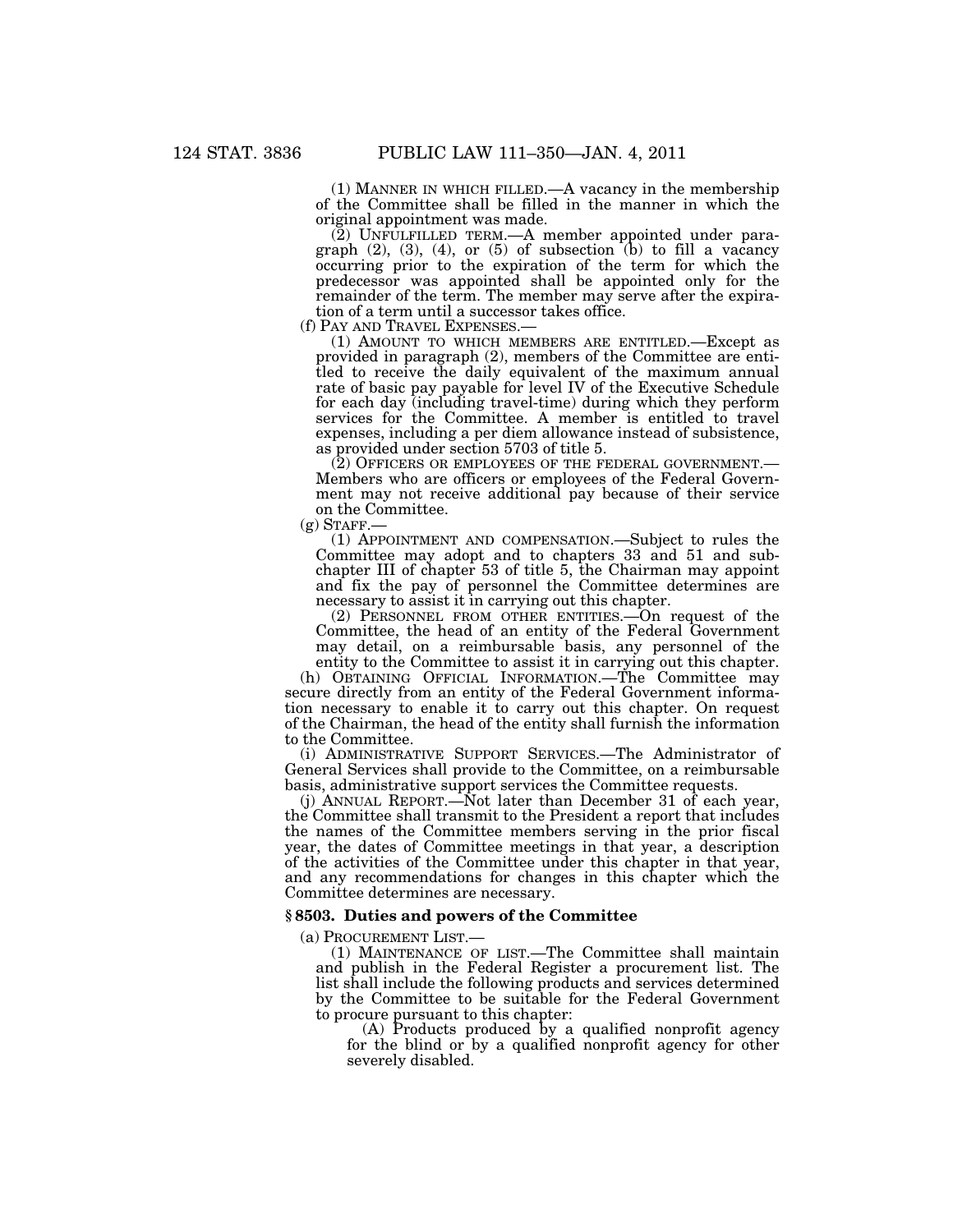(1) MANNER IN WHICH FILLED.—A vacancy in the membership of the Committee shall be filled in the manner in which the original appointment was made.

(2) UNFULFILLED TERM.—A member appointed under paragraph (2), (3), (4), or (5) of subsection (b) to fill a vacancy occurring prior to the expiration of the term for which the predecessor was appointed shall be appointed only for the remainder of the term. The member may serve after the expiration of a term until a successor takes office.

(f) PAY AND TRAVEL EXPENSES.—

(1) AMOUNT TO WHICH MEMBERS ARE ENTITLED.—Except as provided in paragraph (2), members of the Committee are entitled to receive the daily equivalent of the maximum annual rate of basic pay payable for level IV of the Executive Schedule for each day (including travel-time) during which they perform services for the Committee. A member is entitled to travel expenses, including a per diem allowance instead of subsistence, as provided under section 5703 of title 5.

(2) OFFICERS OR EMPLOYEES OF THE FEDERAL GOVERNMENT.—Members who are officers or employees of the Federal Government may not receive additional pay because of their service on the Committee.

(g) STAFF.—

(1) APPOINTMENT AND COMPENSATION.—Subject to rules the Committee may adopt and to chapters 33 and 51 and subchapter III of chapter 53 of title 5, the Chairman may appoint and fix the pay of personnel the Committee determines are necessary to assist it in carrying out this chapter.

(2) PERSONNEL FROM OTHER ENTITIES.—On request of the Committee, the head of an entity of the Federal Government may detail, on a reimbursable basis, any personnel of the entity to the Committee to assist it in carrying out this chapter.

(h) OBTAINING OFFICIAL INFORMATION.—The Committee may secure directly from an entity of the Federal Government information necessary to enable it to carry out this chapter. On request of the Chairman, the head of the entity shall furnish the information to the Committee.

(i) ADMINISTRATIVE SUPPORT SERVICES.—The Administrator of General Services shall provide to the Committee, on a reimbursable basis, administrative support services the Committee requests.

(j) ANNUAL REPORT.—Not later than December 31 of each year, the Committee shall transmit to the President a report that includes the names of the Committee members serving in the prior fiscal year, the dates of Committee meetings in that year, a description of the activities of the Committee under this chapter in that year, and any recommendations for changes in this chapter which the Committee determines are necessary.

### § 8503. Duties and powers of the Committee

(a) PROCUREMENT LIST.—

(1) MAINTENANCE OF LIST.—The Committee shall maintain and publish in the Federal Register a procurement list. The list shall include the following products and services determined by the Committee to be suitable for the Federal Government to procure pursuant to this chapter:

(A) Products produced by a qualified nonprofit agency for the blind or by a qualified nonprofit agency for other severely disabled.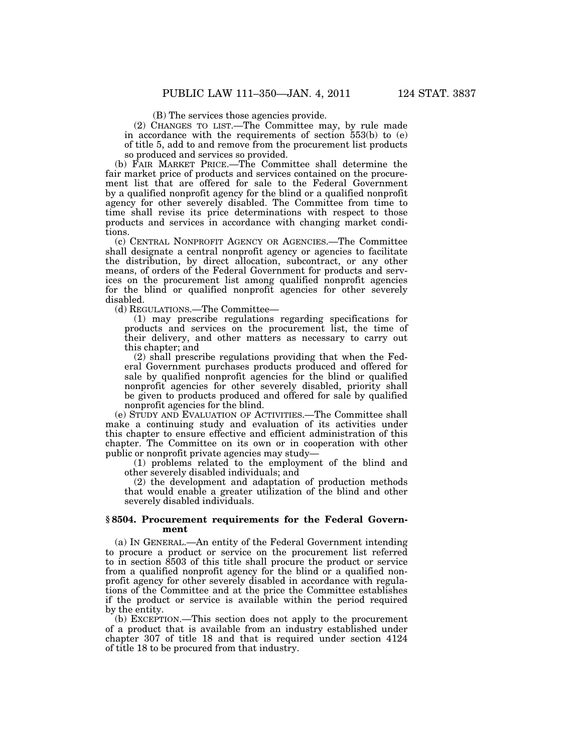(B) The services those agencies provide.

(2) CHANGES TO LIST.—The Committee may, by rule made in accordance with the requirements of section 553(b) to (e) of title 5, add to and remove from the procurement list products so produced and services so provided.

(b) FAIR MARKET PRICE.—The Committee shall determine the fair market price of products and services contained on the procurement list that are offered for sale to the Federal Government by a qualified nonprofit agency for the blind or a qualified nonprofit agency for other severely disabled. The Committee from time to time shall revise its price determinations with respect to those products and services in accordance with changing market conditions.

(c) CENTRAL NONPROFIT AGENCY OR AGENCIES.—The Committee shall designate a central nonprofit agency or agencies to facilitate the distribution, by direct allocation, subcontract, or any other means, of orders of the Federal Government for products and services on the procurement list among qualified nonprofit agencies for the blind or qualified nonprofit agencies for other severely disabled.

(d) REGULATIONS.—The Committee—

(1) may prescribe regulations regarding specifications for products and services on the procurement list, the time of their delivery, and other matters as necessary to carry out this chapter; and

(2) shall prescribe regulations providing that when the Federal Government purchases products produced and offered for sale by qualified nonprofit agencies for the blind or qualified nonprofit agencies for other severely disabled, priority shall be given to products produced and offered for sale by qualified nonprofit agencies for the blind.

(e) STUDY AND EVALUATION OF ACTIVITIES.—The Committee shall make a continuing study and evaluation of its activities under this chapter to ensure effective and efficient administration of this chapter. The Committee on its own or in cooperation with other public or nonprofit private agencies may study—

(1) problems related to the employment of the blind and other severely disabled individuals; and

(2) the development and adaptation of production methods that would enable a greater utilization of the blind and other severely disabled individuals.

### § 8504. Procurement requirements for the Federal Government

(a) IN GENERAL.—An entity of the Federal Government intending to procure a product or service on the procurement list referred to in section 8503 of this title shall procure the product or service from a qualified nonprofit agency for the blind or a qualified nonprofit agency for other severely disabled in accordance with regulations of the Committee and at the price the Committee establishes if the product or service is available within the period required by the entity.

(b) EXCEPTION.—This section does not apply to the procurement of a product that is available from an industry established under chapter 307 of title 18 and that is required under section 4124 of title 18 to be procured from that industry.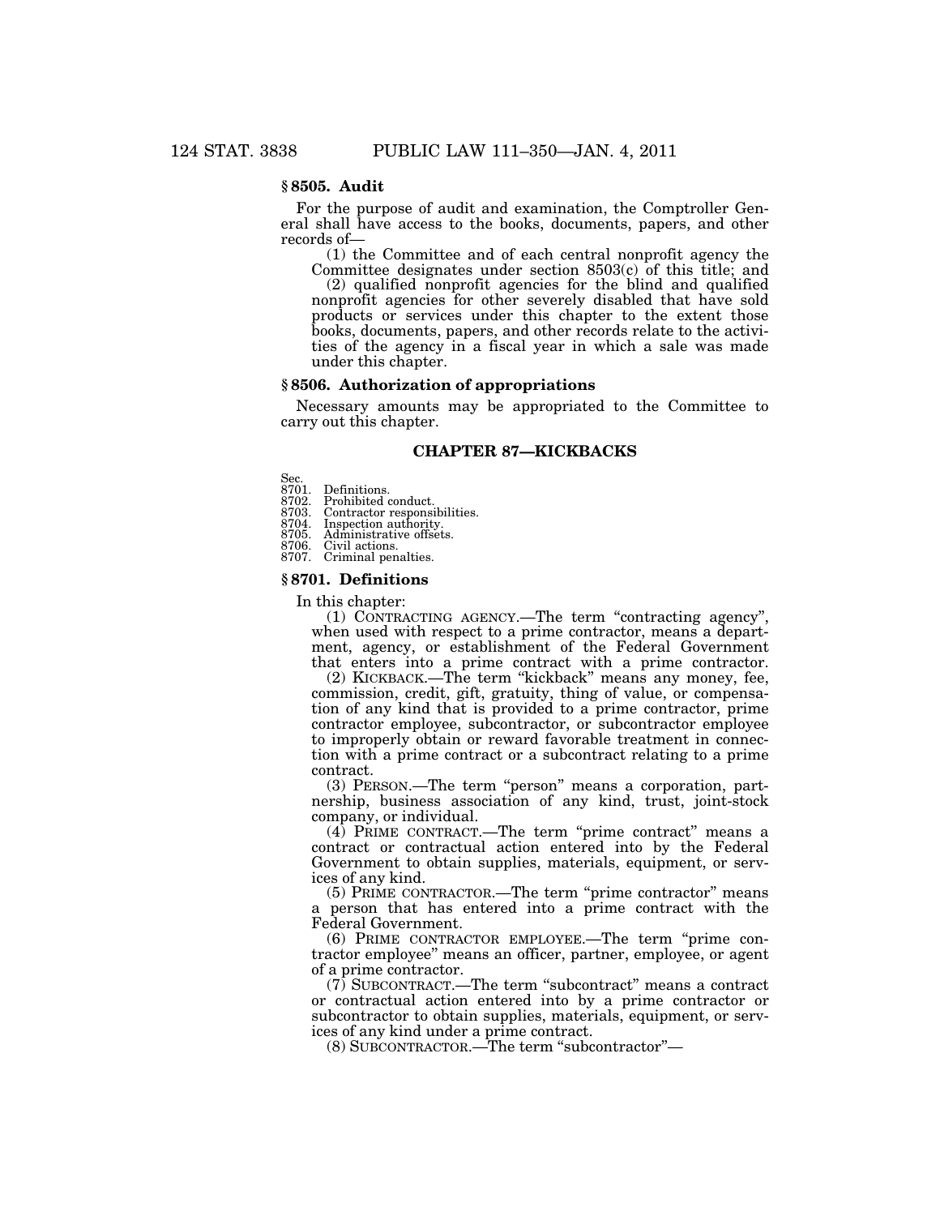## § 8505. Audit

For the purpose of audit and examination, the Comptroller General shall have access to the books, documents, papers, and other records of—

(1) the Committee and of each central nonprofit agency the Committee designates under section 8503(c) of this title; and

(2) qualified nonprofit agencies for the blind and qualified nonprofit agencies for other severely disabled that have sold products or services under this chapter to the extent those books, documents, papers, and other records relate to the activities of the agency in a fiscal year in which a sale was made under this chapter.

## § 8506. Authorization of appropriations

Necessary amounts may be appropriated to the Committee to carry out this chapter.

# CHAPTER 87—KICKBACKS

Sec.
8701. Definitions.
8702. Prohibited conduct.
8703. Contractor responsibilities.
8704. Inspection authority.
8705. Administrative offsets.
8706. Civil actions.
8707. Criminal penalties.

## § 8701. Definitions

In this chapter:

(1) CONTRACTING AGENCY.—The term "contracting agency", when used with respect to a prime contractor, means a department, agency, or establishment of the Federal Government that enters into a prime contract with a prime contractor.

(2) KICKBACK.—The term "kickback" means any money, fee, commission, credit, gift, gratuity, thing of value, or compensation of any kind that is provided to a prime contractor, prime contractor employee, subcontractor, or subcontractor employee to improperly obtain or reward favorable treatment in connection with a prime contract or a subcontract relating to a prime contract.

(3) PERSON.—The term "person" means a corporation, partnership, business association of any kind, trust, joint-stock company, or individual.

(4) PRIME CONTRACT.—The term "prime contract" means a contract or contractual action entered into by the Federal Government to obtain supplies, materials, equipment, or services of any kind.

(5) PRIME CONTRACTOR.—The term "prime contractor" means a person that has entered into a prime contract with the Federal Government.

(6) PRIME CONTRACTOR EMPLOYEE.—The term "prime contractor employee" means an officer, partner, employee, or agent of a prime contractor.

(7) SUBCONTRACT.—The term "subcontract" means a contract or contractual action entered into by a prime contractor or subcontractor to obtain supplies, materials, equipment, or services of any kind under a prime contract.

(8) SUBCONTRACTOR.—The term "subcontractor"—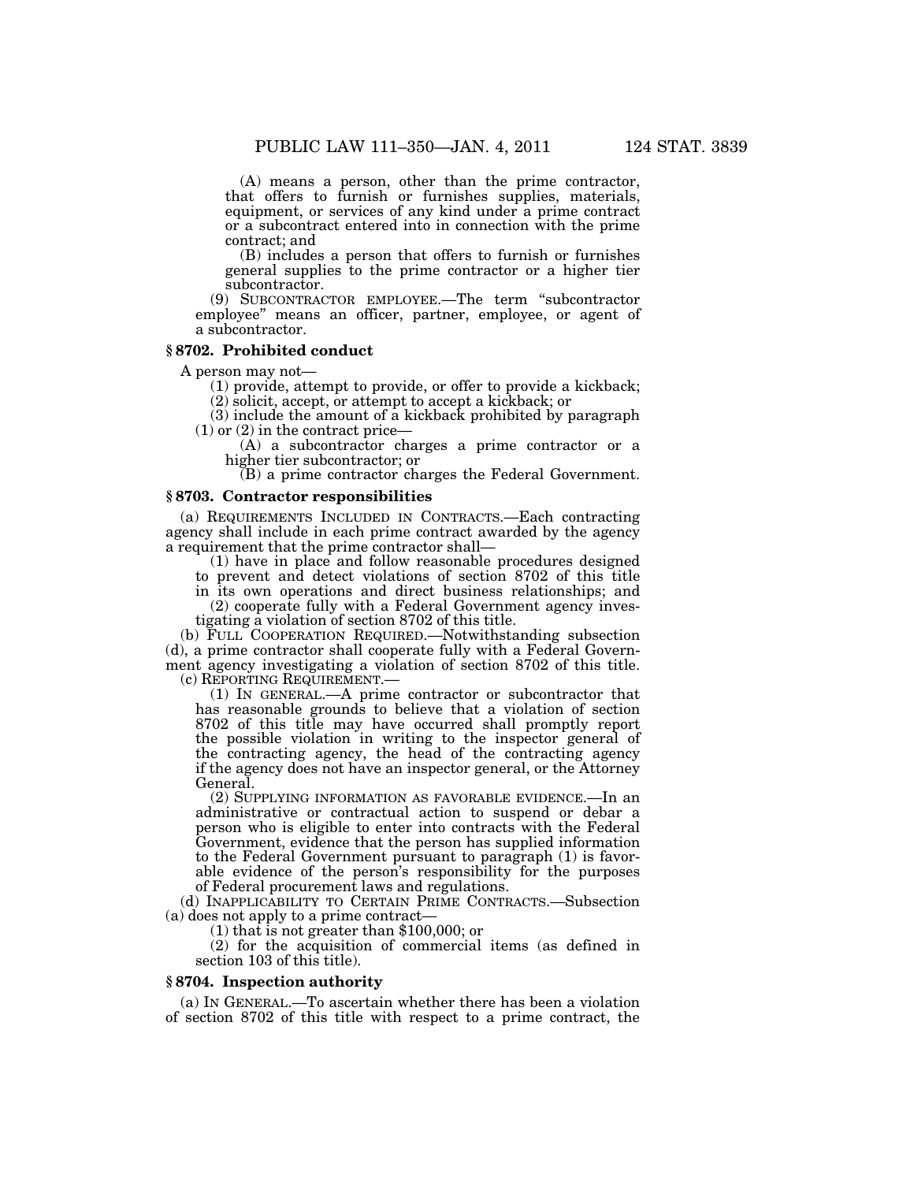(A) means a person, other than the prime contractor, that offers to furnish or furnishes supplies, materials, equipment, or services of any kind under a prime contract or a subcontract entered into in connection with the prime contract; and

(B) includes a person that offers to furnish or furnishes general supplies to the prime contractor or a higher tier subcontractor.

(9) SUBCONTRACTOR EMPLOYEE.—The term "subcontractor employee" means an officer, partner, employee, or agent of a subcontractor.

### § 8702. Prohibited conduct

A person may not—

(1) provide, attempt to provide, or offer to provide a kickback;

(2) solicit, accept, or attempt to accept a kickback; or

(3) include the amount of a kickback prohibited by paragraph (1) or (2) in the contract price—

(A) a subcontractor charges a prime contractor or a higher tier subcontractor; or

(B) a prime contractor charges the Federal Government.

### § 8703. Contractor responsibilities

(a) REQUIREMENTS INCLUDED IN CONTRACTS.—Each contracting agency shall include in each prime contract awarded by the agency a requirement that the prime contractor shall—

(1) have in place and follow reasonable procedures designed to prevent and detect violations of section 8702 of this title in its own operations and direct business relationships; and

(2) cooperate fully with a Federal Government agency investigating a violation of section 8702 of this title.

(b) FULL COOPERATION REQUIRED.—Notwithstanding subsection (d), a prime contractor shall cooperate fully with a Federal Government agency investigating a violation of section 8702 of this title.

(c) REPORTING REQUIREMENT.—

(1) IN GENERAL.—A prime contractor or subcontractor that has reasonable grounds to believe that a violation of section 8702 of this title may have occurred shall promptly report the possible violation in writing to the inspector general of the contracting agency, the head of the contracting agency if the agency does not have an inspector general, or the Attorney General.

(2) SUPPLYING INFORMATION AS FAVORABLE EVIDENCE.—In an administrative or contractual action to suspend or debar a person who is eligible to enter into contracts with the Federal Government, evidence that the person has supplied information to the Federal Government pursuant to paragraph (1) is favorable evidence of the person's responsibility for the purposes of Federal procurement laws and regulations.

(d) INAPPLICABILITY TO CERTAIN PRIME CONTRACTS.—Subsection (a) does not apply to a prime contract—

(1) that is not greater than $100,000; or

(2) for the acquisition of commercial items (as defined in section 103 of this title).

### § 8704. Inspection authority

(a) IN GENERAL.—To ascertain whether there has been a violation of section 8702 of this title with respect to a prime contract, the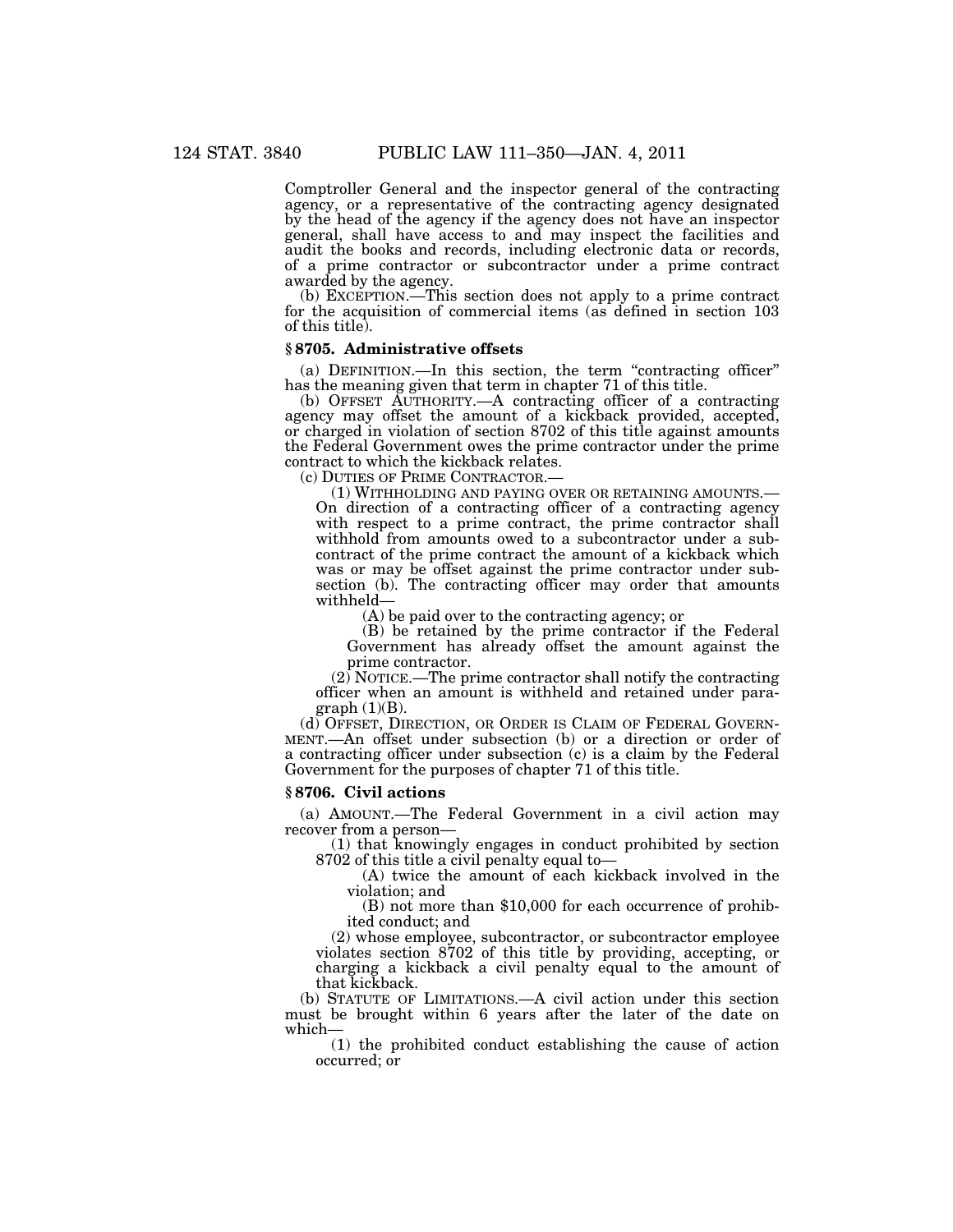Comptroller General and the inspector general of the contracting agency, or a representative of the contracting agency designated by the head of the agency if the agency does not have an inspector general, shall have access to and may inspect the facilities and audit the books and records, including electronic data or records, of a prime contractor or subcontractor under a prime contract awarded by the agency.

(b) EXCEPTION.—This section does not apply to a prime contract for the acquisition of commercial items (as defined in section 103 of this title).

### § 8705. Administrative offsets

(a) DEFINITION.—In this section, the term "contracting officer" has the meaning given that term in chapter 71 of this title.

(b) OFFSET AUTHORITY.—A contracting officer of a contracting agency may offset the amount of a kickback provided, accepted, or charged in violation of section 8702 of this title against amounts the Federal Government owes the prime contractor under the prime contract to which the kickback relates.

(c) DUTIES OF PRIME CONTRACTOR.—

(1) WITHHOLDING AND PAYING OVER OR RETAINING AMOUNTS.—On direction of a contracting officer of a contracting agency with respect to a prime contract, the prime contractor shall withhold from amounts owed to a subcontractor under a subcontract of the prime contract the amount of a kickback which was or may be offset against the prime contractor under subsection (b). The contracting officer may order that amounts withheld—

(A) be paid over to the contracting agency; or

(B) be retained by the prime contractor if the Federal Government has already offset the amount against the prime contractor.

(2) NOTICE.—The prime contractor shall notify the contracting officer when an amount is withheld and retained under paragraph (1)(B).

(d) OFFSET, DIRECTION, OR ORDER IS CLAIM OF FEDERAL GOVERNMENT.—An offset under subsection (b) or a direction or order of a contracting officer under subsection (c) is a claim by the Federal Government for the purposes of chapter 71 of this title.

### § 8706. Civil actions

(a) AMOUNT.—The Federal Government in a civil action may recover from a person—

(1) that knowingly engages in conduct prohibited by section 8702 of this title a civil penalty equal to—

(A) twice the amount of each kickback involved in the violation; and

(B) not more than $10,000 for each occurrence of prohibited conduct; and

(2) whose employee, subcontractor, or subcontractor employee violates section 8702 of this title by providing, accepting, or charging a kickback a civil penalty equal to the amount of that kickback.

(b) STATUTE OF LIMITATIONS.—A civil action under this section must be brought within 6 years after the later of the date on which—

(1) the prohibited conduct establishing the cause of action occurred; or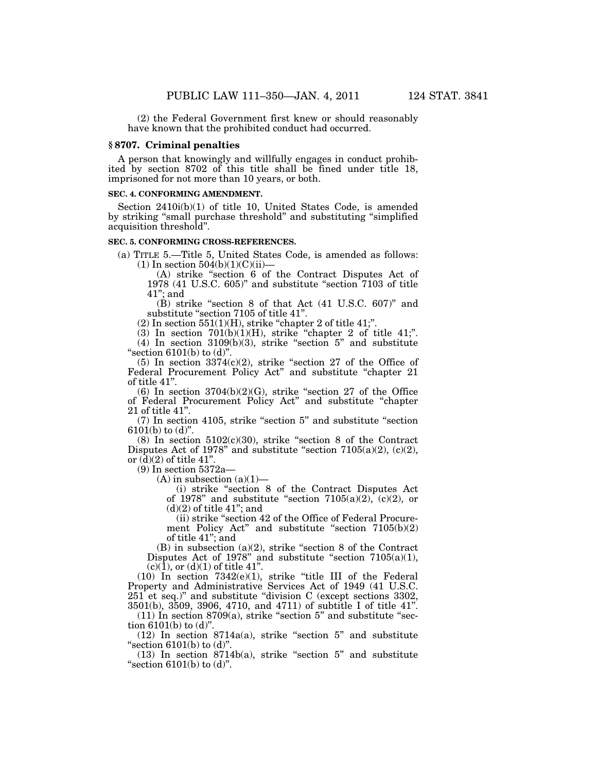(2) the Federal Government first knew or should reasonably have known that the prohibited conduct had occurred.

### § 8707. Criminal penalties

A person that knowingly and willfully engages in conduct prohibited by section 8702 of this title shall be fined under title 18, imprisoned for not more than 10 years, or both.

#### SEC. 4. CONFORMING AMENDMENT.

Section 2410i(b)(1) of title 10, United States Code, is amended by striking "small purchase threshold" and substituting "simplified acquisition threshold".

#### SEC. 5. CONFORMING CROSS-REFERENCES.

(a) TITLE 5.—Title 5, United States Code, is amended as follows:

(1) In section 504(b)(1)(C)(ii)—

(A) strike "section 6 of the Contract Disputes Act of 1978 (41 U.S.C. 605)" and substitute "section 7103 of title 41"; and

(B) strike "section 8 of that Act (41 U.S.C. 607)" and substitute "section 7105 of title 41".

(2) In section 551(1)(H), strike "chapter 2 of title 41;".

(3) In section 701(b)(1)(H), strike "chapter 2 of title 41;".

(4) In section 3109(b)(3), strike "section 5" and substitute "section 6101(b) to (d)".

(5) In section 3374(c)(2), strike "section 27 of the Office of Federal Procurement Policy Act" and substitute "chapter 21 of title 41".

(6) In section 3704(b)(2)(G), strike "section 27 of the Office of Federal Procurement Policy Act" and substitute "chapter 21 of title 41".

(7) In section 4105, strike "section 5" and substitute "section 6101(b) to (d)".

(8) In section 5102(c)(30), strike "section 8 of the Contract Disputes Act of 1978" and substitute "section 7105(a)(2), (c)(2), or (d)(2) of title 41".

(9) In section 5372a—

(A) in subsection (a)(1)—

(i) strike "section 8 of the Contract Disputes Act of 1978" and substitute "section 7105(a)(2), (c)(2), or (d)(2) of title 41"; and

(ii) strike "section 42 of the Office of Federal Procurement Policy Act" and substitute "section 7105(b)(2) of title 41"; and

(B) in subsection (a)(2), strike "section 8 of the Contract Disputes Act of 1978" and substitute "section 7105(a)(1), (c)(1), or (d)(1) of title 41".

(10) In section 7342(e)(1), strike "title III of the Federal Property and Administrative Services Act of 1949 (41 U.S.C. 251 et seq.)" and substitute "division C (except sections 3302, 3501(b), 3509, 3906, 4710, and 4711) of subtitle I of title 41".

(11) In section 8709(a), strike "section 5" and substitute "section 6101(b) to (d)".

(12) In section 8714a(a), strike "section 5" and substitute "section 6101(b) to (d)".

(13) In section 8714b(a), strike "section 5" and substitute "section 6101(b) to (d)".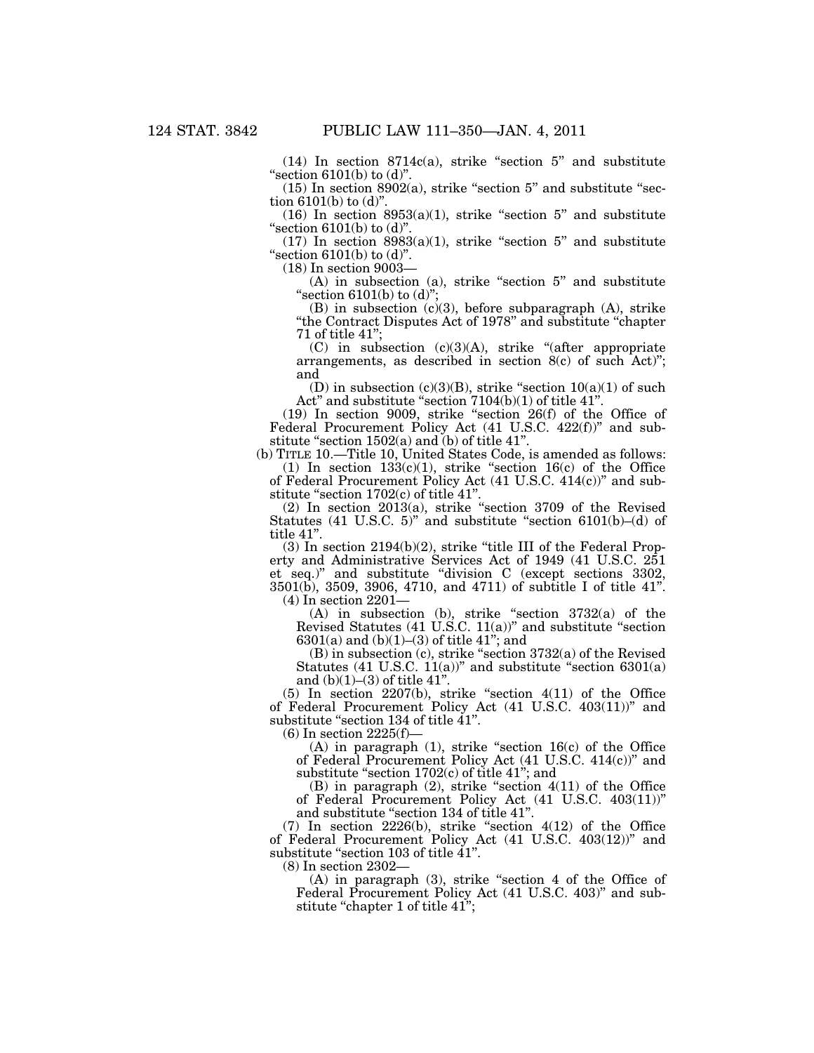(14) In section 8714c(a), strike "section 5" and substitute "section 6101(b) to (d)".

(15) In section 8902(a), strike "section 5" and substitute "section 6101(b) to (d)".

(16) In section 8953(a)(1), strike "section 5" and substitute "section 6101(b) to (d)".

(17) In section 8983(a)(1), strike "section 5" and substitute "section 6101(b) to (d)".

(18) In section 9003—

(A) in subsection (a), strike "section 5" and substitute "section 6101(b) to (d)";

(B) in subsection (c)(3), before subparagraph (A), strike "the Contract Disputes Act of 1978" and substitute "chapter 71 of title 41";

(C) in subsection (c)(3)(A), strike "(after appropriate arrangements, as described in section 8(c) of such Act)"; and

(D) in subsection (c)(3)(B), strike "section 10(a)(1) of such Act" and substitute "section 7104(b)(1) of title 41".

(19) In section 9009, strike "section 26(f) of the Office of Federal Procurement Policy Act (41 U.S.C. 422(f))" and substitute "section 1502(a) and (b) of title 41".

(b) TITLE 10.—Title 10, United States Code, is amended as follows:

(1) In section 133(c)(1), strike "section 16(c) of the Office of Federal Procurement Policy Act (41 U.S.C. 414(c))" and substitute "section 1702(c) of title 41".

(2) In section 2013(a), strike "section 3709 of the Revised Statutes (41 U.S.C. 5)" and substitute "section 6101(b)–(d) of title 41".

(3) In section 2194(b)(2), strike "title III of the Federal Property and Administrative Services Act of 1949 (41 U.S.C. 251 et seq.)" and substitute "division C (except sections 3302, 3501(b), 3509, 3906, 4710, and 4711) of subtitle I of title 41".

(4) In section 2201—

(A) in subsection (b), strike "section 3732(a) of the Revised Statutes (41 U.S.C. 11(a))" and substitute "section 6301(a) and (b)(1)–(3) of title 41"; and

(B) in subsection (c), strike "section 3732(a) of the Revised Statutes (41 U.S.C. 11(a))" and substitute "section 6301(a) and (b)(1)–(3) of title 41".

(5) In section 2207(b), strike "section 4(11) of the Office of Federal Procurement Policy Act (41 U.S.C. 403(11))" and substitute "section 134 of title 41".

(6) In section 2225(f)—

(A) in paragraph (1), strike "section 16(c) of the Office of Federal Procurement Policy Act (41 U.S.C. 414(c))" and substitute "section 1702(c) of title 41"; and

(B) in paragraph (2), strike "section 4(11) of the Office of Federal Procurement Policy Act (41 U.S.C. 403(11))" and substitute "section 134 of title 41".

(7) In section 2226(b), strike "section 4(12) of the Office of Federal Procurement Policy Act (41 U.S.C. 403(12))" and substitute "section 103 of title 41".

(8) In section 2302—

(A) in paragraph (3), strike "section 4 of the Office of Federal Procurement Policy Act (41 U.S.C. 403)" and substitute "chapter 1 of title 41";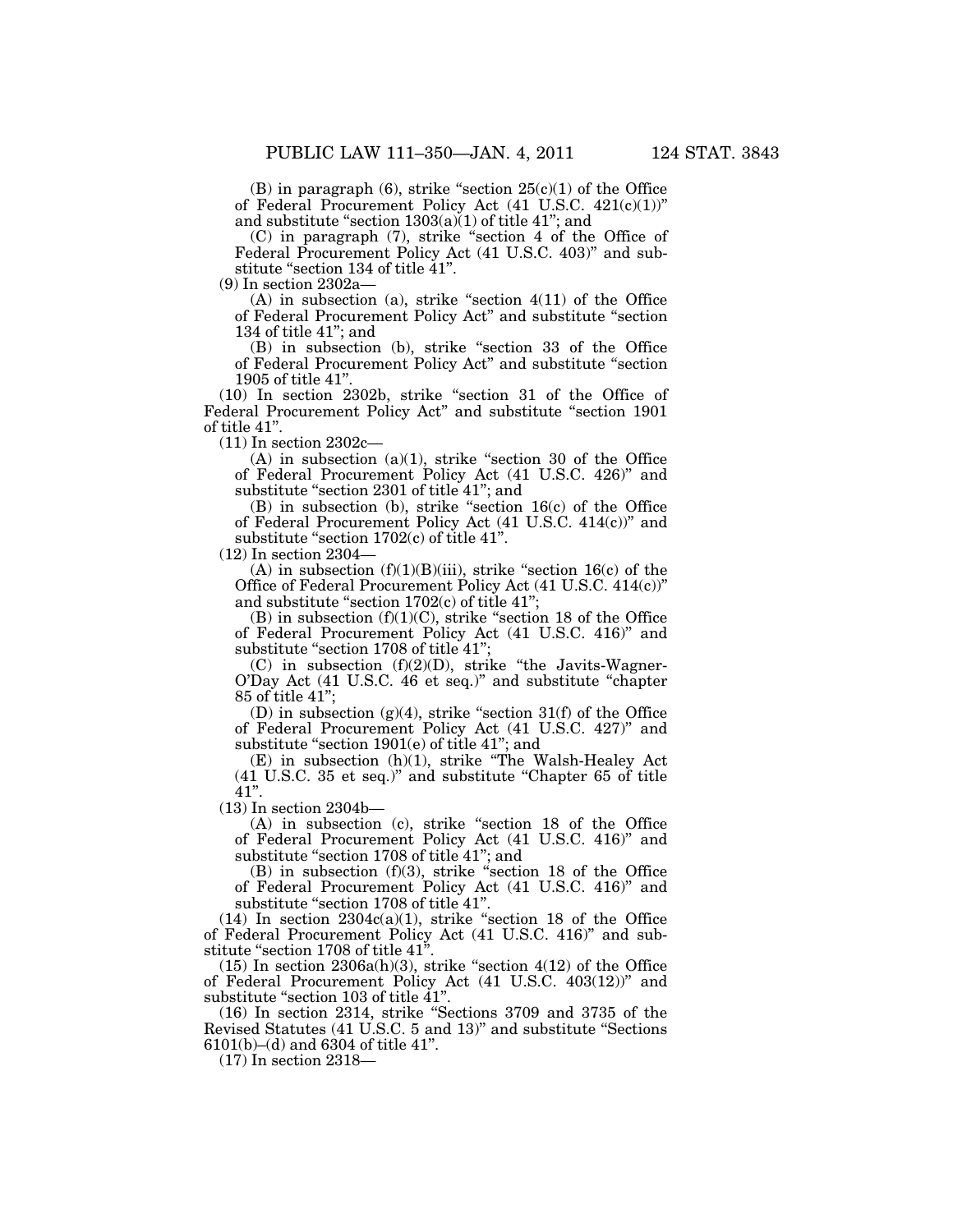(B) in paragraph (6), strike "section 25(c)(1) of the Office of Federal Procurement Policy Act (41 U.S.C. 421(c)(1))" and substitute "section 1303(a)(1) of title 41"; and

(C) in paragraph (7), strike "section 4 of the Office of Federal Procurement Policy Act (41 U.S.C. 403)" and substitute "section 134 of title 41".

(9) In section 2302a—

(A) in subsection (a), strike "section 4(11) of the Office of Federal Procurement Policy Act" and substitute "section 134 of title 41"; and

(B) in subsection (b), strike "section 33 of the Office of Federal Procurement Policy Act" and substitute "section 1905 of title 41".

(10) In section 2302b, strike "section 31 of the Office of Federal Procurement Policy Act" and substitute "section 1901 of title 41".

(11) In section 2302c—

(A) in subsection (a)(1), strike "section 30 of the Office of Federal Procurement Policy Act (41 U.S.C. 426)" and substitute "section 2301 of title 41"; and

(B) in subsection (b), strike "section 16(c) of the Office of Federal Procurement Policy Act (41 U.S.C. 414(c))" and substitute "section 1702(c) of title 41".

(12) In section 2304—

(A) in subsection (f)(1)(B)(iii), strike "section 16(c) of the Office of Federal Procurement Policy Act (41 U.S.C. 414(c))" and substitute "section 1702(c) of title 41";

(B) in subsection (f)(1)(C), strike "section 18 of the Office of Federal Procurement Policy Act (41 U.S.C. 416)" and substitute "section 1708 of title 41";

(C) in subsection (f)(2)(D), strike "the Javits-Wagner-O'Day Act (41 U.S.C. 46 et seq.)" and substitute "chapter 85 of title 41";

(D) in subsection (g)(4), strike "section 31(f) of the Office of Federal Procurement Policy Act (41 U.S.C. 427)" and substitute "section 1901(e) of title 41"; and

(E) in subsection (h)(1), strike "The Walsh-Healey Act (41 U.S.C. 35 et seq.)" and substitute "Chapter 65 of title 41".

(13) In section 2304b—

(A) in subsection (c), strike "section 18 of the Office of Federal Procurement Policy Act (41 U.S.C. 416)" and substitute "section 1708 of title 41"; and

(B) in subsection (f)(3), strike "section 18 of the Office of Federal Procurement Policy Act (41 U.S.C. 416)" and substitute "section 1708 of title 41".

(14) In section 2304c(a)(1), strike "section 18 of the Office of Federal Procurement Policy Act (41 U.S.C. 416)" and substitute "section 1708 of title 41".

(15) In section 2306a(h)(3), strike "section 4(12) of the Office of Federal Procurement Policy Act (41 U.S.C. 403(12))" and substitute "section 103 of title 41".

(16) In section 2314, strike "Sections 3709 and 3735 of the Revised Statutes (41 U.S.C. 5 and 13)" and substitute "Sections 6101(b)–(d) and 6304 of title 41".

(17) In section 2318—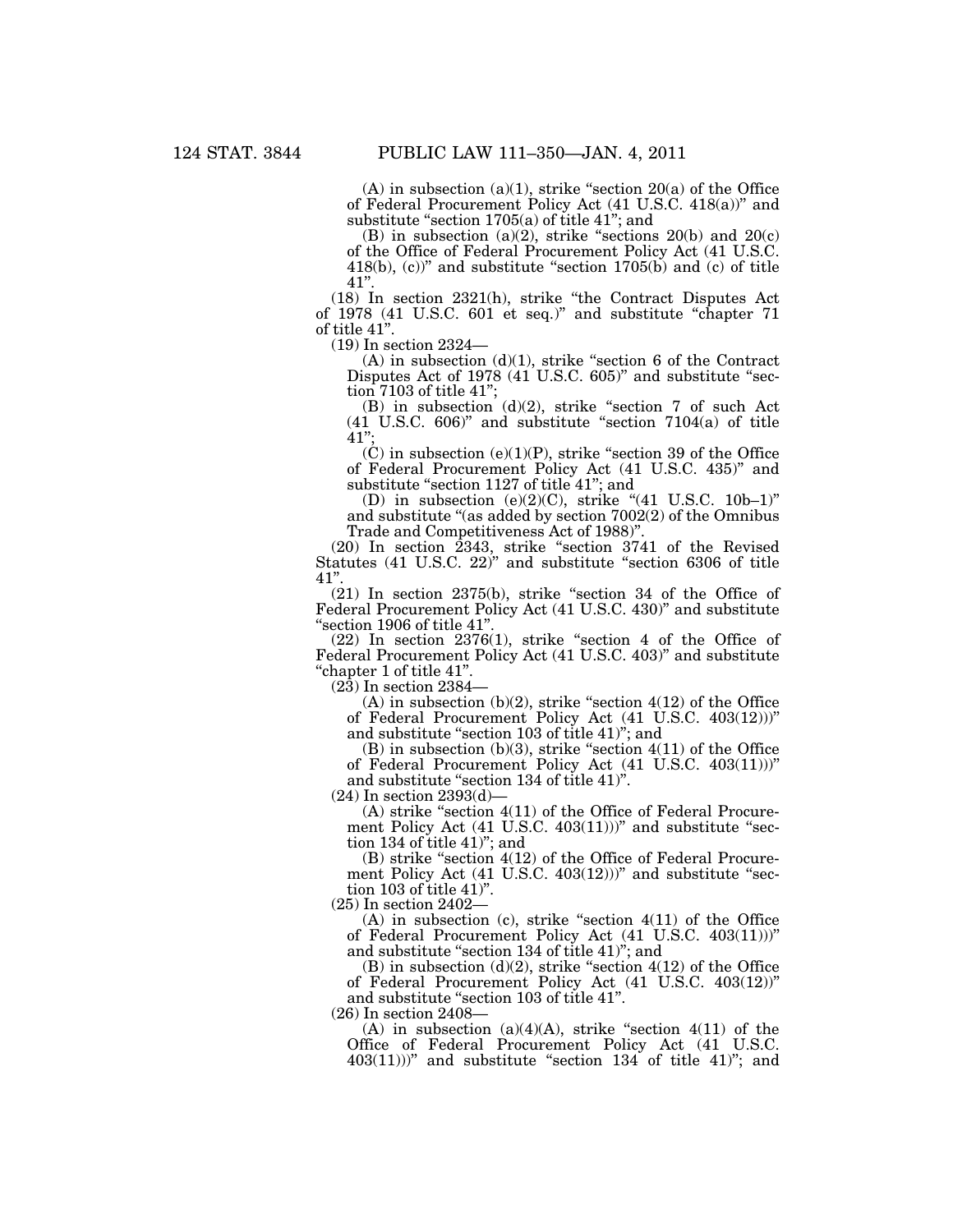(A) in subsection (a)(1), strike "section 20(a) of the Office of Federal Procurement Policy Act (41 U.S.C. 418(a))" and substitute "section 1705(a) of title 41"; and

(B) in subsection (a)(2), strike "sections 20(b) and 20(c) of the Office of Federal Procurement Policy Act (41 U.S.C. 418(b), (c))" and substitute "section 1705(b) and (c) of title 41".

(18) In section 2321(h), strike "the Contract Disputes Act of 1978 (41 U.S.C. 601 et seq.)" and substitute "chapter 71 of title 41".

(19) In section 2324—

(A) in subsection (d)(1), strike "section 6 of the Contract Disputes Act of 1978 (41 U.S.C. 605)" and substitute "section 7103 of title 41";

(B) in subsection (d)(2), strike "section 7 of such Act (41 U.S.C. 606)" and substitute "section 7104(a) of title 41";

(C) in subsection (e)(1)(P), strike "section 39 of the Office of Federal Procurement Policy Act (41 U.S.C. 435)" and substitute "section 1127 of title 41"; and

(D) in subsection (e)(2)(C), strike "(41 U.S.C. 10b–1)" and substitute "(as added by section 7002(2) of the Omnibus Trade and Competitiveness Act of 1988)".

(20) In section 2343, strike "section 3741 of the Revised Statutes (41 U.S.C. 22)" and substitute "section 6306 of title 41".

(21) In section 2375(b), strike "section 34 of the Office of Federal Procurement Policy Act (41 U.S.C. 430)" and substitute "section 1906 of title 41".

(22) In section 2376(1), strike "section 4 of the Office of Federal Procurement Policy Act (41 U.S.C. 403)" and substitute "chapter 1 of title 41".

(23) In section 2384—

(A) in subsection (b)(2), strike "section 4(12) of the Office of Federal Procurement Policy Act (41 U.S.C. 403(12)))" and substitute "section 103 of title 41)"; and

(B) in subsection (b)(3), strike "section 4(11) of the Office of Federal Procurement Policy Act (41 U.S.C. 403(11)))" and substitute "section 134 of title 41)".

(24) In section 2393(d)—

(A) strike "section 4(11) of the Office of Federal Procurement Policy Act (41 U.S.C. 403(11)))" and substitute "section 134 of title 41)"; and

(B) strike "section 4(12) of the Office of Federal Procurement Policy Act (41 U.S.C. 403(12)))" and substitute "section 103 of title 41)".

(25) In section 2402—

(A) in subsection (c), strike "section 4(11) of the Office of Federal Procurement Policy Act (41 U.S.C. 403(11)))" and substitute "section 134 of title 41)"; and

(B) in subsection (d)(2), strike "section 4(12) of the Office of Federal Procurement Policy Act (41 U.S.C. 403(12))" and substitute "section 103 of title 41".

(26) In section 2408—

(A) in subsection (a)(4)(A), strike "section 4(11) of the Office of Federal Procurement Policy Act (41 U.S.C. 403(11)))" and substitute "section 134 of title 41)"; and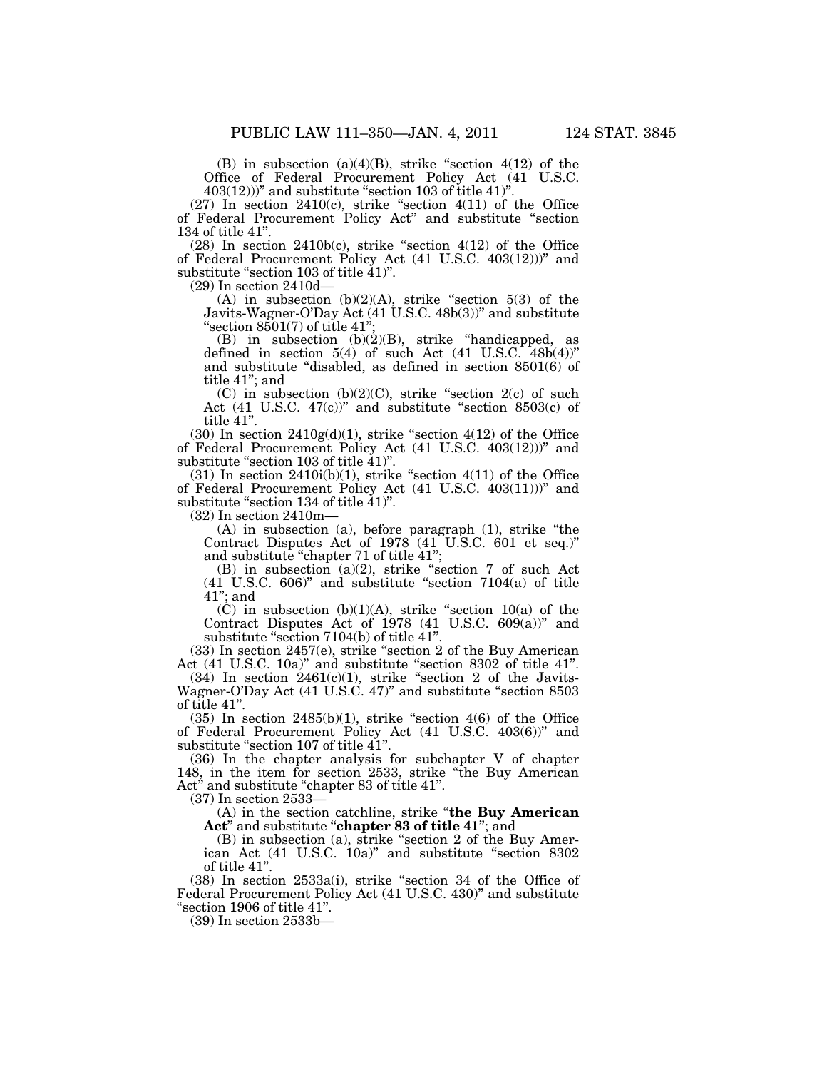(B) in subsection (a)(4)(B), strike "section 4(12) of the Office of Federal Procurement Policy Act (41 U.S.C. 403(12)))" and substitute "section 103 of title 41)".

(27) In section 2410(c), strike "section 4(11) of the Office of Federal Procurement Policy Act" and substitute "section 134 of title 41".

(28) In section 2410b(c), strike "section 4(12) of the Office of Federal Procurement Policy Act (41 U.S.C. 403(12)))" and substitute "section 103 of title 41)".

(29) In section 2410d—

(A) in subsection (b)(2)(A), strike "section 5(3) of the Javits-Wagner-O'Day Act (41 U.S.C. 48b(3))" and substitute "section 8501(7) of title 41";

(B) in subsection (b)(2)(B), strike "handicapped, as defined in section 5(4) of such Act (41 U.S.C. 48b(4))" and substitute "disabled, as defined in section 8501(6) of title 41"; and

(C) in subsection (b)(2)(C), strike "section 2(c) of such Act (41 U.S.C. 47(c))" and substitute "section 8503(c) of title 41".

(30) In section 2410g(d)(1), strike "section 4(12) of the Office of Federal Procurement Policy Act (41 U.S.C. 403(12)))" and substitute "section 103 of title 41)".

(31) In section 2410i(b)(1), strike "section 4(11) of the Office of Federal Procurement Policy Act (41 U.S.C. 403(11)))" and substitute "section 134 of title 41)".

(32) In section 2410m—

(A) in subsection (a), before paragraph (1), strike "the Contract Disputes Act of 1978 (41 U.S.C. 601 et seq.)" and substitute "chapter 71 of title 41";

(B) in subsection (a)(2), strike "section 7 of such Act (41 U.S.C. 606)" and substitute "section 7104(a) of title 41"; and

(C) in subsection (b)(1)(A), strike "section 10(a) of the Contract Disputes Act of 1978 (41 U.S.C. 609(a))" and substitute "section 7104(b) of title 41".

(33) In section 2457(e), strike "section 2 of the Buy American Act (41 U.S.C. 10a)" and substitute "section 8302 of title 41".

(34) In section 2461(c)(1), strike "section 2 of the Javits-Wagner-O'Day Act (41 U.S.C. 47)" and substitute "section 8503 of title 41".

(35) In section 2485(b)(1), strike "section 4(6) of the Office of Federal Procurement Policy Act (41 U.S.C. 403(6))" and substitute "section 107 of title 41".

(36) In the chapter analysis for subchapter V of chapter 148, in the item for section 2533, strike "the Buy American Act" and substitute "chapter 83 of title 41".

(37) In section 2533—

(A) in the section catchline, strike "**the Buy American Act**" and substitute "**chapter 83 of title 41**"; and

(B) in subsection (a), strike "section 2 of the Buy American Act (41 U.S.C. 10a)" and substitute "section 8302 of title 41".

(38) In section 2533a(i), strike "section 34 of the Office of Federal Procurement Policy Act (41 U.S.C. 430)" and substitute "section 1906 of title 41".

(39) In section 2533b—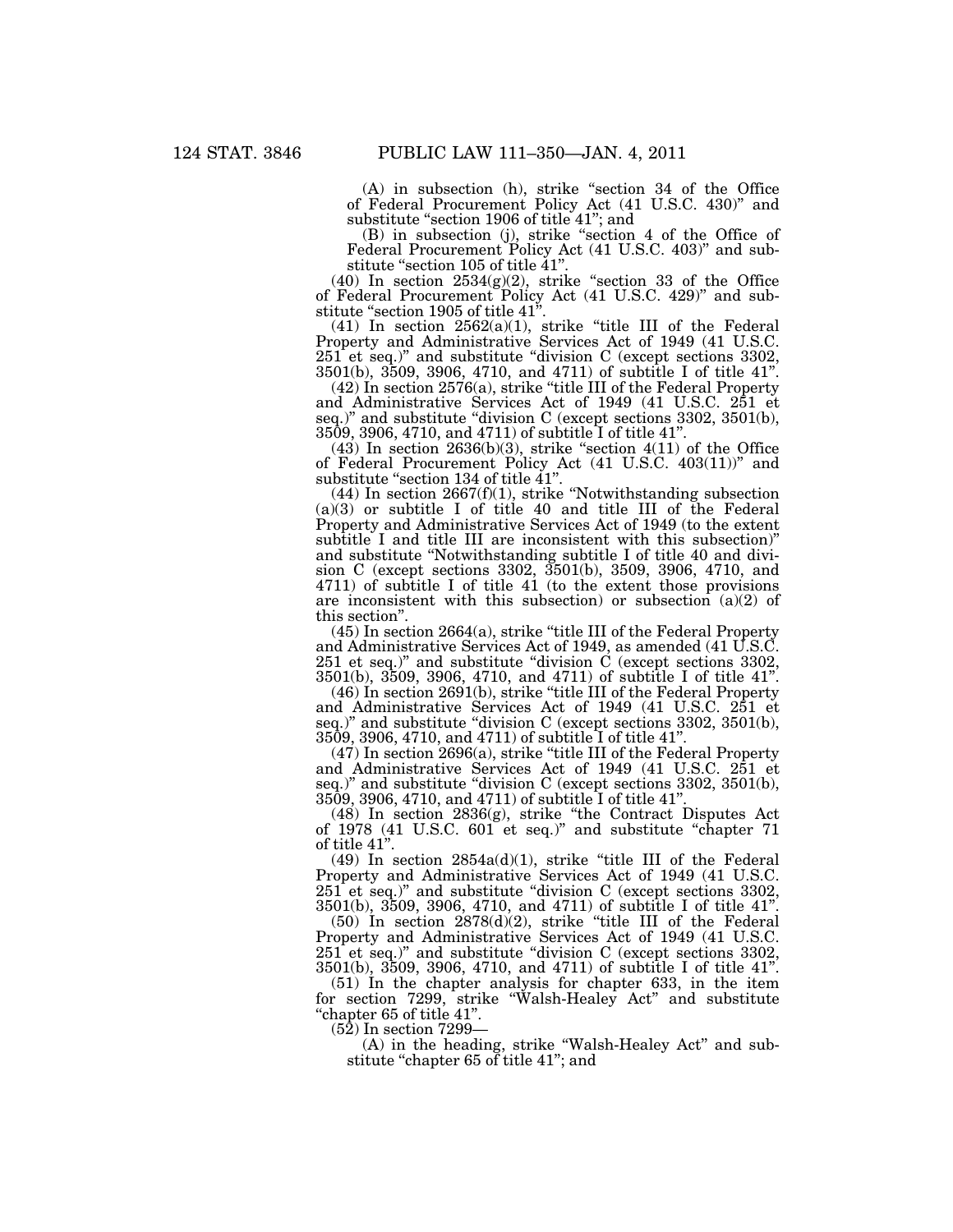(A) in subsection (h), strike "section 34 of the Office of Federal Procurement Policy Act (41 U.S.C. 430)" and substitute "section 1906 of title 41"; and

(B) in subsection (j), strike "section 4 of the Office of Federal Procurement Policy Act (41 U.S.C. 403)" and substitute "section 105 of title 41".

(40) In section 2534(g)(2), strike "section 33 of the Office of Federal Procurement Policy Act (41 U.S.C. 429)" and substitute "section 1905 of title 41".

(41) In section 2562(a)(1), strike "title III of the Federal Property and Administrative Services Act of 1949 (41 U.S.C. 251 et seq.)" and substitute "division C (except sections 3302, 3501(b), 3509, 3906, 4710, and 4711) of subtitle I of title 41".

(42) In section 2576(a), strike "title III of the Federal Property and Administrative Services Act of 1949 (41 U.S.C. 251 et seq.)" and substitute "division C (except sections 3302, 3501(b), 3509, 3906, 4710, and 4711) of subtitle I of title 41".

(43) In section 2636(b)(3), strike "section 4(11) of the Office of Federal Procurement Policy Act (41 U.S.C. 403(11))" and substitute "section 134 of title 41".

(44) In section 2667(f)(1), strike "Notwithstanding subsection (a)(3) or subtitle I of title 40 and title III of the Federal Property and Administrative Services Act of 1949 (to the extent subtitle I and title III are inconsistent with this subsection)" and substitute "Notwithstanding subtitle I of title 40 and division C (except sections 3302, 3501(b), 3509, 3906, 4710, and 4711) of subtitle I of title 41 (to the extent those provisions are inconsistent with this subsection) or subsection (a)(2) of this section".

(45) In section 2664(a), strike "title III of the Federal Property and Administrative Services Act of 1949, as amended (41 U.S.C. 251 et seq.)" and substitute "division C (except sections 3302, 3501(b), 3509, 3906, 4710, and 4711) of subtitle I of title 41".

(46) In section 2691(b), strike "title III of the Federal Property and Administrative Services Act of 1949 (41 U.S.C. 251 et seq.)" and substitute "division C (except sections 3302, 3501(b), 3509, 3906, 4710, and 4711) of subtitle I of title 41".

(47) In section 2696(a), strike "title III of the Federal Property and Administrative Services Act of 1949 (41 U.S.C. 251 et seq.)" and substitute "division C (except sections 3302, 3501(b), 3509, 3906, 4710, and 4711) of subtitle I of title 41".

(48) In section 2836(g), strike "the Contract Disputes Act of 1978 (41 U.S.C. 601 et seq.)" and substitute "chapter 71 of title 41".

(49) In section 2854a(d)(1), strike "title III of the Federal Property and Administrative Services Act of 1949 (41 U.S.C. 251 et seq.)" and substitute "division C (except sections 3302, 3501(b), 3509, 3906, 4710, and 4711) of subtitle I of title 41".

(50) In section 2878(d)(2), strike "title III of the Federal Property and Administrative Services Act of 1949 (41 U.S.C. 251 et seq.)" and substitute "division C (except sections 3302, 3501(b), 3509, 3906, 4710, and 4711) of subtitle I of title 41".

(51) In the chapter analysis for chapter 633, in the item for section 7299, strike "Walsh-Healey Act" and substitute "chapter 65 of title 41".

(52) In section 7299—

(A) in the heading, strike "Walsh-Healey Act" and substitute "chapter 65 of title 41"; and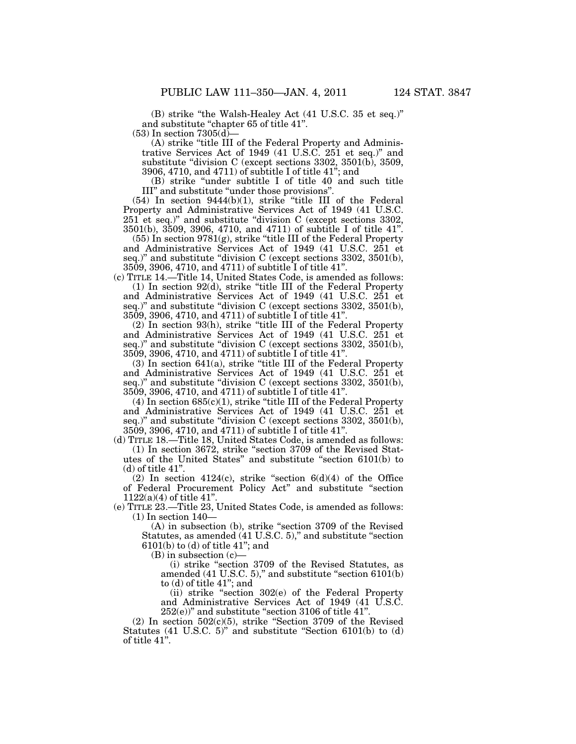(B) strike "the Walsh-Healey Act (41 U.S.C. 35 et seq.)" and substitute "chapter 65 of title 41".

(53) In section 7305(d)—

(A) strike "title III of the Federal Property and Administrative Services Act of 1949 (41 U.S.C. 251 et seq.)" and substitute "division C (except sections 3302, 3501(b), 3509, 3906, 4710, and 4711) of subtitle I of title 41"; and

(B) strike "under subtitle I of title 40 and such title III" and substitute "under those provisions".

(54) In section 9444(b)(1), strike "title III of the Federal Property and Administrative Services Act of 1949 (41 U.S.C. 251 et seq.)" and substitute "division C (except sections 3302, 3501(b), 3509, 3906, 4710, and 4711) of subtitle I of title 41".

(55) In section 9781(g), strike "title III of the Federal Property and Administrative Services Act of 1949 (41 U.S.C. 251 et seq.)" and substitute "division C (except sections 3302, 3501(b), 3509, 3906, 4710, and 4711) of subtitle I of title 41".

(c) TITLE 14.—Title 14, United States Code, is amended as follows:

(1) In section 92(d), strike "title III of the Federal Property and Administrative Services Act of 1949 (41 U.S.C. 251 et seq.)" and substitute "division C (except sections 3302, 3501(b), 3509, 3906, 4710, and 4711) of subtitle I of title 41".

(2) In section 93(h), strike "title III of the Federal Property and Administrative Services Act of 1949 (41 U.S.C. 251 et seq.)" and substitute "division C (except sections 3302, 3501(b), 3509, 3906, 4710, and 4711) of subtitle I of title 41".

(3) In section 641(a), strike "title III of the Federal Property and Administrative Services Act of 1949 (41 U.S.C. 251 et seq.)" and substitute "division C (except sections 3302, 3501(b), 3509, 3906, 4710, and 4711) of subtitle I of title 41".

(4) In section 685(c)(1), strike "title III of the Federal Property and Administrative Services Act of 1949 (41 U.S.C. 251 et seq.)" and substitute "division C (except sections 3302, 3501(b), 3509, 3906, 4710, and 4711) of subtitle I of title 41".

(d) TITLE 18.—Title 18, United States Code, is amended as follows:

(1) In section 3672, strike "section 3709 of the Revised Statutes of the United States" and substitute "section 6101(b) to (d) of title 41".

(2) In section 4124(c), strike "section 6(d)(4) of the Office of Federal Procurement Policy Act" and substitute "section 1122(a)(4) of title 41".

(e) TITLE 23.—Title 23, United States Code, is amended as follows:

(1) In section 140—

(A) in subsection (b), strike "section 3709 of the Revised Statutes, as amended (41 U.S.C. 5)," and substitute "section 6101(b) to (d) of title 41"; and

(B) in subsection (c)—

(i) strike "section 3709 of the Revised Statutes, as amended (41 U.S.C. 5)," and substitute "section 6101(b) to (d) of title 41"; and

(ii) strike "section 302(e) of the Federal Property and Administrative Services Act of 1949 (41 U.S.C. 252(e))" and substitute "section 3106 of title 41".

(2) In section 502(c)(5), strike "Section 3709 of the Revised Statutes (41 U.S.C. 5)" and substitute "Section 6101(b) to (d) of title 41".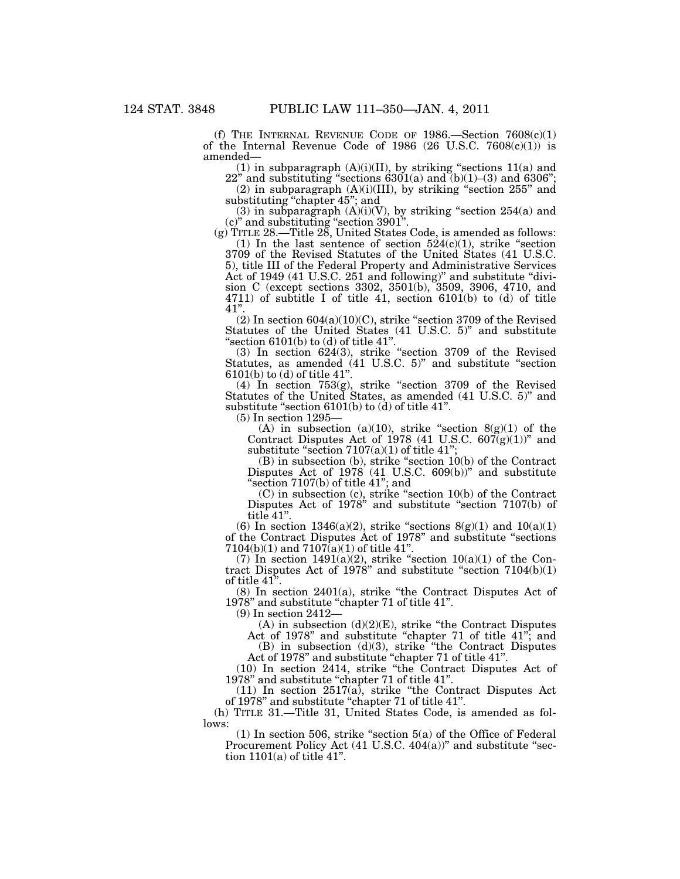(f) THE INTERNAL REVENUE CODE OF 1986.—Section 7608(c)(1) of the Internal Revenue Code of 1986 (26 U.S.C. 7608(c)(1)) is amended—

(1) in subparagraph (A)(i)(II), by striking "sections 11(a) and 22" and substituting "sections 6301(a) and (b)(1)–(3) and 6306";

(2) in subparagraph (A)(i)(III), by striking "section 255" and substituting "chapter 45"; and

(3) in subparagraph (A)(i)(V), by striking "section 254(a) and (c)" and substituting "section 3901".

(g) TITLE 28.—Title 28, United States Code, is amended as follows:

(1) In the last sentence of section 524(c)(1), strike "section 3709 of the Revised Statutes of the United States (41 U.S.C. 5), title III of the Federal Property and Administrative Services Act of 1949 (41 U.S.C. 251 and following)" and substitute "division C (except sections 3302, 3501(b), 3509, 3906, 4710, and 4711) of subtitle I of title 41, section 6101(b) to (d) of title 41".

(2) In section 604(a)(10)(C), strike "section 3709 of the Revised Statutes of the United States (41 U.S.C. 5)" and substitute "section 6101(b) to (d) of title 41".

(3) In section 624(3), strike "section 3709 of the Revised Statutes, as amended (41 U.S.C. 5)" and substitute "section 6101(b) to (d) of title 41".

(4) In section 753(g), strike "section 3709 of the Revised Statutes of the United States, as amended (41 U.S.C. 5)" and substitute "section 6101(b) to (d) of title 41".

(5) In section 1295—

(A) in subsection (a)(10), strike "section 8(g)(1) of the Contract Disputes Act of 1978 (41 U.S.C. 607(g)(1))" and substitute "section 7107(a)(1) of title 41";

(B) in subsection (b), strike "section 10(b) of the Contract Disputes Act of 1978 (41 U.S.C. 609(b))" and substitute "section 7107(b) of title 41"; and

(C) in subsection (c), strike "section 10(b) of the Contract Disputes Act of 1978" and substitute "section 7107(b) of title 41".

(6) In section 1346(a)(2), strike "sections 8(g)(1) and 10(a)(1) of the Contract Disputes Act of 1978" and substitute "sections 7104(b)(1) and 7107(a)(1) of title 41".

(7) In section 1491(a)(2), strike "section 10(a)(1) of the Contract Disputes Act of 1978" and substitute "section 7104(b)(1) of title 41".

(8) In section 2401(a), strike "the Contract Disputes Act of 1978" and substitute "chapter 71 of title 41".

(9) In section 2412—

(A) in subsection (d)(2)(E), strike "the Contract Disputes Act of 1978" and substitute "chapter 71 of title 41"; and

(B) in subsection (d)(3), strike "the Contract Disputes Act of 1978" and substitute "chapter 71 of title 41".

(10) In section 2414, strike "the Contract Disputes Act of 1978" and substitute "chapter 71 of title 41".

(11) In section 2517(a), strike "the Contract Disputes Act of 1978" and substitute "chapter 71 of title 41".

(h) TITLE 31.—Title 31, United States Code, is amended as follows:

(1) In section 506, strike "section 5(a) of the Office of Federal Procurement Policy Act (41 U.S.C. 404(a))" and substitute "section 1101(a) of title 41".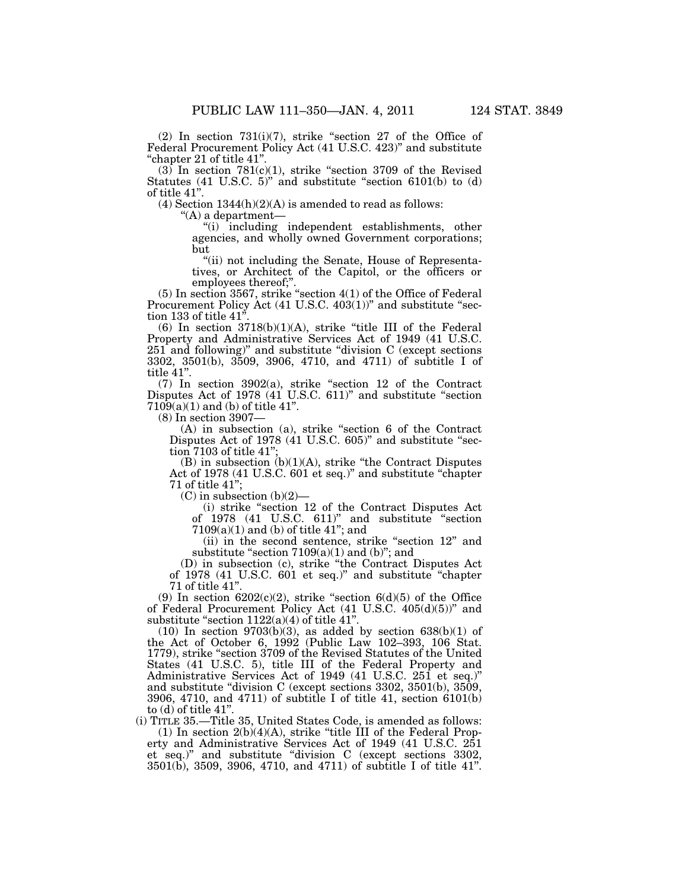(2) In section 731(i)(7), strike "section 27 of the Office of Federal Procurement Policy Act (41 U.S.C. 423)" and substitute "chapter 21 of title 41".

(3) In section 781(c)(1), strike "section 3709 of the Revised Statutes (41 U.S.C. 5)" and substitute "section 6101(b) to (d) of title 41".

(4) Section 1344(h)(2)(A) is amended to read as follows:

"(A) a department—

"(i) including independent establishments, other agencies, and wholly owned Government corporations; but

"(ii) not including the Senate, House of Representatives, or Architect of the Capitol, or the officers or employees thereof;".

(5) In section 3567, strike "section 4(1) of the Office of Federal Procurement Policy Act (41 U.S.C. 403(1))" and substitute "section 133 of title 41".

(6) In section 3718(b)(1)(A), strike "title III of the Federal Property and Administrative Services Act of 1949 (41 U.S.C. 251 and following)" and substitute "division C (except sections 3302, 3501(b), 3509, 3906, 4710, and 4711) of subtitle I of title 41".

(7) In section 3902(a), strike "section 12 of the Contract Disputes Act of 1978 (41 U.S.C. 611)" and substitute "section 7109(a)(1) and (b) of title 41".

(8) In section 3907—

(A) in subsection (a), strike "section 6 of the Contract Disputes Act of 1978 (41 U.S.C. 605)" and substitute "section 7103 of title 41";

(B) in subsection (b)(1)(A), strike "the Contract Disputes Act of 1978 (41 U.S.C. 601 et seq.)" and substitute "chapter 71 of title 41";

(C) in subsection (b)(2)—

(i) strike "section 12 of the Contract Disputes Act of 1978 (41 U.S.C. 611)" and substitute "section 7109(a)(1) and (b) of title 41"; and

(ii) in the second sentence, strike "section 12" and substitute "section 7109(a)(1) and (b)"; and

(D) in subsection (c), strike "the Contract Disputes Act of 1978 (41 U.S.C. 601 et seq.)" and substitute "chapter 71 of title 41".

(9) In section 6202(c)(2), strike "section 6(d)(5) of the Office of Federal Procurement Policy Act (41 U.S.C. 405(d)(5))" and substitute "section 1122(a)(4) of title 41".

(10) In section 9703(b)(3), as added by section 638(b)(1) of the Act of October 6, 1992 (Public Law 102–393, 106 Stat. 1779), strike "section 3709 of the Revised Statutes of the United States (41 U.S.C. 5), title III of the Federal Property and Administrative Services Act of 1949 (41 U.S.C. 251 et seq.)" and substitute "division C (except sections 3302, 3501(b), 3509, 3906, 4710, and 4711) of subtitle I of title 41, section 6101(b) to (d) of title 41".

(i) TITLE 35.—Title 35, United States Code, is amended as follows:

(1) In section 2(b)(4)(A), strike "title III of the Federal Property and Administrative Services Act of 1949 (41 U.S.C. 251 et seq.)" and substitute "division C (except sections 3302, 3501(b), 3509, 3906, 4710, and 4711) of subtitle I of title 41".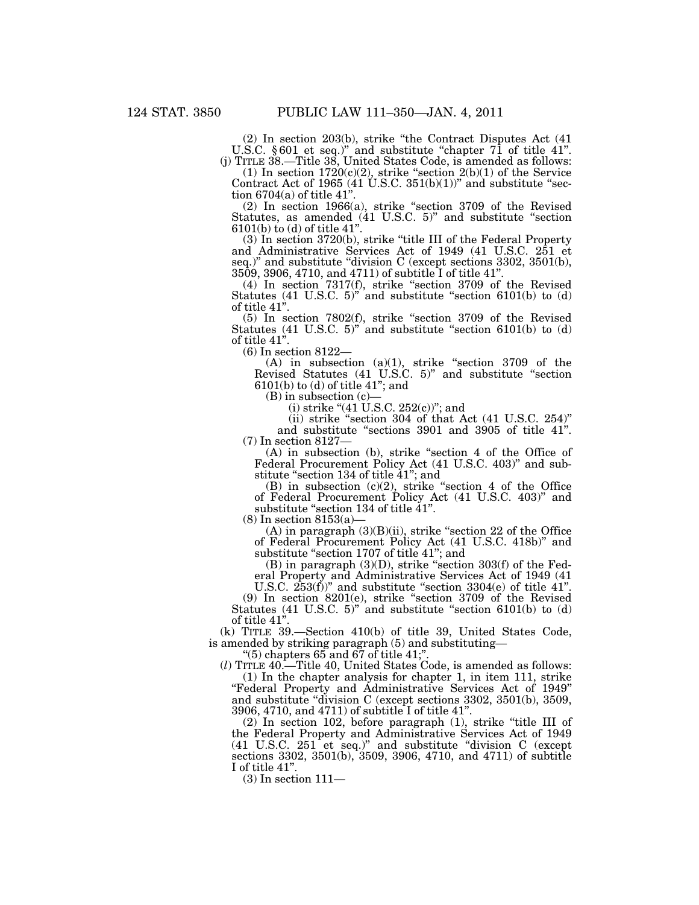(2) In section 203(b), strike "the Contract Disputes Act (41 U.S.C. § 601 et seq.)" and substitute "chapter 71 of title 41".

(j) TITLE 38.—Title 38, United States Code, is amended as follows:

(1) In section 1720(c)(2), strike "section 2(b)(1) of the Service Contract Act of 1965 (41 U.S.C. 351(b)(1))" and substitute "section 6704(a) of title 41".

(2) In section 1966(a), strike "section 3709 of the Revised Statutes, as amended (41 U.S.C. 5)" and substitute "section 6101(b) to (d) of title 41".

(3) In section 3720(b), strike "title III of the Federal Property and Administrative Services Act of 1949 (41 U.S.C. 251 et seq.)" and substitute "division C (except sections 3302, 3501(b), 3509, 3906, 4710, and 4711) of subtitle I of title 41".

(4) In section 7317(f), strike "section 3709 of the Revised Statutes (41 U.S.C. 5)" and substitute "section 6101(b) to (d) of title 41".

(5) In section 7802(f), strike "section 3709 of the Revised Statutes (41 U.S.C. 5)" and substitute "section 6101(b) to (d) of title 41".

(6) In section 8122—

(A) in subsection (a)(1), strike "section 3709 of the Revised Statutes (41 U.S.C. 5)" and substitute "section 6101(b) to (d) of title 41"; and

(B) in subsection (c)—

(i) strike "(41 U.S.C. 252(c))"; and

(ii) strike "section 304 of that Act (41 U.S.C. 254)" and substitute "sections 3901 and 3905 of title 41".

(7) In section 8127—

(A) in subsection (b), strike "section 4 of the Office of Federal Procurement Policy Act (41 U.S.C. 403)" and substitute "section 134 of title 41"; and

(B) in subsection (c)(2), strike "section 4 of the Office of Federal Procurement Policy Act (41 U.S.C. 403)" and substitute "section 134 of title 41".

(8) In section 8153(a)—

(A) in paragraph (3)(B)(ii), strike "section 22 of the Office of Federal Procurement Policy Act (41 U.S.C. 418b)" and substitute "section 1707 of title 41"; and

(B) in paragraph (3)(D), strike "section 303(f) of the Federal Property and Administrative Services Act of 1949 (41 U.S.C. 253(f))" and substitute "section 3304(e) of title 41".

(9) In section 8201(e), strike "section 3709 of the Revised Statutes (41 U.S.C. 5)" and substitute "section 6101(b) to (d) of title 41".

(k) TITLE 39.—Section 410(b) of title 39, United States Code, is amended by striking paragraph (5) and substituting—

"(5) chapters 65 and 67 of title 41;".

(*l*) TITLE 40.—Title 40, United States Code, is amended as follows:

(1) In the chapter analysis for chapter 1, in item 111, strike "Federal Property and Administrative Services Act of 1949" and substitute "division C (except sections 3302, 3501(b), 3509, 3906, 4710, and 4711) of subtitle I of title 41".

(2) In section 102, before paragraph (1), strike "title III of the Federal Property and Administrative Services Act of 1949 (41 U.S.C. 251 et seq.)" and substitute "division C (except sections 3302, 3501(b), 3509, 3906, 4710, and 4711) of subtitle I of title 41".

(3) In section 111—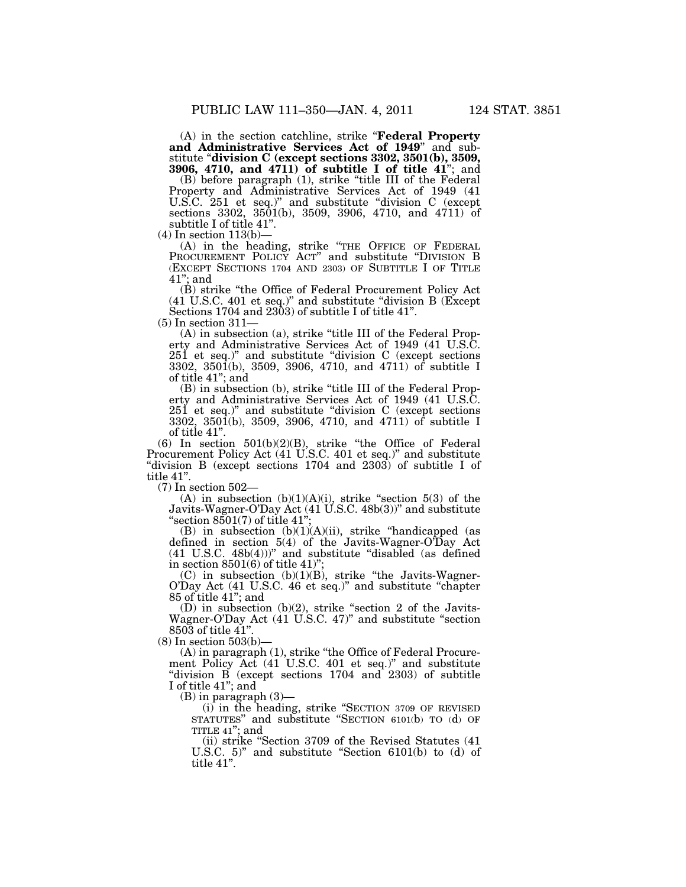(A) in the section catchline, strike "**Federal Property and Administrative Services Act of 1949**" and substitute "**division C (except sections 3302, 3501(b), 3509, 3906, 4710, and 4711) of subtitle I of title 41**"; and

(B) before paragraph (1), strike "title III of the Federal Property and Administrative Services Act of 1949 (41 U.S.C. 251 et seq.)" and substitute "division C (except sections 3302, 3501(b), 3509, 3906, 4710, and 4711) of subtitle I of title 41".

(4) In section 113(b)—

(A) in the heading, strike "THE OFFICE OF FEDERAL PROCUREMENT POLICY ACT" and substitute "DIVISION B (EXCEPT SECTIONS 1704 AND 2303) OF SUBTITLE I OF TITLE 41"; and

(B) strike "the Office of Federal Procurement Policy Act (41 U.S.C. 401 et seq.)" and substitute "division B (Except Sections 1704 and 2303) of subtitle I of title 41".

(5) In section 311—

(A) in subsection (a), strike "title III of the Federal Property and Administrative Services Act of 1949 (41 U.S.C. 251 et seq.)" and substitute "division C (except sections 3302, 3501(b), 3509, 3906, 4710, and 4711) of subtitle I of title 41"; and

(B) in subsection (b), strike "title III of the Federal Property and Administrative Services Act of 1949 (41 U.S.C. 251 et seq.)" and substitute "division C (except sections 3302, 3501(b), 3509, 3906, 4710, and 4711) of subtitle I of title 41".

(6) In section 501(b)(2)(B), strike "the Office of Federal Procurement Policy Act (41 U.S.C. 401 et seq.)" and substitute "division B (except sections 1704 and 2303) of subtitle I of title 41".

(7) In section 502—

(A) in subsection (b)(1)(A)(i), strike "section 5(3) of the Javits-Wagner-O'Day Act (41 U.S.C. 48b(3))" and substitute "section 8501(7) of title 41";

(B) in subsection (b)(1)(A)(ii), strike "handicapped (as defined in section 5(4) of the Javits-Wagner-O'Day Act (41 U.S.C. 48b(4)))" and substitute "disabled (as defined in section 8501(6) of title 41)";

(C) in subsection (b)(1)(B), strike "the Javits-Wagner-O'Day Act (41 U.S.C. 46 et seq.)" and substitute "chapter 85 of title 41"; and

(D) in subsection (b)(2), strike "section 2 of the Javits-Wagner-O'Day Act (41 U.S.C. 47)" and substitute "section 8503 of title 41".

(8) In section 503(b)—

(A) in paragraph (1), strike "the Office of Federal Procurement Policy Act (41 U.S.C. 401 et seq.)" and substitute "division B (except sections 1704 and 2303) of subtitle I of title 41"; and

(B) in paragraph (3)—

(i) in the heading, strike "SECTION 3709 OF REVISED STATUTES" and substitute "SECTION 6101(b) TO (d) OF TITLE 41"; and

(ii) strike "Section 3709 of the Revised Statutes (41 U.S.C. 5)" and substitute "Section 6101(b) to (d) of title 41".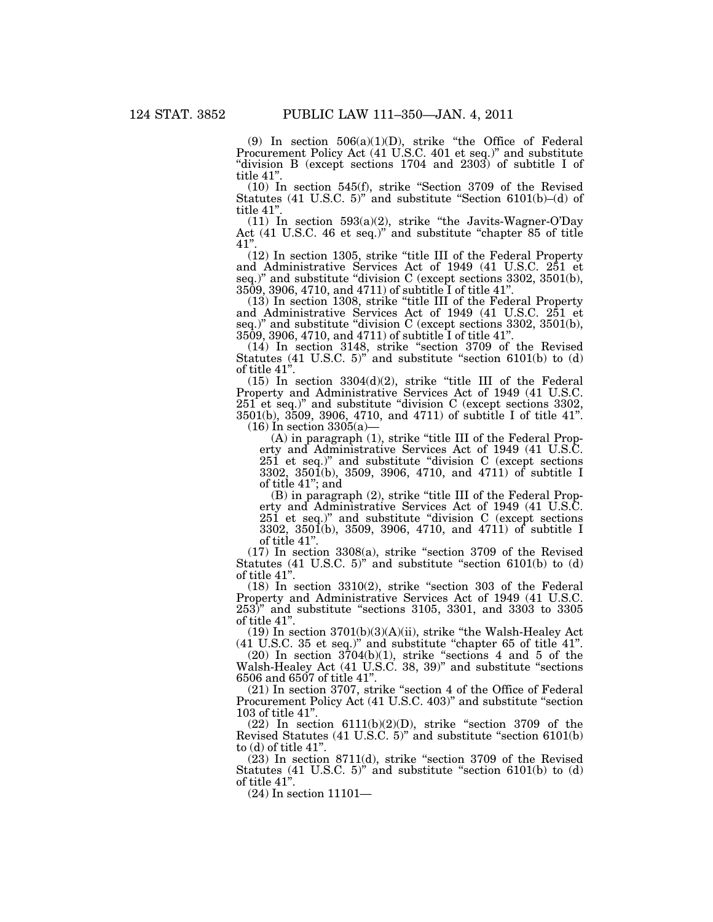(9) In section 506(a)(1)(D), strike "the Office of Federal Procurement Policy Act (41 U.S.C. 401 et seq.)" and substitute "division B (except sections 1704 and 2303) of subtitle I of title 41".

(10) In section 545(f), strike "Section 3709 of the Revised Statutes (41 U.S.C. 5)" and substitute "Section 6101(b)–(d) of title 41".

(11) In section 593(a)(2), strike "the Javits-Wagner-O'Day Act (41 U.S.C. 46 et seq.)" and substitute "chapter 85 of title 41".

(12) In section 1305, strike "title III of the Federal Property and Administrative Services Act of 1949 (41 U.S.C. 251 et seq.)" and substitute "division C (except sections 3302, 3501(b), 3509, 3906, 4710, and 4711) of subtitle I of title 41".

(13) In section 1308, strike "title III of the Federal Property and Administrative Services Act of 1949 (41 U.S.C. 251 et seq.)" and substitute "division C (except sections 3302, 3501(b), 3509, 3906, 4710, and 4711) of subtitle I of title 41".

(14) In section 3148, strike "section 3709 of the Revised Statutes (41 U.S.C. 5)" and substitute "section 6101(b) to (d) of title 41".

(15) In section 3304(d)(2), strike "title III of the Federal Property and Administrative Services Act of 1949 (41 U.S.C. 251 et seq.)" and substitute "division C (except sections 3302, 3501(b), 3509, 3906, 4710, and 4711) of subtitle I of title 41".

(16) In section 3305(a)—

(A) in paragraph (1), strike "title III of the Federal Property and Administrative Services Act of 1949 (41 U.S.C. 251 et seq.)" and substitute "division C (except sections 3302, 3501(b), 3509, 3906, 4710, and 4711) of subtitle I of title 41"; and

(B) in paragraph (2), strike "title III of the Federal Property and Administrative Services Act of 1949 (41 U.S.C. 251 et seq.)" and substitute "division C (except sections 3302, 3501(b), 3509, 3906, 4710, and 4711) of subtitle I of title 41".

(17) In section 3308(a), strike "section 3709 of the Revised Statutes (41 U.S.C. 5)" and substitute "section 6101(b) to (d) of title 41".

(18) In section 3310(2), strike "section 303 of the Federal Property and Administrative Services Act of 1949 (41 U.S.C. 253)" and substitute "sections 3105, 3301, and 3303 to 3305 of title 41".

(19) In section 3701(b)(3)(A)(ii), strike "the Walsh-Healey Act (41 U.S.C. 35 et seq.)" and substitute "chapter 65 of title 41".

(20) In section 3704(b)(1), strike "sections 4 and 5 of the Walsh-Healey Act (41 U.S.C. 38, 39)" and substitute "sections 6506 and 6507 of title 41".

(21) In section 3707, strike "section 4 of the Office of Federal Procurement Policy Act (41 U.S.C. 403)" and substitute "section 103 of title 41".

(22) In section 6111(b)(2)(D), strike "section 3709 of the Revised Statutes (41 U.S.C. 5)" and substitute "section 6101(b) to (d) of title 41".

(23) In section 8711(d), strike "section 3709 of the Revised Statutes (41 U.S.C. 5)" and substitute "section 6101(b) to (d) of title 41".

(24) In section 11101—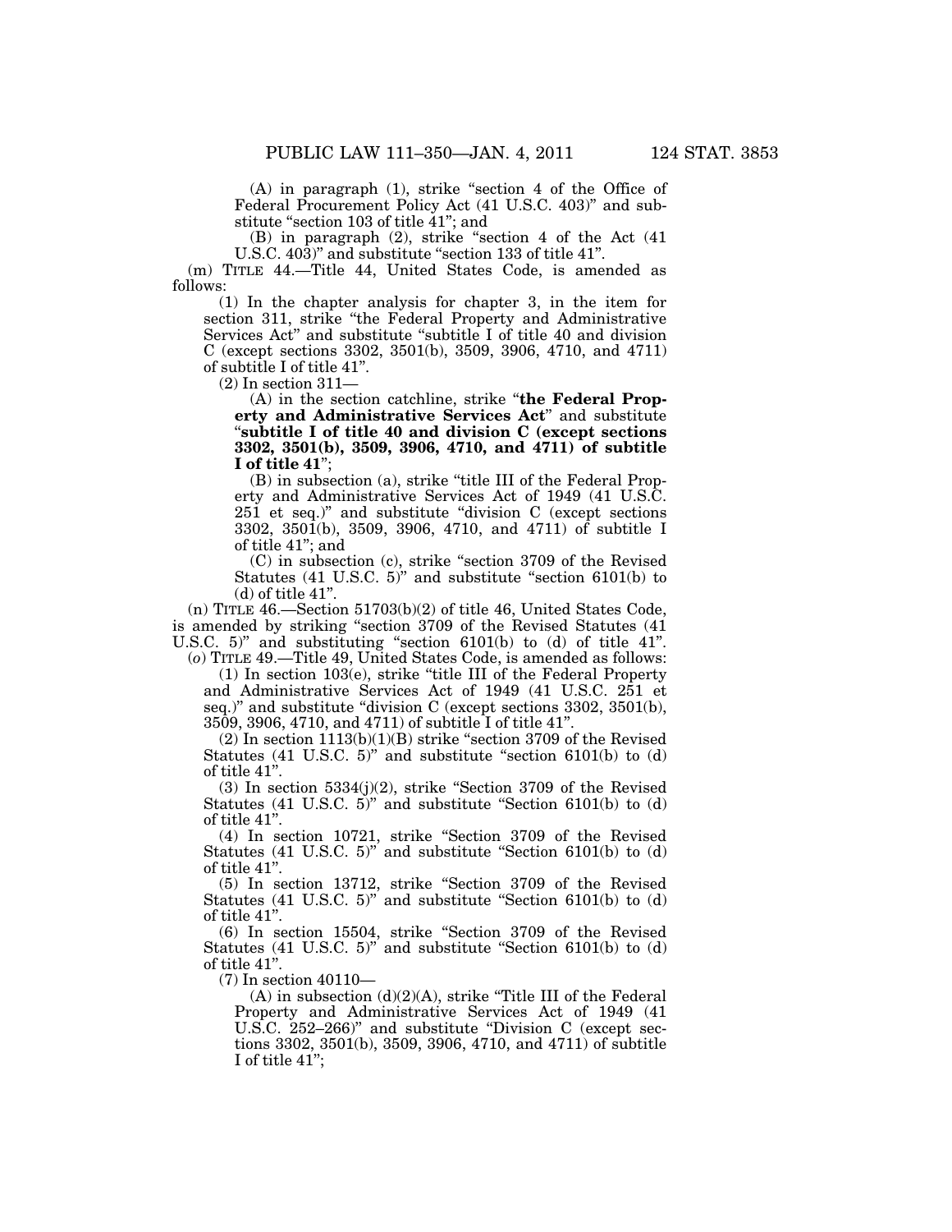(A) in paragraph (1), strike "section 4 of the Office of Federal Procurement Policy Act (41 U.S.C. 403)" and substitute "section 103 of title 41"; and

(B) in paragraph (2), strike "section 4 of the Act (41 U.S.C. 403)" and substitute "section 133 of title 41".

(m) TITLE 44.—Title 44, United States Code, is amended as follows:

(1) In the chapter analysis for chapter 3, in the item for section 311, strike "the Federal Property and Administrative Services Act" and substitute "subtitle I of title 40 and division C (except sections 3302, 3501(b), 3509, 3906, 4710, and 4711) of subtitle I of title 41".

(2) In section 311—

(A) in the section catchline, strike "**the Federal Property and Administrative Services Act**" and substitute "**subtitle I of title 40 and division C (except sections 3302, 3501(b), 3509, 3906, 4710, and 4711) of subtitle I of title 41**";

(B) in subsection (a), strike "title III of the Federal Property and Administrative Services Act of 1949 (41 U.S.C. 251 et seq.)" and substitute "division C (except sections 3302, 3501(b), 3509, 3906, 4710, and 4711) of subtitle I of title 41"; and

(C) in subsection (c), strike "section 3709 of the Revised Statutes (41 U.S.C. 5)" and substitute "section 6101(b) to (d) of title 41".

(n) TITLE 46.—Section 51703(b)(2) of title 46, United States Code, is amended by striking "section 3709 of the Revised Statutes (41 U.S.C. 5)" and substituting "section 6101(b) to (d) of title 41".

(*o*) TITLE 49.—Title 49, United States Code, is amended as follows:

(1) In section 103(e), strike "title III of the Federal Property and Administrative Services Act of 1949 (41 U.S.C. 251 et seq.)" and substitute "division C (except sections 3302, 3501(b), 3509, 3906, 4710, and 4711) of subtitle I of title 41".

(2) In section 1113(b)(1)(B) strike "section 3709 of the Revised Statutes (41 U.S.C. 5)" and substitute "section 6101(b) to (d) of title 41".

(3) In section 5334(j)(2), strike "Section 3709 of the Revised Statutes (41 U.S.C. 5)" and substitute "Section 6101(b) to (d) of title 41".

(4) In section 10721, strike "Section 3709 of the Revised Statutes (41 U.S.C. 5)" and substitute "Section 6101(b) to (d) of title 41".

(5) In section 13712, strike "Section 3709 of the Revised Statutes (41 U.S.C. 5)" and substitute "Section 6101(b) to (d) of title 41".

(6) In section 15504, strike "Section 3709 of the Revised Statutes (41 U.S.C. 5)" and substitute "Section 6101(b) to (d) of title 41".

(7) In section 40110—

(A) in subsection (d)(2)(A), strike "Title III of the Federal Property and Administrative Services Act of 1949 (41 U.S.C. 252–266)" and substitute "Division C (except sections 3302, 3501(b), 3509, 3906, 4710, and 4711) of subtitle I of title 41";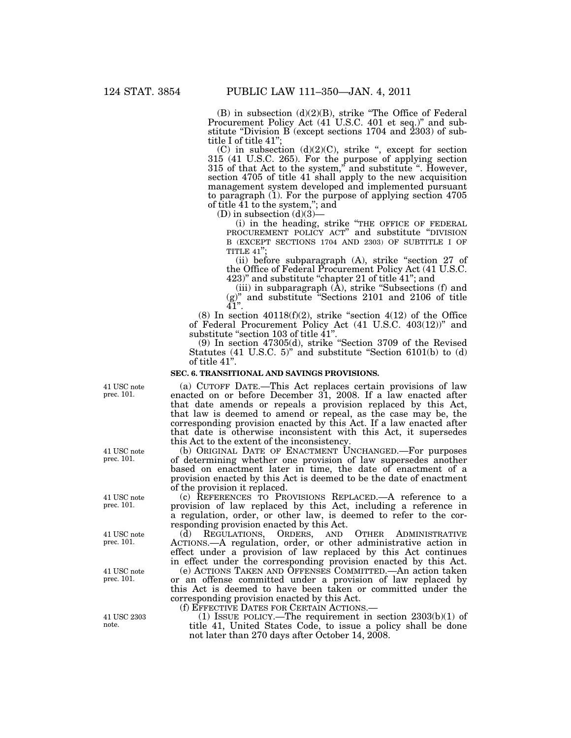(B) in subsection (d)(2)(B), strike "The Office of Federal Procurement Policy Act (41 U.S.C. 401 et seq.)" and substitute "Division B (except sections 1704 and 2303) of subtitle I of title 41";

(C) in subsection (d)(2)(C), strike ", except for section 315 (41 U.S.C. 265). For the purpose of applying section 315 of that Act to the system," and substitute ". However, section 4705 of title 41 shall apply to the new acquisition management system developed and implemented pursuant to paragraph (1). For the purpose of applying section 4705 of title 41 to the system,"; and

(D) in subsection (d)(3)—

(i) in the heading, strike "THE OFFICE OF FEDERAL PROCUREMENT POLICY ACT" and substitute "DIVISION B (EXCEPT SECTIONS 1704 AND 2303) OF SUBTITLE I OF TITLE 41";

(ii) before subparagraph (A), strike "section 27 of the Office of Federal Procurement Policy Act (41 U.S.C. 423)" and substitute "chapter 21 of title 41"; and

(iii) in subparagraph (A), strike "Subsections (f) and (g)" and substitute "Sections 2101 and 2106 of title 41".

(8) In section 40118(f)(2), strike "section 4(12) of the Office of Federal Procurement Policy Act (41 U.S.C. 403(12))" and substitute "section 103 of title 41".

(9) In section 47305(d), strike "Section 3709 of the Revised Statutes (41 U.S.C. 5)" and substitute "Section 6101(b) to (d) of title 41".

**SEC. 6. TRANSITIONAL AND SAVINGS PROVISIONS.**

41 USC note prec. 101.

(a) CUTOFF DATE.—This Act replaces certain provisions of law enacted on or before December 31, 2008. If a law enacted after that date amends or repeals a provision replaced by this Act, that law is deemed to amend or repeal, as the case may be, the corresponding provision enacted by this Act. If a law enacted after that date is otherwise inconsistent with this Act, it supersedes this Act to the extent of the inconsistency.

41 USC note prec. 101.

(b) ORIGINAL DATE OF ENACTMENT UNCHANGED.—For purposes of determining whether one provision of law supersedes another based on enactment later in time, the date of enactment of a provision enacted by this Act is deemed to be the date of enactment of the provision it replaced.

41 USC note prec. 101.

(c) REFERENCES TO PROVISIONS REPLACED.—A reference to a provision of law replaced by this Act, including a reference in a regulation, order, or other law, is deemed to refer to the corresponding provision enacted by this Act.

41 USC note prec. 101.

(d) REGULATIONS, ORDERS, AND OTHER ADMINISTRATIVE ACTIONS.—A regulation, order, or other administrative action in effect under a provision of law replaced by this Act continues in effect under the corresponding provision enacted by this Act.

41 USC note prec. 101.

(e) ACTIONS TAKEN AND OFFENSES COMMITTED.—An action taken or an offense committed under a provision of law replaced by this Act is deemed to have been taken or committed under the corresponding provision enacted by this Act.

(f) EFFECTIVE DATES FOR CERTAIN ACTIONS.—

41 USC 2303 note.

(1) ISSUE POLICY.—The requirement in section 2303(b)(1) of title 41, United States Code, to issue a policy shall be done not later than 270 days after October 14, 2008.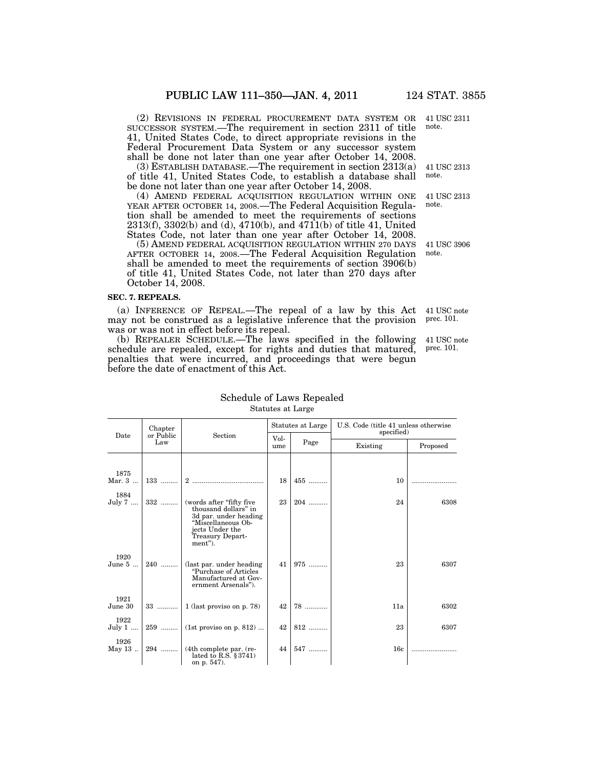(2) REVISIONS IN FEDERAL PROCUREMENT DATA SYSTEM OR SUCCESSOR SYSTEM.—The requirement in section 2311 of title 41, United States Code, to direct appropriate revisions in the Federal Procurement Data System or any successor system shall be done not later than one year after October 14, 2008.

41 USC 2311 note.

(3) ESTABLISH DATABASE.—The requirement in section 2313(a) of title 41, United States Code, to establish a database shall be done not later than one year after October 14, 2008.

41 USC 2313 note.

(4) AMEND FEDERAL ACQUISITION REGULATION WITHIN ONE YEAR AFTER OCTOBER 14, 2008.—The Federal Acquisition Regulation shall be amended to meet the requirements of sections 2313(f), 3302(b) and (d), 4710(b), and 4711(b) of title 41, United States Code, not later than one year after October 14, 2008.

41 USC 2313 note.

(5) AMEND FEDERAL ACQUISITION REGULATION WITHIN 270 DAYS AFTER OCTOBER 14, 2008.—The Federal Acquisition Regulation shall be amended to meet the requirements of section 3906(b) of title 41, United States Code, not later than 270 days after October 14, 2008.

41 USC 3906 note.

**SEC. 7. REPEALS.**

(a) INFERENCE OF REPEAL.—The repeal of a law by this Act may not be construed as a legislative inference that the provision was or was not in effect before its repeal.

41 USC note prec. 101.

(b) REPEALER SCHEDULE.—The laws specified in the following schedule are repealed, except for rights and duties that matured, penalties that were incurred, and proceedings that were begun before the date of enactment of this Act.

41 USC note prec. 101.

Schedule of Laws Repealed

Statutes at Large

| Date | Chapter or Public Law | Section | Statutes at Large | | U.S. Code (title 41 unless otherwise specified) | |
|---|---|---|---|---|---|---|
| | | | Volume | Page | Existing | Proposed |
| 1875 Mar. 3 | 133 | 2 | 18 | 455 | 10 | |
| 1884 July 7 | 332 | (words after “fifty five thousand dollars” in 3d par. under heading “Miscellaneous Objects Under the Treasury Department”). | 23 | 204 | 24 | 6308 |
| 1920 June 5 | 240 | (last par. under heading “Purchase of Articles Manufactured at Government Arsenals”). | 41 | 975 | 23 | 6307 |
| 1921 June 30 | 33 | 1 (last proviso on p. 78) | 42 | 78 | 11a | 6302 |
| 1922 July 1 | 259 | (1st proviso on p. 812) | 42 | 812 | 23 | 6307 |
| 1926 May 13 | 294 | (4th complete par. (related to R.S. §3741) on p. 547). | 44 | 547 | 16c | |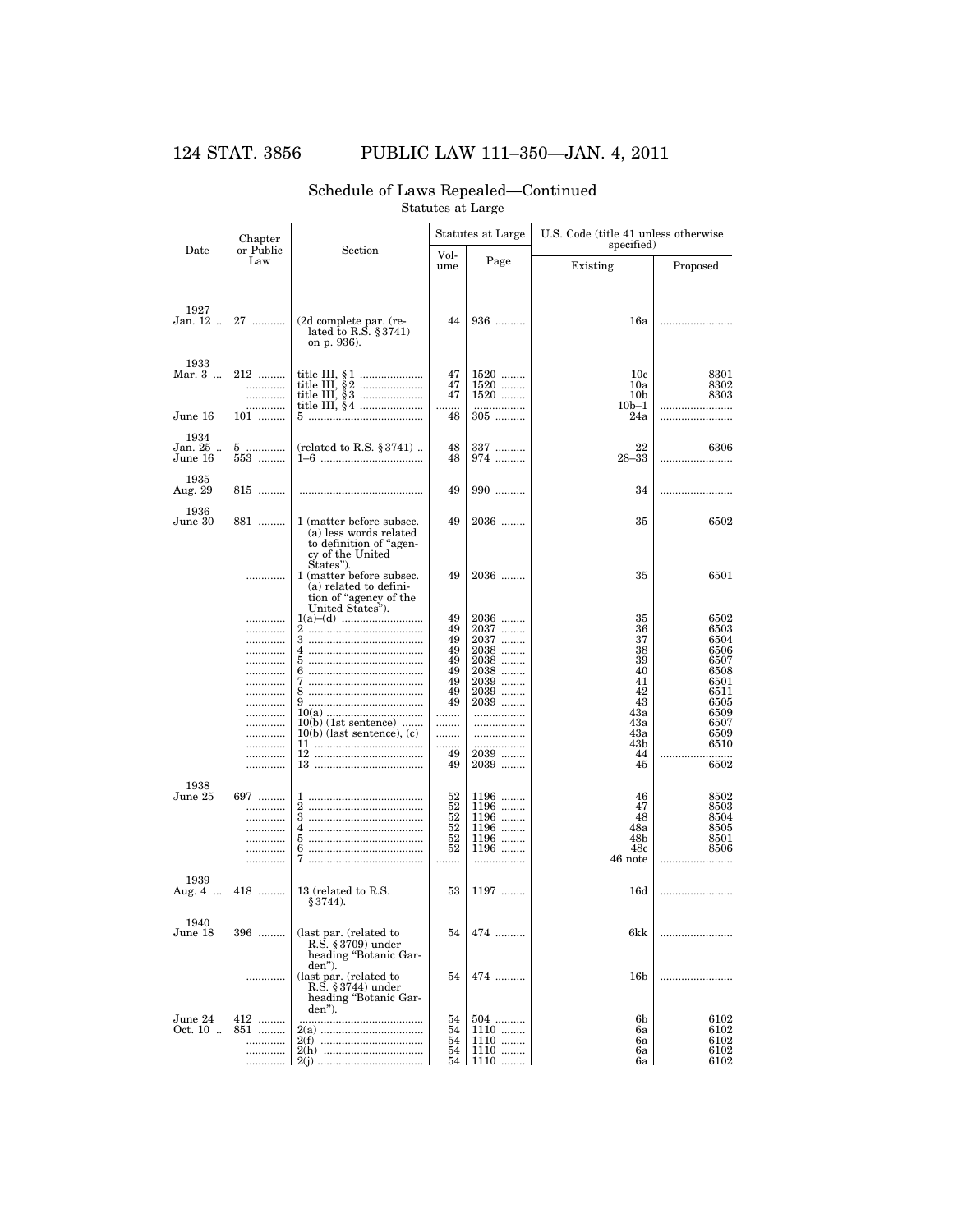## Schedule of Laws Repealed—Continued

Statutes at Large

| Date | Chapter or Public Law | Section | Statutes at Large | | U.S. Code (title 41 unless otherwise specified) | |
|---|---|---|---|---|---|---|
| | | | Volume | Page | Existing | Proposed |
| 1927 Jan. 12 | 27 | (2d complete par. (related to R.S. §3741) on p. 936). | 44 | 936 | 16a | |
| 1933 Mar. 3 | 212 | title III, §1 | 47 | 1520 | 10c | 8301 |
| | | title III, §2 | 47 | 1520 | 10a | 8302 |
| | | title III, §3 | 47 | 1520 | 10b | 8303 |
| | | title III, §4 | | | 10b–1 | |
| June 16 | 101 | 5 | 48 | 305 | 24a | |
| 1934 Jan. 25 | 5 | (related to R.S. §3741) | 48 | 337 | 22 | 6306 |
| June 16 | 553 | 1–6 | 48 | 974 | 28–33 | |
| 1935 Aug. 29 | 815 | | 49 | 990 | 34 | |
| 1936 June 30 | 881 | 1 (matter before subsec. (a) less words related to definition of "agency of the United States"). | 49 | 2036 | 35 | 6502 |
| | | 1 (matter before subsec. (a) related to definition of "agency of the United States"). | 49 | 2036 | 35 | 6501 |
| | | 1(a)–(d) | 49 | 2036 | 35 | 6502 |
| | | 2 | 49 | 2037 | 36 | 6503 |
| | | 3 | 49 | 2037 | 37 | 6504 |
| | | 4 | 49 | 2038 | 38 | 6506 |
| | | 5 | 49 | 2038 | 39 | 6507 |
| | | 6 | 49 | 2038 | 40 | 6508 |
| | | 7 | 49 | 2039 | 41 | 6501 |
| | | 8 | 49 | 2039 | 42 | 6511 |
| | | 9 | 49 | 2039 | 43 | 6505 |
| | | 10(a) | | | 43a | 6509 |
| | | 10(b) (1st sentence) | | | 43a | 6507 |
| | | 10(b) (last sentence), (c) | | | 43a | 6509 |
| | | 11 | | | 43b | 6510 |
| | | 12 | 49 | 2039 | 44 | |
| | | 13 | 49 | 2039 | 45 | 6502 |
| 1938 June 25 | 697 | 1 | 52 | 1196 | 46 | 8502 |
| | | 2 | 52 | 1196 | 47 | 8503 |
| | | 3 | 52 | 1196 | 48 | 8504 |
| | | 4 | 52 | 1196 | 48a | 8505 |
| | | 5 | 52 | 1196 | 48b | 8501 |
| | | 6 | 52 | 1196 | 48c | 8506 |
| | | 7 | | | 46 note | |
| 1939 Aug. 4 | 418 | 13 (related to R.S. §3744). | 53 | 1197 | 16d | |
| 1940 June 18 | 396 | (last par. (related to R.S. §3709) under heading "Botanic Garden"). | 54 | 474 | 6kk | |
| | | (last par. (related to R.S. §3744) under heading "Botanic Garden"). | 54 | 474 | 16b | |
| June 24 | 412 | | 54 | 504 | 6b | 6102 |
| Oct. 10 | 851 | 2(a) | 54 | 1110 | 6a | 6102 |
| | | 2(f) | 54 | 1110 | 6a | 6102 |
| | | 2(h) | 54 | 1110 | 6a | 6102 |
| | | 2(j) | 54 | 1110 | 6a | 6102 |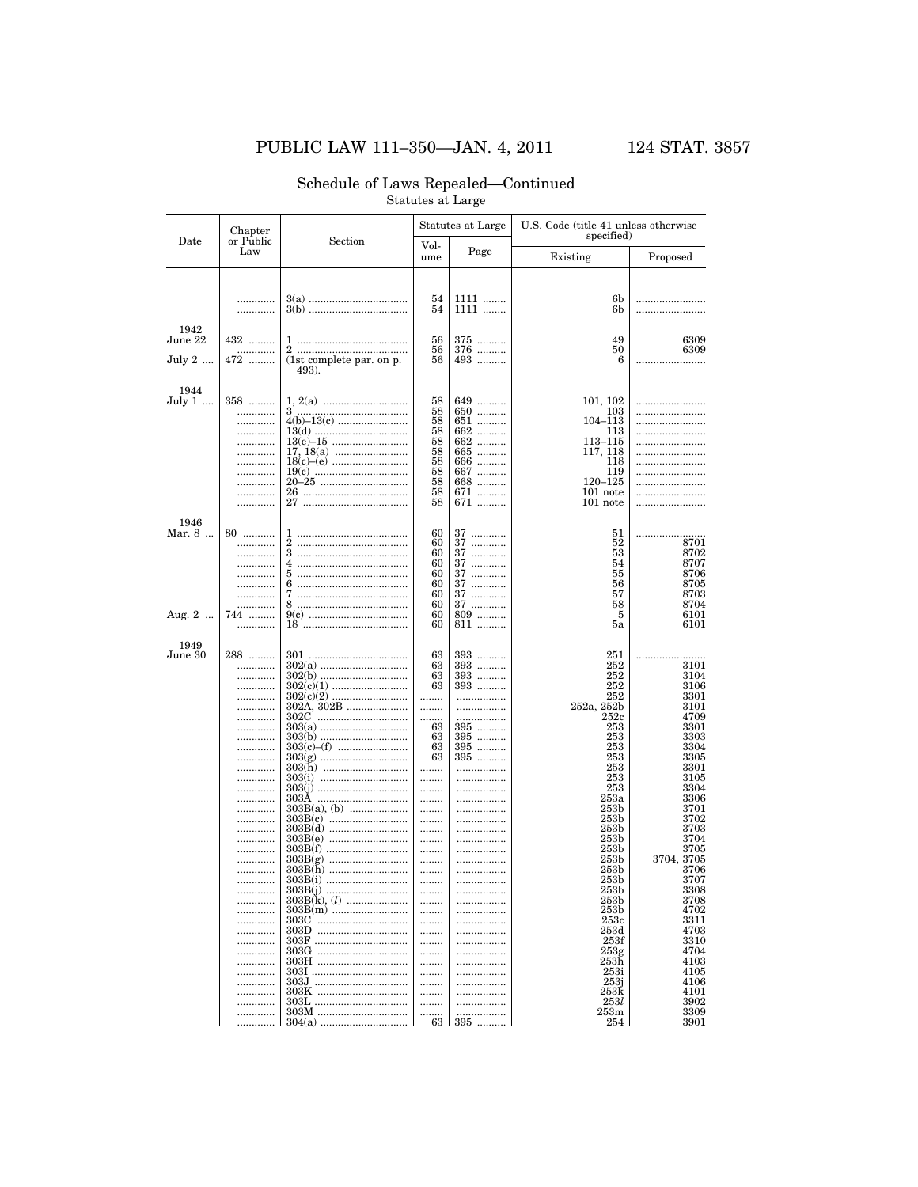## Schedule of Laws Repealed—Continued

Statutes at Large

| Date | Chapter or Public Law | Section | Statutes at Large | | U.S. Code (title 41 unless otherwise specified) | |
|---|---|---|---|---|---|---|
| | | | Volume | Page | Existing | Proposed |
| | ............ | 3(a) .................................. | 54 | 1111 ........ | 6b | ........................ |
| | ............ | 3(b) .................................. | 54 | 1111 ........ | 6b | ........................ |
| 1942 June 22 | 432 ........ | 1 ...................................... | 56 | 375 .......... | 49 | 6309 |
| | ............ | 2 ...................................... | 56 | 376 .......... | 50 | 6309 |
| July 2 .... | 472 ........ | (1st complete par. on p. 493). | 56 | 493 .......... | 6 | ........................ |
| 1944 July 1 .... | 358 ........ | 1, 2(a) ............................. | 58 | 649 .......... | 101, 102 | ........................ |
| | ............ | 3 ...................................... | 58 | 650 .......... | 103 | ........................ |
| | ............ | 4(b)–13(c) ........................ | 58 | 651 .......... | 104–113 | ........................ |
| | ............ | 13(d) ................................ | 58 | 662 .......... | 113 | ........................ |
| | ............ | 13(e)–15 ........................... | 58 | 662 .......... | 113–115 | ........................ |
| | ............ | 17, 18(a) .......................... | 58 | 665 .......... | 117, 118 | ........................ |
| | ............ | 18(c)–(e) .......................... | 58 | 666 .......... | 118 | ........................ |
| | ............ | 19(c) ................................ | 58 | 667 .......... | 119 | ........................ |
| | ............ | 20–25 .............................. | 58 | 668 .......... | 120–125 | ........................ |
| | ............ | 26 .................................... | 58 | 671 .......... | 101 note | ........................ |
| | ............ | 27 .................................... | 58 | 671 .......... | 101 note | ........................ |
| 1946 Mar. 8 ... | 80 .......... | 1 ...................................... | 60 | 37 ............ | 51 | ........................ |
| | ............ | 2 ...................................... | 60 | 37 ............ | 52 | 8701 |
| | ............ | 3 ...................................... | 60 | 37 ............ | 53 | 8702 |
| | ............ | 4 ...................................... | 60 | 37 ............ | 54 | 8707 |
| | ............ | 5 ...................................... | 60 | 37 ............ | 55 | 8706 |
| | ............ | 6 ...................................... | 60 | 37 ............ | 56 | 8705 |
| | ............ | 7 ...................................... | 60 | 37 ............ | 57 | 8703 |
| | ............ | 8 ...................................... | 60 | 37 ............ | 58 | 8704 |
| Aug. 2 ... | 744 ........ | 9(c) .................................. | 60 | 809 .......... | 5 | 6101 |
| | ............ | 18 .................................... | 60 | 811 .......... | 5a | 6101 |
| 1949 June 30 | 288 ........ | 301 .................................. | 63 | 393 .......... | 251 | ........................ |
| | ............ | 302(a) .............................. | 63 | 393 .......... | 252 | 3101 |
| | ............ | 302(b) .............................. | 63 | 393 .......... | 252 | 3104 |
| | ............ | 302(c)(1) .......................... | 63 | 393 .......... | 252 | 3106 |
| | ............ | 302(c)(2) .......................... | ........ | ................. | 252 | 3301 |
| | ............ | 302A, 302B ...................... | ........ | ................. | 252a, 252b | 3101 |
| | ............ | 302C ................................ | ........ | ................. | 252c | 4709 |
| | ............ | 303(a) .............................. | 63 | 395 .......... | 253 | 3301 |
| | ............ | 303(b) .............................. | 63 | 395 .......... | 253 | 3303 |
| | ............ | 303(c)–(f) ........................ | 63 | 395 .......... | 253 | 3304 |
| | ............ | 303(g) .............................. | 63 | 395 .......... | 253 | 3305 |
| | ............ | 303(h) .............................. | ........ | ................. | 253 | 3301 |
| | ............ | 303(i) .............................. | ........ | ................. | 253 | 3105 |
| | ............ | 303(j) .............................. | ........ | ................. | 253 | 3304 |
| | ............ | 303A ................................ | ........ | ................. | 253a | 3306 |
| | ............ | 303B(a), (b) .................... | ........ | ................. | 253b | 3701 |
| | ............ | 303B(c) ............................ | ........ | ................. | 253b | 3702 |
| | ............ | 303B(d) ............................ | ........ | ................. | 253b | 3703 |
| | ............ | 303B(e) ............................ | ........ | ................. | 253b | 3704 |
| | ............ | 303B(f) ............................ | ........ | ................. | 253b | 3705 |
| | ............ | 303B(g) ............................ | ........ | ................. | 253b | 3704, 3705 |
| | ............ | 303B(h) ............................ | ........ | ................. | 253b | 3706 |
| | ............ | 303B(i) ............................ | ........ | ................. | 253b | 3707 |
| | ............ | 303B(j) ............................ | ........ | ................. | 253b | 3308 |
| | ............ | 303B(k), (*l*) ..................... | ........ | ................. | 253b | 3708 |
| | ............ | 303B(m) ........................... | ........ | ................. | 253b | 4702 |
| | ............ | 303C ................................ | ........ | ................. | 253c | 3311 |
| | ............ | 303D ................................ | ........ | ................. | 253d | 4703 |
| | ............ | 303F ................................ | ........ | ................. | 253f | 3310 |
| | ............ | 303G ................................ | ........ | ................. | 253g | 4704 |
| | ............ | 303H ................................ | ........ | ................. | 253h | 4103 |
| | ............ | 303I ................................. | ........ | ................. | 253i | 4105 |
| | ............ | 303J ................................ | ........ | ................. | 253j | 4106 |
| | ............ | 303K ................................ | ........ | ................. | 253k | 4101 |
| | ............ | 303L ................................ | ........ | ................. | 253*l* | 3902 |
| | ............ | 303M ............................... | ........ | ................. | 253m | 3309 |
| | ............ | 304(a) .............................. | 63 | 395 .......... | 254 | 3901 |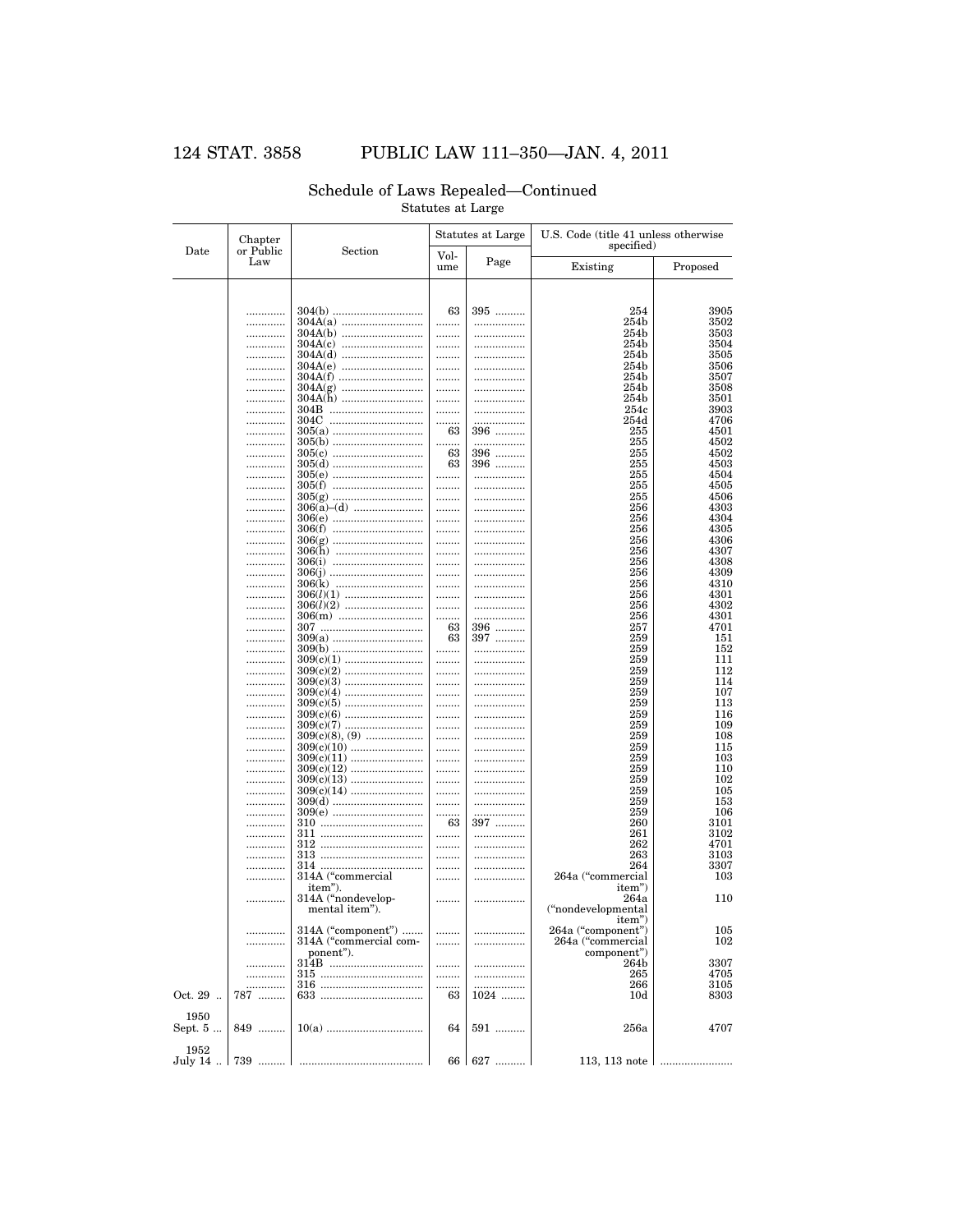## Schedule of Laws Repealed—Continued

Statutes at Large

| Date | Chapter or Public Law | Section | Statutes at Large | | U.S. Code (title 41 unless otherwise specified) | |
|---|---|---|---|---|---|---|
| | | | Volume | Page | Existing | Proposed |
| | ............ | 304(b) ............................ | 63 | 395 .......... | 254 | 3905 |
| | ............ | 304A(a) ............................ | ........ | ................ | 254b | 3502 |
| | ............ | 304A(b) ............................ | ........ | ................ | 254b | 3503 |
| | ............ | 304A(c) ............................ | ........ | ................ | 254b | 3504 |
| | ............ | 304A(d) ............................ | ........ | ................ | 254b | 3505 |
| | ............ | 304A(e) ............................ | ........ | ................ | 254b | 3506 |
| | ............ | 304A(f) ............................ | ........ | ................ | 254b | 3507 |
| | ............ | 304A(g) ............................ | ........ | ................ | 254b | 3508 |
| | ............ | 304A(h) ............................ | ........ | ................ | 254b | 3501 |
| | ............ | 304B ............................ | ........ | ................ | 254c | 3903 |
| | ............ | 304C ............................ | ........ | ................ | 254d | 4706 |
| | ............ | 305(a) ............................ | 63 | 396 .......... | 255 | 4501 |
| | ............ | 305(b) ............................ | ........ | ................ | 255 | 4502 |
| | ............ | 305(c) ............................ | 63 | 396 .......... | 255 | 4502 |
| | ............ | 305(d) ............................ | 63 | 396 .......... | 255 | 4503 |
| | ............ | 305(e) ............................ | ........ | ................ | 255 | 4504 |
| | ............ | 305(f) ............................ | ........ | ................ | 255 | 4505 |
| | ............ | 305(g) ............................ | ........ | ................ | 255 | 4506 |
| | ............ | 306(a)–(d) ............................ | ........ | ................ | 256 | 4303 |
| | ............ | 306(e) ............................ | ........ | ................ | 256 | 4304 |
| | ............ | 306(f) ............................ | ........ | ................ | 256 | 4305 |
| | ............ | 306(g) ............................ | ........ | ................ | 256 | 4306 |
| | ............ | 306(h) ............................ | ........ | ................ | 256 | 4307 |
| | ............ | 306(i) ............................ | ........ | ................ | 256 | 4308 |
| | ............ | 306(j) ............................ | ........ | ................ | 256 | 4309 |
| | ............ | 306(k) ............................ | ........ | ................ | 256 | 4310 |
| | ............ | 306(*l*)(1) ............................ | ........ | ................ | 256 | 4301 |
| | ............ | 306(*l*)(2) ............................ | ........ | ................ | 256 | 4302 |
| | ............ | 306(m) ............................ | ........ | ................ | 256 | 4301 |
| | ............ | 307 ............................ | 63 | 396 .......... | 257 | 4701 |
| | ............ | 309(a) ............................ | 63 | 397 .......... | 259 | 151 |
| | ............ | 309(b) ............................ | ........ | ................ | 259 | 152 |
| | ............ | 309(c)(1) ............................ | ........ | ................ | 259 | 111 |
| | ............ | 309(c)(2) ............................ | ........ | ................ | 259 | 112 |
| | ............ | 309(c)(3) ............................ | ........ | ................ | 259 | 114 |
| | ............ | 309(c)(4) ............................ | ........ | ................ | 259 | 107 |
| | ............ | 309(c)(5) ............................ | ........ | ................ | 259 | 113 |
| | ............ | 309(c)(6) ............................ | ........ | ................ | 259 | 116 |
| | ............ | 309(c)(7) ............................ | ........ | ................ | 259 | 109 |
| | ............ | 309(c)(8), (9) ............................ | ........ | ................ | 259 | 108 |
| | ............ | 309(c)(10) ............................ | ........ | ................ | 259 | 115 |
| | ............ | 309(c)(11) ............................ | ........ | ................ | 259 | 103 |
| | ............ | 309(c)(12) ............................ | ........ | ................ | 259 | 110 |
| | ............ | 309(c)(13) ............................ | ........ | ................ | 259 | 102 |
| | ............ | 309(c)(14) ............................ | ........ | ................ | 259 | 105 |
| | ............ | 309(d) ............................ | ........ | ................ | 259 | 153 |
| | ............ | 309(e) ............................ | ........ | ................ | 259 | 106 |
| | ............ | 310 ............................ | 63 | 397 .......... | 260 | 3101 |
| | ............ | 311 ............................ | ........ | ................ | 261 | 3102 |
| | ............ | 312 ............................ | ........ | ................ | 262 | 4701 |
| | ............ | 313 ............................ | ........ | ................ | 263 | 3103 |
| | ............ | 314 ............................ | ........ | ................ | 264 | 3307 |
| | ............ | 314A ("commercial item"). | ........ | ................ | 264a ("commercial item") | 103 |
| | ............ | 314A ("nondevelopmental item"). | ........ | ................ | 264a ("nondevelopmental item") | 110 |
| | ............ | 314A ("component") ........ | ........ | ................ | 264a ("component") | 105 |
| | ............ | 314A ("commercial component"). | ........ | ................ | 264a ("commercial component") | 102 |
| | ............ | 314B ............................ | ........ | ................ | 264b | 3307 |
| | ............ | 315 ............................ | ........ | ................ | 265 | 4705 |
| | ............ | 316 ............................ | ........ | ................ | 266 | 3105 |
| Oct. 29 .. | 787 ......... | 633 ............................ | 63 | 1024 ........ | 10d | 8303 |
| 1950 Sept. 5 ... | 849 ......... | 10(a) ............................ | 64 | 591 .......... | 256a | 4707 |
| 1952 July 14 .. | 739 ......... | ............................ | 66 | 627 .......... | 113, 113 note | ........................ |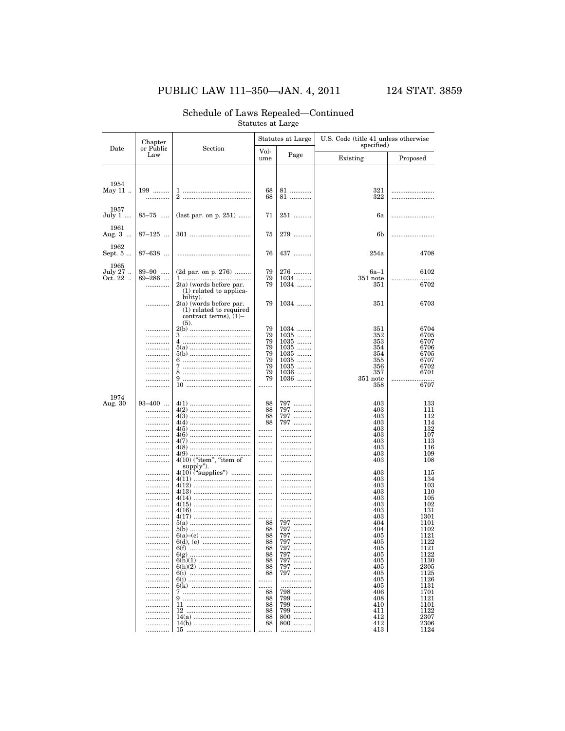## Schedule of Laws Repealed—Continued

Statutes at Large

| Date | Chapter or Public Law | Section | Statutes at Large | | U.S. Code (title 41 unless otherwise specified) | |
|---|---|---|---|---|---|---|
| | | | Volume | Page | Existing | Proposed |
| 1954 May 11 | 199 | 1 | 68 | 81 | 321 | |
| | | 2 | 68 | 81 | 322 | |
| 1957 July 1 | 85–75 | (last par. on p. 251) | 71 | 251 | 6a | |
| 1961 Aug. 3 | 87–125 | 301 | 75 | 279 | 6b | |
| 1962 Sept. 5 | 87–638 | | 76 | 437 | 254a | 4708 |
| 1965 July 27 | 89–90 | (2d par. on p. 276) | 79 | 276 | 6a–1 | 6102 |
| Oct. 22 | 89–286 | 1 | 79 | 1034 | 351 note | |
| | | 2(a) (words before par. (1) related to applicability). | 79 | 1034 | 351 | 6702 |
| | | 2(a) (words before par. (1) related to required contract terms), (1)–(5). | 79 | 1034 | 351 | 6703 |
| | | 2(b) | 79 | 1034 | 351 | 6704 |
| | | 3 | 79 | 1035 | 352 | 6705 |
| | | 4 | 79 | 1035 | 353 | 6707 |
| | | 5(a) | 79 | 1035 | 354 | 6706 |
| | | 5(b) | 79 | 1035 | 354 | 6705 |
| | | 6 | 79 | 1035 | 355 | 6707 |
| | | 7 | 79 | 1035 | 356 | 6702 |
| | | 8 | 79 | 1036 | 357 | 6701 |
| | | 9 | 79 | 1036 | 351 note | |
| | | 10 | | | 358 | 6707 |
| 1974 Aug. 30 | 93–400 | 4(1) | 88 | 797 | 403 | 133 |
| | | 4(2) | 88 | 797 | 403 | 111 |
| | | 4(3) | 88 | 797 | 403 | 112 |
| | | 4(4) | 88 | 797 | 403 | 114 |
| | | 4(5) | | | 403 | 132 |
| | | 4(6) | | | 403 | 107 |
| | | 4(7) | | | 403 | 113 |
| | | 4(8) | | | 403 | 116 |
| | | 4(9) | | | 403 | 109 |
| | | 4(10) ("item", "item of supply"). | | | 403 | 108 |
| | | 4(10) ("supplies") | | | 403 | 115 |
| | | 4(11) | | | 403 | 134 |
| | | 4(12) | | | 403 | 103 |
| | | 4(13) | | | 403 | 110 |
| | | 4(14) | | | 403 | 105 |
| | | 4(15) | | | 403 | 102 |
| | | 4(16) | | | 403 | 131 |
| | | 4(17) | | | 403 | 1301 |
| | | 5(a) | 88 | 797 | 404 | 1101 |
| | | 5(b) | 88 | 797 | 404 | 1102 |
| | | 6(a)–(c) | 88 | 797 | 405 | 1121 |
| | | 6(d), (e) | 88 | 797 | 405 | 1122 |
| | | 6(f) | 88 | 797 | 405 | 1121 |
| | | 6(g) | 88 | 797 | 405 | 1122 |
| | | 6(h)(1) | 88 | 797 | 405 | 1130 |
| | | 6(h)(2) | 88 | 797 | 405 | 2305 |
| | | 6(i) | 88 | 797 | 405 | 1125 |
| | | 6(j) | | | 405 | 1126 |
| | | 6(k) | | | 405 | 1131 |
| | | 7 | 88 | 798 | 406 | 1701 |
| | | 9 | 88 | 799 | 408 | 1121 |
| | | 11 | 88 | 799 | 410 | 1101 |
| | | 12 | 88 | 799 | 411 | 1122 |
| | | 14(a) | 88 | 800 | 412 | 2307 |
| | | 14(b) | 88 | 800 | 412 | 2306 |
| | | 15 | | | 413 | 1124 |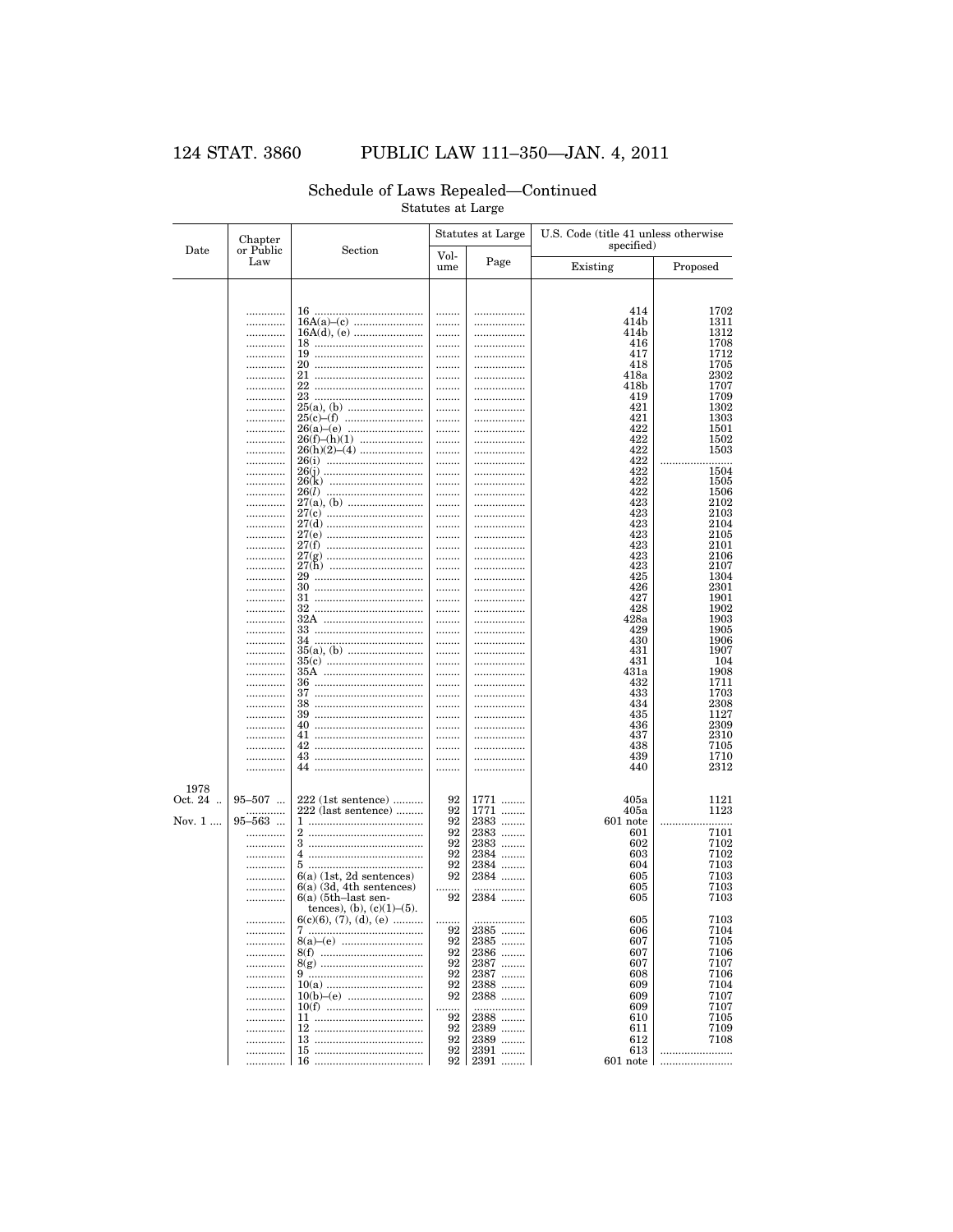## Schedule of Laws Repealed—Continued

Statutes at Large

| Date | Chapter or Public Law | Section | Statutes at Large | | U.S. Code (title 41 unless otherwise specified) | |
|---|---|---|---|---|---|---|
| | | | Volume | Page | Existing | Proposed |
| | ............ | 16 | ........ | ................ | 414 | 1702 |
| | ............ | 16A(a)–(c) | ........ | ................ | 414b | 1311 |
| | ............ | 16A(d), (e) | ........ | ................ | 414b | 1312 |
| | ............ | 18 | ........ | ................ | 416 | 1708 |
| | ............ | 19 | ........ | ................ | 417 | 1712 |
| | ............ | 20 | ........ | ................ | 418 | 1705 |
| | ............ | 21 | ........ | ................ | 418a | 2302 |
| | ............ | 22 | ........ | ................ | 418b | 1707 |
| | ............ | 23 | ........ | ................ | 419 | 1709 |
| | ............ | 25(a), (b) | ........ | ................ | 421 | 1302 |
| | ............ | 25(c)–(f) | ........ | ................ | 421 | 1303 |
| | ............ | 26(a)–(e) | ........ | ................ | 422 | 1501 |
| | ............ | 26(f)–(h)(1) | ........ | ................ | 422 | 1502 |
| | ............ | 26(h)(2)–(4) | ........ | ................ | 422 | 1503 |
| | ............ | 26(i) | ........ | ................ | 422 | ........................ |
| | ............ | 26(j) | ........ | ................ | 422 | 1504 |
| | ............ | 26(k) | ........ | ................ | 422 | 1505 |
| | ............ | 26(*l*) | ........ | ................ | 422 | 1506 |
| | ............ | 27(a), (b) | ........ | ................ | 423 | 2102 |
| | ............ | 27(c) | ........ | ................ | 423 | 2103 |
| | ............ | 27(d) | ........ | ................ | 423 | 2104 |
| | ............ | 27(e) | ........ | ................ | 423 | 2105 |
| | ............ | 27(f) | ........ | ................ | 423 | 2101 |
| | ............ | 27(g) | ........ | ................ | 423 | 2106 |
| | ............ | 27(h) | ........ | ................ | 423 | 2107 |
| | ............ | 29 | ........ | ................ | 425 | 1304 |
| | ............ | 30 | ........ | ................ | 426 | 2301 |
| | ............ | 31 | ........ | ................ | 427 | 1901 |
| | ............ | 32 | ........ | ................ | 428 | 1902 |
| | ............ | 32A | ........ | ................ | 428a | 1903 |
| | ............ | 33 | ........ | ................ | 429 | 1905 |
| | ............ | 34 | ........ | ................ | 430 | 1906 |
| | ............ | 35(a), (b) | ........ | ................ | 431 | 1907 |
| | ............ | 35(c) | ........ | ................ | 431 | 104 |
| | ............ | 35A | ........ | ................ | 431a | 1908 |
| | ............ | 36 | ........ | ................ | 432 | 1711 |
| | ............ | 37 | ........ | ................ | 433 | 1703 |
| | ............ | 38 | ........ | ................ | 434 | 2308 |
| | ............ | 39 | ........ | ................ | 435 | 1127 |
| | ............ | 40 | ........ | ................ | 436 | 2309 |
| | ............ | 41 | ........ | ................ | 437 | 2310 |
| | ............ | 42 | ........ | ................ | 438 | 7105 |
| | ............ | 43 | ........ | ................ | 439 | 1710 |
| | ............ | 44 | ........ | ................ | 440 | 2312 |
| 1978 Oct. 24 .. | 95–507 ... | 222 (1st sentence) | 92 | 1771 ........ | 405a | 1121 |
| | ............ | 222 (last sentence) | 92 | 1771 ........ | 405a | 1123 |
| Nov. 1 .... | 95–563 ... | 1 | 92 | 2383 ........ | 601 note | ........................ |
| | ............ | 2 | 92 | 2383 ........ | 601 | 7101 |
| | ............ | 3 | 92 | 2383 ........ | 602 | 7102 |
| | ............ | 4 | 92 | 2384 ........ | 603 | 7102 |
| | ............ | 5 | 92 | 2384 ........ | 604 | 7103 |
| | ............ | 6(a) (1st, 2d sentences) | 92 | 2384 ........ | 605 | 7103 |
| | ............ | 6(a) (3d, 4th sentences) | ........ | ................ | 605 | 7103 |
| | ............ | 6(a) (5th–last sentences), (b), (c)(1)–(5). | 92 | 2384 ........ | 605 | 7103 |
| | ............ | 6(c)(6), (7), (d), (e) | ........ | ................ | 605 | 7103 |
| | ............ | 7 | 92 | 2385 ........ | 606 | 7104 |
| | ............ | 8(a)–(e) | 92 | 2385 ........ | 607 | 7105 |
| | ............ | 8(f) | 92 | 2386 ........ | 607 | 7106 |
| | ............ | 8(g) | 92 | 2387 ........ | 607 | 7107 |
| | ............ | 9 | 92 | 2387 ........ | 608 | 7106 |
| | ............ | 10(a) | 92 | 2388 ........ | 609 | 7104 |
| | ............ | 10(b)–(e) | 92 | 2388 ........ | 609 | 7107 |
| | ............ | 10(f) | ........ | ................ | 609 | 7107 |
| | ............ | 11 | 92 | 2388 ........ | 610 | 7105 |
| | ............ | 12 | 92 | 2389 ........ | 611 | 7109 |
| | ............ | 13 | 92 | 2389 ........ | 612 | 7108 |
| | ............ | 15 | 92 | 2391 ........ | 613 | ........................ |
| | ............ | 16 | 92 | 2391 ........ | 601 note | ........................ |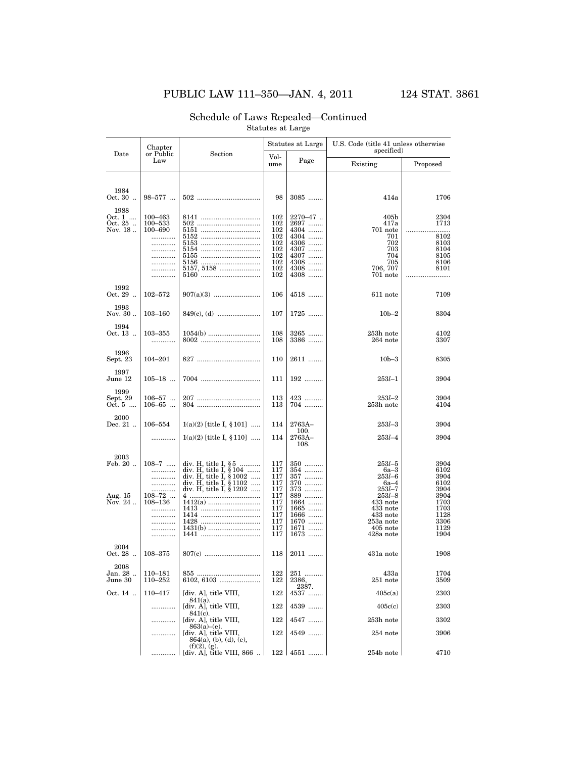## Schedule of Laws Repealed—Continued

Statutes at Large

| Date | Chapter or Public Law | Section | Statutes at Large | | U.S. Code (title 41 unless otherwise specified) | |
|---|---|---|---|---|---|---|
| | | | Volume | Page | Existing | Proposed |
| 1984 Oct. 30 | 98–577 | 502 | 98 | 3085 | 414a | 1706 |
| 1988 Oct. 1 | 100–463 | 8141 | 102 | 2270–47 | 405b | 2304 |
| Oct. 25 | 100–533 | 502 | 102 | 2697 | 417a | 1713 |
| Nov. 18 | 100–690 | 5151 | 102 | 4304 | 701 note | ........ |
| | ............ | 5152 | 102 | 4304 | 701 | 8102 |
| | ............ | 5153 | 102 | 4306 | 702 | 8103 |
| | ............ | 5154 | 102 | 4307 | 703 | 8104 |
| | ............ | 5155 | 102 | 4307 | 704 | 8105 |
| | ............ | 5156 | 102 | 4308 | 705 | 8106 |
| | ............ | 5157, 5158 | 102 | 4308 | 706, 707 | 8101 |
| | ............ | 5160 | 102 | 4308 | 701 note | ........ |
| 1992 Oct. 29 | 102–572 | 907(a)(3) | 106 | 4518 | 611 note | 7109 |
| 1993 Nov. 30 | 103–160 | 849(c), (d) | 107 | 1725 | 10b–2 | 8304 |
| 1994 Oct. 13 | 103–355 | 1054(b) | 108 | 3265 | 253h note | 4102 |
| | ............ | 8002 | 108 | 3386 | 264 note | 3307 |
| 1996 Sept. 23 | 104–201 | 827 | 110 | 2611 | 10b–3 | 8305 |
| 1997 June 12 | 105–18 | 7004 | 111 | 192 | 253*l*–1 | 3904 |
| 1999 Sept. 29 | 106–57 | 207 | 113 | 423 | 253*l*–2 | 3904 |
| Oct. 5 | 106–65 | 804 | 113 | 704 | 253h note | 4104 |
| 2000 Dec. 21 | 106–554 | 1(a)(2) [title I, §101] | 114 | 2763A–100. | 253*l*–3 | 3904 |
| | ............ | 1(a)(2) [title I, §110] | 114 | 2763A–108. | 253*l*–4 | 3904 |
| 2003 Feb. 20 | 108–7 | div. H, title I, §5 | 117 | 350 | 253*l*–5 | 3904 |
| | ............ | div. H, title I, §104 | 117 | 354 | 6a–3 | 6102 |
| | ............ | div. H, title I, §1002 | 117 | 357 | 253*l*–6 | 3904 |
| | ............ | div. H, title I, §1102 | 117 | 370 | 6a–4 | 6102 |
| | ............ | div. H, title I, §1202 | 117 | 373 | 253*l*–7 | 3904 |
| Aug. 15 | 108–72 | 4 | 117 | 889 | 253*l*–8 | 3904 |
| Nov. 24 | 108–136 | 1412(a) | 117 | 1664 | 433 note | 1703 |
| | ............ | 1413 | 117 | 1665 | 433 note | 1703 |
| | ............ | 1414 | 117 | 1666 | 433 note | 1128 |
| | ............ | 1428 | 117 | 1670 | 253a note | 3306 |
| | ............ | 1431(b) | 117 | 1671 | 405 note | 1129 |
| | ............ | 1441 | 117 | 1673 | 428a note | 1904 |
| 2004 Oct. 28 | 108–375 | 807(c) | 118 | 2011 | 431a note | 1908 |
| 2008 Jan. 28 | 110–181 | 855 | 122 | 251 | 433a | 1704 |
| June 30 | 110–252 | 6102, 6103 | 122 | 2386, 2387. | 251 note | 3509 |
| Oct. 14 | 110–417 | [div. A], title VIII, 841(a). | 122 | 4537 | 405c(a) | 2303 |
| | ............ | [div. A], title VIII, 841(c). | 122 | 4539 | 405c(c) | 2303 |
| | ............ | [div. A], title VIII, 863(a)–(e). | 122 | 4547 | 253h note | 3302 |
| | ............ | [div. A], title VIII, 864(a), (b), (d), (e), (f)(2), (g). | 122 | 4549 | 254 note | 3906 |
| | ............ | [div. A], title VIII, 866 | 122 | 4551 | 254b note | 4710 |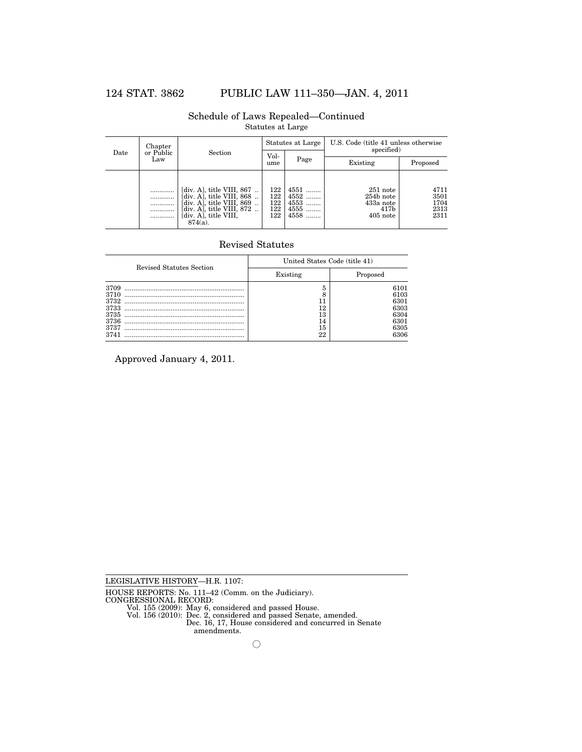## Schedule of Laws Repealed—Continued

Statutes at Large

| Date | Chapter or Public Law | Section | Statutes at Large | | U.S. Code (title 41 unless otherwise specified) | |
|---|---|---|---|---|---|---|
| | | | Volume | Page | Existing | Proposed |
| | ............ | [div. A], title VIII, 867 .. | 122 | 4551 ........ | 251 note | 4711 |
| | ............ | [div. A], title VIII, 868 .. | 122 | 4552 ........ | 254b note | 3501 |
| | ............ | [div. A], title VIII, 869 .. | 122 | 4553 ........ | 433a note | 1704 |
| | ............ | [div. A], title VIII, 872 .. | 122 | 4555 ........ | 417b | 2313 |
| | ............ | [div. A], title VIII, 874(a). | 122 | 4558 ........ | 405 note | 2311 |

## Revised Statutes

| Revised Statutes Section | United States Code (title 41) | |
|---|---|---|
| | Existing | Proposed |
| 3709 ................................................................ | 5 | 6101 |
| 3710 ................................................................ | 8 | 6103 |
| 3732 ................................................................ | 11 | 6301 |
| 3733 ................................................................ | 12 | 6303 |
| 3735 ................................................................ | 13 | 6304 |
| 3736 ................................................................ | 14 | 6301 |
| 3737 ................................................................ | 15 | 6305 |
| 3741 ................................................................ | 22 | 6306 |

Approved January 4, 2011.

---

LEGISLATIVE HISTORY—H.R. 1107:

HOUSE REPORTS: No. 111–42 (Comm. on the Judiciary).
CONGRESSIONAL RECORD:
Vol. 155 (2009): May 6, considered and passed House.
Vol. 156 (2010): Dec. 2, considered and passed Senate, amended.
Dec. 16, 17, House considered and concurred in Senate amendments.

○